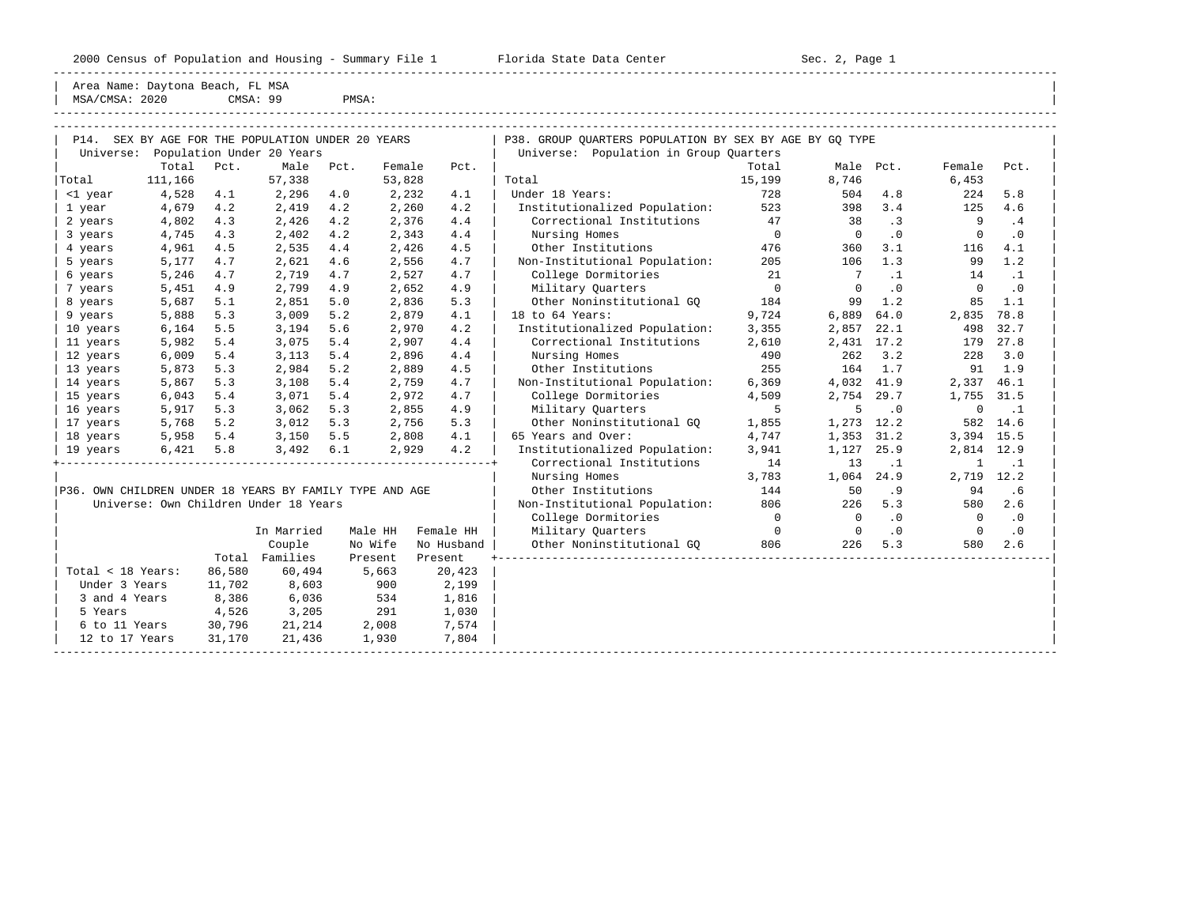Area Name: Daytona Beach, FL MSA
MSA/CMSA: 2020 CMSA: 99 PMSA:

## P14. SEX BY AGE FOR THE POPULATION UNDER 20 YEARS

Universe: Population Under 20 Years

| | Total | Pct. | Male | Pct. | Female | Pct. |
|---|---|---|---|---|---|---|
| Total | 111,166 | | 57,338 | | 53,828 | |
| <1 year | 4,528 | 4.1 | 2,296 | 4.0 | 2,232 | 4.1 |
| 1 year | 4,679 | 4.2 | 2,419 | 4.2 | 2,260 | 4.2 |
| 2 years | 4,802 | 4.3 | 2,426 | 4.2 | 2,376 | 4.4 |
| 3 years | 4,745 | 4.3 | 2,402 | 4.2 | 2,343 | 4.4 |
| 4 years | 4,961 | 4.5 | 2,535 | 4.4 | 2,426 | 4.5 |
| 5 years | 5,177 | 4.7 | 2,621 | 4.6 | 2,556 | 4.7 |
| 6 years | 5,246 | 4.7 | 2,719 | 4.7 | 2,527 | 4.7 |
| 7 years | 5,451 | 4.9 | 2,799 | 4.9 | 2,652 | 4.9 |
| 8 years | 5,687 | 5.1 | 2,851 | 5.0 | 2,836 | 5.3 |
| 9 years | 5,888 | 5.3 | 3,009 | 5.2 | 2,879 | 4.1 |
| 10 years | 6,164 | 5.5 | 3,194 | 5.6 | 2,970 | 4.2 |
| 11 years | 5,982 | 5.4 | 3,075 | 5.4 | 2,907 | 4.4 |
| 12 years | 6,009 | 5.4 | 3,113 | 5.4 | 2,896 | 4.4 |
| 13 years | 5,873 | 5.3 | 2,984 | 5.2 | 2,889 | 4.5 |
| 14 years | 5,867 | 5.3 | 3,108 | 5.4 | 2,759 | 4.7 |
| 15 years | 6,043 | 5.4 | 3,071 | 5.4 | 2,972 | 4.7 |
| 16 years | 5,917 | 5.3 | 3,062 | 5.3 | 2,855 | 4.9 |
| 17 years | 5,768 | 5.2 | 3,012 | 5.3 | 2,756 | 5.3 |
| 18 years | 5,958 | 5.4 | 3,150 | 5.5 | 2,808 | 4.1 |
| 19 years | 6,421 | 5.8 | 3,492 | 6.1 | 2,929 | 4.2 |

## P36. OWN CHILDREN UNDER 18 YEARS BY FAMILY TYPE AND AGE

Universe: Own Children Under 18 Years

| | Total | In Married Couple Families | Male HH No Wife Present | Female HH No Husband Present |
|---|---|---|---|---|
| Total < 18 Years: | 86,580 | 60,494 | 5,663 | 20,423 |
| Under 3 Years | 11,702 | 8,603 | 900 | 2,199 |
| 3 and 4 Years | 8,386 | 6,036 | 534 | 1,816 |
| 5 Years | 4,526 | 3,205 | 291 | 1,030 |
| 6 to 11 Years | 30,796 | 21,214 | 2,008 | 7,574 |
| 12 to 17 Years | 31,170 | 21,436 | 1,930 | 7,804 |

## P38. GROUP QUARTERS POPULATION BY SEX BY AGE BY GQ TYPE

Universe: Population in Group Quarters

| | Total | Male | Pct. | Female | Pct. |
|---|---|---|---|---|---|
| Total | 15,199 | 8,746 | | 6,453 | |
| Under 18 Years: | 728 | 504 | 4.8 | 224 | 5.8 |
| Institutionalized Population: | 523 | 398 | 3.4 | 125 | 4.6 |
| Correctional Institutions | 47 | 38 | .3 | 9 | .4 |
| Nursing Homes | 0 | 0 | .0 | 0 | .0 |
| Other Institutions | 476 | 360 | 3.1 | 116 | 4.1 |
| Non-Institutional Population: | 205 | 106 | 1.3 | 99 | 1.2 |
| College Dormitories | 21 | 7 | .1 | 14 | .1 |
| Military Quarters | 0 | 0 | .0 | 0 | .0 |
| Other Noninstitutional GQ | 184 | 99 | 1.2 | 85 | 1.1 |
| 18 to 64 Years: | 9,724 | 6,889 | 64.0 | 2,835 | 78.8 |
| Institutionalized Population: | 3,355 | 2,857 | 22.1 | 498 | 32.7 |
| Correctional Institutions | 2,610 | 2,431 | 17.2 | 179 | 27.8 |
| Nursing Homes | 490 | 262 | 3.2 | 228 | 3.0 |
| Other Institutions | 255 | 164 | 1.7 | 91 | 1.9 |
| Non-Institutional Population: | 6,369 | 4,032 | 41.9 | 2,337 | 46.1 |
| College Dormitories | 4,509 | 2,754 | 29.7 | 1,755 | 31.5 |
| Military Quarters | 5 | 5 | .0 | 0 | .1 |
| Other Noninstitutional GQ | 1,855 | 1,273 | 12.2 | 582 | 14.6 |
| 65 Years and Over: | 4,747 | 1,353 | 31.2 | 3,394 | 15.5 |
| Institutionalized Population: | 3,941 | 1,127 | 25.9 | 2,814 | 12.9 |
| Correctional Institutions | 14 | 13 | .1 | 1 | .1 |
| Nursing Homes | 3,783 | 1,064 | 24.9 | 2,719 | 12.2 |
| Other Institutions | 144 | 50 | .9 | 94 | .6 |
| Non-Institutional Population: | 806 | 226 | 5.3 | 580 | 2.6 |
| College Dormitories | 0 | 0 | .0 | 0 | .0 |
| Military Quarters | 0 | 0 | .0 | 0 | .0 |
| Other Noninstitutional GQ | 806 | 226 | 5.3 | 580 | 2.6 |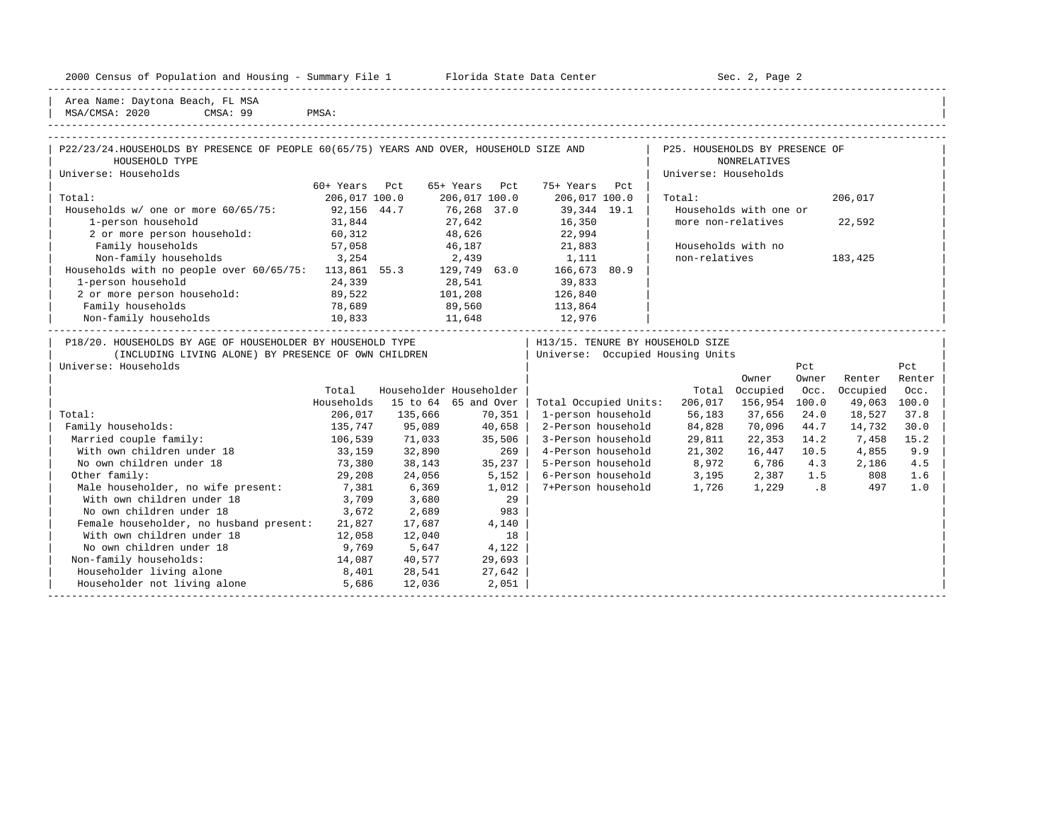Area Name: Daytona Beach, FL MSA
MSA/CMSA: 2020 CMSA: 99 PMSA:

## P22/23/24. HOUSEHOLDS BY PRESENCE OF PEOPLE 60(65/75) YEARS AND OVER, HOUSEHOLD SIZE AND HOUSEHOLD TYPE

Universe: Households

| | 60+ Years | Pct | 65+ Years | Pct | 75+ Years | Pct |
|---|---|---|---|---|---|---|
| Total: | 206,017 | 100.0 | 206,017 | 100.0 | 206,017 | 100.0 |
| Households w/ one or more 60/65/75: | 92,156 | 44.7 | 76,268 | 37.0 | 39,344 | 19.1 |
| 1-person household | 31,844 | | 27,642 | | 16,350 | |
| 2 or more person household: | 60,312 | | 48,626 | | 22,994 | |
| Family households | 57,058 | | 46,187 | | 21,883 | |
| Non-family households | 3,254 | | 2,439 | | 1,111 | |
| Households with no people over 60/65/75: | 113,861 | 55.3 | 129,749 | 63.0 | 166,673 | 80.9 |
| 1-person household | 24,339 | | 28,541 | | 39,833 | |
| 2 or more person household: | 89,522 | | 101,208 | | 126,840 | |
| Family households | 78,689 | | 89,560 | | 113,864 | |
| Non-family households | 10,833 | | 11,648 | | 12,976 | |

## P25. HOUSEHOLDS BY PRESENCE OF NONRELATIVES

Universe: Households

| | |
|---|---|
| Total: | 206,017 |
| Households with one or more non-relatives | 22,592 |
| Households with no non-relatives | 183,425 |

## P18/20. HOUSEHOLDS BY AGE OF HOUSEHOLDER BY HOUSEHOLD TYPE (INCLUDING LIVING ALONE) BY PRESENCE OF OWN CHILDREN

Universe: Households

| | Total Households | Householder 15 to 64 | Householder 65 and Over |
|---|---|---|---|
| Total: | 206,017 | 135,666 | 70,351 |
| Family households: | 135,747 | 95,089 | 40,658 |
| Married couple family: | 106,539 | 71,033 | 35,506 |
| With own children under 18 | 33,159 | 32,890 | 269 |
| No own children under 18 | 73,380 | 38,143 | 35,237 |
| Other family: | 29,208 | 24,056 | 5,152 |
| Male householder, no wife present: | 7,381 | 6,369 | 1,012 |
| With own children under 18 | 3,709 | 3,680 | 29 |
| No own children under 18 | 3,672 | 2,689 | 983 |
| Female householder, no husband present: | 21,827 | 17,687 | 4,140 |
| With own children under 18 | 12,058 | 12,040 | 18 |
| No own children under 18 | 9,769 | 5,647 | 4,122 |
| Non-family households: | 14,087 | 40,577 | 29,693 |
| Householder living alone | 8,401 | 28,541 | 27,642 |
| Householder not living alone | 5,686 | 12,036 | 2,051 |

## H13/15. TENURE BY HOUSEHOLD SIZE

Universe: Occupied Housing Units

| | Total | Owner Occupied | Pct Owner Occ. | Renter Occupied | Pct Renter Occ. |
|---|---|---|---|---|---|
| Total Occupied Units: | 206,017 | 156,954 | 100.0 | 49,063 | 100.0 |
| 1-person household | 56,183 | 37,656 | 24.0 | 18,527 | 37.8 |
| 2-Person household | 84,828 | 70,096 | 44.7 | 14,732 | 30.0 |
| 3-Person household | 29,811 | 22,353 | 14.2 | 7,458 | 15.2 |
| 4-Person household | 21,302 | 16,447 | 10.5 | 4,855 | 9.9 |
| 5-Person household | 8,972 | 6,786 | 4.3 | 2,186 | 4.5 |
| 6-Person household | 3,195 | 2,387 | 1.5 | 808 | 1.6 |
| 7+Person household | 1,726 | 1,229 | .8 | 497 | 1.0 |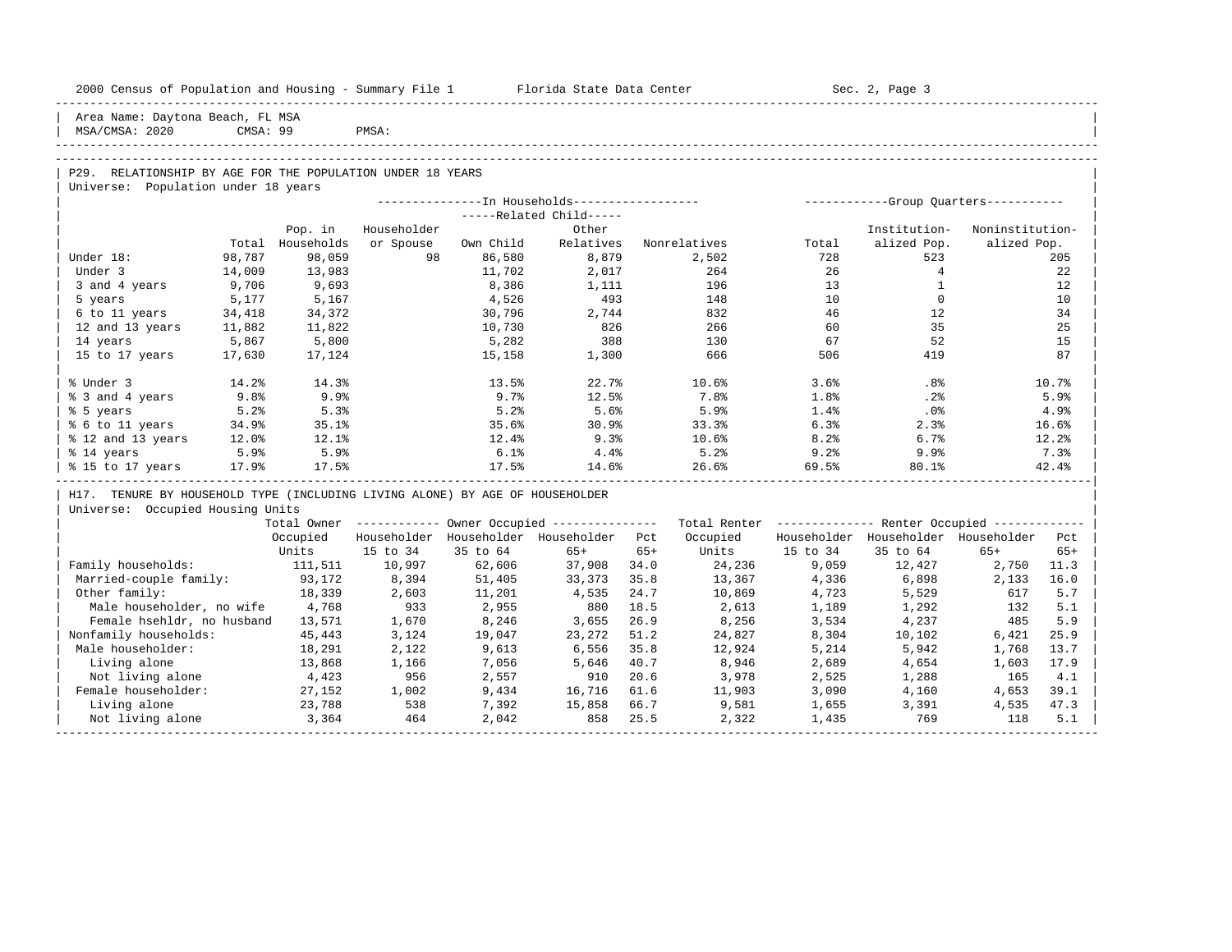Area Name: Daytona Beach, FL MSA
MSA/CMSA: 2020 CMSA: 99 PMSA:

## P29. RELATIONSHIP BY AGE FOR THE POPULATION UNDER 18 YEARS

Universe: Population under 18 years

| | Total | Pop. in Households | In Households: Householder or Spouse | Related Child: Own Child | Related Child: Other Relatives | Nonrelatives | Group Quarters: Total | Institutionalized Pop. | Noninstitutionalized Pop. |
|---|---|---|---|---|---|---|---|---|---|
| Under 18: | 98,787 | 98,059 | 98 | 86,580 | 8,879 | 2,502 | 728 | 523 | 205 |
| Under 3 | 14,009 | 13,983 | | 11,702 | 2,017 | 264 | 26 | 4 | 22 |
| 3 and 4 years | 9,706 | 9,693 | | 8,386 | 1,111 | 196 | 13 | 1 | 12 |
| 5 years | 5,177 | 5,167 | | 4,526 | 493 | 148 | 10 | 0 | 10 |
| 6 to 11 years | 34,418 | 34,372 | | 30,796 | 2,744 | 832 | 46 | 12 | 34 |
| 12 and 13 years | 11,882 | 11,822 | | 10,730 | 826 | 266 | 60 | 35 | 25 |
| 14 years | 5,867 | 5,800 | | 5,282 | 388 | 130 | 67 | 52 | 15 |
| 15 to 17 years | 17,630 | 17,124 | | 15,158 | 1,300 | 666 | 506 | 419 | 87 |
| % Under 3 | 14.2% | 14.3% | | 13.5% | 22.7% | 10.6% | 3.6% | .8% | 10.7% |
| % 3 and 4 years | 9.8% | 9.9% | | 9.7% | 12.5% | 7.8% | 1.8% | .2% | 5.9% |
| % 5 years | 5.2% | 5.3% | | 5.2% | 5.6% | 5.9% | 1.4% | .0% | 4.9% |
| % 6 to 11 years | 34.9% | 35.1% | | 35.6% | 30.9% | 33.3% | 6.3% | 2.3% | 16.6% |
| % 12 and 13 years | 12.0% | 12.1% | | 12.4% | 9.3% | 10.6% | 8.2% | 6.7% | 12.2% |
| % 14 years | 5.9% | 5.9% | | 6.1% | 4.4% | 5.2% | 9.2% | 9.9% | 7.3% |
| % 15 to 17 years | 17.9% | 17.5% | | 17.5% | 14.6% | 26.6% | 69.5% | 80.1% | 42.4% |

## H17. TENURE BY HOUSEHOLD TYPE (INCLUDING LIVING ALONE) BY AGE OF HOUSEHOLDER

Universe: Occupied Housing Units

| | Total Owner Occupied Units | Owner: Householder 15 to 34 | Owner: Householder 35 to 64 | Owner: Householder 65+ | Pct 65+ | Total Renter Occupied Units | Renter: Householder 15 to 34 | Renter: Householder 35 to 64 | Renter: Householder 65+ | Pct 65+ |
|---|---|---|---|---|---|---|---|---|---|---|
| Family households: | 111,511 | 10,997 | 62,606 | 37,908 | 34.0 | 24,236 | 9,059 | 12,427 | 2,750 | 11.3 |
| Married-couple family: | 93,172 | 8,394 | 51,405 | 33,373 | 35.8 | 13,367 | 4,336 | 6,898 | 2,133 | 16.0 |
| Other family: | 18,339 | 2,603 | 11,201 | 4,535 | 24.7 | 10,869 | 4,723 | 5,529 | 617 | 5.7 |
| Male householder, no wife | 4,768 | 933 | 2,955 | 880 | 18.5 | 2,613 | 1,189 | 1,292 | 132 | 5.1 |
| Female hsehldr, no husband | 13,571 | 1,670 | 8,246 | 3,655 | 26.9 | 8,256 | 3,534 | 4,237 | 485 | 5.9 |
| Nonfamily households: | 45,443 | 3,124 | 19,047 | 23,272 | 51.2 | 24,827 | 8,304 | 10,102 | 6,421 | 25.9 |
| Male householder: | 18,291 | 2,122 | 9,613 | 6,556 | 35.8 | 12,924 | 5,214 | 5,942 | 1,768 | 13.7 |
| Living alone | 13,868 | 1,166 | 7,056 | 5,646 | 40.7 | 8,946 | 2,689 | 4,654 | 1,603 | 17.9 |
| Not living alone | 4,423 | 956 | 2,557 | 910 | 20.6 | 3,978 | 2,525 | 1,288 | 165 | 4.1 |
| Female householder: | 27,152 | 1,002 | 9,434 | 16,716 | 61.6 | 11,903 | 3,090 | 4,160 | 4,653 | 39.1 |
| Living alone | 23,788 | 538 | 7,392 | 15,858 | 66.7 | 9,581 | 1,655 | 3,391 | 4,535 | 47.3 |
| Not living alone | 3,364 | 464 | 2,042 | 858 | 25.5 | 2,322 | 1,435 | 769 | 118 | 5.1 |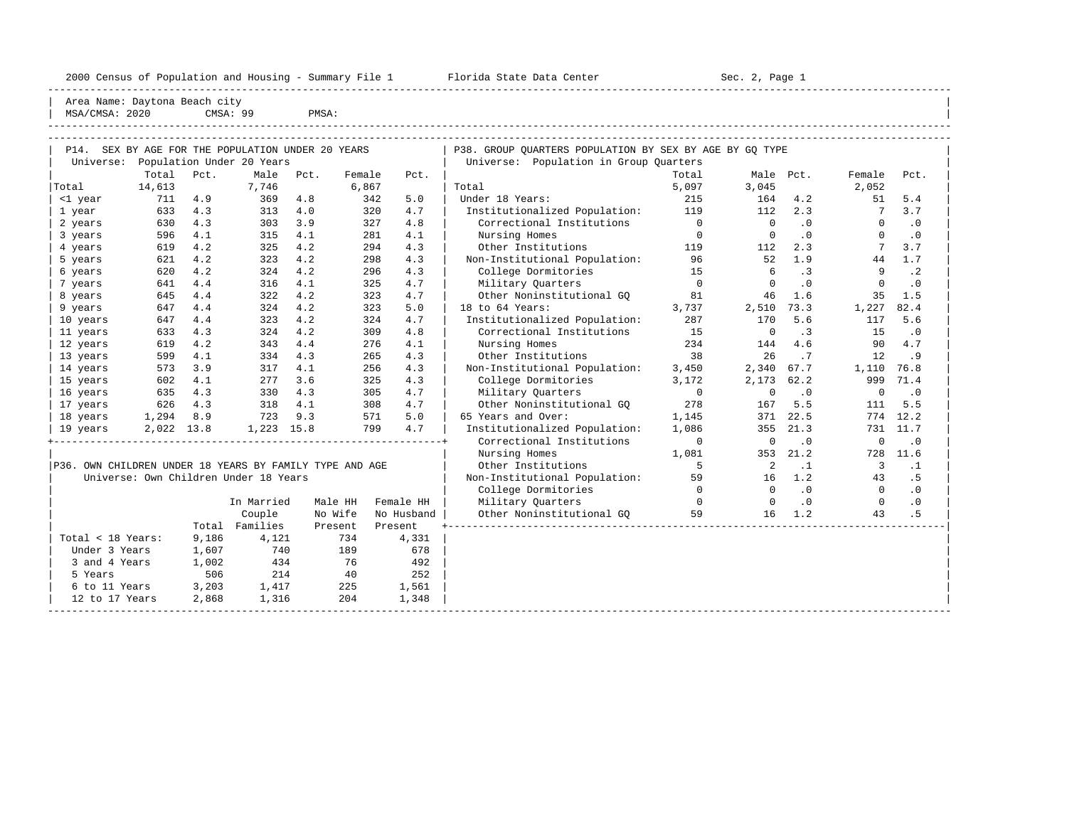2000 Census of Population and Housing - Summary File 1 Florida State Data Center Sec. 2, Page 1

Area Name: Daytona Beach city
MSA/CMSA: 2020 CMSA: 99 PMSA:

## P14. SEX BY AGE FOR THE POPULATION UNDER 20 YEARS

Universe: Population Under 20 Years

| | Total | Pct. | Male | Pct. | Female | Pct. |
|---|---|---|---|---|---|---|
| Total | 14,613 | | 7,746 | | 6,867 | |
| <1 year | 711 | 4.9 | 369 | 4.8 | 342 | 5.0 |
| 1 year | 633 | 4.3 | 313 | 4.0 | 320 | 4.7 |
| 2 years | 630 | 4.3 | 303 | 3.9 | 327 | 4.8 |
| 3 years | 596 | 4.1 | 315 | 4.1 | 281 | 4.1 |
| 4 years | 619 | 4.2 | 325 | 4.2 | 294 | 4.3 |
| 5 years | 621 | 4.2 | 323 | 4.2 | 298 | 4.3 |
| 6 years | 620 | 4.2 | 324 | 4.2 | 296 | 4.3 |
| 7 years | 641 | 4.4 | 316 | 4.1 | 325 | 4.7 |
| 8 years | 645 | 4.4 | 322 | 4.2 | 323 | 4.7 |
| 9 years | 647 | 4.4 | 324 | 4.2 | 323 | 5.0 |
| 10 years | 647 | 4.4 | 323 | 4.2 | 324 | 4.7 |
| 11 years | 633 | 4.3 | 324 | 4.2 | 309 | 4.8 |
| 12 years | 619 | 4.2 | 343 | 4.4 | 276 | 4.1 |
| 13 years | 599 | 4.1 | 334 | 4.3 | 265 | 4.3 |
| 14 years | 573 | 3.9 | 317 | 4.1 | 256 | 4.3 |
| 15 years | 602 | 4.1 | 277 | 3.6 | 325 | 4.3 |
| 16 years | 635 | 4.3 | 330 | 4.3 | 305 | 4.7 |
| 17 years | 626 | 4.3 | 318 | 4.1 | 308 | 4.7 |
| 18 years | 1,294 | 8.9 | 723 | 9.3 | 571 | 5.0 |
| 19 years | 2,022 | 13.8 | 1,223 | 15.8 | 799 | 4.7 |

## P36. OWN CHILDREN UNDER 18 YEARS BY FAMILY TYPE AND AGE

Universe: Own Children Under 18 Years

| | Total | In Married Couple Families | Male HH No Wife Present | Female HH No Husband Present |
|---|---|---|---|---|
| Total < 18 Years: | 9,186 | 4,121 | 734 | 4,331 |
| Under 3 Years | 1,607 | 740 | 189 | 678 |
| 3 and 4 Years | 1,002 | 434 | 76 | 492 |
| 5 Years | 506 | 214 | 40 | 252 |
| 6 to 11 Years | 3,203 | 1,417 | 225 | 1,561 |
| 12 to 17 Years | 2,868 | 1,316 | 204 | 1,348 |

## P38. GROUP QUARTERS POPULATION BY SEX BY AGE BY GQ TYPE

Universe: Population in Group Quarters

| | Total | Male | Pct. | Female | Pct. |
|---|---|---|---|---|---|
| Total | 5,097 | 3,045 | | 2,052 | |
| Under 18 Years: | 215 | 164 | 4.2 | 51 | 5.4 |
| Institutionalized Population: | 119 | 112 | 2.3 | 7 | 3.7 |
| Correctional Institutions | 0 | 0 | .0 | 0 | .0 |
| Nursing Homes | 0 | 0 | .0 | 0 | .0 |
| Other Institutions | 119 | 112 | 2.3 | 7 | 3.7 |
| Non-Institutional Population: | 96 | 52 | 1.9 | 44 | 1.7 |
| College Dormitories | 15 | 6 | .3 | 9 | .2 |
| Military Quarters | 0 | 0 | .0 | 0 | .0 |
| Other Noninstitutional GQ | 81 | 46 | 1.6 | 35 | 1.5 |
| 18 to 64 Years: | 3,737 | 2,510 | 73.3 | 1,227 | 82.4 |
| Institutionalized Population: | 287 | 170 | 5.6 | 117 | 5.6 |
| Correctional Institutions | 15 | 0 | .3 | 15 | .0 |
| Nursing Homes | 234 | 144 | 4.6 | 90 | 4.7 |
| Other Institutions | 38 | 26 | .7 | 12 | .9 |
| Non-Institutional Population: | 3,450 | 2,340 | 67.7 | 1,110 | 76.8 |
| College Dormitories | 3,172 | 2,173 | 62.2 | 999 | 71.4 |
| Military Quarters | 0 | 0 | .0 | 0 | .0 |
| Other Noninstitutional GQ | 278 | 167 | 5.5 | 111 | 5.5 |
| 65 Years and Over: | 1,145 | 371 | 22.5 | 774 | 12.2 |
| Institutionalized Population: | 1,086 | 355 | 21.3 | 731 | 11.7 |
| Correctional Institutions | 0 | 0 | .0 | 0 | .0 |
| Nursing Homes | 1,081 | 353 | 21.2 | 728 | 11.6 |
| Other Institutions | 5 | 2 | .1 | 3 | .1 |
| Non-Institutional Population: | 59 | 16 | 1.2 | 43 | .5 |
| College Dormitories | 0 | 0 | .0 | 0 | .0 |
| Military Quarters | 0 | 0 | .0 | 0 | .0 |
| Other Noninstitutional GQ | 59 | 16 | 1.2 | 43 | .5 |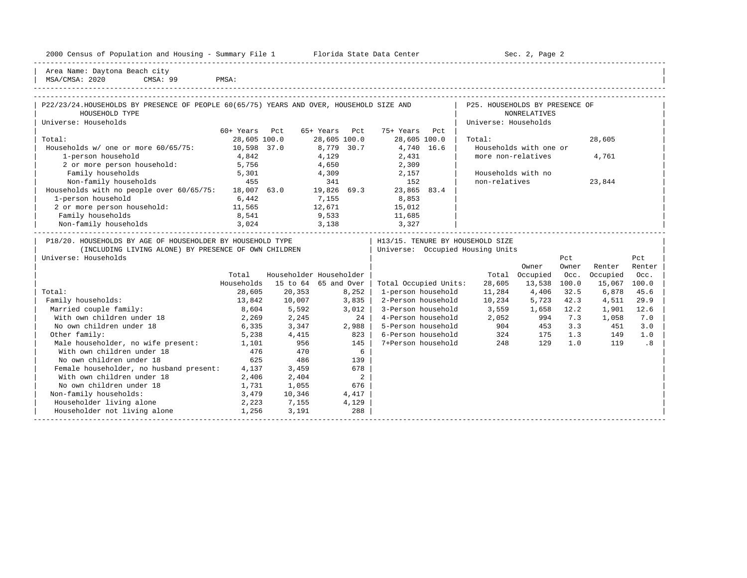Area Name: Daytona Beach city
MSA/CMSA: 2020 CMSA: 99 PMSA:

### P22/23/24. HOUSEHOLDS BY PRESENCE OF PEOPLE 60(65/75) YEARS AND OVER, HOUSEHOLD SIZE AND HOUSEHOLD TYPE

Universe: Households

| | 60+ Years | Pct | 65+ Years | Pct | 75+ Years | Pct |
|---|---|---|---|---|---|---|
| Total: | 28,605 | 100.0 | 28,605 | 100.0 | 28,605 | 100.0 |
| Households w/ one or more 60/65/75: | 10,598 | 37.0 | 8,779 | 30.7 | 4,740 | 16.6 |
| 1-person household | 4,842 | | 4,129 | | 2,431 | |
| 2 or more person household: | 5,756 | | 4,650 | | 2,309 | |
| Family households | 5,301 | | 4,309 | | 2,157 | |
| Non-family households | 455 | | 341 | | 152 | |
| Households with no people over 60/65/75: | 18,007 | 63.0 | 19,826 | 69.3 | 23,865 | 83.4 |
| 1-person household | 6,442 | | 7,155 | | 8,853 | |
| 2 or more person household: | 11,565 | | 12,671 | | 15,012 | |
| Family households | 8,541 | | 9,533 | | 11,685 | |
| Non-family households | 3,024 | | 3,138 | | 3,327 | |

### P25. HOUSEHOLDS BY PRESENCE OF NONRELATIVES

Universe: Households

| | |
|---|---|
| Total: | 28,605 |
| Households with one or more non-relatives | 4,761 |
| Households with no non-relatives | 23,844 |

### P18/20. HOUSEHOLDS BY AGE OF HOUSEHOLDER BY HOUSEHOLD TYPE (INCLUDING LIVING ALONE) BY PRESENCE OF OWN CHILDREN

Universe: Households

| | Total Households | Householder 15 to 64 | Householder 65 and Over |
|---|---|---|---|
| Total: | 28,605 | 20,353 | 8,252 |
| Family households: | 13,842 | 10,007 | 3,835 |
| Married couple family: | 8,604 | 5,592 | 3,012 |
| With own children under 18 | 2,269 | 2,245 | 24 |
| No own children under 18 | 6,335 | 3,347 | 2,988 |
| Other family: | 5,238 | 4,415 | 823 |
| Male householder, no wife present: | 1,101 | 956 | 145 |
| With own children under 18 | 476 | 470 | 6 |
| No own children under 18 | 625 | 486 | 139 |
| Female householder, no husband present: | 4,137 | 3,459 | 678 |
| With own children under 18 | 2,406 | 2,404 | 2 |
| No own children under 18 | 1,731 | 1,055 | 676 |
| Non-family households: | 3,479 | 10,346 | 4,417 |
| Householder living alone | 2,223 | 7,155 | 4,129 |
| Householder not living alone | 1,256 | 3,191 | 288 |

### H13/15. TENURE BY HOUSEHOLD SIZE

Universe: Occupied Housing Units

| | Total | Owner Occupied | Pct Owner Occ. | Renter Occupied | Pct Renter Occ. |
|---|---|---|---|---|---|
| Total Occupied Units: | 28,605 | 13,538 | 100.0 | 15,067 | 100.0 |
| 1-person household | 11,284 | 4,406 | 32.5 | 6,878 | 45.6 |
| 2-Person household | 10,234 | 5,723 | 42.3 | 4,511 | 29.9 |
| 3-Person household | 3,559 | 1,658 | 12.2 | 1,901 | 12.6 |
| 4-Person household | 2,052 | 994 | 7.3 | 1,058 | 7.0 |
| 5-Person household | 904 | 453 | 3.3 | 451 | 3.0 |
| 6-Person household | 324 | 175 | 1.3 | 149 | 1.0 |
| 7+Person household | 248 | 129 | 1.0 | 119 | .8 |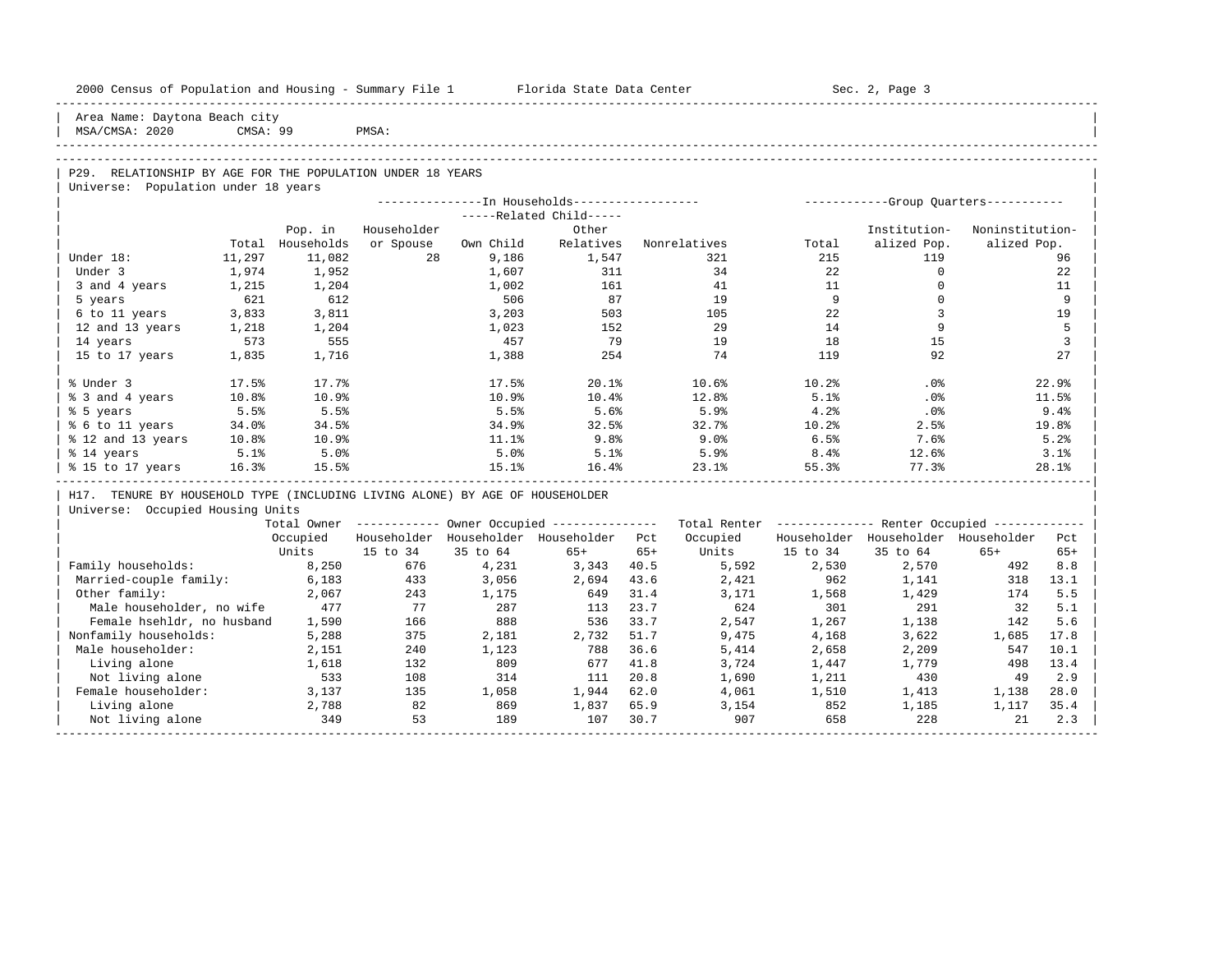Area Name: Daytona Beach city
MSA/CMSA: 2020 CMSA: 99 PMSA:

## P29. RELATIONSHIP BY AGE FOR THE POPULATION UNDER 18 YEARS

Universe: Population under 18 years

| | Total | Pop. in Households | In Households: Householder or Spouse | In Households: Related Child: Own Child | In Households: Related Child: Other Relatives | In Households: Nonrelatives | Group Quarters: Total | Group Quarters: Institution-alized Pop. | Group Quarters: Noninstitution-alized Pop. |
|---|---|---|---|---|---|---|---|---|---|
| Under 18: | 11,297 | 11,082 | 28 | 9,186 | 1,547 | 321 | 215 | 119 | 96 |
| Under 3 | 1,974 | 1,952 | | 1,607 | 311 | 34 | 22 | 0 | 22 |
| 3 and 4 years | 1,215 | 1,204 | | 1,002 | 161 | 41 | 11 | 0 | 11 |
| 5 years | 621 | 612 | | 506 | 87 | 19 | 9 | 0 | 9 |
| 6 to 11 years | 3,833 | 3,811 | | 3,203 | 503 | 105 | 22 | 3 | 19 |
| 12 and 13 years | 1,218 | 1,204 | | 1,023 | 152 | 29 | 14 | 9 | 5 |
| 14 years | 573 | 555 | | 457 | 79 | 19 | 18 | 15 | 3 |
| 15 to 17 years | 1,835 | 1,716 | | 1,388 | 254 | 74 | 119 | 92 | 27 |
| % Under 3 | 17.5% | 17.7% | | 17.5% | 20.1% | 10.6% | 10.2% | .0% | 22.9% |
| % 3 and 4 years | 10.8% | 10.9% | | 10.9% | 10.4% | 12.8% | 5.1% | .0% | 11.5% |
| % 5 years | 5.5% | 5.5% | | 5.5% | 5.6% | 5.9% | 4.2% | .0% | 9.4% |
| % 6 to 11 years | 34.0% | 34.5% | | 34.9% | 32.5% | 32.7% | 10.2% | 2.5% | 19.8% |
| % 12 and 13 years | 10.8% | 10.9% | | 11.1% | 9.8% | 9.0% | 6.5% | 7.6% | 5.2% |
| % 14 years | 5.1% | 5.0% | | 5.0% | 5.1% | 5.9% | 8.4% | 12.6% | 3.1% |
| % 15 to 17 years | 16.3% | 15.5% | | 15.1% | 16.4% | 23.1% | 55.3% | 77.3% | 28.1% |

## H17. TENURE BY HOUSEHOLD TYPE (INCLUDING LIVING ALONE) BY AGE OF HOUSEHOLDER

Universe: Occupied Housing Units

| | Total Owner Occupied Units | Owner Occupied: Householder 15 to 34 | Owner Occupied: Householder 35 to 64 | Owner Occupied: Householder 65+ | Owner Occupied: Pct 65+ | Total Renter Occupied Units | Renter Occupied: Householder 15 to 34 | Renter Occupied: Householder 35 to 64 | Renter Occupied: Householder 65+ | Renter Occupied: Pct 65+ |
|---|---|---|---|---|---|---|---|---|---|---|
| Family households: | 8,250 | 676 | 4,231 | 3,343 | 40.5 | 5,592 | 2,530 | 2,570 | 492 | 8.8 |
| Married-couple family: | 6,183 | 433 | 3,056 | 2,694 | 43.6 | 2,421 | 962 | 1,141 | 318 | 13.1 |
| Other family: | 2,067 | 243 | 1,175 | 649 | 31.4 | 3,171 | 1,568 | 1,429 | 174 | 5.5 |
| Male householder, no wife | 477 | 77 | 287 | 113 | 23.7 | 624 | 301 | 291 | 32 | 5.1 |
| Female hsehldr, no husband | 1,590 | 166 | 888 | 536 | 33.7 | 2,547 | 1,267 | 1,138 | 142 | 5.6 |
| Nonfamily households: | 5,288 | 375 | 2,181 | 2,732 | 51.7 | 9,475 | 4,168 | 3,622 | 1,685 | 17.8 |
| Male householder: | 2,151 | 240 | 1,123 | 788 | 36.6 | 5,414 | 2,658 | 2,209 | 547 | 10.1 |
| Living alone | 1,618 | 132 | 809 | 677 | 41.8 | 3,724 | 1,447 | 1,779 | 498 | 13.4 |
| Not living alone | 533 | 108 | 314 | 111 | 20.8 | 1,690 | 1,211 | 430 | 49 | 2.9 |
| Female householder: | 3,137 | 135 | 1,058 | 1,944 | 62.0 | 4,061 | 1,510 | 1,413 | 1,138 | 28.0 |
| Living alone | 2,788 | 82 | 869 | 1,837 | 65.9 | 3,154 | 852 | 1,185 | 1,117 | 35.4 |
| Not living alone | 349 | 53 | 189 | 107 | 30.7 | 907 | 658 | 228 | 21 | 2.3 |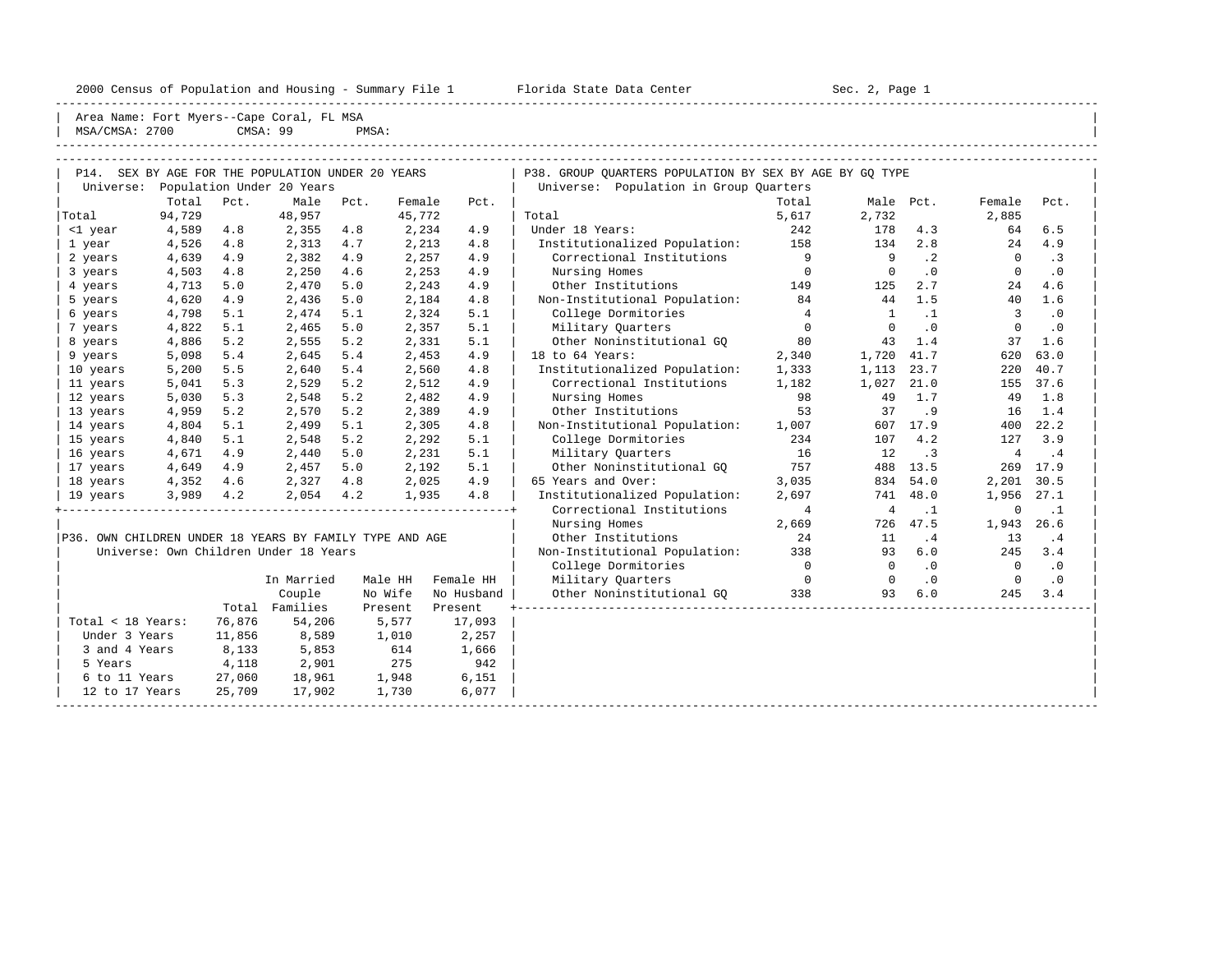2000 Census of Population and Housing - Summary File 1    Florida State Data Center    Sec. 2, Page 1

Area Name: Fort Myers--Cape Coral, FL MSA
MSA/CMSA: 2700    CMSA: 99    PMSA:

## P14. SEX BY AGE FOR THE POPULATION UNDER 20 YEARS

Universe: Population Under 20 Years

| | Total | Pct. | Male | Pct. | Female | Pct. |
|---|---|---|---|---|---|---|
| Total | 94,729 | | 48,957 | | 45,772 | |
| <1 year | 4,589 | 4.8 | 2,355 | 4.8 | 2,234 | 4.9 |
| 1 year | 4,526 | 4.8 | 2,313 | 4.7 | 2,213 | 4.8 |
| 2 years | 4,639 | 4.9 | 2,382 | 4.9 | 2,257 | 4.9 |
| 3 years | 4,503 | 4.8 | 2,250 | 4.6 | 2,253 | 4.9 |
| 4 years | 4,713 | 5.0 | 2,470 | 5.0 | 2,243 | 4.9 |
| 5 years | 4,620 | 4.9 | 2,436 | 5.0 | 2,184 | 4.8 |
| 6 years | 4,798 | 5.1 | 2,474 | 5.1 | 2,324 | 5.1 |
| 7 years | 4,822 | 5.1 | 2,465 | 5.0 | 2,357 | 5.1 |
| 8 years | 4,886 | 5.2 | 2,555 | 5.2 | 2,331 | 5.1 |
| 9 years | 5,098 | 5.4 | 2,645 | 5.4 | 2,453 | 4.9 |
| 10 years | 5,200 | 5.5 | 2,640 | 5.4 | 2,560 | 4.8 |
| 11 years | 5,041 | 5.3 | 2,529 | 5.2 | 2,512 | 4.9 |
| 12 years | 5,030 | 5.3 | 2,548 | 5.2 | 2,482 | 4.9 |
| 13 years | 4,959 | 5.2 | 2,570 | 5.2 | 2,389 | 4.9 |
| 14 years | 4,804 | 5.1 | 2,499 | 5.1 | 2,305 | 4.8 |
| 15 years | 4,840 | 5.1 | 2,548 | 5.2 | 2,292 | 5.1 |
| 16 years | 4,671 | 4.9 | 2,440 | 5.0 | 2,231 | 5.1 |
| 17 years | 4,649 | 4.9 | 2,457 | 5.0 | 2,192 | 5.1 |
| 18 years | 4,352 | 4.6 | 2,327 | 4.8 | 2,025 | 4.9 |
| 19 years | 3,989 | 4.2 | 2,054 | 4.2 | 1,935 | 4.8 |

## P36. OWN CHILDREN UNDER 18 YEARS BY FAMILY TYPE AND AGE

Universe: Own Children Under 18 Years

| | Total | In Married Couple Families | Male HH No Wife Present | Female HH No Husband Present |
|---|---|---|---|---|
| Total < 18 Years: | 76,876 | 54,206 | 5,577 | 17,093 |
| Under 3 Years | 11,856 | 8,589 | 1,010 | 2,257 |
| 3 and 4 Years | 8,133 | 5,853 | 614 | 1,666 |
| 5 Years | 4,118 | 2,901 | 275 | 942 |
| 6 to 11 Years | 27,060 | 18,961 | 1,948 | 6,151 |
| 12 to 17 Years | 25,709 | 17,902 | 1,730 | 6,077 |

## P38. GROUP QUARTERS POPULATION BY SEX BY AGE BY GQ TYPE

Universe: Population in Group Quarters

| | Total | Male | Pct. | Female | Pct. |
|---|---|---|---|---|---|
| Total | 5,617 | 2,732 | | 2,885 | |
| Under 18 Years: | 242 | 178 | 4.3 | 64 | 6.5 |
| Institutionalized Population: | 158 | 134 | 2.8 | 24 | 4.9 |
| Correctional Institutions | 9 | 9 | .2 | 0 | .3 |
| Nursing Homes | 0 | 0 | .0 | 0 | .0 |
| Other Institutions | 149 | 125 | 2.7 | 24 | 4.6 |
| Non-Institutional Population: | 84 | 44 | 1.5 | 40 | 1.6 |
| College Dormitories | 4 | 1 | .1 | 3 | .0 |
| Military Quarters | 0 | 0 | .0 | 0 | .0 |
| Other Noninstitutional GQ | 80 | 43 | 1.4 | 37 | 1.6 |
| 18 to 64 Years: | 2,340 | 1,720 | 41.7 | 620 | 63.0 |
| Institutionalized Population: | 1,333 | 1,113 | 23.7 | 220 | 40.7 |
| Correctional Institutions | 1,182 | 1,027 | 21.0 | 155 | 37.6 |
| Nursing Homes | 98 | 49 | 1.7 | 49 | 1.8 |
| Other Institutions | 53 | 37 | .9 | 16 | 1.4 |
| Non-Institutional Population: | 1,007 | 607 | 17.9 | 400 | 22.2 |
| College Dormitories | 234 | 107 | 4.2 | 127 | 3.9 |
| Military Quarters | 16 | 12 | .3 | 4 | .4 |
| Other Noninstitutional GQ | 757 | 488 | 13.5 | 269 | 17.9 |
| 65 Years and Over: | 3,035 | 834 | 54.0 | 2,201 | 30.5 |
| Institutionalized Population: | 2,697 | 741 | 48.0 | 1,956 | 27.1 |
| Correctional Institutions | 4 | 4 | .1 | 0 | .1 |
| Nursing Homes | 2,669 | 726 | 47.5 | 1,943 | 26.6 |
| Other Institutions | 24 | 11 | .4 | 13 | .4 |
| Non-Institutional Population: | 338 | 93 | 6.0 | 245 | 3.4 |
| College Dormitories | 0 | 0 | .0 | 0 | .0 |
| Military Quarters | 0 | 0 | .0 | 0 | .0 |
| Other Noninstitutional GQ | 338 | 93 | 6.0 | 245 | 3.4 |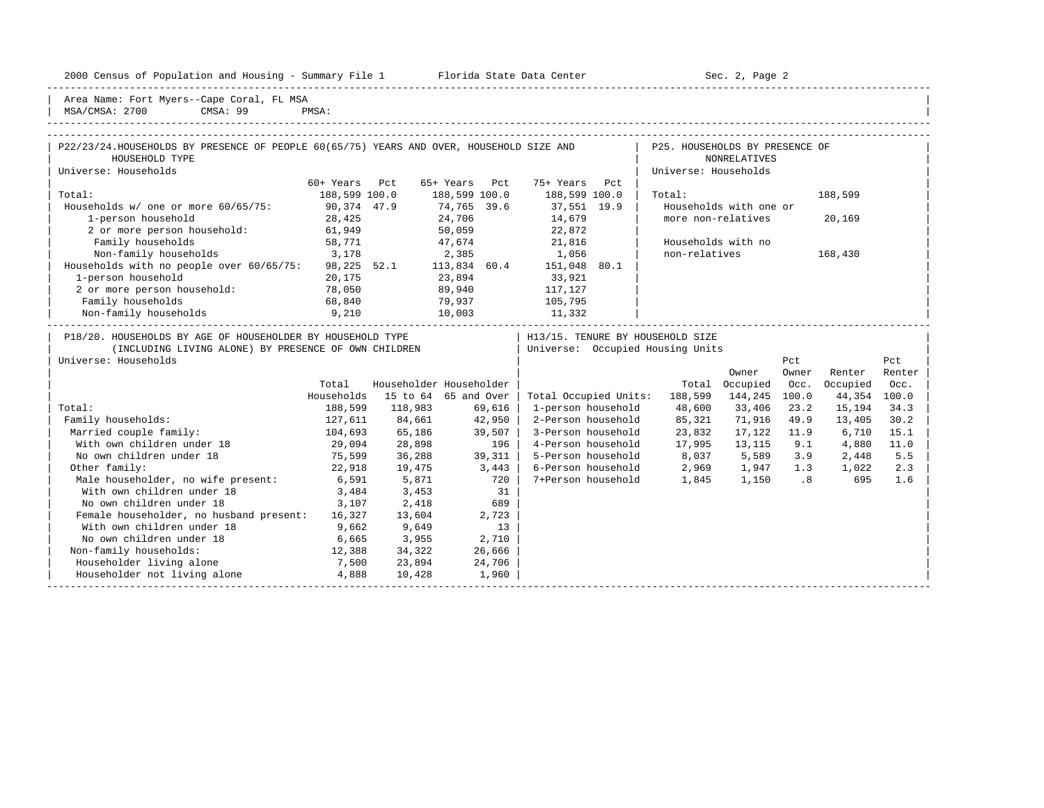Area Name: Fort Myers--Cape Coral, FL MSA
MSA/CMSA: 2700 CMSA: 99 PMSA:

## P22/23/24. HOUSEHOLDS BY PRESENCE OF PEOPLE 60(65/75) YEARS AND OVER, HOUSEHOLD SIZE AND HOUSEHOLD TYPE

Universe: Households

| | 60+ Years | Pct | 65+ Years | Pct | 75+ Years | Pct |
|---|---|---|---|---|---|---|
| Total: | 188,599 | 100.0 | 188,599 | 100.0 | 188,599 | 100.0 |
| Households w/ one or more 60/65/75: | 90,374 | 47.9 | 74,765 | 39.6 | 37,551 | 19.9 |
| 1-person household | 28,425 | | 24,706 | | 14,679 | |
| 2 or more person household: | 61,949 | | 50,059 | | 22,872 | |
| Family households | 58,771 | | 47,674 | | 21,816 | |
| Non-family households | 3,178 | | 2,385 | | 1,056 | |
| Households with no people over 60/65/75: | 98,225 | 52.1 | 113,834 | 60.4 | 151,048 | 80.1 |
| 1-person household | 20,175 | | 23,894 | | 33,921 | |
| 2 or more person household: | 78,050 | | 89,940 | | 117,127 | |
| Family households | 68,840 | | 79,937 | | 105,795 | |
| Non-family households | 9,210 | | 10,003 | | 11,332 | |

## P25. HOUSEHOLDS BY PRESENCE OF NONRELATIVES

Universe: Households

| | |
|---|---|
| Total: | 188,599 |
| Households with one or more non-relatives | 20,169 |
| Households with no non-relatives | 168,430 |

## P18/20. HOUSEHOLDS BY AGE OF HOUSEHOLDER BY HOUSEHOLD TYPE (INCLUDING LIVING ALONE) BY PRESENCE OF OWN CHILDREN

Universe: Households

| | Total Households | Householder 15 to 64 | Householder 65 and Over |
|---|---|---|---|
| Total: | 188,599 | 118,983 | 69,616 |
| Family households: | 127,611 | 84,661 | 42,950 |
| Married couple family: | 104,693 | 65,186 | 39,507 |
| With own children under 18 | 29,094 | 28,898 | 196 |
| No own children under 18 | 75,599 | 36,288 | 39,311 |
| Other family: | 22,918 | 19,475 | 3,443 |
| Male householder, no wife present: | 6,591 | 5,871 | 720 |
| With own children under 18 | 3,484 | 3,453 | 31 |
| No own children under 18 | 3,107 | 2,418 | 689 |
| Female householder, no husband present: | 16,327 | 13,604 | 2,723 |
| With own children under 18 | 9,662 | 9,649 | 13 |
| No own children under 18 | 6,665 | 3,955 | 2,710 |
| Non-family households: | 12,388 | 34,322 | 26,666 |
| Householder living alone | 7,500 | 23,894 | 24,706 |
| Householder not living alone | 4,888 | 10,428 | 1,960 |

## H13/15. TENURE BY HOUSEHOLD SIZE

Universe: Occupied Housing Units

| | Total | Owner Occupied | Pct Owner Occ. | Renter Occupied | Pct Renter Occ. |
|---|---|---|---|---|---|
| Total Occupied Units: | 188,599 | 144,245 | 100.0 | 44,354 | 100.0 |
| 1-person household | 48,600 | 33,406 | 23.2 | 15,194 | 34.3 |
| 2-Person household | 85,321 | 71,916 | 49.9 | 13,405 | 30.2 |
| 3-Person household | 23,832 | 17,122 | 11.9 | 6,710 | 15.1 |
| 4-Person household | 17,995 | 13,115 | 9.1 | 4,880 | 11.0 |
| 5-Person household | 8,037 | 5,589 | 3.9 | 2,448 | 5.5 |
| 6-Person household | 2,969 | 1,947 | 1.3 | 1,022 | 2.3 |
| 7+Person household | 1,845 | 1,150 | .8 | 695 | 1.6 |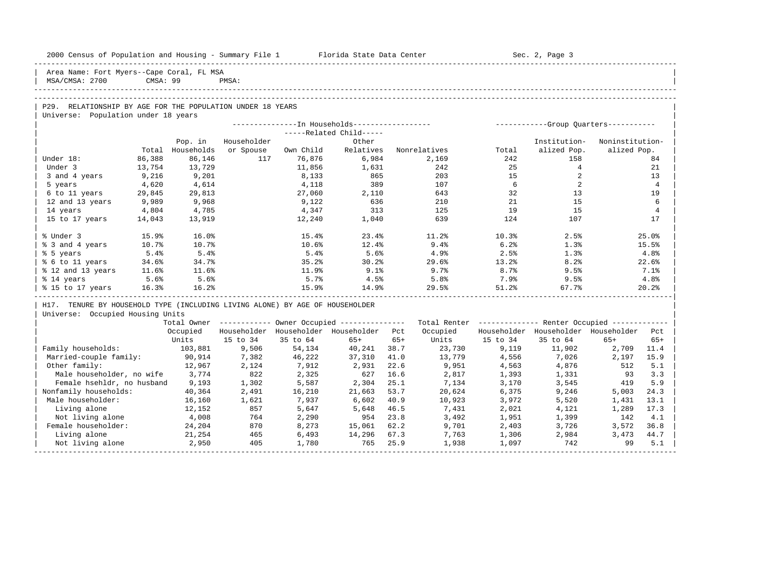Area Name: Fort Myers--Cape Coral, FL MSA
MSA/CMSA: 2700 CMSA: 99 PMSA:

## P29. RELATIONSHIP BY AGE FOR THE POPULATION UNDER 18 YEARS

Universe: Population under 18 years

| | Total | In Households: Pop. in Households | Householder or Spouse | Related Child: Own Child | Related Child: Other Relatives | Nonrelatives | Group Quarters: Total | Institutionalized Pop. | Noninstitutionalized Pop. |
|---|---|---|---|---|---|---|---|---|---|
| Under 18: | 86,388 | 86,146 | 117 | 76,876 | 6,984 | 2,169 | 242 | 158 | 84 |
| Under 3 | 13,754 | 13,729 | | 11,856 | 1,631 | 242 | 25 | 4 | 21 |
| 3 and 4 years | 9,216 | 9,201 | | 8,133 | 865 | 203 | 15 | 2 | 13 |
| 5 years | 4,620 | 4,614 | | 4,118 | 389 | 107 | 6 | 2 | 4 |
| 6 to 11 years | 29,845 | 29,813 | | 27,060 | 2,110 | 643 | 32 | 13 | 19 |
| 12 and 13 years | 9,989 | 9,968 | | 9,122 | 636 | 210 | 21 | 15 | 6 |
| 14 years | 4,804 | 4,785 | | 4,347 | 313 | 125 | 19 | 15 | 4 |
| 15 to 17 years | 14,043 | 13,919 | | 12,240 | 1,040 | 639 | 124 | 107 | 17 |
| % Under 3 | 15.9% | 16.0% | | 15.4% | 23.4% | 11.2% | 10.3% | 2.5% | 25.0% |
| % 3 and 4 years | 10.7% | 10.7% | | 10.6% | 12.4% | 9.4% | 6.2% | 1.3% | 15.5% |
| % 5 years | 5.4% | 5.4% | | 5.4% | 5.6% | 4.9% | 2.5% | 1.3% | 4.8% |
| % 6 to 11 years | 34.6% | 34.7% | | 35.2% | 30.2% | 29.6% | 13.2% | 8.2% | 22.6% |
| % 12 and 13 years | 11.6% | 11.6% | | 11.9% | 9.1% | 9.7% | 8.7% | 9.5% | 7.1% |
| % 14 years | 5.6% | 5.6% | | 5.7% | 4.5% | 5.8% | 7.9% | 9.5% | 4.8% |
| % 15 to 17 years | 16.3% | 16.2% | | 15.9% | 14.9% | 29.5% | 51.2% | 67.7% | 20.2% |

## H17. TENURE BY HOUSEHOLD TYPE (INCLUDING LIVING ALONE) BY AGE OF HOUSEHOLDER

Universe: Occupied Housing Units

| | Total Owner Occupied Units | Owner: Householder 15 to 34 | Owner: Householder 35 to 64 | Owner: Householder 65+ | Pct 65+ | Total Renter Occupied Units | Renter: Householder 15 to 34 | Renter: Householder 35 to 64 | Renter: Householder 65+ | Pct 65+ |
|---|---|---|---|---|---|---|---|---|---|---|
| Family households: | 103,881 | 9,506 | 54,134 | 40,241 | 38.7 | 23,730 | 9,119 | 11,902 | 2,709 | 11.4 |
| Married-couple family: | 90,914 | 7,382 | 46,222 | 37,310 | 41.0 | 13,779 | 4,556 | 7,026 | 2,197 | 15.9 |
| Other family: | 12,967 | 2,124 | 7,912 | 2,931 | 22.6 | 9,951 | 4,563 | 4,876 | 512 | 5.1 |
| Male householder, no wife | 3,774 | 822 | 2,325 | 627 | 16.6 | 2,817 | 1,393 | 1,331 | 93 | 3.3 |
| Female hsehldr, no husband | 9,193 | 1,302 | 5,587 | 2,304 | 25.1 | 7,134 | 3,170 | 3,545 | 419 | 5.9 |
| Nonfamily households: | 40,364 | 2,491 | 16,210 | 21,663 | 53.7 | 20,624 | 6,375 | 9,246 | 5,003 | 24.3 |
| Male householder: | 16,160 | 1,621 | 7,937 | 6,602 | 40.9 | 10,923 | 3,972 | 5,520 | 1,431 | 13.1 |
| Living alone | 12,152 | 857 | 5,647 | 5,648 | 46.5 | 7,431 | 2,021 | 4,121 | 1,289 | 17.3 |
| Not living alone | 4,008 | 764 | 2,290 | 954 | 23.8 | 3,492 | 1,951 | 1,399 | 142 | 4.1 |
| Female householder: | 24,204 | 870 | 8,273 | 15,061 | 62.2 | 9,701 | 2,403 | 3,726 | 3,572 | 36.8 |
| Living alone | 21,254 | 465 | 6,493 | 14,296 | 67.3 | 7,763 | 1,306 | 2,984 | 3,473 | 44.7 |
| Not living alone | 2,950 | 405 | 1,780 | 765 | 25.9 | 1,938 | 1,097 | 742 | 99 | 5.1 |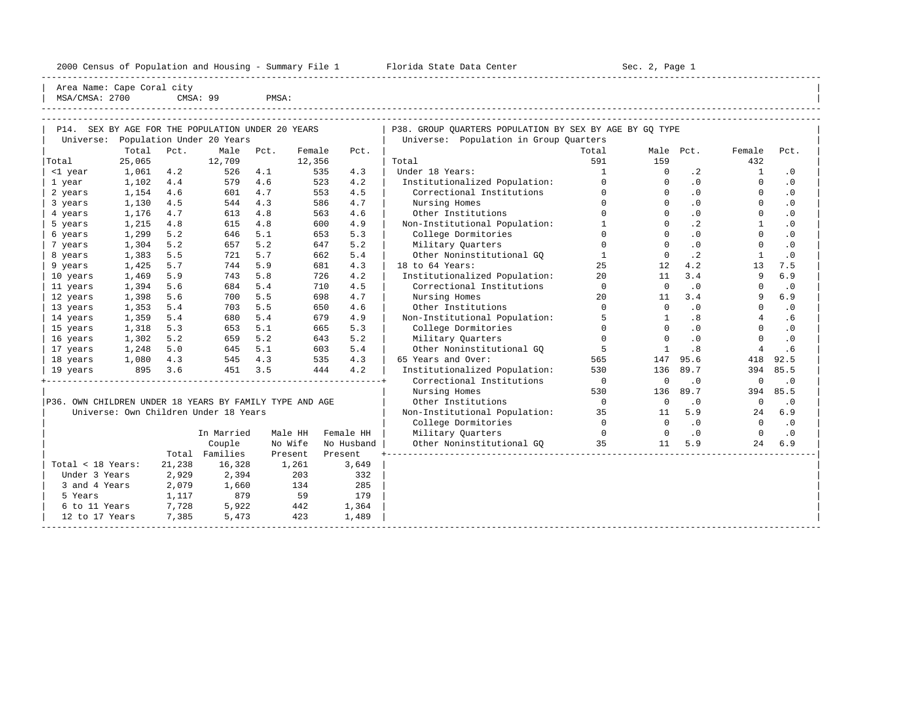Area Name: Cape Coral city
MSA/CMSA: 2700 CMSA: 99 PMSA:

## P14. SEX BY AGE FOR THE POPULATION UNDER 20 YEARS

Universe: Population Under 20 Years

| | Total | Pct. | Male | Pct. | Female | Pct. |
|---|---|---|---|---|---|---|
| Total | 25,065 | | 12,709 | | 12,356 | |
| <1 year | 1,061 | 4.2 | 526 | 4.1 | 535 | 4.3 |
| 1 year | 1,102 | 4.4 | 579 | 4.6 | 523 | 4.2 |
| 2 years | 1,154 | 4.6 | 601 | 4.7 | 553 | 4.5 |
| 3 years | 1,130 | 4.5 | 544 | 4.3 | 586 | 4.7 |
| 4 years | 1,176 | 4.7 | 613 | 4.8 | 563 | 4.6 |
| 5 years | 1,215 | 4.8 | 615 | 4.8 | 600 | 4.9 |
| 6 years | 1,299 | 5.2 | 646 | 5.1 | 653 | 5.3 |
| 7 years | 1,304 | 5.2 | 657 | 5.2 | 647 | 5.2 |
| 8 years | 1,383 | 5.5 | 721 | 5.7 | 662 | 5.4 |
| 9 years | 1,425 | 5.7 | 744 | 5.9 | 681 | 4.3 |
| 10 years | 1,469 | 5.9 | 743 | 5.8 | 726 | 4.2 |
| 11 years | 1,394 | 5.6 | 684 | 5.4 | 710 | 4.5 |
| 12 years | 1,398 | 5.6 | 700 | 5.5 | 698 | 4.7 |
| 13 years | 1,353 | 5.4 | 703 | 5.5 | 650 | 4.6 |
| 14 years | 1,359 | 5.4 | 680 | 5.4 | 679 | 4.9 |
| 15 years | 1,318 | 5.3 | 653 | 5.1 | 665 | 5.3 |
| 16 years | 1,302 | 5.2 | 659 | 5.2 | 643 | 5.2 |
| 17 years | 1,248 | 5.0 | 645 | 5.1 | 603 | 5.4 |
| 18 years | 1,080 | 4.3 | 545 | 4.3 | 535 | 4.3 |
| 19 years | 895 | 3.6 | 451 | 3.5 | 444 | 4.2 |

## P36. OWN CHILDREN UNDER 18 YEARS BY FAMILY TYPE AND AGE

Universe: Own Children Under 18 Years

| | Total | In Married Couple Families | Male HH No Wife Present | Female HH No Husband Present |
|---|---|---|---|---|
| Total < 18 Years: | 21,238 | 16,328 | 1,261 | 3,649 |
| Under 3 Years | 2,929 | 2,394 | 203 | 332 |
| 3 and 4 Years | 2,079 | 1,660 | 134 | 285 |
| 5 Years | 1,117 | 879 | 59 | 179 |
| 6 to 11 Years | 7,728 | 5,922 | 442 | 1,364 |
| 12 to 17 Years | 7,385 | 5,473 | 423 | 1,489 |

## P38. GROUP QUARTERS POPULATION BY SEX BY AGE BY GQ TYPE

Universe: Population in Group Quarters

| | Total | Male | Pct. | Female | Pct. |
|---|---|---|---|---|---|
| Total | 591 | 159 | | 432 | |
| Under 18 Years: | 1 | 0 | .2 | 1 | .0 |
| Institutionalized Population: | 0 | 0 | .0 | 0 | .0 |
| Correctional Institutions | 0 | 0 | .0 | 0 | .0 |
| Nursing Homes | 0 | 0 | .0 | 0 | .0 |
| Other Institutions | 0 | 0 | .0 | 0 | .0 |
| Non-Institutional Population: | 1 | 0 | .2 | 1 | .0 |
| College Dormitories | 0 | 0 | .0 | 0 | .0 |
| Military Quarters | 0 | 0 | .0 | 0 | .0 |
| Other Noninstitutional GQ | 1 | 0 | .2 | 1 | .0 |
| 18 to 64 Years: | 25 | 12 | 4.2 | 13 | 7.5 |
| Institutionalized Population: | 20 | 11 | 3.4 | 9 | 6.9 |
| Correctional Institutions | 0 | 0 | .0 | 0 | .0 |
| Nursing Homes | 20 | 11 | 3.4 | 9 | 6.9 |
| Other Institutions | 0 | 0 | .0 | 0 | .0 |
| Non-Institutional Population: | 5 | 1 | .8 | 4 | .6 |
| College Dormitories | 0 | 0 | .0 | 0 | .0 |
| Military Quarters | 0 | 0 | .0 | 0 | .0 |
| Other Noninstitutional GQ | 5 | 1 | .8 | 4 | .6 |
| 65 Years and Over: | 565 | 147 | 95.6 | 418 | 92.5 |
| Institutionalized Population: | 530 | 136 | 89.7 | 394 | 85.5 |
| Correctional Institutions | 0 | 0 | .0 | 0 | .0 |
| Nursing Homes | 530 | 136 | 89.7 | 394 | 85.5 |
| Other Institutions | 0 | 0 | .0 | 0 | .0 |
| Non-Institutional Population: | 35 | 11 | 5.9 | 24 | 6.9 |
| College Dormitories | 0 | 0 | .0 | 0 | .0 |
| Military Quarters | 0 | 0 | .0 | 0 | .0 |
| Other Noninstitutional GQ | 35 | 11 | 5.9 | 24 | 6.9 |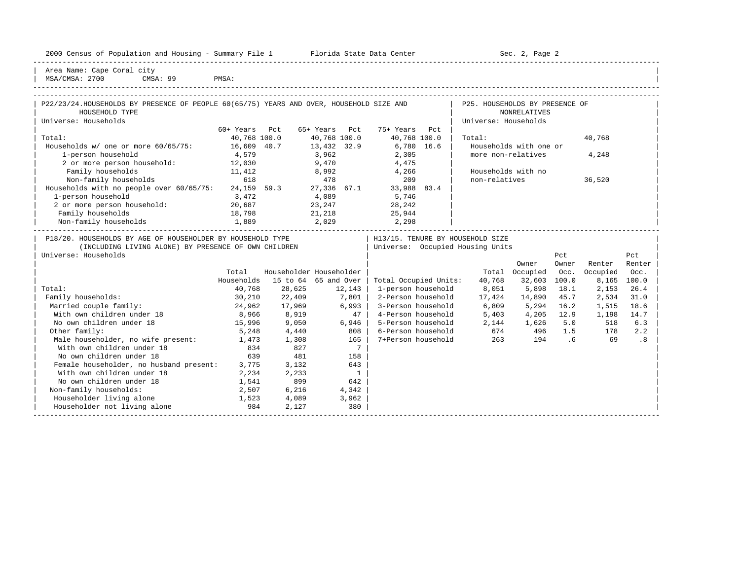2000 Census of Population and Housing - Summary File 1 Florida State Data Center Sec. 2, Page 2

Area Name: Cape Coral city
MSA/CMSA: 2700 CMSA: 99 PMSA:

## P22/23/24. HOUSEHOLDS BY PRESENCE OF PEOPLE 60(65/75) YEARS AND OVER, HOUSEHOLD SIZE AND HOUSEHOLD TYPE

Universe: Households

| | 60+ Years | Pct | 65+ Years | Pct | 75+ Years | Pct |
|---|---|---|---|---|---|---|
| Total: | 40,768 | 100.0 | 40,768 | 100.0 | 40,768 | 100.0 |
| Households w/ one or more 60/65/75: | 16,609 | 40.7 | 13,432 | 32.9 | 6,780 | 16.6 |
| 1-person household | 4,579 | | 3,962 | | 2,305 | |
| 2 or more person household: | 12,030 | | 9,470 | | 4,475 | |
| Family households | 11,412 | | 8,992 | | 4,266 | |
| Non-family households | 618 | | 478 | | 209 | |
| Households with no people over 60/65/75: | 24,159 | 59.3 | 27,336 | 67.1 | 33,988 | 83.4 |
| 1-person household | 3,472 | | 4,089 | | 5,746 | |
| 2 or more person household: | 20,687 | | 23,247 | | 28,242 | |
| Family households | 18,798 | | 21,218 | | 25,944 | |
| Non-family households | 1,889 | | 2,029 | | 2,298 | |

## P25. HOUSEHOLDS BY PRESENCE OF NONRELATIVES

Universe: Households

| | |
|---|---|
| Total: | 40,768 |
| Households with one or more non-relatives | 4,248 |
| Households with no non-relatives | 36,520 |

## P18/20. HOUSEHOLDS BY AGE OF HOUSEHOLDER BY HOUSEHOLD TYPE (INCLUDING LIVING ALONE) BY PRESENCE OF OWN CHILDREN

Universe: Households

| | Total Households | Householder 15 to 64 | Householder 65 and Over |
|---|---|---|---|
| Total: | 40,768 | 28,625 | 12,143 |
| Family households: | 30,210 | 22,409 | 7,801 |
| Married couple family: | 24,962 | 17,969 | 6,993 |
| With own children under 18 | 8,966 | 8,919 | 47 |
| No own children under 18 | 15,996 | 9,050 | 6,946 |
| Other family: | 5,248 | 4,440 | 808 |
| Male householder, no wife present: | 1,473 | 1,308 | 165 |
| With own children under 18 | 834 | 827 | 7 |
| No own children under 18 | 639 | 481 | 158 |
| Female householder, no husband present: | 3,775 | 3,132 | 643 |
| With own children under 18 | 2,234 | 2,233 | 1 |
| No own children under 18 | 1,541 | 899 | 642 |
| Non-family households: | 2,507 | 6,216 | 4,342 |
| Householder living alone | 1,523 | 4,089 | 3,962 |
| Householder not living alone | 984 | 2,127 | 380 |

## H13/15. TENURE BY HOUSEHOLD SIZE

Universe: Occupied Housing Units

| | Total | Owner Occupied | Pct Owner Occ. | Renter Occupied | Pct Renter Occ. |
|---|---|---|---|---|---|
| Total Occupied Units: | 40,768 | 32,603 | 100.0 | 8,165 | 100.0 |
| 1-person household | 8,051 | 5,898 | 18.1 | 2,153 | 26.4 |
| 2-Person household | 17,424 | 14,890 | 45.7 | 2,534 | 31.0 |
| 3-Person household | 6,809 | 5,294 | 16.2 | 1,515 | 18.6 |
| 4-Person household | 5,403 | 4,205 | 12.9 | 1,198 | 14.7 |
| 5-Person household | 2,144 | 1,626 | 5.0 | 518 | 6.3 |
| 6-Person household | 674 | 496 | 1.5 | 178 | 2.2 |
| 7+Person household | 263 | 194 | .6 | 69 | .8 |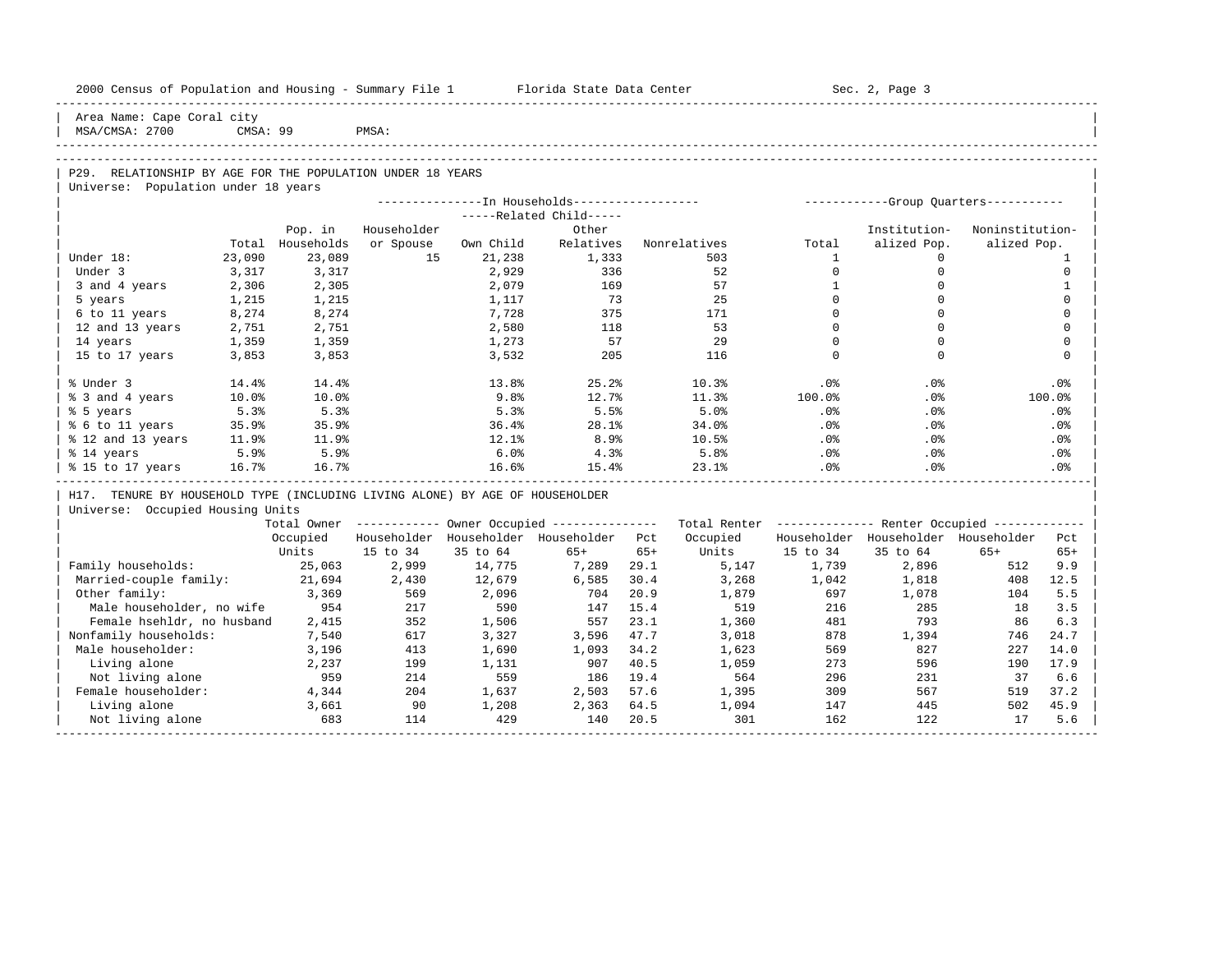Area Name: Cape Coral city
MSA/CMSA: 2700 CMSA: 99 PMSA:

## P29. RELATIONSHIP BY AGE FOR THE POPULATION UNDER 18 YEARS

Universe: Population under 18 years

| | | In Households | | | | | Group Quarters | | |
|---|---|---|---|---|---|---|---|---|---|
| | | | | Related Child | | | | | |
| | Total | Pop. in Households | Householder or Spouse | Own Child | Other Relatives | Nonrelatives | Total | Institutionalized Pop. | Noninstitutionalized Pop. |
| Under 18: | 23,090 | 23,089 | 15 | 21,238 | 1,333 | 503 | 1 | 0 | 1 |
| Under 3 | 3,317 | 3,317 | | 2,929 | 336 | 52 | 0 | 0 | 0 |
| 3 and 4 years | 2,306 | 2,305 | | 2,079 | 169 | 57 | 1 | 0 | 1 |
| 5 years | 1,215 | 1,215 | | 1,117 | 73 | 25 | 0 | 0 | 0 |
| 6 to 11 years | 8,274 | 8,274 | | 7,728 | 375 | 171 | 0 | 0 | 0 |
| 12 and 13 years | 2,751 | 2,751 | | 2,580 | 118 | 53 | 0 | 0 | 0 |
| 14 years | 1,359 | 1,359 | | 1,273 | 57 | 29 | 0 | 0 | 0 |
| 15 to 17 years | 3,853 | 3,853 | | 3,532 | 205 | 116 | 0 | 0 | 0 |
| % Under 3 | 14.4% | 14.4% | | 13.8% | 25.2% | 10.3% | .0% | .0% | .0% |
| % 3 and 4 years | 10.0% | 10.0% | | 9.8% | 12.7% | 11.3% | 100.0% | .0% | 100.0% |
| % 5 years | 5.3% | 5.3% | | 5.3% | 5.5% | 5.0% | .0% | .0% | .0% |
| % 6 to 11 years | 35.9% | 35.9% | | 36.4% | 28.1% | 34.0% | .0% | .0% | .0% |
| % 12 and 13 years | 11.9% | 11.9% | | 12.1% | 8.9% | 10.5% | .0% | .0% | .0% |
| % 14 years | 5.9% | 5.9% | | 6.0% | 4.3% | 5.8% | .0% | .0% | .0% |
| % 15 to 17 years | 16.7% | 16.7% | | 16.6% | 15.4% | 23.1% | .0% | .0% | .0% |

## H17. TENURE BY HOUSEHOLD TYPE (INCLUDING LIVING ALONE) BY AGE OF HOUSEHOLDER

Universe: Occupied Housing Units

| | Total Owner Occupied Units | Owner Occupied | | | | Total Renter Occupied Units | Renter Occupied | | | |
|---|---|---|---|---|---|---|---|---|---|---|
| | | Householder 15 to 34 | Householder 35 to 64 | Householder 65+ | Pct 65+ | | Householder 15 to 34 | Householder 35 to 64 | Householder 65+ | Pct 65+ |
| Family households: | 25,063 | 2,999 | 14,775 | 7,289 | 29.1 | 5,147 | 1,739 | 2,896 | 512 | 9.9 |
| Married-couple family: | 21,694 | 2,430 | 12,679 | 6,585 | 30.4 | 3,268 | 1,042 | 1,818 | 408 | 12.5 |
| Other family: | 3,369 | 569 | 2,096 | 704 | 20.9 | 1,879 | 697 | 1,078 | 104 | 5.5 |
| Male householder, no wife | 954 | 217 | 590 | 147 | 15.4 | 519 | 216 | 285 | 18 | 3.5 |
| Female hsehldr, no husband | 2,415 | 352 | 1,506 | 557 | 23.1 | 1,360 | 481 | 793 | 86 | 6.3 |
| Nonfamily households: | 7,540 | 617 | 3,327 | 3,596 | 47.7 | 3,018 | 878 | 1,394 | 746 | 24.7 |
| Male householder: | 3,196 | 413 | 1,690 | 1,093 | 34.2 | 1,623 | 569 | 827 | 227 | 14.0 |
| Living alone | 2,237 | 199 | 1,131 | 907 | 40.5 | 1,059 | 273 | 596 | 190 | 17.9 |
| Not living alone | 959 | 214 | 559 | 186 | 19.4 | 564 | 296 | 231 | 37 | 6.6 |
| Female householder: | 4,344 | 204 | 1,637 | 2,503 | 57.6 | 1,395 | 309 | 567 | 519 | 37.2 |
| Living alone | 3,661 | 90 | 1,208 | 2,363 | 64.5 | 1,094 | 147 | 445 | 502 | 45.9 |
| Not living alone | 683 | 114 | 429 | 140 | 20.5 | 301 | 162 | 122 | 17 | 5.6 |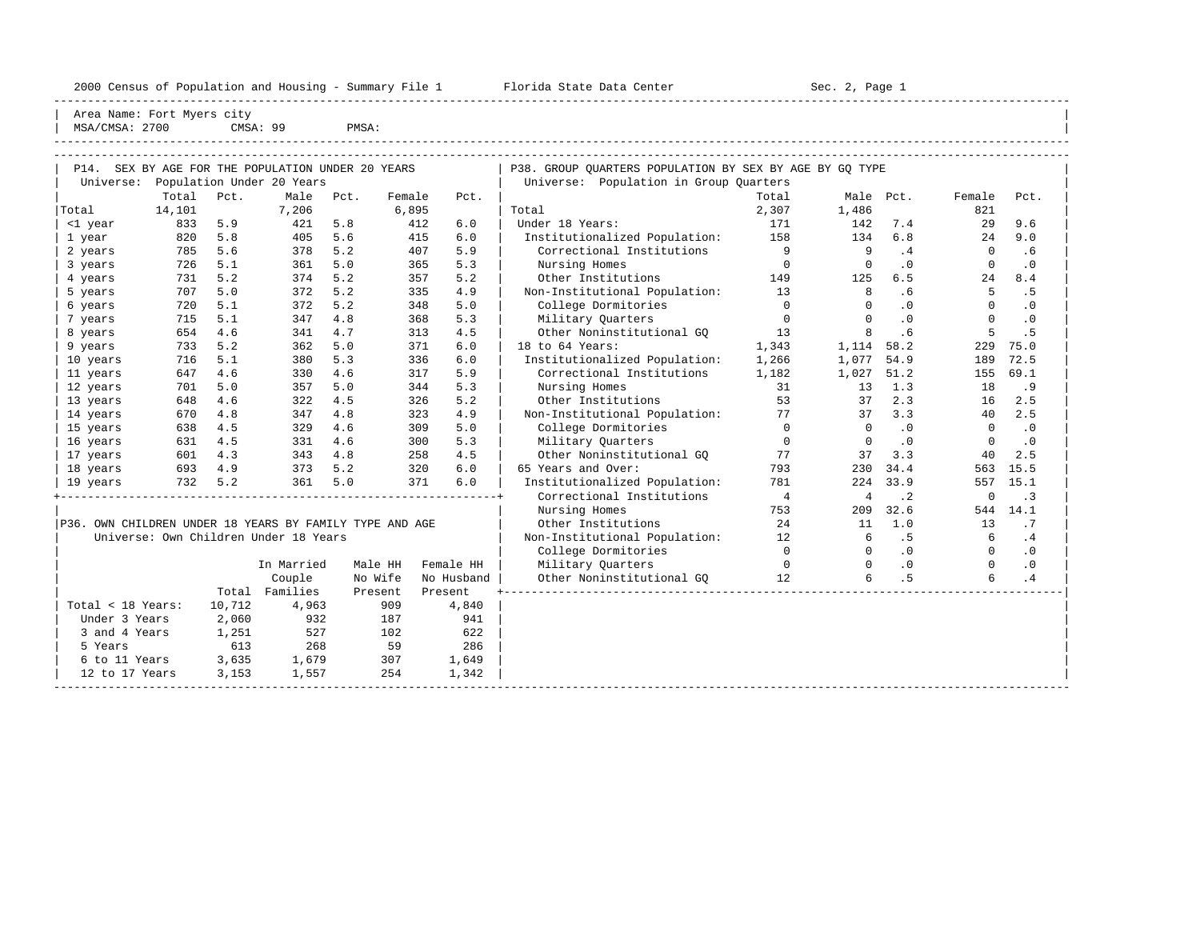2000 Census of Population and Housing - Summary File 1 Florida State Data Center Sec. 2, Page 1

Area Name: Fort Myers city
MSA/CMSA: 2700 CMSA: 99 PMSA:

## P14. SEX BY AGE FOR THE POPULATION UNDER 20 YEARS

Universe: Population Under 20 Years

| | Total | Pct. | Male | Pct. | Female | Pct. |
|---|---|---|---|---|---|---|
| Total | 14,101 | | 7,206 | | 6,895 | |
| <1 year | 833 | 5.9 | 421 | 5.8 | 412 | 6.0 |
| 1 year | 820 | 5.8 | 405 | 5.6 | 415 | 6.0 |
| 2 years | 785 | 5.6 | 378 | 5.2 | 407 | 5.9 |
| 3 years | 726 | 5.1 | 361 | 5.0 | 365 | 5.3 |
| 4 years | 731 | 5.2 | 374 | 5.2 | 357 | 5.2 |
| 5 years | 707 | 5.0 | 372 | 5.2 | 335 | 4.9 |
| 6 years | 720 | 5.1 | 372 | 5.2 | 348 | 5.0 |
| 7 years | 715 | 5.1 | 347 | 4.8 | 368 | 5.3 |
| 8 years | 654 | 4.6 | 341 | 4.7 | 313 | 4.5 |
| 9 years | 733 | 5.2 | 362 | 5.0 | 371 | 6.0 |
| 10 years | 716 | 5.1 | 380 | 5.3 | 336 | 6.0 |
| 11 years | 647 | 4.6 | 330 | 4.6 | 317 | 5.9 |
| 12 years | 701 | 5.0 | 357 | 5.0 | 344 | 5.3 |
| 13 years | 648 | 4.6 | 322 | 4.5 | 326 | 5.2 |
| 14 years | 670 | 4.8 | 347 | 4.8 | 323 | 4.9 |
| 15 years | 638 | 4.5 | 329 | 4.6 | 309 | 5.0 |
| 16 years | 631 | 4.5 | 331 | 4.6 | 300 | 5.3 |
| 17 years | 601 | 4.3 | 343 | 4.8 | 258 | 4.5 |
| 18 years | 693 | 4.9 | 373 | 5.2 | 320 | 6.0 |
| 19 years | 732 | 5.2 | 361 | 5.0 | 371 | 6.0 |

## P36. OWN CHILDREN UNDER 18 YEARS BY FAMILY TYPE AND AGE

Universe: Own Children Under 18 Years

| | Total | In Married Couple Families | Male HH No Wife Present | Female HH No Husband Present |
|---|---|---|---|---|
| Total < 18 Years: | 10,712 | 4,963 | 909 | 4,840 |
| Under 3 Years | 2,060 | 932 | 187 | 941 |
| 3 and 4 Years | 1,251 | 527 | 102 | 622 |
| 5 Years | 613 | 268 | 59 | 286 |
| 6 to 11 Years | 3,635 | 1,679 | 307 | 1,649 |
| 12 to 17 Years | 3,153 | 1,557 | 254 | 1,342 |

## P38. GROUP QUARTERS POPULATION BY SEX BY AGE BY GQ TYPE

Universe: Population in Group Quarters

| | Total | Male | Pct. | Female | Pct. |
|---|---|---|---|---|---|
| Total | 2,307 | 1,486 | | 821 | |
| Under 18 Years: | 171 | 142 | 7.4 | 29 | 9.6 |
| Institutionalized Population: | 158 | 134 | 6.8 | 24 | 9.0 |
| Correctional Institutions | 9 | 9 | .4 | 0 | .6 |
| Nursing Homes | 0 | 0 | .0 | 0 | .0 |
| Other Institutions | 149 | 125 | 6.5 | 24 | 8.4 |
| Non-Institutional Population: | 13 | 8 | .6 | 5 | .5 |
| College Dormitories | 0 | 0 | .0 | 0 | .0 |
| Military Quarters | 0 | 0 | .0 | 0 | .0 |
| Other Noninstitutional GQ | 13 | 8 | .6 | 5 | .5 |
| 18 to 64 Years: | 1,343 | 1,114 | 58.2 | 229 | 75.0 |
| Institutionalized Population: | 1,266 | 1,077 | 54.9 | 189 | 72.5 |
| Correctional Institutions | 1,182 | 1,027 | 51.2 | 155 | 69.1 |
| Nursing Homes | 31 | 13 | 1.3 | 18 | .9 |
| Other Institutions | 53 | 37 | 2.3 | 16 | 2.5 |
| Non-Institutional Population: | 77 | 37 | 3.3 | 40 | 2.5 |
| College Dormitories | 0 | 0 | .0 | 0 | .0 |
| Military Quarters | 0 | 0 | .0 | 0 | .0 |
| Other Noninstitutional GQ | 77 | 37 | 3.3 | 40 | 2.5 |
| 65 Years and Over: | 793 | 230 | 34.4 | 563 | 15.5 |
| Institutionalized Population: | 781 | 224 | 33.9 | 557 | 15.1 |
| Correctional Institutions | 4 | 4 | .2 | 0 | .3 |
| Nursing Homes | 753 | 209 | 32.6 | 544 | 14.1 |
| Other Institutions | 24 | 11 | 1.0 | 13 | .7 |
| Non-Institutional Population: | 12 | 6 | .5 | 6 | .4 |
| College Dormitories | 0 | 0 | .0 | 0 | .0 |
| Military Quarters | 0 | 0 | .0 | 0 | .0 |
| Other Noninstitutional GQ | 12 | 6 | .5 | 6 | .4 |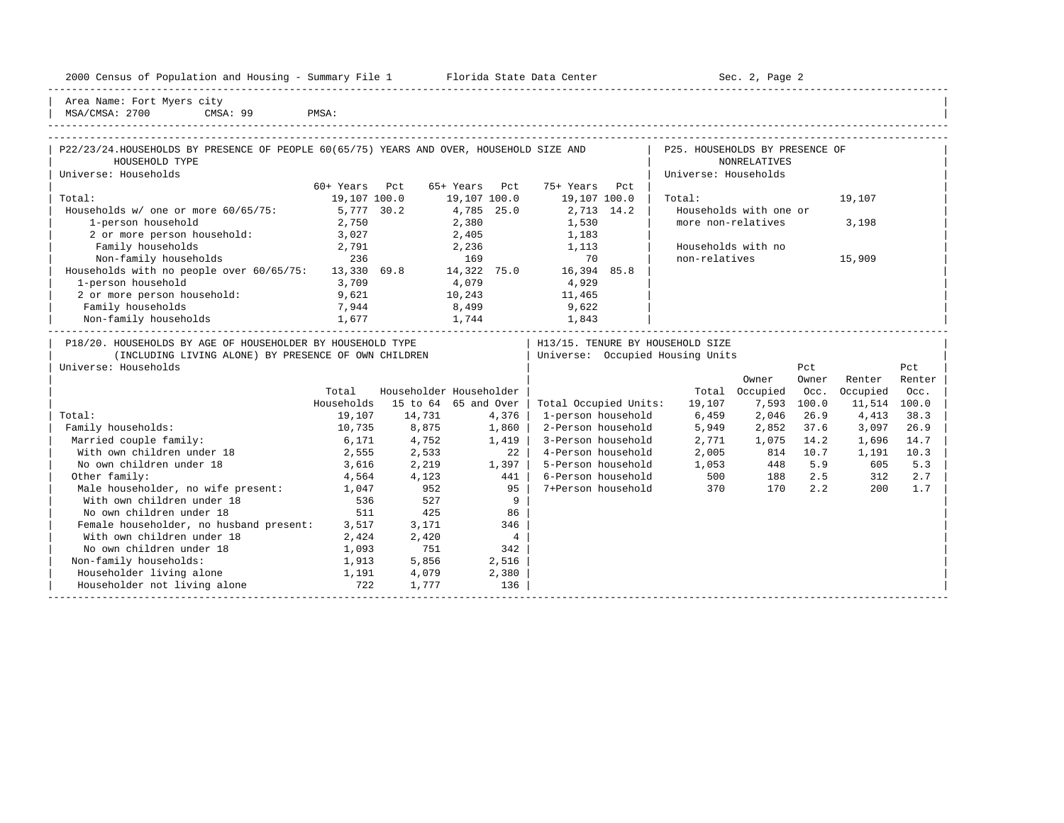Area Name: Fort Myers city
MSA/CMSA: 2700 CMSA: 99 PMSA:

## P22/23/24. HOUSEHOLDS BY PRESENCE OF PEOPLE 60(65/75) YEARS AND OVER, HOUSEHOLD SIZE AND HOUSEHOLD TYPE

Universe: Households

| | 60+ Years | Pct | 65+ Years | Pct | 75+ Years | Pct |
|---|---|---|---|---|---|---|
| Total: | 19,107 | 100.0 | 19,107 | 100.0 | 19,107 | 100.0 |
| Households w/ one or more 60/65/75: | 5,777 | 30.2 | 4,785 | 25.0 | 2,713 | 14.2 |
| 1-person household | 2,750 | | 2,380 | | 1,530 | |
| 2 or more person household: | 3,027 | | 2,405 | | 1,183 | |
| Family households | 2,791 | | 2,236 | | 1,113 | |
| Non-family households | 236 | | 169 | | 70 | |
| Households with no people over 60/65/75: | 13,330 | 69.8 | 14,322 | 75.0 | 16,394 | 85.8 |
| 1-person household | 3,709 | | 4,079 | | 4,929 | |
| 2 or more person household: | 9,621 | | 10,243 | | 11,465 | |
| Family households | 7,944 | | 8,499 | | 9,622 | |
| Non-family households | 1,677 | | 1,744 | | 1,843 | |

## P25. HOUSEHOLDS BY PRESENCE OF NONRELATIVES

Universe: Households

| | |
|---|---|
| Total: | 19,107 |
| Households with one or more non-relatives | 3,198 |
| Households with no non-relatives | 15,909 |

## P18/20. HOUSEHOLDS BY AGE OF HOUSEHOLDER BY HOUSEHOLD TYPE (INCLUDING LIVING ALONE) BY PRESENCE OF OWN CHILDREN

Universe: Households

| | Total Households | Householder 15 to 64 | Householder 65 and Over |
|---|---|---|---|
| Total: | 19,107 | 14,731 | 4,376 |
| Family households: | 10,735 | 8,875 | 1,860 |
| Married couple family: | 6,171 | 4,752 | 1,419 |
| With own children under 18 | 2,555 | 2,533 | 22 |
| No own children under 18 | 3,616 | 2,219 | 1,397 |
| Other family: | 4,564 | 4,123 | 441 |
| Male householder, no wife present: | 1,047 | 952 | 95 |
| With own children under 18 | 536 | 527 | 9 |
| No own children under 18 | 511 | 425 | 86 |
| Female householder, no husband present: | 3,517 | 3,171 | 346 |
| With own children under 18 | 2,424 | 2,420 | 4 |
| No own children under 18 | 1,093 | 751 | 342 |
| Non-family households: | 1,913 | 5,856 | 2,516 |
| Householder living alone | 1,191 | 4,079 | 2,380 |
| Householder not living alone | 722 | 1,777 | 136 |

## H13/15. TENURE BY HOUSEHOLD SIZE

Universe: Occupied Housing Units

| | Total | Owner Occupied | Pct Owner Occ. | Renter Occupied | Pct Renter Occ. |
|---|---|---|---|---|---|
| Total Occupied Units: | 19,107 | 7,593 | 100.0 | 11,514 | 100.0 |
| 1-person household | 6,459 | 2,046 | 26.9 | 4,413 | 38.3 |
| 2-Person household | 5,949 | 2,852 | 37.6 | 3,097 | 26.9 |
| 3-Person household | 2,771 | 1,075 | 14.2 | 1,696 | 14.7 |
| 4-Person household | 2,005 | 814 | 10.7 | 1,191 | 10.3 |
| 5-Person household | 1,053 | 448 | 5.9 | 605 | 5.3 |
| 6-Person household | 500 | 188 | 2.5 | 312 | 2.7 |
| 7+Person household | 370 | 170 | 2.2 | 200 | 1.7 |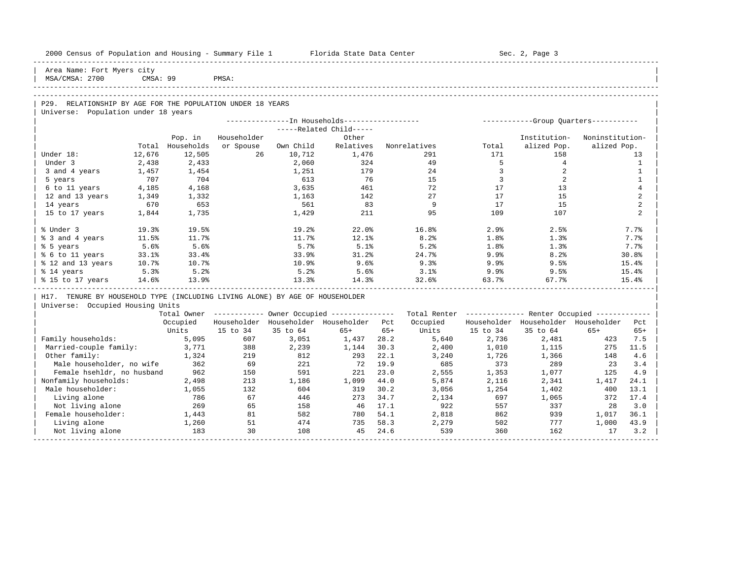Area Name: Fort Myers city
MSA/CMSA: 2700 CMSA: 99 PMSA:

## P29. RELATIONSHIP BY AGE FOR THE POPULATION UNDER 18 YEARS

Universe: Population under 18 years

| | Total | Pop. in Households | In Households: Householder or Spouse | Related Child: Own Child | Related Child: Other Relatives | Nonrelatives | Group Quarters: Total | Institutionalized Pop. | Noninstitutionalized Pop. |
|---|---|---|---|---|---|---|---|---|---|
| Under 18: | 12,676 | 12,505 | 26 | 10,712 | 1,476 | 291 | 171 | 158 | 13 |
| Under 3 | 2,438 | 2,433 | | 2,060 | 324 | 49 | 5 | 4 | 1 |
| 3 and 4 years | 1,457 | 1,454 | | 1,251 | 179 | 24 | 3 | 2 | 1 |
| 5 years | 707 | 704 | | 613 | 76 | 15 | 3 | 2 | 1 |
| 6 to 11 years | 4,185 | 4,168 | | 3,635 | 461 | 72 | 17 | 13 | 4 |
| 12 and 13 years | 1,349 | 1,332 | | 1,163 | 142 | 27 | 17 | 15 | 2 |
| 14 years | 670 | 653 | | 561 | 83 | 9 | 17 | 15 | 2 |
| 15 to 17 years | 1,844 | 1,735 | | 1,429 | 211 | 95 | 109 | 107 | 2 |
| % Under 3 | 19.3% | 19.5% | | 19.2% | 22.0% | 16.8% | 2.9% | 2.5% | 7.7% |
| % 3 and 4 years | 11.5% | 11.7% | | 11.7% | 12.1% | 8.2% | 1.8% | 1.3% | 7.7% |
| % 5 years | 5.6% | 5.6% | | 5.7% | 5.1% | 5.2% | 1.8% | 1.3% | 7.7% |
| % 6 to 11 years | 33.1% | 33.4% | | 33.9% | 31.2% | 24.7% | 9.9% | 8.2% | 30.8% |
| % 12 and 13 years | 10.7% | 10.7% | | 10.9% | 9.6% | 9.3% | 9.9% | 9.5% | 15.4% |
| % 14 years | 5.3% | 5.2% | | 5.2% | 5.6% | 3.1% | 9.9% | 9.5% | 15.4% |
| % 15 to 17 years | 14.6% | 13.9% | | 13.3% | 14.3% | 32.6% | 63.7% | 67.7% | 15.4% |

## H17. TENURE BY HOUSEHOLD TYPE (INCLUDING LIVING ALONE) BY AGE OF HOUSEHOLDER

Universe: Occupied Housing Units

| | Total Owner Occupied Units | Owner Occupied: Householder 15 to 34 | Householder 35 to 64 | Householder 65+ | Pct 65+ | Total Renter Occupied Units | Renter Occupied: Householder 15 to 34 | Householder 35 to 64 | Householder 65+ | Pct 65+ |
|---|---|---|---|---|---|---|---|---|---|---|
| Family households: | 5,095 | 607 | 3,051 | 1,437 | 28.2 | 5,640 | 2,736 | 2,481 | 423 | 7.5 |
| Married-couple family: | 3,771 | 388 | 2,239 | 1,144 | 30.3 | 2,400 | 1,010 | 1,115 | 275 | 11.5 |
| Other family: | 1,324 | 219 | 812 | 293 | 22.1 | 3,240 | 1,726 | 1,366 | 148 | 4.6 |
| Male householder, no wife | 362 | 69 | 221 | 72 | 19.9 | 685 | 373 | 289 | 23 | 3.4 |
| Female hsehldr, no husband | 962 | 150 | 591 | 221 | 23.0 | 2,555 | 1,353 | 1,077 | 125 | 4.9 |
| Nonfamily households: | 2,498 | 213 | 1,186 | 1,099 | 44.0 | 5,874 | 2,116 | 2,341 | 1,417 | 24.1 |
| Male householder: | 1,055 | 132 | 604 | 319 | 30.2 | 3,056 | 1,254 | 1,402 | 400 | 13.1 |
| Living alone | 786 | 67 | 446 | 273 | 34.7 | 2,134 | 697 | 1,065 | 372 | 17.4 |
| Not living alone | 269 | 65 | 158 | 46 | 17.1 | 922 | 557 | 337 | 28 | 3.0 |
| Female householder: | 1,443 | 81 | 582 | 780 | 54.1 | 2,818 | 862 | 939 | 1,017 | 36.1 |
| Living alone | 1,260 | 51 | 474 | 735 | 58.3 | 2,279 | 502 | 777 | 1,000 | 43.9 |
| Not living alone | 183 | 30 | 108 | 45 | 24.6 | 539 | 360 | 162 | 17 | 3.2 |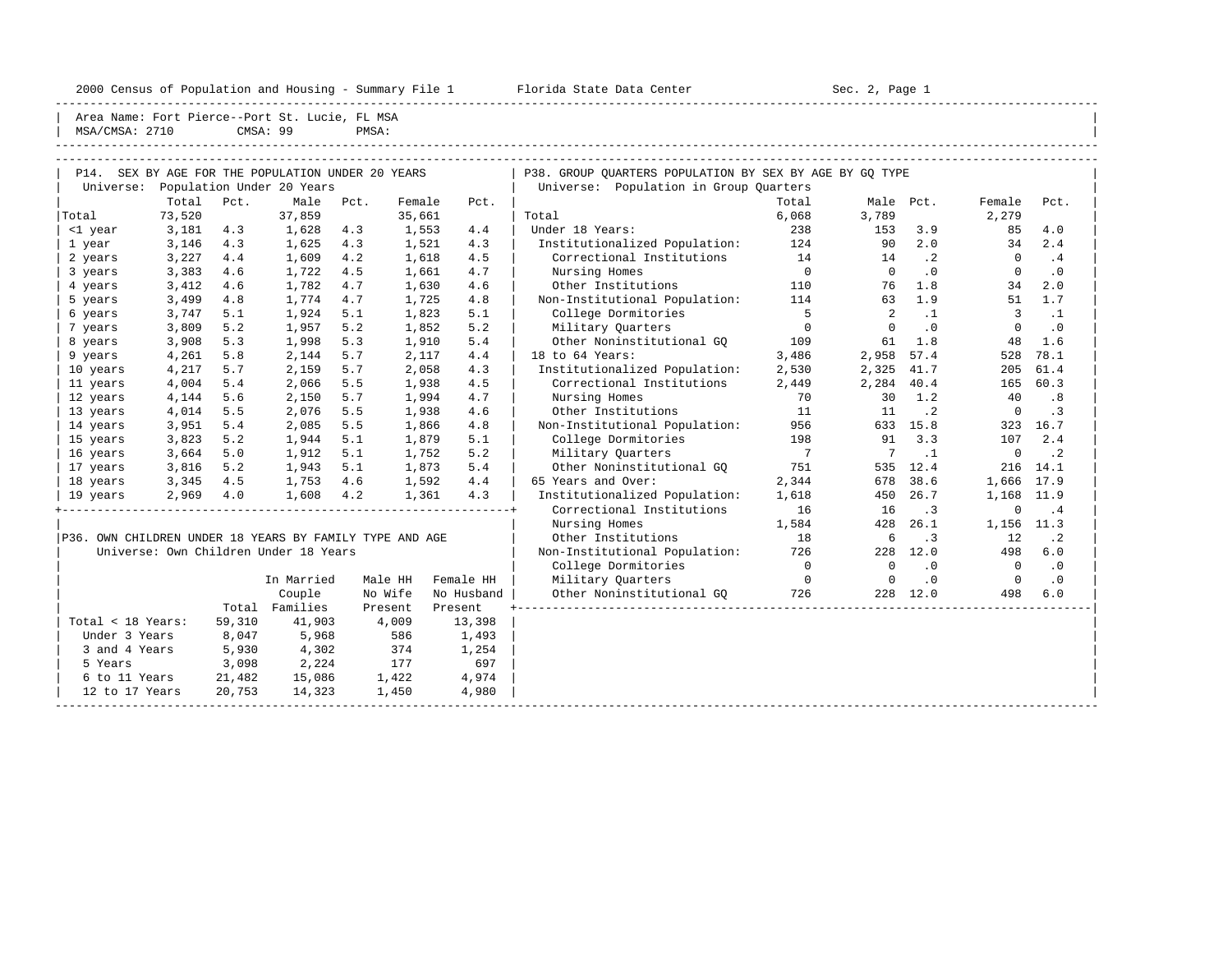Area Name: Fort Pierce--Port St. Lucie, FL MSA
MSA/CMSA: 2710 CMSA: 99 PMSA:

## P14. SEX BY AGE FOR THE POPULATION UNDER 20 YEARS

Universe: Population Under 20 Years

| | Total | Pct. | Male | Pct. | Female | Pct. |
|---|---|---|---|---|---|---|
| Total | 73,520 | | 37,859 | | 35,661 | |
| <1 year | 3,181 | 4.3 | 1,628 | 4.3 | 1,553 | 4.4 |
| 1 year | 3,146 | 4.3 | 1,625 | 4.3 | 1,521 | 4.3 |
| 2 years | 3,227 | 4.4 | 1,609 | 4.2 | 1,618 | 4.5 |
| 3 years | 3,383 | 4.6 | 1,722 | 4.5 | 1,661 | 4.7 |
| 4 years | 3,412 | 4.6 | 1,782 | 4.7 | 1,630 | 4.6 |
| 5 years | 3,499 | 4.8 | 1,774 | 4.7 | 1,725 | 4.8 |
| 6 years | 3,747 | 5.1 | 1,924 | 5.1 | 1,823 | 5.1 |
| 7 years | 3,809 | 5.2 | 1,957 | 5.2 | 1,852 | 5.2 |
| 8 years | 3,908 | 5.3 | 1,998 | 5.3 | 1,910 | 5.4 |
| 9 years | 4,261 | 5.8 | 2,144 | 5.7 | 2,117 | 4.4 |
| 10 years | 4,217 | 5.7 | 2,159 | 5.7 | 2,058 | 4.3 |
| 11 years | 4,004 | 5.4 | 2,066 | 5.5 | 1,938 | 4.5 |
| 12 years | 4,144 | 5.6 | 2,150 | 5.7 | 1,994 | 4.7 |
| 13 years | 4,014 | 5.5 | 2,076 | 5.5 | 1,938 | 4.6 |
| 14 years | 3,951 | 5.4 | 2,085 | 5.5 | 1,866 | 4.8 |
| 15 years | 3,823 | 5.2 | 1,944 | 5.1 | 1,879 | 5.1 |
| 16 years | 3,664 | 5.0 | 1,912 | 5.1 | 1,752 | 5.2 |
| 17 years | 3,816 | 5.2 | 1,943 | 5.1 | 1,873 | 5.4 |
| 18 years | 3,345 | 4.5 | 1,753 | 4.6 | 1,592 | 4.4 |
| 19 years | 2,969 | 4.0 | 1,608 | 4.2 | 1,361 | 4.3 |

## P36. OWN CHILDREN UNDER 18 YEARS BY FAMILY TYPE AND AGE

Universe: Own Children Under 18 Years

| | Total | In Married Couple Families | Male HH No Wife Present | Female HH No Husband Present |
|---|---|---|---|---|
| Total < 18 Years: | 59,310 | 41,903 | 4,009 | 13,398 |
| Under 3 Years | 8,047 | 5,968 | 586 | 1,493 |
| 3 and 4 Years | 5,930 | 4,302 | 374 | 1,254 |
| 5 Years | 3,098 | 2,224 | 177 | 697 |
| 6 to 11 Years | 21,482 | 15,086 | 1,422 | 4,974 |
| 12 to 17 Years | 20,753 | 14,323 | 1,450 | 4,980 |

## P38. GROUP QUARTERS POPULATION BY SEX BY AGE BY GQ TYPE

Universe: Population in Group Quarters

| | Total | Male | Pct. | Female | Pct. |
|---|---|---|---|---|---|
| Total | 6,068 | 3,789 | | 2,279 | |
| Under 18 Years: | 238 | 153 | 3.9 | 85 | 4.0 |
| Institutionalized Population: | 124 | 90 | 2.0 | 34 | 2.4 |
| Correctional Institutions | 14 | 14 | .2 | 0 | .4 |
| Nursing Homes | 0 | 0 | .0 | 0 | .0 |
| Other Institutions | 110 | 76 | 1.8 | 34 | 2.0 |
| Non-Institutional Population: | 114 | 63 | 1.9 | 51 | 1.7 |
| College Dormitories | 5 | 2 | .1 | 3 | .1 |
| Military Quarters | 0 | 0 | .0 | 0 | .0 |
| Other Noninstitutional GQ | 109 | 61 | 1.8 | 48 | 1.6 |
| 18 to 64 Years: | 3,486 | 2,958 | 57.4 | 528 | 78.1 |
| Institutionalized Population: | 2,530 | 2,325 | 41.7 | 205 | 61.4 |
| Correctional Institutions | 2,449 | 2,284 | 40.4 | 165 | 60.3 |
| Nursing Homes | 70 | 30 | 1.2 | 40 | .8 |
| Other Institutions | 11 | 11 | .2 | 0 | .3 |
| Non-Institutional Population: | 956 | 633 | 15.8 | 323 | 16.7 |
| College Dormitories | 198 | 91 | 3.3 | 107 | 2.4 |
| Military Quarters | 7 | 7 | .1 | 0 | .2 |
| Other Noninstitutional GQ | 751 | 535 | 12.4 | 216 | 14.1 |
| 65 Years and Over: | 2,344 | 678 | 38.6 | 1,666 | 17.9 |
| Institutionalized Population: | 1,618 | 450 | 26.7 | 1,168 | 11.9 |
| Correctional Institutions | 16 | 16 | .3 | 0 | .4 |
| Nursing Homes | 1,584 | 428 | 26.1 | 1,156 | 11.3 |
| Other Institutions | 18 | 6 | .3 | 12 | .2 |
| Non-Institutional Population: | 726 | 228 | 12.0 | 498 | 6.0 |
| College Dormitories | 0 | 0 | .0 | 0 | .0 |
| Military Quarters | 0 | 0 | .0 | 0 | .0 |
| Other Noninstitutional GQ | 726 | 228 | 12.0 | 498 | 6.0 |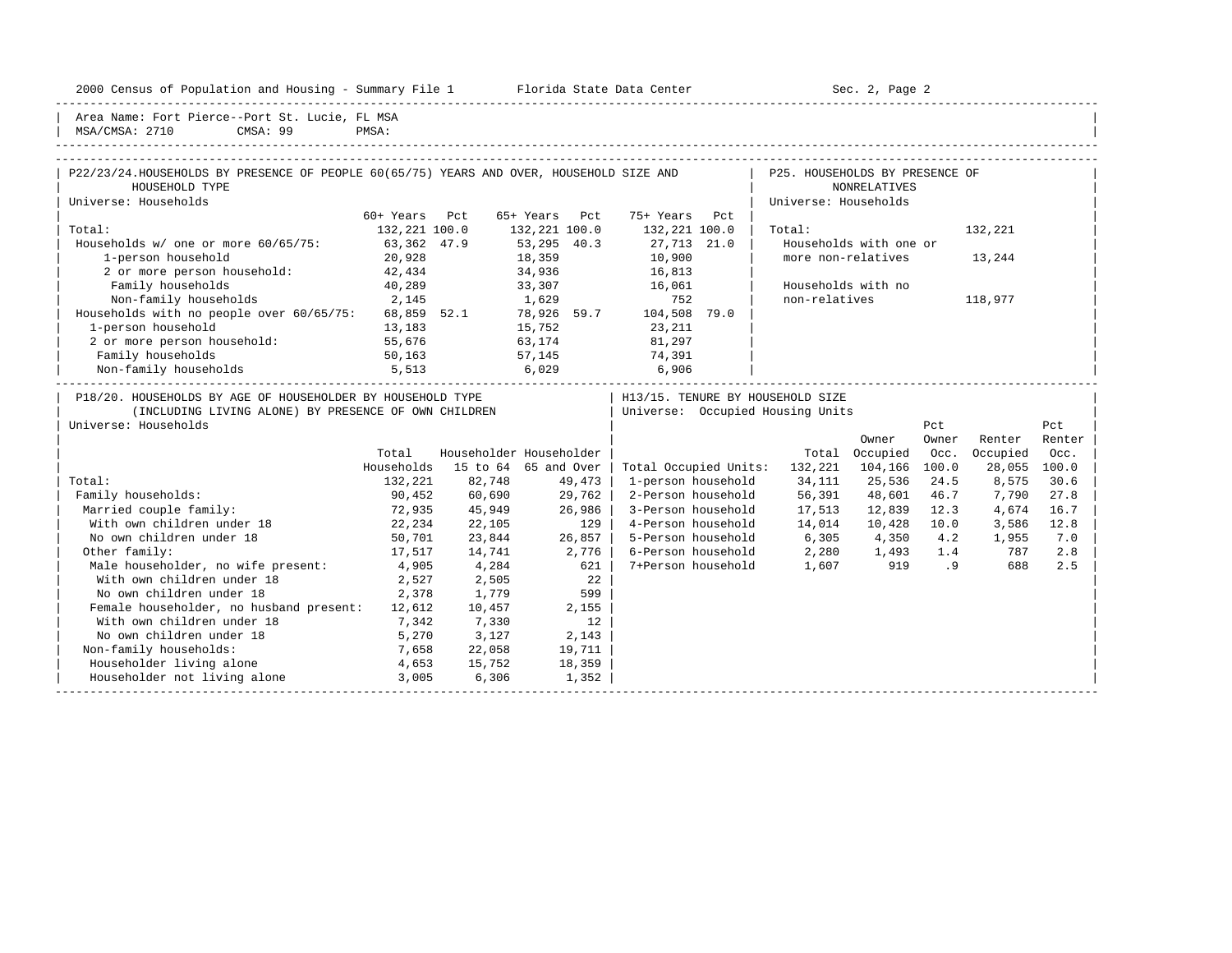Area Name: Fort Pierce--Port St. Lucie, FL MSA
MSA/CMSA: 2710 CMSA: 99 PMSA:

## P22/23/24. HOUSEHOLDS BY PRESENCE OF PEOPLE 60(65/75) YEARS AND OVER, HOUSEHOLD SIZE AND HOUSEHOLD TYPE

Universe: Households

| | 60+ Years | Pct | 65+ Years | Pct | 75+ Years | Pct |
|---|---|---|---|---|---|---|
| Total: | 132,221 | 100.0 | 132,221 | 100.0 | 132,221 | 100.0 |
| Households w/ one or more 60/65/75: | 63,362 | 47.9 | 53,295 | 40.3 | 27,713 | 21.0 |
| 1-person household | 20,928 | | 18,359 | | 10,900 | |
| 2 or more person household: | 42,434 | | 34,936 | | 16,813 | |
| Family households | 40,289 | | 33,307 | | 16,061 | |
| Non-family households | 2,145 | | 1,629 | | 752 | |
| Households with no people over 60/65/75: | 68,859 | 52.1 | 78,926 | 59.7 | 104,508 | 79.0 |
| 1-person household | 13,183 | | 15,752 | | 23,211 | |
| 2 or more person household: | 55,676 | | 63,174 | | 81,297 | |
| Family households | 50,163 | | 57,145 | | 74,391 | |
| Non-family households | 5,513 | | 6,029 | | 6,906 | |

## P25. HOUSEHOLDS BY PRESENCE OF NONRELATIVES

Universe: Households

| | |
|---|---|
| Total: | 132,221 |
| Households with one or more non-relatives | 13,244 |
| Households with no non-relatives | 118,977 |

## P18/20. HOUSEHOLDS BY AGE OF HOUSEHOLDER BY HOUSEHOLD TYPE (INCLUDING LIVING ALONE) BY PRESENCE OF OWN CHILDREN

Universe: Households

| | Total Households | Householder 15 to 64 | Householder 65 and Over |
|---|---|---|---|
| Total: | 132,221 | 82,748 | 49,473 |
| Family households: | 90,452 | 60,690 | 29,762 |
| Married couple family: | 72,935 | 45,949 | 26,986 |
| With own children under 18 | 22,234 | 22,105 | 129 |
| No own children under 18 | 50,701 | 23,844 | 26,857 |
| Other family: | 17,517 | 14,741 | 2,776 |
| Male householder, no wife present: | 4,905 | 4,284 | 621 |
| With own children under 18 | 2,527 | 2,505 | 22 |
| No own children under 18 | 2,378 | 1,779 | 599 |
| Female householder, no husband present: | 12,612 | 10,457 | 2,155 |
| With own children under 18 | 7,342 | 7,330 | 12 |
| No own children under 18 | 5,270 | 3,127 | 2,143 |
| Non-family households: | 7,658 | 22,058 | 19,711 |
| Householder living alone | 4,653 | 15,752 | 18,359 |
| Householder not living alone | 3,005 | 6,306 | 1,352 |

## H13/15. TENURE BY HOUSEHOLD SIZE

Universe: Occupied Housing Units

| | Total | Owner Occupied | Pct Owner Occ. | Renter Occupied | Pct Renter Occ. |
|---|---|---|---|---|---|
| Total Occupied Units: | 132,221 | 104,166 | 100.0 | 28,055 | 100.0 |
| 1-person household | 34,111 | 25,536 | 24.5 | 8,575 | 30.6 |
| 2-Person household | 56,391 | 48,601 | 46.7 | 7,790 | 27.8 |
| 3-Person household | 17,513 | 12,839 | 12.3 | 4,674 | 16.7 |
| 4-Person household | 14,014 | 10,428 | 10.0 | 3,586 | 12.8 |
| 5-Person household | 6,305 | 4,350 | 4.2 | 1,955 | 7.0 |
| 6-Person household | 2,280 | 1,493 | 1.4 | 787 | 2.8 |
| 7+Person household | 1,607 | 919 | .9 | 688 | 2.5 |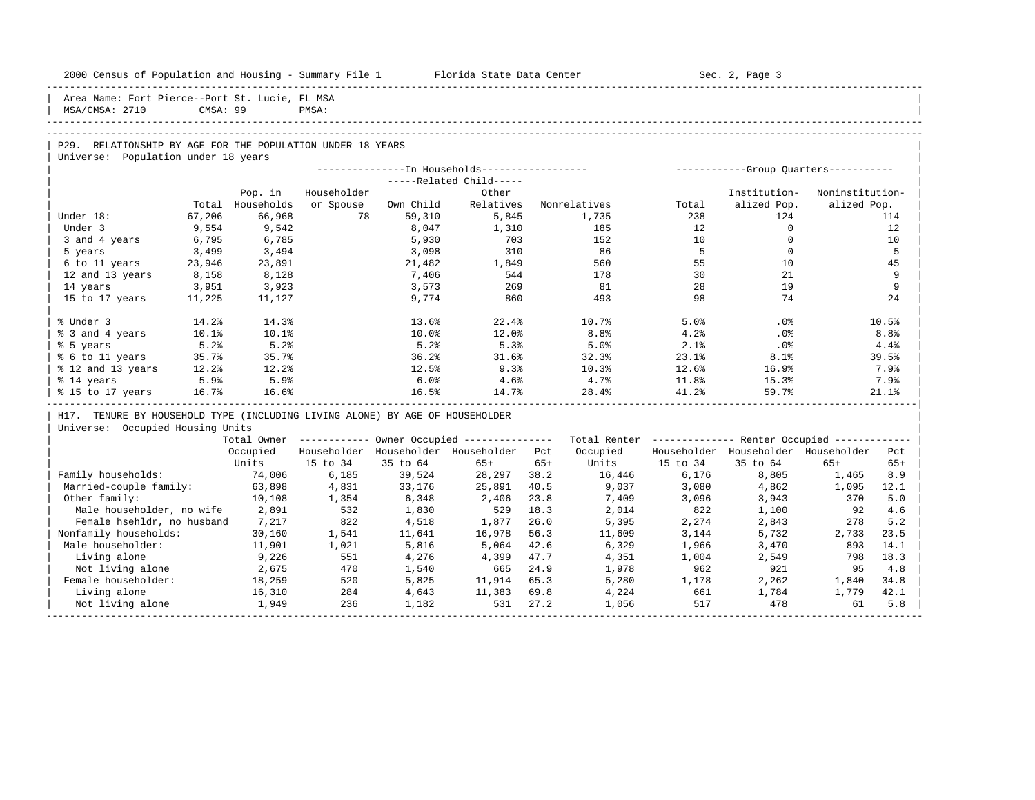Area Name: Fort Pierce--Port St. Lucie, FL MSA
MSA/CMSA: 2710 CMSA: 99 PMSA:

## P29. RELATIONSHIP BY AGE FOR THE POPULATION UNDER 18 YEARS

Universe: Population under 18 years

| | Total | In Households: Pop. in Households | In Households: Householder or Spouse | In Households: Related Child: Own Child | In Households: Related Child: Other Relatives | In Households: Nonrelatives | Group Quarters: Total | Group Quarters: Institutionalized Pop. | Group Quarters: Noninstitutionalized Pop. |
|---|---|---|---|---|---|---|---|---|---|
| Under 18: | 67,206 | 66,968 | 78 | 59,310 | 5,845 | 1,735 | 238 | 124 | 114 |
| Under 3 | 9,554 | 9,542 | | 8,047 | 1,310 | 185 | 12 | 0 | 12 |
| 3 and 4 years | 6,795 | 6,785 | | 5,930 | 703 | 152 | 10 | 0 | 10 |
| 5 years | 3,499 | 3,494 | | 3,098 | 310 | 86 | 5 | 0 | 5 |
| 6 to 11 years | 23,946 | 23,891 | | 21,482 | 1,849 | 560 | 55 | 10 | 45 |
| 12 and 13 years | 8,158 | 8,128 | | 7,406 | 544 | 178 | 30 | 21 | 9 |
| 14 years | 3,951 | 3,923 | | 3,573 | 269 | 81 | 28 | 19 | 9 |
| 15 to 17 years | 11,225 | 11,127 | | 9,774 | 860 | 493 | 98 | 74 | 24 |
| % Under 3 | 14.2% | 14.3% | | 13.6% | 22.4% | 10.7% | 5.0% | .0% | 10.5% |
| % 3 and 4 years | 10.1% | 10.1% | | 10.0% | 12.0% | 8.8% | 4.2% | .0% | 8.8% |
| % 5 years | 5.2% | 5.2% | | 5.2% | 5.3% | 5.0% | 2.1% | .0% | 4.4% |
| % 6 to 11 years | 35.7% | 35.7% | | 36.2% | 31.6% | 32.3% | 23.1% | 8.1% | 39.5% |
| % 12 and 13 years | 12.2% | 12.2% | | 12.5% | 9.3% | 10.3% | 12.6% | 16.9% | 7.9% |
| % 14 years | 5.9% | 5.9% | | 6.0% | 4.6% | 4.7% | 11.8% | 15.3% | 7.9% |
| % 15 to 17 years | 16.7% | 16.6% | | 16.5% | 14.7% | 28.4% | 41.2% | 59.7% | 21.1% |

## H17. TENURE BY HOUSEHOLD TYPE (INCLUDING LIVING ALONE) BY AGE OF HOUSEHOLDER

Universe: Occupied Housing Units

| | Total Owner Occupied Units | Owner Occupied: Householder 15 to 34 | Owner Occupied: Householder 35 to 64 | Owner Occupied: Householder 65+ | Owner Occupied: Pct 65+ | Total Renter Occupied Units | Renter Occupied: Householder 15 to 34 | Renter Occupied: Householder 35 to 64 | Renter Occupied: Householder 65+ | Renter Occupied: Pct 65+ |
|---|---|---|---|---|---|---|---|---|---|---|
| Family households: | 74,006 | 6,185 | 39,524 | 28,297 | 38.2 | 16,446 | 6,176 | 8,805 | 1,465 | 8.9 |
| Married-couple family: | 63,898 | 4,831 | 33,176 | 25,891 | 40.5 | 9,037 | 3,080 | 4,862 | 1,095 | 12.1 |
| Other family: | 10,108 | 1,354 | 6,348 | 2,406 | 23.8 | 7,409 | 3,096 | 3,943 | 370 | 5.0 |
| Male householder, no wife | 2,891 | 532 | 1,830 | 529 | 18.3 | 2,014 | 822 | 1,100 | 92 | 4.6 |
| Female hsehldr, no husband | 7,217 | 822 | 4,518 | 1,877 | 26.0 | 5,395 | 2,274 | 2,843 | 278 | 5.2 |
| Nonfamily households: | 30,160 | 1,541 | 11,641 | 16,978 | 56.3 | 11,609 | 3,144 | 5,732 | 2,733 | 23.5 |
| Male householder: | 11,901 | 1,021 | 5,816 | 5,064 | 42.6 | 6,329 | 1,966 | 3,470 | 893 | 14.1 |
| Living alone | 9,226 | 551 | 4,276 | 4,399 | 47.7 | 4,351 | 1,004 | 2,549 | 798 | 18.3 |
| Not living alone | 2,675 | 470 | 1,540 | 665 | 24.9 | 1,978 | 962 | 921 | 95 | 4.8 |
| Female householder: | 18,259 | 520 | 5,825 | 11,914 | 65.3 | 5,280 | 1,178 | 2,262 | 1,840 | 34.8 |
| Living alone | 16,310 | 284 | 4,643 | 11,383 | 69.8 | 4,224 | 661 | 1,784 | 1,779 | 42.1 |
| Not living alone | 1,949 | 236 | 1,182 | 531 | 27.2 | 1,056 | 517 | 478 | 61 | 5.8 |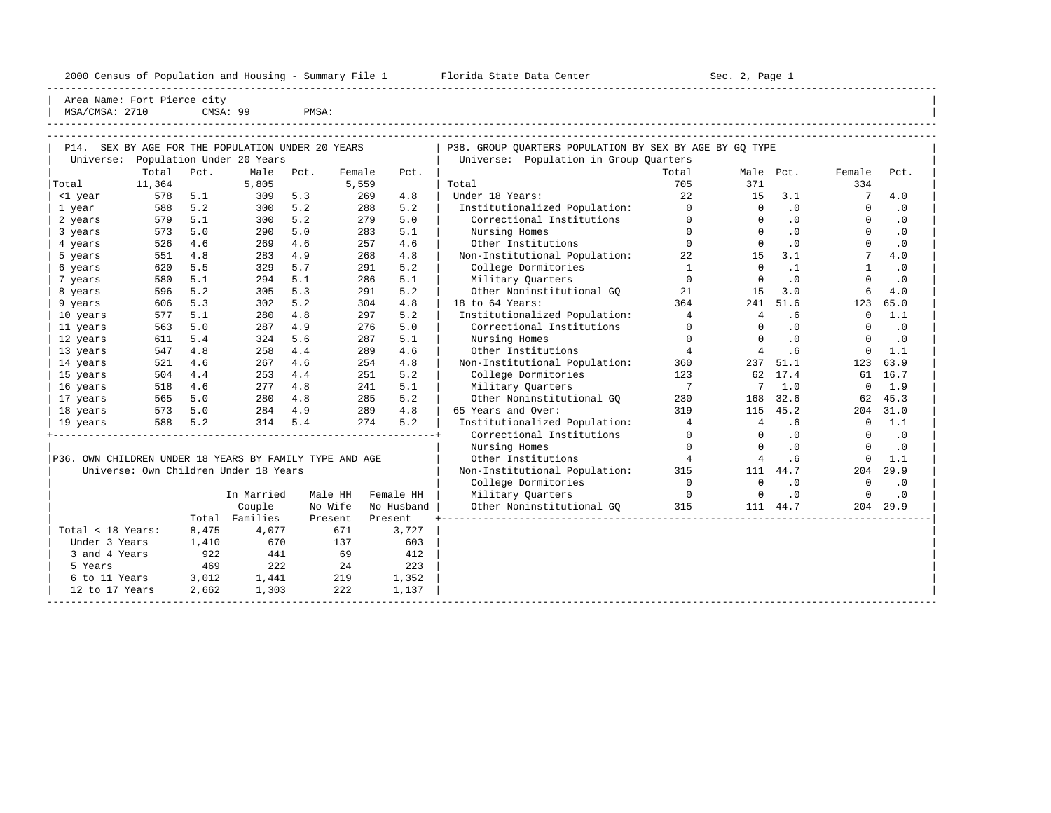2000 Census of Population and Housing - Summary File 1 Florida State Data Center Sec. 2, Page 1

Area Name: Fort Pierce city
MSA/CMSA: 2710 CMSA: 99 PMSA:

## P14. SEX BY AGE FOR THE POPULATION UNDER 20 YEARS

Universe: Population Under 20 Years

| | Total | Pct. | Male | Pct. | Female | Pct. |
|---|---|---|---|---|---|---|
| Total | 11,364 | | 5,805 | | 5,559 | |
| <1 year | 578 | 5.1 | 309 | 5.3 | 269 | 4.8 |
| 1 year | 588 | 5.2 | 300 | 5.2 | 288 | 5.2 |
| 2 years | 579 | 5.1 | 300 | 5.2 | 279 | 5.0 |
| 3 years | 573 | 5.0 | 290 | 5.0 | 283 | 5.1 |
| 4 years | 526 | 4.6 | 269 | 4.6 | 257 | 4.6 |
| 5 years | 551 | 4.8 | 283 | 4.9 | 268 | 4.8 |
| 6 years | 620 | 5.5 | 329 | 5.7 | 291 | 5.2 |
| 7 years | 580 | 5.1 | 294 | 5.1 | 286 | 5.1 |
| 8 years | 596 | 5.2 | 305 | 5.3 | 291 | 5.2 |
| 9 years | 606 | 5.3 | 302 | 5.2 | 304 | 4.8 |
| 10 years | 577 | 5.1 | 280 | 4.8 | 297 | 5.2 |
| 11 years | 563 | 5.0 | 287 | 4.9 | 276 | 5.0 |
| 12 years | 611 | 5.4 | 324 | 5.6 | 287 | 5.1 |
| 13 years | 547 | 4.8 | 258 | 4.4 | 289 | 4.6 |
| 14 years | 521 | 4.6 | 267 | 4.6 | 254 | 4.8 |
| 15 years | 504 | 4.4 | 253 | 4.4 | 251 | 5.2 |
| 16 years | 518 | 4.6 | 277 | 4.8 | 241 | 5.1 |
| 17 years | 565 | 5.0 | 280 | 4.8 | 285 | 5.2 |
| 18 years | 573 | 5.0 | 284 | 4.9 | 289 | 4.8 |
| 19 years | 588 | 5.2 | 314 | 5.4 | 274 | 5.2 |

## P36. OWN CHILDREN UNDER 18 YEARS BY FAMILY TYPE AND AGE

Universe: Own Children Under 18 Years

| | Total | In Married Couple Families | Male HH No Wife Present | Female HH No Husband Present |
|---|---|---|---|---|
| Total < 18 Years: | 8,475 | 4,077 | 671 | 3,727 |
| Under 3 Years | 1,410 | 670 | 137 | 603 |
| 3 and 4 Years | 922 | 441 | 69 | 412 |
| 5 Years | 469 | 222 | 24 | 223 |
| 6 to 11 Years | 3,012 | 1,441 | 219 | 1,352 |
| 12 to 17 Years | 2,662 | 1,303 | 222 | 1,137 |

## P38. GROUP QUARTERS POPULATION BY SEX BY AGE BY GQ TYPE

Universe: Population in Group Quarters

| | Total | Male | Pct. | Female | Pct. |
|---|---|---|---|---|---|
| Total | 705 | 371 | | 334 | |
| Under 18 Years: | 22 | 15 | 3.1 | 7 | 4.0 |
| Institutionalized Population: | 0 | 0 | .0 | 0 | .0 |
| Correctional Institutions | 0 | 0 | .0 | 0 | .0 |
| Nursing Homes | 0 | 0 | .0 | 0 | .0 |
| Other Institutions | 0 | 0 | .0 | 0 | .0 |
| Non-Institutional Population: | 22 | 15 | 3.1 | 7 | 4.0 |
| College Dormitories | 1 | 0 | .1 | 1 | .0 |
| Military Quarters | 0 | 0 | .0 | 0 | .0 |
| Other Noninstitutional GQ | 21 | 15 | 3.0 | 6 | 4.0 |
| 18 to 64 Years: | 364 | 241 | 51.6 | 123 | 65.0 |
| Institutionalized Population: | 4 | 4 | .6 | 0 | 1.1 |
| Correctional Institutions | 0 | 0 | .0 | 0 | .0 |
| Nursing Homes | 0 | 0 | .0 | 0 | .0 |
| Other Institutions | 4 | 4 | .6 | 0 | 1.1 |
| Non-Institutional Population: | 360 | 237 | 51.1 | 123 | 63.9 |
| College Dormitories | 123 | 62 | 17.4 | 61 | 16.7 |
| Military Quarters | 7 | 7 | 1.0 | 0 | 1.9 |
| Other Noninstitutional GQ | 230 | 168 | 32.6 | 62 | 45.3 |
| 65 Years and Over: | 319 | 115 | 45.2 | 204 | 31.0 |
| Institutionalized Population: | 4 | 4 | .6 | 0 | 1.1 |
| Correctional Institutions | 0 | 0 | .0 | 0 | .0 |
| Nursing Homes | 0 | 0 | .0 | 0 | .0 |
| Other Institutions | 4 | 4 | .6 | 0 | 1.1 |
| Non-Institutional Population: | 315 | 111 | 44.7 | 204 | 29.9 |
| College Dormitories | 0 | 0 | .0 | 0 | .0 |
| Military Quarters | 0 | 0 | .0 | 0 | .0 |
| Other Noninstitutional GQ | 315 | 111 | 44.7 | 204 | 29.9 |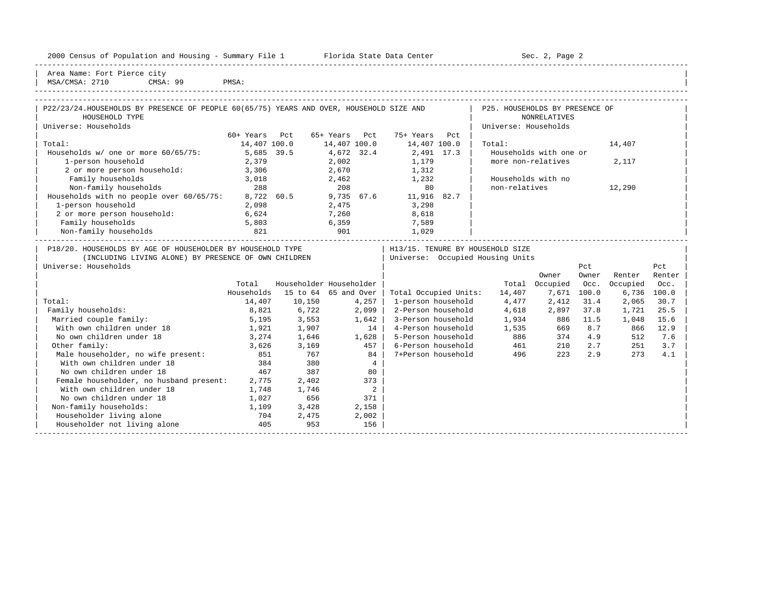Area Name: Fort Pierce city
MSA/CMSA: 2710 CMSA: 99 PMSA:

## P22/23/24. HOUSEHOLDS BY PRESENCE OF PEOPLE 60(65/75) YEARS AND OVER, HOUSEHOLD SIZE AND HOUSEHOLD TYPE

Universe: Households

| | 60+ Years | Pct | 65+ Years | Pct | 75+ Years | Pct |
|---|---|---|---|---|---|---|
| Total: | 14,407 | 100.0 | 14,407 | 100.0 | 14,407 | 100.0 |
| Households w/ one or more 60/65/75: | 5,685 | 39.5 | 4,672 | 32.4 | 2,491 | 17.3 |
| 1-person household | 2,379 | | 2,002 | | 1,179 | |
| 2 or more person household: | 3,306 | | 2,670 | | 1,312 | |
| Family households | 3,018 | | 2,462 | | 1,232 | |
| Non-family households | 288 | | 208 | | 80 | |
| Households with no people over 60/65/75: | 8,722 | 60.5 | 9,735 | 67.6 | 11,916 | 82.7 |
| 1-person household | 2,098 | | 2,475 | | 3,298 | |
| 2 or more person household: | 6,624 | | 7,260 | | 8,618 | |
| Family households | 5,803 | | 6,359 | | 7,589 | |
| Non-family households | 821 | | 901 | | 1,029 | |

## P25. HOUSEHOLDS BY PRESENCE OF NONRELATIVES

Universe: Households

| | |
|---|---|
| Total: | 14,407 |
| Households with one or more non-relatives | 2,117 |
| Households with no non-relatives | 12,290 |

## P18/20. HOUSEHOLDS BY AGE OF HOUSEHOLDER BY HOUSEHOLD TYPE (INCLUDING LIVING ALONE) BY PRESENCE OF OWN CHILDREN

Universe: Households

| | Total Households | Householder 15 to 64 | Householder 65 and Over |
|---|---|---|---|
| Total: | 14,407 | 10,150 | 4,257 |
| Family households: | 8,821 | 6,722 | 2,099 |
| Married couple family: | 5,195 | 3,553 | 1,642 |
| With own children under 18 | 1,921 | 1,907 | 14 |
| No own children under 18 | 3,274 | 1,646 | 1,628 |
| Other family: | 3,626 | 3,169 | 457 |
| Male householder, no wife present: | 851 | 767 | 84 |
| With own children under 18 | 384 | 380 | 4 |
| No own children under 18 | 467 | 387 | 80 |
| Female householder, no husband present: | 2,775 | 2,402 | 373 |
| With own children under 18 | 1,748 | 1,746 | 2 |
| No own children under 18 | 1,027 | 656 | 371 |
| Non-family households: | 1,109 | 3,428 | 2,158 |
| Householder living alone | 704 | 2,475 | 2,002 |
| Householder not living alone | 405 | 953 | 156 |

## H13/15. TENURE BY HOUSEHOLD SIZE

Universe: Occupied Housing Units

| | Total | Owner Occupied | Pct Owner Occ. | Renter Occupied | Pct Renter Occ. |
|---|---|---|---|---|---|
| Total Occupied Units: | 14,407 | 7,671 | 100.0 | 6,736 | 100.0 |
| 1-person household | 4,477 | 2,412 | 31.4 | 2,065 | 30.7 |
| 2-Person household | 4,618 | 2,897 | 37.8 | 1,721 | 25.5 |
| 3-Person household | 1,934 | 886 | 11.5 | 1,048 | 15.6 |
| 4-Person household | 1,535 | 669 | 8.7 | 866 | 12.9 |
| 5-Person household | 886 | 374 | 4.9 | 512 | 7.6 |
| 6-Person household | 461 | 210 | 2.7 | 251 | 3.7 |
| 7+Person household | 496 | 223 | 2.9 | 273 | 4.1 |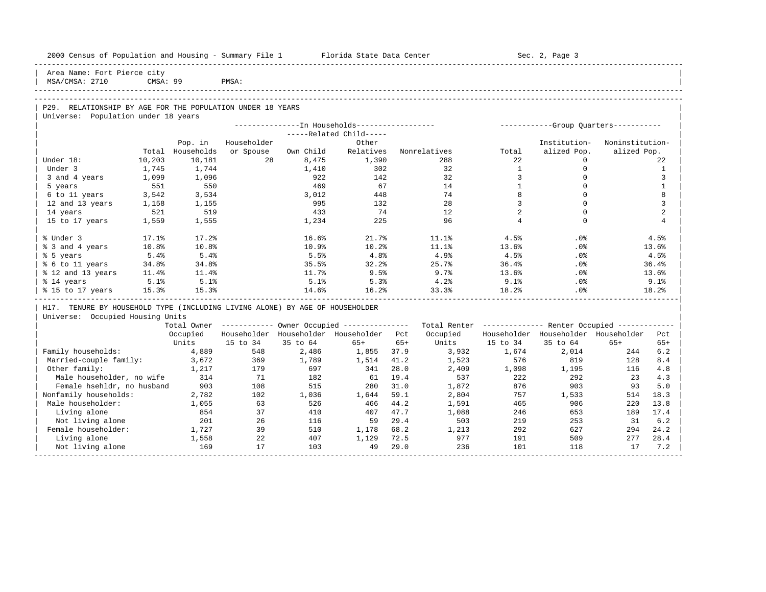Area Name: Fort Pierce city
MSA/CMSA: 2710 CMSA: 99 PMSA:

## P29. RELATIONSHIP BY AGE FOR THE POPULATION UNDER 18 YEARS

Universe: Population under 18 years

| | Total | Pop. in Households | In Households: Householder or Spouse | Related Child: Own Child | Related Child: Other Relatives | Nonrelatives | Group Quarters: Total | Institutionalized Pop. | Noninstitutionalized Pop. |
|---|---|---|---|---|---|---|---|---|---|
| Under 18: | 10,203 | 10,181 | 28 | 8,475 | 1,390 | 288 | 22 | 0 | 22 |
| Under 3 | 1,745 | 1,744 | | 1,410 | 302 | 32 | 1 | 0 | 1 |
| 3 and 4 years | 1,099 | 1,096 | | 922 | 142 | 32 | 3 | 0 | 3 |
| 5 years | 551 | 550 | | 469 | 67 | 14 | 1 | 0 | 1 |
| 6 to 11 years | 3,542 | 3,534 | | 3,012 | 448 | 74 | 8 | 0 | 8 |
| 12 and 13 years | 1,158 | 1,155 | | 995 | 132 | 28 | 3 | 0 | 3 |
| 14 years | 521 | 519 | | 433 | 74 | 12 | 2 | 0 | 2 |
| 15 to 17 years | 1,559 | 1,555 | | 1,234 | 225 | 96 | 4 | 0 | 4 |
| % Under 3 | 17.1% | 17.2% | | 16.6% | 21.7% | 11.1% | 4.5% | .0% | 4.5% |
| % 3 and 4 years | 10.8% | 10.8% | | 10.9% | 10.2% | 11.1% | 13.6% | .0% | 13.6% |
| % 5 years | 5.4% | 5.4% | | 5.5% | 4.8% | 4.9% | 4.5% | .0% | 4.5% |
| % 6 to 11 years | 34.8% | 34.8% | | 35.5% | 32.2% | 25.7% | 36.4% | .0% | 36.4% |
| % 12 and 13 years | 11.4% | 11.4% | | 11.7% | 9.5% | 9.7% | 13.6% | .0% | 13.6% |
| % 14 years | 5.1% | 5.1% | | 5.1% | 5.3% | 4.2% | 9.1% | .0% | 9.1% |
| % 15 to 17 years | 15.3% | 15.3% | | 14.6% | 16.2% | 33.3% | 18.2% | .0% | 18.2% |

## H17. TENURE BY HOUSEHOLD TYPE (INCLUDING LIVING ALONE) BY AGE OF HOUSEHOLDER

Universe: Occupied Housing Units

| | Total Owner Occupied Units | Owner: Householder 15 to 34 | Owner: Householder 35 to 64 | Owner: Householder 65+ | Owner: Pct 65+ | Total Renter Occupied Units | Renter: Householder 15 to 34 | Renter: Householder 35 to 64 | Renter: Householder 65+ | Renter: Pct 65+ |
|---|---|---|---|---|---|---|---|---|---|---|
| Family households: | 4,889 | 548 | 2,486 | 1,855 | 37.9 | 3,932 | 1,674 | 2,014 | 244 | 6.2 |
| Married-couple family: | 3,672 | 369 | 1,789 | 1,514 | 41.2 | 1,523 | 576 | 819 | 128 | 8.4 |
| Other family: | 1,217 | 179 | 697 | 341 | 28.0 | 2,409 | 1,098 | 1,195 | 116 | 4.8 |
| Male householder, no wife | 314 | 71 | 182 | 61 | 19.4 | 537 | 222 | 292 | 23 | 4.3 |
| Female hsehldr, no husband | 903 | 108 | 515 | 280 | 31.0 | 1,872 | 876 | 903 | 93 | 5.0 |
| Nonfamily households: | 2,782 | 102 | 1,036 | 1,644 | 59.1 | 2,804 | 757 | 1,533 | 514 | 18.3 |
| Male householder: | 1,055 | 63 | 526 | 466 | 44.2 | 1,591 | 465 | 906 | 220 | 13.8 |
| Living alone | 854 | 37 | 410 | 407 | 47.7 | 1,088 | 246 | 653 | 189 | 17.4 |
| Not living alone | 201 | 26 | 116 | 59 | 29.4 | 503 | 219 | 253 | 31 | 6.2 |
| Female householder: | 1,727 | 39 | 510 | 1,178 | 68.2 | 1,213 | 292 | 627 | 294 | 24.2 |
| Living alone | 1,558 | 22 | 407 | 1,129 | 72.5 | 977 | 191 | 509 | 277 | 28.4 |
| Not living alone | 169 | 17 | 103 | 49 | 29.0 | 236 | 101 | 118 | 17 | 7.2 |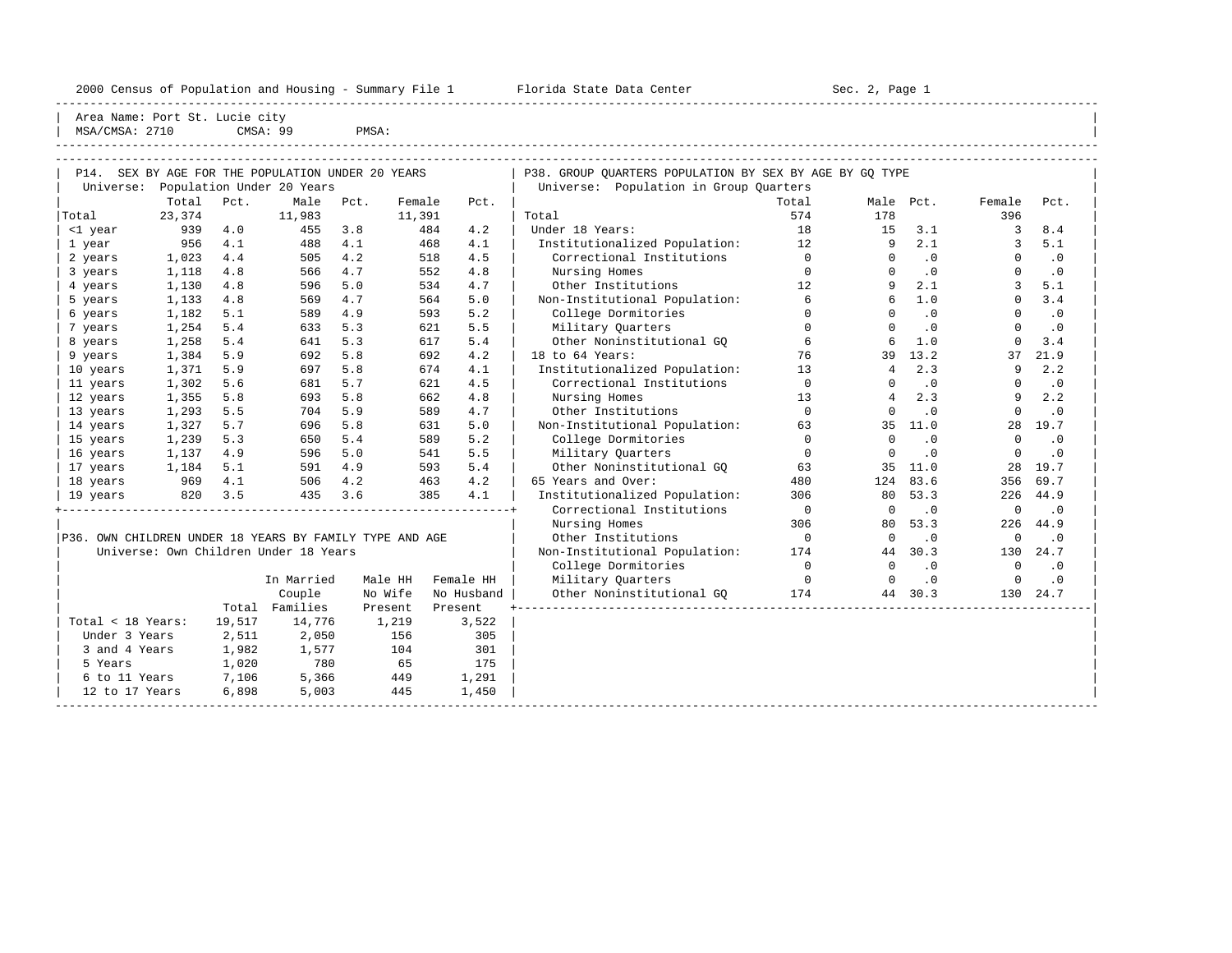Area Name: Port St. Lucie city
MSA/CMSA: 2710 CMSA: 99 PMSA:

## P14. SEX BY AGE FOR THE POPULATION UNDER 20 YEARS

Universe: Population Under 20 Years

| | Total | Pct. | Male | Pct. | Female | Pct. |
|---|---|---|---|---|---|---|
| Total | 23,374 | | 11,983 | | 11,391 | |
| <1 year | 939 | 4.0 | 455 | 3.8 | 484 | 4.2 |
| 1 year | 956 | 4.1 | 488 | 4.1 | 468 | 4.1 |
| 2 years | 1,023 | 4.4 | 505 | 4.2 | 518 | 4.5 |
| 3 years | 1,118 | 4.8 | 566 | 4.7 | 552 | 4.8 |
| 4 years | 1,130 | 4.8 | 596 | 5.0 | 534 | 4.7 |
| 5 years | 1,133 | 4.8 | 569 | 4.7 | 564 | 5.0 |
| 6 years | 1,182 | 5.1 | 589 | 4.9 | 593 | 5.2 |
| 7 years | 1,254 | 5.4 | 633 | 5.3 | 621 | 5.5 |
| 8 years | 1,258 | 5.4 | 641 | 5.3 | 617 | 5.4 |
| 9 years | 1,384 | 5.9 | 692 | 5.8 | 692 | 4.2 |
| 10 years | 1,371 | 5.9 | 697 | 5.8 | 674 | 4.1 |
| 11 years | 1,302 | 5.6 | 681 | 5.7 | 621 | 4.5 |
| 12 years | 1,355 | 5.8 | 693 | 5.8 | 662 | 4.8 |
| 13 years | 1,293 | 5.5 | 704 | 5.9 | 589 | 4.7 |
| 14 years | 1,327 | 5.7 | 696 | 5.8 | 631 | 5.0 |
| 15 years | 1,239 | 5.3 | 650 | 5.4 | 589 | 5.2 |
| 16 years | 1,137 | 4.9 | 596 | 5.0 | 541 | 5.5 |
| 17 years | 1,184 | 5.1 | 591 | 4.9 | 593 | 5.4 |
| 18 years | 969 | 4.1 | 506 | 4.2 | 463 | 4.2 |
| 19 years | 820 | 3.5 | 435 | 3.6 | 385 | 4.1 |

## P36. OWN CHILDREN UNDER 18 YEARS BY FAMILY TYPE AND AGE

Universe: Own Children Under 18 Years

| | Total | In Married Couple Families | Male HH No Wife Present | Female HH No Husband Present |
|---|---|---|---|---|
| Total < 18 Years: | 19,517 | 14,776 | 1,219 | 3,522 |
| Under 3 Years | 2,511 | 2,050 | 156 | 305 |
| 3 and 4 Years | 1,982 | 1,577 | 104 | 301 |
| 5 Years | 1,020 | 780 | 65 | 175 |
| 6 to 11 Years | 7,106 | 5,366 | 449 | 1,291 |
| 12 to 17 Years | 6,898 | 5,003 | 445 | 1,450 |

## P38. GROUP QUARTERS POPULATION BY SEX BY AGE BY GQ TYPE

Universe: Population in Group Quarters

| | Total | Male | Pct. | Female | Pct. |
|---|---|---|---|---|---|
| Total | 574 | 178 | | 396 | |
| Under 18 Years: | 18 | 15 | 3.1 | 3 | 8.4 |
| Institutionalized Population: | 12 | 9 | 2.1 | 3 | 5.1 |
| Correctional Institutions | 0 | 0 | .0 | 0 | .0 |
| Nursing Homes | 0 | 0 | .0 | 0 | .0 |
| Other Institutions | 12 | 9 | 2.1 | 3 | 5.1 |
| Non-Institutional Population: | 6 | 6 | 1.0 | 0 | 3.4 |
| College Dormitories | 0 | 0 | .0 | 0 | .0 |
| Military Quarters | 0 | 0 | .0 | 0 | .0 |
| Other Noninstitutional GQ | 6 | 6 | 1.0 | 0 | 3.4 |
| 18 to 64 Years: | 76 | 39 | 13.2 | 37 | 21.9 |
| Institutionalized Population: | 13 | 4 | 2.3 | 9 | 2.2 |
| Correctional Institutions | 0 | 0 | .0 | 0 | .0 |
| Nursing Homes | 13 | 4 | 2.3 | 9 | 2.2 |
| Other Institutions | 0 | 0 | .0 | 0 | .0 |
| Non-Institutional Population: | 63 | 35 | 11.0 | 28 | 19.7 |
| College Dormitories | 0 | 0 | .0 | 0 | .0 |
| Military Quarters | 0 | 0 | .0 | 0 | .0 |
| Other Noninstitutional GQ | 63 | 35 | 11.0 | 28 | 19.7 |
| 65 Years and Over: | 480 | 124 | 83.6 | 356 | 69.7 |
| Institutionalized Population: | 306 | 80 | 53.3 | 226 | 44.9 |
| Correctional Institutions | 0 | 0 | .0 | 0 | .0 |
| Nursing Homes | 306 | 80 | 53.3 | 226 | 44.9 |
| Other Institutions | 0 | 0 | .0 | 0 | .0 |
| Non-Institutional Population: | 174 | 44 | 30.3 | 130 | 24.7 |
| College Dormitories | 0 | 0 | .0 | 0 | .0 |
| Military Quarters | 0 | 0 | .0 | 0 | .0 |
| Other Noninstitutional GQ | 174 | 44 | 30.3 | 130 | 24.7 |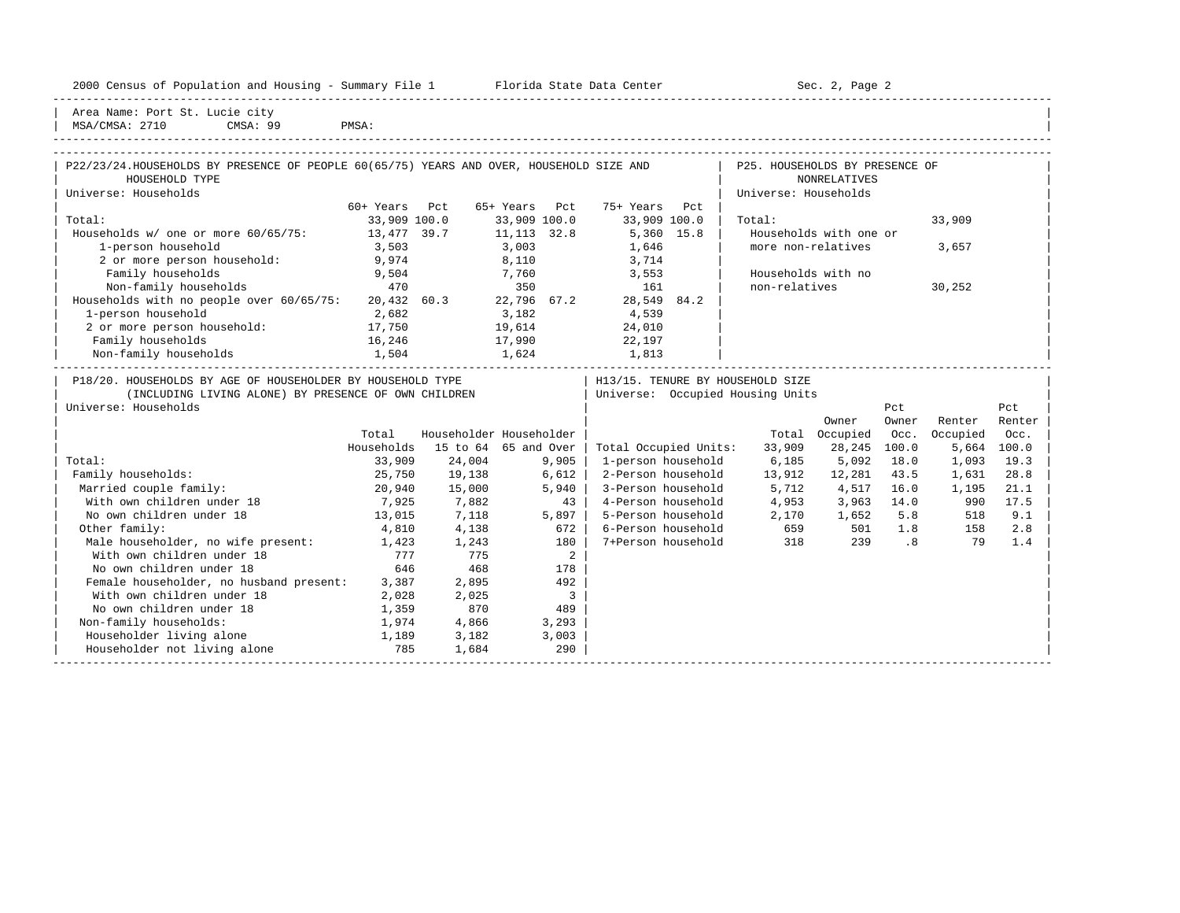Area Name: Port St. Lucie city
MSA/CMSA: 2710 CMSA: 99 PMSA:

## P22/23/24. HOUSEHOLDS BY PRESENCE OF PEOPLE 60(65/75) YEARS AND OVER, HOUSEHOLD SIZE AND HOUSEHOLD TYPE

Universe: Households

| | 60+ Years | Pct | 65+ Years | Pct | 75+ Years | Pct |
|---|---|---|---|---|---|---|
| Total: | 33,909 | 100.0 | 33,909 | 100.0 | 33,909 | 100.0 |
| Households w/ one or more 60/65/75: | 13,477 | 39.7 | 11,113 | 32.8 | 5,360 | 15.8 |
| 1-person household | 3,503 | | 3,003 | | 1,646 | |
| 2 or more person household: | 9,974 | | 8,110 | | 3,714 | |
| Family households | 9,504 | | 7,760 | | 3,553 | |
| Non-family households | 470 | | 350 | | 161 | |
| Households with no people over 60/65/75: | 20,432 | 60.3 | 22,796 | 67.2 | 28,549 | 84.2 |
| 1-person household | 2,682 | | 3,182 | | 4,539 | |
| 2 or more person household: | 17,750 | | 19,614 | | 24,010 | |
| Family households | 16,246 | | 17,990 | | 22,197 | |
| Non-family households | 1,504 | | 1,624 | | 1,813 | |

## P25. HOUSEHOLDS BY PRESENCE OF NONRELATIVES

Universe: Households

| | |
|---|---|
| Total: | 33,909 |
| Households with one or more non-relatives | 3,657 |
| Households with no non-relatives | 30,252 |

## P18/20. HOUSEHOLDS BY AGE OF HOUSEHOLDER BY HOUSEHOLD TYPE (INCLUDING LIVING ALONE) BY PRESENCE OF OWN CHILDREN

Universe: Households

| | Total Households | Householder 15 to 64 | Householder 65 and Over |
|---|---|---|---|
| Total: | 33,909 | 24,004 | 9,905 |
| Family households: | 25,750 | 19,138 | 6,612 |
| Married couple family: | 20,940 | 15,000 | 5,940 |
| With own children under 18 | 7,925 | 7,882 | 43 |
| No own children under 18 | 13,015 | 7,118 | 5,897 |
| Other family: | 4,810 | 4,138 | 672 |
| Male householder, no wife present: | 1,423 | 1,243 | 180 |
| With own children under 18 | 777 | 775 | 2 |
| No own children under 18 | 646 | 468 | 178 |
| Female householder, no husband present: | 3,387 | 2,895 | 492 |
| With own children under 18 | 2,028 | 2,025 | 3 |
| No own children under 18 | 1,359 | 870 | 489 |
| Non-family households: | 1,974 | 4,866 | 3,293 |
| Householder living alone | 1,189 | 3,182 | 3,003 |
| Householder not living alone | 785 | 1,684 | 290 |

## H13/15. TENURE BY HOUSEHOLD SIZE

Universe: Occupied Housing Units

| | Total | Owner Occupied | Pct Owner Occ. | Renter Occupied | Pct Renter Occ. |
|---|---|---|---|---|---|
| Total Occupied Units: | 33,909 | 28,245 | 100.0 | 5,664 | 100.0 |
| 1-person household | 6,185 | 5,092 | 18.0 | 1,093 | 19.3 |
| 2-Person household | 13,912 | 12,281 | 43.5 | 1,631 | 28.8 |
| 3-Person household | 5,712 | 4,517 | 16.0 | 1,195 | 21.1 |
| 4-Person household | 4,953 | 3,963 | 14.0 | 990 | 17.5 |
| 5-Person household | 2,170 | 1,652 | 5.8 | 518 | 9.1 |
| 6-Person household | 659 | 501 | 1.8 | 158 | 2.8 |
| 7+Person household | 318 | 239 | .8 | 79 | 1.4 |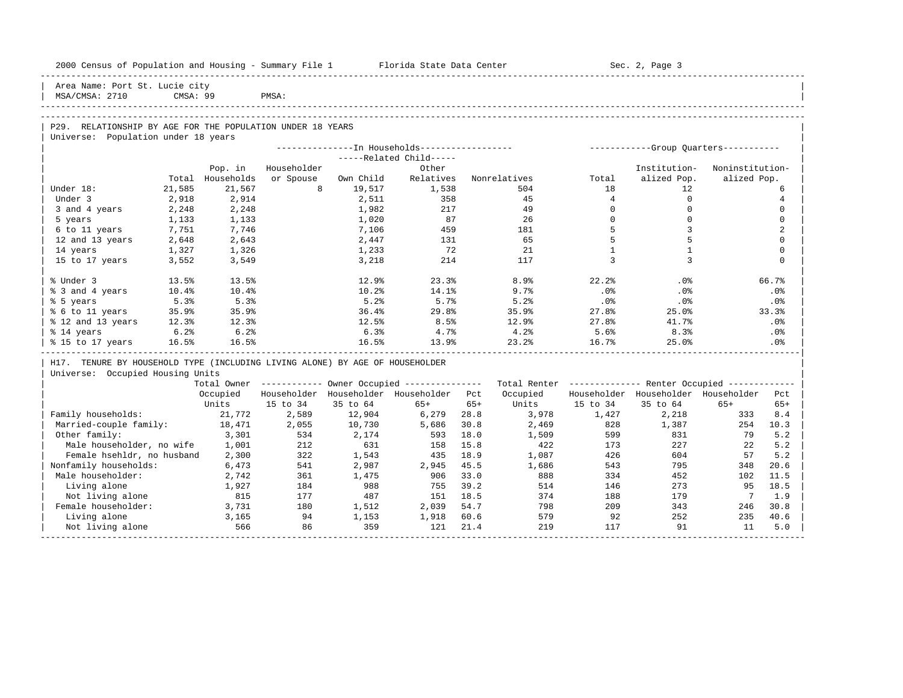Area Name: Port St. Lucie city
MSA/CMSA: 2710 CMSA: 99 PMSA:

## P29. RELATIONSHIP BY AGE FOR THE POPULATION UNDER 18 YEARS

Universe: Population under 18 years

| | Total | In Households: Pop. in Households | Householder or Spouse | Related Child: Own Child | Related Child: Other Relatives | Nonrelatives | Group Quarters: Total | Institutionalized Pop. | Noninstitutionalized Pop. |
|---|---|---|---|---|---|---|---|---|---|
| Under 18: | 21,585 | 21,567 | 8 | 19,517 | 1,538 | 504 | 18 | 12 | 6 |
| Under 3 | 2,918 | 2,914 | | 2,511 | 358 | 45 | 4 | 0 | 4 |
| 3 and 4 years | 2,248 | 2,248 | | 1,982 | 217 | 49 | 0 | 0 | 0 |
| 5 years | 1,133 | 1,133 | | 1,020 | 87 | 26 | 0 | 0 | 0 |
| 6 to 11 years | 7,751 | 7,746 | | 7,106 | 459 | 181 | 5 | 3 | 2 |
| 12 and 13 years | 2,648 | 2,643 | | 2,447 | 131 | 65 | 5 | 5 | 0 |
| 14 years | 1,327 | 1,326 | | 1,233 | 72 | 21 | 1 | 1 | 0 |
| 15 to 17 years | 3,552 | 3,549 | | 3,218 | 214 | 117 | 3 | 3 | 0 |
| % Under 3 | 13.5% | 13.5% | | 12.9% | 23.3% | 8.9% | 22.2% | .0% | 66.7% |
| % 3 and 4 years | 10.4% | 10.4% | | 10.2% | 14.1% | 9.7% | .0% | .0% | .0% |
| % 5 years | 5.3% | 5.3% | | 5.2% | 5.7% | 5.2% | .0% | .0% | .0% |
| % 6 to 11 years | 35.9% | 35.9% | | 36.4% | 29.8% | 35.9% | 27.8% | 25.0% | 33.3% |
| % 12 and 13 years | 12.3% | 12.3% | | 12.5% | 8.5% | 12.9% | 27.8% | 41.7% | .0% |
| % 14 years | 6.2% | 6.2% | | 6.3% | 4.7% | 4.2% | 5.6% | 8.3% | .0% |
| % 15 to 17 years | 16.5% | 16.5% | | 16.5% | 13.9% | 23.2% | 16.7% | 25.0% | .0% |

## H17. TENURE BY HOUSEHOLD TYPE (INCLUDING LIVING ALONE) BY AGE OF HOUSEHOLDER

Universe: Occupied Housing Units

| | Total Owner Occupied Units | Owner Occupied: Householder 15 to 34 | Householder 35 to 64 | Householder 65+ | Pct 65+ | Total Renter Occupied Units | Renter Occupied: Householder 15 to 34 | Householder 35 to 64 | Householder 65+ | Pct 65+ |
|---|---|---|---|---|---|---|---|---|---|---|
| Family households: | 21,772 | 2,589 | 12,904 | 6,279 | 28.8 | 3,978 | 1,427 | 2,218 | 333 | 8.4 |
| Married-couple family: | 18,471 | 2,055 | 10,730 | 5,686 | 30.8 | 2,469 | 828 | 1,387 | 254 | 10.3 |
| Other family: | 3,301 | 534 | 2,174 | 593 | 18.0 | 1,509 | 599 | 831 | 79 | 5.2 |
| Male householder, no wife | 1,001 | 212 | 631 | 158 | 15.8 | 422 | 173 | 227 | 22 | 5.2 |
| Female hsehldr, no husband | 2,300 | 322 | 1,543 | 435 | 18.9 | 1,087 | 426 | 604 | 57 | 5.2 |
| Nonfamily households: | 6,473 | 541 | 2,987 | 2,945 | 45.5 | 1,686 | 543 | 795 | 348 | 20.6 |
| Male householder: | 2,742 | 361 | 1,475 | 906 | 33.0 | 888 | 334 | 452 | 102 | 11.5 |
| Living alone | 1,927 | 184 | 988 | 755 | 39.2 | 514 | 146 | 273 | 95 | 18.5 |
| Not living alone | 815 | 177 | 487 | 151 | 18.5 | 374 | 188 | 179 | 7 | 1.9 |
| Female householder: | 3,731 | 180 | 1,512 | 2,039 | 54.7 | 798 | 209 | 343 | 246 | 30.8 |
| Living alone | 3,165 | 94 | 1,153 | 1,918 | 60.6 | 579 | 92 | 252 | 235 | 40.6 |
| Not living alone | 566 | 86 | 359 | 121 | 21.4 | 219 | 117 | 91 | 11 | 5.0 |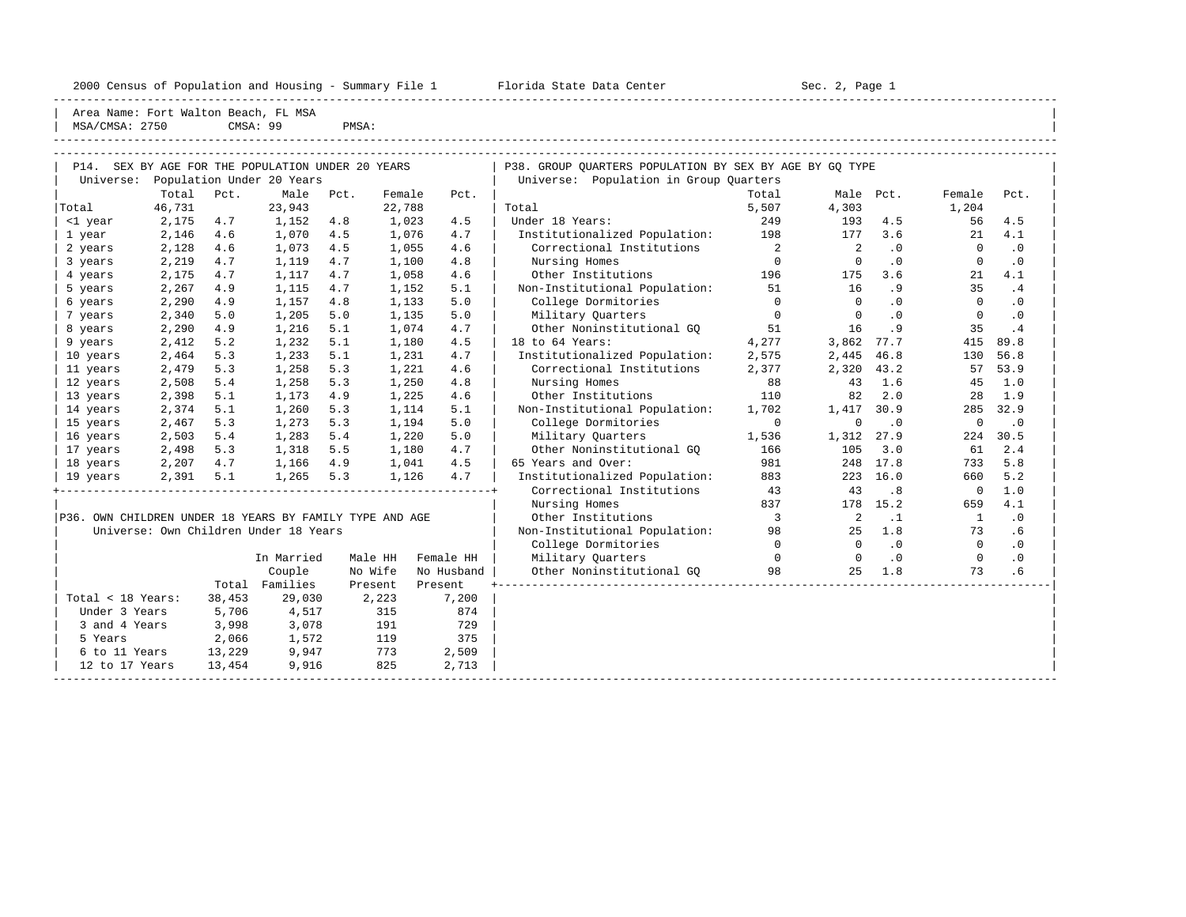2000 Census of Population and Housing - Summary File 1 Florida State Data Center

Area Name: Fort Walton Beach, FL MSA
MSA/CMSA: 2750 CMSA: 99 PMSA:

## P14. SEX BY AGE FOR THE POPULATION UNDER 20 YEARS

Universe: Population Under 20 Years

| | Total | Pct. | Male | Pct. | Female | Pct. |
|---|---|---|---|---|---|---|
| Total | 46,731 | | 23,943 | | 22,788 | |
| <1 year | 2,175 | 4.7 | 1,152 | 4.8 | 1,023 | 4.5 |
| 1 year | 2,146 | 4.6 | 1,070 | 4.5 | 1,076 | 4.7 |
| 2 years | 2,128 | 4.6 | 1,073 | 4.5 | 1,055 | 4.6 |
| 3 years | 2,219 | 4.7 | 1,119 | 4.7 | 1,100 | 4.8 |
| 4 years | 2,175 | 4.7 | 1,117 | 4.7 | 1,058 | 4.6 |
| 5 years | 2,267 | 4.9 | 1,115 | 4.7 | 1,152 | 5.1 |
| 6 years | 2,290 | 4.9 | 1,157 | 4.8 | 1,133 | 5.0 |
| 7 years | 2,340 | 5.0 | 1,205 | 5.0 | 1,135 | 5.0 |
| 8 years | 2,290 | 4.9 | 1,216 | 5.1 | 1,074 | 4.7 |
| 9 years | 2,412 | 5.2 | 1,232 | 5.1 | 1,180 | 4.5 |
| 10 years | 2,464 | 5.3 | 1,233 | 5.1 | 1,231 | 4.7 |
| 11 years | 2,479 | 5.3 | 1,258 | 5.3 | 1,221 | 4.6 |
| 12 years | 2,508 | 5.4 | 1,258 | 5.3 | 1,250 | 4.8 |
| 13 years | 2,398 | 5.1 | 1,173 | 4.9 | 1,225 | 4.6 |
| 14 years | 2,374 | 5.1 | 1,260 | 5.3 | 1,114 | 5.1 |
| 15 years | 2,467 | 5.3 | 1,273 | 5.3 | 1,194 | 5.0 |
| 16 years | 2,503 | 5.4 | 1,283 | 5.4 | 1,220 | 5.0 |
| 17 years | 2,498 | 5.3 | 1,318 | 5.5 | 1,180 | 4.7 |
| 18 years | 2,207 | 4.7 | 1,166 | 4.9 | 1,041 | 4.5 |
| 19 years | 2,391 | 5.1 | 1,265 | 5.3 | 1,126 | 4.7 |

## P36. OWN CHILDREN UNDER 18 YEARS BY FAMILY TYPE AND AGE

Universe: Own Children Under 18 Years

| | Total | In Married Couple Families | Male HH No Wife Present | Female HH No Husband Present |
|---|---|---|---|---|
| Total < 18 Years: | 38,453 | 29,030 | 2,223 | 7,200 |
| Under 3 Years | 5,706 | 4,517 | 315 | 874 |
| 3 and 4 Years | 3,998 | 3,078 | 191 | 729 |
| 5 Years | 2,066 | 1,572 | 119 | 375 |
| 6 to 11 Years | 13,229 | 9,947 | 773 | 2,509 |
| 12 to 17 Years | 13,454 | 9,916 | 825 | 2,713 |

## P38. GROUP QUARTERS POPULATION BY SEX BY AGE BY GQ TYPE

Universe: Population in Group Quarters

| | Total | Male | Pct. | Female | Pct. |
|---|---|---|---|---|---|
| Total | 5,507 | 4,303 | | 1,204 | |
| Under 18 Years: | 249 | 193 | 4.5 | 56 | 4.5 |
| Institutionalized Population: | 198 | 177 | 3.6 | 21 | 4.1 |
| Correctional Institutions | 2 | 2 | .0 | 0 | .0 |
| Nursing Homes | 0 | 0 | .0 | 0 | .0 |
| Other Institutions | 196 | 175 | 3.6 | 21 | 4.1 |
| Non-Institutional Population: | 51 | 16 | .9 | 35 | .4 |
| College Dormitories | 0 | 0 | .0 | 0 | .0 |
| Military Quarters | 0 | 0 | .0 | 0 | .0 |
| Other Noninstitutional GQ | 51 | 16 | .9 | 35 | .4 |
| 18 to 64 Years: | 4,277 | 3,862 | 77.7 | 415 | 89.8 |
| Institutionalized Population: | 2,575 | 2,445 | 46.8 | 130 | 56.8 |
| Correctional Institutions | 2,377 | 2,320 | 43.2 | 57 | 53.9 |
| Nursing Homes | 88 | 43 | 1.6 | 45 | 1.0 |
| Other Institutions | 110 | 82 | 2.0 | 28 | 1.9 |
| Non-Institutional Population: | 1,702 | 1,417 | 30.9 | 285 | 32.9 |
| College Dormitories | 0 | 0 | .0 | 0 | .0 |
| Military Quarters | 1,536 | 1,312 | 27.9 | 224 | 30.5 |
| Other Noninstitutional GQ | 166 | 105 | 3.0 | 61 | 2.4 |
| 65 Years and Over: | 981 | 248 | 17.8 | 733 | 5.8 |
| Institutionalized Population: | 883 | 223 | 16.0 | 660 | 5.2 |
| Correctional Institutions | 43 | 43 | .8 | 0 | 1.0 |
| Nursing Homes | 837 | 178 | 15.2 | 659 | 4.1 |
| Other Institutions | 3 | 2 | .1 | 1 | .0 |
| Non-Institutional Population: | 98 | 25 | 1.8 | 73 | .6 |
| College Dormitories | 0 | 0 | .0 | 0 | .0 |
| Military Quarters | 0 | 0 | .0 | 0 | .0 |
| Other Noninstitutional GQ | 98 | 25 | 1.8 | 73 | .6 |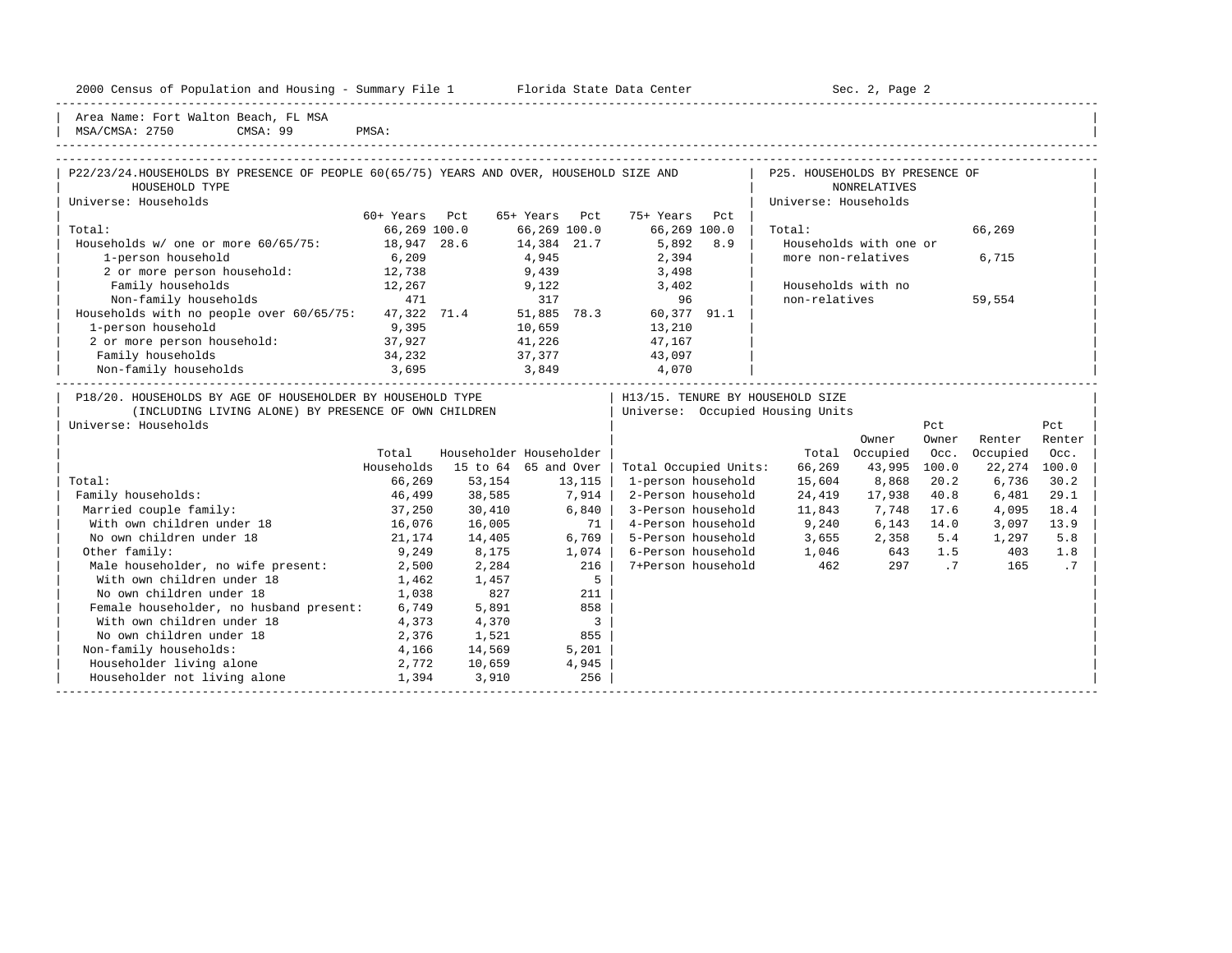Area Name: Fort Walton Beach, FL MSA
MSA/CMSA: 2750 CMSA: 99 PMSA:

## P22/23/24. HOUSEHOLDS BY PRESENCE OF PEOPLE 60(65/75) YEARS AND OVER, HOUSEHOLD SIZE AND HOUSEHOLD TYPE

Universe: Households

| | 60+ Years | Pct | 65+ Years | Pct | 75+ Years | Pct |
|---|---|---|---|---|---|---|
| Total: | 66,269 | 100.0 | 66,269 | 100.0 | 66,269 | 100.0 |
| Households w/ one or more 60/65/75: | 18,947 | 28.6 | 14,384 | 21.7 | 5,892 | 8.9 |
| 1-person household | 6,209 | | 4,945 | | 2,394 | |
| 2 or more person household: | 12,738 | | 9,439 | | 3,498 | |
| Family households | 12,267 | | 9,122 | | 3,402 | |
| Non-family households | 471 | | 317 | | 96 | |
| Households with no people over 60/65/75: | 47,322 | 71.4 | 51,885 | 78.3 | 60,377 | 91.1 |
| 1-person household | 9,395 | | 10,659 | | 13,210 | |
| 2 or more person household: | 37,927 | | 41,226 | | 47,167 | |
| Family households | 34,232 | | 37,377 | | 43,097 | |
| Non-family households | 3,695 | | 3,849 | | 4,070 | |

## P25. HOUSEHOLDS BY PRESENCE OF NONRELATIVES

Universe: Households

| | |
|---|---|
| Total: | 66,269 |
| Households with one or more non-relatives | 6,715 |
| Households with no non-relatives | 59,554 |

## P18/20. HOUSEHOLDS BY AGE OF HOUSEHOLDER BY HOUSEHOLD TYPE (INCLUDING LIVING ALONE) BY PRESENCE OF OWN CHILDREN

Universe: Households

| | Total Households | Householder 15 to 64 | Householder 65 and Over |
|---|---|---|---|
| Total: | 66,269 | 53,154 | 13,115 |
| Family households: | 46,499 | 38,585 | 7,914 |
| Married couple family: | 37,250 | 30,410 | 6,840 |
| With own children under 18 | 16,076 | 16,005 | 71 |
| No own children under 18 | 21,174 | 14,405 | 6,769 |
| Other family: | 9,249 | 8,175 | 1,074 |
| Male householder, no wife present: | 2,500 | 2,284 | 216 |
| With own children under 18 | 1,462 | 1,457 | 5 |
| No own children under 18 | 1,038 | 827 | 211 |
| Female householder, no husband present: | 6,749 | 5,891 | 858 |
| With own children under 18 | 4,373 | 4,370 | 3 |
| No own children under 18 | 2,376 | 1,521 | 855 |
| Non-family households: | 4,166 | 14,569 | 5,201 |
| Householder living alone | 2,772 | 10,659 | 4,945 |
| Householder not living alone | 1,394 | 3,910 | 256 |

## H13/15. TENURE BY HOUSEHOLD SIZE

Universe: Occupied Housing Units

| | Total | Owner Occupied | Pct Owner Occ. | Renter Occupied | Pct Renter Occ. |
|---|---|---|---|---|---|
| Total Occupied Units: | 66,269 | 43,995 | 100.0 | 22,274 | 100.0 |
| 1-person household | 15,604 | 8,868 | 20.2 | 6,736 | 30.2 |
| 2-Person household | 24,419 | 17,938 | 40.8 | 6,481 | 29.1 |
| 3-Person household | 11,843 | 7,748 | 17.6 | 4,095 | 18.4 |
| 4-Person household | 9,240 | 6,143 | 14.0 | 3,097 | 13.9 |
| 5-Person household | 3,655 | 2,358 | 5.4 | 1,297 | 5.8 |
| 6-Person household | 1,046 | 643 | 1.5 | 403 | 1.8 |
| 7+Person household | 462 | 297 | .7 | 165 | .7 |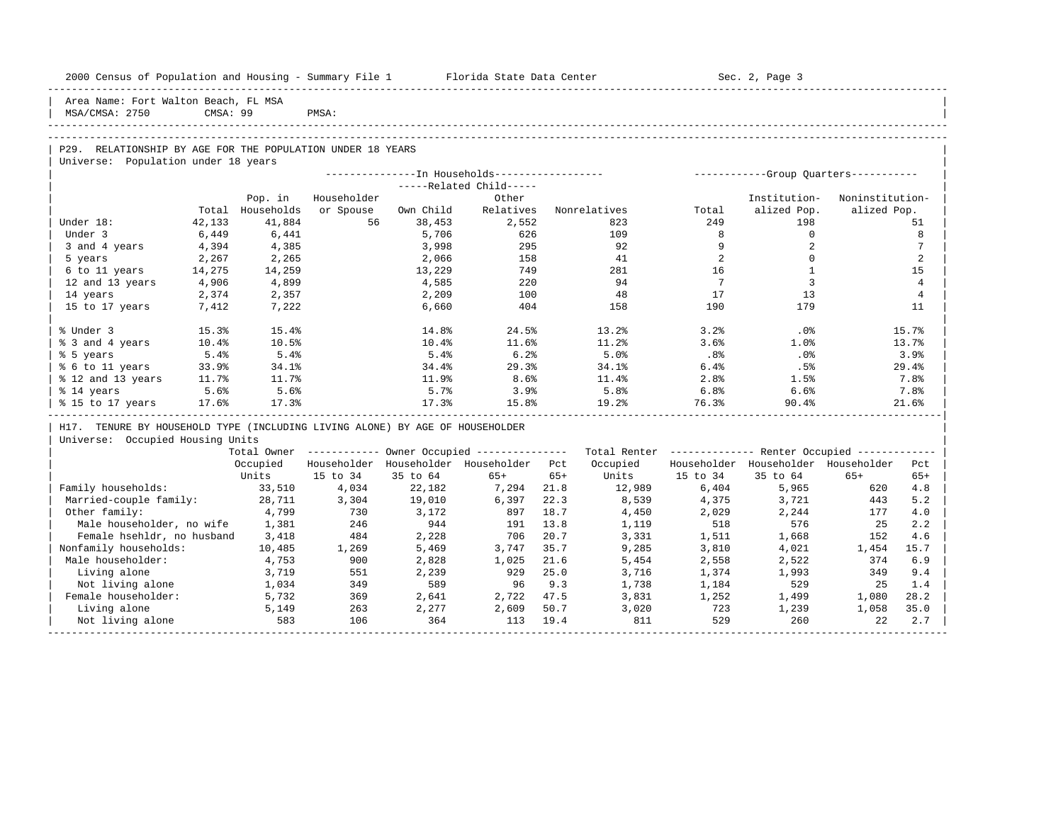Area Name: Fort Walton Beach, FL MSA
MSA/CMSA: 2750 CMSA: 99 PMSA:

## P29. RELATIONSHIP BY AGE FOR THE POPULATION UNDER 18 YEARS

Universe: Population under 18 years

| | Total | In Households: Pop. in Households | Related Child: Householder or Spouse | Related Child: Own Child | Related Child: Other Relatives | Nonrelatives | Group Quarters: Total | Institutionalized Pop. | Noninstitutionalized Pop. |
|---|---|---|---|---|---|---|---|---|---|
| Under 18: | 42,133 | 41,884 | 56 | 38,453 | 2,552 | 823 | 249 | 198 | 51 |
| Under 3 | 6,449 | 6,441 | | 5,706 | 626 | 109 | 8 | 0 | 8 |
| 3 and 4 years | 4,394 | 4,385 | | 3,998 | 295 | 92 | 9 | 2 | 7 |
| 5 years | 2,267 | 2,265 | | 2,066 | 158 | 41 | 2 | 0 | 2 |
| 6 to 11 years | 14,275 | 14,259 | | 13,229 | 749 | 281 | 16 | 1 | 15 |
| 12 and 13 years | 4,906 | 4,899 | | 4,585 | 220 | 94 | 7 | 3 | 4 |
| 14 years | 2,374 | 2,357 | | 2,209 | 100 | 48 | 17 | 13 | 4 |
| 15 to 17 years | 7,412 | 7,222 | | 6,660 | 404 | 158 | 190 | 179 | 11 |
| % Under 3 | 15.3% | 15.4% | | 14.8% | 24.5% | 13.2% | 3.2% | .0% | 15.7% |
| % 3 and 4 years | 10.4% | 10.5% | | 10.4% | 11.6% | 11.2% | 3.6% | 1.0% | 13.7% |
| % 5 years | 5.4% | 5.4% | | 5.4% | 6.2% | 5.0% | .8% | .0% | 3.9% |
| % 6 to 11 years | 33.9% | 34.1% | | 34.4% | 29.3% | 34.1% | 6.4% | .5% | 29.4% |
| % 12 and 13 years | 11.7% | 11.7% | | 11.9% | 8.6% | 11.4% | 2.8% | 1.5% | 7.8% |
| % 14 years | 5.6% | 5.6% | | 5.7% | 3.9% | 5.8% | 6.8% | 6.6% | 7.8% |
| % 15 to 17 years | 17.6% | 17.3% | | 17.3% | 15.8% | 19.2% | 76.3% | 90.4% | 21.6% |

## H17. TENURE BY HOUSEHOLD TYPE (INCLUDING LIVING ALONE) BY AGE OF HOUSEHOLDER

Universe: Occupied Housing Units

| | Total Owner Occupied Units | Owner Occupied: Householder 15 to 34 | Householder 35 to 64 | Householder 65+ | Pct 65+ | Total Renter Occupied Units | Renter Occupied: Householder 15 to 34 | Householder 35 to 64 | Householder 65+ | Pct 65+ |
|---|---|---|---|---|---|---|---|---|---|---|
| Family households: | 33,510 | 4,034 | 22,182 | 7,294 | 21.8 | 12,989 | 6,404 | 5,965 | 620 | 4.8 |
| Married-couple family: | 28,711 | 3,304 | 19,010 | 6,397 | 22.3 | 8,539 | 4,375 | 3,721 | 443 | 5.2 |
| Other family: | 4,799 | 730 | 3,172 | 897 | 18.7 | 4,450 | 2,029 | 2,244 | 177 | 4.0 |
| Male householder, no wife | 1,381 | 246 | 944 | 191 | 13.8 | 1,119 | 518 | 576 | 25 | 2.2 |
| Female hsehldr, no husband | 3,418 | 484 | 2,228 | 706 | 20.7 | 3,331 | 1,511 | 1,668 | 152 | 4.6 |
| Nonfamily households: | 10,485 | 1,269 | 5,469 | 3,747 | 35.7 | 9,285 | 3,810 | 4,021 | 1,454 | 15.7 |
| Male householder: | 4,753 | 900 | 2,828 | 1,025 | 21.6 | 5,454 | 2,558 | 2,522 | 374 | 6.9 |
| Living alone | 3,719 | 551 | 2,239 | 929 | 25.0 | 3,716 | 1,374 | 1,993 | 349 | 9.4 |
| Not living alone | 1,034 | 349 | 589 | 96 | 9.3 | 1,738 | 1,184 | 529 | 25 | 1.4 |
| Female householder: | 5,732 | 369 | 2,641 | 2,722 | 47.5 | 3,831 | 1,252 | 1,499 | 1,080 | 28.2 |
| Living alone | 5,149 | 263 | 2,277 | 2,609 | 50.7 | 3,020 | 723 | 1,239 | 1,058 | 35.0 |
| Not living alone | 583 | 106 | 364 | 113 | 19.4 | 811 | 529 | 260 | 22 | 2.7 |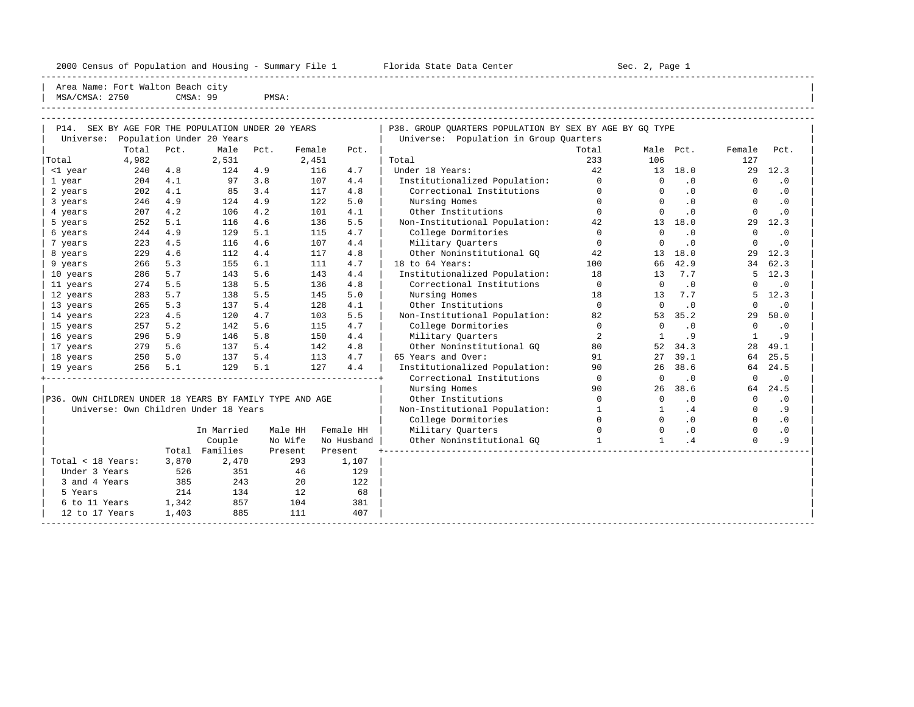Area Name: Fort Walton Beach city
MSA/CMSA: 2750 CMSA: 99 PMSA:

## P14. SEX BY AGE FOR THE POPULATION UNDER 20 YEARS

Universe: Population Under 20 Years

| | Total | Pct. | Male | Pct. | Female | Pct. |
|---|---|---|---|---|---|---|
| Total | 4,982 | | 2,531 | | 2,451 | |
| <1 year | 240 | 4.8 | 124 | 4.9 | 116 | 4.7 |
| 1 year | 204 | 4.1 | 97 | 3.8 | 107 | 4.4 |
| 2 years | 202 | 4.1 | 85 | 3.4 | 117 | 4.8 |
| 3 years | 246 | 4.9 | 124 | 4.9 | 122 | 5.0 |
| 4 years | 207 | 4.2 | 106 | 4.2 | 101 | 4.1 |
| 5 years | 252 | 5.1 | 116 | 4.6 | 136 | 5.5 |
| 6 years | 244 | 4.9 | 129 | 5.1 | 115 | 4.7 |
| 7 years | 223 | 4.5 | 116 | 4.6 | 107 | 4.4 |
| 8 years | 229 | 4.6 | 112 | 4.4 | 117 | 4.8 |
| 9 years | 266 | 5.3 | 155 | 6.1 | 111 | 4.7 |
| 10 years | 286 | 5.7 | 143 | 5.6 | 143 | 4.4 |
| 11 years | 274 | 5.5 | 138 | 5.5 | 136 | 4.8 |
| 12 years | 283 | 5.7 | 138 | 5.5 | 145 | 5.0 |
| 13 years | 265 | 5.3 | 137 | 5.4 | 128 | 4.1 |
| 14 years | 223 | 4.5 | 120 | 4.7 | 103 | 5.5 |
| 15 years | 257 | 5.2 | 142 | 5.6 | 115 | 4.7 |
| 16 years | 296 | 5.9 | 146 | 5.8 | 150 | 4.4 |
| 17 years | 279 | 5.6 | 137 | 5.4 | 142 | 4.8 |
| 18 years | 250 | 5.0 | 137 | 5.4 | 113 | 4.7 |
| 19 years | 256 | 5.1 | 129 | 5.1 | 127 | 4.4 |

## P36. OWN CHILDREN UNDER 18 YEARS BY FAMILY TYPE AND AGE

Universe: Own Children Under 18 Years

| | Total | In Married Couple Families | Male HH No Wife Present | Female HH No Husband Present |
|---|---|---|---|---|
| Total < 18 Years: | 3,870 | 2,470 | 293 | 1,107 |
| Under 3 Years | 526 | 351 | 46 | 129 |
| 3 and 4 Years | 385 | 243 | 20 | 122 |
| 5 Years | 214 | 134 | 12 | 68 |
| 6 to 11 Years | 1,342 | 857 | 104 | 381 |
| 12 to 17 Years | 1,403 | 885 | 111 | 407 |

## P38. GROUP QUARTERS POPULATION BY SEX BY AGE BY GQ TYPE

Universe: Population in Group Quarters

| | Total | Male | Pct. | Female | Pct. |
|---|---|---|---|---|---|
| Total | 233 | 106 | | 127 | |
| Under 18 Years: | 42 | 13 | 18.0 | 29 | 12.3 |
| Institutionalized Population: | 0 | 0 | .0 | 0 | .0 |
| Correctional Institutions | 0 | 0 | .0 | 0 | .0 |
| Nursing Homes | 0 | 0 | .0 | 0 | .0 |
| Other Institutions | 0 | 0 | .0 | 0 | .0 |
| Non-Institutional Population: | 42 | 13 | 18.0 | 29 | 12.3 |
| College Dormitories | 0 | 0 | .0 | 0 | .0 |
| Military Quarters | 0 | 0 | .0 | 0 | .0 |
| Other Noninstitutional GQ | 42 | 13 | 18.0 | 29 | 12.3 |
| 18 to 64 Years: | 100 | 66 | 42.9 | 34 | 62.3 |
| Institutionalized Population: | 18 | 13 | 7.7 | 5 | 12.3 |
| Correctional Institutions | 0 | 0 | .0 | 0 | .0 |
| Nursing Homes | 18 | 13 | 7.7 | 5 | 12.3 |
| Other Institutions | 0 | 0 | .0 | 0 | .0 |
| Non-Institutional Population: | 82 | 53 | 35.2 | 29 | 50.0 |
| College Dormitories | 0 | 0 | .0 | 0 | .0 |
| Military Quarters | 2 | 1 | .9 | 1 | .9 |
| Other Noninstitutional GQ | 80 | 52 | 34.3 | 28 | 49.1 |
| 65 Years and Over: | 91 | 27 | 39.1 | 64 | 25.5 |
| Institutionalized Population: | 90 | 26 | 38.6 | 64 | 24.5 |
| Correctional Institutions | 0 | 0 | .0 | 0 | .0 |
| Nursing Homes | 90 | 26 | 38.6 | 64 | 24.5 |
| Other Institutions | 0 | 0 | .0 | 0 | .0 |
| Non-Institutional Population: | 1 | 1 | .4 | 0 | .9 |
| College Dormitories | 0 | 0 | .0 | 0 | .0 |
| Military Quarters | 0 | 0 | .0 | 0 | .0 |
| Other Noninstitutional GQ | 1 | 1 | .4 | 0 | .9 |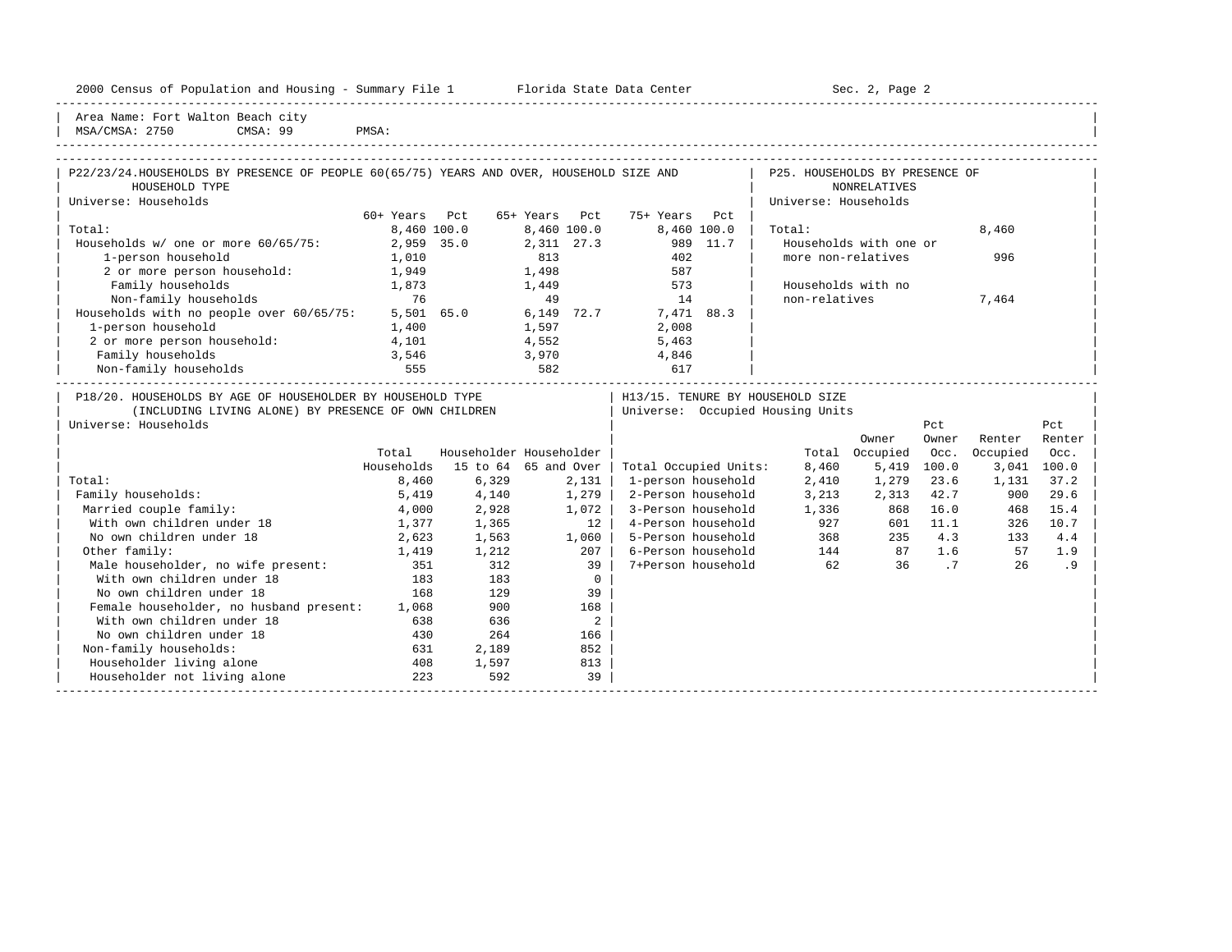Area Name: Fort Walton Beach city
MSA/CMSA: 2750 CMSA: 99 PMSA:

## P22/23/24. HOUSEHOLDS BY PRESENCE OF PEOPLE 60(65/75) YEARS AND OVER, HOUSEHOLD SIZE AND HOUSEHOLD TYPE

Universe: Households

| | 60+ Years | Pct | 65+ Years | Pct | 75+ Years | Pct |
|---|---|---|---|---|---|---|
| Total: | 8,460 | 100.0 | 8,460 | 100.0 | 8,460 | 100.0 |
| Households w/ one or more 60/65/75: | 2,959 | 35.0 | 2,311 | 27.3 | 989 | 11.7 |
| 1-person household | 1,010 | | 813 | | 402 | |
| 2 or more person household: | 1,949 | | 1,498 | | 587 | |
| Family households | 1,873 | | 1,449 | | 573 | |
| Non-family households | 76 | | 49 | | 14 | |
| Households with no people over 60/65/75: | 5,501 | 65.0 | 6,149 | 72.7 | 7,471 | 88.3 |
| 1-person household | 1,400 | | 1,597 | | 2,008 | |
| 2 or more person household: | 4,101 | | 4,552 | | 5,463 | |
| Family households | 3,546 | | 3,970 | | 4,846 | |
| Non-family households | 555 | | 582 | | 617 | |

## P25. HOUSEHOLDS BY PRESENCE OF NONRELATIVES

Universe: Households

| | |
|---|---|
| Total: | 8,460 |
| Households with one or more non-relatives | 996 |
| Households with no non-relatives | 7,464 |

## P18/20. HOUSEHOLDS BY AGE OF HOUSEHOLDER BY HOUSEHOLD TYPE (INCLUDING LIVING ALONE) BY PRESENCE OF OWN CHILDREN

Universe: Households

| | Total Households | Householder 15 to 64 | Householder 65 and Over |
|---|---|---|---|
| Total: | 8,460 | 6,329 | 2,131 |
| Family households: | 5,419 | 4,140 | 1,279 |
| Married couple family: | 4,000 | 2,928 | 1,072 |
| With own children under 18 | 1,377 | 1,365 | 12 |
| No own children under 18 | 2,623 | 1,563 | 1,060 |
| Other family: | 1,419 | 1,212 | 207 |
| Male householder, no wife present: | 351 | 312 | 39 |
| With own children under 18 | 183 | 183 | 0 |
| No own children under 18 | 168 | 129 | 39 |
| Female householder, no husband present: | 1,068 | 900 | 168 |
| With own children under 18 | 638 | 636 | 2 |
| No own children under 18 | 430 | 264 | 166 |
| Non-family households: | 631 | 2,189 | 852 |
| Householder living alone | 408 | 1,597 | 813 |
| Householder not living alone | 223 | 592 | 39 |

## H13/15. TENURE BY HOUSEHOLD SIZE

Universe: Occupied Housing Units

| | Total | Owner Occupied | Pct Owner Occ. | Renter Occupied | Pct Renter Occ. |
|---|---|---|---|---|---|
| Total Occupied Units: | 8,460 | 5,419 | 100.0 | 3,041 | 100.0 |
| 1-person household | 2,410 | 1,279 | 23.6 | 1,131 | 37.2 |
| 2-Person household | 3,213 | 2,313 | 42.7 | 900 | 29.6 |
| 3-Person household | 1,336 | 868 | 16.0 | 468 | 15.4 |
| 4-Person household | 927 | 601 | 11.1 | 326 | 10.7 |
| 5-Person household | 368 | 235 | 4.3 | 133 | 4.4 |
| 6-Person household | 144 | 87 | 1.6 | 57 | 1.9 |
| 7+Person household | 62 | 36 | .7 | 26 | .9 |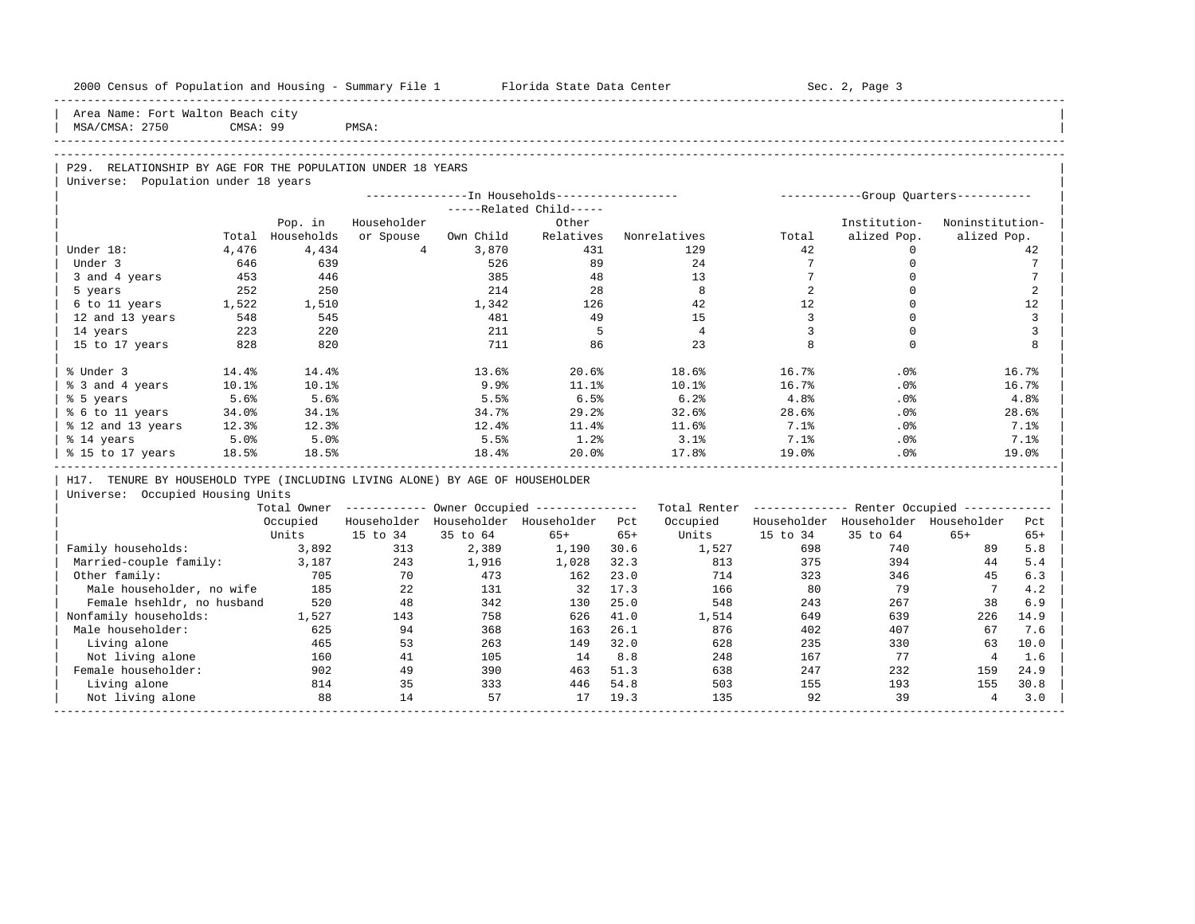Area Name: Fort Walton Beach city
MSA/CMSA: 2750 CMSA: 99 PMSA:

## P29. RELATIONSHIP BY AGE FOR THE POPULATION UNDER 18 YEARS

Universe: Population under 18 years

| | | In Households | | | | | Group Quarters | | |
|---|---|---|---|---|---|---|---|---|---|
| | | | | Related Child | | | | | |
| | Total | Pop. in Households | Householder or Spouse | Own Child | Other Relatives | Nonrelatives | Total | Institutionalized Pop. | Noninstitutionalized Pop. |
| Under 18: | 4,476 | 4,434 | 4 | 3,870 | 431 | 129 | 42 | 0 | 42 |
| Under 3 | 646 | 639 | | 526 | 89 | 24 | 7 | 0 | 7 |
| 3 and 4 years | 453 | 446 | | 385 | 48 | 13 | 7 | 0 | 7 |
| 5 years | 252 | 250 | | 214 | 28 | 8 | 2 | 0 | 2 |
| 6 to 11 years | 1,522 | 1,510 | | 1,342 | 126 | 42 | 12 | 0 | 12 |
| 12 and 13 years | 548 | 545 | | 481 | 49 | 15 | 3 | 0 | 3 |
| 14 years | 223 | 220 | | 211 | 5 | 4 | 3 | 0 | 3 |
| 15 to 17 years | 828 | 820 | | 711 | 86 | 23 | 8 | 0 | 8 |
| | | | | | | | | | |
| % Under 3 | 14.4% | 14.4% | | 13.6% | 20.6% | 18.6% | 16.7% | .0% | 16.7% |
| % 3 and 4 years | 10.1% | 10.1% | | 9.9% | 11.1% | 10.1% | 16.7% | .0% | 16.7% |
| % 5 years | 5.6% | 5.6% | | 5.5% | 6.5% | 6.2% | 4.8% | .0% | 4.8% |
| % 6 to 11 years | 34.0% | 34.1% | | 34.7% | 29.2% | 32.6% | 28.6% | .0% | 28.6% |
| % 12 and 13 years | 12.3% | 12.3% | | 12.4% | 11.4% | 11.6% | 7.1% | .0% | 7.1% |
| % 14 years | 5.0% | 5.0% | | 5.5% | 1.2% | 3.1% | 7.1% | .0% | 7.1% |
| % 15 to 17 years | 18.5% | 18.5% | | 18.4% | 20.0% | 17.8% | 19.0% | .0% | 19.0% |

## H17. TENURE BY HOUSEHOLD TYPE (INCLUDING LIVING ALONE) BY AGE OF HOUSEHOLDER

Universe: Occupied Housing Units

| | Total Owner Occupied Units | Owner Occupied | | | | Total Renter Occupied Units | Renter Occupied | | | |
|---|---|---|---|---|---|---|---|---|---|---|
| | | Householder 15 to 34 | Householder 35 to 64 | Householder 65+ | Pct 65+ | | Householder 15 to 34 | Householder 35 to 64 | Householder 65+ | Pct 65+ |
| Family households: | 3,892 | 313 | 2,389 | 1,190 | 30.6 | 1,527 | 698 | 740 | 89 | 5.8 |
| Married-couple family: | 3,187 | 243 | 1,916 | 1,028 | 32.3 | 813 | 375 | 394 | 44 | 5.4 |
| Other family: | 705 | 70 | 473 | 162 | 23.0 | 714 | 323 | 346 | 45 | 6.3 |
| Male householder, no wife | 185 | 22 | 131 | 32 | 17.3 | 166 | 80 | 79 | 7 | 4.2 |
| Female hsehldr, no husband | 520 | 48 | 342 | 130 | 25.0 | 548 | 243 | 267 | 38 | 6.9 |
| Nonfamily households: | 1,527 | 143 | 758 | 626 | 41.0 | 1,514 | 649 | 639 | 226 | 14.9 |
| Male householder: | 625 | 94 | 368 | 163 | 26.1 | 876 | 402 | 407 | 67 | 7.6 |
| Living alone | 465 | 53 | 263 | 149 | 32.0 | 628 | 235 | 330 | 63 | 10.0 |
| Not living alone | 160 | 41 | 105 | 14 | 8.8 | 248 | 167 | 77 | 4 | 1.6 |
| Female householder: | 902 | 49 | 390 | 463 | 51.3 | 638 | 247 | 232 | 159 | 24.9 |
| Living alone | 814 | 35 | 333 | 446 | 54.8 | 503 | 155 | 193 | 155 | 30.8 |
| Not living alone | 88 | 14 | 57 | 17 | 19.3 | 135 | 92 | 39 | 4 | 3.0 |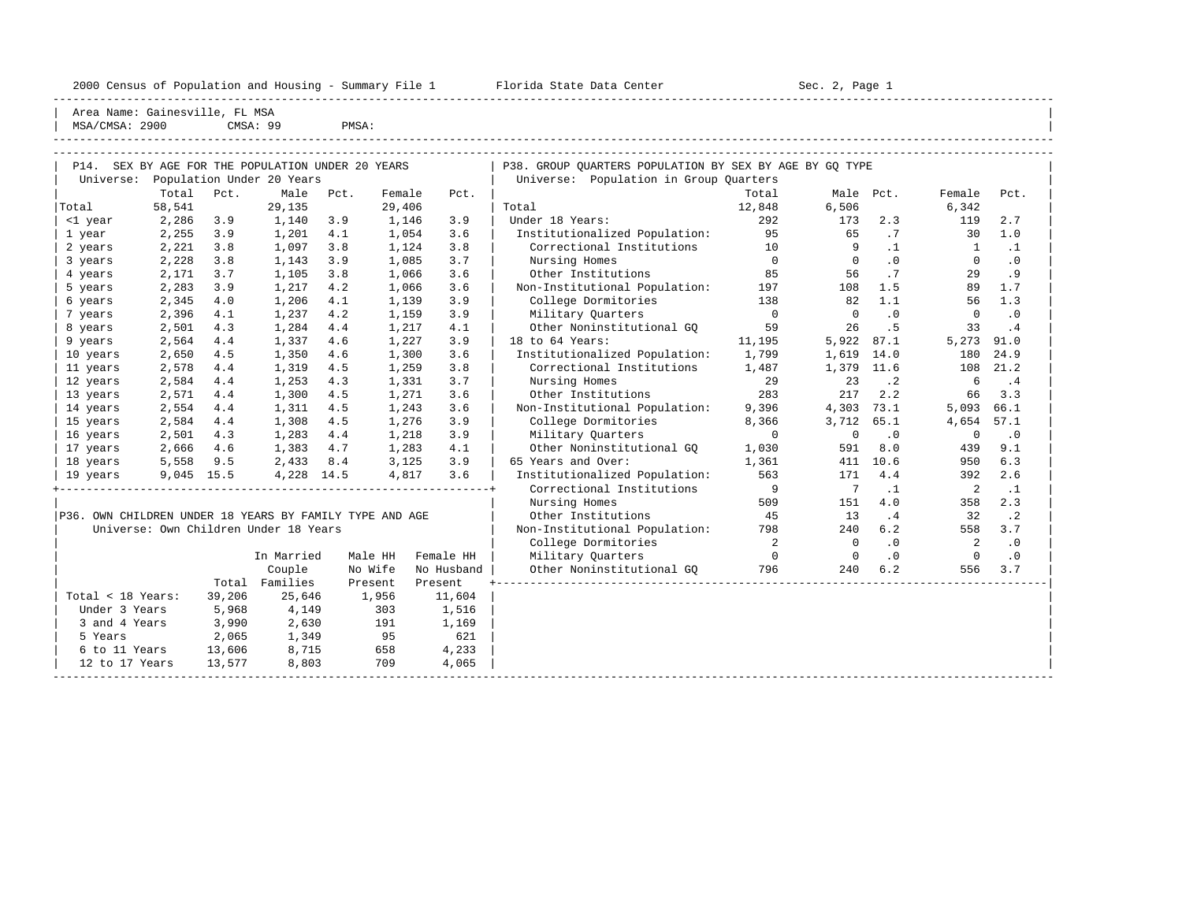Area Name: Gainesville, FL MSA
MSA/CMSA: 2900 CMSA: 99 PMSA:

## P14. SEX BY AGE FOR THE POPULATION UNDER 20 YEARS

Universe: Population Under 20 Years

| | Total | Pct. | Male | Pct. | Female | Pct. |
|---|---|---|---|---|---|---|
| Total | 58,541 | | 29,135 | | 29,406 | |
| <1 year | 2,286 | 3.9 | 1,140 | 3.9 | 1,146 | 3.9 |
| 1 year | 2,255 | 3.9 | 1,201 | 4.1 | 1,054 | 3.6 |
| 2 years | 2,221 | 3.8 | 1,097 | 3.8 | 1,124 | 3.8 |
| 3 years | 2,228 | 3.8 | 1,143 | 3.9 | 1,085 | 3.7 |
| 4 years | 2,171 | 3.7 | 1,105 | 3.8 | 1,066 | 3.6 |
| 5 years | 2,283 | 3.9 | 1,217 | 4.2 | 1,066 | 3.6 |
| 6 years | 2,345 | 4.0 | 1,206 | 4.1 | 1,139 | 3.9 |
| 7 years | 2,396 | 4.1 | 1,237 | 4.2 | 1,159 | 3.9 |
| 8 years | 2,501 | 4.3 | 1,284 | 4.4 | 1,217 | 4.1 |
| 9 years | 2,564 | 4.4 | 1,337 | 4.6 | 1,227 | 3.9 |
| 10 years | 2,650 | 4.5 | 1,350 | 4.6 | 1,300 | 3.6 |
| 11 years | 2,578 | 4.4 | 1,319 | 4.5 | 1,259 | 3.8 |
| 12 years | 2,584 | 4.4 | 1,253 | 4.3 | 1,331 | 3.7 |
| 13 years | 2,571 | 4.4 | 1,300 | 4.5 | 1,271 | 3.6 |
| 14 years | 2,554 | 4.4 | 1,311 | 4.5 | 1,243 | 3.6 |
| 15 years | 2,584 | 4.4 | 1,308 | 4.5 | 1,276 | 3.9 |
| 16 years | 2,501 | 4.3 | 1,283 | 4.4 | 1,218 | 3.9 |
| 17 years | 2,666 | 4.6 | 1,383 | 4.7 | 1,283 | 4.1 |
| 18 years | 5,558 | 9.5 | 2,433 | 8.4 | 3,125 | 3.9 |
| 19 years | 9,045 | 15.5 | 4,228 | 14.5 | 4,817 | 3.6 |

## P36. OWN CHILDREN UNDER 18 YEARS BY FAMILY TYPE AND AGE

Universe: Own Children Under 18 Years

| | Total | In Married Couple Families | Male HH No Wife Present | Female HH No Husband Present |
|---|---|---|---|---|
| Total < 18 Years: | 39,206 | 25,646 | 1,956 | 11,604 |
| Under 3 Years | 5,968 | 4,149 | 303 | 1,516 |
| 3 and 4 Years | 3,990 | 2,630 | 191 | 1,169 |
| 5 Years | 2,065 | 1,349 | 95 | 621 |
| 6 to 11 Years | 13,606 | 8,715 | 658 | 4,233 |
| 12 to 17 Years | 13,577 | 8,803 | 709 | 4,065 |

## P38. GROUP QUARTERS POPULATION BY SEX BY AGE BY GQ TYPE

Universe: Population in Group Quarters

| | Total | Male | Pct. | Female | Pct. |
|---|---|---|---|---|---|
| Total | 12,848 | 6,506 | | 6,342 | |
| Under 18 Years: | 292 | 173 | 2.3 | 119 | 2.7 |
| Institutionalized Population: | 95 | 65 | .7 | 30 | 1.0 |
| Correctional Institutions | 10 | 9 | .1 | 1 | .1 |
| Nursing Homes | 0 | 0 | .0 | 0 | .0 |
| Other Institutions | 85 | 56 | .7 | 29 | .9 |
| Non-Institutional Population: | 197 | 108 | 1.5 | 89 | 1.7 |
| College Dormitories | 138 | 82 | 1.1 | 56 | 1.3 |
| Military Quarters | 0 | 0 | .0 | 0 | .0 |
| Other Noninstitutional GQ | 59 | 26 | .5 | 33 | .4 |
| 18 to 64 Years: | 11,195 | 5,922 | 87.1 | 5,273 | 91.0 |
| Institutionalized Population: | 1,799 | 1,619 | 14.0 | 180 | 24.9 |
| Correctional Institutions | 1,487 | 1,379 | 11.6 | 108 | 21.2 |
| Nursing Homes | 29 | 23 | .2 | 6 | .4 |
| Other Institutions | 283 | 217 | 2.2 | 66 | 3.3 |
| Non-Institutional Population: | 9,396 | 4,303 | 73.1 | 5,093 | 66.1 |
| College Dormitories | 8,366 | 3,712 | 65.1 | 4,654 | 57.1 |
| Military Quarters | 0 | 0 | .0 | 0 | .0 |
| Other Noninstitutional GQ | 1,030 | 591 | 8.0 | 439 | 9.1 |
| 65 Years and Over: | 1,361 | 411 | 10.6 | 950 | 6.3 |
| Institutionalized Population: | 563 | 171 | 4.4 | 392 | 2.6 |
| Correctional Institutions | 9 | 7 | .1 | 2 | .1 |
| Nursing Homes | 509 | 151 | 4.0 | 358 | 2.3 |
| Other Institutions | 45 | 13 | .4 | 32 | .2 |
| Non-Institutional Population: | 798 | 240 | 6.2 | 558 | 3.7 |
| College Dormitories | 2 | 0 | .0 | 2 | .0 |
| Military Quarters | 0 | 0 | .0 | 0 | .0 |
| Other Noninstitutional GQ | 796 | 240 | 6.2 | 556 | 3.7 |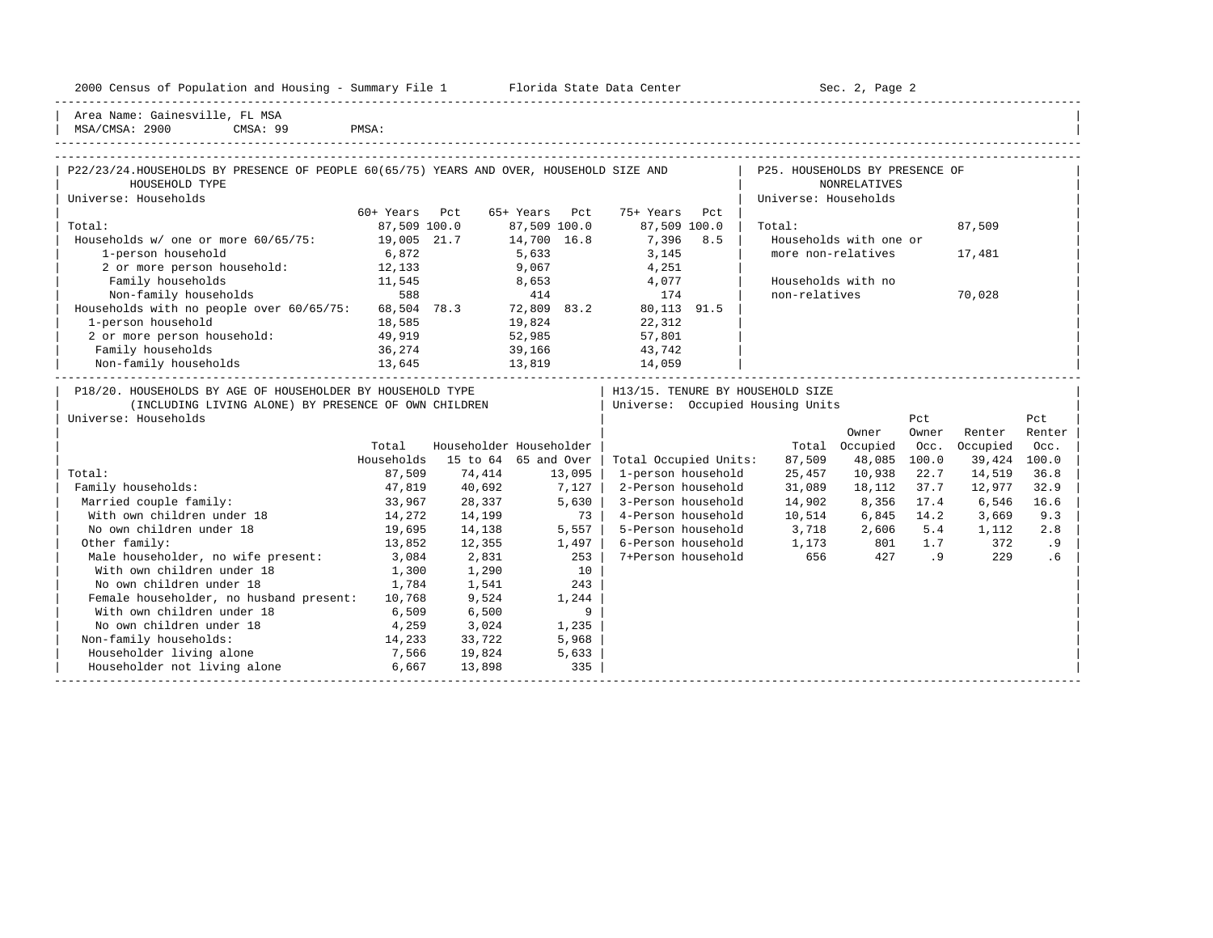Area Name: Gainesville, FL MSA
MSA/CMSA: 2900 CMSA: 99 PMSA:

## P22/23/24. HOUSEHOLDS BY PRESENCE OF PEOPLE 60(65/75) YEARS AND OVER, HOUSEHOLD SIZE AND HOUSEHOLD TYPE

Universe: Households

| | 60+ Years | Pct | 65+ Years | Pct | 75+ Years | Pct |
|---|---|---|---|---|---|---|
| Total: | 87,509 | 100.0 | 87,509 | 100.0 | 87,509 | 100.0 |
| Households w/ one or more 60/65/75: | 19,005 | 21.7 | 14,700 | 16.8 | 7,396 | 8.5 |
| 1-person household | 6,872 | | 5,633 | | 3,145 | |
| 2 or more person household: | 12,133 | | 9,067 | | 4,251 | |
| Family households | 11,545 | | 8,653 | | 4,077 | |
| Non-family households | 588 | | 414 | | 174 | |
| Households with no people over 60/65/75: | 68,504 | 78.3 | 72,809 | 83.2 | 80,113 | 91.5 |
| 1-person household | 18,585 | | 19,824 | | 22,312 | |
| 2 or more person household: | 49,919 | | 52,985 | | 57,801 | |
| Family households | 36,274 | | 39,166 | | 43,742 | |
| Non-family households | 13,645 | | 13,819 | | 14,059 | |

## P25. HOUSEHOLDS BY PRESENCE OF NONRELATIVES

Universe: Households

| | |
|---|---|
| Total: | 87,509 |
| Households with one or more non-relatives | 17,481 |
| Households with no non-relatives | 70,028 |

## P18/20. HOUSEHOLDS BY AGE OF HOUSEHOLDER BY HOUSEHOLD TYPE (INCLUDING LIVING ALONE) BY PRESENCE OF OWN CHILDREN

Universe: Households

| | Total Households | Householder 15 to 64 | Householder 65 and Over |
|---|---|---|---|
| Total: | 87,509 | 74,414 | 13,095 |
| Family households: | 47,819 | 40,692 | 7,127 |
| Married couple family: | 33,967 | 28,337 | 5,630 |
| With own children under 18 | 14,272 | 14,199 | 73 |
| No own children under 18 | 19,695 | 14,138 | 5,557 |
| Other family: | 13,852 | 12,355 | 1,497 |
| Male householder, no wife present: | 3,084 | 2,831 | 253 |
| With own children under 18 | 1,300 | 1,290 | 10 |
| No own children under 18 | 1,784 | 1,541 | 243 |
| Female householder, no husband present: | 10,768 | 9,524 | 1,244 |
| With own children under 18 | 6,509 | 6,500 | 9 |
| No own children under 18 | 4,259 | 3,024 | 1,235 |
| Non-family households: | 14,233 | 33,722 | 5,968 |
| Householder living alone | 7,566 | 19,824 | 5,633 |
| Householder not living alone | 6,667 | 13,898 | 335 |

## H13/15. TENURE BY HOUSEHOLD SIZE

Universe: Occupied Housing Units

| | Total | Owner Occupied | Pct Owner Occ. | Renter Occupied | Pct Renter Occ. |
|---|---|---|---|---|---|
| Total Occupied Units: | 87,509 | 48,085 | 100.0 | 39,424 | 100.0 |
| 1-person household | 25,457 | 10,938 | 22.7 | 14,519 | 36.8 |
| 2-Person household | 31,089 | 18,112 | 37.7 | 12,977 | 32.9 |
| 3-Person household | 14,902 | 8,356 | 17.4 | 6,546 | 16.6 |
| 4-Person household | 10,514 | 6,845 | 14.2 | 3,669 | 9.3 |
| 5-Person household | 3,718 | 2,606 | 5.4 | 1,112 | 2.8 |
| 6-Person household | 1,173 | 801 | 1.7 | 372 | .9 |
| 7+Person household | 656 | 427 | .9 | 229 | .6 |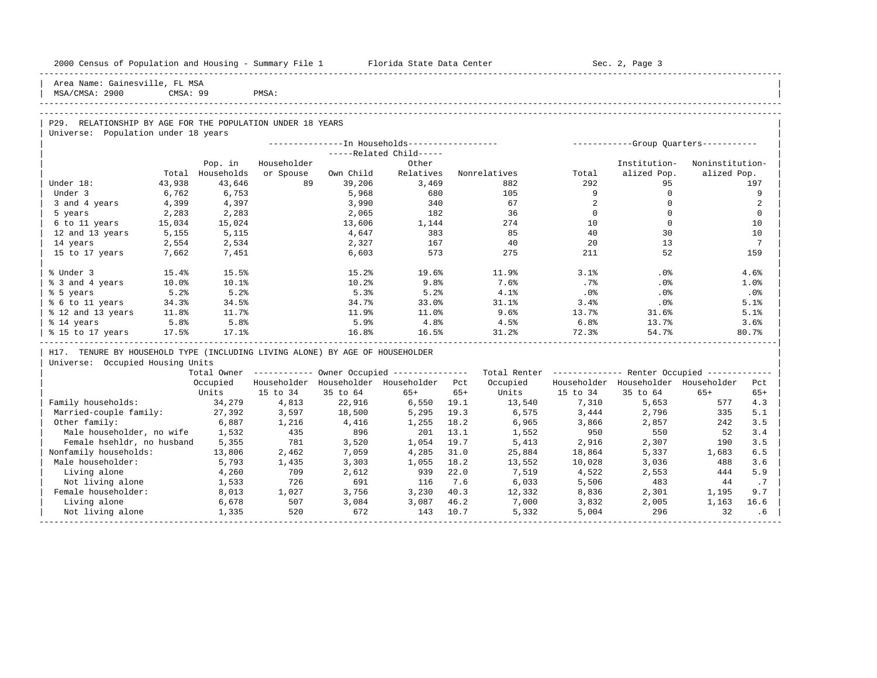Area Name: Gainesville, FL MSA
MSA/CMSA: 2900 CMSA: 99 PMSA:

## P29. RELATIONSHIP BY AGE FOR THE POPULATION UNDER 18 YEARS

Universe: Population under 18 years

| | Total | Pop. in Households | In Households: Householder or Spouse | Related Child: Own Child | Related Child: Other Relatives | Nonrelatives | Group Quarters: Total | Institutionalized Pop. | Noninstitutionalized Pop. |
|---|---|---|---|---|---|---|---|---|---|
| Under 18: | 43,938 | 43,646 | 89 | 39,206 | 3,469 | 882 | 292 | 95 | 197 |
| Under 3 | 6,762 | 6,753 | | 5,968 | 680 | 105 | 9 | 0 | 9 |
| 3 and 4 years | 4,399 | 4,397 | | 3,990 | 340 | 67 | 2 | 0 | 2 |
| 5 years | 2,283 | 2,283 | | 2,065 | 182 | 36 | 0 | 0 | 0 |
| 6 to 11 years | 15,034 | 15,024 | | 13,606 | 1,144 | 274 | 10 | 0 | 10 |
| 12 and 13 years | 5,155 | 5,115 | | 4,647 | 383 | 85 | 40 | 30 | 10 |
| 14 years | 2,554 | 2,534 | | 2,327 | 167 | 40 | 20 | 13 | 7 |
| 15 to 17 years | 7,662 | 7,451 | | 6,603 | 573 | 275 | 211 | 52 | 159 |
| % Under 3 | 15.4% | 15.5% | | 15.2% | 19.6% | 11.9% | 3.1% | .0% | 4.6% |
| % 3 and 4 years | 10.0% | 10.1% | | 10.2% | 9.8% | 7.6% | .7% | .0% | 1.0% |
| % 5 years | 5.2% | 5.2% | | 5.3% | 5.2% | 4.1% | .0% | .0% | .0% |
| % 6 to 11 years | 34.3% | 34.5% | | 34.7% | 33.0% | 31.1% | 3.4% | .0% | 5.1% |
| % 12 and 13 years | 11.8% | 11.7% | | 11.9% | 11.0% | 9.6% | 13.7% | 31.6% | 5.1% |
| % 14 years | 5.8% | 5.8% | | 5.9% | 4.8% | 4.5% | 6.8% | 13.7% | 3.6% |
| % 15 to 17 years | 17.5% | 17.1% | | 16.8% | 16.5% | 31.2% | 72.3% | 54.7% | 80.7% |

## H17. TENURE BY HOUSEHOLD TYPE (INCLUDING LIVING ALONE) BY AGE OF HOUSEHOLDER

Universe: Occupied Housing Units

| | Total Owner Occupied Units | Owner: Householder 15 to 34 | Owner: Householder 35 to 64 | Owner: Householder 65+ | Owner: Pct 65+ | Total Renter Occupied Units | Renter: Householder 15 to 34 | Renter: Householder 35 to 64 | Renter: Householder 65+ | Renter: Pct 65+ |
|---|---|---|---|---|---|---|---|---|---|---|
| Family households: | 34,279 | 4,813 | 22,916 | 6,550 | 19.1 | 13,540 | 7,310 | 5,653 | 577 | 4.3 |
| Married-couple family: | 27,392 | 3,597 | 18,500 | 5,295 | 19.3 | 6,575 | 3,444 | 2,796 | 335 | 5.1 |
| Other family: | 6,887 | 1,216 | 4,416 | 1,255 | 18.2 | 6,965 | 3,866 | 2,857 | 242 | 3.5 |
| Male householder, no wife | 1,532 | 435 | 896 | 201 | 13.1 | 1,552 | 950 | 550 | 52 | 3.4 |
| Female hsehldr, no husband | 5,355 | 781 | 3,520 | 1,054 | 19.7 | 5,413 | 2,916 | 2,307 | 190 | 3.5 |
| Nonfamily households: | 13,806 | 2,462 | 7,059 | 4,285 | 31.0 | 25,884 | 18,864 | 5,337 | 1,683 | 6.5 |
| Male householder: | 5,793 | 1,435 | 3,303 | 1,055 | 18.2 | 13,552 | 10,028 | 3,036 | 488 | 3.6 |
| Living alone | 4,260 | 709 | 2,612 | 939 | 22.0 | 7,519 | 4,522 | 2,553 | 444 | 5.9 |
| Not living alone | 1,533 | 726 | 691 | 116 | 7.6 | 6,033 | 5,506 | 483 | 44 | .7 |
| Female householder: | 8,013 | 1,027 | 3,756 | 3,230 | 40.3 | 12,332 | 8,836 | 2,301 | 1,195 | 9.7 |
| Living alone | 6,678 | 507 | 3,084 | 3,087 | 46.2 | 7,000 | 3,832 | 2,005 | 1,163 | 16.6 |
| Not living alone | 1,335 | 520 | 672 | 143 | 10.7 | 5,332 | 5,004 | 296 | 32 | .6 |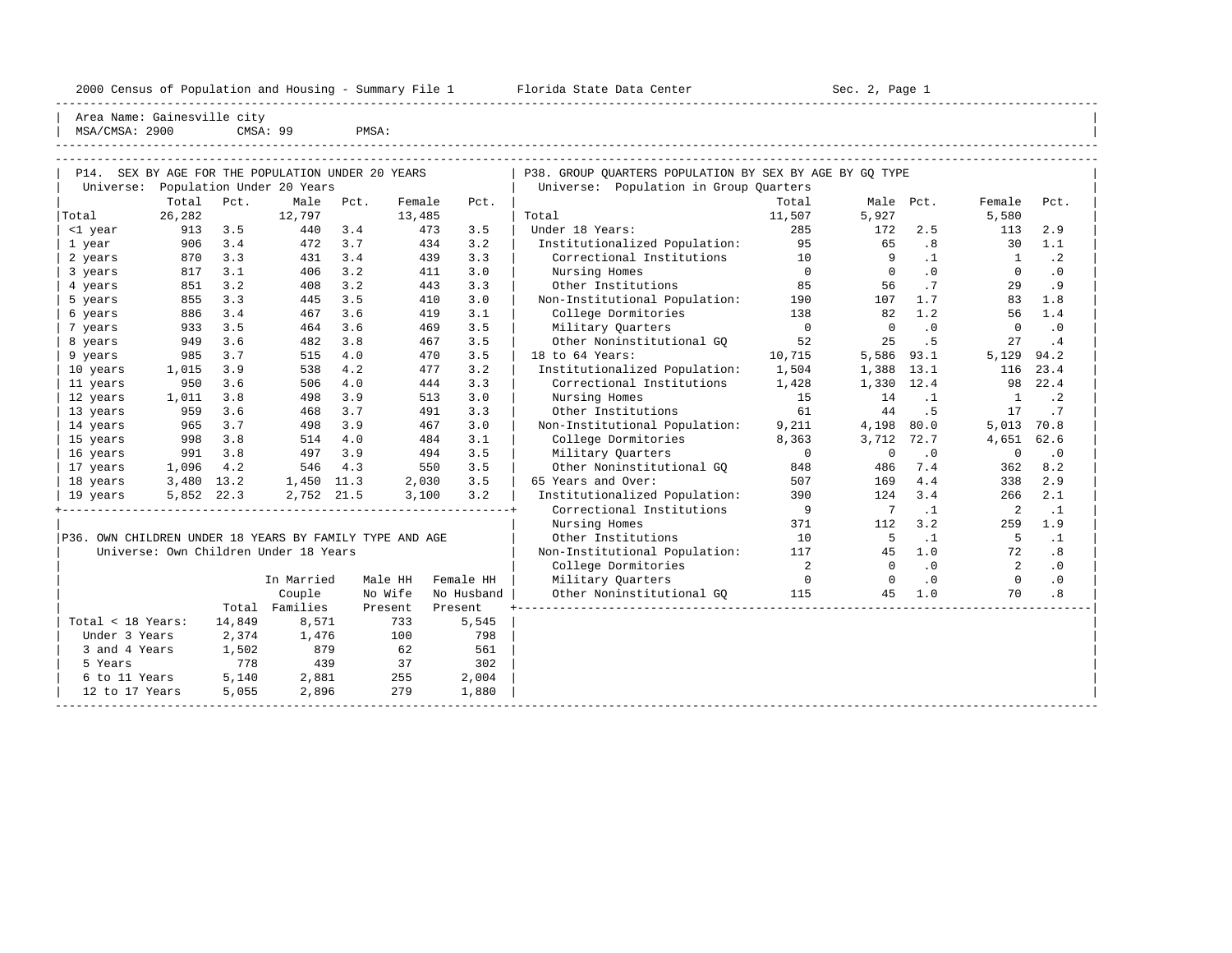2000 Census of Population and Housing - Summary File 1 Florida State Data Center Sec. 2, Page 1

Area Name: Gainesville city
MSA/CMSA: 2900 CMSA: 99 PMSA:

## P14. SEX BY AGE FOR THE POPULATION UNDER 20 YEARS

Universe: Population Under 20 Years

| | Total | Pct. | Male | Pct. | Female | Pct. |
|---|---|---|---|---|---|---|
| Total | 26,282 | | 12,797 | | 13,485 | |
| <1 year | 913 | 3.5 | 440 | 3.4 | 473 | 3.5 |
| 1 year | 906 | 3.4 | 472 | 3.7 | 434 | 3.2 |
| 2 years | 870 | 3.3 | 431 | 3.4 | 439 | 3.3 |
| 3 years | 817 | 3.1 | 406 | 3.2 | 411 | 3.0 |
| 4 years | 851 | 3.2 | 408 | 3.2 | 443 | 3.3 |
| 5 years | 855 | 3.3 | 445 | 3.5 | 410 | 3.0 |
| 6 years | 886 | 3.4 | 467 | 3.6 | 419 | 3.1 |
| 7 years | 933 | 3.5 | 464 | 3.6 | 469 | 3.5 |
| 8 years | 949 | 3.6 | 482 | 3.8 | 467 | 3.5 |
| 9 years | 985 | 3.7 | 515 | 4.0 | 470 | 3.5 |
| 10 years | 1,015 | 3.9 | 538 | 4.2 | 477 | 3.2 |
| 11 years | 950 | 3.6 | 506 | 4.0 | 444 | 3.3 |
| 12 years | 1,011 | 3.8 | 498 | 3.9 | 513 | 3.0 |
| 13 years | 959 | 3.6 | 468 | 3.7 | 491 | 3.3 |
| 14 years | 965 | 3.7 | 498 | 3.9 | 467 | 3.0 |
| 15 years | 998 | 3.8 | 514 | 4.0 | 484 | 3.1 |
| 16 years | 991 | 3.8 | 497 | 3.9 | 494 | 3.5 |
| 17 years | 1,096 | 4.2 | 546 | 4.3 | 550 | 3.5 |
| 18 years | 3,480 | 13.2 | 1,450 | 11.3 | 2,030 | 3.5 |
| 19 years | 5,852 | 22.3 | 2,752 | 21.5 | 3,100 | 3.2 |

## P36. OWN CHILDREN UNDER 18 YEARS BY FAMILY TYPE AND AGE

Universe: Own Children Under 18 Years

| | Total | In Married Couple Families | Male HH No Wife Present | Female HH No Husband Present |
|---|---|---|---|---|
| Total < 18 Years: | 14,849 | 8,571 | 733 | 5,545 |
| Under 3 Years | 2,374 | 1,476 | 100 | 798 |
| 3 and 4 Years | 1,502 | 879 | 62 | 561 |
| 5 Years | 778 | 439 | 37 | 302 |
| 6 to 11 Years | 5,140 | 2,881 | 255 | 2,004 |
| 12 to 17 Years | 5,055 | 2,896 | 279 | 1,880 |

## P38. GROUP QUARTERS POPULATION BY SEX BY AGE BY GQ TYPE

Universe: Population in Group Quarters

| | Total | Male | Pct. | Female | Pct. |
|---|---|---|---|---|---|
| Total | 11,507 | 5,927 | | 5,580 | |
| Under 18 Years: | 285 | 172 | 2.5 | 113 | 2.9 |
| Institutionalized Population: | 95 | 65 | .8 | 30 | 1.1 |
| Correctional Institutions | 10 | 9 | .1 | 1 | .2 |
| Nursing Homes | 0 | 0 | .0 | 0 | .0 |
| Other Institutions | 85 | 56 | .7 | 29 | .9 |
| Non-Institutional Population: | 190 | 107 | 1.7 | 83 | 1.8 |
| College Dormitories | 138 | 82 | 1.2 | 56 | 1.4 |
| Military Quarters | 0 | 0 | .0 | 0 | .0 |
| Other Noninstitutional GQ | 52 | 25 | .5 | 27 | .4 |
| 18 to 64 Years: | 10,715 | 5,586 | 93.1 | 5,129 | 94.2 |
| Institutionalized Population: | 1,504 | 1,388 | 13.1 | 116 | 23.4 |
| Correctional Institutions | 1,428 | 1,330 | 12.4 | 98 | 22.4 |
| Nursing Homes | 15 | 14 | .1 | 1 | .2 |
| Other Institutions | 61 | 44 | .5 | 17 | .7 |
| Non-Institutional Population: | 9,211 | 4,198 | 80.0 | 5,013 | 70.8 |
| College Dormitories | 8,363 | 3,712 | 72.7 | 4,651 | 62.6 |
| Military Quarters | 0 | 0 | .0 | 0 | .0 |
| Other Noninstitutional GQ | 848 | 486 | 7.4 | 362 | 8.2 |
| 65 Years and Over: | 507 | 169 | 4.4 | 338 | 2.9 |
| Institutionalized Population: | 390 | 124 | 3.4 | 266 | 2.1 |
| Correctional Institutions | 9 | 7 | .1 | 2 | .1 |
| Nursing Homes | 371 | 112 | 3.2 | 259 | 1.9 |
| Other Institutions | 10 | 5 | .1 | 5 | .1 |
| Non-Institutional Population: | 117 | 45 | 1.0 | 72 | .8 |
| College Dormitories | 2 | 0 | .0 | 2 | .0 |
| Military Quarters | 0 | 0 | .0 | 0 | .0 |
| Other Noninstitutional GQ | 115 | 45 | 1.0 | 70 | .8 |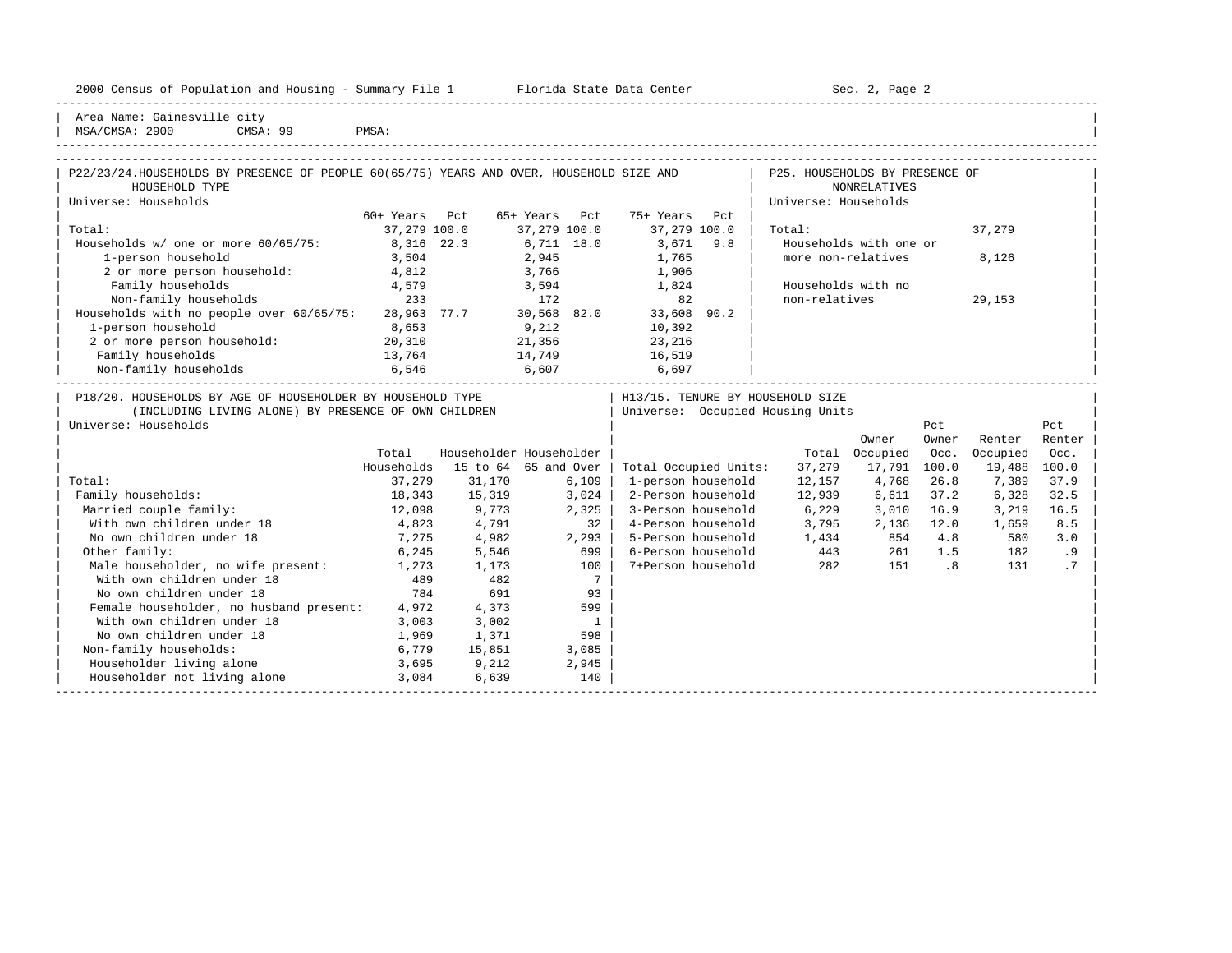2000 Census of Population and Housing - Summary File 1 Florida State Data Center Sec. 2, Page 2

Area Name: Gainesville city
MSA/CMSA: 2900 CMSA: 99 PMSA:

## P22/23/24. HOUSEHOLDS BY PRESENCE OF PEOPLE 60(65/75) YEARS AND OVER, HOUSEHOLD SIZE AND HOUSEHOLD TYPE

Universe: Households

| | 60+ Years | Pct | 65+ Years | Pct | 75+ Years | Pct |
|---|---|---|---|---|---|---|
| Total: | 37,279 | 100.0 | 37,279 | 100.0 | 37,279 | 100.0 |
| Households w/ one or more 60/65/75: | 8,316 | 22.3 | 6,711 | 18.0 | 3,671 | 9.8 |
| 1-person household | 3,504 | | 2,945 | | 1,765 | |
| 2 or more person household: | 4,812 | | 3,766 | | 1,906 | |
| Family households | 4,579 | | 3,594 | | 1,824 | |
| Non-family households | 233 | | 172 | | 82 | |
| Households with no people over 60/65/75: | 28,963 | 77.7 | 30,568 | 82.0 | 33,608 | 90.2 |
| 1-person household | 8,653 | | 9,212 | | 10,392 | |
| 2 or more person household: | 20,310 | | 21,356 | | 23,216 | |
| Family households | 13,764 | | 14,749 | | 16,519 | |
| Non-family households | 6,546 | | 6,607 | | 6,697 | |

## P25. HOUSEHOLDS BY PRESENCE OF NONRELATIVES

Universe: Households

| | |
|---|---|
| Total: | 37,279 |
| Households with one or more non-relatives | 8,126 |
| Households with no non-relatives | 29,153 |

## P18/20. HOUSEHOLDS BY AGE OF HOUSEHOLDER BY HOUSEHOLD TYPE (INCLUDING LIVING ALONE) BY PRESENCE OF OWN CHILDREN

Universe: Households

| | Total Households | Householder 15 to 64 | Householder 65 and Over |
|---|---|---|---|
| Total: | 37,279 | 31,170 | 6,109 |
| Family households: | 18,343 | 15,319 | 3,024 |
| Married couple family: | 12,098 | 9,773 | 2,325 |
| With own children under 18 | 4,823 | 4,791 | 32 |
| No own children under 18 | 7,275 | 4,982 | 2,293 |
| Other family: | 6,245 | 5,546 | 699 |
| Male householder, no wife present: | 1,273 | 1,173 | 100 |
| With own children under 18 | 489 | 482 | 7 |
| No own children under 18 | 784 | 691 | 93 |
| Female householder, no husband present: | 4,972 | 4,373 | 599 |
| With own children under 18 | 3,003 | 3,002 | 1 |
| No own children under 18 | 1,969 | 1,371 | 598 |
| Non-family households: | 6,779 | 15,851 | 3,085 |
| Householder living alone | 3,695 | 9,212 | 2,945 |
| Householder not living alone | 3,084 | 6,639 | 140 |

## H13/15. TENURE BY HOUSEHOLD SIZE

Universe: Occupied Housing Units

| | Total | Owner Occupied | Pct Owner Occ. | Renter Occupied | Pct Renter Occ. |
|---|---|---|---|---|---|
| Total Occupied Units: | 37,279 | 17,791 | 100.0 | 19,488 | 100.0 |
| 1-person household | 12,157 | 4,768 | 26.8 | 7,389 | 37.9 |
| 2-Person household | 12,939 | 6,611 | 37.2 | 6,328 | 32.5 |
| 3-Person household | 6,229 | 3,010 | 16.9 | 3,219 | 16.5 |
| 4-Person household | 3,795 | 2,136 | 12.0 | 1,659 | 8.5 |
| 5-Person household | 1,434 | 854 | 4.8 | 580 | 3.0 |
| 6-Person household | 443 | 261 | 1.5 | 182 | .9 |
| 7+Person household | 282 | 151 | .8 | 131 | .7 |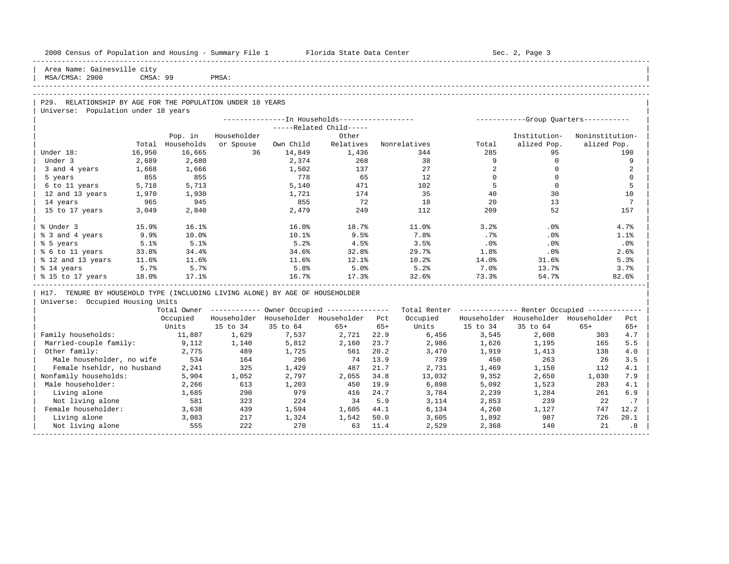Area Name: Gainesville city
MSA/CMSA: 2900 CMSA: 99 PMSA:

## P29. RELATIONSHIP BY AGE FOR THE POPULATION UNDER 18 YEARS

Universe: Population under 18 years

| | | In Households | | | | | Group Quarters | | |
|---|---|---|---|---|---|---|---|---|---|
| | | | | Related Child | | | | | |
| | Total | Pop. in Households | Householder or Spouse | Own Child | Other Relatives | Nonrelatives | Total | Institutionalized Pop. | Noninstitutionalized Pop. |
| Under 18: | 16,950 | 16,665 | 36 | 14,849 | 1,436 | 344 | 285 | 95 | 190 |
| Under 3 | 2,689 | 2,680 | | 2,374 | 268 | 38 | 9 | 0 | 9 |
| 3 and 4 years | 1,668 | 1,666 | | 1,502 | 137 | 27 | 2 | 0 | 2 |
| 5 years | 855 | 855 | | 778 | 65 | 12 | 0 | 0 | 0 |
| 6 to 11 years | 5,718 | 5,713 | | 5,140 | 471 | 102 | 5 | 0 | 5 |
| 12 and 13 years | 1,970 | 1,930 | | 1,721 | 174 | 35 | 40 | 30 | 10 |
| 14 years | 965 | 945 | | 855 | 72 | 18 | 20 | 13 | 7 |
| 15 to 17 years | 3,049 | 2,840 | | 2,479 | 249 | 112 | 209 | 52 | 157 |
| % Under 3 | 15.9% | 16.1% | | 16.0% | 18.7% | 11.0% | 3.2% | .0% | 4.7% |
| % 3 and 4 years | 9.9% | 10.0% | | 10.1% | 9.5% | 7.8% | .7% | .0% | 1.1% |
| % 5 years | 5.1% | 5.1% | | 5.2% | 4.5% | 3.5% | .0% | .0% | .0% |
| % 6 to 11 years | 33.8% | 34.4% | | 34.6% | 32.8% | 29.7% | 1.8% | .0% | 2.6% |
| % 12 and 13 years | 11.6% | 11.6% | | 11.6% | 12.1% | 10.2% | 14.0% | 31.6% | 5.3% |
| % 14 years | 5.7% | 5.7% | | 5.8% | 5.0% | 5.2% | 7.0% | 13.7% | 3.7% |
| % 15 to 17 years | 18.0% | 17.1% | | 16.7% | 17.3% | 32.6% | 73.3% | 54.7% | 82.6% |

## H17. TENURE BY HOUSEHOLD TYPE (INCLUDING LIVING ALONE) BY AGE OF HOUSEHOLDER

Universe: Occupied Housing Units

| | Total Owner Occupied Units | Owner Occupied | | | | Total Renter Occupied Units | Renter Occupied | | | |
|---|---|---|---|---|---|---|---|---|---|---|
| | | Householder 15 to 34 | Householder 35 to 64 | Householder 65+ | Pct 65+ | | Householder 15 to 34 | Householder 35 to 64 | Householder 65+ | Pct 65+ |
| Family households: | 11,887 | 1,629 | 7,537 | 2,721 | 22.9 | 6,456 | 3,545 | 2,608 | 303 | 4.7 |
| Married-couple family: | 9,112 | 1,140 | 5,812 | 2,160 | 23.7 | 2,986 | 1,626 | 1,195 | 165 | 5.5 |
| Other family: | 2,775 | 489 | 1,725 | 561 | 20.2 | 3,470 | 1,919 | 1,413 | 138 | 4.0 |
| Male householder, no wife | 534 | 164 | 296 | 74 | 13.9 | 739 | 450 | 263 | 26 | 3.5 |
| Female hsehldr, no husband | 2,241 | 325 | 1,429 | 487 | 21.7 | 2,731 | 1,469 | 1,150 | 112 | 4.1 |
| Nonfamily households: | 5,904 | 1,052 | 2,797 | 2,055 | 34.8 | 13,032 | 9,352 | 2,650 | 1,030 | 7.9 |
| Male householder: | 2,266 | 613 | 1,203 | 450 | 19.9 | 6,898 | 5,092 | 1,523 | 283 | 4.1 |
| Living alone | 1,685 | 290 | 979 | 416 | 24.7 | 3,784 | 2,239 | 1,284 | 261 | 6.9 |
| Not living alone | 581 | 323 | 224 | 34 | 5.9 | 3,114 | 2,853 | 239 | 22 | .7 |
| Female householder: | 3,638 | 439 | 1,594 | 1,605 | 44.1 | 6,134 | 4,260 | 1,127 | 747 | 12.2 |
| Living alone | 3,083 | 217 | 1,324 | 1,542 | 50.0 | 3,605 | 1,892 | 987 | 726 | 20.1 |
| Not living alone | 555 | 222 | 270 | 63 | 11.4 | 2,529 | 2,368 | 140 | 21 | .8 |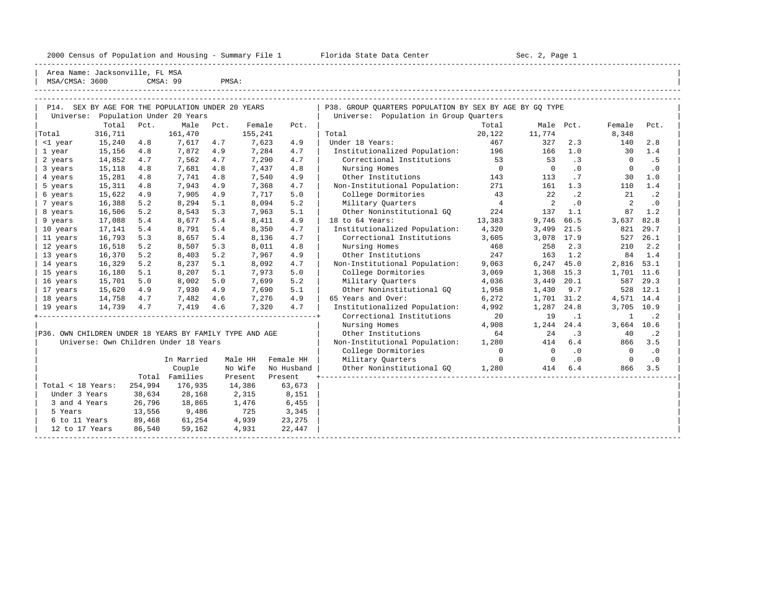2000 Census of Population and Housing - Summary File 1 Florida State Data Center Sec. 2, Page 1

Area Name: Jacksonville, FL MSA
MSA/CMSA: 3600 CMSA: 99 PMSA:

## P14. SEX BY AGE FOR THE POPULATION UNDER 20 YEARS

Universe: Population Under 20 Years

| | Total | Pct. | Male | Pct. | Female | Pct. |
|---|---|---|---|---|---|---|
| Total | 316,711 | | 161,470 | | 155,241 | |
| <1 year | 15,240 | 4.8 | 7,617 | 4.7 | 7,623 | 4.9 |
| 1 year | 15,156 | 4.8 | 7,872 | 4.9 | 7,284 | 4.7 |
| 2 years | 14,852 | 4.7 | 7,562 | 4.7 | 7,290 | 4.7 |
| 3 years | 15,118 | 4.8 | 7,681 | 4.8 | 7,437 | 4.8 |
| 4 years | 15,281 | 4.8 | 7,741 | 4.8 | 7,540 | 4.9 |
| 5 years | 15,311 | 4.8 | 7,943 | 4.9 | 7,368 | 4.7 |
| 6 years | 15,622 | 4.9 | 7,905 | 4.9 | 7,717 | 5.0 |
| 7 years | 16,388 | 5.2 | 8,294 | 5.1 | 8,094 | 5.2 |
| 8 years | 16,506 | 5.2 | 8,543 | 5.3 | 7,963 | 5.1 |
| 9 years | 17,088 | 5.4 | 8,677 | 5.4 | 8,411 | 4.9 |
| 10 years | 17,141 | 5.4 | 8,791 | 5.4 | 8,350 | 4.7 |
| 11 years | 16,793 | 5.3 | 8,657 | 5.4 | 8,136 | 4.7 |
| 12 years | 16,518 | 5.2 | 8,507 | 5.3 | 8,011 | 4.8 |
| 13 years | 16,370 | 5.2 | 8,403 | 5.2 | 7,967 | 4.9 |
| 14 years | 16,329 | 5.2 | 8,237 | 5.1 | 8,092 | 4.7 |
| 15 years | 16,180 | 5.1 | 8,207 | 5.1 | 7,973 | 5.0 |
| 16 years | 15,701 | 5.0 | 8,002 | 5.0 | 7,699 | 5.2 |
| 17 years | 15,620 | 4.9 | 7,930 | 4.9 | 7,690 | 5.1 |
| 18 years | 14,758 | 4.7 | 7,482 | 4.6 | 7,276 | 4.9 |
| 19 years | 14,739 | 4.7 | 7,419 | 4.6 | 7,320 | 4.7 |

## P36. OWN CHILDREN UNDER 18 YEARS BY FAMILY TYPE AND AGE

Universe: Own Children Under 18 Years

| | Total | In Married Couple Families | Male HH No Wife Present | Female HH No Husband Present |
|---|---|---|---|---|
| Total < 18 Years: | 254,994 | 176,935 | 14,386 | 63,673 |
| Under 3 Years | 38,634 | 28,168 | 2,315 | 8,151 |
| 3 and 4 Years | 26,796 | 18,865 | 1,476 | 6,455 |
| 5 Years | 13,556 | 9,486 | 725 | 3,345 |
| 6 to 11 Years | 89,468 | 61,254 | 4,939 | 23,275 |
| 12 to 17 Years | 86,540 | 59,162 | 4,931 | 22,447 |

## P38. GROUP QUARTERS POPULATION BY SEX BY AGE BY GQ TYPE

Universe: Population in Group Quarters

| | Total | Male | Pct. | Female | Pct. |
|---|---|---|---|---|---|
| Total | 20,122 | 11,774 | | 8,348 | |
| Under 18 Years: | 467 | 327 | 2.3 | 140 | 2.8 |
| Institutionalized Population: | 196 | 166 | 1.0 | 30 | 1.4 |
| Correctional Institutions | 53 | 53 | .3 | 0 | .5 |
| Nursing Homes | 0 | 0 | .0 | 0 | .0 |
| Other Institutions | 143 | 113 | .7 | 30 | 1.0 |
| Non-Institutional Population: | 271 | 161 | 1.3 | 110 | 1.4 |
| College Dormitories | 43 | 22 | .2 | 21 | .2 |
| Military Quarters | 4 | 2 | .0 | 2 | .0 |
| Other Noninstitutional GQ | 224 | 137 | 1.1 | 87 | 1.2 |
| 18 to 64 Years: | 13,383 | 9,746 | 66.5 | 3,637 | 82.8 |
| Institutionalized Population: | 4,320 | 3,499 | 21.5 | 821 | 29.7 |
| Correctional Institutions | 3,605 | 3,078 | 17.9 | 527 | 26.1 |
| Nursing Homes | 468 | 258 | 2.3 | 210 | 2.2 |
| Other Institutions | 247 | 163 | 1.2 | 84 | 1.4 |
| Non-Institutional Population: | 9,063 | 6,247 | 45.0 | 2,816 | 53.1 |
| College Dormitories | 3,069 | 1,368 | 15.3 | 1,701 | 11.6 |
| Military Quarters | 4,036 | 3,449 | 20.1 | 587 | 29.3 |
| Other Noninstitutional GQ | 1,958 | 1,430 | 9.7 | 528 | 12.1 |
| 65 Years and Over: | 6,272 | 1,701 | 31.2 | 4,571 | 14.4 |
| Institutionalized Population: | 4,992 | 1,287 | 24.8 | 3,705 | 10.9 |
| Correctional Institutions | 20 | 19 | .1 | 1 | .2 |
| Nursing Homes | 4,908 | 1,244 | 24.4 | 3,664 | 10.6 |
| Other Institutions | 64 | 24 | .3 | 40 | .2 |
| Non-Institutional Population: | 1,280 | 414 | 6.4 | 866 | 3.5 |
| College Dormitories | 0 | 0 | .0 | 0 | .0 |
| Military Quarters | 0 | 0 | .0 | 0 | .0 |
| Other Noninstitutional GQ | 1,280 | 414 | 6.4 | 866 | 3.5 |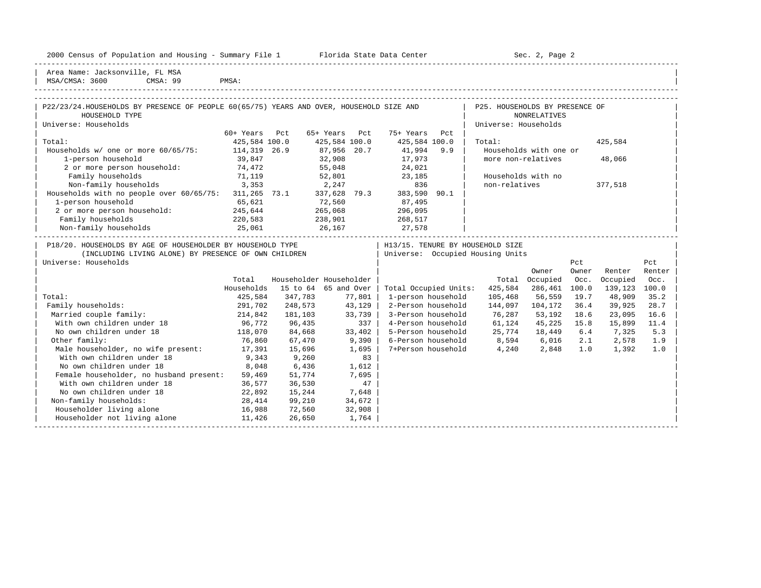Area Name: Jacksonville, FL MSA
MSA/CMSA: 3600 CMSA: 99 PMSA:

## P22/23/24. HOUSEHOLDS BY PRESENCE OF PEOPLE 60(65/75) YEARS AND OVER, HOUSEHOLD SIZE AND HOUSEHOLD TYPE

Universe: Households

| | 60+ Years | Pct | 65+ Years | Pct | 75+ Years | Pct |
|---|---|---|---|---|---|---|
| Total: | 425,584 | 100.0 | 425,584 | 100.0 | 425,584 | 100.0 |
| Households w/ one or more 60/65/75: | 114,319 | 26.9 | 87,956 | 20.7 | 41,994 | 9.9 |
| 1-person household | 39,847 | | 32,908 | | 17,973 | |
| 2 or more person household: | 74,472 | | 55,048 | | 24,021 | |
| Family households | 71,119 | | 52,801 | | 23,185 | |
| Non-family households | 3,353 | | 2,247 | | 836 | |
| Households with no people over 60/65/75: | 311,265 | 73.1 | 337,628 | 79.3 | 383,590 | 90.1 |
| 1-person household | 65,621 | | 72,560 | | 87,495 | |
| 2 or more person household: | 245,644 | | 265,068 | | 296,095 | |
| Family households | 220,583 | | 238,901 | | 268,517 | |
| Non-family households | 25,061 | | 26,167 | | 27,578 | |

## P25. HOUSEHOLDS BY PRESENCE OF NONRELATIVES

Universe: Households

| | |
|---|---|
| Total: | 425,584 |
| Households with one or more non-relatives | 48,066 |
| Households with no non-relatives | 377,518 |

## P18/20. HOUSEHOLDS BY AGE OF HOUSEHOLDER BY HOUSEHOLD TYPE (INCLUDING LIVING ALONE) BY PRESENCE OF OWN CHILDREN

Universe: Households

| | Total Households | Householder 15 to 64 | Householder 65 and Over |
|---|---|---|---|
| Total: | 425,584 | 347,783 | 77,801 |
| Family households: | 291,702 | 248,573 | 43,129 |
| Married couple family: | 214,842 | 181,103 | 33,739 |
| With own children under 18 | 96,772 | 96,435 | 337 |
| No own children under 18 | 118,070 | 84,668 | 33,402 |
| Other family: | 76,860 | 67,470 | 9,390 |
| Male householder, no wife present: | 17,391 | 15,696 | 1,695 |
| With own children under 18 | 9,343 | 9,260 | 83 |
| No own children under 18 | 8,048 | 6,436 | 1,612 |
| Female householder, no husband present: | 59,469 | 51,774 | 7,695 |
| With own children under 18 | 36,577 | 36,530 | 47 |
| No own children under 18 | 22,892 | 15,244 | 7,648 |
| Non-family households: | 28,414 | 99,210 | 34,672 |
| Householder living alone | 16,988 | 72,560 | 32,908 |
| Householder not living alone | 11,426 | 26,650 | 1,764 |

## H13/15. TENURE BY HOUSEHOLD SIZE

Universe: Occupied Housing Units

| | Total | Owner Occupied | Pct Owner Occ. | Renter Occupied | Pct Renter Occ. |
|---|---|---|---|---|---|
| Total Occupied Units: | 425,584 | 286,461 | 100.0 | 139,123 | 100.0 |
| 1-person household | 105,468 | 56,559 | 19.7 | 48,909 | 35.2 |
| 2-Person household | 144,097 | 104,172 | 36.4 | 39,925 | 28.7 |
| 3-Person household | 76,287 | 53,192 | 18.6 | 23,095 | 16.6 |
| 4-Person household | 61,124 | 45,225 | 15.8 | 15,899 | 11.4 |
| 5-Person household | 25,774 | 18,449 | 6.4 | 7,325 | 5.3 |
| 6-Person household | 8,594 | 6,016 | 2.1 | 2,578 | 1.9 |
| 7+Person household | 4,240 | 2,848 | 1.0 | 1,392 | 1.0 |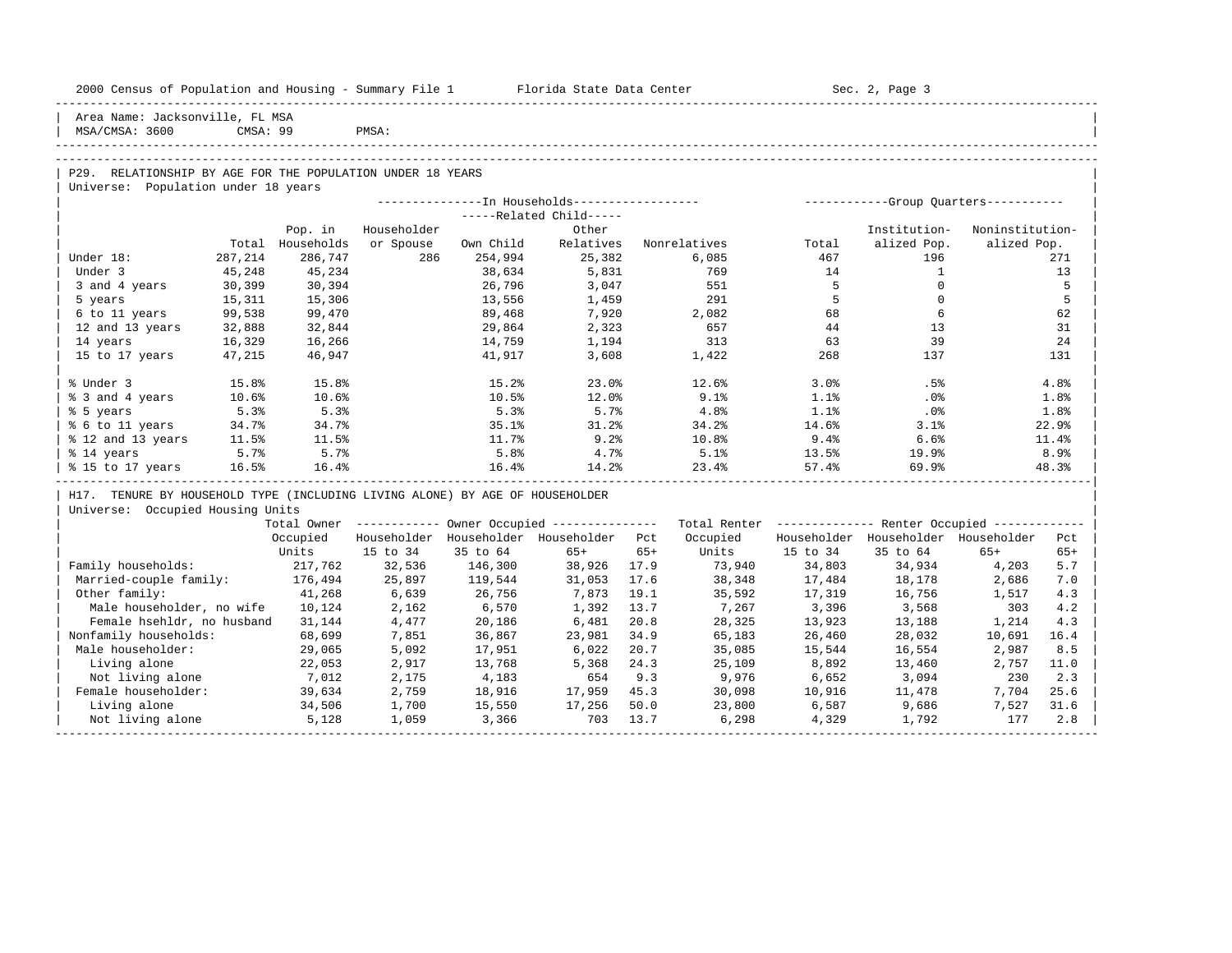Area Name: Jacksonville, FL MSA
MSA/CMSA: 3600 CMSA: 99 PMSA:

## P29. RELATIONSHIP BY AGE FOR THE POPULATION UNDER 18 YEARS

Universe: Population under 18 years

| | Total | In Households: Pop. in Households | Householder or Spouse | Related Child: Own Child | Related Child: Other Relatives | Nonrelatives | Group Quarters: Total | Institutionalized Pop. | Noninstitutionalized Pop. |
|---|---|---|---|---|---|---|---|---|---|
| Under 18: | 287,214 | 286,747 | 286 | 254,994 | 25,382 | 6,085 | 467 | 196 | 271 |
| Under 3 | 45,248 | 45,234 | | 38,634 | 5,831 | 769 | 14 | 1 | 13 |
| 3 and 4 years | 30,399 | 30,394 | | 26,796 | 3,047 | 551 | 5 | 0 | 5 |
| 5 years | 15,311 | 15,306 | | 13,556 | 1,459 | 291 | 5 | 0 | 5 |
| 6 to 11 years | 99,538 | 99,470 | | 89,468 | 7,920 | 2,082 | 68 | 6 | 62 |
| 12 and 13 years | 32,888 | 32,844 | | 29,864 | 2,323 | 657 | 44 | 13 | 31 |
| 14 years | 16,329 | 16,266 | | 14,759 | 1,194 | 313 | 63 | 39 | 24 |
| 15 to 17 years | 47,215 | 46,947 | | 41,917 | 3,608 | 1,422 | 268 | 137 | 131 |
| % Under 3 | 15.8% | 15.8% | | 15.2% | 23.0% | 12.6% | 3.0% | .5% | 4.8% |
| % 3 and 4 years | 10.6% | 10.6% | | 10.5% | 12.0% | 9.1% | 1.1% | .0% | 1.8% |
| % 5 years | 5.3% | 5.3% | | 5.3% | 5.7% | 4.8% | 1.1% | .0% | 1.8% |
| % 6 to 11 years | 34.7% | 34.7% | | 35.1% | 31.2% | 34.2% | 14.6% | 3.1% | 22.9% |
| % 12 and 13 years | 11.5% | 11.5% | | 11.7% | 9.2% | 10.8% | 9.4% | 6.6% | 11.4% |
| % 14 years | 5.7% | 5.7% | | 5.8% | 4.7% | 5.1% | 13.5% | 19.9% | 8.9% |
| % 15 to 17 years | 16.5% | 16.4% | | 16.4% | 14.2% | 23.4% | 57.4% | 69.9% | 48.3% |

## H17. TENURE BY HOUSEHOLD TYPE (INCLUDING LIVING ALONE) BY AGE OF HOUSEHOLDER

Universe: Occupied Housing Units

| | Total Owner Occupied Units | Owner: Householder 15 to 34 | Owner: Householder 35 to 64 | Owner: Householder 65+ | Pct 65+ | Total Renter Occupied Units | Renter: Householder 15 to 34 | Renter: Householder 35 to 64 | Renter: Householder 65+ | Pct 65+ |
|---|---|---|---|---|---|---|---|---|---|---|
| Family households: | 217,762 | 32,536 | 146,300 | 38,926 | 17.9 | 73,940 | 34,803 | 34,934 | 4,203 | 5.7 |
| Married-couple family: | 176,494 | 25,897 | 119,544 | 31,053 | 17.6 | 38,348 | 17,484 | 18,178 | 2,686 | 7.0 |
| Other family: | 41,268 | 6,639 | 26,756 | 7,873 | 19.1 | 35,592 | 17,319 | 16,756 | 1,517 | 4.3 |
| Male householder, no wife | 10,124 | 2,162 | 6,570 | 1,392 | 13.7 | 7,267 | 3,396 | 3,568 | 303 | 4.2 |
| Female hsehldr, no husband | 31,144 | 4,477 | 20,186 | 6,481 | 20.8 | 28,325 | 13,923 | 13,188 | 1,214 | 4.3 |
| Nonfamily households: | 68,699 | 7,851 | 36,867 | 23,981 | 34.9 | 65,183 | 26,460 | 28,032 | 10,691 | 16.4 |
| Male householder: | 29,065 | 5,092 | 17,951 | 6,022 | 20.7 | 35,085 | 15,544 | 16,554 | 2,987 | 8.5 |
| Living alone | 22,053 | 2,917 | 13,768 | 5,368 | 24.3 | 25,109 | 8,892 | 13,460 | 2,757 | 11.0 |
| Not living alone | 7,012 | 2,175 | 4,183 | 654 | 9.3 | 9,976 | 6,652 | 3,094 | 230 | 2.3 |
| Female householder: | 39,634 | 2,759 | 18,916 | 17,959 | 45.3 | 30,098 | 10,916 | 11,478 | 7,704 | 25.6 |
| Living alone | 34,506 | 1,700 | 15,550 | 17,256 | 50.0 | 23,800 | 6,587 | 9,686 | 7,527 | 31.6 |
| Not living alone | 5,128 | 1,059 | 3,366 | 703 | 13.7 | 6,298 | 4,329 | 1,792 | 177 | 2.8 |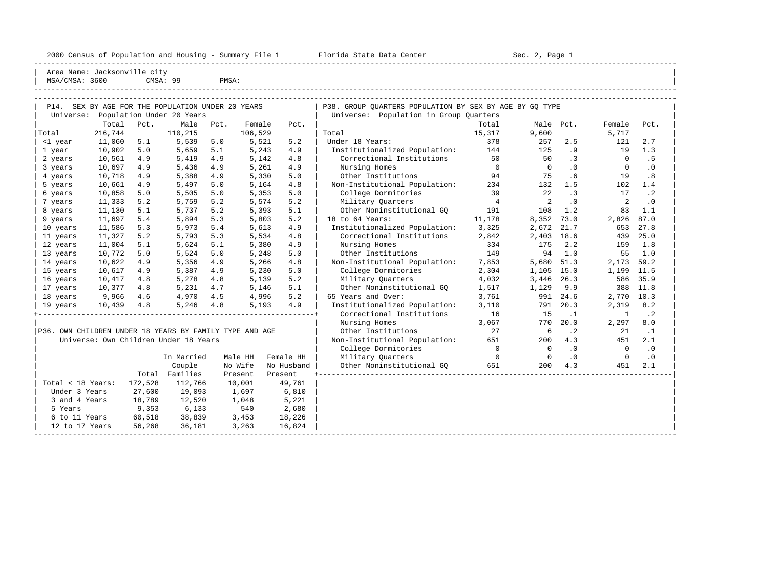2000 Census of Population and Housing - Summary File 1 Florida State Data Center Sec. 2, Page 1

Area Name: Jacksonville city
MSA/CMSA: 3600 CMSA: 99 PMSA:

## P14. SEX BY AGE FOR THE POPULATION UNDER 20 YEARS

Universe: Population Under 20 Years

| | Total | Pct. | Male | Pct. | Female | Pct. |
|---|---|---|---|---|---|---|
| Total | 216,744 | | 110,215 | | 106,529 | |
| <1 year | 11,060 | 5.1 | 5,539 | 5.0 | 5,521 | 5.2 |
| 1 year | 10,902 | 5.0 | 5,659 | 5.1 | 5,243 | 4.9 |
| 2 years | 10,561 | 4.9 | 5,419 | 4.9 | 5,142 | 4.8 |
| 3 years | 10,697 | 4.9 | 5,436 | 4.9 | 5,261 | 4.9 |
| 4 years | 10,718 | 4.9 | 5,388 | 4.9 | 5,330 | 5.0 |
| 5 years | 10,661 | 4.9 | 5,497 | 5.0 | 5,164 | 4.8 |
| 6 years | 10,858 | 5.0 | 5,505 | 5.0 | 5,353 | 5.0 |
| 7 years | 11,333 | 5.2 | 5,759 | 5.2 | 5,574 | 5.2 |
| 8 years | 11,130 | 5.1 | 5,737 | 5.2 | 5,393 | 5.1 |
| 9 years | 11,697 | 5.4 | 5,894 | 5.3 | 5,803 | 5.2 |
| 10 years | 11,586 | 5.3 | 5,973 | 5.4 | 5,613 | 4.9 |
| 11 years | 11,327 | 5.2 | 5,793 | 5.3 | 5,534 | 4.8 |
| 12 years | 11,004 | 5.1 | 5,624 | 5.1 | 5,380 | 4.9 |
| 13 years | 10,772 | 5.0 | 5,524 | 5.0 | 5,248 | 5.0 |
| 14 years | 10,622 | 4.9 | 5,356 | 4.9 | 5,266 | 4.8 |
| 15 years | 10,617 | 4.9 | 5,387 | 4.9 | 5,230 | 5.0 |
| 16 years | 10,417 | 4.8 | 5,278 | 4.8 | 5,139 | 5.2 |
| 17 years | 10,377 | 4.8 | 5,231 | 4.7 | 5,146 | 5.1 |
| 18 years | 9,966 | 4.6 | 4,970 | 4.5 | 4,996 | 5.2 |
| 19 years | 10,439 | 4.8 | 5,246 | 4.8 | 5,193 | 4.9 |

## P36. OWN CHILDREN UNDER 18 YEARS BY FAMILY TYPE AND AGE

Universe: Own Children Under 18 Years

| | Total | In Married Couple Families | Male HH No Wife Present | Female HH No Husband Present |
|---|---|---|---|---|
| Total < 18 Years: | 172,528 | 112,766 | 10,001 | 49,761 |
| Under 3 Years | 27,600 | 19,093 | 1,697 | 6,810 |
| 3 and 4 Years | 18,789 | 12,520 | 1,048 | 5,221 |
| 5 Years | 9,353 | 6,133 | 540 | 2,680 |
| 6 to 11 Years | 60,518 | 38,839 | 3,453 | 18,226 |
| 12 to 17 Years | 56,268 | 36,181 | 3,263 | 16,824 |

## P38. GROUP QUARTERS POPULATION BY SEX BY AGE BY GQ TYPE

Universe: Population in Group Quarters

| | Total | Male | Pct. | Female | Pct. |
|---|---|---|---|---|---|
| Total | 15,317 | 9,600 | | 5,717 | |
| Under 18 Years: | 378 | 257 | 2.5 | 121 | 2.7 |
| Institutionalized Population: | 144 | 125 | .9 | 19 | 1.3 |
| Correctional Institutions | 50 | 50 | .3 | 0 | .5 |
| Nursing Homes | 0 | 0 | .0 | 0 | .0 |
| Other Institutions | 94 | 75 | .6 | 19 | .8 |
| Non-Institutional Population: | 234 | 132 | 1.5 | 102 | 1.4 |
| College Dormitories | 39 | 22 | .3 | 17 | .2 |
| Military Quarters | 4 | 2 | .0 | 2 | .0 |
| Other Noninstitutional GQ | 191 | 108 | 1.2 | 83 | 1.1 |
| 18 to 64 Years: | 11,178 | 8,352 | 73.0 | 2,826 | 87.0 |
| Institutionalized Population: | 3,325 | 2,672 | 21.7 | 653 | 27.8 |
| Correctional Institutions | 2,842 | 2,403 | 18.6 | 439 | 25.0 |
| Nursing Homes | 334 | 175 | 2.2 | 159 | 1.8 |
| Other Institutions | 149 | 94 | 1.0 | 55 | 1.0 |
| Non-Institutional Population: | 7,853 | 5,680 | 51.3 | 2,173 | 59.2 |
| College Dormitories | 2,304 | 1,105 | 15.0 | 1,199 | 11.5 |
| Military Quarters | 4,032 | 3,446 | 26.3 | 586 | 35.9 |
| Other Noninstitutional GQ | 1,517 | 1,129 | 9.9 | 388 | 11.8 |
| 65 Years and Over: | 3,761 | 991 | 24.6 | 2,770 | 10.3 |
| Institutionalized Population: | 3,110 | 791 | 20.3 | 2,319 | 8.2 |
| Correctional Institutions | 16 | 15 | .1 | 1 | .2 |
| Nursing Homes | 3,067 | 770 | 20.0 | 2,297 | 8.0 |
| Other Institutions | 27 | 6 | .2 | 21 | .1 |
| Non-Institutional Population: | 651 | 200 | 4.3 | 451 | 2.1 |
| College Dormitories | 0 | 0 | .0 | 0 | .0 |
| Military Quarters | 0 | 0 | .0 | 0 | .0 |
| Other Noninstitutional GQ | 651 | 200 | 4.3 | 451 | 2.1 |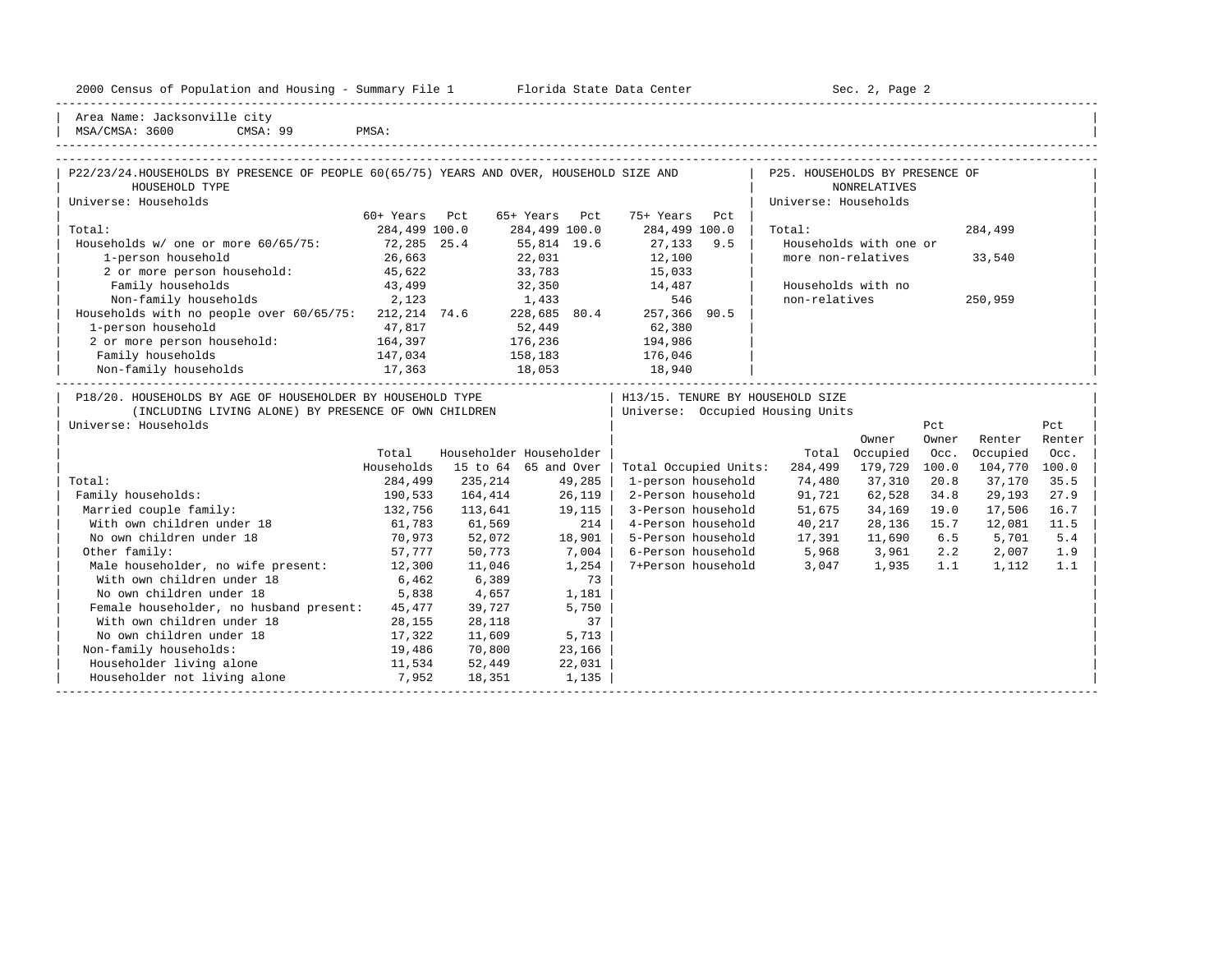Area Name: Jacksonville city
MSA/CMSA: 3600 CMSA: 99 PMSA:

## P22/23/24. HOUSEHOLDS BY PRESENCE OF PEOPLE 60(65/75) YEARS AND OVER, HOUSEHOLD SIZE AND HOUSEHOLD TYPE

Universe: Households

| | 60+ Years | Pct | 65+ Years | Pct | 75+ Years | Pct |
|---|---|---|---|---|---|---|
| Total: | 284,499 | 100.0 | 284,499 | 100.0 | 284,499 | 100.0 |
| Households w/ one or more 60/65/75: | 72,285 | 25.4 | 55,814 | 19.6 | 27,133 | 9.5 |
| 1-person household | 26,663 | | 22,031 | | 12,100 | |
| 2 or more person household: | 45,622 | | 33,783 | | 15,033 | |
| Family households | 43,499 | | 32,350 | | 14,487 | |
| Non-family households | 2,123 | | 1,433 | | 546 | |
| Households with no people over 60/65/75: | 212,214 | 74.6 | 228,685 | 80.4 | 257,366 | 90.5 |
| 1-person household | 47,817 | | 52,449 | | 62,380 | |
| 2 or more person household: | 164,397 | | 176,236 | | 194,986 | |
| Family households | 147,034 | | 158,183 | | 176,046 | |
| Non-family households | 17,363 | | 18,053 | | 18,940 | |

## P25. HOUSEHOLDS BY PRESENCE OF NONRELATIVES

Universe: Households

| | |
|---|---|
| Total: | 284,499 |
| Households with one or more non-relatives | 33,540 |
| Households with no non-relatives | 250,959 |

## P18/20. HOUSEHOLDS BY AGE OF HOUSEHOLDER BY HOUSEHOLD TYPE (INCLUDING LIVING ALONE) BY PRESENCE OF OWN CHILDREN

Universe: Households

| | Total Households | Householder 15 to 64 | Householder 65 and Over |
|---|---|---|---|
| Total: | 284,499 | 235,214 | 49,285 |
| Family households: | 190,533 | 164,414 | 26,119 |
| Married couple family: | 132,756 | 113,641 | 19,115 |
| With own children under 18 | 61,783 | 61,569 | 214 |
| No own children under 18 | 70,973 | 52,072 | 18,901 |
| Other family: | 57,777 | 50,773 | 7,004 |
| Male householder, no wife present: | 12,300 | 11,046 | 1,254 |
| With own children under 18 | 6,462 | 6,389 | 73 |
| No own children under 18 | 5,838 | 4,657 | 1,181 |
| Female householder, no husband present: | 45,477 | 39,727 | 5,750 |
| With own children under 18 | 28,155 | 28,118 | 37 |
| No own children under 18 | 17,322 | 11,609 | 5,713 |
| Non-family households: | 19,486 | 70,800 | 23,166 |
| Householder living alone | 11,534 | 52,449 | 22,031 |
| Householder not living alone | 7,952 | 18,351 | 1,135 |

## H13/15. TENURE BY HOUSEHOLD SIZE

Universe: Occupied Housing Units

| | Total | Owner Occupied | Pct Owner Occ. | Renter Occupied | Pct Renter Occ. |
|---|---|---|---|---|---|
| Total Occupied Units: | 284,499 | 179,729 | 100.0 | 104,770 | 100.0 |
| 1-person household | 74,480 | 37,310 | 20.8 | 37,170 | 35.5 |
| 2-Person household | 91,721 | 62,528 | 34.8 | 29,193 | 27.9 |
| 3-Person household | 51,675 | 34,169 | 19.0 | 17,506 | 16.7 |
| 4-Person household | 40,217 | 28,136 | 15.7 | 12,081 | 11.5 |
| 5-Person household | 17,391 | 11,690 | 6.5 | 5,701 | 5.4 |
| 6-Person household | 5,968 | 3,961 | 2.2 | 2,007 | 1.9 |
| 7+Person household | 3,047 | 1,935 | 1.1 | 1,112 | 1.1 |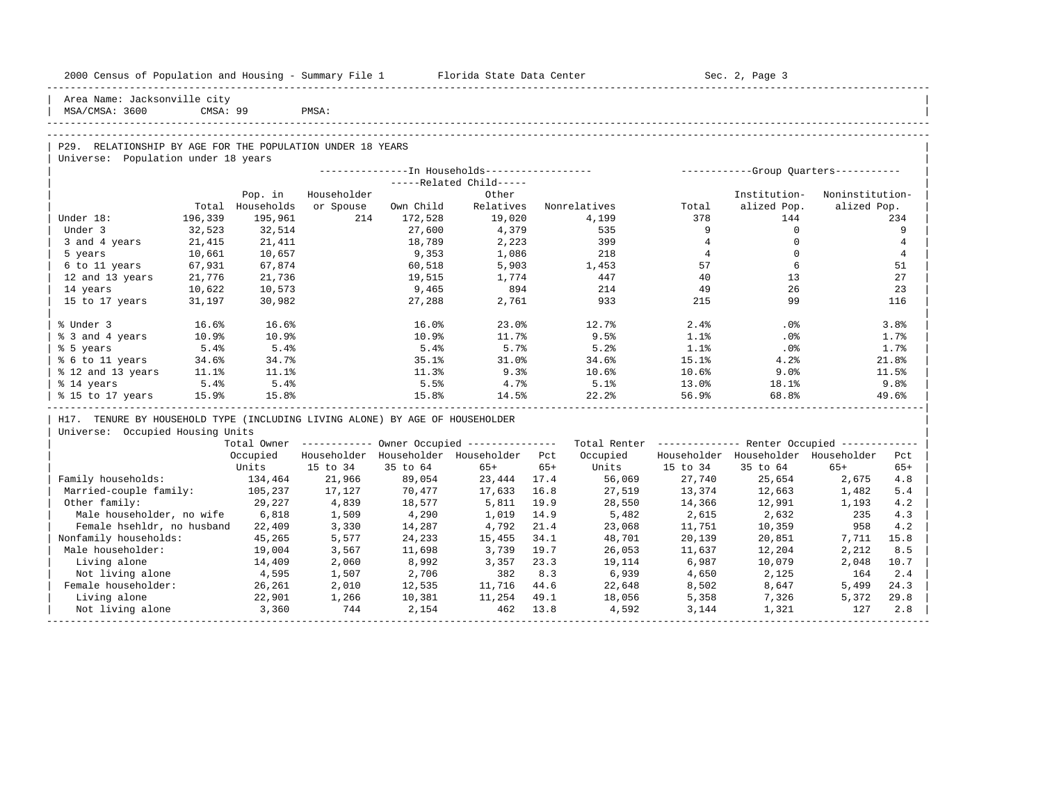Area Name: Jacksonville city
MSA/CMSA: 3600 CMSA: 99 PMSA:

## P29. RELATIONSHIP BY AGE FOR THE POPULATION UNDER 18 YEARS

Universe: Population under 18 years

| | Total | Pop. in Households | In Households: Householder or Spouse | Related Child: Own Child | Related Child: Other Relatives | Nonrelatives | Group Quarters: Total | Institutionalized Pop. | Noninstitutionalized Pop. |
|---|---|---|---|---|---|---|---|---|---|
| Under 18: | 196,339 | 195,961 | 214 | 172,528 | 19,020 | 4,199 | 378 | 144 | 234 |
| Under 3 | 32,523 | 32,514 | | 27,600 | 4,379 | 535 | 9 | 0 | 9 |
| 3 and 4 years | 21,415 | 21,411 | | 18,789 | 2,223 | 399 | 4 | 0 | 4 |
| 5 years | 10,661 | 10,657 | | 9,353 | 1,086 | 218 | 4 | 0 | 4 |
| 6 to 11 years | 67,931 | 67,874 | | 60,518 | 5,903 | 1,453 | 57 | 6 | 51 |
| 12 and 13 years | 21,776 | 21,736 | | 19,515 | 1,774 | 447 | 40 | 13 | 27 |
| 14 years | 10,622 | 10,573 | | 9,465 | 894 | 214 | 49 | 26 | 23 |
| 15 to 17 years | 31,197 | 30,982 | | 27,288 | 2,761 | 933 | 215 | 99 | 116 |
| % Under 3 | 16.6% | 16.6% | | 16.0% | 23.0% | 12.7% | 2.4% | .0% | 3.8% |
| % 3 and 4 years | 10.9% | 10.9% | | 10.9% | 11.7% | 9.5% | 1.1% | .0% | 1.7% |
| % 5 years | 5.4% | 5.4% | | 5.4% | 5.7% | 5.2% | 1.1% | .0% | 1.7% |
| % 6 to 11 years | 34.6% | 34.7% | | 35.1% | 31.0% | 34.6% | 15.1% | 4.2% | 21.8% |
| % 12 and 13 years | 11.1% | 11.1% | | 11.3% | 9.3% | 10.6% | 10.6% | 9.0% | 11.5% |
| % 14 years | 5.4% | 5.4% | | 5.5% | 4.7% | 5.1% | 13.0% | 18.1% | 9.8% |
| % 15 to 17 years | 15.9% | 15.8% | | 15.8% | 14.5% | 22.2% | 56.9% | 68.8% | 49.6% |

## H17. TENURE BY HOUSEHOLD TYPE (INCLUDING LIVING ALONE) BY AGE OF HOUSEHOLDER

Universe: Occupied Housing Units

| | Total Owner Occupied Units | Owner Occupied: Householder 15 to 34 | Householder 35 to 64 | Householder 65+ | Pct 65+ | Total Renter Occupied Units | Renter Occupied: Householder 15 to 34 | Householder 35 to 64 | Householder 65+ | Pct 65+ |
|---|---|---|---|---|---|---|---|---|---|---|
| Family households: | 134,464 | 21,966 | 89,054 | 23,444 | 17.4 | 56,069 | 27,740 | 25,654 | 2,675 | 4.8 |
| Married-couple family: | 105,237 | 17,127 | 70,477 | 17,633 | 16.8 | 27,519 | 13,374 | 12,663 | 1,482 | 5.4 |
| Other family: | 29,227 | 4,839 | 18,577 | 5,811 | 19.9 | 28,550 | 14,366 | 12,991 | 1,193 | 4.2 |
| Male householder, no wife | 6,818 | 1,509 | 4,290 | 1,019 | 14.9 | 5,482 | 2,615 | 2,632 | 235 | 4.3 |
| Female hsehldr, no husband | 22,409 | 3,330 | 14,287 | 4,792 | 21.4 | 23,068 | 11,751 | 10,359 | 958 | 4.2 |
| Nonfamily households: | 45,265 | 5,577 | 24,233 | 15,455 | 34.1 | 48,701 | 20,139 | 20,851 | 7,711 | 15.8 |
| Male householder: | 19,004 | 3,567 | 11,698 | 3,739 | 19.7 | 26,053 | 11,637 | 12,204 | 2,212 | 8.5 |
| Living alone | 14,409 | 2,060 | 8,992 | 3,357 | 23.3 | 19,114 | 6,987 | 10,079 | 2,048 | 10.7 |
| Not living alone | 4,595 | 1,507 | 2,706 | 382 | 8.3 | 6,939 | 4,650 | 2,125 | 164 | 2.4 |
| Female householder: | 26,261 | 2,010 | 12,535 | 11,716 | 44.6 | 22,648 | 8,502 | 8,647 | 5,499 | 24.3 |
| Living alone | 22,901 | 1,266 | 10,381 | 11,254 | 49.1 | 18,056 | 5,358 | 7,326 | 5,372 | 29.8 |
| Not living alone | 3,360 | 744 | 2,154 | 462 | 13.8 | 4,592 | 3,144 | 1,321 | 127 | 2.8 |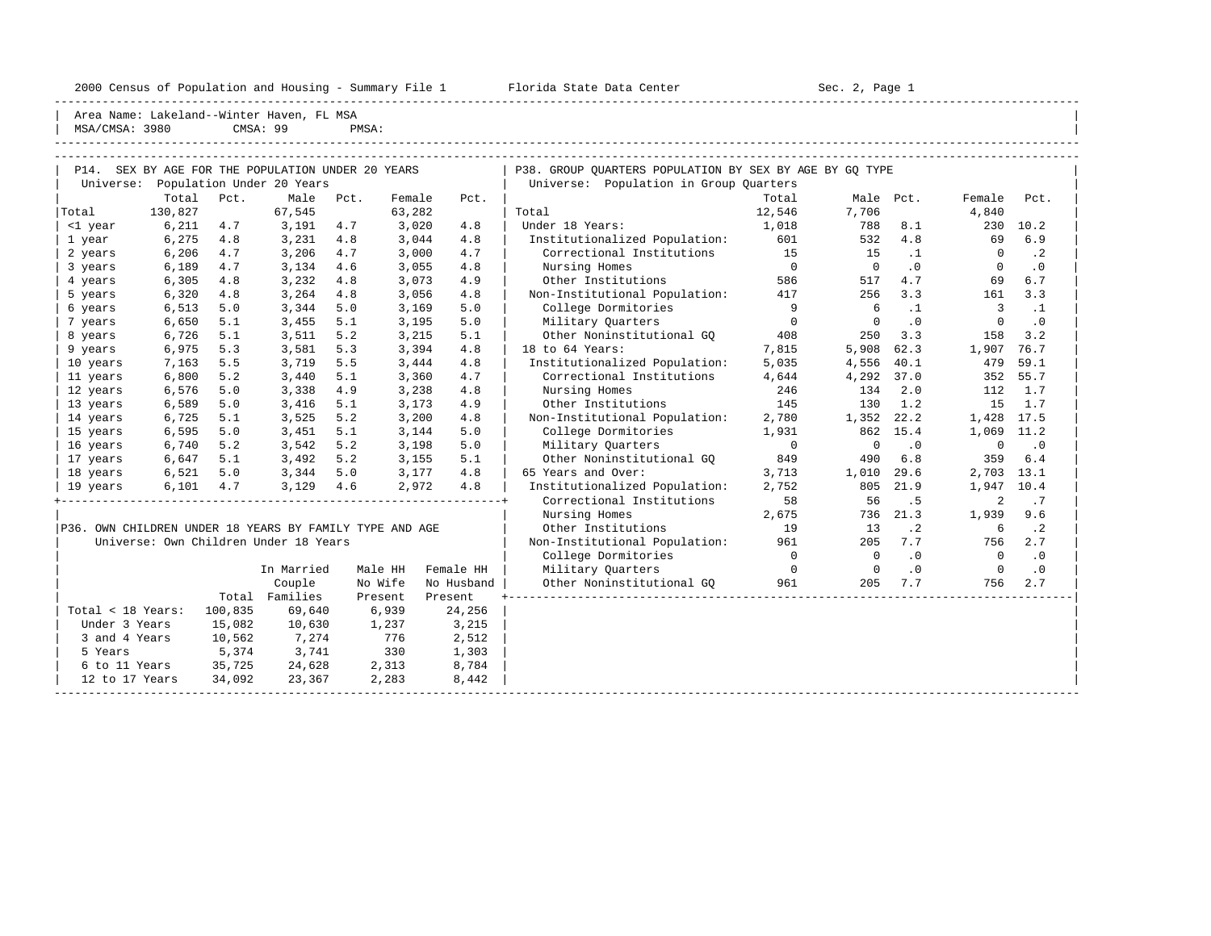Area Name: Lakeland--Winter Haven, FL MSA
MSA/CMSA: 3980 CMSA: 99 PMSA:

## P14. SEX BY AGE FOR THE POPULATION UNDER 20 YEARS

Universe: Population Under 20 Years

| | Total | Pct. | Male | Pct. | Female | Pct. |
|---|---|---|---|---|---|---|
| Total | 130,827 | | 67,545 | | 63,282 | |
| <1 year | 6,211 | 4.7 | 3,191 | 4.7 | 3,020 | 4.8 |
| 1 year | 6,275 | 4.8 | 3,231 | 4.8 | 3,044 | 4.8 |
| 2 years | 6,206 | 4.7 | 3,206 | 4.7 | 3,000 | 4.7 |
| 3 years | 6,189 | 4.7 | 3,134 | 4.6 | 3,055 | 4.8 |
| 4 years | 6,305 | 4.8 | 3,232 | 4.8 | 3,073 | 4.9 |
| 5 years | 6,320 | 4.8 | 3,264 | 4.8 | 3,056 | 4.8 |
| 6 years | 6,513 | 5.0 | 3,344 | 5.0 | 3,169 | 5.0 |
| 7 years | 6,650 | 5.1 | 3,455 | 5.1 | 3,195 | 5.0 |
| 8 years | 6,726 | 5.1 | 3,511 | 5.2 | 3,215 | 5.1 |
| 9 years | 6,975 | 5.3 | 3,581 | 5.3 | 3,394 | 4.8 |
| 10 years | 7,163 | 5.5 | 3,719 | 5.5 | 3,444 | 4.8 |
| 11 years | 6,800 | 5.2 | 3,440 | 5.1 | 3,360 | 4.7 |
| 12 years | 6,576 | 5.0 | 3,338 | 4.9 | 3,238 | 4.8 |
| 13 years | 6,589 | 5.0 | 3,416 | 5.1 | 3,173 | 4.9 |
| 14 years | 6,725 | 5.1 | 3,525 | 5.2 | 3,200 | 4.8 |
| 15 years | 6,595 | 5.0 | 3,451 | 5.1 | 3,144 | 5.0 |
| 16 years | 6,740 | 5.2 | 3,542 | 5.2 | 3,198 | 5.0 |
| 17 years | 6,647 | 5.1 | 3,492 | 5.2 | 3,155 | 5.1 |
| 18 years | 6,521 | 5.0 | 3,344 | 5.0 | 3,177 | 4.8 |
| 19 years | 6,101 | 4.7 | 3,129 | 4.6 | 2,972 | 4.8 |

## P36. OWN CHILDREN UNDER 18 YEARS BY FAMILY TYPE AND AGE

Universe: Own Children Under 18 Years

| | Total | In Married Couple Families | Male HH No Wife Present | Female HH No Husband Present |
|---|---|---|---|---|
| Total < 18 Years: | 100,835 | 69,640 | 6,939 | 24,256 |
| Under 3 Years | 15,082 | 10,630 | 1,237 | 3,215 |
| 3 and 4 Years | 10,562 | 7,274 | 776 | 2,512 |
| 5 Years | 5,374 | 3,741 | 330 | 1,303 |
| 6 to 11 Years | 35,725 | 24,628 | 2,313 | 8,784 |
| 12 to 17 Years | 34,092 | 23,367 | 2,283 | 8,442 |

## P38. GROUP QUARTERS POPULATION BY SEX BY AGE BY GQ TYPE

Universe: Population in Group Quarters

| | Total | Male | Pct. | Female | Pct. |
|---|---|---|---|---|---|
| Total | 12,546 | 7,706 | | 4,840 | |
| Under 18 Years: | 1,018 | 788 | 8.1 | 230 | 10.2 |
| Institutionalized Population: | 601 | 532 | 4.8 | 69 | 6.9 |
| Correctional Institutions | 15 | 15 | .1 | 0 | .2 |
| Nursing Homes | 0 | 0 | .0 | 0 | .0 |
| Other Institutions | 586 | 517 | 4.7 | 69 | 6.7 |
| Non-Institutional Population: | 417 | 256 | 3.3 | 161 | 3.3 |
| College Dormitories | 9 | 6 | .1 | 3 | .1 |
| Military Quarters | 0 | 0 | .0 | 0 | .0 |
| Other Noninstitutional GQ | 408 | 250 | 3.3 | 158 | 3.2 |
| 18 to 64 Years: | 7,815 | 5,908 | 62.3 | 1,907 | 76.7 |
| Institutionalized Population: | 5,035 | 4,556 | 40.1 | 479 | 59.1 |
| Correctional Institutions | 4,644 | 4,292 | 37.0 | 352 | 55.7 |
| Nursing Homes | 246 | 134 | 2.0 | 112 | 1.7 |
| Other Institutions | 145 | 130 | 1.2 | 15 | 1.7 |
| Non-Institutional Population: | 2,780 | 1,352 | 22.2 | 1,428 | 17.5 |
| College Dormitories | 1,931 | 862 | 15.4 | 1,069 | 11.2 |
| Military Quarters | 0 | 0 | .0 | 0 | .0 |
| Other Noninstitutional GQ | 849 | 490 | 6.8 | 359 | 6.4 |
| 65 Years and Over: | 3,713 | 1,010 | 29.6 | 2,703 | 13.1 |
| Institutionalized Population: | 2,752 | 805 | 21.9 | 1,947 | 10.4 |
| Correctional Institutions | 58 | 56 | .5 | 2 | .7 |
| Nursing Homes | 2,675 | 736 | 21.3 | 1,939 | 9.6 |
| Other Institutions | 19 | 13 | .2 | 6 | .2 |
| Non-Institutional Population: | 961 | 205 | 7.7 | 756 | 2.7 |
| College Dormitories | 0 | 0 | .0 | 0 | .0 |
| Military Quarters | 0 | 0 | .0 | 0 | .0 |
| Other Noninstitutional GQ | 961 | 205 | 7.7 | 756 | 2.7 |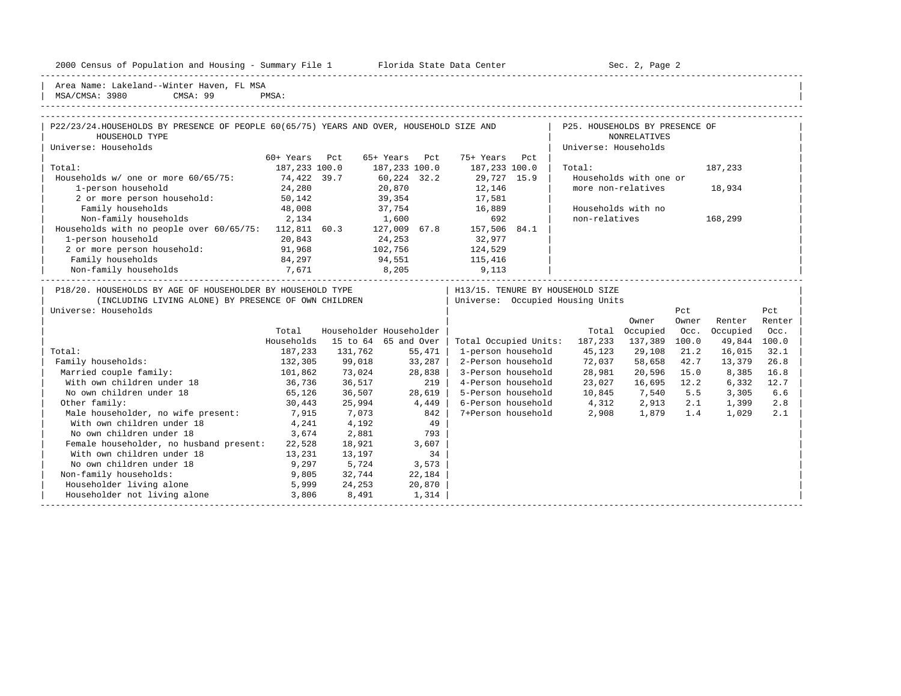Area Name: Lakeland--Winter Haven, FL MSA
MSA/CMSA: 3980 CMSA: 99 PMSA:

## P22/23/24. HOUSEHOLDS BY PRESENCE OF PEOPLE 60(65/75) YEARS AND OVER, HOUSEHOLD SIZE AND HOUSEHOLD TYPE

Universe: Households

| | 60+ Years | Pct | 65+ Years | Pct | 75+ Years | Pct |
|---|---|---|---|---|---|---|
| Total: | 187,233 | 100.0 | 187,233 | 100.0 | 187,233 | 100.0 |
| Households w/ one or more 60/65/75: | 74,422 | 39.7 | 60,224 | 32.2 | 29,727 | 15.9 |
| 1-person household | 24,280 | | 20,870 | | 12,146 | |
| 2 or more person household: | 50,142 | | 39,354 | | 17,581 | |
| Family households | 48,008 | | 37,754 | | 16,889 | |
| Non-family households | 2,134 | | 1,600 | | 692 | |
| Households with no people over 60/65/75: | 112,811 | 60.3 | 127,009 | 67.8 | 157,506 | 84.1 |
| 1-person household | 20,843 | | 24,253 | | 32,977 | |
| 2 or more person household: | 91,968 | | 102,756 | | 124,529 | |
| Family households | 84,297 | | 94,551 | | 115,416 | |
| Non-family households | 7,671 | | 8,205 | | 9,113 | |

## P25. HOUSEHOLDS BY PRESENCE OF NONRELATIVES

Universe: Households

| | |
|---|---|
| Total: | 187,233 |
| Households with one or more non-relatives | 18,934 |
| Households with no non-relatives | 168,299 |

## P18/20. HOUSEHOLDS BY AGE OF HOUSEHOLDER BY HOUSEHOLD TYPE (INCLUDING LIVING ALONE) BY PRESENCE OF OWN CHILDREN

Universe: Households

| | Total Households | Householder 15 to 64 | Householder 65 and Over |
|---|---|---|---|
| Total: | 187,233 | 131,762 | 55,471 |
| Family households: | 132,305 | 99,018 | 33,287 |
| Married couple family: | 101,862 | 73,024 | 28,838 |
| With own children under 18 | 36,736 | 36,517 | 219 |
| No own children under 18 | 65,126 | 36,507 | 28,619 |
| Other family: | 30,443 | 25,994 | 4,449 |
| Male householder, no wife present: | 7,915 | 7,073 | 842 |
| With own children under 18 | 4,241 | 4,192 | 49 |
| No own children under 18 | 3,674 | 2,881 | 793 |
| Female householder, no husband present: | 22,528 | 18,921 | 3,607 |
| With own children under 18 | 13,231 | 13,197 | 34 |
| No own children under 18 | 9,297 | 5,724 | 3,573 |
| Non-family households: | 9,805 | 32,744 | 22,184 |
| Householder living alone | 5,999 | 24,253 | 20,870 |
| Householder not living alone | 3,806 | 8,491 | 1,314 |

## H13/15. TENURE BY HOUSEHOLD SIZE

Universe: Occupied Housing Units

| | Total | Owner Occupied | Pct Owner Occ. | Renter Occupied | Pct Renter Occ. |
|---|---|---|---|---|---|
| Total Occupied Units: | 187,233 | 137,389 | 100.0 | 49,844 | 100.0 |
| 1-person household | 45,123 | 29,108 | 21.2 | 16,015 | 32.1 |
| 2-Person household | 72,037 | 58,658 | 42.7 | 13,379 | 26.8 |
| 3-Person household | 28,981 | 20,596 | 15.0 | 8,385 | 16.8 |
| 4-Person household | 23,027 | 16,695 | 12.2 | 6,332 | 12.7 |
| 5-Person household | 10,845 | 7,540 | 5.5 | 3,305 | 6.6 |
| 6-Person household | 4,312 | 2,913 | 2.1 | 1,399 | 2.8 |
| 7+Person household | 2,908 | 1,879 | 1.4 | 1,029 | 2.1 |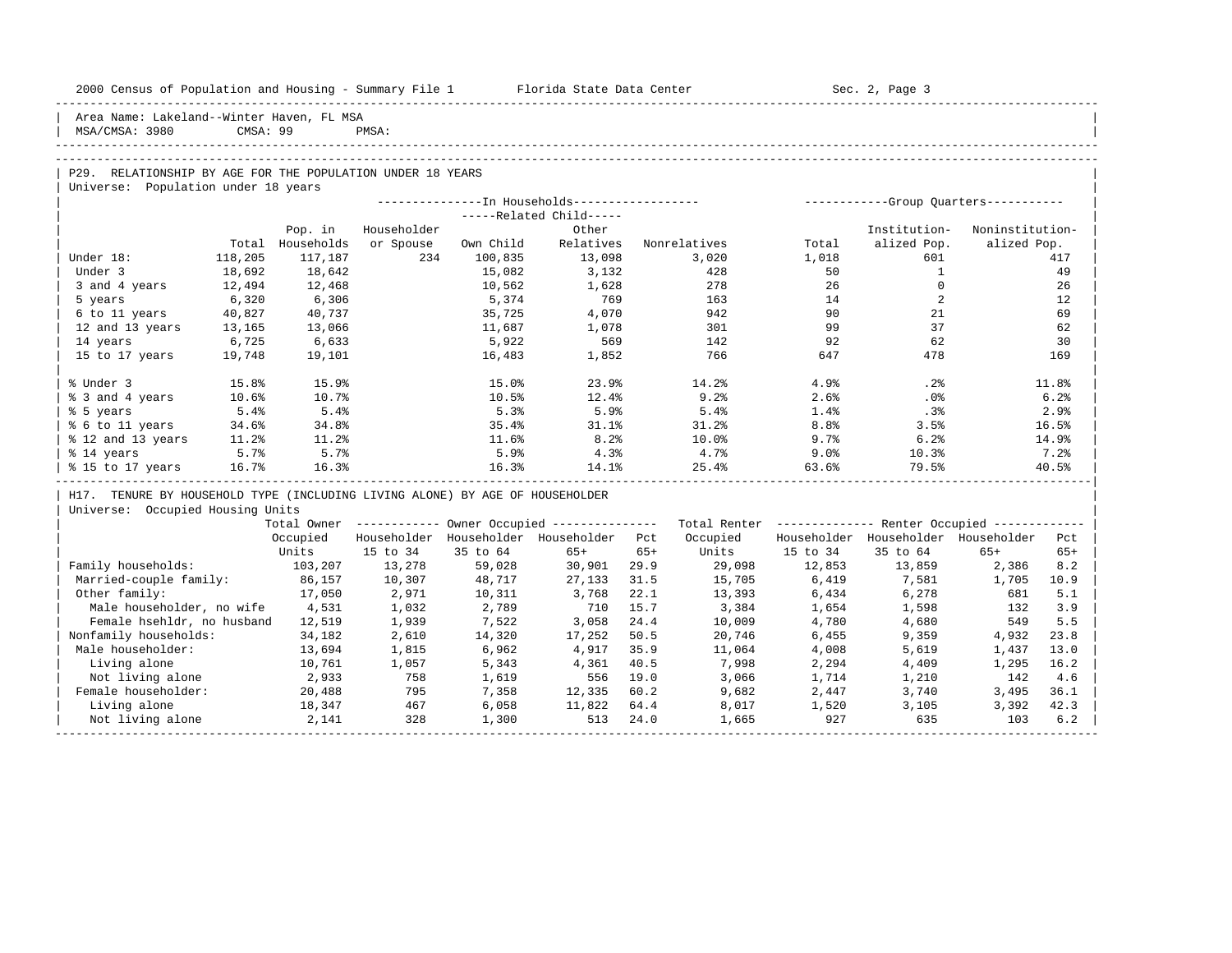Area Name: Lakeland--Winter Haven, FL MSA
MSA/CMSA: 3980 CMSA: 99 PMSA:

## P29. RELATIONSHIP BY AGE FOR THE POPULATION UNDER 18 YEARS

Universe: Population under 18 years

| | Total | In Households: Pop. in Households | Householder or Spouse | Related Child: Own Child | Related Child: Other Relatives | Nonrelatives | Group Quarters: Total | Institutionalized Pop. | Noninstitutionalized Pop. |
|---|---|---|---|---|---|---|---|---|---|
| Under 18: | 118,205 | 117,187 | 234 | 100,835 | 13,098 | 3,020 | 1,018 | 601 | 417 |
| Under 3 | 18,692 | 18,642 | | 15,082 | 3,132 | 428 | 50 | 1 | 49 |
| 3 and 4 years | 12,494 | 12,468 | | 10,562 | 1,628 | 278 | 26 | 0 | 26 |
| 5 years | 6,320 | 6,306 | | 5,374 | 769 | 163 | 14 | 2 | 12 |
| 6 to 11 years | 40,827 | 40,737 | | 35,725 | 4,070 | 942 | 90 | 21 | 69 |
| 12 and 13 years | 13,165 | 13,066 | | 11,687 | 1,078 | 301 | 99 | 37 | 62 |
| 14 years | 6,725 | 6,633 | | 5,922 | 569 | 142 | 92 | 62 | 30 |
| 15 to 17 years | 19,748 | 19,101 | | 16,483 | 1,852 | 766 | 647 | 478 | 169 |
| % Under 3 | 15.8% | 15.9% | | 15.0% | 23.9% | 14.2% | 4.9% | .2% | 11.8% |
| % 3 and 4 years | 10.6% | 10.7% | | 10.5% | 12.4% | 9.2% | 2.6% | .0% | 6.2% |
| % 5 years | 5.4% | 5.4% | | 5.3% | 5.9% | 5.4% | 1.4% | .3% | 2.9% |
| % 6 to 11 years | 34.6% | 34.8% | | 35.4% | 31.1% | 31.2% | 8.8% | 3.5% | 16.5% |
| % 12 and 13 years | 11.2% | 11.2% | | 11.6% | 8.2% | 10.0% | 9.7% | 6.2% | 14.9% |
| % 14 years | 5.7% | 5.7% | | 5.9% | 4.3% | 4.7% | 9.0% | 10.3% | 7.2% |
| % 15 to 17 years | 16.7% | 16.3% | | 16.3% | 14.1% | 25.4% | 63.6% | 79.5% | 40.5% |

## H17. TENURE BY HOUSEHOLD TYPE (INCLUDING LIVING ALONE) BY AGE OF HOUSEHOLDER

Universe: Occupied Housing Units

| | Total Owner Occupied Units | Owner: Householder 15 to 34 | Owner: Householder 35 to 64 | Owner: Householder 65+ | Pct 65+ | Total Renter Occupied Units | Renter: Householder 15 to 34 | Renter: Householder 35 to 64 | Renter: Householder 65+ | Pct 65+ |
|---|---|---|---|---|---|---|---|---|---|---|
| Family households: | 103,207 | 13,278 | 59,028 | 30,901 | 29.9 | 29,098 | 12,853 | 13,859 | 2,386 | 8.2 |
| Married-couple family: | 86,157 | 10,307 | 48,717 | 27,133 | 31.5 | 15,705 | 6,419 | 7,581 | 1,705 | 10.9 |
| Other family: | 17,050 | 2,971 | 10,311 | 3,768 | 22.1 | 13,393 | 6,434 | 6,278 | 681 | 5.1 |
| Male householder, no wife | 4,531 | 1,032 | 2,789 | 710 | 15.7 | 3,384 | 1,654 | 1,598 | 132 | 3.9 |
| Female hsehldr, no husband | 12,519 | 1,939 | 7,522 | 3,058 | 24.4 | 10,009 | 4,780 | 4,680 | 549 | 5.5 |
| Nonfamily households: | 34,182 | 2,610 | 14,320 | 17,252 | 50.5 | 20,746 | 6,455 | 9,359 | 4,932 | 23.8 |
| Male householder: | 13,694 | 1,815 | 6,962 | 4,917 | 35.9 | 11,064 | 4,008 | 5,619 | 1,437 | 13.0 |
| Living alone | 10,761 | 1,057 | 5,343 | 4,361 | 40.5 | 7,998 | 2,294 | 4,409 | 1,295 | 16.2 |
| Not living alone | 2,933 | 758 | 1,619 | 556 | 19.0 | 3,066 | 1,714 | 1,210 | 142 | 4.6 |
| Female householder: | 20,488 | 795 | 7,358 | 12,335 | 60.2 | 9,682 | 2,447 | 3,740 | 3,495 | 36.1 |
| Living alone | 18,347 | 467 | 6,058 | 11,822 | 64.4 | 8,017 | 1,520 | 3,105 | 3,392 | 42.3 |
| Not living alone | 2,141 | 328 | 1,300 | 513 | 24.0 | 1,665 | 927 | 635 | 103 | 6.2 |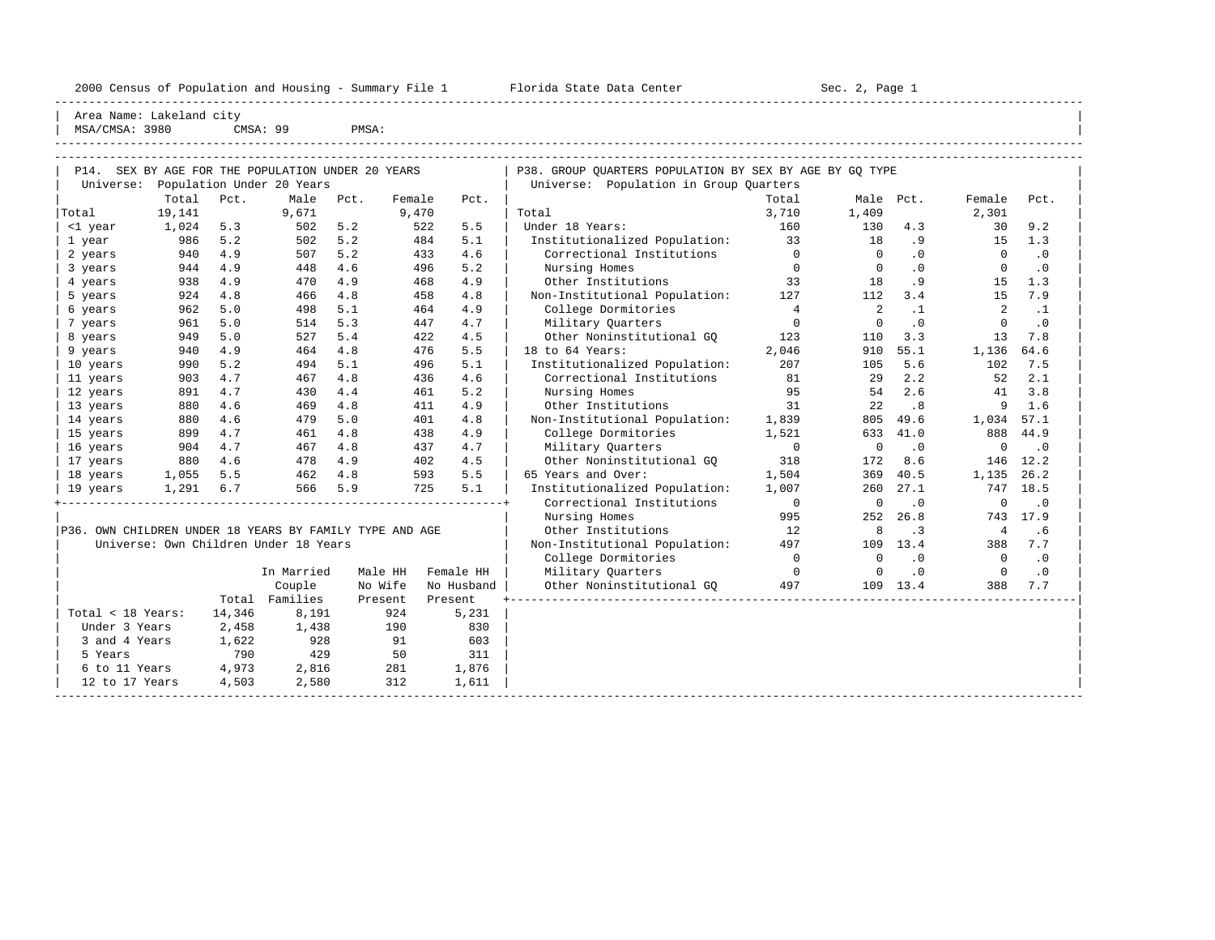Area Name: Lakeland city
MSA/CMSA: 3980 CMSA: 99 PMSA:

## P14. SEX BY AGE FOR THE POPULATION UNDER 20 YEARS

Universe: Population Under 20 Years

| | Total | Pct. | Male | Pct. | Female | Pct. |
|---|---|---|---|---|---|---|
| Total | 19,141 | | 9,671 | | 9,470 | |
| <1 year | 1,024 | 5.3 | 502 | 5.2 | 522 | 5.5 |
| 1 year | 986 | 5.2 | 502 | 5.2 | 484 | 5.1 |
| 2 years | 940 | 4.9 | 507 | 5.2 | 433 | 4.6 |
| 3 years | 944 | 4.9 | 448 | 4.6 | 496 | 5.2 |
| 4 years | 938 | 4.9 | 470 | 4.9 | 468 | 4.9 |
| 5 years | 924 | 4.8 | 466 | 4.8 | 458 | 4.8 |
| 6 years | 962 | 5.0 | 498 | 5.1 | 464 | 4.9 |
| 7 years | 961 | 5.0 | 514 | 5.3 | 447 | 4.7 |
| 8 years | 949 | 5.0 | 527 | 5.4 | 422 | 4.5 |
| 9 years | 940 | 4.9 | 464 | 4.8 | 476 | 5.5 |
| 10 years | 990 | 5.2 | 494 | 5.1 | 496 | 5.1 |
| 11 years | 903 | 4.7 | 467 | 4.8 | 436 | 4.6 |
| 12 years | 891 | 4.7 | 430 | 4.4 | 461 | 5.2 |
| 13 years | 880 | 4.6 | 469 | 4.8 | 411 | 4.9 |
| 14 years | 880 | 4.6 | 479 | 5.0 | 401 | 4.8 |
| 15 years | 899 | 4.7 | 461 | 4.8 | 438 | 4.9 |
| 16 years | 904 | 4.7 | 467 | 4.8 | 437 | 4.7 |
| 17 years | 880 | 4.6 | 478 | 4.9 | 402 | 4.5 |
| 18 years | 1,055 | 5.5 | 462 | 4.8 | 593 | 5.5 |
| 19 years | 1,291 | 6.7 | 566 | 5.9 | 725 | 5.1 |

## P36. OWN CHILDREN UNDER 18 YEARS BY FAMILY TYPE AND AGE

Universe: Own Children Under 18 Years

| | Total | In Married Couple Families | Male HH No Wife Present | Female HH No Husband Present |
|---|---|---|---|---|
| Total < 18 Years: | 14,346 | 8,191 | 924 | 5,231 |
| Under 3 Years | 2,458 | 1,438 | 190 | 830 |
| 3 and 4 Years | 1,622 | 928 | 91 | 603 |
| 5 Years | 790 | 429 | 50 | 311 |
| 6 to 11 Years | 4,973 | 2,816 | 281 | 1,876 |
| 12 to 17 Years | 4,503 | 2,580 | 312 | 1,611 |

## P38. GROUP QUARTERS POPULATION BY SEX BY AGE BY GQ TYPE

Universe: Population in Group Quarters

| | Total | Male | Pct. | Female | Pct. |
|---|---|---|---|---|---|
| Total | 3,710 | 1,409 | | 2,301 | |
| Under 18 Years: | 160 | 130 | 4.3 | 30 | 9.2 |
| Institutionalized Population: | 33 | 18 | .9 | 15 | 1.3 |
| Correctional Institutions | 0 | 0 | .0 | 0 | .0 |
| Nursing Homes | 0 | 0 | .0 | 0 | .0 |
| Other Institutions | 33 | 18 | .9 | 15 | 1.3 |
| Non-Institutional Population: | 127 | 112 | 3.4 | 15 | 7.9 |
| College Dormitories | 4 | 2 | .1 | 2 | .1 |
| Military Quarters | 0 | 0 | .0 | 0 | .0 |
| Other Noninstitutional GQ | 123 | 110 | 3.3 | 13 | 7.8 |
| 18 to 64 Years: | 2,046 | 910 | 55.1 | 1,136 | 64.6 |
| Institutionalized Population: | 207 | 105 | 5.6 | 102 | 7.5 |
| Correctional Institutions | 81 | 29 | 2.2 | 52 | 2.1 |
| Nursing Homes | 95 | 54 | 2.6 | 41 | 3.8 |
| Other Institutions | 31 | 22 | .8 | 9 | 1.6 |
| Non-Institutional Population: | 1,839 | 805 | 49.6 | 1,034 | 57.1 |
| College Dormitories | 1,521 | 633 | 41.0 | 888 | 44.9 |
| Military Quarters | 0 | 0 | .0 | 0 | .0 |
| Other Noninstitutional GQ | 318 | 172 | 8.6 | 146 | 12.2 |
| 65 Years and Over: | 1,504 | 369 | 40.5 | 1,135 | 26.2 |
| Institutionalized Population: | 1,007 | 260 | 27.1 | 747 | 18.5 |
| Correctional Institutions | 0 | 0 | .0 | 0 | .0 |
| Nursing Homes | 995 | 252 | 26.8 | 743 | 17.9 |
| Other Institutions | 12 | 8 | .3 | 4 | .6 |
| Non-Institutional Population: | 497 | 109 | 13.4 | 388 | 7.7 |
| College Dormitories | 0 | 0 | .0 | 0 | .0 |
| Military Quarters | 0 | 0 | .0 | 0 | .0 |
| Other Noninstitutional GQ | 497 | 109 | 13.4 | 388 | 7.7 |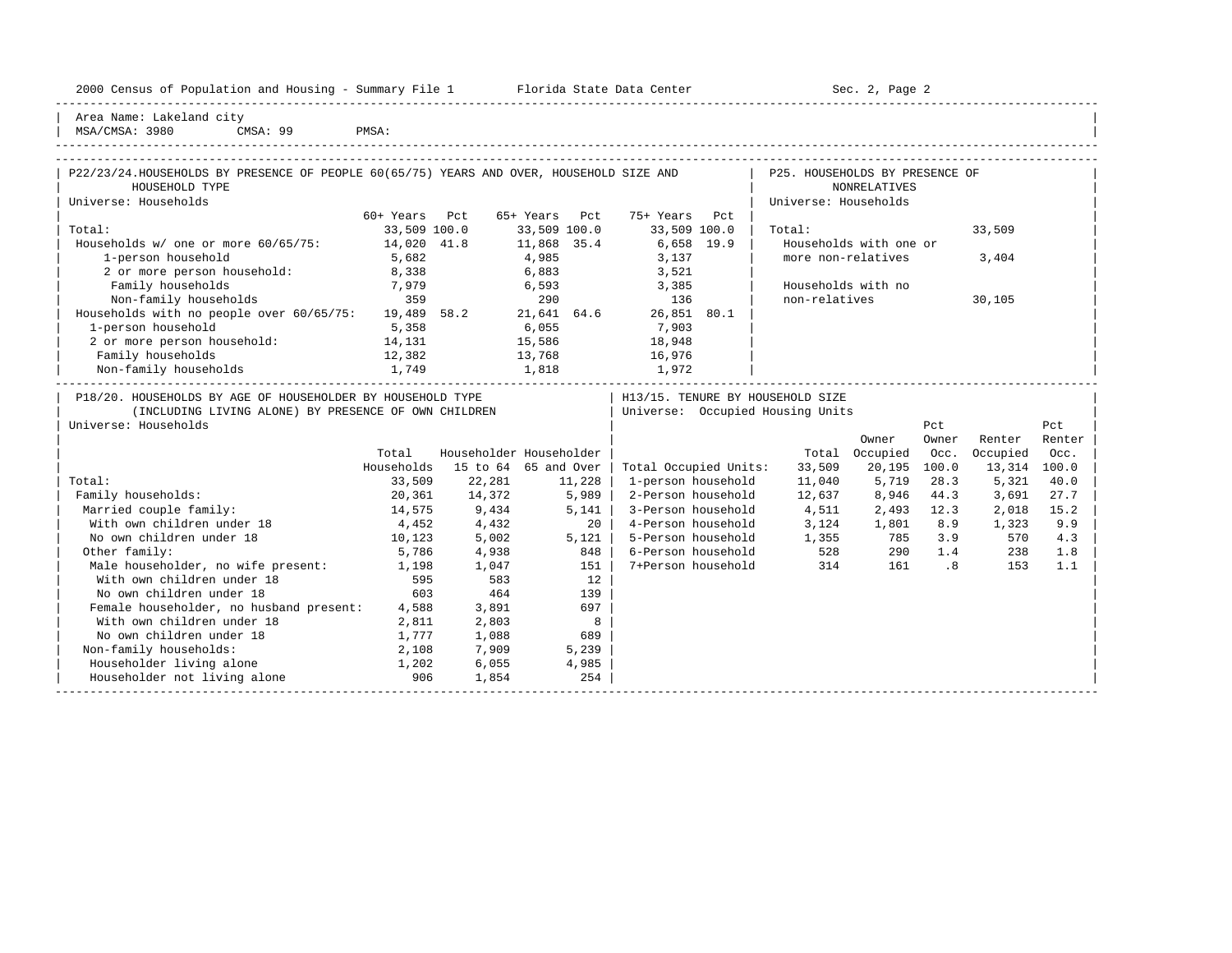Area Name: Lakeland city
MSA/CMSA: 3980 CMSA: 99 PMSA:

## P22/23/24. HOUSEHOLDS BY PRESENCE OF PEOPLE 60(65/75) YEARS AND OVER, HOUSEHOLD SIZE AND HOUSEHOLD TYPE

Universe: Households

| | 60+ Years | Pct | 65+ Years | Pct | 75+ Years | Pct |
|---|---|---|---|---|---|---|
| Total: | 33,509 | 100.0 | 33,509 | 100.0 | 33,509 | 100.0 |
| Households w/ one or more 60/65/75: | 14,020 | 41.8 | 11,868 | 35.4 | 6,658 | 19.9 |
| 1-person household | 5,682 | | 4,985 | | 3,137 | |
| 2 or more person household: | 8,338 | | 6,883 | | 3,521 | |
| Family households | 7,979 | | 6,593 | | 3,385 | |
| Non-family households | 359 | | 290 | | 136 | |
| Households with no people over 60/65/75: | 19,489 | 58.2 | 21,641 | 64.6 | 26,851 | 80.1 |
| 1-person household | 5,358 | | 6,055 | | 7,903 | |
| 2 or more person household: | 14,131 | | 15,586 | | 18,948 | |
| Family households | 12,382 | | 13,768 | | 16,976 | |
| Non-family households | 1,749 | | 1,818 | | 1,972 | |

## P25. HOUSEHOLDS BY PRESENCE OF NONRELATIVES

Universe: Households

| | |
|---|---|
| Total: | 33,509 |
| Households with one or more non-relatives | 3,404 |
| Households with no non-relatives | 30,105 |

## P18/20. HOUSEHOLDS BY AGE OF HOUSEHOLDER BY HOUSEHOLD TYPE (INCLUDING LIVING ALONE) BY PRESENCE OF OWN CHILDREN

Universe: Households

| | Total Households | Householder 15 to 64 | Householder 65 and Over |
|---|---|---|---|
| Total: | 33,509 | 22,281 | 11,228 |
| Family households: | 20,361 | 14,372 | 5,989 |
| Married couple family: | 14,575 | 9,434 | 5,141 |
| With own children under 18 | 4,452 | 4,432 | 20 |
| No own children under 18 | 10,123 | 5,002 | 5,121 |
| Other family: | 5,786 | 4,938 | 848 |
| Male householder, no wife present: | 1,198 | 1,047 | 151 |
| With own children under 18 | 595 | 583 | 12 |
| No own children under 18 | 603 | 464 | 139 |
| Female householder, no husband present: | 4,588 | 3,891 | 697 |
| With own children under 18 | 2,811 | 2,803 | 8 |
| No own children under 18 | 1,777 | 1,088 | 689 |
| Non-family households: | 2,108 | 7,909 | 5,239 |
| Householder living alone | 1,202 | 6,055 | 4,985 |
| Householder not living alone | 906 | 1,854 | 254 |

## H13/15. TENURE BY HOUSEHOLD SIZE

Universe: Occupied Housing Units

| | Total | Owner Occupied | Pct Owner Occ. | Renter Occupied | Pct Renter Occ. |
|---|---|---|---|---|---|
| Total Occupied Units: | 33,509 | 20,195 | 100.0 | 13,314 | 100.0 |
| 1-person household | 11,040 | 5,719 | 28.3 | 5,321 | 40.0 |
| 2-Person household | 12,637 | 8,946 | 44.3 | 3,691 | 27.7 |
| 3-Person household | 4,511 | 2,493 | 12.3 | 2,018 | 15.2 |
| 4-Person household | 3,124 | 1,801 | 8.9 | 1,323 | 9.9 |
| 5-Person household | 1,355 | 785 | 3.9 | 570 | 4.3 |
| 6-Person household | 528 | 290 | 1.4 | 238 | 1.8 |
| 7+Person household | 314 | 161 | .8 | 153 | 1.1 |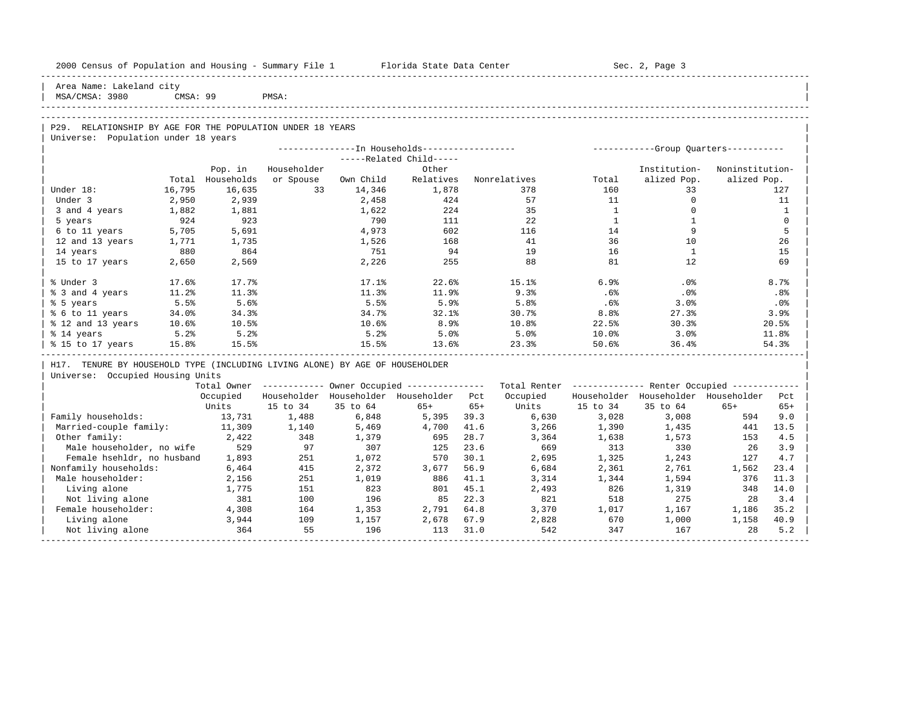Area Name: Lakeland city
MSA/CMSA: 3980 CMSA: 99 PMSA:

## P29. RELATIONSHIP BY AGE FOR THE POPULATION UNDER 18 YEARS

Universe: Population under 18 years

| | Total | In Households: Pop. in Households | In Households: Householder or Spouse | In Households: Related Child: Own Child | In Households: Related Child: Other Relatives | In Households: Nonrelatives | Group Quarters: Total | Group Quarters: Institutionalized Pop. | Group Quarters: Noninstitutionalized Pop. |
|---|---|---|---|---|---|---|---|---|---|
| Under 18: | 16,795 | 16,635 | 33 | 14,346 | 1,878 | 378 | 160 | 33 | 127 |
| Under 3 | 2,950 | 2,939 | | 2,458 | 424 | 57 | 11 | 0 | 11 |
| 3 and 4 years | 1,882 | 1,881 | | 1,622 | 224 | 35 | 1 | 0 | 1 |
| 5 years | 924 | 923 | | 790 | 111 | 22 | 1 | 1 | 0 |
| 6 to 11 years | 5,705 | 5,691 | | 4,973 | 602 | 116 | 14 | 9 | 5 |
| 12 and 13 years | 1,771 | 1,735 | | 1,526 | 168 | 41 | 36 | 10 | 26 |
| 14 years | 880 | 864 | | 751 | 94 | 19 | 16 | 1 | 15 |
| 15 to 17 years | 2,650 | 2,569 | | 2,226 | 255 | 88 | 81 | 12 | 69 |
| | | | | | | | | | |
| % Under 3 | 17.6% | 17.7% | | 17.1% | 22.6% | 15.1% | 6.9% | .0% | 8.7% |
| % 3 and 4 years | 11.2% | 11.3% | | 11.3% | 11.9% | 9.3% | .6% | .0% | .8% |
| % 5 years | 5.5% | 5.6% | | 5.5% | 5.9% | 5.8% | .6% | 3.0% | .0% |
| % 6 to 11 years | 34.0% | 34.3% | | 34.7% | 32.1% | 30.7% | 8.8% | 27.3% | 3.9% |
| % 12 and 13 years | 10.6% | 10.5% | | 10.6% | 8.9% | 10.8% | 22.5% | 30.3% | 20.5% |
| % 14 years | 5.2% | 5.2% | | 5.2% | 5.0% | 5.0% | 10.0% | 3.0% | 11.8% |
| % 15 to 17 years | 15.8% | 15.5% | | 15.5% | 13.6% | 23.3% | 50.6% | 36.4% | 54.3% |

## H17. TENURE BY HOUSEHOLD TYPE (INCLUDING LIVING ALONE) BY AGE OF HOUSEHOLDER

Universe: Occupied Housing Units

| | Total Owner Occupied Units | Owner Occupied: Householder 15 to 34 | Owner Occupied: Householder 35 to 64 | Owner Occupied: Householder 65+ | Owner Occupied: Pct 65+ | Total Renter Occupied Units | Renter Occupied: Householder 15 to 34 | Renter Occupied: Householder 35 to 64 | Renter Occupied: Householder 65+ | Renter Occupied: Pct 65+ |
|---|---|---|---|---|---|---|---|---|---|---|
| Family households: | 13,731 | 1,488 | 6,848 | 5,395 | 39.3 | 6,630 | 3,028 | 3,008 | 594 | 9.0 |
| Married-couple family: | 11,309 | 1,140 | 5,469 | 4,700 | 41.6 | 3,266 | 1,390 | 1,435 | 441 | 13.5 |
| Other family: | 2,422 | 348 | 1,379 | 695 | 28.7 | 3,364 | 1,638 | 1,573 | 153 | 4.5 |
| Male householder, no wife | 529 | 97 | 307 | 125 | 23.6 | 669 | 313 | 330 | 26 | 3.9 |
| Female hsehldr, no husband | 1,893 | 251 | 1,072 | 570 | 30.1 | 2,695 | 1,325 | 1,243 | 127 | 4.7 |
| Nonfamily households: | 6,464 | 415 | 2,372 | 3,677 | 56.9 | 6,684 | 2,361 | 2,761 | 1,562 | 23.4 |
| Male householder: | 2,156 | 251 | 1,019 | 886 | 41.1 | 3,314 | 1,344 | 1,594 | 376 | 11.3 |
| Living alone | 1,775 | 151 | 823 | 801 | 45.1 | 2,493 | 826 | 1,319 | 348 | 14.0 |
| Not living alone | 381 | 100 | 196 | 85 | 22.3 | 821 | 518 | 275 | 28 | 3.4 |
| Female householder: | 4,308 | 164 | 1,353 | 2,791 | 64.8 | 3,370 | 1,017 | 1,167 | 1,186 | 35.2 |
| Living alone | 3,944 | 109 | 1,157 | 2,678 | 67.9 | 2,828 | 670 | 1,000 | 1,158 | 40.9 |
| Not living alone | 364 | 55 | 196 | 113 | 31.0 | 542 | 347 | 167 | 28 | 5.2 |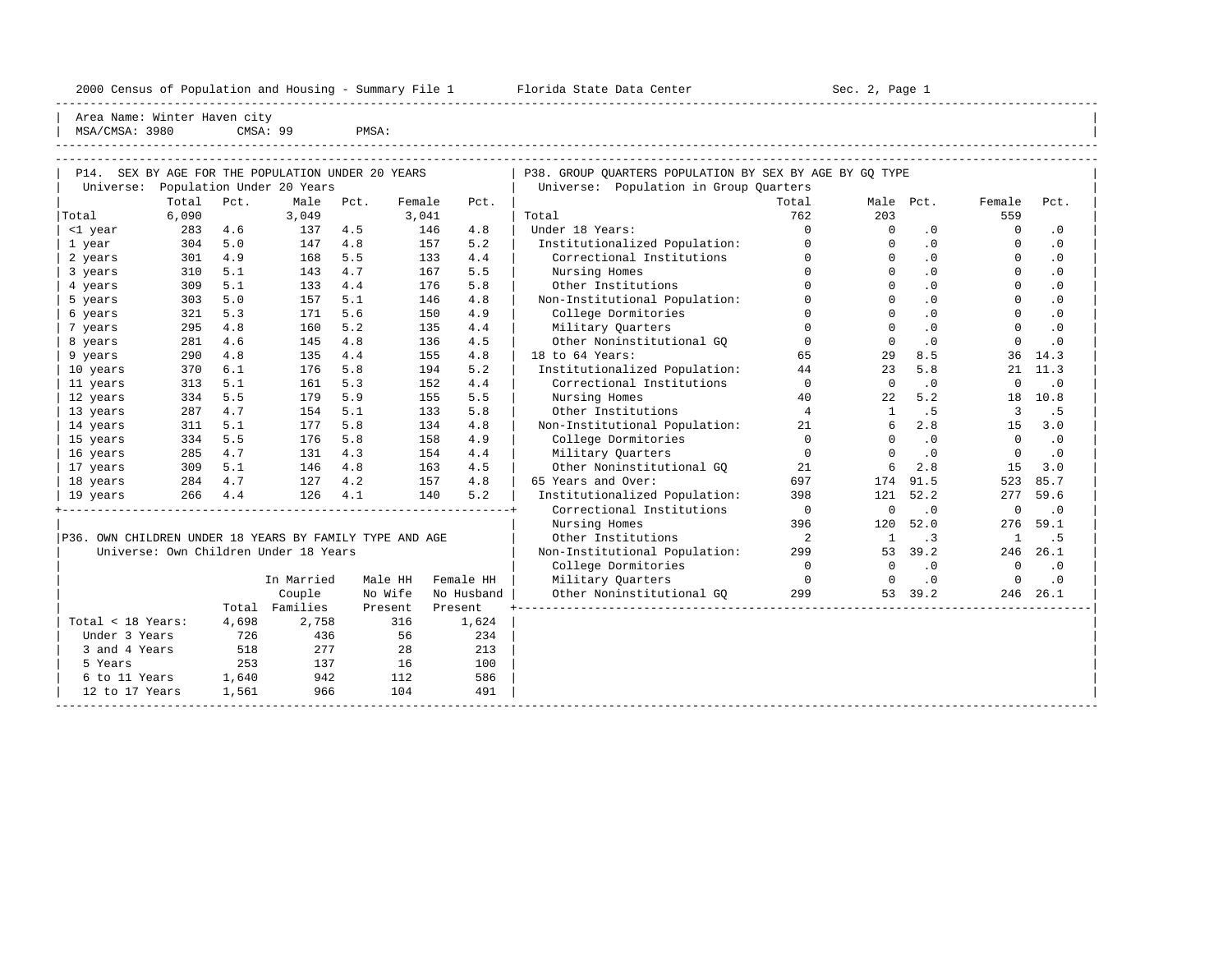Area Name: Winter Haven city
MSA/CMSA: 3980 CMSA: 99 PMSA:

## P14. SEX BY AGE FOR THE POPULATION UNDER 20 YEARS

Universe: Population Under 20 Years

| | Total | Pct. | Male | Pct. | Female | Pct. |
|---|---|---|---|---|---|---|
| Total | 6,090 | | 3,049 | | 3,041 | |
| <1 year | 283 | 4.6 | 137 | 4.5 | 146 | 4.8 |
| 1 year | 304 | 5.0 | 147 | 4.8 | 157 | 5.2 |
| 2 years | 301 | 4.9 | 168 | 5.5 | 133 | 4.4 |
| 3 years | 310 | 5.1 | 143 | 4.7 | 167 | 5.5 |
| 4 years | 309 | 5.1 | 133 | 4.4 | 176 | 5.8 |
| 5 years | 303 | 5.0 | 157 | 5.1 | 146 | 4.8 |
| 6 years | 321 | 5.3 | 171 | 5.6 | 150 | 4.9 |
| 7 years | 295 | 4.8 | 160 | 5.2 | 135 | 4.4 |
| 8 years | 281 | 4.6 | 145 | 4.8 | 136 | 4.5 |
| 9 years | 290 | 4.8 | 135 | 4.4 | 155 | 4.8 |
| 10 years | 370 | 6.1 | 176 | 5.8 | 194 | 5.2 |
| 11 years | 313 | 5.1 | 161 | 5.3 | 152 | 4.4 |
| 12 years | 334 | 5.5 | 179 | 5.9 | 155 | 5.5 |
| 13 years | 287 | 4.7 | 154 | 5.1 | 133 | 5.8 |
| 14 years | 311 | 5.1 | 177 | 5.8 | 134 | 4.8 |
| 15 years | 334 | 5.5 | 176 | 5.8 | 158 | 4.9 |
| 16 years | 285 | 4.7 | 131 | 4.3 | 154 | 4.4 |
| 17 years | 309 | 5.1 | 146 | 4.8 | 163 | 4.5 |
| 18 years | 284 | 4.7 | 127 | 4.2 | 157 | 4.8 |
| 19 years | 266 | 4.4 | 126 | 4.1 | 140 | 5.2 |

## P36. OWN CHILDREN UNDER 18 YEARS BY FAMILY TYPE AND AGE

Universe: Own Children Under 18 Years

| | Total | In Married Couple Families | Male HH No Wife Present | Female HH No Husband Present |
|---|---|---|---|---|
| Total < 18 Years: | 4,698 | 2,758 | 316 | 1,624 |
| Under 3 Years | 726 | 436 | 56 | 234 |
| 3 and 4 Years | 518 | 277 | 28 | 213 |
| 5 Years | 253 | 137 | 16 | 100 |
| 6 to 11 Years | 1,640 | 942 | 112 | 586 |
| 12 to 17 Years | 1,561 | 966 | 104 | 491 |

## P38. GROUP QUARTERS POPULATION BY SEX BY AGE BY GQ TYPE

Universe: Population in Group Quarters

| | Total | Male | Pct. | Female | Pct. |
|---|---|---|---|---|---|
| Total | 762 | 203 | | 559 | |
| Under 18 Years: | 0 | 0 | .0 | 0 | .0 |
| Institutionalized Population: | 0 | 0 | .0 | 0 | .0 |
| Correctional Institutions | 0 | 0 | .0 | 0 | .0 |
| Nursing Homes | 0 | 0 | .0 | 0 | .0 |
| Other Institutions | 0 | 0 | .0 | 0 | .0 |
| Non-Institutional Population: | 0 | 0 | .0 | 0 | .0 |
| College Dormitories | 0 | 0 | .0 | 0 | .0 |
| Military Quarters | 0 | 0 | .0 | 0 | .0 |
| Other Noninstitutional GQ | 0 | 0 | .0 | 0 | .0 |
| 18 to 64 Years: | 65 | 29 | 8.5 | 36 | 14.3 |
| Institutionalized Population: | 44 | 23 | 5.8 | 21 | 11.3 |
| Correctional Institutions | 0 | 0 | .0 | 0 | .0 |
| Nursing Homes | 40 | 22 | 5.2 | 18 | 10.8 |
| Other Institutions | 4 | 1 | .5 | 3 | .5 |
| Non-Institutional Population: | 21 | 6 | 2.8 | 15 | 3.0 |
| College Dormitories | 0 | 0 | .0 | 0 | .0 |
| Military Quarters | 0 | 0 | .0 | 0 | .0 |
| Other Noninstitutional GQ | 21 | 6 | 2.8 | 15 | 3.0 |
| 65 Years and Over: | 697 | 174 | 91.5 | 523 | 85.7 |
| Institutionalized Population: | 398 | 121 | 52.2 | 277 | 59.6 |
| Correctional Institutions | 0 | 0 | .0 | 0 | .0 |
| Nursing Homes | 396 | 120 | 52.0 | 276 | 59.1 |
| Other Institutions | 2 | 1 | .3 | 1 | .5 |
| Non-Institutional Population: | 299 | 53 | 39.2 | 246 | 26.1 |
| College Dormitories | 0 | 0 | .0 | 0 | .0 |
| Military Quarters | 0 | 0 | .0 | 0 | .0 |
| Other Noninstitutional GQ | 299 | 53 | 39.2 | 246 | 26.1 |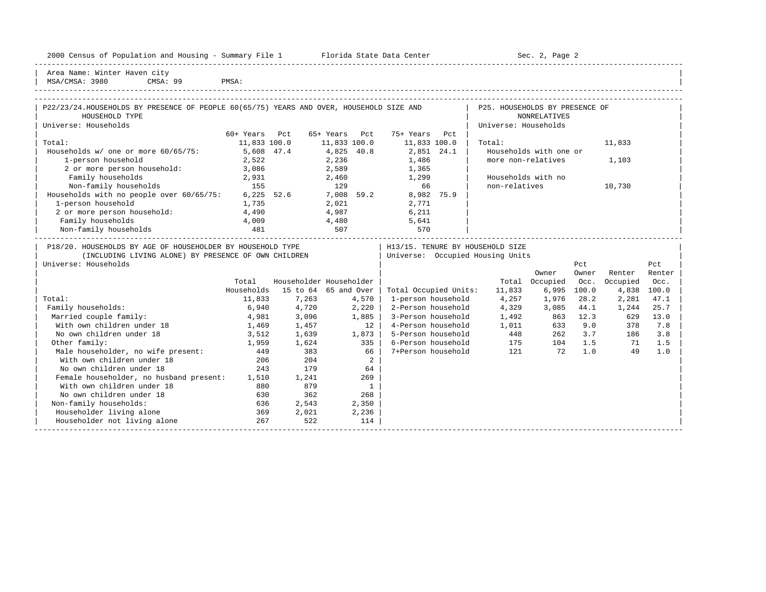2000 Census of Population and Housing - Summary File 1 Florida State Data Center Sec. 2, Page 2

Area Name: Winter Haven city
MSA/CMSA: 3980 CMSA: 99 PMSA:

## P22/23/24. HOUSEHOLDS BY PRESENCE OF PEOPLE 60(65/75) YEARS AND OVER, HOUSEHOLD SIZE AND HOUSEHOLD TYPE

Universe: Households

| | 60+ Years | Pct | 65+ Years | Pct | 75+ Years | Pct |
|---|---|---|---|---|---|---|
| Total: | 11,833 | 100.0 | 11,833 | 100.0 | 11,833 | 100.0 |
| Households w/ one or more 60/65/75: | 5,608 | 47.4 | 4,825 | 40.8 | 2,851 | 24.1 |
| 1-person household | 2,522 | | 2,236 | | 1,486 | |
| 2 or more person household: | 3,086 | | 2,589 | | 1,365 | |
| Family households | 2,931 | | 2,460 | | 1,299 | |
| Non-family households | 155 | | 129 | | 66 | |
| Households with no people over 60/65/75: | 6,225 | 52.6 | 7,008 | 59.2 | 8,982 | 75.9 |
| 1-person household | 1,735 | | 2,021 | | 2,771 | |
| 2 or more person household: | 4,490 | | 4,987 | | 6,211 | |
| Family households | 4,009 | | 4,480 | | 5,641 | |
| Non-family households | 481 | | 507 | | 570 | |

## P25. HOUSEHOLDS BY PRESENCE OF NONRELATIVES

Universe: Households

| | |
|---|---|
| Total: | 11,833 |
| Households with one or more non-relatives | 1,103 |
| Households with no non-relatives | 10,730 |

## P18/20. HOUSEHOLDS BY AGE OF HOUSEHOLDER BY HOUSEHOLD TYPE (INCLUDING LIVING ALONE) BY PRESENCE OF OWN CHILDREN

Universe: Households

| | Total Households | Householder 15 to 64 | Householder 65 and Over |
|---|---|---|---|
| Total: | 11,833 | 7,263 | 4,570 |
| Family households: | 6,940 | 4,720 | 2,220 |
| Married couple family: | 4,981 | 3,096 | 1,885 |
| With own children under 18 | 1,469 | 1,457 | 12 |
| No own children under 18 | 3,512 | 1,639 | 1,873 |
| Other family: | 1,959 | 1,624 | 335 |
| Male householder, no wife present: | 449 | 383 | 66 |
| With own children under 18 | 206 | 204 | 2 |
| No own children under 18 | 243 | 179 | 64 |
| Female householder, no husband present: | 1,510 | 1,241 | 269 |
| With own children under 18 | 880 | 879 | 1 |
| No own children under 18 | 630 | 362 | 268 |
| Non-family households: | 636 | 2,543 | 2,350 |
| Householder living alone | 369 | 2,021 | 2,236 |
| Householder not living alone | 267 | 522 | 114 |

## H13/15. TENURE BY HOUSEHOLD SIZE

Universe: Occupied Housing Units

| | Total | Owner Occupied | Pct Owner Occ. | Renter Occupied | Pct Renter Occ. |
|---|---|---|---|---|---|
| Total Occupied Units: | 11,833 | 6,995 | 100.0 | 4,838 | 100.0 |
| 1-person household | 4,257 | 1,976 | 28.2 | 2,281 | 47.1 |
| 2-Person household | 4,329 | 3,085 | 44.1 | 1,244 | 25.7 |
| 3-Person household | 1,492 | 863 | 12.3 | 629 | 13.0 |
| 4-Person household | 1,011 | 633 | 9.0 | 378 | 7.8 |
| 5-Person household | 448 | 262 | 3.7 | 186 | 3.8 |
| 6-Person household | 175 | 104 | 1.5 | 71 | 1.5 |
| 7+Person household | 121 | 72 | 1.0 | 49 | 1.0 |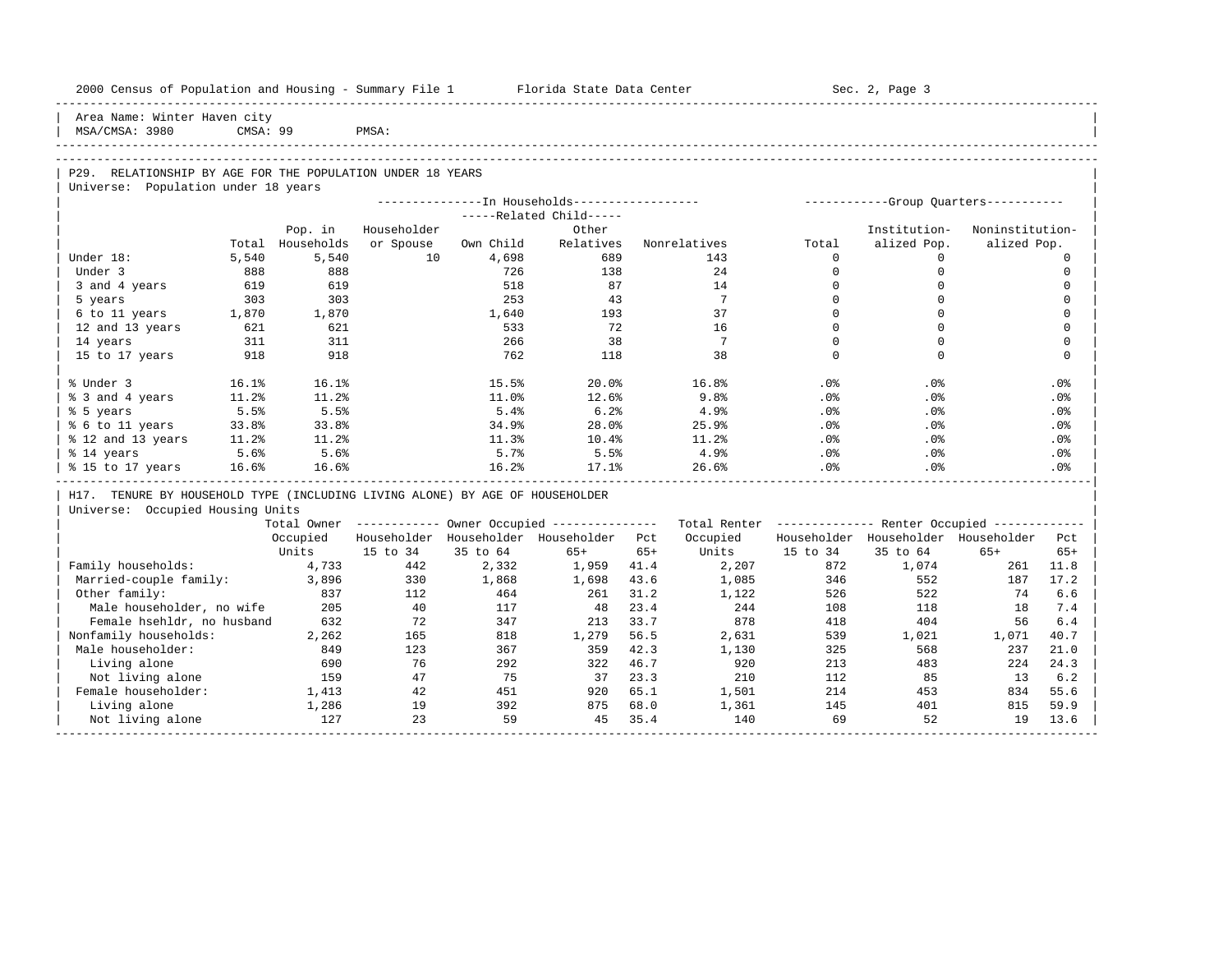Area Name: Winter Haven city
MSA/CMSA: 3980 CMSA: 99 PMSA:

## P29. RELATIONSHIP BY AGE FOR THE POPULATION UNDER 18 YEARS

Universe: Population under 18 years

| | Total | Pop. in Households | In Households: Householder or Spouse | Related Child: Own Child | Related Child: Other Relatives | Nonrelatives | Group Quarters: Total | Institutionalized Pop. | Noninstitutionalized Pop. |
|---|---|---|---|---|---|---|---|---|---|
| Under 18: | 5,540 | 5,540 | 10 | 4,698 | 689 | 143 | 0 | 0 | 0 |
| Under 3 | 888 | 888 | | 726 | 138 | 24 | 0 | 0 | 0 |
| 3 and 4 years | 619 | 619 | | 518 | 87 | 14 | 0 | 0 | 0 |
| 5 years | 303 | 303 | | 253 | 43 | 7 | 0 | 0 | 0 |
| 6 to 11 years | 1,870 | 1,870 | | 1,640 | 193 | 37 | 0 | 0 | 0 |
| 12 and 13 years | 621 | 621 | | 533 | 72 | 16 | 0 | 0 | 0 |
| 14 years | 311 | 311 | | 266 | 38 | 7 | 0 | 0 | 0 |
| 15 to 17 years | 918 | 918 | | 762 | 118 | 38 | 0 | 0 | 0 |
| % Under 3 | 16.1% | 16.1% | | 15.5% | 20.0% | 16.8% | .0% | .0% | .0% |
| % 3 and 4 years | 11.2% | 11.2% | | 11.0% | 12.6% | 9.8% | .0% | .0% | .0% |
| % 5 years | 5.5% | 5.5% | | 5.4% | 6.2% | 4.9% | .0% | .0% | .0% |
| % 6 to 11 years | 33.8% | 33.8% | | 34.9% | 28.0% | 25.9% | .0% | .0% | .0% |
| % 12 and 13 years | 11.2% | 11.2% | | 11.3% | 10.4% | 11.2% | .0% | .0% | .0% |
| % 14 years | 5.6% | 5.6% | | 5.7% | 5.5% | 4.9% | .0% | .0% | .0% |
| % 15 to 17 years | 16.6% | 16.6% | | 16.2% | 17.1% | 26.6% | .0% | .0% | .0% |

## H17. TENURE BY HOUSEHOLD TYPE (INCLUDING LIVING ALONE) BY AGE OF HOUSEHOLDER

Universe: Occupied Housing Units

| | Total Owner Occupied Units | Owner: Householder 15 to 34 | Owner: Householder 35 to 64 | Owner: Householder 65+ | Owner: Pct 65+ | Total Renter Occupied Units | Renter: Householder 15 to 34 | Renter: Householder 35 to 64 | Renter: Householder 65+ | Renter: Pct 65+ |
|---|---|---|---|---|---|---|---|---|---|---|
| Family households: | 4,733 | 442 | 2,332 | 1,959 | 41.4 | 2,207 | 872 | 1,074 | 261 | 11.8 |
| Married-couple family: | 3,896 | 330 | 1,868 | 1,698 | 43.6 | 1,085 | 346 | 552 | 187 | 17.2 |
| Other family: | 837 | 112 | 464 | 261 | 31.2 | 1,122 | 526 | 522 | 74 | 6.6 |
| Male householder, no wife | 205 | 40 | 117 | 48 | 23.4 | 244 | 108 | 118 | 18 | 7.4 |
| Female hsehldr, no husband | 632 | 72 | 347 | 213 | 33.7 | 878 | 418 | 404 | 56 | 6.4 |
| Nonfamily households: | 2,262 | 165 | 818 | 1,279 | 56.5 | 2,631 | 539 | 1,021 | 1,071 | 40.7 |
| Male householder: | 849 | 123 | 367 | 359 | 42.3 | 1,130 | 325 | 568 | 237 | 21.0 |
| Living alone | 690 | 76 | 292 | 322 | 46.7 | 920 | 213 | 483 | 224 | 24.3 |
| Not living alone | 159 | 47 | 75 | 37 | 23.3 | 210 | 112 | 85 | 13 | 6.2 |
| Female householder: | 1,413 | 42 | 451 | 920 | 65.1 | 1,501 | 214 | 453 | 834 | 55.6 |
| Living alone | 1,286 | 19 | 392 | 875 | 68.0 | 1,361 | 145 | 401 | 815 | 59.9 |
| Not living alone | 127 | 23 | 59 | 45 | 35.4 | 140 | 69 | 52 | 19 | 13.6 |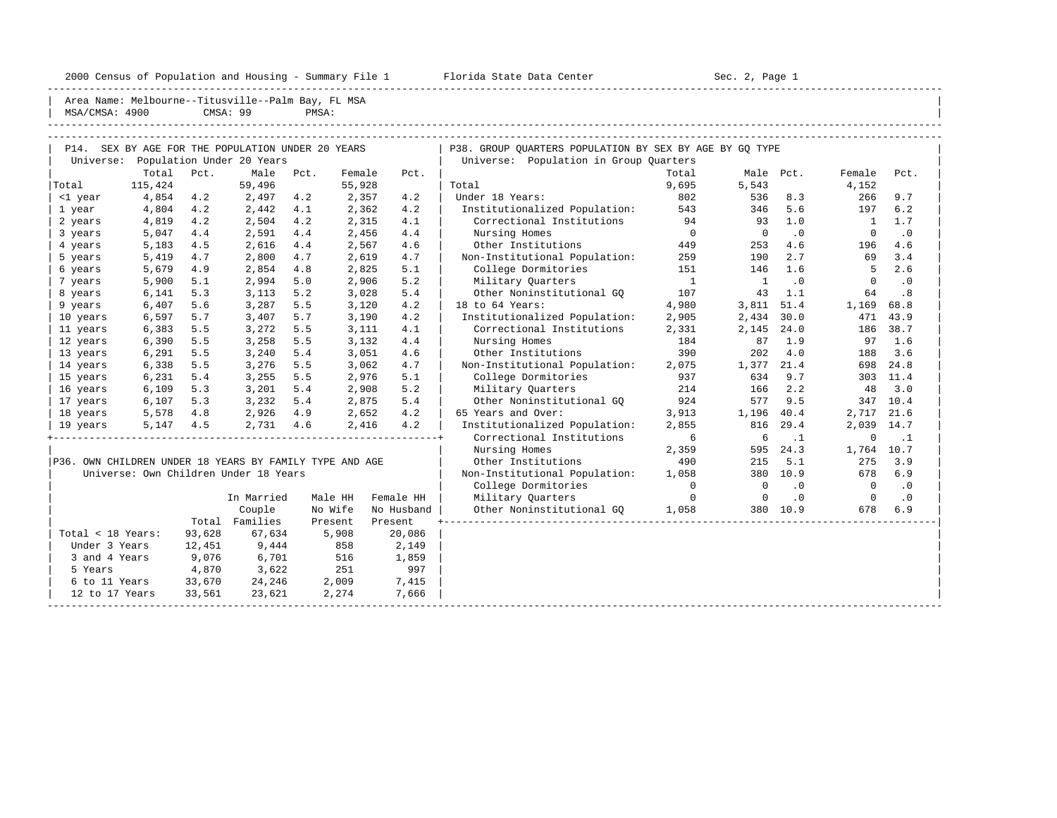Area Name: Melbourne--Titusville--Palm Bay, FL MSA
MSA/CMSA: 4900 CMSA: 99 PMSA:

## P14. SEX BY AGE FOR THE POPULATION UNDER 20 YEARS

Universe: Population Under 20 Years

| | Total | Pct. | Male | Pct. | Female | Pct. |
|---|---|---|---|---|---|---|
| Total | 115,424 | | 59,496 | | 55,928 | |
| <1 year | 4,854 | 4.2 | 2,497 | 4.2 | 2,357 | 4.2 |
| 1 year | 4,804 | 4.2 | 2,442 | 4.1 | 2,362 | 4.2 |
| 2 years | 4,819 | 4.2 | 2,504 | 4.2 | 2,315 | 4.1 |
| 3 years | 5,047 | 4.4 | 2,591 | 4.4 | 2,456 | 4.4 |
| 4 years | 5,183 | 4.5 | 2,616 | 4.4 | 2,567 | 4.6 |
| 5 years | 5,419 | 4.7 | 2,800 | 4.7 | 2,619 | 4.7 |
| 6 years | 5,679 | 4.9 | 2,854 | 4.8 | 2,825 | 5.1 |
| 7 years | 5,900 | 5.1 | 2,994 | 5.0 | 2,906 | 5.2 |
| 8 years | 6,141 | 5.3 | 3,113 | 5.2 | 3,028 | 5.4 |
| 9 years | 6,407 | 5.6 | 3,287 | 5.5 | 3,120 | 4.2 |
| 10 years | 6,597 | 5.7 | 3,407 | 5.7 | 3,190 | 4.2 |
| 11 years | 6,383 | 5.5 | 3,272 | 5.5 | 3,111 | 4.1 |
| 12 years | 6,390 | 5.5 | 3,258 | 5.5 | 3,132 | 4.4 |
| 13 years | 6,291 | 5.5 | 3,240 | 5.4 | 3,051 | 4.6 |
| 14 years | 6,338 | 5.5 | 3,276 | 5.5 | 3,062 | 4.7 |
| 15 years | 6,231 | 5.4 | 3,255 | 5.5 | 2,976 | 5.1 |
| 16 years | 6,109 | 5.3 | 3,201 | 5.4 | 2,908 | 5.2 |
| 17 years | 6,107 | 5.3 | 3,232 | 5.4 | 2,875 | 5.4 |
| 18 years | 5,578 | 4.8 | 2,926 | 4.9 | 2,652 | 4.2 |
| 19 years | 5,147 | 4.5 | 2,731 | 4.6 | 2,416 | 4.2 |

## P36. OWN CHILDREN UNDER 18 YEARS BY FAMILY TYPE AND AGE

Universe: Own Children Under 18 Years

| | Total | In Married Couple Families | Male HH No Wife Present | Female HH No Husband Present |
|---|---|---|---|---|
| Total < 18 Years: | 93,628 | 67,634 | 5,908 | 20,086 |
| Under 3 Years | 12,451 | 9,444 | 858 | 2,149 |
| 3 and 4 Years | 9,076 | 6,701 | 516 | 1,859 |
| 5 Years | 4,870 | 3,622 | 251 | 997 |
| 6 to 11 Years | 33,670 | 24,246 | 2,009 | 7,415 |
| 12 to 17 Years | 33,561 | 23,621 | 2,274 | 7,666 |

## P38. GROUP QUARTERS POPULATION BY SEX BY AGE BY GQ TYPE

Universe: Population in Group Quarters

| | Total | Male | Pct. | Female | Pct. |
|---|---|---|---|---|---|
| Total | 9,695 | 5,543 | | 4,152 | |
| Under 18 Years: | 802 | 536 | 8.3 | 266 | 9.7 |
| Institutionalized Population: | 543 | 346 | 5.6 | 197 | 6.2 |
| Correctional Institutions | 94 | 93 | 1.0 | 1 | 1.7 |
| Nursing Homes | 0 | 0 | .0 | 0 | .0 |
| Other Institutions | 449 | 253 | 4.6 | 196 | 4.6 |
| Non-Institutional Population: | 259 | 190 | 2.7 | 69 | 3.4 |
| College Dormitories | 151 | 146 | 1.6 | 5 | 2.6 |
| Military Quarters | 1 | 1 | .0 | 0 | .0 |
| Other Noninstitutional GQ | 107 | 43 | 1.1 | 64 | .8 |
| 18 to 64 Years: | 4,980 | 3,811 | 51.4 | 1,169 | 68.8 |
| Institutionalized Population: | 2,905 | 2,434 | 30.0 | 471 | 43.9 |
| Correctional Institutions | 2,331 | 2,145 | 24.0 | 186 | 38.7 |
| Nursing Homes | 184 | 87 | 1.9 | 97 | 1.6 |
| Other Institutions | 390 | 202 | 4.0 | 188 | 3.6 |
| Non-Institutional Population: | 2,075 | 1,377 | 21.4 | 698 | 24.8 |
| College Dormitories | 937 | 634 | 9.7 | 303 | 11.4 |
| Military Quarters | 214 | 166 | 2.2 | 48 | 3.0 |
| Other Noninstitutional GQ | 924 | 577 | 9.5 | 347 | 10.4 |
| 65 Years and Over: | 3,913 | 1,196 | 40.4 | 2,717 | 21.6 |
| Institutionalized Population: | 2,855 | 816 | 29.4 | 2,039 | 14.7 |
| Correctional Institutions | 6 | 6 | .1 | 0 | .1 |
| Nursing Homes | 2,359 | 595 | 24.3 | 1,764 | 10.7 |
| Other Institutions | 490 | 215 | 5.1 | 275 | 3.9 |
| Non-Institutional Population: | 1,058 | 380 | 10.9 | 678 | 6.9 |
| College Dormitories | 0 | 0 | .0 | 0 | .0 |
| Military Quarters | 0 | 0 | .0 | 0 | .0 |
| Other Noninstitutional GQ | 1,058 | 380 | 10.9 | 678 | 6.9 |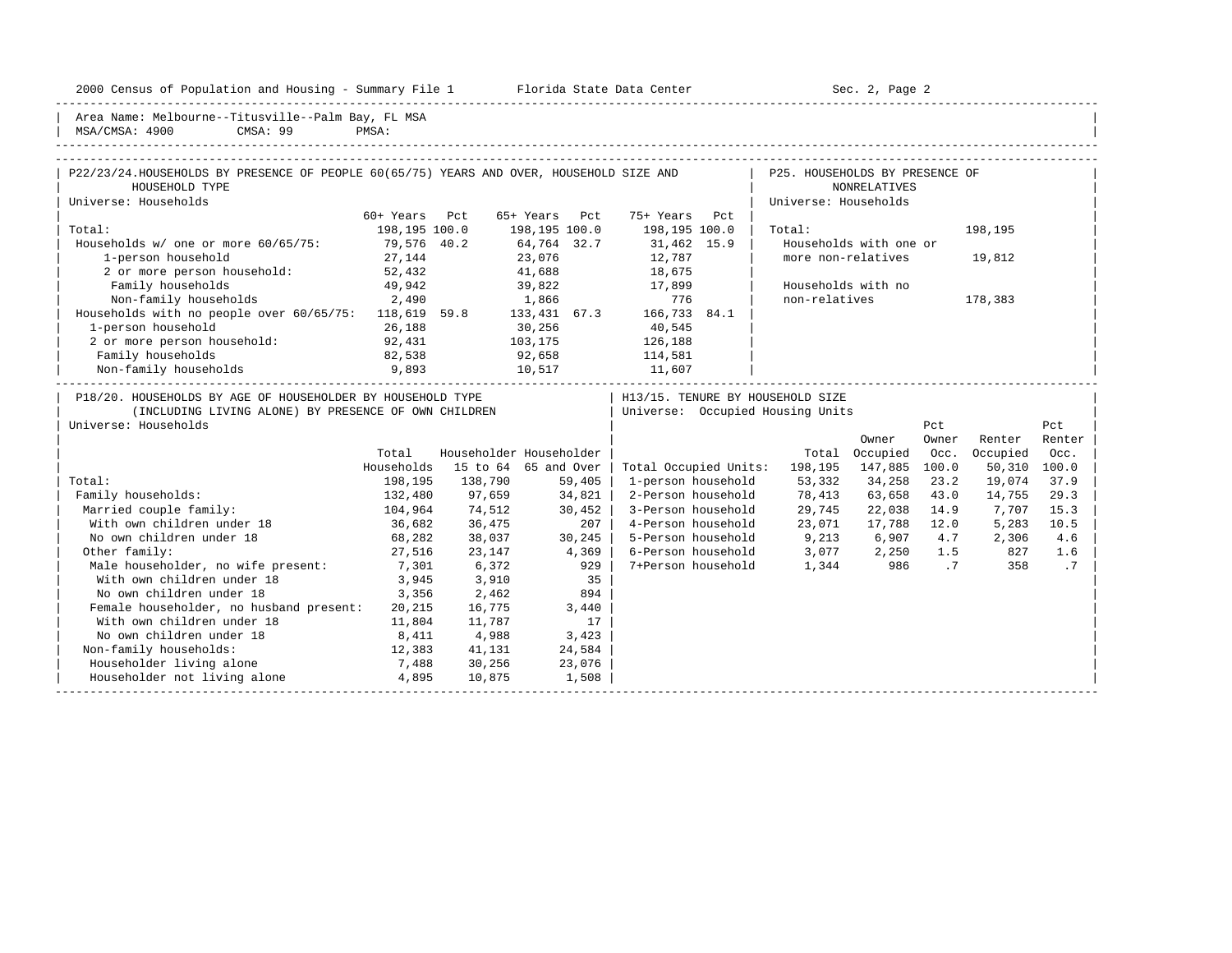Area Name: Melbourne--Titusville--Palm Bay, FL MSA
MSA/CMSA: 4900 CMSA: 99 PMSA:

## P22/23/24. HOUSEHOLDS BY PRESENCE OF PEOPLE 60(65/75) YEARS AND OVER, HOUSEHOLD SIZE AND HOUSEHOLD TYPE

Universe: Households

| | 60+ Years | Pct | 65+ Years | Pct | 75+ Years | Pct |
|---|---|---|---|---|---|---|
| Total: | 198,195 | 100.0 | 198,195 | 100.0 | 198,195 | 100.0 |
| Households w/ one or more 60/65/75: | 79,576 | 40.2 | 64,764 | 32.7 | 31,462 | 15.9 |
| 1-person household | 27,144 | | 23,076 | | 12,787 | |
| 2 or more person household: | 52,432 | | 41,688 | | 18,675 | |
| Family households | 49,942 | | 39,822 | | 17,899 | |
| Non-family households | 2,490 | | 1,866 | | 776 | |
| Households with no people over 60/65/75: | 118,619 | 59.8 | 133,431 | 67.3 | 166,733 | 84.1 |
| 1-person household | 26,188 | | 30,256 | | 40,545 | |
| 2 or more person household: | 92,431 | | 103,175 | | 126,188 | |
| Family households | 82,538 | | 92,658 | | 114,581 | |
| Non-family households | 9,893 | | 10,517 | | 11,607 | |

## P25. HOUSEHOLDS BY PRESENCE OF NONRELATIVES

Universe: Households

| | |
|---|---|
| Total: | 198,195 |
| Households with one or more non-relatives | 19,812 |
| Households with no non-relatives | 178,383 |

## P18/20. HOUSEHOLDS BY AGE OF HOUSEHOLDER BY HOUSEHOLD TYPE (INCLUDING LIVING ALONE) BY PRESENCE OF OWN CHILDREN

Universe: Households

| | Total Households | Householder 15 to 64 | Householder 65 and Over |
|---|---|---|---|
| Total: | 198,195 | 138,790 | 59,405 |
| Family households: | 132,480 | 97,659 | 34,821 |
| Married couple family: | 104,964 | 74,512 | 30,452 |
| With own children under 18 | 36,682 | 36,475 | 207 |
| No own children under 18 | 68,282 | 38,037 | 30,245 |
| Other family: | 27,516 | 23,147 | 4,369 |
| Male householder, no wife present: | 7,301 | 6,372 | 929 |
| With own children under 18 | 3,945 | 3,910 | 35 |
| No own children under 18 | 3,356 | 2,462 | 894 |
| Female householder, no husband present: | 20,215 | 16,775 | 3,440 |
| With own children under 18 | 11,804 | 11,787 | 17 |
| No own children under 18 | 8,411 | 4,988 | 3,423 |
| Non-family households: | 12,383 | 41,131 | 24,584 |
| Householder living alone | 7,488 | 30,256 | 23,076 |
| Householder not living alone | 4,895 | 10,875 | 1,508 |

## H13/15. TENURE BY HOUSEHOLD SIZE

Universe: Occupied Housing Units

| | Total | Owner Occupied | Pct Owner Occ. | Renter Occupied | Pct Renter Occ. |
|---|---|---|---|---|---|
| Total Occupied Units: | 198,195 | 147,885 | 100.0 | 50,310 | 100.0 |
| 1-person household | 53,332 | 34,258 | 23.2 | 19,074 | 37.9 |
| 2-Person household | 78,413 | 63,658 | 43.0 | 14,755 | 29.3 |
| 3-Person household | 29,745 | 22,038 | 14.9 | 7,707 | 15.3 |
| 4-Person household | 23,071 | 17,788 | 12.0 | 5,283 | 10.5 |
| 5-Person household | 9,213 | 6,907 | 4.7 | 2,306 | 4.6 |
| 6-Person household | 3,077 | 2,250 | 1.5 | 827 | 1.6 |
| 7+Person household | 1,344 | 986 | .7 | 358 | .7 |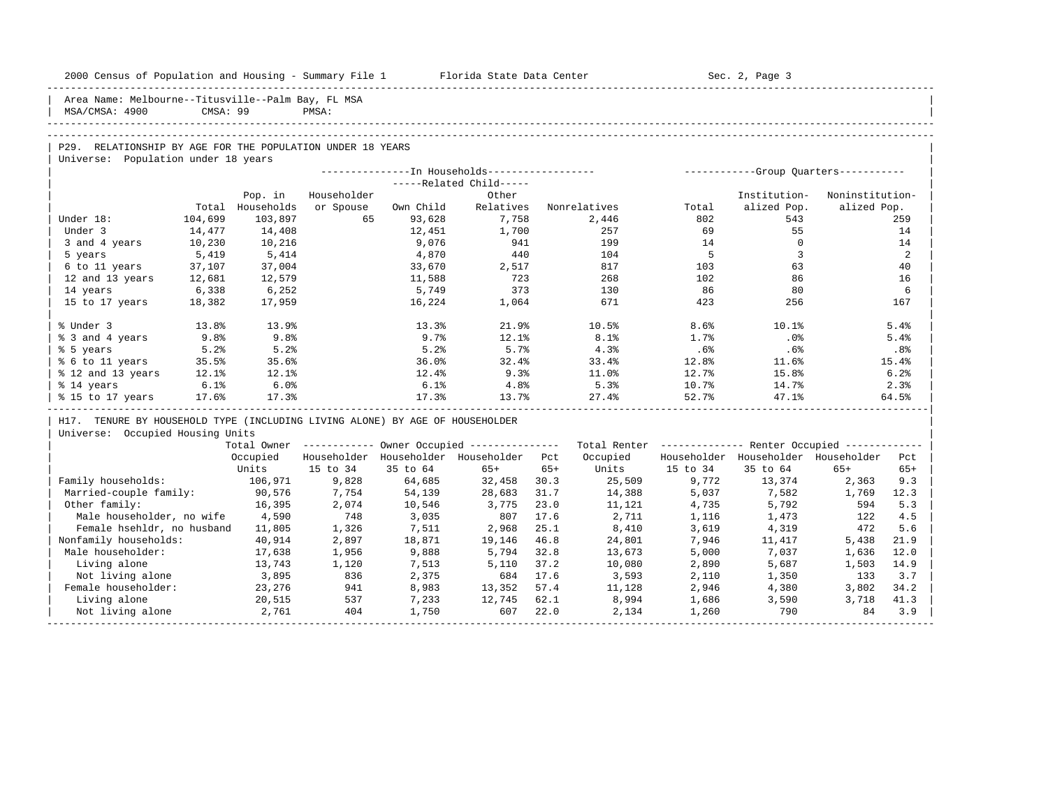Area Name: Melbourne--Titusville--Palm Bay, FL MSA
MSA/CMSA: 4900 CMSA: 99 PMSA:

## P29. RELATIONSHIP BY AGE FOR THE POPULATION UNDER 18 YEARS

Universe: Population under 18 years

| | Total | In Households: Pop. in Households | Householder or Spouse | Related Child: Own Child | Related Child: Other Relatives | Nonrelatives | Group Quarters: Total | Institutionalized Pop. | Noninstitutionalized Pop. |
|---|---|---|---|---|---|---|---|---|---|
| Under 18: | 104,699 | 103,897 | 65 | 93,628 | 7,758 | 2,446 | 802 | 543 | 259 |
| Under 3 | 14,477 | 14,408 | | 12,451 | 1,700 | 257 | 69 | 55 | 14 |
| 3 and 4 years | 10,230 | 10,216 | | 9,076 | 941 | 199 | 14 | 0 | 14 |
| 5 years | 5,419 | 5,414 | | 4,870 | 440 | 104 | 5 | 3 | 2 |
| 6 to 11 years | 37,107 | 37,004 | | 33,670 | 2,517 | 817 | 103 | 63 | 40 |
| 12 and 13 years | 12,681 | 12,579 | | 11,588 | 723 | 268 | 102 | 86 | 16 |
| 14 years | 6,338 | 6,252 | | 5,749 | 373 | 130 | 86 | 80 | 6 |
| 15 to 17 years | 18,382 | 17,959 | | 16,224 | 1,064 | 671 | 423 | 256 | 167 |
| % Under 3 | 13.8% | 13.9% | | 13.3% | 21.9% | 10.5% | 8.6% | 10.1% | 5.4% |
| % 3 and 4 years | 9.8% | 9.8% | | 9.7% | 12.1% | 8.1% | 1.7% | .0% | 5.4% |
| % 5 years | 5.2% | 5.2% | | 5.2% | 5.7% | 4.3% | .6% | .6% | .8% |
| % 6 to 11 years | 35.5% | 35.6% | | 36.0% | 32.4% | 33.4% | 12.8% | 11.6% | 15.4% |
| % 12 and 13 years | 12.1% | 12.1% | | 12.4% | 9.3% | 11.0% | 12.7% | 15.8% | 6.2% |
| % 14 years | 6.1% | 6.0% | | 6.1% | 4.8% | 5.3% | 10.7% | 14.7% | 2.3% |
| % 15 to 17 years | 17.6% | 17.3% | | 17.3% | 13.7% | 27.4% | 52.7% | 47.1% | 64.5% |

## H17. TENURE BY HOUSEHOLD TYPE (INCLUDING LIVING ALONE) BY AGE OF HOUSEHOLDER

Universe: Occupied Housing Units

| | Total Owner Occupied Units | Owner Occupied: Householder 15 to 34 | Householder 35 to 64 | Householder 65+ | Pct 65+ | Total Renter Occupied Units | Renter Occupied: Householder 15 to 34 | Householder 35 to 64 | Householder 65+ | Pct 65+ |
|---|---|---|---|---|---|---|---|---|---|---|
| Family households: | 106,971 | 9,828 | 64,685 | 32,458 | 30.3 | 25,509 | 9,772 | 13,374 | 2,363 | 9.3 |
| Married-couple family: | 90,576 | 7,754 | 54,139 | 28,683 | 31.7 | 14,388 | 5,037 | 7,582 | 1,769 | 12.3 |
| Other family: | 16,395 | 2,074 | 10,546 | 3,775 | 23.0 | 11,121 | 4,735 | 5,792 | 594 | 5.3 |
| Male householder, no wife | 4,590 | 748 | 3,035 | 807 | 17.6 | 2,711 | 1,116 | 1,473 | 122 | 4.5 |
| Female hsehldr, no husband | 11,805 | 1,326 | 7,511 | 2,968 | 25.1 | 8,410 | 3,619 | 4,319 | 472 | 5.6 |
| Nonfamily households: | 40,914 | 2,897 | 18,871 | 19,146 | 46.8 | 24,801 | 7,946 | 11,417 | 5,438 | 21.9 |
| Male householder: | 17,638 | 1,956 | 9,888 | 5,794 | 32.8 | 13,673 | 5,000 | 7,037 | 1,636 | 12.0 |
| Living alone | 13,743 | 1,120 | 7,513 | 5,110 | 37.2 | 10,080 | 2,890 | 5,687 | 1,503 | 14.9 |
| Not living alone | 3,895 | 836 | 2,375 | 684 | 17.6 | 3,593 | 2,110 | 1,350 | 133 | 3.7 |
| Female householder: | 23,276 | 941 | 8,983 | 13,352 | 57.4 | 11,128 | 2,946 | 4,380 | 3,802 | 34.2 |
| Living alone | 20,515 | 537 | 7,233 | 12,745 | 62.1 | 8,994 | 1,686 | 3,590 | 3,718 | 41.3 |
| Not living alone | 2,761 | 404 | 1,750 | 607 | 22.0 | 2,134 | 1,260 | 790 | 84 | 3.9 |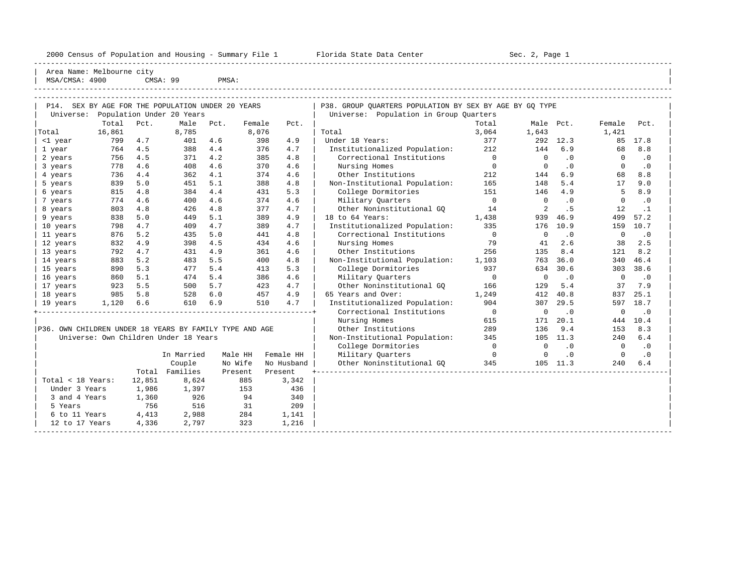2000 Census of Population and Housing - Summary File 1 — Florida State Data Center — Sec. 2, Page 1

Area Name: Melbourne city
MSA/CMSA: 4900 CMSA: 99 PMSA:

## P14. SEX BY AGE FOR THE POPULATION UNDER 20 YEARS

Universe: Population Under 20 Years

| | Total | Pct. | Male | Pct. | Female | Pct. |
|---|---|---|---|---|---|---|
| Total | 16,861 | | 8,785 | | 8,076 | |
| <1 year | 799 | 4.7 | 401 | 4.6 | 398 | 4.9 |
| 1 year | 764 | 4.5 | 388 | 4.4 | 376 | 4.7 |
| 2 years | 756 | 4.5 | 371 | 4.2 | 385 | 4.8 |
| 3 years | 778 | 4.6 | 408 | 4.6 | 370 | 4.6 |
| 4 years | 736 | 4.4 | 362 | 4.1 | 374 | 4.6 |
| 5 years | 839 | 5.0 | 451 | 5.1 | 388 | 4.8 |
| 6 years | 815 | 4.8 | 384 | 4.4 | 431 | 5.3 |
| 7 years | 774 | 4.6 | 400 | 4.6 | 374 | 4.6 |
| 8 years | 803 | 4.8 | 426 | 4.8 | 377 | 4.7 |
| 9 years | 838 | 5.0 | 449 | 5.1 | 389 | 4.9 |
| 10 years | 798 | 4.7 | 409 | 4.7 | 389 | 4.7 |
| 11 years | 876 | 5.2 | 435 | 5.0 | 441 | 4.8 |
| 12 years | 832 | 4.9 | 398 | 4.5 | 434 | 4.6 |
| 13 years | 792 | 4.7 | 431 | 4.9 | 361 | 4.6 |
| 14 years | 883 | 5.2 | 483 | 5.5 | 400 | 4.8 |
| 15 years | 890 | 5.3 | 477 | 5.4 | 413 | 5.3 |
| 16 years | 860 | 5.1 | 474 | 5.4 | 386 | 4.6 |
| 17 years | 923 | 5.5 | 500 | 5.7 | 423 | 4.7 |
| 18 years | 985 | 5.8 | 528 | 6.0 | 457 | 4.9 |
| 19 years | 1,120 | 6.6 | 610 | 6.9 | 510 | 4.7 |

## P36. OWN CHILDREN UNDER 18 YEARS BY FAMILY TYPE AND AGE

Universe: Own Children Under 18 Years

| | Total | In Married Couple Families | Male HH No Wife Present | Female HH No Husband Present |
|---|---|---|---|---|
| Total < 18 Years: | 12,851 | 8,624 | 885 | 3,342 |
| Under 3 Years | 1,986 | 1,397 | 153 | 436 |
| 3 and 4 Years | 1,360 | 926 | 94 | 340 |
| 5 Years | 756 | 516 | 31 | 209 |
| 6 to 11 Years | 4,413 | 2,988 | 284 | 1,141 |
| 12 to 17 Years | 4,336 | 2,797 | 323 | 1,216 |

## P38. GROUP QUARTERS POPULATION BY SEX BY AGE BY GQ TYPE

Universe: Population in Group Quarters

| | Total | Male | Pct. | Female | Pct. |
|---|---|---|---|---|---|
| Total | 3,064 | 1,643 | | 1,421 | |
| Under 18 Years: | 377 | 292 | 12.3 | 85 | 17.8 |
| Institutionalized Population: | 212 | 144 | 6.9 | 68 | 8.8 |
| Correctional Institutions | 0 | 0 | .0 | 0 | .0 |
| Nursing Homes | 0 | 0 | .0 | 0 | .0 |
| Other Institutions | 212 | 144 | 6.9 | 68 | 8.8 |
| Non-Institutional Population: | 165 | 148 | 5.4 | 17 | 9.0 |
| College Dormitories | 151 | 146 | 4.9 | 5 | 8.9 |
| Military Quarters | 0 | 0 | .0 | 0 | .0 |
| Other Noninstitutional GQ | 14 | 2 | .5 | 12 | .1 |
| 18 to 64 Years: | 1,438 | 939 | 46.9 | 499 | 57.2 |
| Institutionalized Population: | 335 | 176 | 10.9 | 159 | 10.7 |
| Correctional Institutions | 0 | 0 | .0 | 0 | .0 |
| Nursing Homes | 79 | 41 | 2.6 | 38 | 2.5 |
| Other Institutions | 256 | 135 | 8.4 | 121 | 8.2 |
| Non-Institutional Population: | 1,103 | 763 | 36.0 | 340 | 46.4 |
| College Dormitories | 937 | 634 | 30.6 | 303 | 38.6 |
| Military Quarters | 0 | 0 | .0 | 0 | .0 |
| Other Noninstitutional GQ | 166 | 129 | 5.4 | 37 | 7.9 |
| 65 Years and Over: | 1,249 | 412 | 40.8 | 837 | 25.1 |
| Institutionalized Population: | 904 | 307 | 29.5 | 597 | 18.7 |
| Correctional Institutions | 0 | 0 | .0 | 0 | .0 |
| Nursing Homes | 615 | 171 | 20.1 | 444 | 10.4 |
| Other Institutions | 289 | 136 | 9.4 | 153 | 8.3 |
| Non-Institutional Population: | 345 | 105 | 11.3 | 240 | 6.4 |
| College Dormitories | 0 | 0 | .0 | 0 | .0 |
| Military Quarters | 0 | 0 | .0 | 0 | .0 |
| Other Noninstitutional GQ | 345 | 105 | 11.3 | 240 | 6.4 |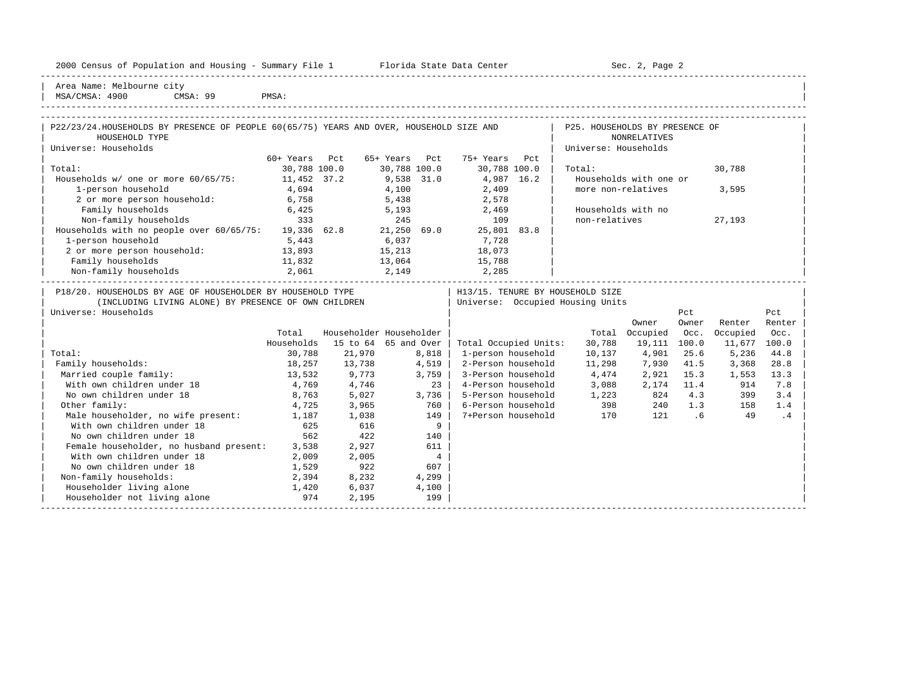2000 Census of Population and Housing - Summary File 1 Florida State Data Center

Area Name: Melbourne city
MSA/CMSA: 4900 CMSA: 99 PMSA:

## P22/23/24. HOUSEHOLDS BY PRESENCE OF PEOPLE 60(65/75) YEARS AND OVER, HOUSEHOLD SIZE AND HOUSEHOLD TYPE

Universe: Households

| | 60+ Years | Pct | 65+ Years | Pct | 75+ Years | Pct |
|---|---|---|---|---|---|---|
| Total: | 30,788 | 100.0 | 30,788 | 100.0 | 30,788 | 100.0 |
| Households w/ one or more 60/65/75: | 11,452 | 37.2 | 9,538 | 31.0 | 4,987 | 16.2 |
| 1-person household | 4,694 | | 4,100 | | 2,409 | |
| 2 or more person household: | 6,758 | | 5,438 | | 2,578 | |
| Family households | 6,425 | | 5,193 | | 2,469 | |
| Non-family households | 333 | | 245 | | 109 | |
| Households with no people over 60/65/75: | 19,336 | 62.8 | 21,250 | 69.0 | 25,801 | 83.8 |
| 1-person household | 5,443 | | 6,037 | | 7,728 | |
| 2 or more person household: | 13,893 | | 15,213 | | 18,073 | |
| Family households | 11,832 | | 13,064 | | 15,788 | |
| Non-family households | 2,061 | | 2,149 | | 2,285 | |

## P25. HOUSEHOLDS BY PRESENCE OF NONRELATIVES

Universe: Households

| | |
|---|---|
| Total: | 30,788 |
| Households with one or more non-relatives | 3,595 |
| Households with no non-relatives | 27,193 |

## P18/20. HOUSEHOLDS BY AGE OF HOUSEHOLDER BY HOUSEHOLD TYPE (INCLUDING LIVING ALONE) BY PRESENCE OF OWN CHILDREN

Universe: Households

| | Total Households | Householder 15 to 64 | Householder 65 and Over |
|---|---|---|---|
| Total: | 30,788 | 21,970 | 8,818 |
| Family households: | 18,257 | 13,738 | 4,519 |
| Married couple family: | 13,532 | 9,773 | 3,759 |
| With own children under 18 | 4,769 | 4,746 | 23 |
| No own children under 18 | 8,763 | 5,027 | 3,736 |
| Other family: | 4,725 | 3,965 | 760 |
| Male householder, no wife present: | 1,187 | 1,038 | 149 |
| With own children under 18 | 625 | 616 | 9 |
| No own children under 18 | 562 | 422 | 140 |
| Female householder, no husband present: | 3,538 | 2,927 | 611 |
| With own children under 18 | 2,009 | 2,005 | 4 |
| No own children under 18 | 1,529 | 922 | 607 |
| Non-family households: | 2,394 | 8,232 | 4,299 |
| Householder living alone | 1,420 | 6,037 | 4,100 |
| Householder not living alone | 974 | 2,195 | 199 |

## H13/15. TENURE BY HOUSEHOLD SIZE

Universe: Occupied Housing Units

| | Total | Owner Occupied | Pct Owner Occ. | Renter Occupied | Pct Renter Occ. |
|---|---|---|---|---|---|
| Total Occupied Units: | 30,788 | 19,111 | 100.0 | 11,677 | 100.0 |
| 1-person household | 10,137 | 4,901 | 25.6 | 5,236 | 44.8 |
| 2-Person household | 11,298 | 7,930 | 41.5 | 3,368 | 28.8 |
| 3-Person household | 4,474 | 2,921 | 15.3 | 1,553 | 13.3 |
| 4-Person household | 3,088 | 2,174 | 11.4 | 914 | 7.8 |
| 5-Person household | 1,223 | 824 | 4.3 | 399 | 3.4 |
| 6-Person household | 398 | 240 | 1.3 | 158 | 1.4 |
| 7+Person household | 170 | 121 | .6 | 49 | .4 |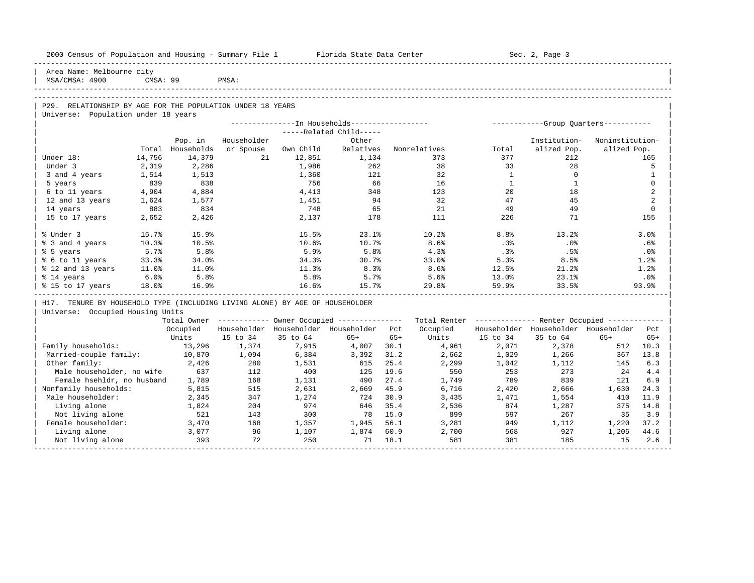Area Name: Melbourne city
MSA/CMSA: 4900 CMSA: 99 PMSA:

## P29. RELATIONSHIP BY AGE FOR THE POPULATION UNDER 18 YEARS

Universe: Population under 18 years

| | Total | In Households: Pop. in Households | Householder or Spouse | Related Child: Own Child | Related Child: Other Relatives | Nonrelatives | Group Quarters: Total | Institutionalized Pop. | Noninstitutionalized Pop. |
|---|---|---|---|---|---|---|---|---|---|
| Under 18: | 14,756 | 14,379 | 21 | 12,851 | 1,134 | 373 | 377 | 212 | 165 |
| Under 3 | 2,319 | 2,286 | | 1,986 | 262 | 38 | 33 | 28 | 5 |
| 3 and 4 years | 1,514 | 1,513 | | 1,360 | 121 | 32 | 1 | 0 | 1 |
| 5 years | 839 | 838 | | 756 | 66 | 16 | 1 | 1 | 0 |
| 6 to 11 years | 4,904 | 4,884 | | 4,413 | 348 | 123 | 20 | 18 | 2 |
| 12 and 13 years | 1,624 | 1,577 | | 1,451 | 94 | 32 | 47 | 45 | 2 |
| 14 years | 883 | 834 | | 748 | 65 | 21 | 49 | 49 | 0 |
| 15 to 17 years | 2,652 | 2,426 | | 2,137 | 178 | 111 | 226 | 71 | 155 |
| % Under 3 | 15.7% | 15.9% | | 15.5% | 23.1% | 10.2% | 8.8% | 13.2% | 3.0% |
| % 3 and 4 years | 10.3% | 10.5% | | 10.6% | 10.7% | 8.6% | .3% | .0% | .6% |
| % 5 years | 5.7% | 5.8% | | 5.9% | 5.8% | 4.3% | .3% | .5% | .0% |
| % 6 to 11 years | 33.3% | 34.0% | | 34.3% | 30.7% | 33.0% | 5.3% | 8.5% | 1.2% |
| % 12 and 13 years | 11.0% | 11.0% | | 11.3% | 8.3% | 8.6% | 12.5% | 21.2% | 1.2% |
| % 14 years | 6.0% | 5.8% | | 5.8% | 5.7% | 5.6% | 13.0% | 23.1% | .0% |
| % 15 to 17 years | 18.0% | 16.9% | | 16.6% | 15.7% | 29.8% | 59.9% | 33.5% | 93.9% |

## H17. TENURE BY HOUSEHOLD TYPE (INCLUDING LIVING ALONE) BY AGE OF HOUSEHOLDER

Universe: Occupied Housing Units

| | Total Owner Occupied Units | Owner: Householder 15 to 34 | Owner: Householder 35 to 64 | Owner: Householder 65+ | Owner: Pct 65+ | Total Renter Occupied Units | Renter: Householder 15 to 34 | Renter: Householder 35 to 64 | Renter: Householder 65+ | Renter: Pct 65+ |
|---|---|---|---|---|---|---|---|---|---|---|
| Family households: | 13,296 | 1,374 | 7,915 | 4,007 | 30.1 | 4,961 | 2,071 | 2,378 | 512 | 10.3 |
| Married-couple family: | 10,870 | 1,094 | 6,384 | 3,392 | 31.2 | 2,662 | 1,029 | 1,266 | 367 | 13.8 |
| Other family: | 2,426 | 280 | 1,531 | 615 | 25.4 | 2,299 | 1,042 | 1,112 | 145 | 6.3 |
| Male householder, no wife | 637 | 112 | 400 | 125 | 19.6 | 550 | 253 | 273 | 24 | 4.4 |
| Female hsehldr, no husband | 1,789 | 168 | 1,131 | 490 | 27.4 | 1,749 | 789 | 839 | 121 | 6.9 |
| Nonfamily households: | 5,815 | 515 | 2,631 | 2,669 | 45.9 | 6,716 | 2,420 | 2,666 | 1,630 | 24.3 |
| Male householder: | 2,345 | 347 | 1,274 | 724 | 30.9 | 3,435 | 1,471 | 1,554 | 410 | 11.9 |
| Living alone | 1,824 | 204 | 974 | 646 | 35.4 | 2,536 | 874 | 1,287 | 375 | 14.8 |
| Not living alone | 521 | 143 | 300 | 78 | 15.0 | 899 | 597 | 267 | 35 | 3.9 |
| Female householder: | 3,470 | 168 | 1,357 | 1,945 | 56.1 | 3,281 | 949 | 1,112 | 1,220 | 37.2 |
| Living alone | 3,077 | 96 | 1,107 | 1,874 | 60.9 | 2,700 | 568 | 927 | 1,205 | 44.6 |
| Not living alone | 393 | 72 | 250 | 71 | 18.1 | 581 | 381 | 185 | 15 | 2.6 |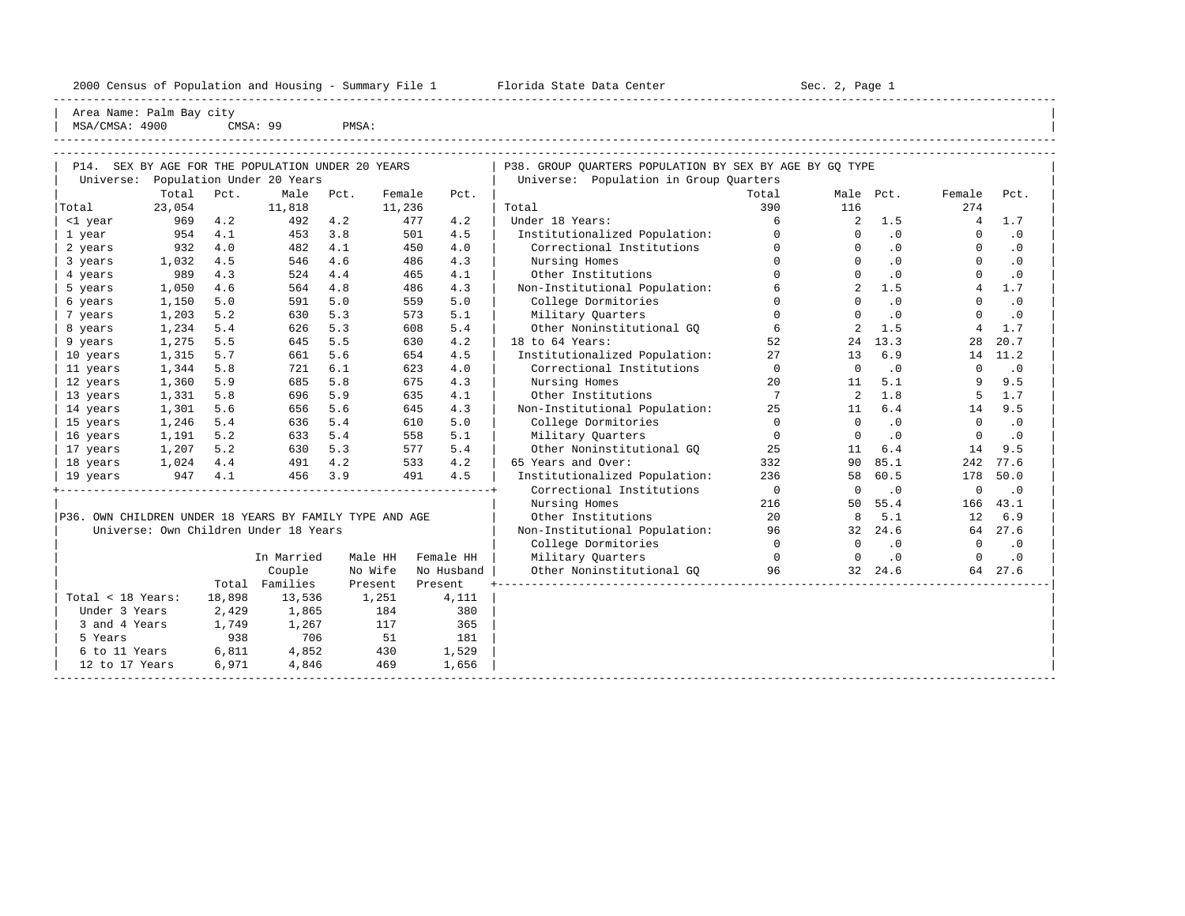Area Name: Palm Bay city
MSA/CMSA: 4900 CMSA: 99 PMSA:

## P14. SEX BY AGE FOR THE POPULATION UNDER 20 YEARS

Universe: Population Under 20 Years

| | Total | Pct. | Male | Pct. | Female | Pct. |
|---|---|---|---|---|---|---|
| Total | 23,054 | | 11,818 | | 11,236 | |
| <1 year | 969 | 4.2 | 492 | 4.2 | 477 | 4.2 |
| 1 year | 954 | 4.1 | 453 | 3.8 | 501 | 4.5 |
| 2 years | 932 | 4.0 | 482 | 4.1 | 450 | 4.0 |
| 3 years | 1,032 | 4.5 | 546 | 4.6 | 486 | 4.3 |
| 4 years | 989 | 4.3 | 524 | 4.4 | 465 | 4.1 |
| 5 years | 1,050 | 4.6 | 564 | 4.8 | 486 | 4.3 |
| 6 years | 1,150 | 5.0 | 591 | 5.0 | 559 | 5.0 |
| 7 years | 1,203 | 5.2 | 630 | 5.3 | 573 | 5.1 |
| 8 years | 1,234 | 5.4 | 626 | 5.3 | 608 | 5.4 |
| 9 years | 1,275 | 5.5 | 645 | 5.5 | 630 | 4.2 |
| 10 years | 1,315 | 5.7 | 661 | 5.6 | 654 | 4.5 |
| 11 years | 1,344 | 5.8 | 721 | 6.1 | 623 | 4.0 |
| 12 years | 1,360 | 5.9 | 685 | 5.8 | 675 | 4.3 |
| 13 years | 1,331 | 5.8 | 696 | 5.9 | 635 | 4.1 |
| 14 years | 1,301 | 5.6 | 656 | 5.6 | 645 | 4.3 |
| 15 years | 1,246 | 5.4 | 636 | 5.4 | 610 | 5.0 |
| 16 years | 1,191 | 5.2 | 633 | 5.4 | 558 | 5.1 |
| 17 years | 1,207 | 5.2 | 630 | 5.3 | 577 | 5.4 |
| 18 years | 1,024 | 4.4 | 491 | 4.2 | 533 | 4.2 |
| 19 years | 947 | 4.1 | 456 | 3.9 | 491 | 4.5 |

## P36. OWN CHILDREN UNDER 18 YEARS BY FAMILY TYPE AND AGE

Universe: Own Children Under 18 Years

| | Total | In Married Couple Families | Male HH No Wife Present | Female HH No Husband Present |
|---|---|---|---|---|
| Total < 18 Years: | 18,898 | 13,536 | 1,251 | 4,111 |
| Under 3 Years | 2,429 | 1,865 | 184 | 380 |
| 3 and 4 Years | 1,749 | 1,267 | 117 | 365 |
| 5 Years | 938 | 706 | 51 | 181 |
| 6 to 11 Years | 6,811 | 4,852 | 430 | 1,529 |
| 12 to 17 Years | 6,971 | 4,846 | 469 | 1,656 |

## P38. GROUP QUARTERS POPULATION BY SEX BY AGE BY GQ TYPE

Universe: Population in Group Quarters

| | Total | Male | Pct. | Female | Pct. |
|---|---|---|---|---|---|
| Total | 390 | 116 | | 274 | |
| Under 18 Years: | 6 | 2 | 1.5 | 4 | 1.7 |
| Institutionalized Population: | 0 | 0 | .0 | 0 | .0 |
| Correctional Institutions | 0 | 0 | .0 | 0 | .0 |
| Nursing Homes | 0 | 0 | .0 | 0 | .0 |
| Other Institutions | 0 | 0 | .0 | 0 | .0 |
| Non-Institutional Population: | 6 | 2 | 1.5 | 4 | 1.7 |
| College Dormitories | 0 | 0 | .0 | 0 | .0 |
| Military Quarters | 0 | 0 | .0 | 0 | .0 |
| Other Noninstitutional GQ | 6 | 2 | 1.5 | 4 | 1.7 |
| 18 to 64 Years: | 52 | 24 | 13.3 | 28 | 20.7 |
| Institutionalized Population: | 27 | 13 | 6.9 | 14 | 11.2 |
| Correctional Institutions | 0 | 0 | .0 | 0 | .0 |
| Nursing Homes | 20 | 11 | 5.1 | 9 | 9.5 |
| Other Institutions | 7 | 2 | 1.8 | 5 | 1.7 |
| Non-Institutional Population: | 25 | 11 | 6.4 | 14 | 9.5 |
| College Dormitories | 0 | 0 | .0 | 0 | .0 |
| Military Quarters | 0 | 0 | .0 | 0 | .0 |
| Other Noninstitutional GQ | 25 | 11 | 6.4 | 14 | 9.5 |
| 65 Years and Over: | 332 | 90 | 85.1 | 242 | 77.6 |
| Institutionalized Population: | 236 | 58 | 60.5 | 178 | 50.0 |
| Correctional Institutions | 0 | 0 | .0 | 0 | .0 |
| Nursing Homes | 216 | 50 | 55.4 | 166 | 43.1 |
| Other Institutions | 20 | 8 | 5.1 | 12 | 6.9 |
| Non-Institutional Population: | 96 | 32 | 24.6 | 64 | 27.6 |
| College Dormitories | 0 | 0 | .0 | 0 | .0 |
| Military Quarters | 0 | 0 | .0 | 0 | .0 |
| Other Noninstitutional GQ | 96 | 32 | 24.6 | 64 | 27.6 |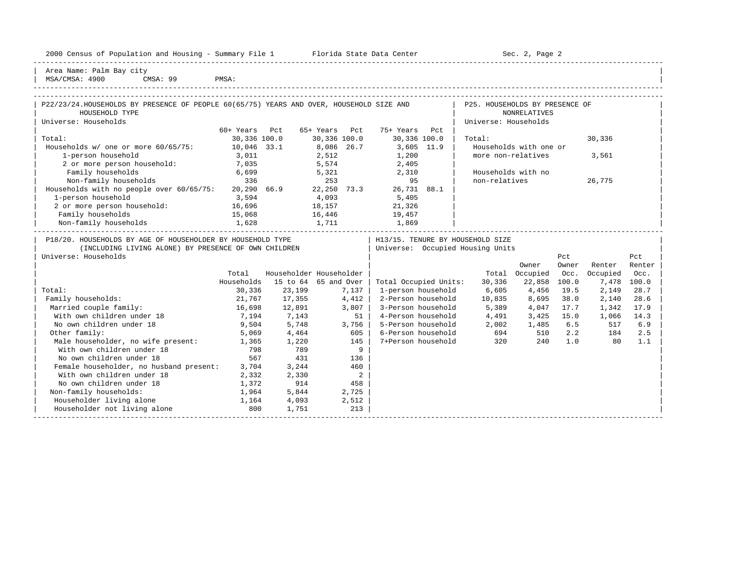Area Name: Palm Bay city
MSA/CMSA: 4900 CMSA: 99 PMSA:

## P22/23/24. HOUSEHOLDS BY PRESENCE OF PEOPLE 60(65/75) YEARS AND OVER, HOUSEHOLD SIZE AND HOUSEHOLD TYPE

Universe: Households

| | 60+ Years | Pct | 65+ Years | Pct | 75+ Years | Pct |
|---|---|---|---|---|---|---|
| Total: | 30,336 | 100.0 | 30,336 | 100.0 | 30,336 | 100.0 |
| Households w/ one or more 60/65/75: | 10,046 | 33.1 | 8,086 | 26.7 | 3,605 | 11.9 |
| 1-person household | 3,011 | | 2,512 | | 1,200 | |
| 2 or more person household: | 7,035 | | 5,574 | | 2,405 | |
| Family households | 6,699 | | 5,321 | | 2,310 | |
| Non-family households | 336 | | 253 | | 95 | |
| Households with no people over 60/65/75: | 20,290 | 66.9 | 22,250 | 73.3 | 26,731 | 88.1 |
| 1-person household | 3,594 | | 4,093 | | 5,405 | |
| 2 or more person household: | 16,696 | | 18,157 | | 21,326 | |
| Family households | 15,068 | | 16,446 | | 19,457 | |
| Non-family households | 1,628 | | 1,711 | | 1,869 | |

## P25. HOUSEHOLDS BY PRESENCE OF NONRELATIVES

Universe: Households

| | |
|---|---|
| Total: | 30,336 |
| Households with one or more non-relatives | 3,561 |
| Households with no non-relatives | 26,775 |

## P18/20. HOUSEHOLDS BY AGE OF HOUSEHOLDER BY HOUSEHOLD TYPE (INCLUDING LIVING ALONE) BY PRESENCE OF OWN CHILDREN

Universe: Households

| | Total Households | Householder 15 to 64 | Householder 65 and Over |
|---|---|---|---|
| Total: | 30,336 | 23,199 | 7,137 |
| Family households: | 21,767 | 17,355 | 4,412 |
| Married couple family: | 16,698 | 12,891 | 3,807 |
| With own children under 18 | 7,194 | 7,143 | 51 |
| No own children under 18 | 9,504 | 5,748 | 3,756 |
| Other family: | 5,069 | 4,464 | 605 |
| Male householder, no wife present: | 1,365 | 1,220 | 145 |
| With own children under 18 | 798 | 789 | 9 |
| No own children under 18 | 567 | 431 | 136 |
| Female householder, no husband present: | 3,704 | 3,244 | 460 |
| With own children under 18 | 2,332 | 2,330 | 2 |
| No own children under 18 | 1,372 | 914 | 458 |
| Non-family households: | 1,964 | 5,844 | 2,725 |
| Householder living alone | 1,164 | 4,093 | 2,512 |
| Householder not living alone | 800 | 1,751 | 213 |

## H13/15. TENURE BY HOUSEHOLD SIZE

Universe: Occupied Housing Units

| | Total | Owner Occupied | Pct Owner Occ. | Renter Occupied | Pct Renter Occ. |
|---|---|---|---|---|---|
| Total Occupied Units: | 30,336 | 22,858 | 100.0 | 7,478 | 100.0 |
| 1-person household | 6,605 | 4,456 | 19.5 | 2,149 | 28.7 |
| 2-Person household | 10,835 | 8,695 | 38.0 | 2,140 | 28.6 |
| 3-Person household | 5,389 | 4,047 | 17.7 | 1,342 | 17.9 |
| 4-Person household | 4,491 | 3,425 | 15.0 | 1,066 | 14.3 |
| 5-Person household | 2,002 | 1,485 | 6.5 | 517 | 6.9 |
| 6-Person household | 694 | 510 | 2.2 | 184 | 2.5 |
| 7+Person household | 320 | 240 | 1.0 | 80 | 1.1 |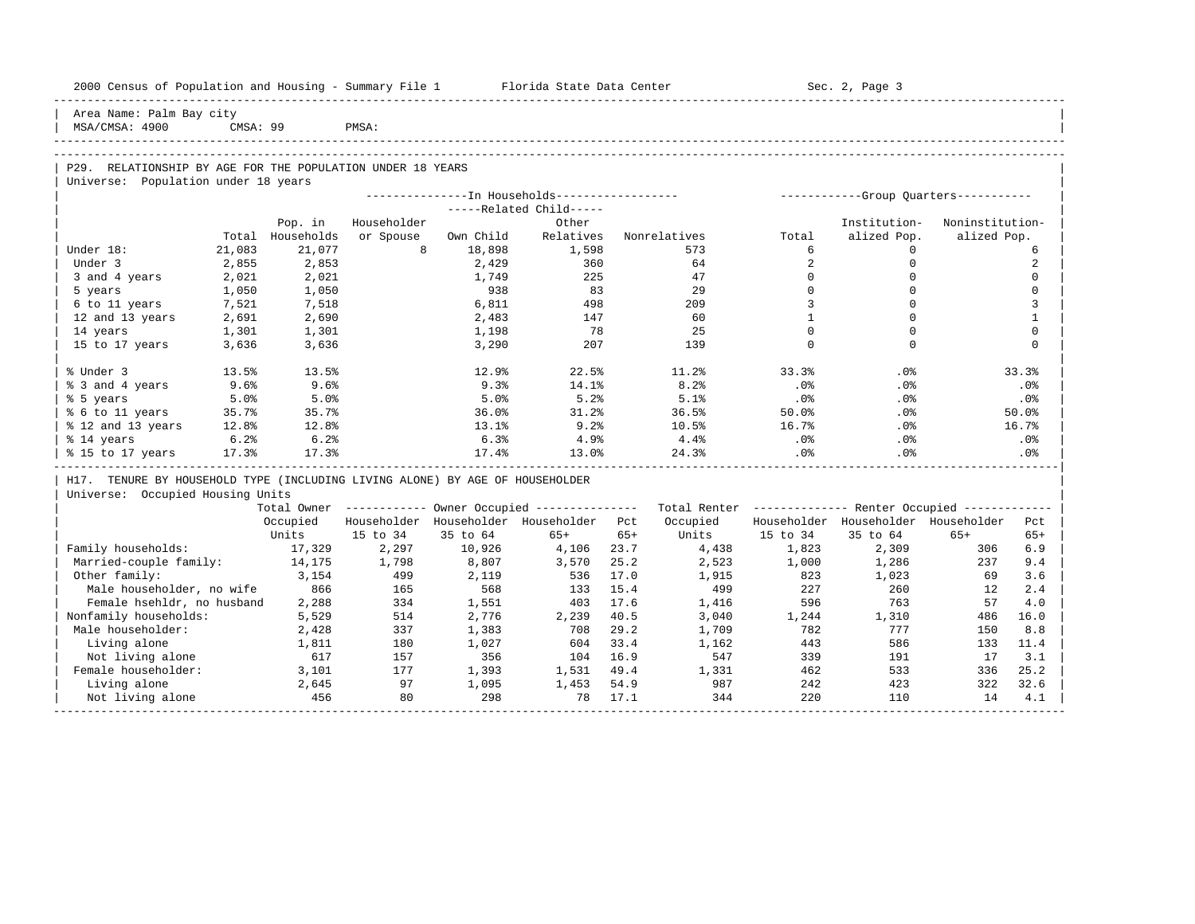Area Name: Palm Bay city
MSA/CMSA: 4900 CMSA: 99 PMSA:

## P29. RELATIONSHIP BY AGE FOR THE POPULATION UNDER 18 YEARS

Universe: Population under 18 years

| | Total | Pop. in Households | In Households: Householder or Spouse | Related Child: Own Child | Related Child: Other Relatives | Nonrelatives | Group Quarters: Total | Institutionalized Pop. | Noninstitutionalized Pop. |
|---|---|---|---|---|---|---|---|---|---|
| Under 18: | 21,083 | 21,077 | 8 | 18,898 | 1,598 | 573 | 6 | 0 | 6 |
| Under 3 | 2,855 | 2,853 | | 2,429 | 360 | 64 | 2 | 0 | 2 |
| 3 and 4 years | 2,021 | 2,021 | | 1,749 | 225 | 47 | 0 | 0 | 0 |
| 5 years | 1,050 | 1,050 | | 938 | 83 | 29 | 0 | 0 | 0 |
| 6 to 11 years | 7,521 | 7,518 | | 6,811 | 498 | 209 | 3 | 0 | 3 |
| 12 and 13 years | 2,691 | 2,690 | | 2,483 | 147 | 60 | 1 | 0 | 1 |
| 14 years | 1,301 | 1,301 | | 1,198 | 78 | 25 | 0 | 0 | 0 |
| 15 to 17 years | 3,636 | 3,636 | | 3,290 | 207 | 139 | 0 | 0 | 0 |
| % Under 3 | 13.5% | 13.5% | | 12.9% | 22.5% | 11.2% | 33.3% | .0% | 33.3% |
| % 3 and 4 years | 9.6% | 9.6% | | 9.3% | 14.1% | 8.2% | .0% | .0% | .0% |
| % 5 years | 5.0% | 5.0% | | 5.0% | 5.2% | 5.1% | .0% | .0% | .0% |
| % 6 to 11 years | 35.7% | 35.7% | | 36.0% | 31.2% | 36.5% | 50.0% | .0% | 50.0% |
| % 12 and 13 years | 12.8% | 12.8% | | 13.1% | 9.2% | 10.5% | 16.7% | .0% | 16.7% |
| % 14 years | 6.2% | 6.2% | | 6.3% | 4.9% | 4.4% | .0% | .0% | .0% |
| % 15 to 17 years | 17.3% | 17.3% | | 17.4% | 13.0% | 24.3% | .0% | .0% | .0% |

## H17. TENURE BY HOUSEHOLD TYPE (INCLUDING LIVING ALONE) BY AGE OF HOUSEHOLDER

Universe: Occupied Housing Units

| | Total Owner Occupied Units | Owner: Householder 15 to 34 | Owner: Householder 35 to 64 | Owner: Householder 65+ | Pct 65+ | Total Renter Occupied Units | Renter: Householder 15 to 34 | Renter: Householder 35 to 64 | Renter: Householder 65+ | Pct 65+ |
|---|---|---|---|---|---|---|---|---|---|---|
| Family households: | 17,329 | 2,297 | 10,926 | 4,106 | 23.7 | 4,438 | 1,823 | 2,309 | 306 | 6.9 |
| Married-couple family: | 14,175 | 1,798 | 8,807 | 3,570 | 25.2 | 2,523 | 1,000 | 1,286 | 237 | 9.4 |
| Other family: | 3,154 | 499 | 2,119 | 536 | 17.0 | 1,915 | 823 | 1,023 | 69 | 3.6 |
| Male householder, no wife | 866 | 165 | 568 | 133 | 15.4 | 499 | 227 | 260 | 12 | 2.4 |
| Female hsehldr, no husband | 2,288 | 334 | 1,551 | 403 | 17.6 | 1,416 | 596 | 763 | 57 | 4.0 |
| Nonfamily households: | 5,529 | 514 | 2,776 | 2,239 | 40.5 | 3,040 | 1,244 | 1,310 | 486 | 16.0 |
| Male householder: | 2,428 | 337 | 1,383 | 708 | 29.2 | 1,709 | 782 | 777 | 150 | 8.8 |
| Living alone | 1,811 | 180 | 1,027 | 604 | 33.4 | 1,162 | 443 | 586 | 133 | 11.4 |
| Not living alone | 617 | 157 | 356 | 104 | 16.9 | 547 | 339 | 191 | 17 | 3.1 |
| Female householder: | 3,101 | 177 | 1,393 | 1,531 | 49.4 | 1,331 | 462 | 533 | 336 | 25.2 |
| Living alone | 2,645 | 97 | 1,095 | 1,453 | 54.9 | 987 | 242 | 423 | 322 | 32.6 |
| Not living alone | 456 | 80 | 298 | 78 | 17.1 | 344 | 220 | 110 | 14 | 4.1 |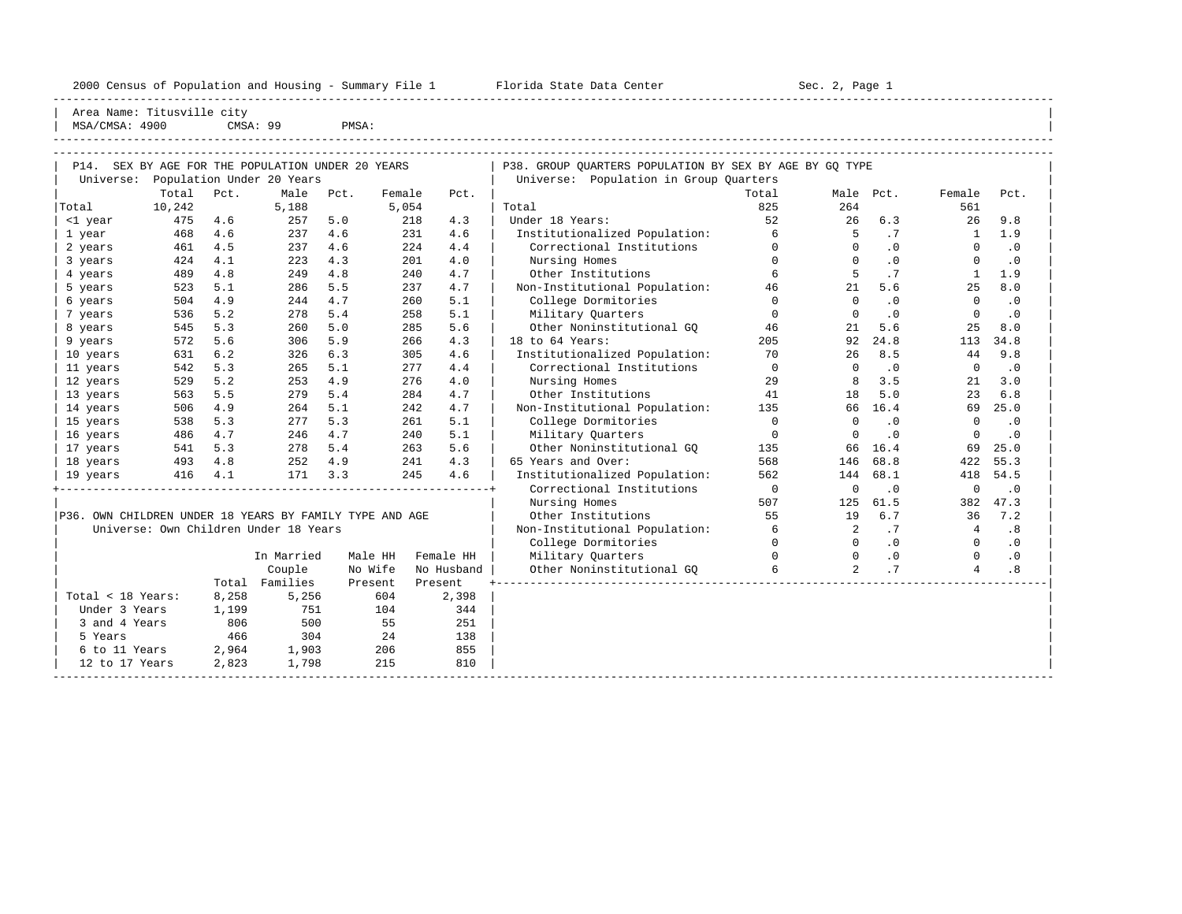2000 Census of Population and Housing - Summary File 1 Florida State Data Center Sec. 2, Page 1

Area Name: Titusville city
MSA/CMSA: 4900 CMSA: 99 PMSA:

## P14. SEX BY AGE FOR THE POPULATION UNDER 20 YEARS

Universe: Population Under 20 Years

| | Total | Pct. | Male | Pct. | Female | Pct. |
|---|---|---|---|---|---|---|
| Total | 10,242 | | 5,188 | | 5,054 | |
| <1 year | 475 | 4.6 | 257 | 5.0 | 218 | 4.3 |
| 1 year | 468 | 4.6 | 237 | 4.6 | 231 | 4.6 |
| 2 years | 461 | 4.5 | 237 | 4.6 | 224 | 4.4 |
| 3 years | 424 | 4.1 | 223 | 4.3 | 201 | 4.0 |
| 4 years | 489 | 4.8 | 249 | 4.8 | 240 | 4.7 |
| 5 years | 523 | 5.1 | 286 | 5.5 | 237 | 4.7 |
| 6 years | 504 | 4.9 | 244 | 4.7 | 260 | 5.1 |
| 7 years | 536 | 5.2 | 278 | 5.4 | 258 | 5.1 |
| 8 years | 545 | 5.3 | 260 | 5.0 | 285 | 5.6 |
| 9 years | 572 | 5.6 | 306 | 5.9 | 266 | 4.3 |
| 10 years | 631 | 6.2 | 326 | 6.3 | 305 | 4.6 |
| 11 years | 542 | 5.3 | 265 | 5.1 | 277 | 4.4 |
| 12 years | 529 | 5.2 | 253 | 4.9 | 276 | 4.0 |
| 13 years | 563 | 5.5 | 279 | 5.4 | 284 | 4.7 |
| 14 years | 506 | 4.9 | 264 | 5.1 | 242 | 4.7 |
| 15 years | 538 | 5.3 | 277 | 5.3 | 261 | 5.1 |
| 16 years | 486 | 4.7 | 246 | 4.7 | 240 | 5.1 |
| 17 years | 541 | 5.3 | 278 | 5.4 | 263 | 5.6 |
| 18 years | 493 | 4.8 | 252 | 4.9 | 241 | 4.3 |
| 19 years | 416 | 4.1 | 171 | 3.3 | 245 | 4.6 |

## P36. OWN CHILDREN UNDER 18 YEARS BY FAMILY TYPE AND AGE

Universe: Own Children Under 18 Years

| | Total | In Married Couple Families | Male HH No Wife Present | Female HH No Husband Present |
|---|---|---|---|---|
| Total < 18 Years: | 8,258 | 5,256 | 604 | 2,398 |
| Under 3 Years | 1,199 | 751 | 104 | 344 |
| 3 and 4 Years | 806 | 500 | 55 | 251 |
| 5 Years | 466 | 304 | 24 | 138 |
| 6 to 11 Years | 2,964 | 1,903 | 206 | 855 |
| 12 to 17 Years | 2,823 | 1,798 | 215 | 810 |

## P38. GROUP QUARTERS POPULATION BY SEX BY AGE BY GQ TYPE

Universe: Population in Group Quarters

| | Total | Male | Pct. | Female | Pct. |
|---|---|---|---|---|---|
| Total | 825 | 264 | | 561 | |
| Under 18 Years: | 52 | 26 | 6.3 | 26 | 9.8 |
| Institutionalized Population: | 6 | 5 | .7 | 1 | 1.9 |
| Correctional Institutions | 0 | 0 | .0 | 0 | .0 |
| Nursing Homes | 0 | 0 | .0 | 0 | .0 |
| Other Institutions | 6 | 5 | .7 | 1 | 1.9 |
| Non-Institutional Population: | 46 | 21 | 5.6 | 25 | 8.0 |
| College Dormitories | 0 | 0 | .0 | 0 | .0 |
| Military Quarters | 0 | 0 | .0 | 0 | .0 |
| Other Noninstitutional GQ | 46 | 21 | 5.6 | 25 | 8.0 |
| 18 to 64 Years: | 205 | 92 | 24.8 | 113 | 34.8 |
| Institutionalized Population: | 70 | 26 | 8.5 | 44 | 9.8 |
| Correctional Institutions | 0 | 0 | .0 | 0 | .0 |
| Nursing Homes | 29 | 8 | 3.5 | 21 | 3.0 |
| Other Institutions | 41 | 18 | 5.0 | 23 | 6.8 |
| Non-Institutional Population: | 135 | 66 | 16.4 | 69 | 25.0 |
| College Dormitories | 0 | 0 | .0 | 0 | .0 |
| Military Quarters | 0 | 0 | .0 | 0 | .0 |
| Other Noninstitutional GQ | 135 | 66 | 16.4 | 69 | 25.0 |
| 65 Years and Over: | 568 | 146 | 68.8 | 422 | 55.3 |
| Institutionalized Population: | 562 | 144 | 68.1 | 418 | 54.5 |
| Correctional Institutions | 0 | 0 | .0 | 0 | .0 |
| Nursing Homes | 507 | 125 | 61.5 | 382 | 47.3 |
| Other Institutions | 55 | 19 | 6.7 | 36 | 7.2 |
| Non-Institutional Population: | 6 | 2 | .7 | 4 | .8 |
| College Dormitories | 0 | 0 | .0 | 0 | .0 |
| Military Quarters | 0 | 0 | .0 | 0 | .0 |
| Other Noninstitutional GQ | 6 | 2 | .7 | 4 | .8 |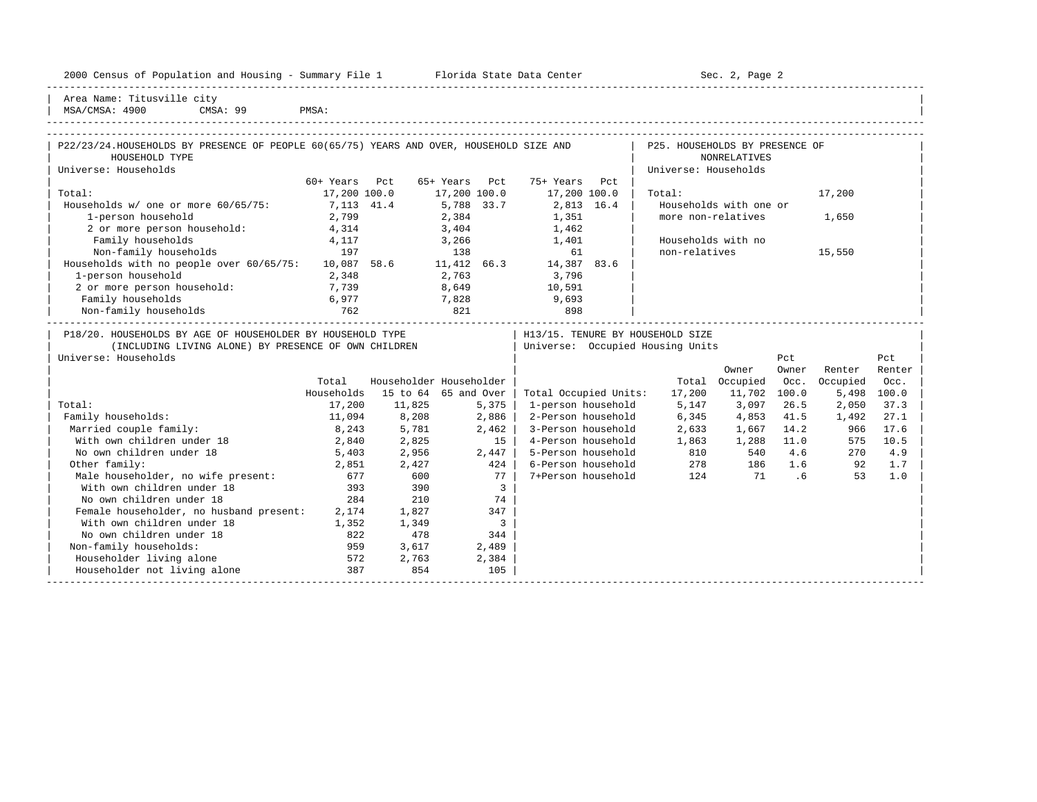Area Name: Titusville city
MSA/CMSA: 4900 CMSA: 99 PMSA:

## P22/23/24. HOUSEHOLDS BY PRESENCE OF PEOPLE 60(65/75) YEARS AND OVER, HOUSEHOLD SIZE AND HOUSEHOLD TYPE

Universe: Households

| | 60+ Years | Pct | 65+ Years | Pct | 75+ Years | Pct |
|---|---|---|---|---|---|---|
| Total: | 17,200 | 100.0 | 17,200 | 100.0 | 17,200 | 100.0 |
| Households w/ one or more 60/65/75: | 7,113 | 41.4 | 5,788 | 33.7 | 2,813 | 16.4 |
| 1-person household | 2,799 | | 2,384 | | 1,351 | |
| 2 or more person household: | 4,314 | | 3,404 | | 1,462 | |
| Family households | 4,117 | | 3,266 | | 1,401 | |
| Non-family households | 197 | | 138 | | 61 | |
| Households with no people over 60/65/75: | 10,087 | 58.6 | 11,412 | 66.3 | 14,387 | 83.6 |
| 1-person household | 2,348 | | 2,763 | | 3,796 | |
| 2 or more person household: | 7,739 | | 8,649 | | 10,591 | |
| Family households | 6,977 | | 7,828 | | 9,693 | |
| Non-family households | 762 | | 821 | | 898 | |

## P25. HOUSEHOLDS BY PRESENCE OF NONRELATIVES

Universe: Households

| | |
|---|---|
| Total: | 17,200 |
| Households with one or more non-relatives | 1,650 |
| Households with no non-relatives | 15,550 |

## P18/20. HOUSEHOLDS BY AGE OF HOUSEHOLDER BY HOUSEHOLD TYPE (INCLUDING LIVING ALONE) BY PRESENCE OF OWN CHILDREN

Universe: Households

| | Total Households | Householder 15 to 64 | Householder 65 and Over |
|---|---|---|---|
| Total: | 17,200 | 11,825 | 5,375 |
| Family households: | 11,094 | 8,208 | 2,886 |
| Married couple family: | 8,243 | 5,781 | 2,462 |
| With own children under 18 | 2,840 | 2,825 | 15 |
| No own children under 18 | 5,403 | 2,956 | 2,447 |
| Other family: | 2,851 | 2,427 | 424 |
| Male householder, no wife present: | 677 | 600 | 77 |
| With own children under 18 | 393 | 390 | 3 |
| No own children under 18 | 284 | 210 | 74 |
| Female householder, no husband present: | 2,174 | 1,827 | 347 |
| With own children under 18 | 1,352 | 1,349 | 3 |
| No own children under 18 | 822 | 478 | 344 |
| Non-family households: | 959 | 3,617 | 2,489 |
| Householder living alone | 572 | 2,763 | 2,384 |
| Householder not living alone | 387 | 854 | 105 |

## H13/15. TENURE BY HOUSEHOLD SIZE

Universe: Occupied Housing Units

| | Total | Owner Occupied | Pct Owner Occ. | Renter Occupied | Pct Renter Occ. |
|---|---|---|---|---|---|
| Total Occupied Units: | 17,200 | 11,702 | 100.0 | 5,498 | 100.0 |
| 1-person household | 5,147 | 3,097 | 26.5 | 2,050 | 37.3 |
| 2-Person household | 6,345 | 4,853 | 41.5 | 1,492 | 27.1 |
| 3-Person household | 2,633 | 1,667 | 14.2 | 966 | 17.6 |
| 4-Person household | 1,863 | 1,288 | 11.0 | 575 | 10.5 |
| 5-Person household | 810 | 540 | 4.6 | 270 | 4.9 |
| 6-Person household | 278 | 186 | 1.6 | 92 | 1.7 |
| 7+Person household | 124 | 71 | .6 | 53 | 1.0 |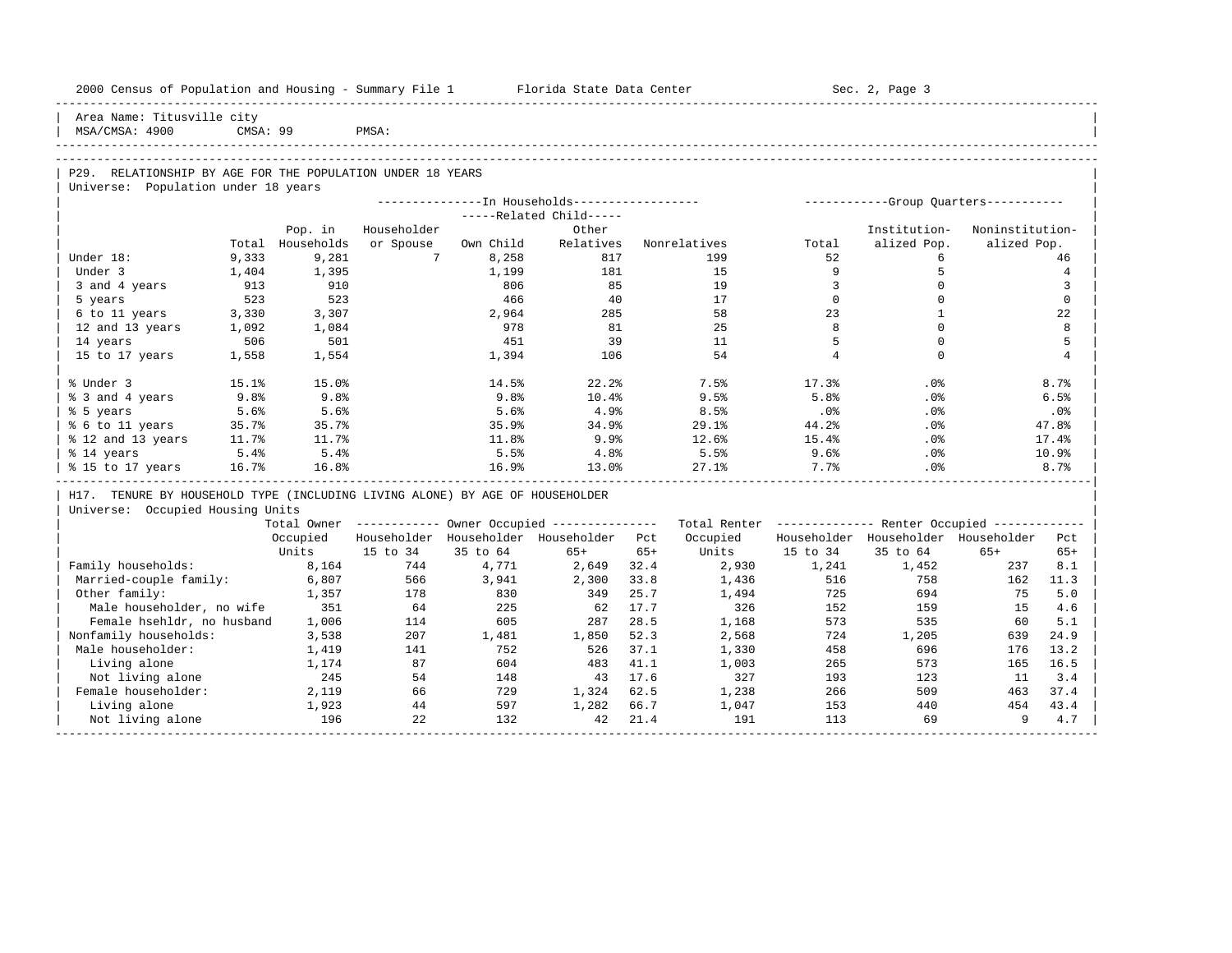Area Name: Titusville city
MSA/CMSA: 4900 CMSA: 99 PMSA:

## P29. RELATIONSHIP BY AGE FOR THE POPULATION UNDER 18 YEARS

Universe: Population under 18 years

| | | In Households | | | | | Group Quarters | | |
|---|---|---|---|---|---|---|---|---|---|
| | | | | Related Child | | | | | |
| | Total | Pop. in Households | Householder or Spouse | Own Child | Other Relatives | Nonrelatives | Total | Institution-alized Pop. | Noninstitution-alized Pop. |
| Under 18: | 9,333 | 9,281 | 7 | 8,258 | 817 | 199 | 52 | 6 | 46 |
| Under 3 | 1,404 | 1,395 | | 1,199 | 181 | 15 | 9 | 5 | 4 |
| 3 and 4 years | 913 | 910 | | 806 | 85 | 19 | 3 | 0 | 3 |
| 5 years | 523 | 523 | | 466 | 40 | 17 | 0 | 0 | 0 |
| 6 to 11 years | 3,330 | 3,307 | | 2,964 | 285 | 58 | 23 | 1 | 22 |
| 12 and 13 years | 1,092 | 1,084 | | 978 | 81 | 25 | 8 | 0 | 8 |
| 14 years | 506 | 501 | | 451 | 39 | 11 | 5 | 0 | 5 |
| 15 to 17 years | 1,558 | 1,554 | | 1,394 | 106 | 54 | 4 | 0 | 4 |
| % Under 3 | 15.1% | 15.0% | | 14.5% | 22.2% | 7.5% | 17.3% | .0% | 8.7% |
| % 3 and 4 years | 9.8% | 9.8% | | 9.8% | 10.4% | 9.5% | 5.8% | .0% | 6.5% |
| % 5 years | 5.6% | 5.6% | | 5.6% | 4.9% | 8.5% | .0% | .0% | .0% |
| % 6 to 11 years | 35.7% | 35.7% | | 35.9% | 34.9% | 29.1% | 44.2% | .0% | 47.8% |
| % 12 and 13 years | 11.7% | 11.7% | | 11.8% | 9.9% | 12.6% | 15.4% | .0% | 17.4% |
| % 14 years | 5.4% | 5.4% | | 5.5% | 4.8% | 5.5% | 9.6% | .0% | 10.9% |
| % 15 to 17 years | 16.7% | 16.8% | | 16.9% | 13.0% | 27.1% | 7.7% | .0% | 8.7% |

## H17. TENURE BY HOUSEHOLD TYPE (INCLUDING LIVING ALONE) BY AGE OF HOUSEHOLDER

Universe: Occupied Housing Units

| | Total Owner Occupied Units | Owner Occupied | | | | Total Renter Occupied Units | Renter Occupied | | | |
|---|---|---|---|---|---|---|---|---|---|---|
| | | Householder 15 to 34 | Householder 35 to 64 | Householder 65+ | Pct 65+ | | Householder 15 to 34 | Householder 35 to 64 | Householder 65+ | Pct 65+ |
| Family households: | 8,164 | 744 | 4,771 | 2,649 | 32.4 | 2,930 | 1,241 | 1,452 | 237 | 8.1 |
| Married-couple family: | 6,807 | 566 | 3,941 | 2,300 | 33.8 | 1,436 | 516 | 758 | 162 | 11.3 |
| Other family: | 1,357 | 178 | 830 | 349 | 25.7 | 1,494 | 725 | 694 | 75 | 5.0 |
| Male householder, no wife | 351 | 64 | 225 | 62 | 17.7 | 326 | 152 | 159 | 15 | 4.6 |
| Female hsehldr, no husband | 1,006 | 114 | 605 | 287 | 28.5 | 1,168 | 573 | 535 | 60 | 5.1 |
| Nonfamily households: | 3,538 | 207 | 1,481 | 1,850 | 52.3 | 2,568 | 724 | 1,205 | 639 | 24.9 |
| Male householder: | 1,419 | 141 | 752 | 526 | 37.1 | 1,330 | 458 | 696 | 176 | 13.2 |
| Living alone | 1,174 | 87 | 604 | 483 | 41.1 | 1,003 | 265 | 573 | 165 | 16.5 |
| Not living alone | 245 | 54 | 148 | 43 | 17.6 | 327 | 193 | 123 | 11 | 3.4 |
| Female householder: | 2,119 | 66 | 729 | 1,324 | 62.5 | 1,238 | 266 | 509 | 463 | 37.4 |
| Living alone | 1,923 | 44 | 597 | 1,282 | 66.7 | 1,047 | 153 | 440 | 454 | 43.4 |
| Not living alone | 196 | 22 | 132 | 42 | 21.4 | 191 | 113 | 69 | 9 | 4.7 |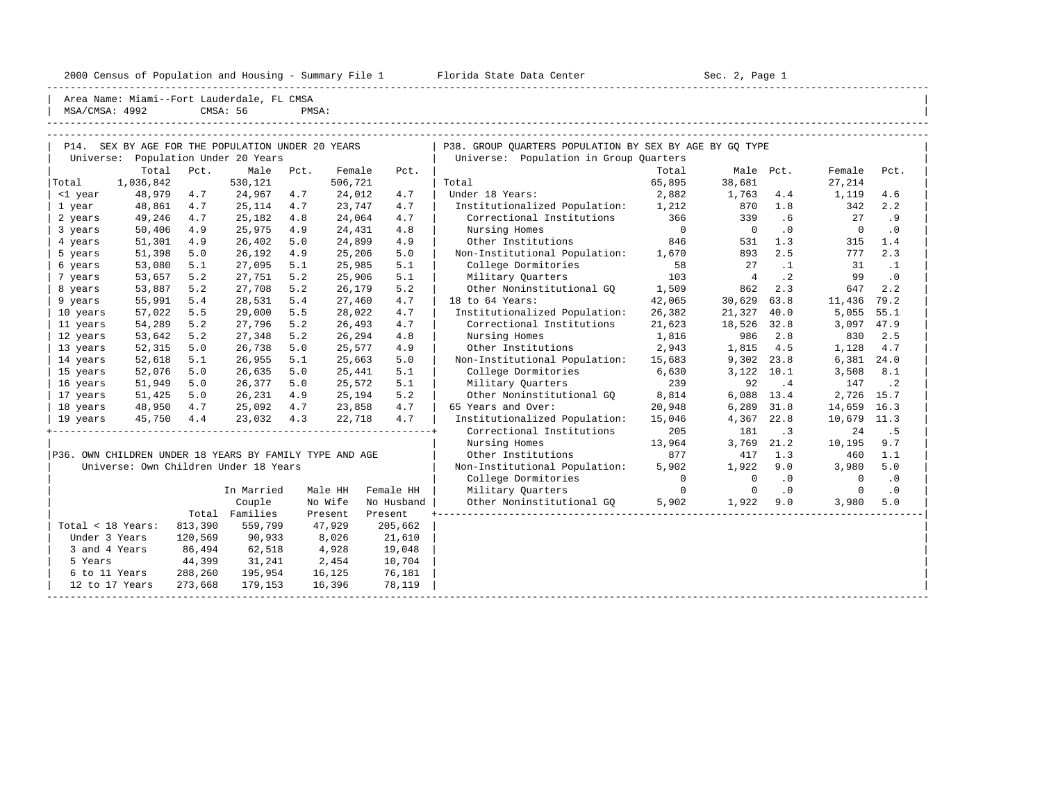Area Name: Miami--Fort Lauderdale, FL CMSA
MSA/CMSA: 4992 CMSA: 56 PMSA:

## P14. SEX BY AGE FOR THE POPULATION UNDER 20 YEARS

Universe: Population Under 20 Years

| | Total | Pct. | Male | Pct. | Female | Pct. |
|---|---|---|---|---|---|---|
| Total | 1,036,842 | | 530,121 | | 506,721 | |
| <1 year | 48,979 | 4.7 | 24,967 | 4.7 | 24,012 | 4.7 |
| 1 year | 48,861 | 4.7 | 25,114 | 4.7 | 23,747 | 4.7 |
| 2 years | 49,246 | 4.7 | 25,182 | 4.8 | 24,064 | 4.7 |
| 3 years | 50,406 | 4.9 | 25,975 | 4.9 | 24,431 | 4.8 |
| 4 years | 51,301 | 4.9 | 26,402 | 5.0 | 24,899 | 4.9 |
| 5 years | 51,398 | 5.0 | 26,192 | 4.9 | 25,206 | 5.0 |
| 6 years | 53,080 | 5.1 | 27,095 | 5.1 | 25,985 | 5.1 |
| 7 years | 53,657 | 5.2 | 27,751 | 5.2 | 25,906 | 5.1 |
| 8 years | 53,887 | 5.2 | 27,708 | 5.2 | 26,179 | 5.2 |
| 9 years | 55,991 | 5.4 | 28,531 | 5.4 | 27,460 | 4.7 |
| 10 years | 57,022 | 5.5 | 29,000 | 5.5 | 28,022 | 4.7 |
| 11 years | 54,289 | 5.2 | 27,796 | 5.2 | 26,493 | 4.7 |
| 12 years | 53,642 | 5.2 | 27,348 | 5.2 | 26,294 | 4.8 |
| 13 years | 52,315 | 5.0 | 26,738 | 5.0 | 25,577 | 4.9 |
| 14 years | 52,618 | 5.1 | 26,955 | 5.1 | 25,663 | 5.0 |
| 15 years | 52,076 | 5.0 | 26,635 | 5.0 | 25,441 | 5.1 |
| 16 years | 51,949 | 5.0 | 26,377 | 5.0 | 25,572 | 5.1 |
| 17 years | 51,425 | 5.0 | 26,231 | 4.9 | 25,194 | 5.2 |
| 18 years | 48,950 | 4.7 | 25,092 | 4.7 | 23,858 | 4.7 |
| 19 years | 45,750 | 4.4 | 23,032 | 4.3 | 22,718 | 4.7 |

## P36. OWN CHILDREN UNDER 18 YEARS BY FAMILY TYPE AND AGE

Universe: Own Children Under 18 Years

| | Total | In Married Couple Families | Male HH No Wife Present | Female HH No Husband Present |
|---|---|---|---|---|
| Total < 18 Years: | 813,390 | 559,799 | 47,929 | 205,662 |
| Under 3 Years | 120,569 | 90,933 | 8,026 | 21,610 |
| 3 and 4 Years | 86,494 | 62,518 | 4,928 | 19,048 |
| 5 Years | 44,399 | 31,241 | 2,454 | 10,704 |
| 6 to 11 Years | 288,260 | 195,954 | 16,125 | 76,181 |
| 12 to 17 Years | 273,668 | 179,153 | 16,396 | 78,119 |

## P38. GROUP QUARTERS POPULATION BY SEX BY AGE BY GQ TYPE

Universe: Population in Group Quarters

| | Total | Male | Pct. | Female | Pct. |
|---|---|---|---|---|---|
| Total | 65,895 | 38,681 | | 27,214 | |
| Under 18 Years: | 2,882 | 1,763 | 4.4 | 1,119 | 4.6 |
| Institutionalized Population: | 1,212 | 870 | 1.8 | 342 | 2.2 |
| Correctional Institutions | 366 | 339 | .6 | 27 | .9 |
| Nursing Homes | 0 | 0 | .0 | 0 | .0 |
| Other Institutions | 846 | 531 | 1.3 | 315 | 1.4 |
| Non-Institutional Population: | 1,670 | 893 | 2.5 | 777 | 2.3 |
| College Dormitories | 58 | 27 | .1 | 31 | .1 |
| Military Quarters | 103 | 4 | .2 | 99 | .0 |
| Other Noninstitutional GQ | 1,509 | 862 | 2.3 | 647 | 2.2 |
| 18 to 64 Years: | 42,065 | 30,629 | 63.8 | 11,436 | 79.2 |
| Institutionalized Population: | 26,382 | 21,327 | 40.0 | 5,055 | 55.1 |
| Correctional Institutions | 21,623 | 18,526 | 32.8 | 3,097 | 47.9 |
| Nursing Homes | 1,816 | 986 | 2.8 | 830 | 2.5 |
| Other Institutions | 2,943 | 1,815 | 4.5 | 1,128 | 4.7 |
| Non-Institutional Population: | 15,683 | 9,302 | 23.8 | 6,381 | 24.0 |
| College Dormitories | 6,630 | 3,122 | 10.1 | 3,508 | 8.1 |
| Military Quarters | 239 | 92 | .4 | 147 | .2 |
| Other Noninstitutional GQ | 8,814 | 6,088 | 13.4 | 2,726 | 15.7 |
| 65 Years and Over: | 20,948 | 6,289 | 31.8 | 14,659 | 16.3 |
| Institutionalized Population: | 15,046 | 4,367 | 22.8 | 10,679 | 11.3 |
| Correctional Institutions | 205 | 181 | .3 | 24 | .5 |
| Nursing Homes | 13,964 | 3,769 | 21.2 | 10,195 | 9.7 |
| Other Institutions | 877 | 417 | 1.3 | 460 | 1.1 |
| Non-Institutional Population: | 5,902 | 1,922 | 9.0 | 3,980 | 5.0 |
| College Dormitories | 0 | 0 | .0 | 0 | .0 |
| Military Quarters | 0 | 0 | .0 | 0 | .0 |
| Other Noninstitutional GQ | 5,902 | 1,922 | 9.0 | 3,980 | 5.0 |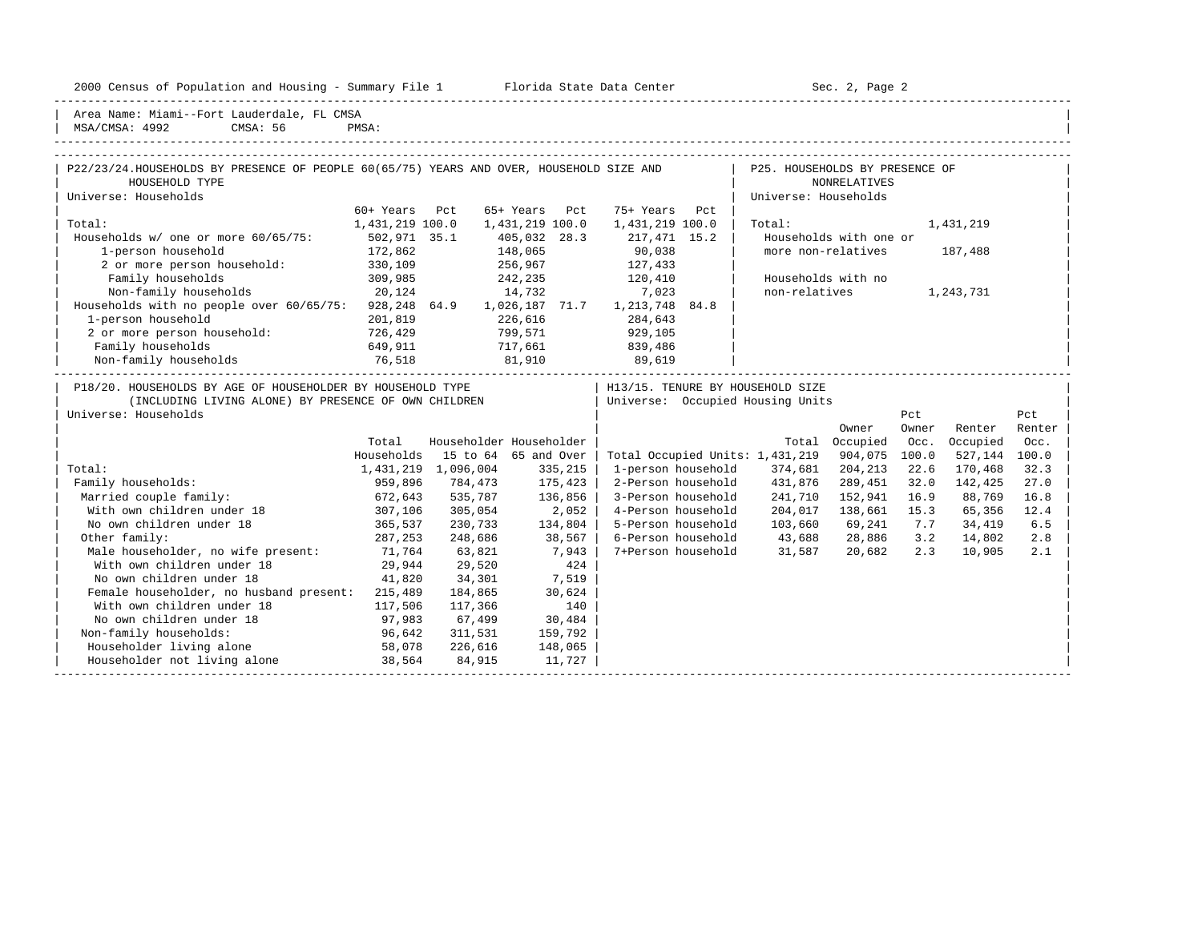Area Name: Miami--Fort Lauderdale, FL CMSA
MSA/CMSA: 4992 CMSA: 56 PMSA:

## P22/23/24. HOUSEHOLDS BY PRESENCE OF PEOPLE 60(65/75) YEARS AND OVER, HOUSEHOLD SIZE AND HOUSEHOLD TYPE

Universe: Households

| | 60+ Years | Pct | 65+ Years | Pct | 75+ Years | Pct |
|---|---|---|---|---|---|---|
| Total: | 1,431,219 | 100.0 | 1,431,219 | 100.0 | 1,431,219 | 100.0 |
| Households w/ one or more 60/65/75: | 502,971 | 35.1 | 405,032 | 28.3 | 217,471 | 15.2 |
| 1-person household | 172,862 | | 148,065 | | 90,038 | |
| 2 or more person household: | 330,109 | | 256,967 | | 127,433 | |
| Family households | 309,985 | | 242,235 | | 120,410 | |
| Non-family households | 20,124 | | 14,732 | | 7,023 | |
| Households with no people over 60/65/75: | 928,248 | 64.9 | 1,026,187 | 71.7 | 1,213,748 | 84.8 |
| 1-person household | 201,819 | | 226,616 | | 284,643 | |
| 2 or more person household: | 726,429 | | 799,571 | | 929,105 | |
| Family households | 649,911 | | 717,661 | | 839,486 | |
| Non-family households | 76,518 | | 81,910 | | 89,619 | |

## P25. HOUSEHOLDS BY PRESENCE OF NONRELATIVES

Universe: Households

| | |
|---|---|
| Total: | 1,431,219 |
| Households with one or more non-relatives | 187,488 |
| Households with no non-relatives | 1,243,731 |

## P18/20. HOUSEHOLDS BY AGE OF HOUSEHOLDER BY HOUSEHOLD TYPE (INCLUDING LIVING ALONE) BY PRESENCE OF OWN CHILDREN

Universe: Households

| | Total Households | Householder 15 to 64 | Householder 65 and Over |
|---|---|---|---|
| Total: | 1,431,219 | 1,096,004 | 335,215 |
| Family households: | 959,896 | 784,473 | 175,423 |
| Married couple family: | 672,643 | 535,787 | 136,856 |
| With own children under 18 | 307,106 | 305,054 | 2,052 |
| No own children under 18 | 365,537 | 230,733 | 134,804 |
| Other family: | 287,253 | 248,686 | 38,567 |
| Male householder, no wife present: | 71,764 | 63,821 | 7,943 |
| With own children under 18 | 29,944 | 29,520 | 424 |
| No own children under 18 | 41,820 | 34,301 | 7,519 |
| Female householder, no husband present: | 215,489 | 184,865 | 30,624 |
| With own children under 18 | 117,506 | 117,366 | 140 |
| No own children under 18 | 97,983 | 67,499 | 30,484 |
| Non-family households: | 96,642 | 311,531 | 159,792 |
| Householder living alone | 58,078 | 226,616 | 148,065 |
| Householder not living alone | 38,564 | 84,915 | 11,727 |

## H13/15. TENURE BY HOUSEHOLD SIZE

Universe: Occupied Housing Units

| | Total | Owner Occupied | Pct Owner Occ. | Renter Occupied | Pct Renter Occ. |
|---|---|---|---|---|---|
| Total Occupied Units: | 1,431,219 | 904,075 | 100.0 | 527,144 | 100.0 |
| 1-person household | 374,681 | 204,213 | 22.6 | 170,468 | 32.3 |
| 2-Person household | 431,876 | 289,451 | 32.0 | 142,425 | 27.0 |
| 3-Person household | 241,710 | 152,941 | 16.9 | 88,769 | 16.8 |
| 4-Person household | 204,017 | 138,661 | 15.3 | 65,356 | 12.4 |
| 5-Person household | 103,660 | 69,241 | 7.7 | 34,419 | 6.5 |
| 6-Person household | 43,688 | 28,886 | 3.2 | 14,802 | 2.8 |
| 7+Person household | 31,587 | 20,682 | 2.3 | 10,905 | 2.1 |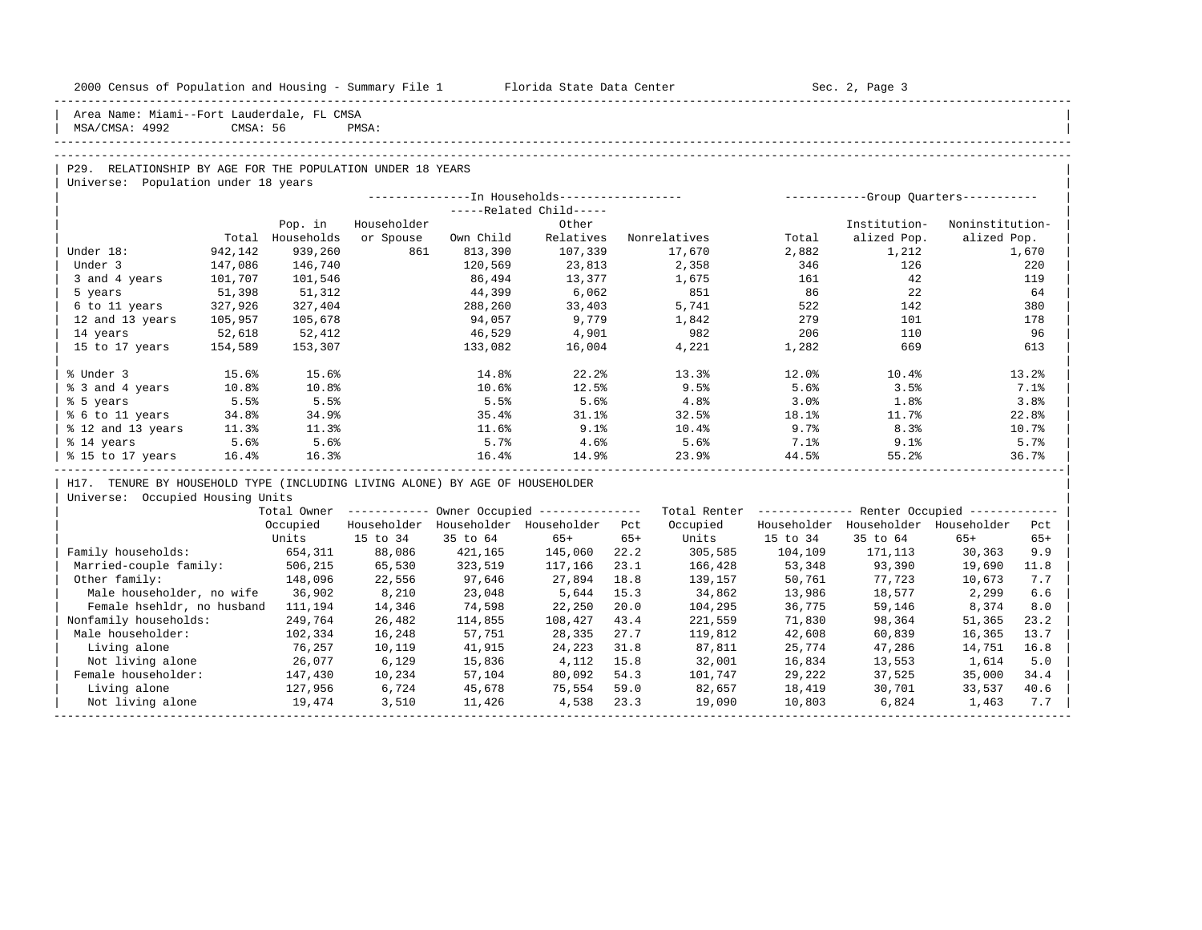Area Name: Miami--Fort Lauderdale, FL CMSA
MSA/CMSA: 4992 CMSA: 56 PMSA:

## P29. RELATIONSHIP BY AGE FOR THE POPULATION UNDER 18 YEARS

Universe: Population under 18 years

| | Total | In Households: Pop. in Households | Householder or Spouse | Related Child: Own Child | Related Child: Other Relatives | Nonrelatives | Group Quarters: Total | Institutionalized Pop. | Noninstitutionalized Pop. |
|---|---|---|---|---|---|---|---|---|---|
| Under 18: | 942,142 | 939,260 | 861 | 813,390 | 107,339 | 17,670 | 2,882 | 1,212 | 1,670 |
| Under 3 | 147,086 | 146,740 | | 120,569 | 23,813 | 2,358 | 346 | 126 | 220 |
| 3 and 4 years | 101,707 | 101,546 | | 86,494 | 13,377 | 1,675 | 161 | 42 | 119 |
| 5 years | 51,398 | 51,312 | | 44,399 | 6,062 | 851 | 86 | 22 | 64 |
| 6 to 11 years | 327,926 | 327,404 | | 288,260 | 33,403 | 5,741 | 522 | 142 | 380 |
| 12 and 13 years | 105,957 | 105,678 | | 94,057 | 9,779 | 1,842 | 279 | 101 | 178 |
| 14 years | 52,618 | 52,412 | | 46,529 | 4,901 | 982 | 206 | 110 | 96 |
| 15 to 17 years | 154,589 | 153,307 | | 133,082 | 16,004 | 4,221 | 1,282 | 669 | 613 |
| % Under 3 | 15.6% | 15.6% | | 14.8% | 22.2% | 13.3% | 12.0% | 10.4% | 13.2% |
| % 3 and 4 years | 10.8% | 10.8% | | 10.6% | 12.5% | 9.5% | 5.6% | 3.5% | 7.1% |
| % 5 years | 5.5% | 5.5% | | 5.5% | 5.6% | 4.8% | 3.0% | 1.8% | 3.8% |
| % 6 to 11 years | 34.8% | 34.9% | | 35.4% | 31.1% | 32.5% | 18.1% | 11.7% | 22.8% |
| % 12 and 13 years | 11.3% | 11.3% | | 11.6% | 9.1% | 10.4% | 9.7% | 8.3% | 10.7% |
| % 14 years | 5.6% | 5.6% | | 5.7% | 4.6% | 5.6% | 7.1% | 9.1% | 5.7% |
| % 15 to 17 years | 16.4% | 16.3% | | 16.4% | 14.9% | 23.9% | 44.5% | 55.2% | 36.7% |

## H17. TENURE BY HOUSEHOLD TYPE (INCLUDING LIVING ALONE) BY AGE OF HOUSEHOLDER

Universe: Occupied Housing Units

| | Total Owner Occupied Units | Owner: Householder 15 to 34 | Owner: Householder 35 to 64 | Owner: Householder 65+ | Pct 65+ | Total Renter Occupied Units | Renter: Householder 15 to 34 | Renter: Householder 35 to 64 | Renter: Householder 65+ | Pct 65+ |
|---|---|---|---|---|---|---|---|---|---|---|
| Family households: | 654,311 | 88,086 | 421,165 | 145,060 | 22.2 | 305,585 | 104,109 | 171,113 | 30,363 | 9.9 |
| Married-couple family: | 506,215 | 65,530 | 323,519 | 117,166 | 23.1 | 166,428 | 53,348 | 93,390 | 19,690 | 11.8 |
| Other family: | 148,096 | 22,556 | 97,646 | 27,894 | 18.8 | 139,157 | 50,761 | 77,723 | 10,673 | 7.7 |
| Male householder, no wife | 36,902 | 8,210 | 23,048 | 5,644 | 15.3 | 34,862 | 13,986 | 18,577 | 2,299 | 6.6 |
| Female hsehldr, no husband | 111,194 | 14,346 | 74,598 | 22,250 | 20.0 | 104,295 | 36,775 | 59,146 | 8,374 | 8.0 |
| Nonfamily households: | 249,764 | 26,482 | 114,855 | 108,427 | 43.4 | 221,559 | 71,830 | 98,364 | 51,365 | 23.2 |
| Male householder: | 102,334 | 16,248 | 57,751 | 28,335 | 27.7 | 119,812 | 42,608 | 60,839 | 16,365 | 13.7 |
| Living alone | 76,257 | 10,119 | 41,915 | 24,223 | 31.8 | 87,811 | 25,774 | 47,286 | 14,751 | 16.8 |
| Not living alone | 26,077 | 6,129 | 15,836 | 4,112 | 15.8 | 32,001 | 16,834 | 13,553 | 1,614 | 5.0 |
| Female householder: | 147,430 | 10,234 | 57,104 | 80,092 | 54.3 | 101,747 | 29,222 | 37,525 | 35,000 | 34.4 |
| Living alone | 127,956 | 6,724 | 45,678 | 75,554 | 59.0 | 82,657 | 18,419 | 30,701 | 33,537 | 40.6 |
| Not living alone | 19,474 | 3,510 | 11,426 | 4,538 | 23.3 | 19,090 | 10,803 | 6,824 | 1,463 | 7.7 |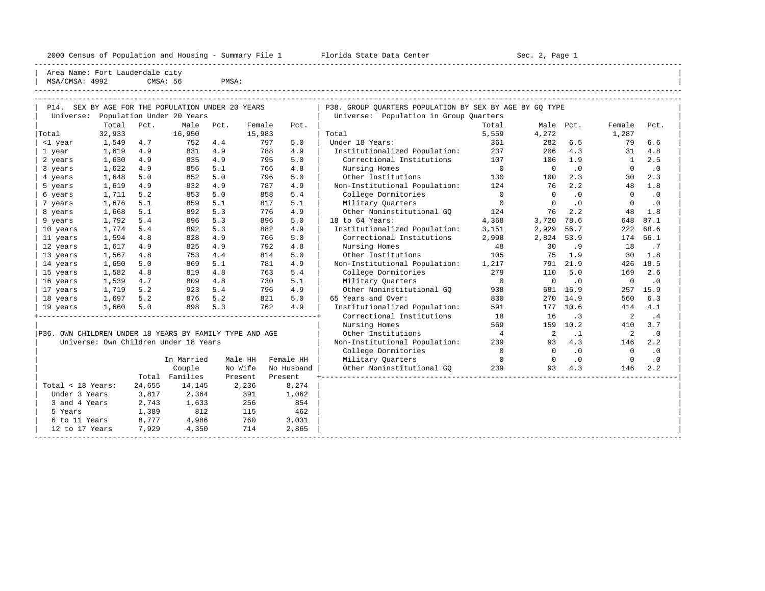2000 Census of Population and Housing - Summary File 1 Florida State Data Center Sec. 2, Page 1

Area Name: Fort Lauderdale city
MSA/CMSA: 4992 CMSA: 56 PMSA:

## P14. SEX BY AGE FOR THE POPULATION UNDER 20 YEARS

Universe: Population Under 20 Years

| | Total | Pct. | Male | Pct. | Female | Pct. |
|---|---|---|---|---|---|---|
| Total | 32,933 | | 16,950 | | 15,983 | |
| <1 year | 1,549 | 4.7 | 752 | 4.4 | 797 | 5.0 |
| 1 year | 1,619 | 4.9 | 831 | 4.9 | 788 | 4.9 |
| 2 years | 1,630 | 4.9 | 835 | 4.9 | 795 | 5.0 |
| 3 years | 1,622 | 4.9 | 856 | 5.1 | 766 | 4.8 |
| 4 years | 1,648 | 5.0 | 852 | 5.0 | 796 | 5.0 |
| 5 years | 1,619 | 4.9 | 832 | 4.9 | 787 | 4.9 |
| 6 years | 1,711 | 5.2 | 853 | 5.0 | 858 | 5.4 |
| 7 years | 1,676 | 5.1 | 859 | 5.1 | 817 | 5.1 |
| 8 years | 1,668 | 5.1 | 892 | 5.3 | 776 | 4.9 |
| 9 years | 1,792 | 5.4 | 896 | 5.3 | 896 | 5.0 |
| 10 years | 1,774 | 5.4 | 892 | 5.3 | 882 | 4.9 |
| 11 years | 1,594 | 4.8 | 828 | 4.9 | 766 | 5.0 |
| 12 years | 1,617 | 4.9 | 825 | 4.9 | 792 | 4.8 |
| 13 years | 1,567 | 4.8 | 753 | 4.4 | 814 | 5.0 |
| 14 years | 1,650 | 5.0 | 869 | 5.1 | 781 | 4.9 |
| 15 years | 1,582 | 4.8 | 819 | 4.8 | 763 | 5.4 |
| 16 years | 1,539 | 4.7 | 809 | 4.8 | 730 | 5.1 |
| 17 years | 1,719 | 5.2 | 923 | 5.4 | 796 | 4.9 |
| 18 years | 1,697 | 5.2 | 876 | 5.2 | 821 | 5.0 |
| 19 years | 1,660 | 5.0 | 898 | 5.3 | 762 | 4.9 |

## P36. OWN CHILDREN UNDER 18 YEARS BY FAMILY TYPE AND AGE

Universe: Own Children Under 18 Years

| | Total | In Married Couple Families | Male HH No Wife Present | Female HH No Husband Present |
|---|---|---|---|---|
| Total < 18 Years: | 24,655 | 14,145 | 2,236 | 8,274 |
| Under 3 Years | 3,817 | 2,364 | 391 | 1,062 |
| 3 and 4 Years | 2,743 | 1,633 | 256 | 854 |
| 5 Years | 1,389 | 812 | 115 | 462 |
| 6 to 11 Years | 8,777 | 4,986 | 760 | 3,031 |
| 12 to 17 Years | 7,929 | 4,350 | 714 | 2,865 |

## P38. GROUP QUARTERS POPULATION BY SEX BY AGE BY GQ TYPE

Universe: Population in Group Quarters

| | Total | Male | Pct. | Female | Pct. |
|---|---|---|---|---|---|
| Total | 5,559 | 4,272 | | 1,287 | |
| Under 18 Years: | 361 | 282 | 6.5 | 79 | 6.6 |
| Institutionalized Population: | 237 | 206 | 4.3 | 31 | 4.8 |
| Correctional Institutions | 107 | 106 | 1.9 | 1 | 2.5 |
| Nursing Homes | 0 | 0 | .0 | 0 | .0 |
| Other Institutions | 130 | 100 | 2.3 | 30 | 2.3 |
| Non-Institutional Population: | 124 | 76 | 2.2 | 48 | 1.8 |
| College Dormitories | 0 | 0 | .0 | 0 | .0 |
| Military Quarters | 0 | 0 | .0 | 0 | .0 |
| Other Noninstitutional GQ | 124 | 76 | 2.2 | 48 | 1.8 |
| 18 to 64 Years: | 4,368 | 3,720 | 78.6 | 648 | 87.1 |
| Institutionalized Population: | 3,151 | 2,929 | 56.7 | 222 | 68.6 |
| Correctional Institutions | 2,998 | 2,824 | 53.9 | 174 | 66.1 |
| Nursing Homes | 48 | 30 | .9 | 18 | .7 |
| Other Institutions | 105 | 75 | 1.9 | 30 | 1.8 |
| Non-Institutional Population: | 1,217 | 791 | 21.9 | 426 | 18.5 |
| College Dormitories | 279 | 110 | 5.0 | 169 | 2.6 |
| Military Quarters | 0 | 0 | .0 | 0 | .0 |
| Other Noninstitutional GQ | 938 | 681 | 16.9 | 257 | 15.9 |
| 65 Years and Over: | 830 | 270 | 14.9 | 560 | 6.3 |
| Institutionalized Population: | 591 | 177 | 10.6 | 414 | 4.1 |
| Correctional Institutions | 18 | 16 | .3 | 2 | .4 |
| Nursing Homes | 569 | 159 | 10.2 | 410 | 3.7 |
| Other Institutions | 4 | 2 | .1 | 2 | .0 |
| Non-Institutional Population: | 239 | 93 | 4.3 | 146 | 2.2 |
| College Dormitories | 0 | 0 | .0 | 0 | .0 |
| Military Quarters | 0 | 0 | .0 | 0 | .0 |
| Other Noninstitutional GQ | 239 | 93 | 4.3 | 146 | 2.2 |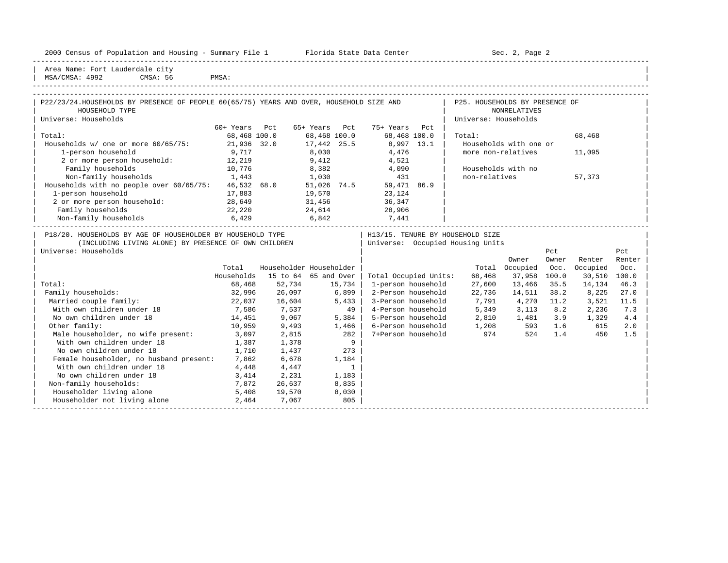2000 Census of Population and Housing - Summary File 1 Florida State Data Center Sec. 2, Page 2

Area Name: Fort Lauderdale city
MSA/CMSA: 4992 CMSA: 56 PMSA:

## P22/23/24. HOUSEHOLDS BY PRESENCE OF PEOPLE 60(65/75) YEARS AND OVER, HOUSEHOLD SIZE AND HOUSEHOLD TYPE

Universe: Households

| | 60+ Years | Pct | 65+ Years | Pct | 75+ Years | Pct |
|---|---|---|---|---|---|---|
| Total: | 68,468 | 100.0 | 68,468 | 100.0 | 68,468 | 100.0 |
| Households w/ one or more 60/65/75: | 21,936 | 32.0 | 17,442 | 25.5 | 8,997 | 13.1 |
| 1-person household | 9,717 | | 8,030 | | 4,476 | |
| 2 or more person household: | 12,219 | | 9,412 | | 4,521 | |
| Family households | 10,776 | | 8,382 | | 4,090 | |
| Non-family households | 1,443 | | 1,030 | | 431 | |
| Households with no people over 60/65/75: | 46,532 | 68.0 | 51,026 | 74.5 | 59,471 | 86.9 |
| 1-person household | 17,883 | | 19,570 | | 23,124 | |
| 2 or more person household: | 28,649 | | 31,456 | | 36,347 | |
| Family households | 22,220 | | 24,614 | | 28,906 | |
| Non-family households | 6,429 | | 6,842 | | 7,441 | |

## P25. HOUSEHOLDS BY PRESENCE OF NONRELATIVES

Universe: Households

| | |
|---|---|
| Total: | 68,468 |
| Households with one or more non-relatives | 11,095 |
| Households with no non-relatives | 57,373 |

## P18/20. HOUSEHOLDS BY AGE OF HOUSEHOLDER BY HOUSEHOLD TYPE (INCLUDING LIVING ALONE) BY PRESENCE OF OWN CHILDREN

Universe: Households

| | Total Households | Householder 15 to 64 | Householder 65 and Over |
|---|---|---|---|
| Total: | 68,468 | 52,734 | 15,734 |
| Family households: | 32,996 | 26,097 | 6,899 |
| Married couple family: | 22,037 | 16,604 | 5,433 |
| With own children under 18 | 7,586 | 7,537 | 49 |
| No own children under 18 | 14,451 | 9,067 | 5,384 |
| Other family: | 10,959 | 9,493 | 1,466 |
| Male householder, no wife present: | 3,097 | 2,815 | 282 |
| With own children under 18 | 1,387 | 1,378 | 9 |
| No own children under 18 | 1,710 | 1,437 | 273 |
| Female householder, no husband present: | 7,862 | 6,678 | 1,184 |
| With own children under 18 | 4,448 | 4,447 | 1 |
| No own children under 18 | 3,414 | 2,231 | 1,183 |
| Non-family households: | 7,872 | 26,637 | 8,835 |
| Householder living alone | 5,408 | 19,570 | 8,030 |
| Householder not living alone | 2,464 | 7,067 | 805 |

## H13/15. TENURE BY HOUSEHOLD SIZE

Universe: Occupied Housing Units

| | Total | Owner Occupied | Pct Owner Occ. | Renter Occupied | Pct Renter Occ. |
|---|---|---|---|---|---|
| Total Occupied Units: | 68,468 | 37,958 | 100.0 | 30,510 | 100.0 |
| 1-person household | 27,600 | 13,466 | 35.5 | 14,134 | 46.3 |
| 2-Person household | 22,736 | 14,511 | 38.2 | 8,225 | 27.0 |
| 3-Person household | 7,791 | 4,270 | 11.2 | 3,521 | 11.5 |
| 4-Person household | 5,349 | 3,113 | 8.2 | 2,236 | 7.3 |
| 5-Person household | 2,810 | 1,481 | 3.9 | 1,329 | 4.4 |
| 6-Person household | 1,208 | 593 | 1.6 | 615 | 2.0 |
| 7+Person household | 974 | 524 | 1.4 | 450 | 1.5 |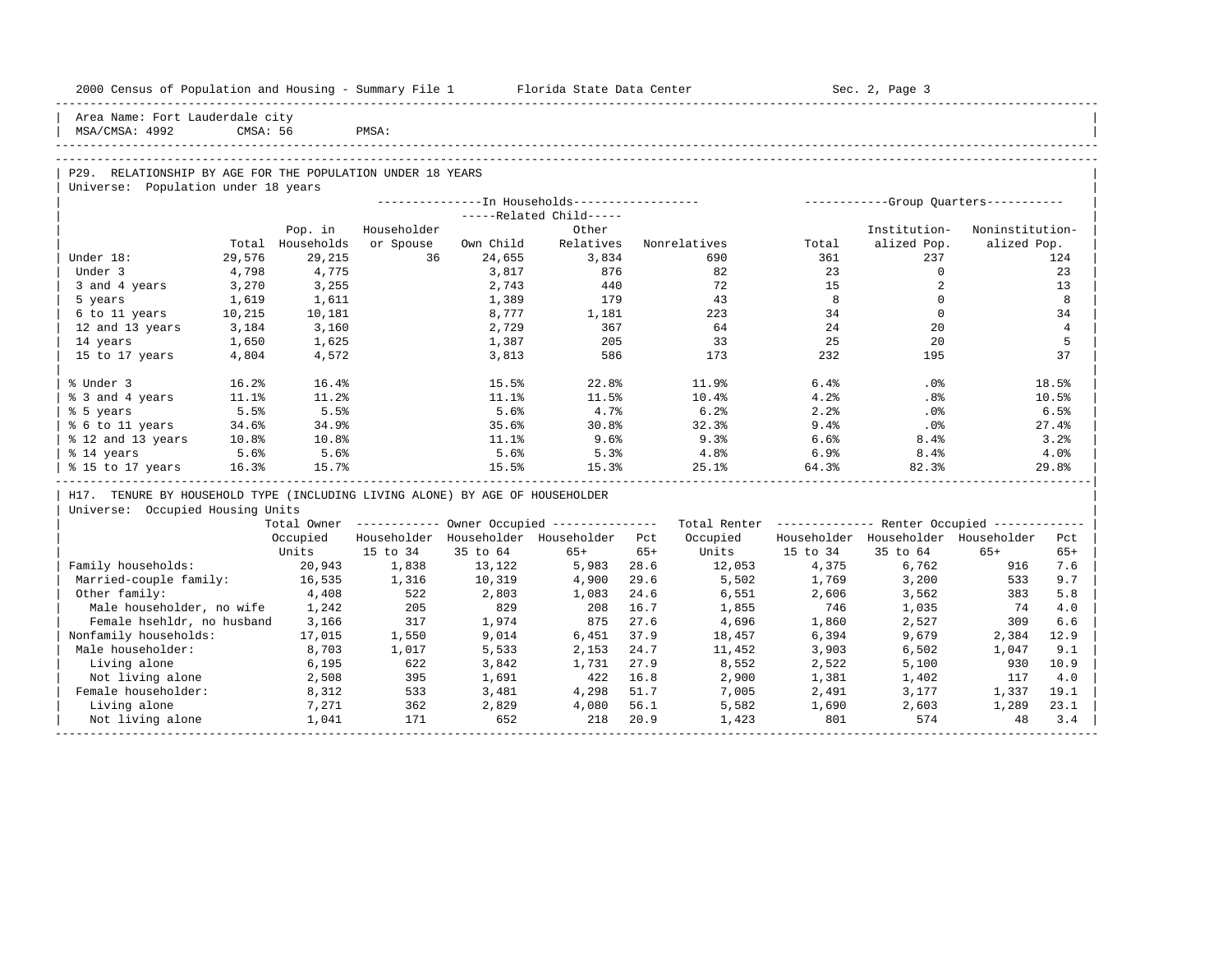Area Name: Fort Lauderdale city
MSA/CMSA: 4992 CMSA: 56 PMSA:

## P29. RELATIONSHIP BY AGE FOR THE POPULATION UNDER 18 YEARS

Universe: Population under 18 years

| | Total | Pop. in Households | In Households: Householder or Spouse | Related Child: Own Child | Related Child: Other Relatives | Nonrelatives | Group Quarters: Total | Institutionalized Pop. | Noninstitutionalized Pop. |
|---|---|---|---|---|---|---|---|---|---|
| Under 18: | 29,576 | 29,215 | 36 | 24,655 | 3,834 | 690 | 361 | 237 | 124 |
| Under 3 | 4,798 | 4,775 | | 3,817 | 876 | 82 | 23 | 0 | 23 |
| 3 and 4 years | 3,270 | 3,255 | | 2,743 | 440 | 72 | 15 | 2 | 13 |
| 5 years | 1,619 | 1,611 | | 1,389 | 179 | 43 | 8 | 0 | 8 |
| 6 to 11 years | 10,215 | 10,181 | | 8,777 | 1,181 | 223 | 34 | 0 | 34 |
| 12 and 13 years | 3,184 | 3,160 | | 2,729 | 367 | 64 | 24 | 20 | 4 |
| 14 years | 1,650 | 1,625 | | 1,387 | 205 | 33 | 25 | 20 | 5 |
| 15 to 17 years | 4,804 | 4,572 | | 3,813 | 586 | 173 | 232 | 195 | 37 |
| % Under 3 | 16.2% | 16.4% | | 15.5% | 22.8% | 11.9% | 6.4% | .0% | 18.5% |
| % 3 and 4 years | 11.1% | 11.2% | | 11.1% | 11.5% | 10.4% | 4.2% | .8% | 10.5% |
| % 5 years | 5.5% | 5.5% | | 5.6% | 4.7% | 6.2% | 2.2% | .0% | 6.5% |
| % 6 to 11 years | 34.6% | 34.9% | | 35.6% | 30.8% | 32.3% | 9.4% | .0% | 27.4% |
| % 12 and 13 years | 10.8% | 10.8% | | 11.1% | 9.6% | 9.3% | 6.6% | 8.4% | 3.2% |
| % 14 years | 5.6% | 5.6% | | 5.6% | 5.3% | 4.8% | 6.9% | 8.4% | 4.0% |
| % 15 to 17 years | 16.3% | 15.7% | | 15.5% | 15.3% | 25.1% | 64.3% | 82.3% | 29.8% |

## H17. TENURE BY HOUSEHOLD TYPE (INCLUDING LIVING ALONE) BY AGE OF HOUSEHOLDER

Universe: Occupied Housing Units

| | Total Owner Occupied Units | Owner: Householder 15 to 34 | Owner: Householder 35 to 64 | Owner: Householder 65+ | Pct 65+ | Total Renter Occupied Units | Renter: Householder 15 to 34 | Renter: Householder 35 to 64 | Renter: Householder 65+ | Pct 65+ |
|---|---|---|---|---|---|---|---|---|---|---|
| Family households: | 20,943 | 1,838 | 13,122 | 5,983 | 28.6 | 12,053 | 4,375 | 6,762 | 916 | 7.6 |
| Married-couple family: | 16,535 | 1,316 | 10,319 | 4,900 | 29.6 | 5,502 | 1,769 | 3,200 | 533 | 9.7 |
| Other family: | 4,408 | 522 | 2,803 | 1,083 | 24.6 | 6,551 | 2,606 | 3,562 | 383 | 5.8 |
| Male householder, no wife | 1,242 | 205 | 829 | 208 | 16.7 | 1,855 | 746 | 1,035 | 74 | 4.0 |
| Female hsehldr, no husband | 3,166 | 317 | 1,974 | 875 | 27.6 | 4,696 | 1,860 | 2,527 | 309 | 6.6 |
| Nonfamily households: | 17,015 | 1,550 | 9,014 | 6,451 | 37.9 | 18,457 | 6,394 | 9,679 | 2,384 | 12.9 |
| Male householder: | 8,703 | 1,017 | 5,533 | 2,153 | 24.7 | 11,452 | 3,903 | 6,502 | 1,047 | 9.1 |
| Living alone | 6,195 | 622 | 3,842 | 1,731 | 27.9 | 8,552 | 2,522 | 5,100 | 930 | 10.9 |
| Not living alone | 2,508 | 395 | 1,691 | 422 | 16.8 | 2,900 | 1,381 | 1,402 | 117 | 4.0 |
| Female householder: | 8,312 | 533 | 3,481 | 4,298 | 51.7 | 7,005 | 2,491 | 3,177 | 1,337 | 19.1 |
| Living alone | 7,271 | 362 | 2,829 | 4,080 | 56.1 | 5,582 | 1,690 | 2,603 | 1,289 | 23.1 |
| Not living alone | 1,041 | 171 | 652 | 218 | 20.9 | 1,423 | 801 | 574 | 48 | 3.4 |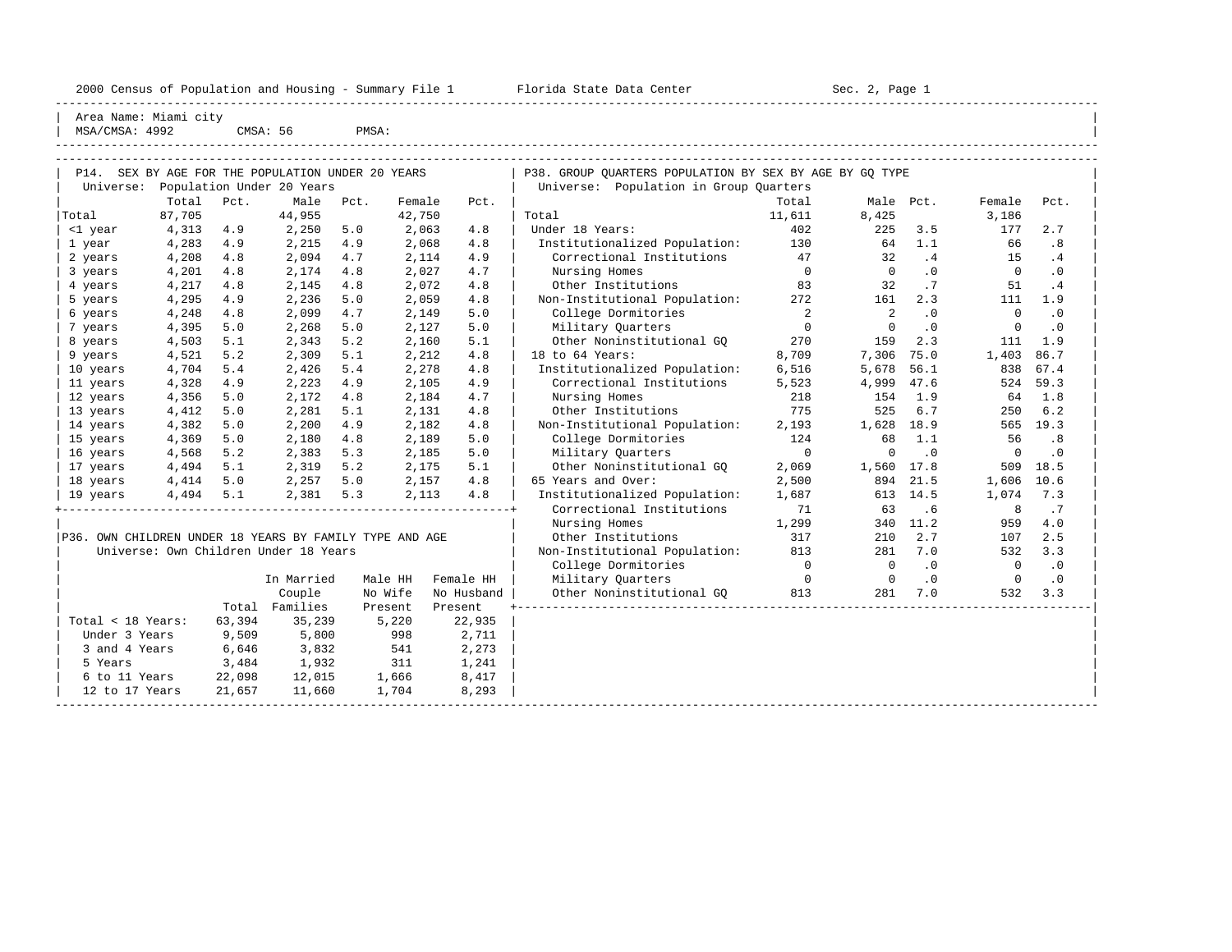2000 Census of Population and Housing - Summary File 1 Florida State Data Center Sec. 2, Page 1

Area Name: Miami city
MSA/CMSA: 4992 CMSA: 56 PMSA:

## P14. SEX BY AGE FOR THE POPULATION UNDER 20 YEARS

Universe: Population Under 20 Years

| | Total | Pct. | Male | Pct. | Female | Pct. |
|---|---|---|---|---|---|---|
| Total | 87,705 | | 44,955 | | 42,750 | |
| <1 year | 4,313 | 4.9 | 2,250 | 5.0 | 2,063 | 4.8 |
| 1 year | 4,283 | 4.9 | 2,215 | 4.9 | 2,068 | 4.8 |
| 2 years | 4,208 | 4.8 | 2,094 | 4.7 | 2,114 | 4.9 |
| 3 years | 4,201 | 4.8 | 2,174 | 4.8 | 2,027 | 4.7 |
| 4 years | 4,217 | 4.8 | 2,145 | 4.8 | 2,072 | 4.8 |
| 5 years | 4,295 | 4.9 | 2,236 | 5.0 | 2,059 | 4.8 |
| 6 years | 4,248 | 4.8 | 2,099 | 4.7 | 2,149 | 5.0 |
| 7 years | 4,395 | 5.0 | 2,268 | 5.0 | 2,127 | 5.0 |
| 8 years | 4,503 | 5.1 | 2,343 | 5.2 | 2,160 | 5.1 |
| 9 years | 4,521 | 5.2 | 2,309 | 5.1 | 2,212 | 4.8 |
| 10 years | 4,704 | 5.4 | 2,426 | 5.4 | 2,278 | 4.8 |
| 11 years | 4,328 | 4.9 | 2,223 | 4.9 | 2,105 | 4.9 |
| 12 years | 4,356 | 5.0 | 2,172 | 4.8 | 2,184 | 4.7 |
| 13 years | 4,412 | 5.0 | 2,281 | 5.1 | 2,131 | 4.8 |
| 14 years | 4,382 | 5.0 | 2,200 | 4.9 | 2,182 | 4.8 |
| 15 years | 4,369 | 5.0 | 2,180 | 4.8 | 2,189 | 5.0 |
| 16 years | 4,568 | 5.2 | 2,383 | 5.3 | 2,185 | 5.0 |
| 17 years | 4,494 | 5.1 | 2,319 | 5.2 | 2,175 | 5.1 |
| 18 years | 4,414 | 5.0 | 2,257 | 5.0 | 2,157 | 4.8 |
| 19 years | 4,494 | 5.1 | 2,381 | 5.3 | 2,113 | 4.8 |

## P36. OWN CHILDREN UNDER 18 YEARS BY FAMILY TYPE AND AGE

Universe: Own Children Under 18 Years

| | Total | In Married Couple Families | Male HH No Wife Present | Female HH No Husband Present |
|---|---|---|---|---|
| Total < 18 Years: | 63,394 | 35,239 | 5,220 | 22,935 |
| Under 3 Years | 9,509 | 5,800 | 998 | 2,711 |
| 3 and 4 Years | 6,646 | 3,832 | 541 | 2,273 |
| 5 Years | 3,484 | 1,932 | 311 | 1,241 |
| 6 to 11 Years | 22,098 | 12,015 | 1,666 | 8,417 |
| 12 to 17 Years | 21,657 | 11,660 | 1,704 | 8,293 |

## P38. GROUP QUARTERS POPULATION BY SEX BY AGE BY GQ TYPE

Universe: Population in Group Quarters

| | Total | Male | Pct. | Female | Pct. |
|---|---|---|---|---|---|
| Total | 11,611 | 8,425 | | 3,186 | |
| Under 18 Years: | 402 | 225 | 3.5 | 177 | 2.7 |
| Institutionalized Population: | 130 | 64 | 1.1 | 66 | .8 |
| Correctional Institutions | 47 | 32 | .4 | 15 | .4 |
| Nursing Homes | 0 | 0 | .0 | 0 | .0 |
| Other Institutions | 83 | 32 | .7 | 51 | .4 |
| Non-Institutional Population: | 272 | 161 | 2.3 | 111 | 1.9 |
| College Dormitories | 2 | 2 | .0 | 0 | .0 |
| Military Quarters | 0 | 0 | .0 | 0 | .0 |
| Other Noninstitutional GQ | 270 | 159 | 2.3 | 111 | 1.9 |
| 18 to 64 Years: | 8,709 | 7,306 | 75.0 | 1,403 | 86.7 |
| Institutionalized Population: | 6,516 | 5,678 | 56.1 | 838 | 67.4 |
| Correctional Institutions | 5,523 | 4,999 | 47.6 | 524 | 59.3 |
| Nursing Homes | 218 | 154 | 1.9 | 64 | 1.8 |
| Other Institutions | 775 | 525 | 6.7 | 250 | 6.2 |
| Non-Institutional Population: | 2,193 | 1,628 | 18.9 | 565 | 19.3 |
| College Dormitories | 124 | 68 | 1.1 | 56 | .8 |
| Military Quarters | 0 | 0 | .0 | 0 | .0 |
| Other Noninstitutional GQ | 2,069 | 1,560 | 17.8 | 509 | 18.5 |
| 65 Years and Over: | 2,500 | 894 | 21.5 | 1,606 | 10.6 |
| Institutionalized Population: | 1,687 | 613 | 14.5 | 1,074 | 7.3 |
| Correctional Institutions | 71 | 63 | .6 | 8 | .7 |
| Nursing Homes | 1,299 | 340 | 11.2 | 959 | 4.0 |
| Other Institutions | 317 | 210 | 2.7 | 107 | 2.5 |
| Non-Institutional Population: | 813 | 281 | 7.0 | 532 | 3.3 |
| College Dormitories | 0 | 0 | .0 | 0 | .0 |
| Military Quarters | 0 | 0 | .0 | 0 | .0 |
| Other Noninstitutional GQ | 813 | 281 | 7.0 | 532 | 3.3 |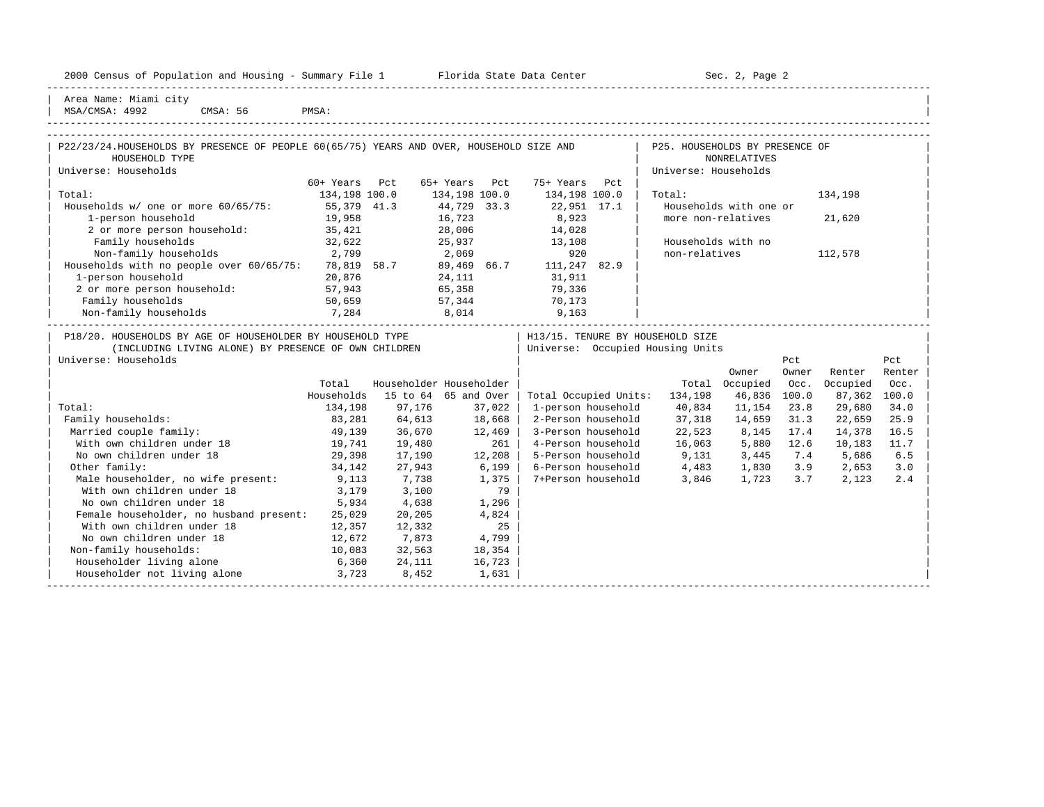Area Name: Miami city
MSA/CMSA: 4992 CMSA: 56 PMSA:

## P22/23/24. HOUSEHOLDS BY PRESENCE OF PEOPLE 60(65/75) YEARS AND OVER, HOUSEHOLD SIZE AND HOUSEHOLD TYPE

Universe: Households

| | 60+ Years | Pct | 65+ Years | Pct | 75+ Years | Pct |
|---|---|---|---|---|---|---|
| Total: | 134,198 | 100.0 | 134,198 | 100.0 | 134,198 | 100.0 |
| Households w/ one or more 60/65/75: | 55,379 | 41.3 | 44,729 | 33.3 | 22,951 | 17.1 |
| 1-person household | 19,958 | | 16,723 | | 8,923 | |
| 2 or more person household: | 35,421 | | 28,006 | | 14,028 | |
| Family households | 32,622 | | 25,937 | | 13,108 | |
| Non-family households | 2,799 | | 2,069 | | 920 | |
| Households with no people over 60/65/75: | 78,819 | 58.7 | 89,469 | 66.7 | 111,247 | 82.9 |
| 1-person household | 20,876 | | 24,111 | | 31,911 | |
| 2 or more person household: | 57,943 | | 65,358 | | 79,336 | |
| Family households | 50,659 | | 57,344 | | 70,173 | |
| Non-family households | 7,284 | | 8,014 | | 9,163 | |

## P25. HOUSEHOLDS BY PRESENCE OF NONRELATIVES

Universe: Households

| | |
|---|---|
| Total: | 134,198 |
| Households with one or more non-relatives | 21,620 |
| Households with no non-relatives | 112,578 |

## P18/20. HOUSEHOLDS BY AGE OF HOUSEHOLDER BY HOUSEHOLD TYPE (INCLUDING LIVING ALONE) BY PRESENCE OF OWN CHILDREN

Universe: Households

| | Total Households | Householder 15 to 64 | Householder 65 and Over |
|---|---|---|---|
| Total: | 134,198 | 97,176 | 37,022 |
| Family households: | 83,281 | 64,613 | 18,668 |
| Married couple family: | 49,139 | 36,670 | 12,469 |
| With own children under 18 | 19,741 | 19,480 | 261 |
| No own children under 18 | 29,398 | 17,190 | 12,208 |
| Other family: | 34,142 | 27,943 | 6,199 |
| Male householder, no wife present: | 9,113 | 7,738 | 1,375 |
| With own children under 18 | 3,179 | 3,100 | 79 |
| No own children under 18 | 5,934 | 4,638 | 1,296 |
| Female householder, no husband present: | 25,029 | 20,205 | 4,824 |
| With own children under 18 | 12,357 | 12,332 | 25 |
| No own children under 18 | 12,672 | 7,873 | 4,799 |
| Non-family households: | 10,083 | 32,563 | 18,354 |
| Householder living alone | 6,360 | 24,111 | 16,723 |
| Householder not living alone | 3,723 | 8,452 | 1,631 |

## H13/15. TENURE BY HOUSEHOLD SIZE

Universe: Occupied Housing Units

| | Total | Owner Occupied | Pct Owner Occ. | Renter Occupied | Pct Renter Occ. |
|---|---|---|---|---|---|
| Total Occupied Units: | 134,198 | 46,836 | 100.0 | 87,362 | 100.0 |
| 1-person household | 40,834 | 11,154 | 23.8 | 29,680 | 34.0 |
| 2-Person household | 37,318 | 14,659 | 31.3 | 22,659 | 25.9 |
| 3-Person household | 22,523 | 8,145 | 17.4 | 14,378 | 16.5 |
| 4-Person household | 16,063 | 5,880 | 12.6 | 10,183 | 11.7 |
| 5-Person household | 9,131 | 3,445 | 7.4 | 5,686 | 6.5 |
| 6-Person household | 4,483 | 1,830 | 3.9 | 2,653 | 3.0 |
| 7+Person household | 3,846 | 1,723 | 3.7 | 2,123 | 2.4 |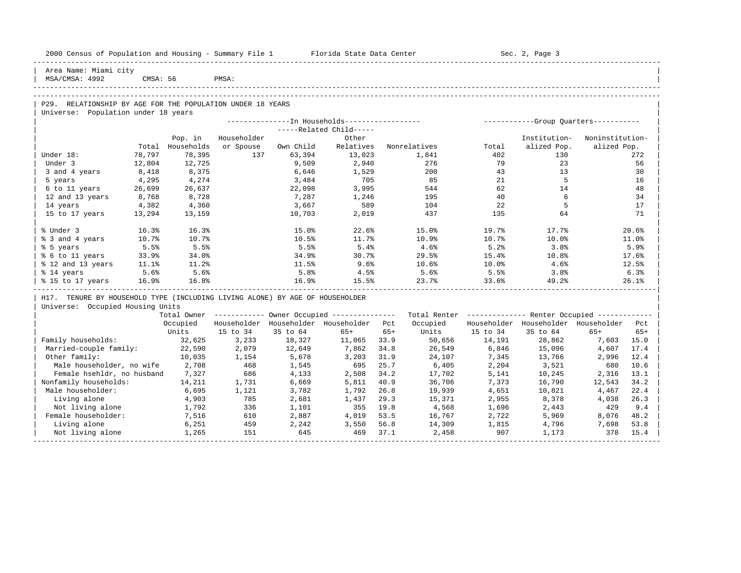Area Name: Miami city
MSA/CMSA: 4992 CMSA: 56 PMSA:

## P29. RELATIONSHIP BY AGE FOR THE POPULATION UNDER 18 YEARS

Universe: Population under 18 years

| | | In Households | | | | | Group Quarters | | |
|---|---|---|---|---|---|---|---|---|---|
| | | | | Related Child | | | | | |
| | Total | Pop. in Households | Householder or Spouse | Own Child | Other Relatives | Nonrelatives | Total | Institutionalized Pop. | Noninstitutionalized Pop. |
| Under 18: | 78,797 | 78,395 | 137 | 63,394 | 13,023 | 1,841 | 402 | 130 | 272 |
| Under 3 | 12,804 | 12,725 | | 9,509 | 2,940 | 276 | 79 | 23 | 56 |
| 3 and 4 years | 8,418 | 8,375 | | 6,646 | 1,529 | 200 | 43 | 13 | 30 |
| 5 years | 4,295 | 4,274 | | 3,484 | 705 | 85 | 21 | 5 | 16 |
| 6 to 11 years | 26,699 | 26,637 | | 22,098 | 3,995 | 544 | 62 | 14 | 48 |
| 12 and 13 years | 8,768 | 8,728 | | 7,287 | 1,246 | 195 | 40 | 6 | 34 |
| 14 years | 4,382 | 4,360 | | 3,667 | 589 | 104 | 22 | 5 | 17 |
| 15 to 17 years | 13,294 | 13,159 | | 10,703 | 2,019 | 437 | 135 | 64 | 71 |
| % Under 3 | 16.3% | 16.3% | | 15.0% | 22.6% | 15.0% | 19.7% | 17.7% | 20.6% |
| % 3 and 4 years | 10.7% | 10.7% | | 10.5% | 11.7% | 10.9% | 10.7% | 10.0% | 11.0% |
| % 5 years | 5.5% | 5.5% | | 5.5% | 5.4% | 4.6% | 5.2% | 3.8% | 5.9% |
| % 6 to 11 years | 33.9% | 34.0% | | 34.9% | 30.7% | 29.5% | 15.4% | 10.8% | 17.6% |
| % 12 and 13 years | 11.1% | 11.2% | | 11.5% | 9.6% | 10.6% | 10.0% | 4.6% | 12.5% |
| % 14 years | 5.6% | 5.6% | | 5.8% | 4.5% | 5.6% | 5.5% | 3.8% | 6.3% |
| % 15 to 17 years | 16.9% | 16.8% | | 16.9% | 15.5% | 23.7% | 33.6% | 49.2% | 26.1% |

## H17. TENURE BY HOUSEHOLD TYPE (INCLUDING LIVING ALONE) BY AGE OF HOUSEHOLDER

Universe: Occupied Housing Units

| | Total Owner Occupied Units | Owner Occupied | | | | Total Renter Occupied Units | Renter Occupied | | | |
|---|---|---|---|---|---|---|---|---|---|---|
| | | Householder 15 to 34 | Householder 35 to 64 | Householder 65+ | Pct 65+ | | Householder 15 to 34 | Householder 35 to 64 | Householder 65+ | Pct 65+ |
| Family households: | 32,625 | 3,233 | 18,327 | 11,065 | 33.9 | 50,656 | 14,191 | 28,862 | 7,603 | 15.0 |
| Married-couple family: | 22,590 | 2,079 | 12,649 | 7,862 | 34.8 | 26,549 | 6,846 | 15,096 | 4,607 | 17.4 |
| Other family: | 10,035 | 1,154 | 5,678 | 3,203 | 31.9 | 24,107 | 7,345 | 13,766 | 2,996 | 12.4 |
| Male householder, no wife | 2,708 | 468 | 1,545 | 695 | 25.7 | 6,405 | 2,204 | 3,521 | 680 | 10.6 |
| Female hsehldr, no husband | 7,327 | 686 | 4,133 | 2,508 | 34.2 | 17,702 | 5,141 | 10,245 | 2,316 | 13.1 |
| Nonfamily households: | 14,211 | 1,731 | 6,669 | 5,811 | 40.9 | 36,706 | 7,373 | 16,790 | 12,543 | 34.2 |
| Male householder: | 6,695 | 1,121 | 3,782 | 1,792 | 26.8 | 19,939 | 4,651 | 10,821 | 4,467 | 22.4 |
| Living alone | 4,903 | 785 | 2,681 | 1,437 | 29.3 | 15,371 | 2,955 | 8,378 | 4,038 | 26.3 |
| Not living alone | 1,792 | 336 | 1,101 | 355 | 19.8 | 4,568 | 1,696 | 2,443 | 429 | 9.4 |
| Female householder: | 7,516 | 610 | 2,887 | 4,019 | 53.5 | 16,767 | 2,722 | 5,969 | 8,076 | 48.2 |
| Living alone | 6,251 | 459 | 2,242 | 3,550 | 56.8 | 14,309 | 1,815 | 4,796 | 7,698 | 53.8 |
| Not living alone | 1,265 | 151 | 645 | 469 | 37.1 | 2,458 | 907 | 1,173 | 378 | 15.4 |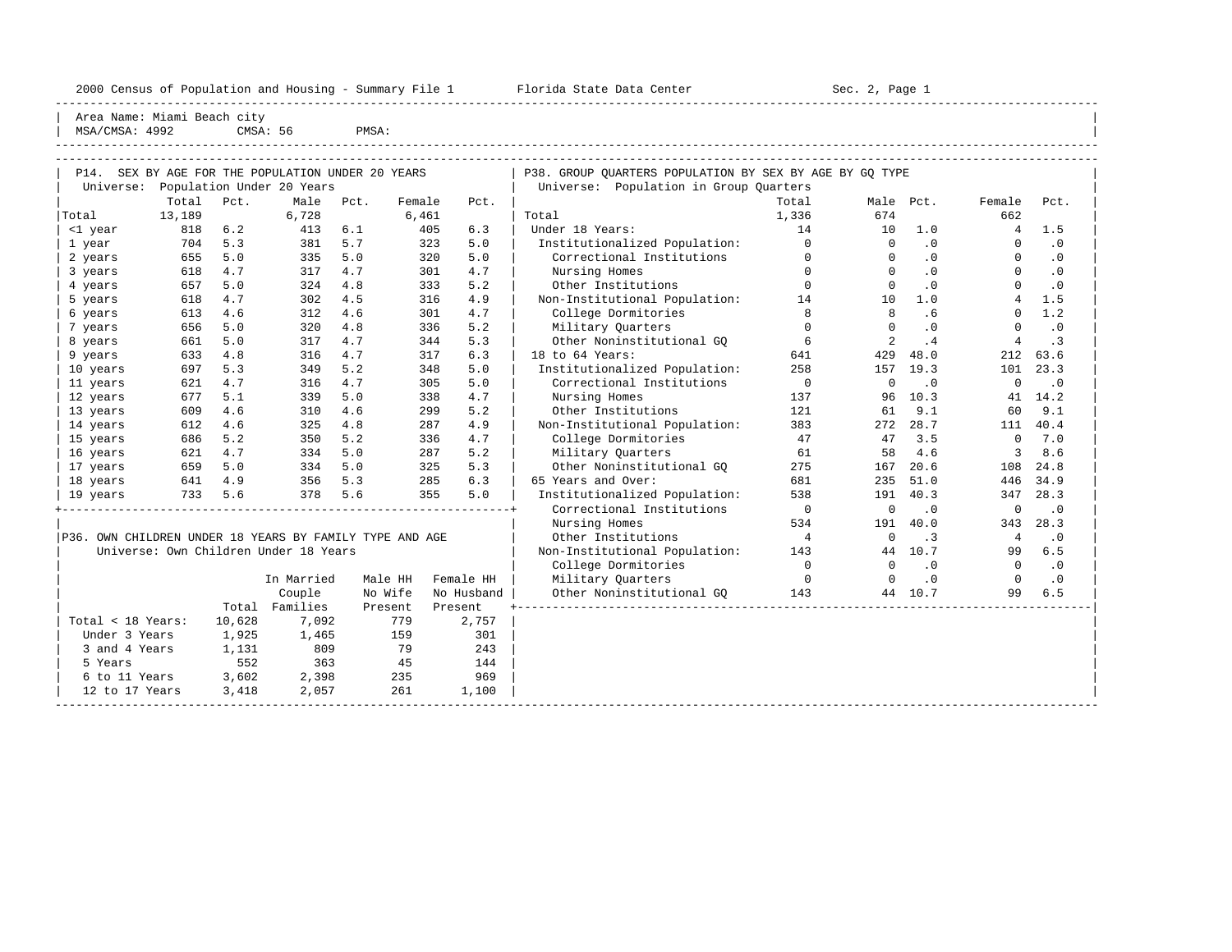2000 Census of Population and Housing - Summary File 1 Florida State Data Center Sec. 2, Page 1

Area Name: Miami Beach city
MSA/CMSA: 4992 CMSA: 56 PMSA:

## P14. SEX BY AGE FOR THE POPULATION UNDER 20 YEARS

Universe: Population Under 20 Years

| | Total | Pct. | Male | Pct. | Female | Pct. |
|---|---|---|---|---|---|---|
| Total | 13,189 | | 6,728 | | 6,461 | |
| <1 year | 818 | 6.2 | 413 | 6.1 | 405 | 6.3 |
| 1 year | 704 | 5.3 | 381 | 5.7 | 323 | 5.0 |
| 2 years | 655 | 5.0 | 335 | 5.0 | 320 | 5.0 |
| 3 years | 618 | 4.7 | 317 | 4.7 | 301 | 4.7 |
| 4 years | 657 | 5.0 | 324 | 4.8 | 333 | 5.2 |
| 5 years | 618 | 4.7 | 302 | 4.5 | 316 | 4.9 |
| 6 years | 613 | 4.6 | 312 | 4.6 | 301 | 4.7 |
| 7 years | 656 | 5.0 | 320 | 4.8 | 336 | 5.2 |
| 8 years | 661 | 5.0 | 317 | 4.7 | 344 | 5.3 |
| 9 years | 633 | 4.8 | 316 | 4.7 | 317 | 6.3 |
| 10 years | 697 | 5.3 | 349 | 5.2 | 348 | 5.0 |
| 11 years | 621 | 4.7 | 316 | 4.7 | 305 | 5.0 |
| 12 years | 677 | 5.1 | 339 | 5.0 | 338 | 4.7 |
| 13 years | 609 | 4.6 | 310 | 4.6 | 299 | 5.2 |
| 14 years | 612 | 4.6 | 325 | 4.8 | 287 | 4.9 |
| 15 years | 686 | 5.2 | 350 | 5.2 | 336 | 4.7 |
| 16 years | 621 | 4.7 | 334 | 5.0 | 287 | 5.2 |
| 17 years | 659 | 5.0 | 334 | 5.0 | 325 | 5.3 |
| 18 years | 641 | 4.9 | 356 | 5.3 | 285 | 6.3 |
| 19 years | 733 | 5.6 | 378 | 5.6 | 355 | 5.0 |

## P36. OWN CHILDREN UNDER 18 YEARS BY FAMILY TYPE AND AGE

Universe: Own Children Under 18 Years

| | Total | In Married Couple Families | Male HH No Wife Present | Female HH No Husband Present |
|---|---|---|---|---|
| Total < 18 Years: | 10,628 | 7,092 | 779 | 2,757 |
| Under 3 Years | 1,925 | 1,465 | 159 | 301 |
| 3 and 4 Years | 1,131 | 809 | 79 | 243 |
| 5 Years | 552 | 363 | 45 | 144 |
| 6 to 11 Years | 3,602 | 2,398 | 235 | 969 |
| 12 to 17 Years | 3,418 | 2,057 | 261 | 1,100 |

## P38. GROUP QUARTERS POPULATION BY SEX BY AGE BY GQ TYPE

Universe: Population in Group Quarters

| | Total | Male | Pct. | Female | Pct. |
|---|---|---|---|---|---|
| Total | 1,336 | 674 | | 662 | |
| Under 18 Years: | 14 | 10 | 1.0 | 4 | 1.5 |
| Institutionalized Population: | 0 | 0 | .0 | 0 | .0 |
| Correctional Institutions | 0 | 0 | .0 | 0 | .0 |
| Nursing Homes | 0 | 0 | .0 | 0 | .0 |
| Other Institutions | 0 | 0 | .0 | 0 | .0 |
| Non-Institutional Population: | 14 | 10 | 1.0 | 4 | 1.5 |
| College Dormitories | 8 | 8 | .6 | 0 | 1.2 |
| Military Quarters | 0 | 0 | .0 | 0 | .0 |
| Other Noninstitutional GQ | 6 | 2 | .4 | 4 | .3 |
| 18 to 64 Years: | 641 | 429 | 48.0 | 212 | 63.6 |
| Institutionalized Population: | 258 | 157 | 19.3 | 101 | 23.3 |
| Correctional Institutions | 0 | 0 | .0 | 0 | .0 |
| Nursing Homes | 137 | 96 | 10.3 | 41 | 14.2 |
| Other Institutions | 121 | 61 | 9.1 | 60 | 9.1 |
| Non-Institutional Population: | 383 | 272 | 28.7 | 111 | 40.4 |
| College Dormitories | 47 | 47 | 3.5 | 0 | 7.0 |
| Military Quarters | 61 | 58 | 4.6 | 3 | 8.6 |
| Other Noninstitutional GQ | 275 | 167 | 20.6 | 108 | 24.8 |
| 65 Years and Over: | 681 | 235 | 51.0 | 446 | 34.9 |
| Institutionalized Population: | 538 | 191 | 40.3 | 347 | 28.3 |
| Correctional Institutions | 0 | 0 | .0 | 0 | .0 |
| Nursing Homes | 534 | 191 | 40.0 | 343 | 28.3 |
| Other Institutions | 4 | 0 | .3 | 4 | .0 |
| Non-Institutional Population: | 143 | 44 | 10.7 | 99 | 6.5 |
| College Dormitories | 0 | 0 | .0 | 0 | .0 |
| Military Quarters | 0 | 0 | .0 | 0 | .0 |
| Other Noninstitutional GQ | 143 | 44 | 10.7 | 99 | 6.5 |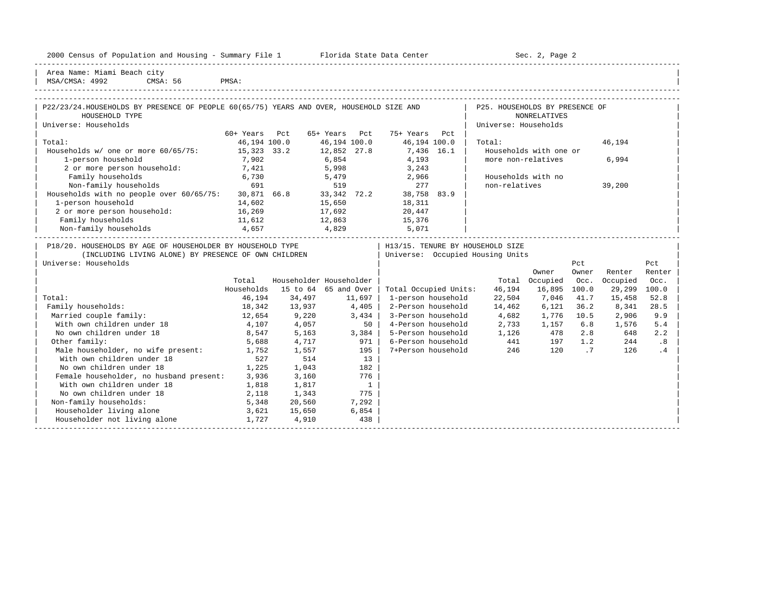2000 Census of Population and Housing - Summary File 1 Florida State Data Center Sec. 2, Page 2

Area Name: Miami Beach city
MSA/CMSA: 4992 CMSA: 56 PMSA:

## P22/23/24. HOUSEHOLDS BY PRESENCE OF PEOPLE 60(65/75) YEARS AND OVER, HOUSEHOLD SIZE AND HOUSEHOLD TYPE

Universe: Households

| | 60+ Years | Pct | 65+ Years | Pct | 75+ Years | Pct |
|---|---|---|---|---|---|---|
| Total: | 46,194 | 100.0 | 46,194 | 100.0 | 46,194 | 100.0 |
| Households w/ one or more 60/65/75: | 15,323 | 33.2 | 12,852 | 27.8 | 7,436 | 16.1 |
| 1-person household | 7,902 | | 6,854 | | 4,193 | |
| 2 or more person household: | 7,421 | | 5,998 | | 3,243 | |
| Family households | 6,730 | | 5,479 | | 2,966 | |
| Non-family households | 691 | | 519 | | 277 | |
| Households with no people over 60/65/75: | 30,871 | 66.8 | 33,342 | 72.2 | 38,758 | 83.9 |
| 1-person household | 14,602 | | 15,650 | | 18,311 | |
| 2 or more person household: | 16,269 | | 17,692 | | 20,447 | |
| Family households | 11,612 | | 12,863 | | 15,376 | |
| Non-family households | 4,657 | | 4,829 | | 5,071 | |

## P25. HOUSEHOLDS BY PRESENCE OF NONRELATIVES

Universe: Households

| | |
|---|---|
| Total: | 46,194 |
| Households with one or more non-relatives | 6,994 |
| Households with no non-relatives | 39,200 |

## P18/20. HOUSEHOLDS BY AGE OF HOUSEHOLDER BY HOUSEHOLD TYPE (INCLUDING LIVING ALONE) BY PRESENCE OF OWN CHILDREN

Universe: Households

| | Total Households | Householder 15 to 64 | Householder 65 and Over |
|---|---|---|---|
| Total: | 46,194 | 34,497 | 11,697 |
| Family households: | 18,342 | 13,937 | 4,405 |
| Married couple family: | 12,654 | 9,220 | 3,434 |
| With own children under 18 | 4,107 | 4,057 | 50 |
| No own children under 18 | 8,547 | 5,163 | 3,384 |
| Other family: | 5,688 | 4,717 | 971 |
| Male householder, no wife present: | 1,752 | 1,557 | 195 |
| With own children under 18 | 527 | 514 | 13 |
| No own children under 18 | 1,225 | 1,043 | 182 |
| Female householder, no husband present: | 3,936 | 3,160 | 776 |
| With own children under 18 | 1,818 | 1,817 | 1 |
| No own children under 18 | 2,118 | 1,343 | 775 |
| Non-family households: | 5,348 | 20,560 | 7,292 |
| Householder living alone | 3,621 | 15,650 | 6,854 |
| Householder not living alone | 1,727 | 4,910 | 438 |

## H13/15. TENURE BY HOUSEHOLD SIZE

Universe: Occupied Housing Units

| | Total | Owner Occupied | Pct Owner Occ. | Renter Occupied | Pct Renter Occ. |
|---|---|---|---|---|---|
| Total Occupied Units: | 46,194 | 16,895 | 100.0 | 29,299 | 100.0 |
| 1-person household | 22,504 | 7,046 | 41.7 | 15,458 | 52.8 |
| 2-Person household | 14,462 | 6,121 | 36.2 | 8,341 | 28.5 |
| 3-Person household | 4,682 | 1,776 | 10.5 | 2,906 | 9.9 |
| 4-Person household | 2,733 | 1,157 | 6.8 | 1,576 | 5.4 |
| 5-Person household | 1,126 | 478 | 2.8 | 648 | 2.2 |
| 6-Person household | 441 | 197 | 1.2 | 244 | .8 |
| 7+Person household | 246 | 120 | .7 | 126 | .4 |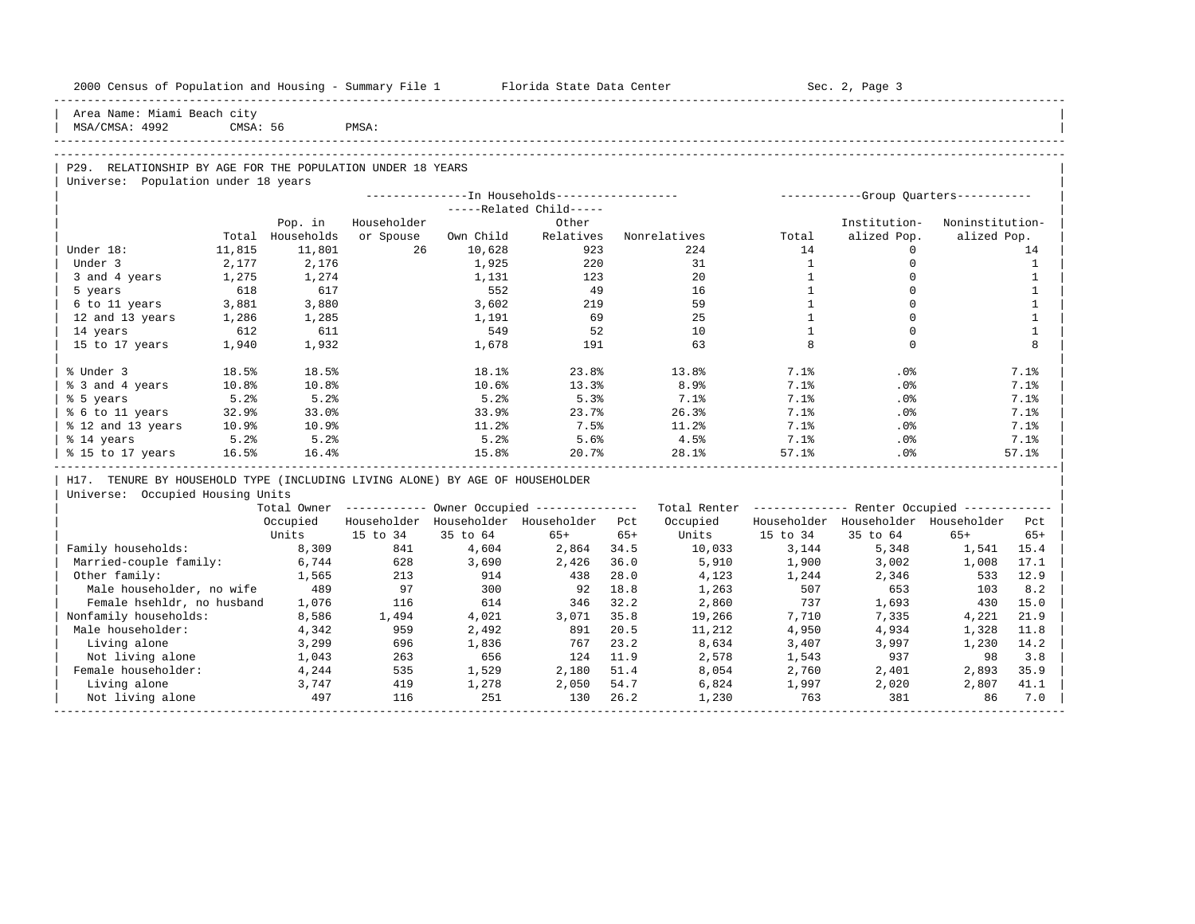Area Name: Miami Beach city
MSA/CMSA: 4992 CMSA: 56 PMSA:

## P29. RELATIONSHIP BY AGE FOR THE POPULATION UNDER 18 YEARS

Universe: Population under 18 years

| | | In Households | | | | | Group Quarters | | |
|---|---|---|---|---|---|---|---|---|---|
| | | | | Related Child | | | | | |
| | Total | Pop. in Households | Householder or Spouse | Own Child | Other Relatives | Nonrelatives | Total | Institutionalized Pop. | Noninstitutionalized Pop. |
| Under 18: | 11,815 | 11,801 | 26 | 10,628 | 923 | 224 | 14 | 0 | 14 |
| Under 3 | 2,177 | 2,176 | | 1,925 | 220 | 31 | 1 | 0 | 1 |
| 3 and 4 years | 1,275 | 1,274 | | 1,131 | 123 | 20 | 1 | 0 | 1 |
| 5 years | 618 | 617 | | 552 | 49 | 16 | 1 | 0 | 1 |
| 6 to 11 years | 3,881 | 3,880 | | 3,602 | 219 | 59 | 1 | 0 | 1 |
| 12 and 13 years | 1,286 | 1,285 | | 1,191 | 69 | 25 | 1 | 0 | 1 |
| 14 years | 612 | 611 | | 549 | 52 | 10 | 1 | 0 | 1 |
| 15 to 17 years | 1,940 | 1,932 | | 1,678 | 191 | 63 | 8 | 0 | 8 |
| | | | | | | | | | |
| % Under 3 | 18.5% | 18.5% | | 18.1% | 23.8% | 13.8% | 7.1% | .0% | 7.1% |
| % 3 and 4 years | 10.8% | 10.8% | | 10.6% | 13.3% | 8.9% | 7.1% | .0% | 7.1% |
| % 5 years | 5.2% | 5.2% | | 5.2% | 5.3% | 7.1% | 7.1% | .0% | 7.1% |
| % 6 to 11 years | 32.9% | 33.0% | | 33.9% | 23.7% | 26.3% | 7.1% | .0% | 7.1% |
| % 12 and 13 years | 10.9% | 10.9% | | 11.2% | 7.5% | 11.2% | 7.1% | .0% | 7.1% |
| % 14 years | 5.2% | 5.2% | | 5.2% | 5.6% | 4.5% | 7.1% | .0% | 7.1% |
| % 15 to 17 years | 16.5% | 16.4% | | 15.8% | 20.7% | 28.1% | 57.1% | .0% | 57.1% |

## H17. TENURE BY HOUSEHOLD TYPE (INCLUDING LIVING ALONE) BY AGE OF HOUSEHOLDER

Universe: Occupied Housing Units

| | Total Owner Occupied Units | Owner Occupied | | | | Total Renter Occupied Units | Renter Occupied | | | |
|---|---|---|---|---|---|---|---|---|---|---|
| | | Householder 15 to 34 | Householder 35 to 64 | Householder 65+ | Pct 65+ | | Householder 15 to 34 | Householder 35 to 64 | Householder 65+ | Pct 65+ |
| Family households: | 8,309 | 841 | 4,604 | 2,864 | 34.5 | 10,033 | 3,144 | 5,348 | 1,541 | 15.4 |
| Married-couple family: | 6,744 | 628 | 3,690 | 2,426 | 36.0 | 5,910 | 1,900 | 3,002 | 1,008 | 17.1 |
| Other family: | 1,565 | 213 | 914 | 438 | 28.0 | 4,123 | 1,244 | 2,346 | 533 | 12.9 |
| Male householder, no wife | 489 | 97 | 300 | 92 | 18.8 | 1,263 | 507 | 653 | 103 | 8.2 |
| Female hsehldr, no husband | 1,076 | 116 | 614 | 346 | 32.2 | 2,860 | 737 | 1,693 | 430 | 15.0 |
| Nonfamily households: | 8,586 | 1,494 | 4,021 | 3,071 | 35.8 | 19,266 | 7,710 | 7,335 | 4,221 | 21.9 |
| Male householder: | 4,342 | 959 | 2,492 | 891 | 20.5 | 11,212 | 4,950 | 4,934 | 1,328 | 11.8 |
| Living alone | 3,299 | 696 | 1,836 | 767 | 23.2 | 8,634 | 3,407 | 3,997 | 1,230 | 14.2 |
| Not living alone | 1,043 | 263 | 656 | 124 | 11.9 | 2,578 | 1,543 | 937 | 98 | 3.8 |
| Female householder: | 4,244 | 535 | 1,529 | 2,180 | 51.4 | 8,054 | 2,760 | 2,401 | 2,893 | 35.9 |
| Living alone | 3,747 | 419 | 1,278 | 2,050 | 54.7 | 6,824 | 1,997 | 2,020 | 2,807 | 41.1 |
| Not living alone | 497 | 116 | 251 | 130 | 26.2 | 1,230 | 763 | 381 | 86 | 7.0 |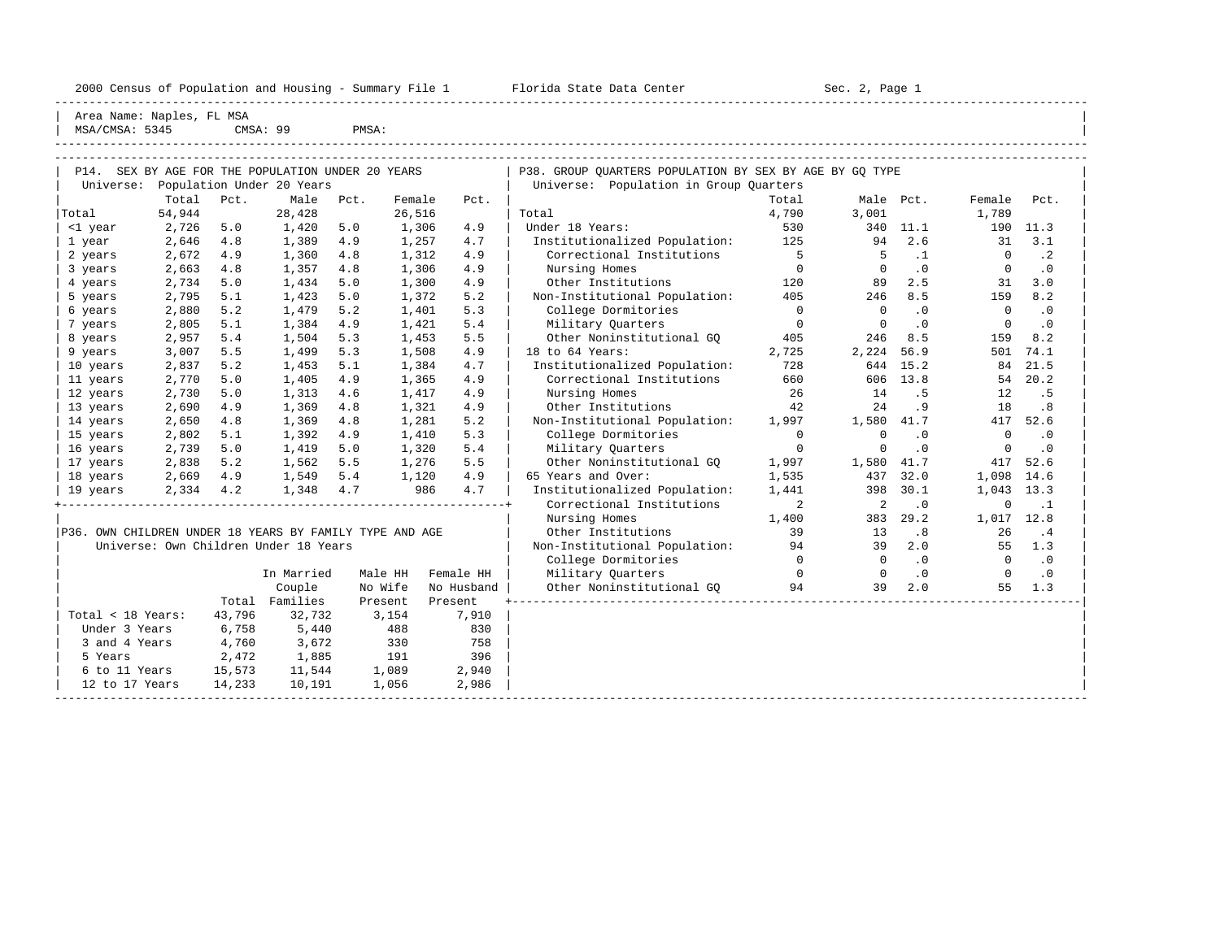2000 Census of Population and Housing - Summary File 1 Florida State Data Center Sec. 2, Page 1

Area Name: Naples, FL MSA
MSA/CMSA: 5345 CMSA: 99 PMSA:

## P14. SEX BY AGE FOR THE POPULATION UNDER 20 YEARS

Universe: Population Under 20 Years

| | Total | Pct. | Male | Pct. | Female | Pct. |
|---|---|---|---|---|---|---|
| Total | 54,944 | | 28,428 | | 26,516 | |
| <1 year | 2,726 | 5.0 | 1,420 | 5.0 | 1,306 | 4.9 |
| 1 year | 2,646 | 4.8 | 1,389 | 4.9 | 1,257 | 4.7 |
| 2 years | 2,672 | 4.9 | 1,360 | 4.8 | 1,312 | 4.9 |
| 3 years | 2,663 | 4.8 | 1,357 | 4.8 | 1,306 | 4.9 |
| 4 years | 2,734 | 5.0 | 1,434 | 5.0 | 1,300 | 4.9 |
| 5 years | 2,795 | 5.1 | 1,423 | 5.0 | 1,372 | 5.2 |
| 6 years | 2,880 | 5.2 | 1,479 | 5.2 | 1,401 | 5.3 |
| 7 years | 2,805 | 5.1 | 1,384 | 4.9 | 1,421 | 5.4 |
| 8 years | 2,957 | 5.4 | 1,504 | 5.3 | 1,453 | 5.5 |
| 9 years | 3,007 | 5.5 | 1,499 | 5.3 | 1,508 | 4.9 |
| 10 years | 2,837 | 5.2 | 1,453 | 5.1 | 1,384 | 4.7 |
| 11 years | 2,770 | 5.0 | 1,405 | 4.9 | 1,365 | 4.9 |
| 12 years | 2,730 | 5.0 | 1,313 | 4.6 | 1,417 | 4.9 |
| 13 years | 2,690 | 4.9 | 1,369 | 4.8 | 1,321 | 4.9 |
| 14 years | 2,650 | 4.8 | 1,369 | 4.8 | 1,281 | 5.2 |
| 15 years | 2,802 | 5.1 | 1,392 | 4.9 | 1,410 | 5.3 |
| 16 years | 2,739 | 5.0 | 1,419 | 5.0 | 1,320 | 5.4 |
| 17 years | 2,838 | 5.2 | 1,562 | 5.5 | 1,276 | 5.5 |
| 18 years | 2,669 | 4.9 | 1,549 | 5.4 | 1,120 | 4.9 |
| 19 years | 2,334 | 4.2 | 1,348 | 4.7 | 986 | 4.7 |

## P36. OWN CHILDREN UNDER 18 YEARS BY FAMILY TYPE AND AGE

Universe: Own Children Under 18 Years

| | Total | In Married Couple Families | Male HH No Wife Present | Female HH No Husband Present |
|---|---|---|---|---|
| Total < 18 Years: | 43,796 | 32,732 | 3,154 | 7,910 |
| Under 3 Years | 6,758 | 5,440 | 488 | 830 |
| 3 and 4 Years | 4,760 | 3,672 | 330 | 758 |
| 5 Years | 2,472 | 1,885 | 191 | 396 |
| 6 to 11 Years | 15,573 | 11,544 | 1,089 | 2,940 |
| 12 to 17 Years | 14,233 | 10,191 | 1,056 | 2,986 |

## P38. GROUP QUARTERS POPULATION BY SEX BY AGE BY GQ TYPE

Universe: Population in Group Quarters

| | Total | Male | Pct. | Female | Pct. |
|---|---|---|---|---|---|
| Total | 4,790 | 3,001 | | 1,789 | |
| Under 18 Years: | 530 | 340 | 11.1 | 190 | 11.3 |
| Institutionalized Population: | 125 | 94 | 2.6 | 31 | 3.1 |
| Correctional Institutions | 5 | 5 | .1 | 0 | .2 |
| Nursing Homes | 0 | 0 | .0 | 0 | .0 |
| Other Institutions | 120 | 89 | 2.5 | 31 | 3.0 |
| Non-Institutional Population: | 405 | 246 | 8.5 | 159 | 8.2 |
| College Dormitories | 0 | 0 | .0 | 0 | .0 |
| Military Quarters | 0 | 0 | .0 | 0 | .0 |
| Other Noninstitutional GQ | 405 | 246 | 8.5 | 159 | 8.2 |
| 18 to 64 Years: | 2,725 | 2,224 | 56.9 | 501 | 74.1 |
| Institutionalized Population: | 728 | 644 | 15.2 | 84 | 21.5 |
| Correctional Institutions | 660 | 606 | 13.8 | 54 | 20.2 |
| Nursing Homes | 26 | 14 | .5 | 12 | .5 |
| Other Institutions | 42 | 24 | .9 | 18 | .8 |
| Non-Institutional Population: | 1,997 | 1,580 | 41.7 | 417 | 52.6 |
| College Dormitories | 0 | 0 | .0 | 0 | .0 |
| Military Quarters | 0 | 0 | .0 | 0 | .0 |
| Other Noninstitutional GQ | 1,997 | 1,580 | 41.7 | 417 | 52.6 |
| 65 Years and Over: | 1,535 | 437 | 32.0 | 1,098 | 14.6 |
| Institutionalized Population: | 1,441 | 398 | 30.1 | 1,043 | 13.3 |
| Correctional Institutions | 2 | 2 | .0 | 0 | .1 |
| Nursing Homes | 1,400 | 383 | 29.2 | 1,017 | 12.8 |
| Other Institutions | 39 | 13 | .8 | 26 | .4 |
| Non-Institutional Population: | 94 | 39 | 2.0 | 55 | 1.3 |
| College Dormitories | 0 | 0 | .0 | 0 | .0 |
| Military Quarters | 0 | 0 | .0 | 0 | .0 |
| Other Noninstitutional GQ | 94 | 39 | 2.0 | 55 | 1.3 |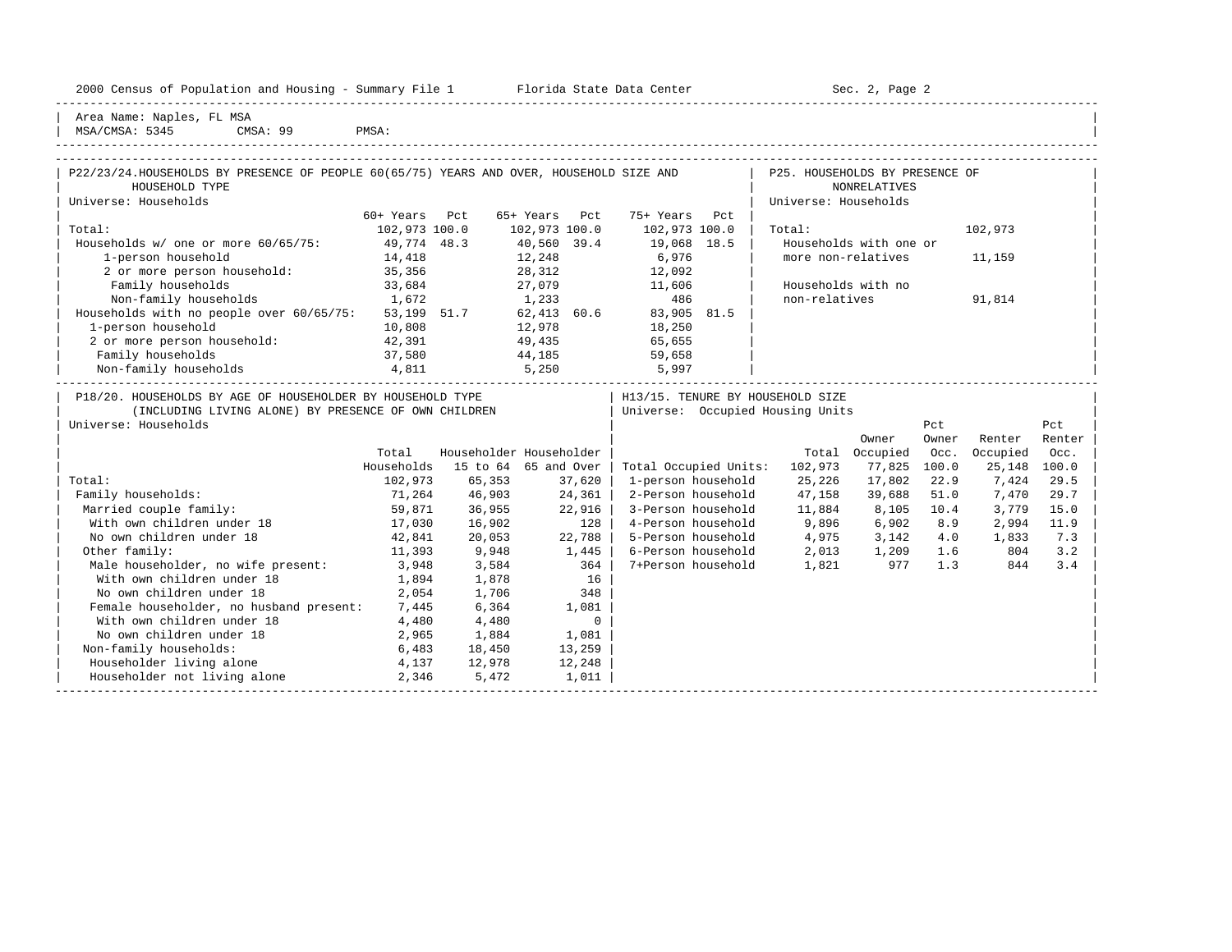2000 Census of Population and Housing - Summary File 1 — Florida State Data Center — Sec. 2, Page 2

Area Name: Naples, FL MSA
MSA/CMSA: 5345 CMSA: 99 PMSA:

## P22/23/24. HOUSEHOLDS BY PRESENCE OF PEOPLE 60(65/75) YEARS AND OVER, HOUSEHOLD SIZE AND HOUSEHOLD TYPE

Universe: Households

| | 60+ Years | Pct | 65+ Years | Pct | 75+ Years | Pct |
|---|---|---|---|---|---|---|
| Total: | 102,973 | 100.0 | 102,973 | 100.0 | 102,973 | 100.0 |
| Households w/ one or more 60/65/75: | 49,774 | 48.3 | 40,560 | 39.4 | 19,068 | 18.5 |
| 1-person household | 14,418 | | 12,248 | | 6,976 | |
| 2 or more person household: | 35,356 | | 28,312 | | 12,092 | |
| Family households | 33,684 | | 27,079 | | 11,606 | |
| Non-family households | 1,672 | | 1,233 | | 486 | |
| Households with no people over 60/65/75: | 53,199 | 51.7 | 62,413 | 60.6 | 83,905 | 81.5 |
| 1-person household | 10,808 | | 12,978 | | 18,250 | |
| 2 or more person household: | 42,391 | | 49,435 | | 65,655 | |
| Family households | 37,580 | | 44,185 | | 59,658 | |
| Non-family households | 4,811 | | 5,250 | | 5,997 | |

## P25. HOUSEHOLDS BY PRESENCE OF NONRELATIVES

Universe: Households

| | |
|---|---|
| Total: | 102,973 |
| Households with one or more non-relatives | 11,159 |
| Households with no non-relatives | 91,814 |

## P18/20. HOUSEHOLDS BY AGE OF HOUSEHOLDER BY HOUSEHOLD TYPE (INCLUDING LIVING ALONE) BY PRESENCE OF OWN CHILDREN

Universe: Households

| | Total Households | Householder 15 to 64 | Householder 65 and Over |
|---|---|---|---|
| Total: | 102,973 | 65,353 | 37,620 |
| Family households: | 71,264 | 46,903 | 24,361 |
| Married couple family: | 59,871 | 36,955 | 22,916 |
| With own children under 18 | 17,030 | 16,902 | 128 |
| No own children under 18 | 42,841 | 20,053 | 22,788 |
| Other family: | 11,393 | 9,948 | 1,445 |
| Male householder, no wife present: | 3,948 | 3,584 | 364 |
| With own children under 18 | 1,894 | 1,878 | 16 |
| No own children under 18 | 2,054 | 1,706 | 348 |
| Female householder, no husband present: | 7,445 | 6,364 | 1,081 |
| With own children under 18 | 4,480 | 4,480 | 0 |
| No own children under 18 | 2,965 | 1,884 | 1,081 |
| Non-family households: | 6,483 | 18,450 | 13,259 |
| Householder living alone | 4,137 | 12,978 | 12,248 |
| Householder not living alone | 2,346 | 5,472 | 1,011 |

## H13/15. TENURE BY HOUSEHOLD SIZE

Universe: Occupied Housing Units

| | Total | Owner Occupied | Pct Owner Occ. | Renter Occupied | Pct Renter Occ. |
|---|---|---|---|---|---|
| Total Occupied Units: | 102,973 | 77,825 | 100.0 | 25,148 | 100.0 |
| 1-person household | 25,226 | 17,802 | 22.9 | 7,424 | 29.5 |
| 2-Person household | 47,158 | 39,688 | 51.0 | 7,470 | 29.7 |
| 3-Person household | 11,884 | 8,105 | 10.4 | 3,779 | 15.0 |
| 4-Person household | 9,896 | 6,902 | 8.9 | 2,994 | 11.9 |
| 5-Person household | 4,975 | 3,142 | 4.0 | 1,833 | 7.3 |
| 6-Person household | 2,013 | 1,209 | 1.6 | 804 | 3.2 |
| 7+Person household | 1,821 | 977 | 1.3 | 844 | 3.4 |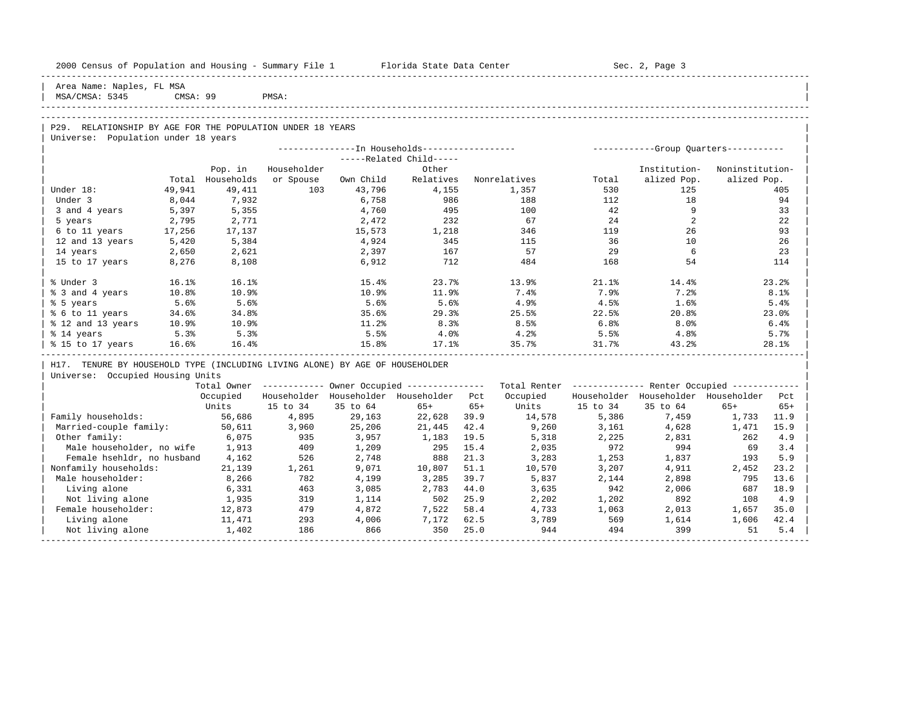Area Name: Naples, FL MSA
MSA/CMSA: 5345 CMSA: 99 PMSA:

## P29. RELATIONSHIP BY AGE FOR THE POPULATION UNDER 18 YEARS

Universe: Population under 18 years

| | Total | In Households: Pop. in Households | Householder or Spouse | Related Child: Own Child | Related Child: Other Relatives | Nonrelatives | Group Quarters: Total | Institutionalized Pop. | Noninstitutionalized Pop. |
|---|---|---|---|---|---|---|---|---|---|
| Under 18: | 49,941 | 49,411 | 103 | 43,796 | 4,155 | 1,357 | 530 | 125 | 405 |
| Under 3 | 8,044 | 7,932 | | 6,758 | 986 | 188 | 112 | 18 | 94 |
| 3 and 4 years | 5,397 | 5,355 | | 4,760 | 495 | 100 | 42 | 9 | 33 |
| 5 years | 2,795 | 2,771 | | 2,472 | 232 | 67 | 24 | 2 | 22 |
| 6 to 11 years | 17,256 | 17,137 | | 15,573 | 1,218 | 346 | 119 | 26 | 93 |
| 12 and 13 years | 5,420 | 5,384 | | 4,924 | 345 | 115 | 36 | 10 | 26 |
| 14 years | 2,650 | 2,621 | | 2,397 | 167 | 57 | 29 | 6 | 23 |
| 15 to 17 years | 8,276 | 8,108 | | 6,912 | 712 | 484 | 168 | 54 | 114 |
| % Under 3 | 16.1% | 16.1% | | 15.4% | 23.7% | 13.9% | 21.1% | 14.4% | 23.2% |
| % 3 and 4 years | 10.8% | 10.9% | | 10.9% | 11.9% | 7.4% | 7.9% | 7.2% | 8.1% |
| % 5 years | 5.6% | 5.6% | | 5.6% | 5.6% | 4.9% | 4.5% | 1.6% | 5.4% |
| % 6 to 11 years | 34.6% | 34.8% | | 35.6% | 29.3% | 25.5% | 22.5% | 20.8% | 23.0% |
| % 12 and 13 years | 10.9% | 10.9% | | 11.2% | 8.3% | 8.5% | 6.8% | 8.0% | 6.4% |
| % 14 years | 5.3% | 5.3% | | 5.5% | 4.0% | 4.2% | 5.5% | 4.8% | 5.7% |
| % 15 to 17 years | 16.6% | 16.4% | | 15.8% | 17.1% | 35.7% | 31.7% | 43.2% | 28.1% |

## H17. TENURE BY HOUSEHOLD TYPE (INCLUDING LIVING ALONE) BY AGE OF HOUSEHOLDER

Universe: Occupied Housing Units

| | Total Owner Occupied Units | Owner Occupied: Householder 15 to 34 | Householder 35 to 64 | Householder 65+ | Pct 65+ | Total Renter Occupied Units | Renter Occupied: Householder 15 to 34 | Householder 35 to 64 | Householder 65+ | Pct 65+ |
|---|---|---|---|---|---|---|---|---|---|---|
| Family households: | 56,686 | 4,895 | 29,163 | 22,628 | 39.9 | 14,578 | 5,386 | 7,459 | 1,733 | 11.9 |
| Married-couple family: | 50,611 | 3,960 | 25,206 | 21,445 | 42.4 | 9,260 | 3,161 | 4,628 | 1,471 | 15.9 |
| Other family: | 6,075 | 935 | 3,957 | 1,183 | 19.5 | 5,318 | 2,225 | 2,831 | 262 | 4.9 |
| Male householder, no wife | 1,913 | 409 | 1,209 | 295 | 15.4 | 2,035 | 972 | 994 | 69 | 3.4 |
| Female hsehldr, no husband | 4,162 | 526 | 2,748 | 888 | 21.3 | 3,283 | 1,253 | 1,837 | 193 | 5.9 |
| Nonfamily households: | 21,139 | 1,261 | 9,071 | 10,807 | 51.1 | 10,570 | 3,207 | 4,911 | 2,452 | 23.2 |
| Male householder: | 8,266 | 782 | 4,199 | 3,285 | 39.7 | 5,837 | 2,144 | 2,898 | 795 | 13.6 |
| Living alone | 6,331 | 463 | 3,085 | 2,783 | 44.0 | 3,635 | 942 | 2,006 | 687 | 18.9 |
| Not living alone | 1,935 | 319 | 1,114 | 502 | 25.9 | 2,202 | 1,202 | 892 | 108 | 4.9 |
| Female householder: | 12,873 | 479 | 4,872 | 7,522 | 58.4 | 4,733 | 1,063 | 2,013 | 1,657 | 35.0 |
| Living alone | 11,471 | 293 | 4,006 | 7,172 | 62.5 | 3,789 | 569 | 1,614 | 1,606 | 42.4 |
| Not living alone | 1,402 | 186 | 866 | 350 | 25.0 | 944 | 494 | 399 | 51 | 5.4 |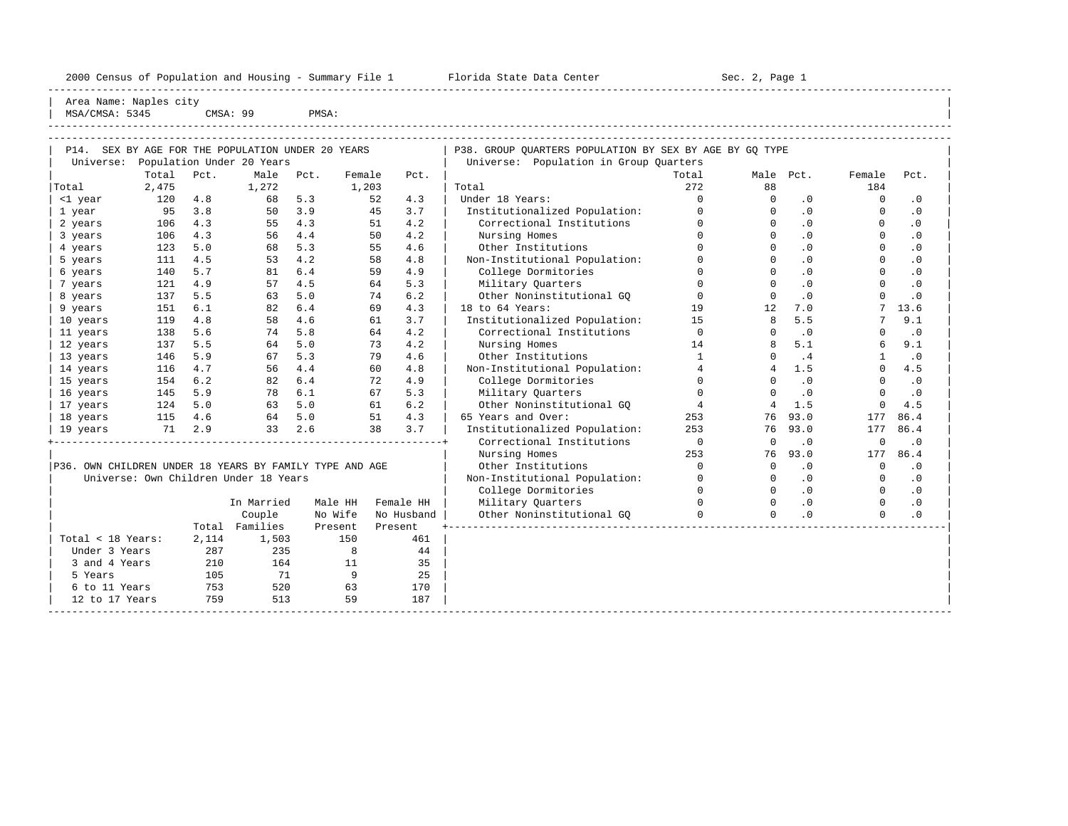2000 Census of Population and Housing - Summary File 1 Florida State Data Center Sec. 2, Page 1

Area Name: Naples city
MSA/CMSA: 5345 CMSA: 99 PMSA:

## P14. SEX BY AGE FOR THE POPULATION UNDER 20 YEARS

Universe: Population Under 20 Years

| | Total | Pct. | Male | Pct. | Female | Pct. |
|---|---|---|---|---|---|---|
| Total | 2,475 | | 1,272 | | 1,203 | |
| <1 year | 120 | 4.8 | 68 | 5.3 | 52 | 4.3 |
| 1 year | 95 | 3.8 | 50 | 3.9 | 45 | 3.7 |
| 2 years | 106 | 4.3 | 55 | 4.3 | 51 | 4.2 |
| 3 years | 106 | 4.3 | 56 | 4.4 | 50 | 4.2 |
| 4 years | 123 | 5.0 | 68 | 5.3 | 55 | 4.6 |
| 5 years | 111 | 4.5 | 53 | 4.2 | 58 | 4.8 |
| 6 years | 140 | 5.7 | 81 | 6.4 | 59 | 4.9 |
| 7 years | 121 | 4.9 | 57 | 4.5 | 64 | 5.3 |
| 8 years | 137 | 5.5 | 63 | 5.0 | 74 | 6.2 |
| 9 years | 151 | 6.1 | 82 | 6.4 | 69 | 4.3 |
| 10 years | 119 | 4.8 | 58 | 4.6 | 61 | 3.7 |
| 11 years | 138 | 5.6 | 74 | 5.8 | 64 | 4.2 |
| 12 years | 137 | 5.5 | 64 | 5.0 | 73 | 4.2 |
| 13 years | 146 | 5.9 | 67 | 5.3 | 79 | 4.6 |
| 14 years | 116 | 4.7 | 56 | 4.4 | 60 | 4.8 |
| 15 years | 154 | 6.2 | 82 | 6.4 | 72 | 4.9 |
| 16 years | 145 | 5.9 | 78 | 6.1 | 67 | 5.3 |
| 17 years | 124 | 5.0 | 63 | 5.0 | 61 | 6.2 |
| 18 years | 115 | 4.6 | 64 | 5.0 | 51 | 4.3 |
| 19 years | 71 | 2.9 | 33 | 2.6 | 38 | 3.7 |

## P36. OWN CHILDREN UNDER 18 YEARS BY FAMILY TYPE AND AGE

Universe: Own Children Under 18 Years

| | Total | In Married Couple Families | Male HH No Wife Present | Female HH No Husband Present |
|---|---|---|---|---|
| Total < 18 Years: | 2,114 | 1,503 | 150 | 461 |
| Under 3 Years | 287 | 235 | 8 | 44 |
| 3 and 4 Years | 210 | 164 | 11 | 35 |
| 5 Years | 105 | 71 | 9 | 25 |
| 6 to 11 Years | 753 | 520 | 63 | 170 |
| 12 to 17 Years | 759 | 513 | 59 | 187 |

## P38. GROUP QUARTERS POPULATION BY SEX BY AGE BY GQ TYPE

Universe: Population in Group Quarters

| | Total | Male | Pct. | Female | Pct. |
|---|---|---|---|---|---|
| Total | 272 | 88 | | 184 | |
| Under 18 Years: | 0 | 0 | .0 | 0 | .0 |
| Institutionalized Population: | 0 | 0 | .0 | 0 | .0 |
| Correctional Institutions | 0 | 0 | .0 | 0 | .0 |
| Nursing Homes | 0 | 0 | .0 | 0 | .0 |
| Other Institutions | 0 | 0 | .0 | 0 | .0 |
| Non-Institutional Population: | 0 | 0 | .0 | 0 | .0 |
| College Dormitories | 0 | 0 | .0 | 0 | .0 |
| Military Quarters | 0 | 0 | .0 | 0 | .0 |
| Other Noninstitutional GQ | 0 | 0 | .0 | 0 | .0 |
| 18 to 64 Years: | 19 | 12 | 7.0 | 7 | 13.6 |
| Institutionalized Population: | 15 | 8 | 5.5 | 7 | 9.1 |
| Correctional Institutions | 0 | 0 | .0 | 0 | .0 |
| Nursing Homes | 14 | 8 | 5.1 | 6 | 9.1 |
| Other Institutions | 1 | 0 | .4 | 1 | .0 |
| Non-Institutional Population: | 4 | 4 | 1.5 | 0 | 4.5 |
| College Dormitories | 0 | 0 | .0 | 0 | .0 |
| Military Quarters | 0 | 0 | .0 | 0 | .0 |
| Other Noninstitutional GQ | 4 | 4 | 1.5 | 0 | 4.5 |
| 65 Years and Over: | 253 | 76 | 93.0 | 177 | 86.4 |
| Institutionalized Population: | 253 | 76 | 93.0 | 177 | 86.4 |
| Correctional Institutions | 0 | 0 | .0 | 0 | .0 |
| Nursing Homes | 253 | 76 | 93.0 | 177 | 86.4 |
| Other Institutions | 0 | 0 | .0 | 0 | .0 |
| Non-Institutional Population: | 0 | 0 | .0 | 0 | .0 |
| College Dormitories | 0 | 0 | .0 | 0 | .0 |
| Military Quarters | 0 | 0 | .0 | 0 | .0 |
| Other Noninstitutional GQ | 0 | 0 | .0 | 0 | .0 |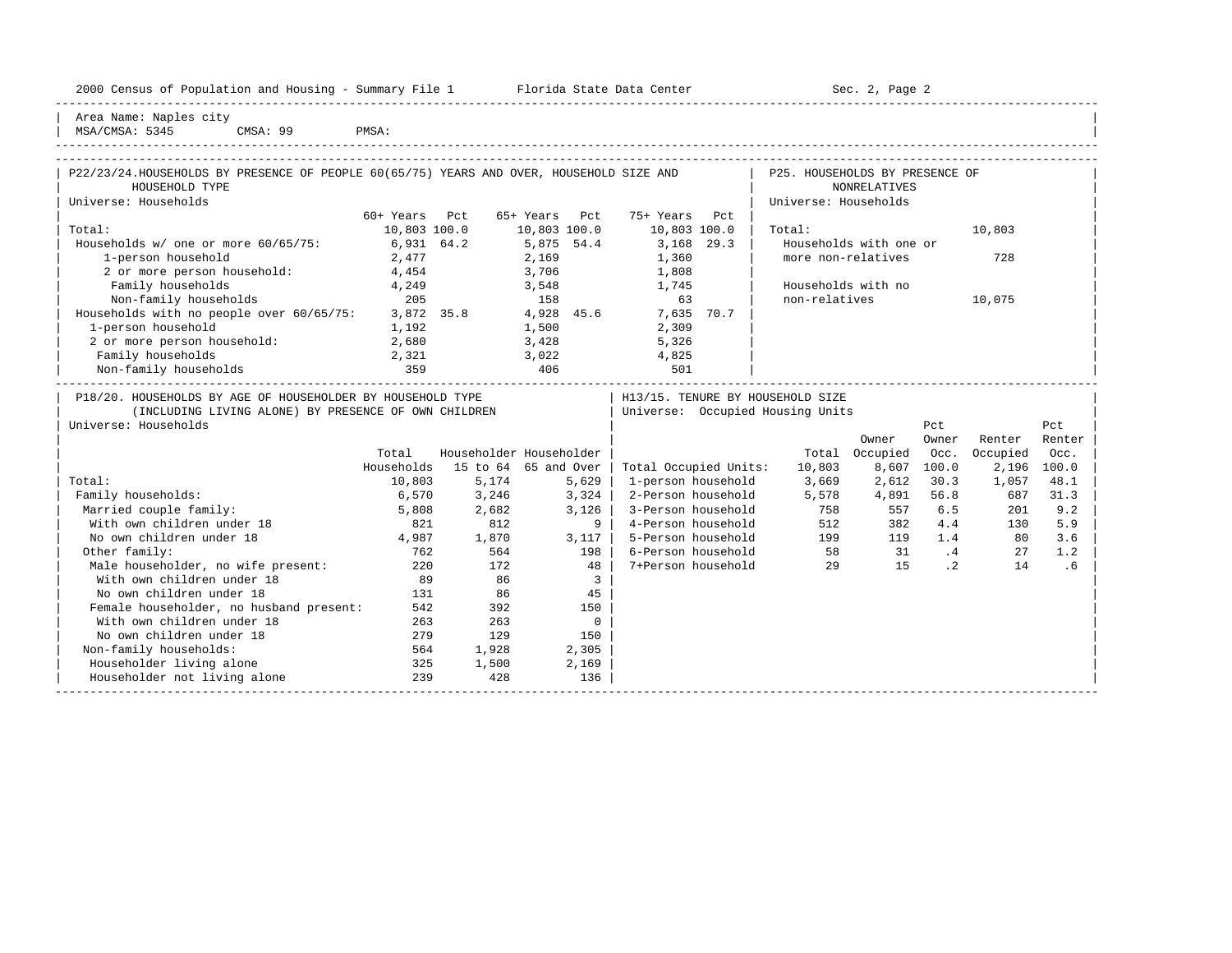Area Name: Naples city
MSA/CMSA: 5345 CMSA: 99 PMSA:

## P22/23/24. HOUSEHOLDS BY PRESENCE OF PEOPLE 60(65/75) YEARS AND OVER, HOUSEHOLD SIZE AND HOUSEHOLD TYPE

Universe: Households

| | 60+ Years | Pct | 65+ Years | Pct | 75+ Years | Pct |
|---|---|---|---|---|---|---|
| Total: | 10,803 | 100.0 | 10,803 | 100.0 | 10,803 | 100.0 |
| Households w/ one or more 60/65/75: | 6,931 | 64.2 | 5,875 | 54.4 | 3,168 | 29.3 |
| 1-person household | 2,477 | | 2,169 | | 1,360 | |
| 2 or more person household: | 4,454 | | 3,706 | | 1,808 | |
| Family households | 4,249 | | 3,548 | | 1,745 | |
| Non-family households | 205 | | 158 | | 63 | |
| Households with no people over 60/65/75: | 3,872 | 35.8 | 4,928 | 45.6 | 7,635 | 70.7 |
| 1-person household | 1,192 | | 1,500 | | 2,309 | |
| 2 or more person household: | 2,680 | | 3,428 | | 5,326 | |
| Family households | 2,321 | | 3,022 | | 4,825 | |
| Non-family households | 359 | | 406 | | 501 | |

## P25. HOUSEHOLDS BY PRESENCE OF NONRELATIVES

Universe: Households

| | |
|---|---|
| Total: | 10,803 |
| Households with one or more non-relatives | 728 |
| Households with no non-relatives | 10,075 |

## P18/20. HOUSEHOLDS BY AGE OF HOUSEHOLDER BY HOUSEHOLD TYPE (INCLUDING LIVING ALONE) BY PRESENCE OF OWN CHILDREN

Universe: Households

| | Total Households | Householder 15 to 64 | Householder 65 and Over |
|---|---|---|---|
| Total: | 10,803 | 5,174 | 5,629 |
| Family households: | 6,570 | 3,246 | 3,324 |
| Married couple family: | 5,808 | 2,682 | 3,126 |
| With own children under 18 | 821 | 812 | 9 |
| No own children under 18 | 4,987 | 1,870 | 3,117 |
| Other family: | 762 | 564 | 198 |
| Male householder, no wife present: | 220 | 172 | 48 |
| With own children under 18 | 89 | 86 | 3 |
| No own children under 18 | 131 | 86 | 45 |
| Female householder, no husband present: | 542 | 392 | 150 |
| With own children under 18 | 263 | 263 | 0 |
| No own children under 18 | 279 | 129 | 150 |
| Non-family households: | 564 | 1,928 | 2,305 |
| Householder living alone | 325 | 1,500 | 2,169 |
| Householder not living alone | 239 | 428 | 136 |

## H13/15. TENURE BY HOUSEHOLD SIZE

Universe: Occupied Housing Units

| | Total | Owner Occupied | Pct Owner Occ. | Renter Occupied | Pct Renter Occ. |
|---|---|---|---|---|---|
| Total Occupied Units: | 10,803 | 8,607 | 100.0 | 2,196 | 100.0 |
| 1-person household | 3,669 | 2,612 | 30.3 | 1,057 | 48.1 |
| 2-Person household | 5,578 | 4,891 | 56.8 | 687 | 31.3 |
| 3-Person household | 758 | 557 | 6.5 | 201 | 9.2 |
| 4-Person household | 512 | 382 | 4.4 | 130 | 5.9 |
| 5-Person household | 199 | 119 | 1.4 | 80 | 3.6 |
| 6-Person household | 58 | 31 | .4 | 27 | 1.2 |
| 7+Person household | 29 | 15 | .2 | 14 | .6 |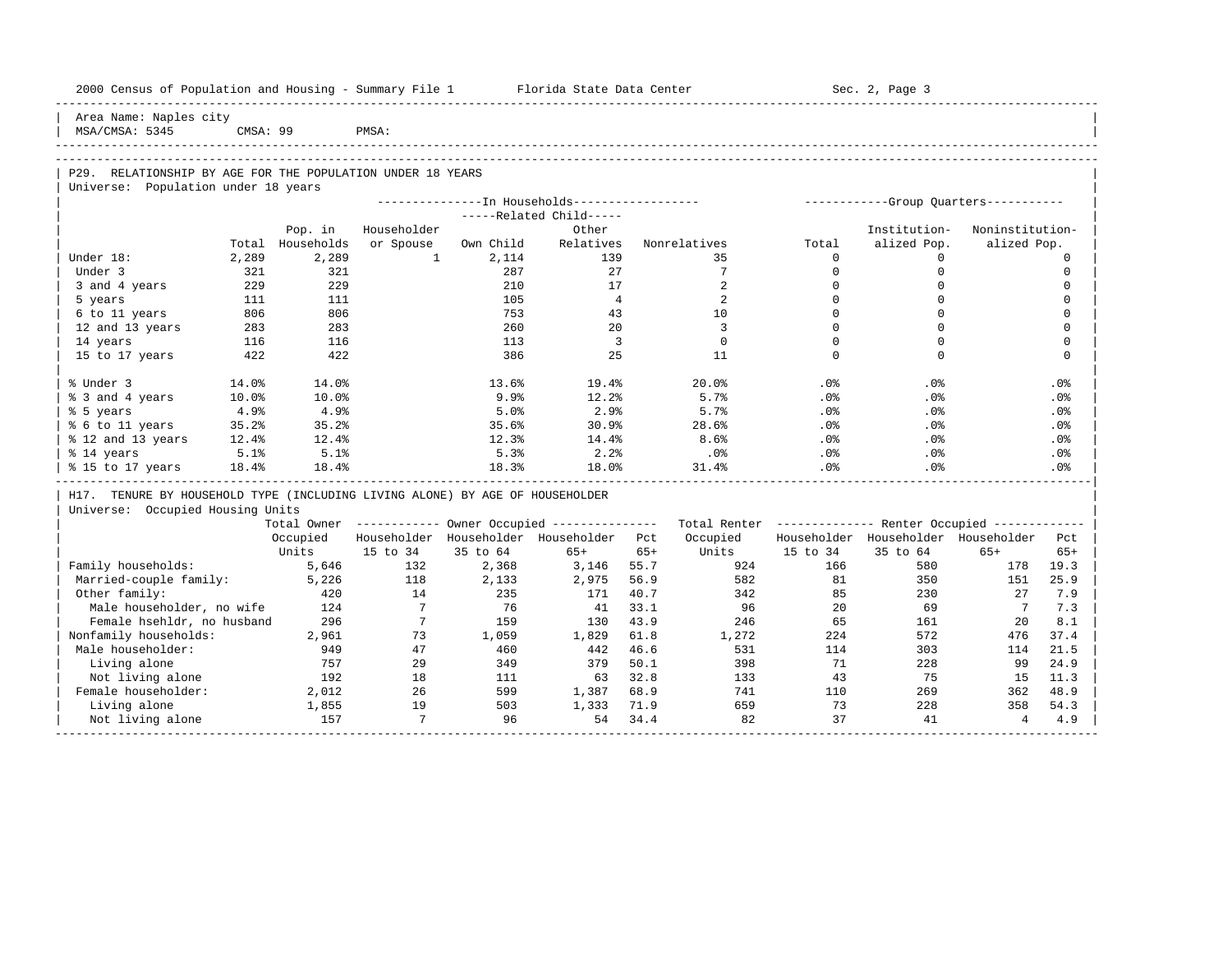Area Name: Naples city
MSA/CMSA: 5345 CMSA: 99 PMSA:

## P29. RELATIONSHIP BY AGE FOR THE POPULATION UNDER 18 YEARS

Universe: Population under 18 years

| | Total | Pop. in Households | In Households: Householder or Spouse | Related Child: Own Child | Related Child: Other Relatives | Nonrelatives | Group Quarters: Total | Institutionalized Pop. | Noninstitutionalized Pop. |
|---|---|---|---|---|---|---|---|---|---|
| Under 18: | 2,289 | 2,289 | 1 | 2,114 | 139 | 35 | 0 | 0 | 0 |
| Under 3 | 321 | 321 | | 287 | 27 | 7 | 0 | 0 | 0 |
| 3 and 4 years | 229 | 229 | | 210 | 17 | 2 | 0 | 0 | 0 |
| 5 years | 111 | 111 | | 105 | 4 | 2 | 0 | 0 | 0 |
| 6 to 11 years | 806 | 806 | | 753 | 43 | 10 | 0 | 0 | 0 |
| 12 and 13 years | 283 | 283 | | 260 | 20 | 3 | 0 | 0 | 0 |
| 14 years | 116 | 116 | | 113 | 3 | 0 | 0 | 0 | 0 |
| 15 to 17 years | 422 | 422 | | 386 | 25 | 11 | 0 | 0 | 0 |
| % Under 3 | 14.0% | 14.0% | | 13.6% | 19.4% | 20.0% | .0% | .0% | .0% |
| % 3 and 4 years | 10.0% | 10.0% | | 9.9% | 12.2% | 5.7% | .0% | .0% | .0% |
| % 5 years | 4.9% | 4.9% | | 5.0% | 2.9% | 5.7% | .0% | .0% | .0% |
| % 6 to 11 years | 35.2% | 35.2% | | 35.6% | 30.9% | 28.6% | .0% | .0% | .0% |
| % 12 and 13 years | 12.4% | 12.4% | | 12.3% | 14.4% | 8.6% | .0% | .0% | .0% |
| % 14 years | 5.1% | 5.1% | | 5.3% | 2.2% | .0% | .0% | .0% | .0% |
| % 15 to 17 years | 18.4% | 18.4% | | 18.3% | 18.0% | 31.4% | .0% | .0% | .0% |

## H17. TENURE BY HOUSEHOLD TYPE (INCLUDING LIVING ALONE) BY AGE OF HOUSEHOLDER

Universe: Occupied Housing Units

| | Total Owner Occupied Units | Owner: Householder 15 to 34 | Owner: Householder 35 to 64 | Owner: Householder 65+ | Pct 65+ | Total Renter Occupied Units | Renter: Householder 15 to 34 | Renter: Householder 35 to 64 | Renter: Householder 65+ | Pct 65+ |
|---|---|---|---|---|---|---|---|---|---|---|
| Family households: | 5,646 | 132 | 2,368 | 3,146 | 55.7 | 924 | 166 | 580 | 178 | 19.3 |
| Married-couple family: | 5,226 | 118 | 2,133 | 2,975 | 56.9 | 582 | 81 | 350 | 151 | 25.9 |
| Other family: | 420 | 14 | 235 | 171 | 40.7 | 342 | 85 | 230 | 27 | 7.9 |
| Male householder, no wife | 124 | 7 | 76 | 41 | 33.1 | 96 | 20 | 69 | 7 | 7.3 |
| Female hsehldr, no husband | 296 | 7 | 159 | 130 | 43.9 | 246 | 65 | 161 | 20 | 8.1 |
| Nonfamily households: | 2,961 | 73 | 1,059 | 1,829 | 61.8 | 1,272 | 224 | 572 | 476 | 37.4 |
| Male householder: | 949 | 47 | 460 | 442 | 46.6 | 531 | 114 | 303 | 114 | 21.5 |
| Living alone | 757 | 29 | 349 | 379 | 50.1 | 398 | 71 | 228 | 99 | 24.9 |
| Not living alone | 192 | 18 | 111 | 63 | 32.8 | 133 | 43 | 75 | 15 | 11.3 |
| Female householder: | 2,012 | 26 | 599 | 1,387 | 68.9 | 741 | 110 | 269 | 362 | 48.9 |
| Living alone | 1,855 | 19 | 503 | 1,333 | 71.9 | 659 | 73 | 228 | 358 | 54.3 |
| Not living alone | 157 | 7 | 96 | 54 | 34.4 | 82 | 37 | 41 | 4 | 4.9 |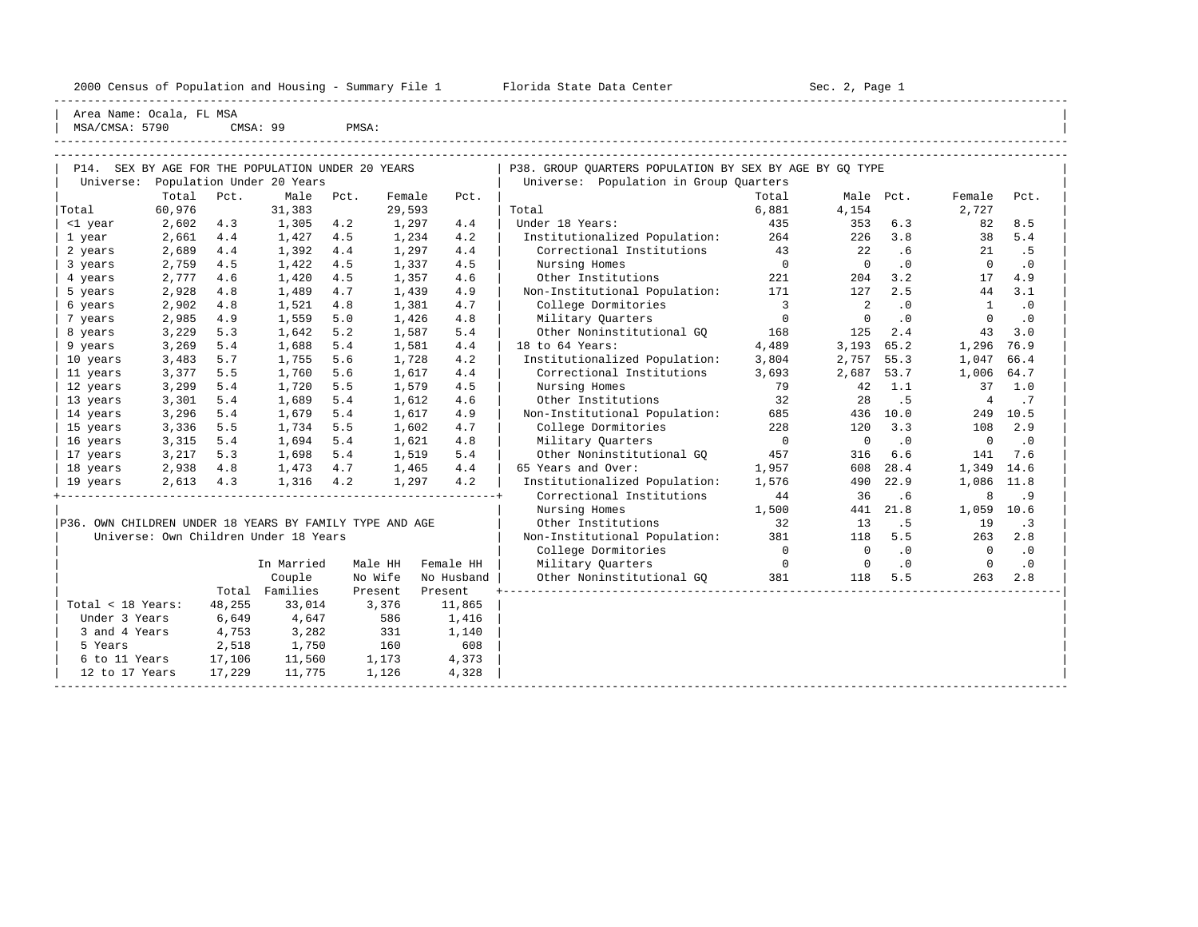Area Name: Ocala, FL MSA
MSA/CMSA: 5790 CMSA: 99 PMSA:

## P14. SEX BY AGE FOR THE POPULATION UNDER 20 YEARS

Universe: Population Under 20 Years

| | Total | Pct. | Male | Pct. | Female | Pct. |
|---|---|---|---|---|---|---|
| Total | 60,976 | | 31,383 | | 29,593 | |
| <1 year | 2,602 | 4.3 | 1,305 | 4.2 | 1,297 | 4.4 |
| 1 year | 2,661 | 4.4 | 1,427 | 4.5 | 1,234 | 4.2 |
| 2 years | 2,689 | 4.4 | 1,392 | 4.4 | 1,297 | 4.4 |
| 3 years | 2,759 | 4.5 | 1,422 | 4.5 | 1,337 | 4.5 |
| 4 years | 2,777 | 4.6 | 1,420 | 4.5 | 1,357 | 4.6 |
| 5 years | 2,928 | 4.8 | 1,489 | 4.7 | 1,439 | 4.9 |
| 6 years | 2,902 | 4.8 | 1,521 | 4.8 | 1,381 | 4.7 |
| 7 years | 2,985 | 4.9 | 1,559 | 5.0 | 1,426 | 4.8 |
| 8 years | 3,229 | 5.3 | 1,642 | 5.2 | 1,587 | 5.4 |
| 9 years | 3,269 | 5.4 | 1,688 | 5.4 | 1,581 | 4.4 |
| 10 years | 3,483 | 5.7 | 1,755 | 5.6 | 1,728 | 4.2 |
| 11 years | 3,377 | 5.5 | 1,760 | 5.6 | 1,617 | 4.4 |
| 12 years | 3,299 | 5.4 | 1,720 | 5.5 | 1,579 | 4.5 |
| 13 years | 3,301 | 5.4 | 1,689 | 5.4 | 1,612 | 4.6 |
| 14 years | 3,296 | 5.4 | 1,679 | 5.4 | 1,617 | 4.9 |
| 15 years | 3,336 | 5.5 | 1,734 | 5.5 | 1,602 | 4.7 |
| 16 years | 3,315 | 5.4 | 1,694 | 5.4 | 1,621 | 4.8 |
| 17 years | 3,217 | 5.3 | 1,698 | 5.4 | 1,519 | 5.4 |
| 18 years | 2,938 | 4.8 | 1,473 | 4.7 | 1,465 | 4.4 |
| 19 years | 2,613 | 4.3 | 1,316 | 4.2 | 1,297 | 4.2 |

## P36. OWN CHILDREN UNDER 18 YEARS BY FAMILY TYPE AND AGE

Universe: Own Children Under 18 Years

| | Total | In Married Couple Families | Male HH No Wife Present | Female HH No Husband Present |
|---|---|---|---|---|
| Total < 18 Years: | 48,255 | 33,014 | 3,376 | 11,865 |
| Under 3 Years | 6,649 | 4,647 | 586 | 1,416 |
| 3 and 4 Years | 4,753 | 3,282 | 331 | 1,140 |
| 5 Years | 2,518 | 1,750 | 160 | 608 |
| 6 to 11 Years | 17,106 | 11,560 | 1,173 | 4,373 |
| 12 to 17 Years | 17,229 | 11,775 | 1,126 | 4,328 |

## P38. GROUP QUARTERS POPULATION BY SEX BY AGE BY GQ TYPE

Universe: Population in Group Quarters

| | Total | Male | Pct. | Female | Pct. |
|---|---|---|---|---|---|
| Total | 6,881 | 4,154 | | 2,727 | |
| Under 18 Years: | 435 | 353 | 6.3 | 82 | 8.5 |
| Institutionalized Population: | 264 | 226 | 3.8 | 38 | 5.4 |
| Correctional Institutions | 43 | 22 | .6 | 21 | .5 |
| Nursing Homes | 0 | 0 | .0 | 0 | .0 |
| Other Institutions | 221 | 204 | 3.2 | 17 | 4.9 |
| Non-Institutional Population: | 171 | 127 | 2.5 | 44 | 3.1 |
| College Dormitories | 3 | 2 | .0 | 1 | .0 |
| Military Quarters | 0 | 0 | .0 | 0 | .0 |
| Other Noninstitutional GQ | 168 | 125 | 2.4 | 43 | 3.0 |
| 18 to 64 Years: | 4,489 | 3,193 | 65.2 | 1,296 | 76.9 |
| Institutionalized Population: | 3,804 | 2,757 | 55.3 | 1,047 | 66.4 |
| Correctional Institutions | 3,693 | 2,687 | 53.7 | 1,006 | 64.7 |
| Nursing Homes | 79 | 42 | 1.1 | 37 | 1.0 |
| Other Institutions | 32 | 28 | .5 | 4 | .7 |
| Non-Institutional Population: | 685 | 436 | 10.0 | 249 | 10.5 |
| College Dormitories | 228 | 120 | 3.3 | 108 | 2.9 |
| Military Quarters | 0 | 0 | .0 | 0 | .0 |
| Other Noninstitutional GQ | 457 | 316 | 6.6 | 141 | 7.6 |
| 65 Years and Over: | 1,957 | 608 | 28.4 | 1,349 | 14.6 |
| Institutionalized Population: | 1,576 | 490 | 22.9 | 1,086 | 11.8 |
| Correctional Institutions | 44 | 36 | .6 | 8 | .9 |
| Nursing Homes | 1,500 | 441 | 21.8 | 1,059 | 10.6 |
| Other Institutions | 32 | 13 | .5 | 19 | .3 |
| Non-Institutional Population: | 381 | 118 | 5.5 | 263 | 2.8 |
| College Dormitories | 0 | 0 | .0 | 0 | .0 |
| Military Quarters | 0 | 0 | .0 | 0 | .0 |
| Other Noninstitutional GQ | 381 | 118 | 5.5 | 263 | 2.8 |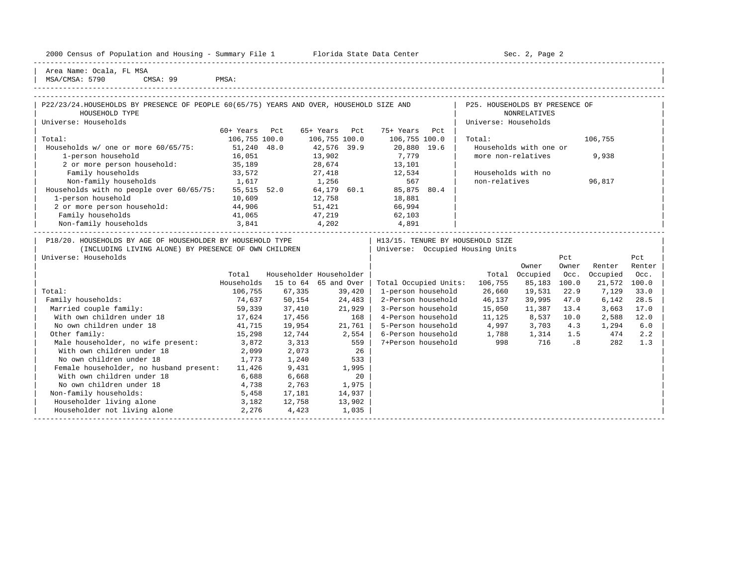Area Name: Ocala, FL MSA
MSA/CMSA: 5790 CMSA: 99 PMSA:

## P22/23/24. HOUSEHOLDS BY PRESENCE OF PEOPLE 60(65/75) YEARS AND OVER, HOUSEHOLD SIZE AND HOUSEHOLD TYPE

Universe: Households

| | 60+ Years | Pct | 65+ Years | Pct | 75+ Years | Pct |
|---|---|---|---|---|---|---|
| Total: | 106,755 | 100.0 | 106,755 | 100.0 | 106,755 | 100.0 |
| Households w/ one or more 60/65/75: | 51,240 | 48.0 | 42,576 | 39.9 | 20,880 | 19.6 |
| 1-person household | 16,051 | | 13,902 | | 7,779 | |
| 2 or more person household: | 35,189 | | 28,674 | | 13,101 | |
| Family households | 33,572 | | 27,418 | | 12,534 | |
| Non-family households | 1,617 | | 1,256 | | 567 | |
| Households with no people over 60/65/75: | 55,515 | 52.0 | 64,179 | 60.1 | 85,875 | 80.4 |
| 1-person household | 10,609 | | 12,758 | | 18,881 | |
| 2 or more person household: | 44,906 | | 51,421 | | 66,994 | |
| Family households | 41,065 | | 47,219 | | 62,103 | |
| Non-family households | 3,841 | | 4,202 | | 4,891 | |

## P25. HOUSEHOLDS BY PRESENCE OF NONRELATIVES

Universe: Households

| | |
|---|---|
| Total: | 106,755 |
| Households with one or more non-relatives | 9,938 |
| Households with no non-relatives | 96,817 |

## P18/20. HOUSEHOLDS BY AGE OF HOUSEHOLDER BY HOUSEHOLD TYPE (INCLUDING LIVING ALONE) BY PRESENCE OF OWN CHILDREN

Universe: Households

| | Total Households | Householder 15 to 64 | Householder 65 and Over |
|---|---|---|---|
| Total: | 106,755 | 67,335 | 39,420 |
| Family households: | 74,637 | 50,154 | 24,483 |
| Married couple family: | 59,339 | 37,410 | 21,929 |
| With own children under 18 | 17,624 | 17,456 | 168 |
| No own children under 18 | 41,715 | 19,954 | 21,761 |
| Other family: | 15,298 | 12,744 | 2,554 |
| Male householder, no wife present: | 3,872 | 3,313 | 559 |
| With own children under 18 | 2,099 | 2,073 | 26 |
| No own children under 18 | 1,773 | 1,240 | 533 |
| Female householder, no husband present: | 11,426 | 9,431 | 1,995 |
| With own children under 18 | 6,688 | 6,668 | 20 |
| No own children under 18 | 4,738 | 2,763 | 1,975 |
| Non-family households: | 5,458 | 17,181 | 14,937 |
| Householder living alone | 3,182 | 12,758 | 13,902 |
| Householder not living alone | 2,276 | 4,423 | 1,035 |

## H13/15. TENURE BY HOUSEHOLD SIZE

Universe: Occupied Housing Units

| | Total | Owner Occupied | Pct Owner Occ. | Renter Occupied | Pct Renter Occ. |
|---|---|---|---|---|---|
| Total Occupied Units: | 106,755 | 85,183 | 100.0 | 21,572 | 100.0 |
| 1-person household | 26,660 | 19,531 | 22.9 | 7,129 | 33.0 |
| 2-Person household | 46,137 | 39,995 | 47.0 | 6,142 | 28.5 |
| 3-Person household | 15,050 | 11,387 | 13.4 | 3,663 | 17.0 |
| 4-Person household | 11,125 | 8,537 | 10.0 | 2,588 | 12.0 |
| 5-Person household | 4,997 | 3,703 | 4.3 | 1,294 | 6.0 |
| 6-Person household | 1,788 | 1,314 | 1.5 | 474 | 2.2 |
| 7+Person household | 998 | 716 | .8 | 282 | 1.3 |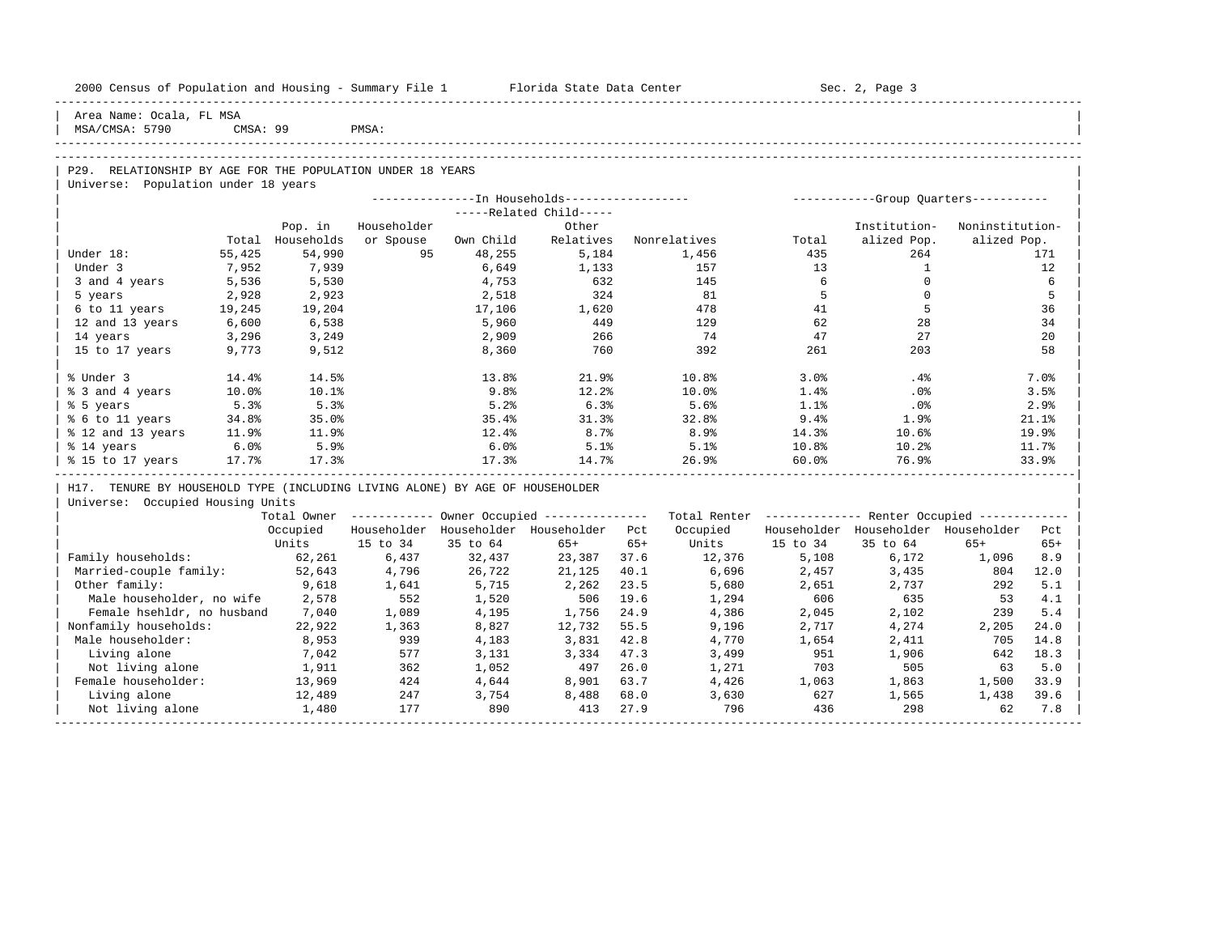Area Name: Ocala, FL MSA
MSA/CMSA: 5790 CMSA: 99 PMSA:

## P29. RELATIONSHIP BY AGE FOR THE POPULATION UNDER 18 YEARS

Universe: Population under 18 years

| | Total | Pop. in Households | In Households: Householder or Spouse | Related Child: Own Child | Related Child: Other Relatives | Nonrelatives | Group Quarters: Total | Institutionalized Pop. | Noninstitutionalized Pop. |
|---|---|---|---|---|---|---|---|---|---|
| Under 18: | 55,425 | 54,990 | 95 | 48,255 | 5,184 | 1,456 | 435 | 264 | 171 |
| Under 3 | 7,952 | 7,939 | | 6,649 | 1,133 | 157 | 13 | 1 | 12 |
| 3 and 4 years | 5,536 | 5,530 | | 4,753 | 632 | 145 | 6 | 0 | 6 |
| 5 years | 2,928 | 2,923 | | 2,518 | 324 | 81 | 5 | 0 | 5 |
| 6 to 11 years | 19,245 | 19,204 | | 17,106 | 1,620 | 478 | 41 | 5 | 36 |
| 12 and 13 years | 6,600 | 6,538 | | 5,960 | 449 | 129 | 62 | 28 | 34 |
| 14 years | 3,296 | 3,249 | | 2,909 | 266 | 74 | 47 | 27 | 20 |
| 15 to 17 years | 9,773 | 9,512 | | 8,360 | 760 | 392 | 261 | 203 | 58 |
| % Under 3 | 14.4% | 14.5% | | 13.8% | 21.9% | 10.8% | 3.0% | .4% | 7.0% |
| % 3 and 4 years | 10.0% | 10.1% | | 9.8% | 12.2% | 10.0% | 1.4% | .0% | 3.5% |
| % 5 years | 5.3% | 5.3% | | 5.2% | 6.3% | 5.6% | 1.1% | .0% | 2.9% |
| % 6 to 11 years | 34.8% | 35.0% | | 35.4% | 31.3% | 32.8% | 9.4% | 1.9% | 21.1% |
| % 12 and 13 years | 11.9% | 11.9% | | 12.4% | 8.7% | 8.9% | 14.3% | 10.6% | 19.9% |
| % 14 years | 6.0% | 5.9% | | 6.0% | 5.1% | 5.1% | 10.8% | 10.2% | 11.7% |
| % 15 to 17 years | 17.7% | 17.3% | | 17.3% | 14.7% | 26.9% | 60.0% | 76.9% | 33.9% |

## H17. TENURE BY HOUSEHOLD TYPE (INCLUDING LIVING ALONE) BY AGE OF HOUSEHOLDER

Universe: Occupied Housing Units

| | Total Owner Occupied Units | Owner: Householder 15 to 34 | Owner: Householder 35 to 64 | Owner: Householder 65+ | Pct 65+ | Total Renter Occupied Units | Renter: Householder 15 to 34 | Renter: Householder 35 to 64 | Renter: Householder 65+ | Pct 65+ |
|---|---|---|---|---|---|---|---|---|---|---|
| Family households: | 62,261 | 6,437 | 32,437 | 23,387 | 37.6 | 12,376 | 5,108 | 6,172 | 1,096 | 8.9 |
| Married-couple family: | 52,643 | 4,796 | 26,722 | 21,125 | 40.1 | 6,696 | 2,457 | 3,435 | 804 | 12.0 |
| Other family: | 9,618 | 1,641 | 5,715 | 2,262 | 23.5 | 5,680 | 2,651 | 2,737 | 292 | 5.1 |
| Male householder, no wife | 2,578 | 552 | 1,520 | 506 | 19.6 | 1,294 | 606 | 635 | 53 | 4.1 |
| Female hsehldr, no husband | 7,040 | 1,089 | 4,195 | 1,756 | 24.9 | 4,386 | 2,045 | 2,102 | 239 | 5.4 |
| Nonfamily households: | 22,922 | 1,363 | 8,827 | 12,732 | 55.5 | 9,196 | 2,717 | 4,274 | 2,205 | 24.0 |
| Male householder: | 8,953 | 939 | 4,183 | 3,831 | 42.8 | 4,770 | 1,654 | 2,411 | 705 | 14.8 |
| Living alone | 7,042 | 577 | 3,131 | 3,334 | 47.3 | 3,499 | 951 | 1,906 | 642 | 18.3 |
| Not living alone | 1,911 | 362 | 1,052 | 497 | 26.0 | 1,271 | 703 | 505 | 63 | 5.0 |
| Female householder: | 13,969 | 424 | 4,644 | 8,901 | 63.7 | 4,426 | 1,063 | 1,863 | 1,500 | 33.9 |
| Living alone | 12,489 | 247 | 3,754 | 8,488 | 68.0 | 3,630 | 627 | 1,565 | 1,438 | 39.6 |
| Not living alone | 1,480 | 177 | 890 | 413 | 27.9 | 796 | 436 | 298 | 62 | 7.8 |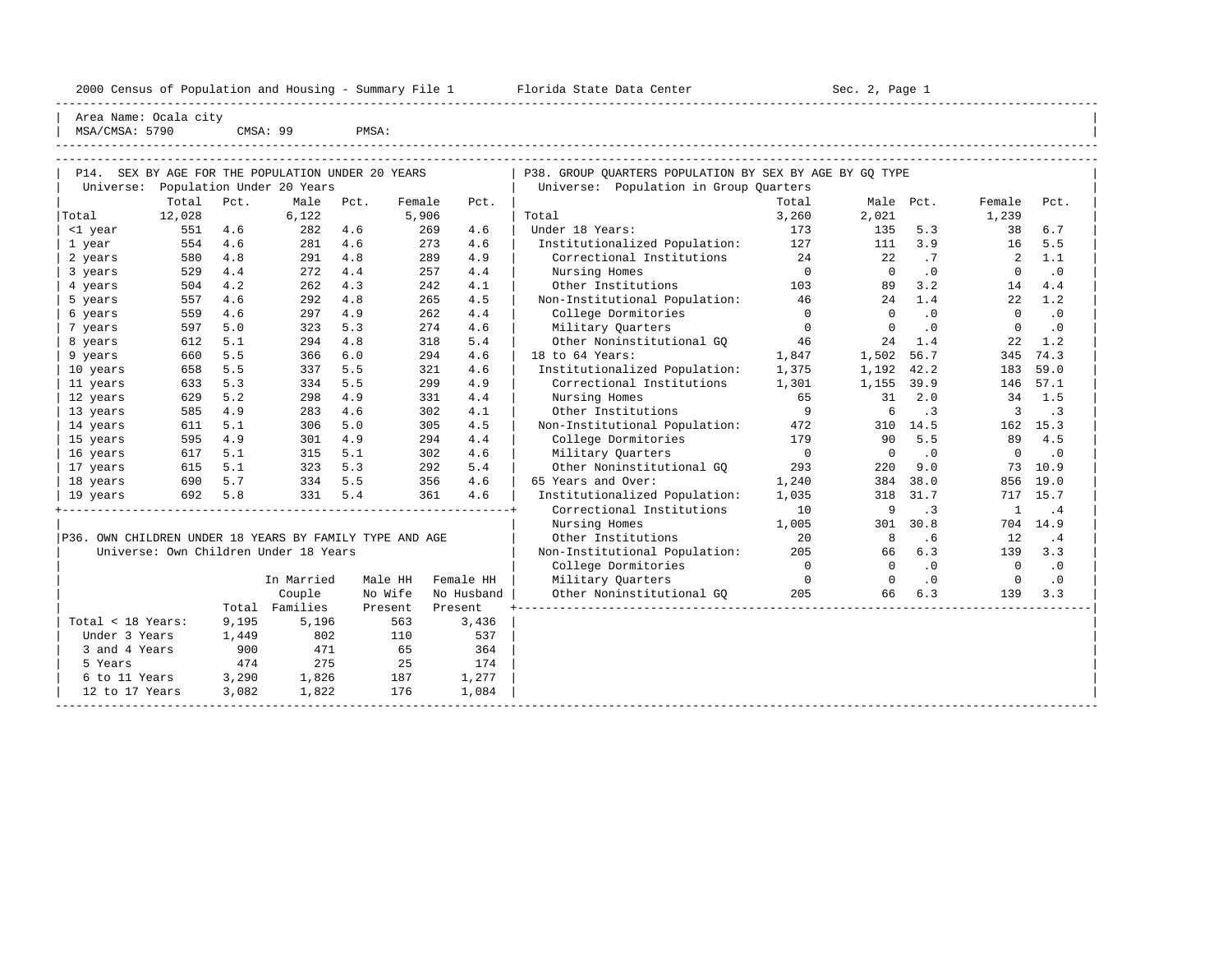Area Name: Ocala city
MSA/CMSA: 5790 CMSA: 99 PMSA:

## P14. SEX BY AGE FOR THE POPULATION UNDER 20 YEARS

Universe: Population Under 20 Years

| | Total | Pct. | Male | Pct. | Female | Pct. |
|---|---|---|---|---|---|---|
| Total | 12,028 | | 6,122 | | 5,906 | |
| <1 year | 551 | 4.6 | 282 | 4.6 | 269 | 4.6 |
| 1 year | 554 | 4.6 | 281 | 4.6 | 273 | 4.6 |
| 2 years | 580 | 4.8 | 291 | 4.8 | 289 | 4.9 |
| 3 years | 529 | 4.4 | 272 | 4.4 | 257 | 4.4 |
| 4 years | 504 | 4.2 | 262 | 4.3 | 242 | 4.1 |
| 5 years | 557 | 4.6 | 292 | 4.8 | 265 | 4.5 |
| 6 years | 559 | 4.6 | 297 | 4.9 | 262 | 4.4 |
| 7 years | 597 | 5.0 | 323 | 5.3 | 274 | 4.6 |
| 8 years | 612 | 5.1 | 294 | 4.8 | 318 | 5.4 |
| 9 years | 660 | 5.5 | 366 | 6.0 | 294 | 4.6 |
| 10 years | 658 | 5.5 | 337 | 5.5 | 321 | 4.6 |
| 11 years | 633 | 5.3 | 334 | 5.5 | 299 | 4.9 |
| 12 years | 629 | 5.2 | 298 | 4.9 | 331 | 4.4 |
| 13 years | 585 | 4.9 | 283 | 4.6 | 302 | 4.1 |
| 14 years | 611 | 5.1 | 306 | 5.0 | 305 | 4.5 |
| 15 years | 595 | 4.9 | 301 | 4.9 | 294 | 4.4 |
| 16 years | 617 | 5.1 | 315 | 5.1 | 302 | 4.6 |
| 17 years | 615 | 5.1 | 323 | 5.3 | 292 | 5.4 |
| 18 years | 690 | 5.7 | 334 | 5.5 | 356 | 4.6 |
| 19 years | 692 | 5.8 | 331 | 5.4 | 361 | 4.6 |

## P36. OWN CHILDREN UNDER 18 YEARS BY FAMILY TYPE AND AGE

Universe: Own Children Under 18 Years

| | Total | In Married Couple Families | Male HH No Wife Present | Female HH No Husband Present |
|---|---|---|---|---|
| Total < 18 Years: | 9,195 | 5,196 | 563 | 3,436 |
| Under 3 Years | 1,449 | 802 | 110 | 537 |
| 3 and 4 Years | 900 | 471 | 65 | 364 |
| 5 Years | 474 | 275 | 25 | 174 |
| 6 to 11 Years | 3,290 | 1,826 | 187 | 1,277 |
| 12 to 17 Years | 3,082 | 1,822 | 176 | 1,084 |

## P38. GROUP QUARTERS POPULATION BY SEX BY AGE BY GQ TYPE

Universe: Population in Group Quarters

| | Total | Male | Pct. | Female | Pct. |
|---|---|---|---|---|---|
| Total | 3,260 | 2,021 | | 1,239 | |
| Under 18 Years: | 173 | 135 | 5.3 | 38 | 6.7 |
| Institutionalized Population: | 127 | 111 | 3.9 | 16 | 5.5 |
| Correctional Institutions | 24 | 22 | .7 | 2 | 1.1 |
| Nursing Homes | 0 | 0 | .0 | 0 | .0 |
| Other Institutions | 103 | 89 | 3.2 | 14 | 4.4 |
| Non-Institutional Population: | 46 | 24 | 1.4 | 22 | 1.2 |
| College Dormitories | 0 | 0 | .0 | 0 | .0 |
| Military Quarters | 0 | 0 | .0 | 0 | .0 |
| Other Noninstitutional GQ | 46 | 24 | 1.4 | 22 | 1.2 |
| 18 to 64 Years: | 1,847 | 1,502 | 56.7 | 345 | 74.3 |
| Institutionalized Population: | 1,375 | 1,192 | 42.2 | 183 | 59.0 |
| Correctional Institutions | 1,301 | 1,155 | 39.9 | 146 | 57.1 |
| Nursing Homes | 65 | 31 | 2.0 | 34 | 1.5 |
| Other Institutions | 9 | 6 | .3 | 3 | .3 |
| Non-Institutional Population: | 472 | 310 | 14.5 | 162 | 15.3 |
| College Dormitories | 179 | 90 | 5.5 | 89 | 4.5 |
| Military Quarters | 0 | 0 | .0 | 0 | .0 |
| Other Noninstitutional GQ | 293 | 220 | 9.0 | 73 | 10.9 |
| 65 Years and Over: | 1,240 | 384 | 38.0 | 856 | 19.0 |
| Institutionalized Population: | 1,035 | 318 | 31.7 | 717 | 15.7 |
| Correctional Institutions | 10 | 9 | .3 | 1 | .4 |
| Nursing Homes | 1,005 | 301 | 30.8 | 704 | 14.9 |
| Other Institutions | 20 | 8 | .6 | 12 | .4 |
| Non-Institutional Population: | 205 | 66 | 6.3 | 139 | 3.3 |
| College Dormitories | 0 | 0 | .0 | 0 | .0 |
| Military Quarters | 0 | 0 | .0 | 0 | .0 |
| Other Noninstitutional GQ | 205 | 66 | 6.3 | 139 | 3.3 |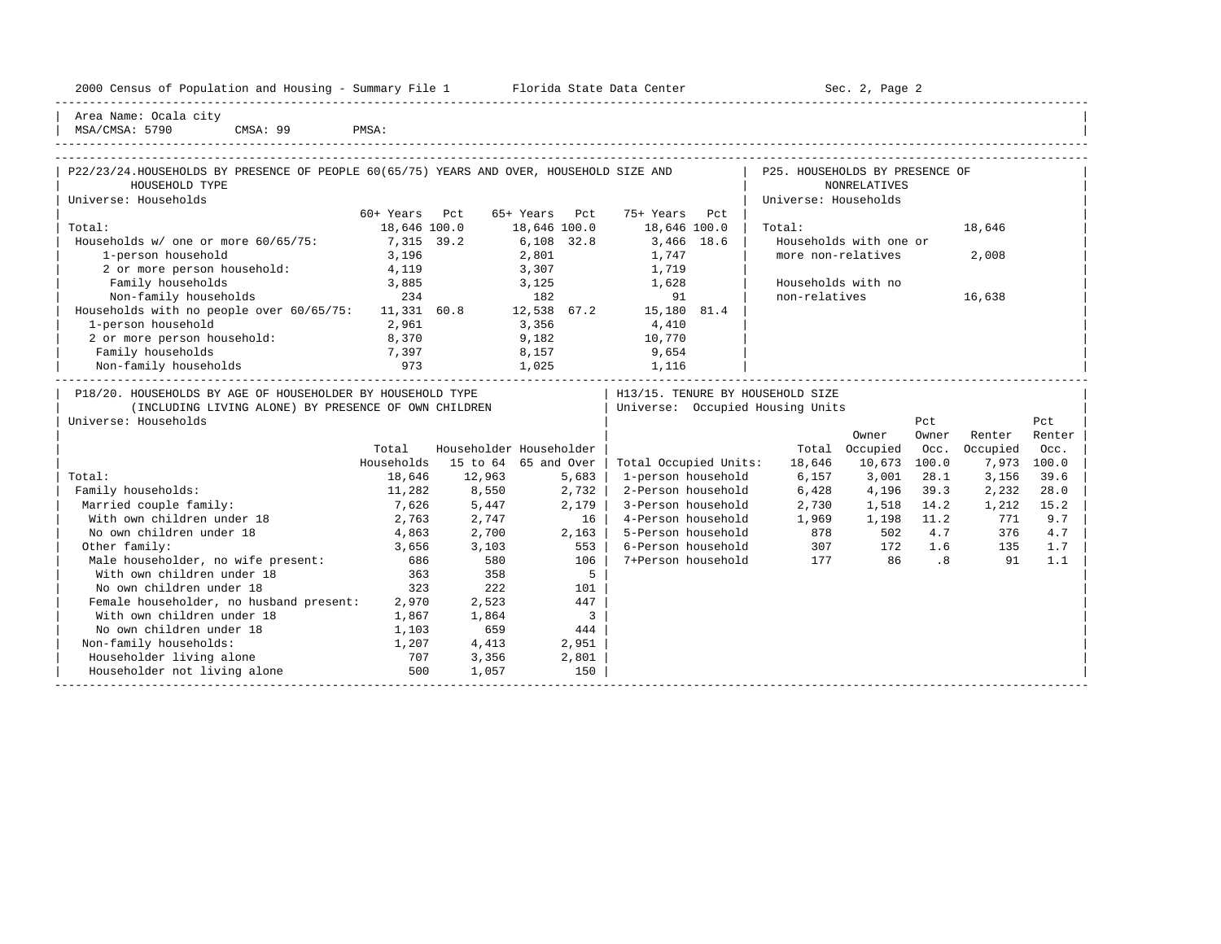Area Name: Ocala city
MSA/CMSA: 5790 CMSA: 99 PMSA:

## P22/23/24. HOUSEHOLDS BY PRESENCE OF PEOPLE 60(65/75) YEARS AND OVER, HOUSEHOLD SIZE AND HOUSEHOLD TYPE

Universe: Households

| | 60+ Years | Pct | 65+ Years | Pct | 75+ Years | Pct |
|---|---|---|---|---|---|---|
| Total: | 18,646 | 100.0 | 18,646 | 100.0 | 18,646 | 100.0 |
| Households w/ one or more 60/65/75: | 7,315 | 39.2 | 6,108 | 32.8 | 3,466 | 18.6 |
| 1-person household | 3,196 | | 2,801 | | 1,747 | |
| 2 or more person household: | 4,119 | | 3,307 | | 1,719 | |
| Family households | 3,885 | | 3,125 | | 1,628 | |
| Non-family households | 234 | | 182 | | 91 | |
| Households with no people over 60/65/75: | 11,331 | 60.8 | 12,538 | 67.2 | 15,180 | 81.4 |
| 1-person household | 2,961 | | 3,356 | | 4,410 | |
| 2 or more person household: | 8,370 | | 9,182 | | 10,770 | |
| Family households | 7,397 | | 8,157 | | 9,654 | |
| Non-family households | 973 | | 1,025 | | 1,116 | |

## P25. HOUSEHOLDS BY PRESENCE OF NONRELATIVES

Universe: Households

| | |
|---|---|
| Total: | 18,646 |
| Households with one or more non-relatives | 2,008 |
| Households with no non-relatives | 16,638 |

## P18/20. HOUSEHOLDS BY AGE OF HOUSEHOLDER BY HOUSEHOLD TYPE (INCLUDING LIVING ALONE) BY PRESENCE OF OWN CHILDREN

Universe: Households

| | Total Households | Householder 15 to 64 | Householder 65 and Over |
|---|---|---|---|
| Total: | 18,646 | 12,963 | 5,683 |
| Family households: | 11,282 | 8,550 | 2,732 |
| Married couple family: | 7,626 | 5,447 | 2,179 |
| With own children under 18 | 2,763 | 2,747 | 16 |
| No own children under 18 | 4,863 | 2,700 | 2,163 |
| Other family: | 3,656 | 3,103 | 553 |
| Male householder, no wife present: | 686 | 580 | 106 |
| With own children under 18 | 363 | 358 | 5 |
| No own children under 18 | 323 | 222 | 101 |
| Female householder, no husband present: | 2,970 | 2,523 | 447 |
| With own children under 18 | 1,867 | 1,864 | 3 |
| No own children under 18 | 1,103 | 659 | 444 |
| Non-family households: | 1,207 | 4,413 | 2,951 |
| Householder living alone | 707 | 3,356 | 2,801 |
| Householder not living alone | 500 | 1,057 | 150 |

## H13/15. TENURE BY HOUSEHOLD SIZE

Universe: Occupied Housing Units

| | Total | Owner Occupied | Pct Owner Occ. | Renter Occupied | Pct Renter Occ. |
|---|---|---|---|---|---|
| Total Occupied Units: | 18,646 | 10,673 | 100.0 | 7,973 | 100.0 |
| 1-person household | 6,157 | 3,001 | 28.1 | 3,156 | 39.6 |
| 2-Person household | 6,428 | 4,196 | 39.3 | 2,232 | 28.0 |
| 3-Person household | 2,730 | 1,518 | 14.2 | 1,212 | 15.2 |
| 4-Person household | 1,969 | 1,198 | 11.2 | 771 | 9.7 |
| 5-Person household | 878 | 502 | 4.7 | 376 | 4.7 |
| 6-Person household | 307 | 172 | 1.6 | 135 | 1.7 |
| 7+Person household | 177 | 86 | .8 | 91 | 1.1 |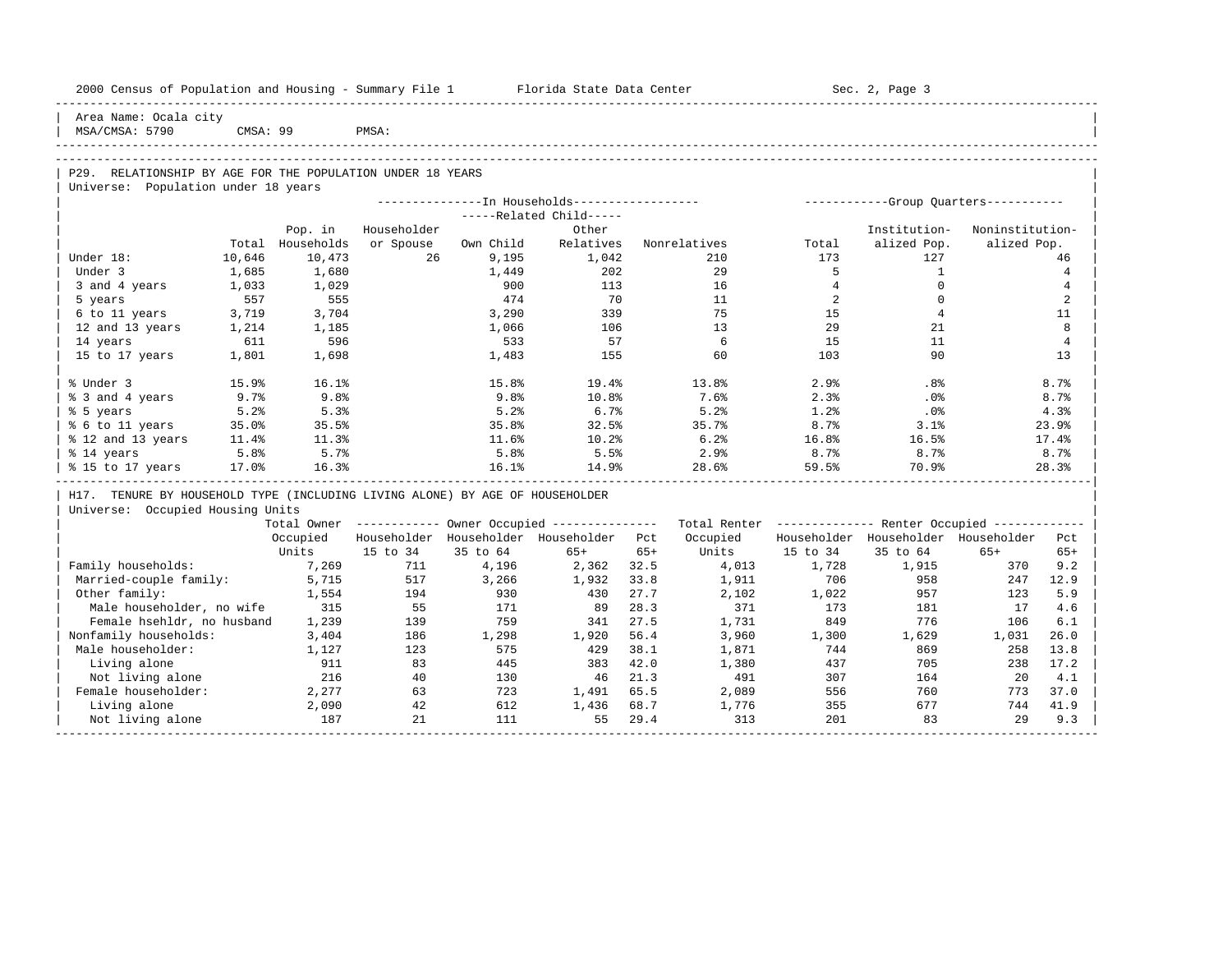2000 Census of Population and Housing - Summary File 1 Florida State Data Center Sec. 2, Page 3

Area Name: Ocala city
MSA/CMSA: 5790 CMSA: 99 PMSA:

## P29. RELATIONSHIP BY AGE FOR THE POPULATION UNDER 18 YEARS

Universe: Population under 18 years

| | Total | In Households: Pop. in Households | Householder or Spouse | Related Child: Own Child | Related Child: Other Relatives | Nonrelatives | Group Quarters: Total | Institution-alized Pop. | Noninstitution-alized Pop. |
|---|---|---|---|---|---|---|---|---|---|
| Under 18: | 10,646 | 10,473 | 26 | 9,195 | 1,042 | 210 | 173 | 127 | 46 |
| Under 3 | 1,685 | 1,680 | | 1,449 | 202 | 29 | 5 | 1 | 4 |
| 3 and 4 years | 1,033 | 1,029 | | 900 | 113 | 16 | 4 | 0 | 4 |
| 5 years | 557 | 555 | | 474 | 70 | 11 | 2 | 0 | 2 |
| 6 to 11 years | 3,719 | 3,704 | | 3,290 | 339 | 75 | 15 | 4 | 11 |
| 12 and 13 years | 1,214 | 1,185 | | 1,066 | 106 | 13 | 29 | 21 | 8 |
| 14 years | 611 | 596 | | 533 | 57 | 6 | 15 | 11 | 4 |
| 15 to 17 years | 1,801 | 1,698 | | 1,483 | 155 | 60 | 103 | 90 | 13 |
| % Under 3 | 15.9% | 16.1% | | 15.8% | 19.4% | 13.8% | 2.9% | .8% | 8.7% |
| % 3 and 4 years | 9.7% | 9.8% | | 9.8% | 10.8% | 7.6% | 2.3% | .0% | 8.7% |
| % 5 years | 5.2% | 5.3% | | 5.2% | 6.7% | 5.2% | 1.2% | .0% | 4.3% |
| % 6 to 11 years | 35.0% | 35.5% | | 35.8% | 32.5% | 35.7% | 8.7% | 3.1% | 23.9% |
| % 12 and 13 years | 11.4% | 11.3% | | 11.6% | 10.2% | 6.2% | 16.8% | 16.5% | 17.4% |
| % 14 years | 5.8% | 5.7% | | 5.8% | 5.5% | 2.9% | 8.7% | 8.7% | 8.7% |
| % 15 to 17 years | 17.0% | 16.3% | | 16.1% | 14.9% | 28.6% | 59.5% | 70.9% | 28.3% |

## H17. TENURE BY HOUSEHOLD TYPE (INCLUDING LIVING ALONE) BY AGE OF HOUSEHOLDER

Universe: Occupied Housing Units

| | Total Owner Occupied Units | Owner Occupied: Householder 15 to 34 | Householder 35 to 64 | Householder 65+ | Pct 65+ | Total Renter Occupied Units | Renter Occupied: Householder 15 to 34 | Householder 35 to 64 | Householder 65+ | Pct 65+ |
|---|---|---|---|---|---|---|---|---|---|---|
| Family households: | 7,269 | 711 | 4,196 | 2,362 | 32.5 | 4,013 | 1,728 | 1,915 | 370 | 9.2 |
| Married-couple family: | 5,715 | 517 | 3,266 | 1,932 | 33.8 | 1,911 | 706 | 958 | 247 | 12.9 |
| Other family: | 1,554 | 194 | 930 | 430 | 27.7 | 2,102 | 1,022 | 957 | 123 | 5.9 |
| Male householder, no wife | 315 | 55 | 171 | 89 | 28.3 | 371 | 173 | 181 | 17 | 4.6 |
| Female hsehldr, no husband | 1,239 | 139 | 759 | 341 | 27.5 | 1,731 | 849 | 776 | 106 | 6.1 |
| Nonfamily households: | 3,404 | 186 | 1,298 | 1,920 | 56.4 | 3,960 | 1,300 | 1,629 | 1,031 | 26.0 |
| Male householder: | 1,127 | 123 | 575 | 429 | 38.1 | 1,871 | 744 | 869 | 258 | 13.8 |
| Living alone | 911 | 83 | 445 | 383 | 42.0 | 1,380 | 437 | 705 | 238 | 17.2 |
| Not living alone | 216 | 40 | 130 | 46 | 21.3 | 491 | 307 | 164 | 20 | 4.1 |
| Female householder: | 2,277 | 63 | 723 | 1,491 | 65.5 | 2,089 | 556 | 760 | 773 | 37.0 |
| Living alone | 2,090 | 42 | 612 | 1,436 | 68.7 | 1,776 | 355 | 677 | 744 | 41.9 |
| Not living alone | 187 | 21 | 111 | 55 | 29.4 | 313 | 201 | 83 | 29 | 9.3 |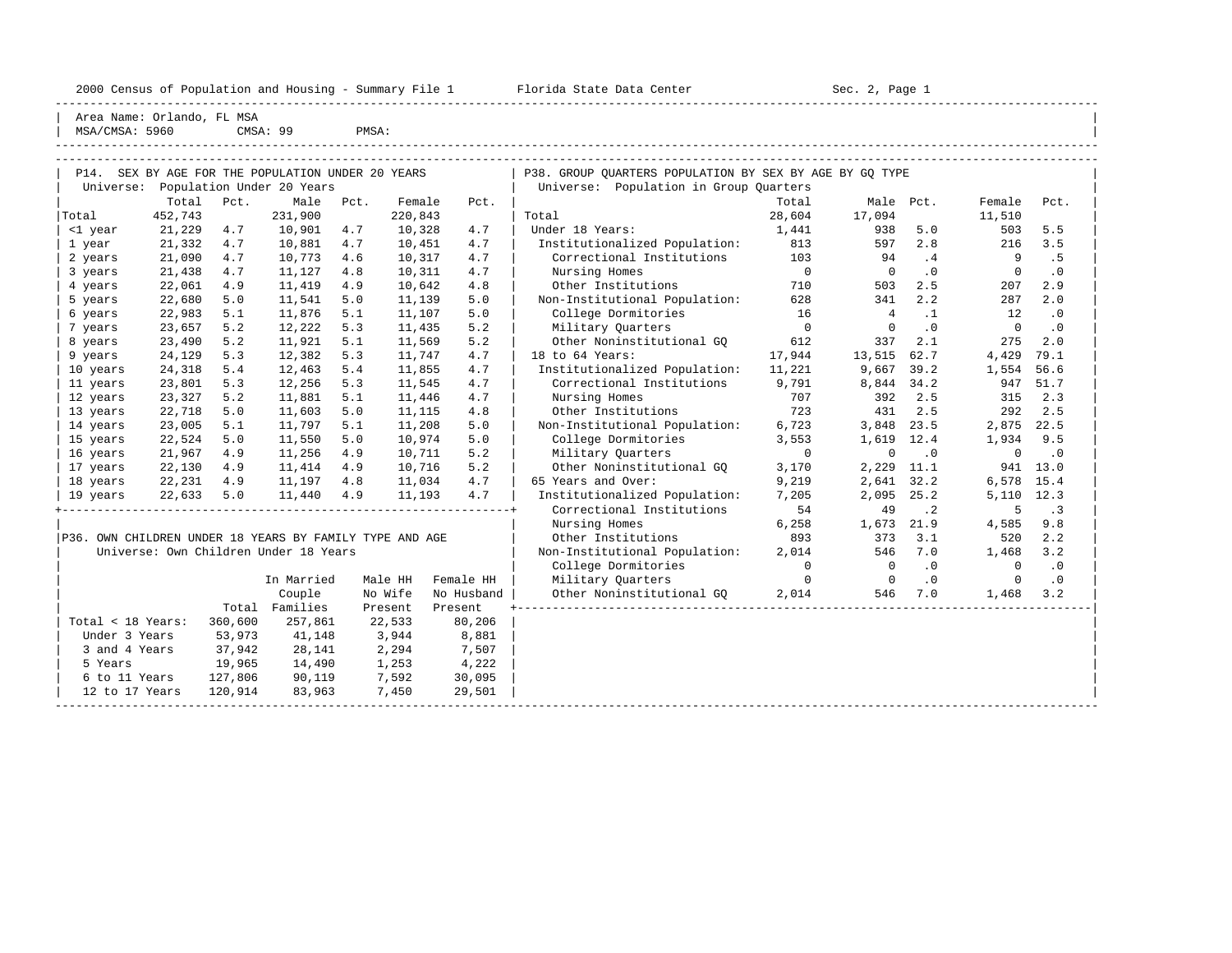2000 Census of Population and Housing - Summary File 1 Florida State Data Center Sec. 2, Page 1

Area Name: Orlando, FL MSA
MSA/CMSA: 5960 CMSA: 99 PMSA:

## P14. SEX BY AGE FOR THE POPULATION UNDER 20 YEARS

Universe: Population Under 20 Years

| | Total | Pct. | Male | Pct. | Female | Pct. |
|---|---|---|---|---|---|---|
| Total | 452,743 | | 231,900 | | 220,843 | |
| <1 year | 21,229 | 4.7 | 10,901 | 4.7 | 10,328 | 4.7 |
| 1 year | 21,332 | 4.7 | 10,881 | 4.7 | 10,451 | 4.7 |
| 2 years | 21,090 | 4.7 | 10,773 | 4.6 | 10,317 | 4.7 |
| 3 years | 21,438 | 4.7 | 11,127 | 4.8 | 10,311 | 4.7 |
| 4 years | 22,061 | 4.9 | 11,419 | 4.9 | 10,642 | 4.8 |
| 5 years | 22,680 | 5.0 | 11,541 | 5.0 | 11,139 | 5.0 |
| 6 years | 22,983 | 5.1 | 11,876 | 5.1 | 11,107 | 5.0 |
| 7 years | 23,657 | 5.2 | 12,222 | 5.3 | 11,435 | 5.2 |
| 8 years | 23,490 | 5.2 | 11,921 | 5.1 | 11,569 | 5.2 |
| 9 years | 24,129 | 5.3 | 12,382 | 5.3 | 11,747 | 4.7 |
| 10 years | 24,318 | 5.4 | 12,463 | 5.4 | 11,855 | 4.7 |
| 11 years | 23,801 | 5.3 | 12,256 | 5.3 | 11,545 | 4.7 |
| 12 years | 23,327 | 5.2 | 11,881 | 5.1 | 11,446 | 4.7 |
| 13 years | 22,718 | 5.0 | 11,603 | 5.0 | 11,115 | 4.8 |
| 14 years | 23,005 | 5.1 | 11,797 | 5.1 | 11,208 | 5.0 |
| 15 years | 22,524 | 5.0 | 11,550 | 5.0 | 10,974 | 5.0 |
| 16 years | 21,967 | 4.9 | 11,256 | 4.9 | 10,711 | 5.2 |
| 17 years | 22,130 | 4.9 | 11,414 | 4.9 | 10,716 | 5.2 |
| 18 years | 22,231 | 4.9 | 11,197 | 4.8 | 11,034 | 4.7 |
| 19 years | 22,633 | 5.0 | 11,440 | 4.9 | 11,193 | 4.7 |

## P36. OWN CHILDREN UNDER 18 YEARS BY FAMILY TYPE AND AGE

Universe: Own Children Under 18 Years

| | Total | In Married Couple Families | Male HH No Wife Present | Female HH No Husband Present |
|---|---|---|---|---|
| Total < 18 Years: | 360,600 | 257,861 | 22,533 | 80,206 |
| Under 3 Years | 53,973 | 41,148 | 3,944 | 8,881 |
| 3 and 4 Years | 37,942 | 28,141 | 2,294 | 7,507 |
| 5 Years | 19,965 | 14,490 | 1,253 | 4,222 |
| 6 to 11 Years | 127,806 | 90,119 | 7,592 | 30,095 |
| 12 to 17 Years | 120,914 | 83,963 | 7,450 | 29,501 |

## P38. GROUP QUARTERS POPULATION BY SEX BY AGE BY GQ TYPE

Universe: Population in Group Quarters

| | Total | Male | Pct. | Female | Pct. |
|---|---|---|---|---|---|
| Total | 28,604 | 17,094 | | 11,510 | |
| Under 18 Years: | 1,441 | 938 | 5.0 | 503 | 5.5 |
| Institutionalized Population: | 813 | 597 | 2.8 | 216 | 3.5 |
| Correctional Institutions | 103 | 94 | .4 | 9 | .5 |
| Nursing Homes | 0 | 0 | .0 | 0 | .0 |
| Other Institutions | 710 | 503 | 2.5 | 207 | 2.9 |
| Non-Institutional Population: | 628 | 341 | 2.2 | 287 | 2.0 |
| College Dormitories | 16 | 4 | .1 | 12 | .0 |
| Military Quarters | 0 | 0 | .0 | 0 | .0 |
| Other Noninstitutional GQ | 612 | 337 | 2.1 | 275 | 2.0 |
| 18 to 64 Years: | 17,944 | 13,515 | 62.7 | 4,429 | 79.1 |
| Institutionalized Population: | 11,221 | 9,667 | 39.2 | 1,554 | 56.6 |
| Correctional Institutions | 9,791 | 8,844 | 34.2 | 947 | 51.7 |
| Nursing Homes | 707 | 392 | 2.5 | 315 | 2.3 |
| Other Institutions | 723 | 431 | 2.5 | 292 | 2.5 |
| Non-Institutional Population: | 6,723 | 3,848 | 23.5 | 2,875 | 22.5 |
| College Dormitories | 3,553 | 1,619 | 12.4 | 1,934 | 9.5 |
| Military Quarters | 0 | 0 | .0 | 0 | .0 |
| Other Noninstitutional GQ | 3,170 | 2,229 | 11.1 | 941 | 13.0 |
| 65 Years and Over: | 9,219 | 2,641 | 32.2 | 6,578 | 15.4 |
| Institutionalized Population: | 7,205 | 2,095 | 25.2 | 5,110 | 12.3 |
| Correctional Institutions | 54 | 49 | .2 | 5 | .3 |
| Nursing Homes | 6,258 | 1,673 | 21.9 | 4,585 | 9.8 |
| Other Institutions | 893 | 373 | 3.1 | 520 | 2.2 |
| Non-Institutional Population: | 2,014 | 546 | 7.0 | 1,468 | 3.2 |
| College Dormitories | 0 | 0 | .0 | 0 | .0 |
| Military Quarters | 0 | 0 | .0 | 0 | .0 |
| Other Noninstitutional GQ | 2,014 | 546 | 7.0 | 1,468 | 3.2 |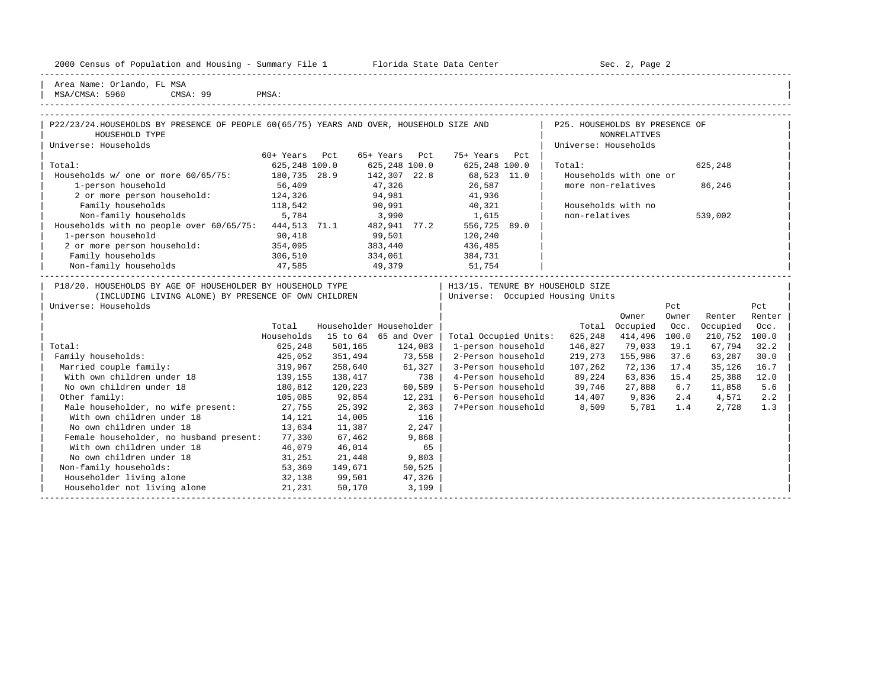Area Name: Orlando, FL MSA
MSA/CMSA: 5960 CMSA: 99 PMSA:

## P22/23/24. HOUSEHOLDS BY PRESENCE OF PEOPLE 60(65/75) YEARS AND OVER, HOUSEHOLD SIZE AND HOUSEHOLD TYPE

Universe: Households

| | 60+ Years | Pct | 65+ Years | Pct | 75+ Years | Pct |
|---|---|---|---|---|---|---|
| Total: | 625,248 | 100.0 | 625,248 | 100.0 | 625,248 | 100.0 |
| Households w/ one or more 60/65/75: | 180,735 | 28.9 | 142,307 | 22.8 | 68,523 | 11.0 |
| 1-person household | 56,409 | | 47,326 | | 26,587 | |
| 2 or more person household: | 124,326 | | 94,981 | | 41,936 | |
| Family households | 118,542 | | 90,991 | | 40,321 | |
| Non-family households | 5,784 | | 3,990 | | 1,615 | |
| Households with no people over 60/65/75: | 444,513 | 71.1 | 482,941 | 77.2 | 556,725 | 89.0 |
| 1-person household | 90,418 | | 99,501 | | 120,240 | |
| 2 or more person household: | 354,095 | | 383,440 | | 436,485 | |
| Family households | 306,510 | | 334,061 | | 384,731 | |
| Non-family households | 47,585 | | 49,379 | | 51,754 | |

## P25. HOUSEHOLDS BY PRESENCE OF NONRELATIVES

Universe: Households

| | |
|---|---|
| Total: | 625,248 |
| Households with one or more non-relatives | 86,246 |
| Households with no non-relatives | 539,002 |

## P18/20. HOUSEHOLDS BY AGE OF HOUSEHOLDER BY HOUSEHOLD TYPE (INCLUDING LIVING ALONE) BY PRESENCE OF OWN CHILDREN

Universe: Households

| | Total Households | Householder 15 to 64 | Householder 65 and Over |
|---|---|---|---|
| Total: | 625,248 | 501,165 | 124,083 |
| Family households: | 425,052 | 351,494 | 73,558 |
| Married couple family: | 319,967 | 258,640 | 61,327 |
| With own children under 18 | 139,155 | 138,417 | 738 |
| No own children under 18 | 180,812 | 120,223 | 60,589 |
| Other family: | 105,085 | 92,854 | 12,231 |
| Male householder, no wife present: | 27,755 | 25,392 | 2,363 |
| With own children under 18 | 14,121 | 14,005 | 116 |
| No own children under 18 | 13,634 | 11,387 | 2,247 |
| Female householder, no husband present: | 77,330 | 67,462 | 9,868 |
| With own children under 18 | 46,079 | 46,014 | 65 |
| No own children under 18 | 31,251 | 21,448 | 9,803 |
| Non-family households: | 53,369 | 149,671 | 50,525 |
| Householder living alone | 32,138 | 99,501 | 47,326 |
| Householder not living alone | 21,231 | 50,170 | 3,199 |

## H13/15. TENURE BY HOUSEHOLD SIZE

Universe: Occupied Housing Units

| | Total | Owner Occupied | Pct Owner Occ. | Renter Occupied | Pct Renter Occ. |
|---|---|---|---|---|---|
| Total Occupied Units: | 625,248 | 414,496 | 100.0 | 210,752 | 100.0 |
| 1-person household | 146,827 | 79,033 | 19.1 | 67,794 | 32.2 |
| 2-Person household | 219,273 | 155,986 | 37.6 | 63,287 | 30.0 |
| 3-Person household | 107,262 | 72,136 | 17.4 | 35,126 | 16.7 |
| 4-Person household | 89,224 | 63,836 | 15.4 | 25,388 | 12.0 |
| 5-Person household | 39,746 | 27,888 | 6.7 | 11,858 | 5.6 |
| 6-Person household | 14,407 | 9,836 | 2.4 | 4,571 | 2.2 |
| 7+Person household | 8,509 | 5,781 | 1.4 | 2,728 | 1.3 |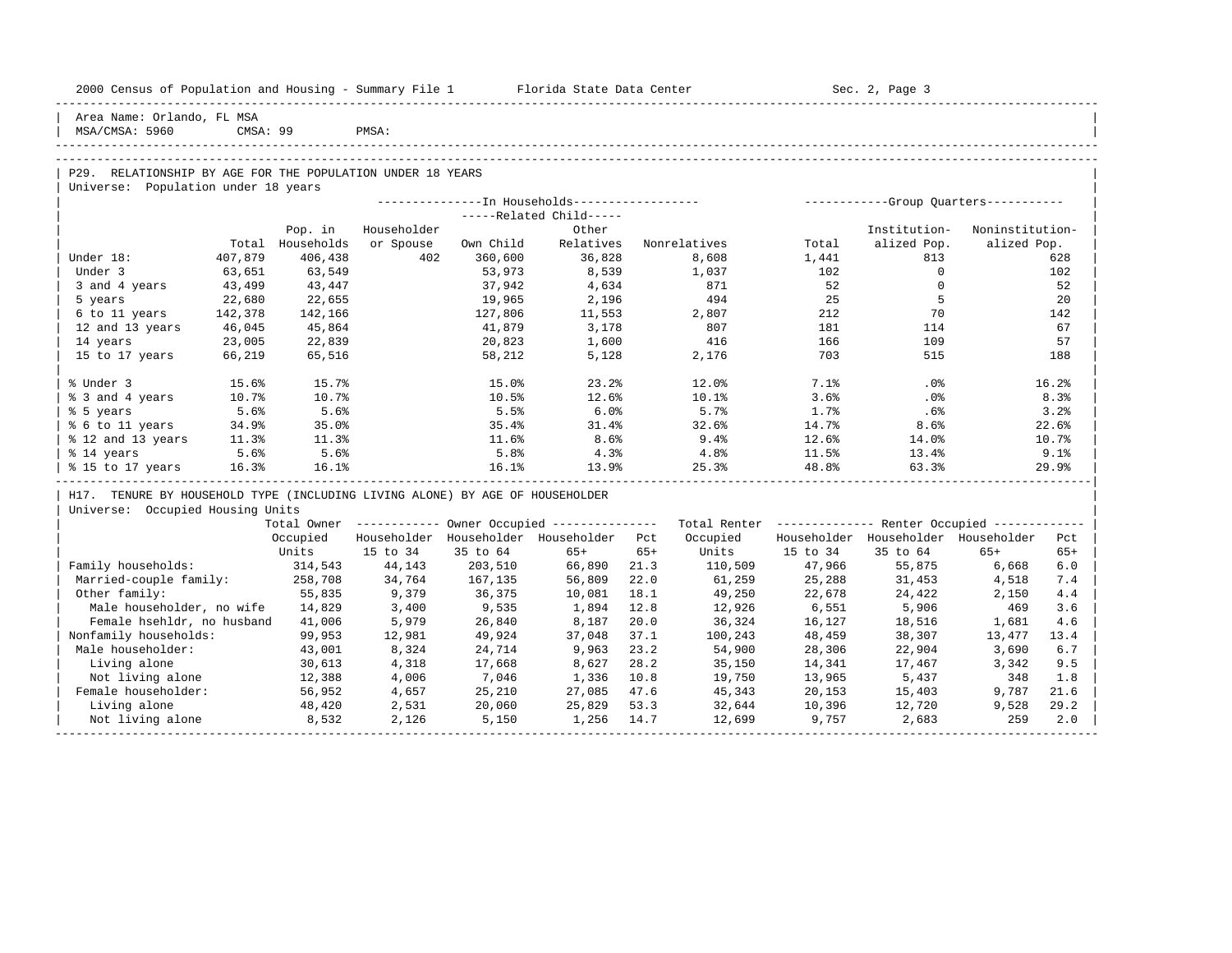Area Name: Orlando, FL MSA
MSA/CMSA: 5960 CMSA: 99 PMSA:

## P29. RELATIONSHIP BY AGE FOR THE POPULATION UNDER 18 YEARS

Universe: Population under 18 years

| | | In Households | | | | | Group Quarters | | |
|---|---|---|---|---|---|---|---|---|---|
| | | | | Related Child | | | | | |
| | Total | Pop. in Households | Householder or Spouse | Own Child | Other Relatives | Nonrelatives | Total | Institutionalized Pop. | Noninstitutionalized Pop. |
| Under 18: | 407,879 | 406,438 | 402 | 360,600 | 36,828 | 8,608 | 1,441 | 813 | 628 |
| Under 3 | 63,651 | 63,549 | | 53,973 | 8,539 | 1,037 | 102 | 0 | 102 |
| 3 and 4 years | 43,499 | 43,447 | | 37,942 | 4,634 | 871 | 52 | 0 | 52 |
| 5 years | 22,680 | 22,655 | | 19,965 | 2,196 | 494 | 25 | 5 | 20 |
| 6 to 11 years | 142,378 | 142,166 | | 127,806 | 11,553 | 2,807 | 212 | 70 | 142 |
| 12 and 13 years | 46,045 | 45,864 | | 41,879 | 3,178 | 807 | 181 | 114 | 67 |
| 14 years | 23,005 | 22,839 | | 20,823 | 1,600 | 416 | 166 | 109 | 57 |
| 15 to 17 years | 66,219 | 65,516 | | 58,212 | 5,128 | 2,176 | 703 | 515 | 188 |
| % Under 3 | 15.6% | 15.7% | | 15.0% | 23.2% | 12.0% | 7.1% | .0% | 16.2% |
| % 3 and 4 years | 10.7% | 10.7% | | 10.5% | 12.6% | 10.1% | 3.6% | .0% | 8.3% |
| % 5 years | 5.6% | 5.6% | | 5.5% | 6.0% | 5.7% | 1.7% | .6% | 3.2% |
| % 6 to 11 years | 34.9% | 35.0% | | 35.4% | 31.4% | 32.6% | 14.7% | 8.6% | 22.6% |
| % 12 and 13 years | 11.3% | 11.3% | | 11.6% | 8.6% | 9.4% | 12.6% | 14.0% | 10.7% |
| % 14 years | 5.6% | 5.6% | | 5.8% | 4.3% | 4.8% | 11.5% | 13.4% | 9.1% |
| % 15 to 17 years | 16.3% | 16.1% | | 16.1% | 13.9% | 25.3% | 48.8% | 63.3% | 29.9% |

## H17. TENURE BY HOUSEHOLD TYPE (INCLUDING LIVING ALONE) BY AGE OF HOUSEHOLDER

Universe: Occupied Housing Units

| | Total Owner Occupied Units | Owner Occupied | | | | Total Renter Occupied Units | Renter Occupied | | | |
|---|---|---|---|---|---|---|---|---|---|---|
| | | Householder 15 to 34 | Householder 35 to 64 | Householder 65+ | Pct 65+ | | Householder 15 to 34 | Householder 35 to 64 | Householder 65+ | Pct 65+ |
| Family households: | 314,543 | 44,143 | 203,510 | 66,890 | 21.3 | 110,509 | 47,966 | 55,875 | 6,668 | 6.0 |
| Married-couple family: | 258,708 | 34,764 | 167,135 | 56,809 | 22.0 | 61,259 | 25,288 | 31,453 | 4,518 | 7.4 |
| Other family: | 55,835 | 9,379 | 36,375 | 10,081 | 18.1 | 49,250 | 22,678 | 24,422 | 2,150 | 4.4 |
| Male householder, no wife | 14,829 | 3,400 | 9,535 | 1,894 | 12.8 | 12,926 | 6,551 | 5,906 | 469 | 3.6 |
| Female hsehldr, no husband | 41,006 | 5,979 | 26,840 | 8,187 | 20.0 | 36,324 | 16,127 | 18,516 | 1,681 | 4.6 |
| Nonfamily households: | 99,953 | 12,981 | 49,924 | 37,048 | 37.1 | 100,243 | 48,459 | 38,307 | 13,477 | 13.4 |
| Male householder: | 43,001 | 8,324 | 24,714 | 9,963 | 23.2 | 54,900 | 28,306 | 22,904 | 3,690 | 6.7 |
| Living alone | 30,613 | 4,318 | 17,668 | 8,627 | 28.2 | 35,150 | 14,341 | 17,467 | 3,342 | 9.5 |
| Not living alone | 12,388 | 4,006 | 7,046 | 1,336 | 10.8 | 19,750 | 13,965 | 5,437 | 348 | 1.8 |
| Female householder: | 56,952 | 4,657 | 25,210 | 27,085 | 47.6 | 45,343 | 20,153 | 15,403 | 9,787 | 21.6 |
| Living alone | 48,420 | 2,531 | 20,060 | 25,829 | 53.3 | 32,644 | 10,396 | 12,720 | 9,528 | 29.2 |
| Not living alone | 8,532 | 2,126 | 5,150 | 1,256 | 14.7 | 12,699 | 9,757 | 2,683 | 259 | 2.0 |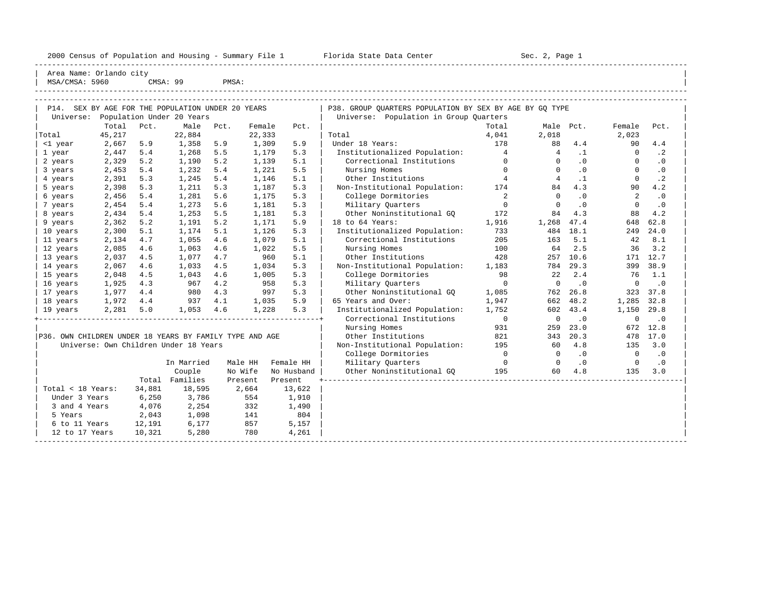Area Name: Orlando city
MSA/CMSA: 5960 CMSA: 99 PMSA:

## P14. SEX BY AGE FOR THE POPULATION UNDER 20 YEARS

Universe: Population Under 20 Years

| | Total | Pct. | Male | Pct. | Female | Pct. |
|---|---|---|---|---|---|---|
| Total | 45,217 | | 22,884 | | 22,333 | |
| <1 year | 2,667 | 5.9 | 1,358 | 5.9 | 1,309 | 5.9 |
| 1 year | 2,447 | 5.4 | 1,268 | 5.5 | 1,179 | 5.3 |
| 2 years | 2,329 | 5.2 | 1,190 | 5.2 | 1,139 | 5.1 |
| 3 years | 2,453 | 5.4 | 1,232 | 5.4 | 1,221 | 5.5 |
| 4 years | 2,391 | 5.3 | 1,245 | 5.4 | 1,146 | 5.1 |
| 5 years | 2,398 | 5.3 | 1,211 | 5.3 | 1,187 | 5.3 |
| 6 years | 2,456 | 5.4 | 1,281 | 5.6 | 1,175 | 5.3 |
| 7 years | 2,454 | 5.4 | 1,273 | 5.6 | 1,181 | 5.3 |
| 8 years | 2,434 | 5.4 | 1,253 | 5.5 | 1,181 | 5.3 |
| 9 years | 2,362 | 5.2 | 1,191 | 5.2 | 1,171 | 5.9 |
| 10 years | 2,300 | 5.1 | 1,174 | 5.1 | 1,126 | 5.3 |
| 11 years | 2,134 | 4.7 | 1,055 | 4.6 | 1,079 | 5.1 |
| 12 years | 2,085 | 4.6 | 1,063 | 4.6 | 1,022 | 5.5 |
| 13 years | 2,037 | 4.5 | 1,077 | 4.7 | 960 | 5.1 |
| 14 years | 2,067 | 4.6 | 1,033 | 4.5 | 1,034 | 5.3 |
| 15 years | 2,048 | 4.5 | 1,043 | 4.6 | 1,005 | 5.3 |
| 16 years | 1,925 | 4.3 | 967 | 4.2 | 958 | 5.3 |
| 17 years | 1,977 | 4.4 | 980 | 4.3 | 997 | 5.3 |
| 18 years | 1,972 | 4.4 | 937 | 4.1 | 1,035 | 5.9 |
| 19 years | 2,281 | 5.0 | 1,053 | 4.6 | 1,228 | 5.3 |

## P36. OWN CHILDREN UNDER 18 YEARS BY FAMILY TYPE AND AGE

Universe: Own Children Under 18 Years

| | Total | In Married Couple Families | Male HH No Wife Present | Female HH No Husband Present |
|---|---|---|---|---|
| Total < 18 Years: | 34,881 | 18,595 | 2,664 | 13,622 |
| Under 3 Years | 6,250 | 3,786 | 554 | 1,910 |
| 3 and 4 Years | 4,076 | 2,254 | 332 | 1,490 |
| 5 Years | 2,043 | 1,098 | 141 | 804 |
| 6 to 11 Years | 12,191 | 6,177 | 857 | 5,157 |
| 12 to 17 Years | 10,321 | 5,280 | 780 | 4,261 |

## P38. GROUP QUARTERS POPULATION BY SEX BY AGE BY GQ TYPE

Universe: Population in Group Quarters

| | Total | Male | Pct. | Female | Pct. |
|---|---|---|---|---|---|
| Total | 4,041 | 2,018 | | 2,023 | |
| Under 18 Years: | 178 | 88 | 4.4 | 90 | 4.4 |
| Institutionalized Population: | 4 | 4 | .1 | 0 | .2 |
| Correctional Institutions | 0 | 0 | .0 | 0 | .0 |
| Nursing Homes | 0 | 0 | .0 | 0 | .0 |
| Other Institutions | 4 | 4 | .1 | 0 | .2 |
| Non-Institutional Population: | 174 | 84 | 4.3 | 90 | 4.2 |
| College Dormitories | 2 | 0 | .0 | 2 | .0 |
| Military Quarters | 0 | 0 | .0 | 0 | .0 |
| Other Noninstitutional GQ | 172 | 84 | 4.3 | 88 | 4.2 |
| 18 to 64 Years: | 1,916 | 1,268 | 47.4 | 648 | 62.8 |
| Institutionalized Population: | 733 | 484 | 18.1 | 249 | 24.0 |
| Correctional Institutions | 205 | 163 | 5.1 | 42 | 8.1 |
| Nursing Homes | 100 | 64 | 2.5 | 36 | 3.2 |
| Other Institutions | 428 | 257 | 10.6 | 171 | 12.7 |
| Non-Institutional Population: | 1,183 | 784 | 29.3 | 399 | 38.9 |
| College Dormitories | 98 | 22 | 2.4 | 76 | 1.1 |
| Military Quarters | 0 | 0 | .0 | 0 | .0 |
| Other Noninstitutional GQ | 1,085 | 762 | 26.8 | 323 | 37.8 |
| 65 Years and Over: | 1,947 | 662 | 48.2 | 1,285 | 32.8 |
| Institutionalized Population: | 1,752 | 602 | 43.4 | 1,150 | 29.8 |
| Correctional Institutions | 0 | 0 | .0 | 0 | .0 |
| Nursing Homes | 931 | 259 | 23.0 | 672 | 12.8 |
| Other Institutions | 821 | 343 | 20.3 | 478 | 17.0 |
| Non-Institutional Population: | 195 | 60 | 4.8 | 135 | 3.0 |
| College Dormitories | 0 | 0 | .0 | 0 | .0 |
| Military Quarters | 0 | 0 | .0 | 0 | .0 |
| Other Noninstitutional GQ | 195 | 60 | 4.8 | 135 | 3.0 |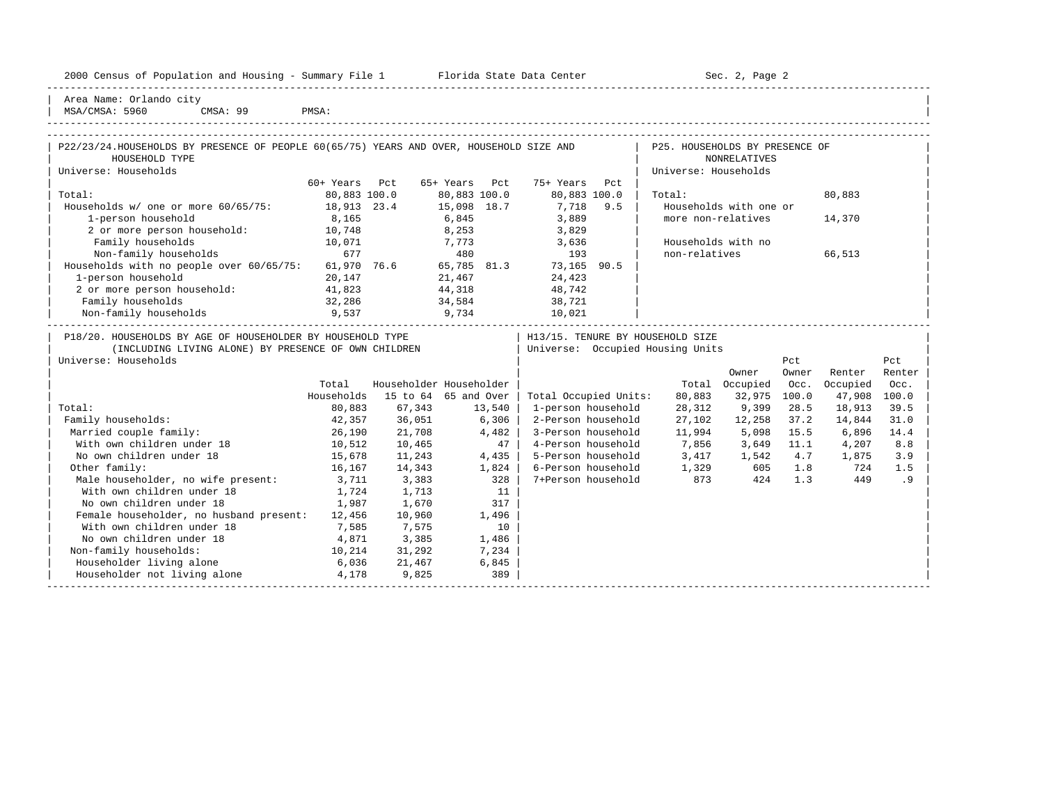Area Name: Orlando city
MSA/CMSA: 5960 CMSA: 99 PMSA:

## P22/23/24. HOUSEHOLDS BY PRESENCE OF PEOPLE 60(65/75) YEARS AND OVER, HOUSEHOLD SIZE AND HOUSEHOLD TYPE

Universe: Households

| | 60+ Years | Pct | 65+ Years | Pct | 75+ Years | Pct |
|---|---|---|---|---|---|---|
| Total: | 80,883 | 100.0 | 80,883 | 100.0 | 80,883 | 100.0 |
| Households w/ one or more 60/65/75: | 18,913 | 23.4 | 15,098 | 18.7 | 7,718 | 9.5 |
| 1-person household | 8,165 | | 6,845 | | 3,889 | |
| 2 or more person household: | 10,748 | | 8,253 | | 3,829 | |
| Family households | 10,071 | | 7,773 | | 3,636 | |
| Non-family households | 677 | | 480 | | 193 | |
| Households with no people over 60/65/75: | 61,970 | 76.6 | 65,785 | 81.3 | 73,165 | 90.5 |
| 1-person household | 20,147 | | 21,467 | | 24,423 | |
| 2 or more person household: | 41,823 | | 44,318 | | 48,742 | |
| Family households | 32,286 | | 34,584 | | 38,721 | |
| Non-family households | 9,537 | | 9,734 | | 10,021 | |

## P25. HOUSEHOLDS BY PRESENCE OF NONRELATIVES

Universe: Households

| | |
|---|---|
| Total: | 80,883 |
| Households with one or more non-relatives | 14,370 |
| Households with no non-relatives | 66,513 |

## P18/20. HOUSEHOLDS BY AGE OF HOUSEHOLDER BY HOUSEHOLD TYPE (INCLUDING LIVING ALONE) BY PRESENCE OF OWN CHILDREN

Universe: Households

| | Total Households | Householder 15 to 64 | Householder 65 and Over |
|---|---|---|---|
| Total: | 80,883 | 67,343 | 13,540 |
| Family households: | 42,357 | 36,051 | 6,306 |
| Married couple family: | 26,190 | 21,708 | 4,482 |
| With own children under 18 | 10,512 | 10,465 | 47 |
| No own children under 18 | 15,678 | 11,243 | 4,435 |
| Other family: | 16,167 | 14,343 | 1,824 |
| Male householder, no wife present: | 3,711 | 3,383 | 328 |
| With own children under 18 | 1,724 | 1,713 | 11 |
| No own children under 18 | 1,987 | 1,670 | 317 |
| Female householder, no husband present: | 12,456 | 10,960 | 1,496 |
| With own children under 18 | 7,585 | 7,575 | 10 |
| No own children under 18 | 4,871 | 3,385 | 1,486 |
| Non-family households: | 10,214 | 31,292 | 7,234 |
| Householder living alone | 6,036 | 21,467 | 6,845 |
| Householder not living alone | 4,178 | 9,825 | 389 |

## H13/15. TENURE BY HOUSEHOLD SIZE

Universe: Occupied Housing Units

| | Total | Owner Occupied | Pct Owner Occ. | Renter Occupied | Pct Renter Occ. |
|---|---|---|---|---|---|
| Total Occupied Units: | 80,883 | 32,975 | 100.0 | 47,908 | 100.0 |
| 1-person household | 28,312 | 9,399 | 28.5 | 18,913 | 39.5 |
| 2-Person household | 27,102 | 12,258 | 37.2 | 14,844 | 31.0 |
| 3-Person household | 11,994 | 5,098 | 15.5 | 6,896 | 14.4 |
| 4-Person household | 7,856 | 3,649 | 11.1 | 4,207 | 8.8 |
| 5-Person household | 3,417 | 1,542 | 4.7 | 1,875 | 3.9 |
| 6-Person household | 1,329 | 605 | 1.8 | 724 | 1.5 |
| 7+Person household | 873 | 424 | 1.3 | 449 | .9 |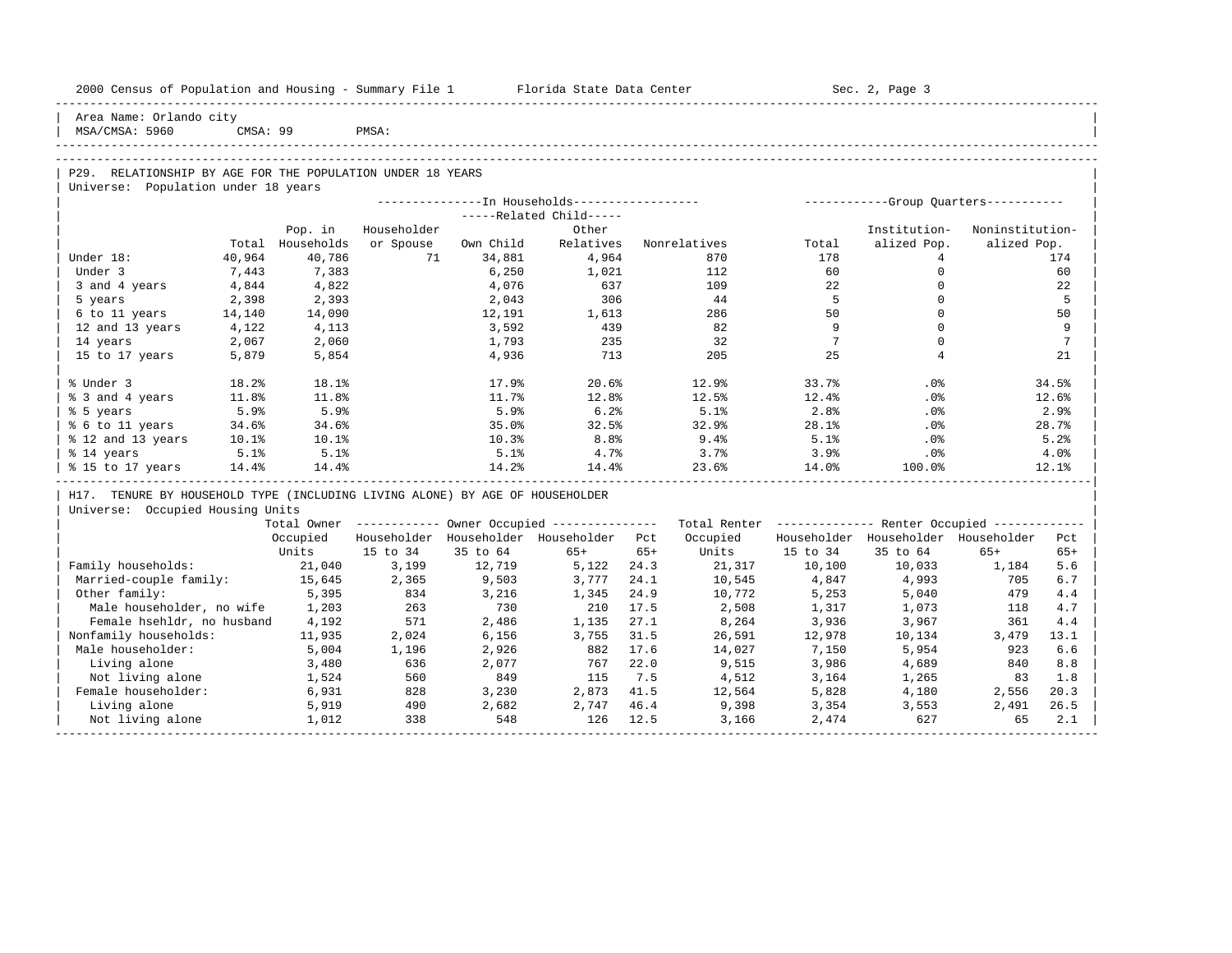2000 Census of Population and Housing - Summary File 1 Florida State Data Center Sec. 2, Page 3

Area Name: Orlando city
MSA/CMSA: 5960 CMSA: 99 PMSA:

## P29. RELATIONSHIP BY AGE FOR THE POPULATION UNDER 18 YEARS

Universe: Population under 18 years

| | Total | In Households: Pop. in Households | Householder or Spouse | Related Child: Own Child | Related Child: Other Relatives | Nonrelatives | Group Quarters: Total | Institution-alized Pop. | Noninstitution-alized Pop. |
|---|---|---|---|---|---|---|---|---|---|
| Under 18: | 40,964 | 40,786 | 71 | 34,881 | 4,964 | 870 | 178 | 4 | 174 |
| Under 3 | 7,443 | 7,383 | | 6,250 | 1,021 | 112 | 60 | 0 | 60 |
| 3 and 4 years | 4,844 | 4,822 | | 4,076 | 637 | 109 | 22 | 0 | 22 |
| 5 years | 2,398 | 2,393 | | 2,043 | 306 | 44 | 5 | 0 | 5 |
| 6 to 11 years | 14,140 | 14,090 | | 12,191 | 1,613 | 286 | 50 | 0 | 50 |
| 12 and 13 years | 4,122 | 4,113 | | 3,592 | 439 | 82 | 9 | 0 | 9 |
| 14 years | 2,067 | 2,060 | | 1,793 | 235 | 32 | 7 | 0 | 7 |
| 15 to 17 years | 5,879 | 5,854 | | 4,936 | 713 | 205 | 25 | 4 | 21 |
| % Under 3 | 18.2% | 18.1% | | 17.9% | 20.6% | 12.9% | 33.7% | .0% | 34.5% |
| % 3 and 4 years | 11.8% | 11.8% | | 11.7% | 12.8% | 12.5% | 12.4% | .0% | 12.6% |
| % 5 years | 5.9% | 5.9% | | 5.9% | 6.2% | 5.1% | 2.8% | .0% | 2.9% |
| % 6 to 11 years | 34.6% | 34.6% | | 35.0% | 32.5% | 32.9% | 28.1% | .0% | 28.7% |
| % 12 and 13 years | 10.1% | 10.1% | | 10.3% | 8.8% | 9.4% | 5.1% | .0% | 5.2% |
| % 14 years | 5.1% | 5.1% | | 5.1% | 4.7% | 3.7% | 3.9% | .0% | 4.0% |
| % 15 to 17 years | 14.4% | 14.4% | | 14.2% | 14.4% | 23.6% | 14.0% | 100.0% | 12.1% |

## H17. TENURE BY HOUSEHOLD TYPE (INCLUDING LIVING ALONE) BY AGE OF HOUSEHOLDER

Universe: Occupied Housing Units

| | Total Owner Occupied Units | Owner Occupied: Householder 15 to 34 | Householder 35 to 64 | Householder 65+ | Pct 65+ | Total Renter Occupied Units | Renter Occupied: Householder 15 to 34 | Householder 35 to 64 | Householder 65+ | Pct 65+ |
|---|---|---|---|---|---|---|---|---|---|---|
| Family households: | 21,040 | 3,199 | 12,719 | 5,122 | 24.3 | 21,317 | 10,100 | 10,033 | 1,184 | 5.6 |
| Married-couple family: | 15,645 | 2,365 | 9,503 | 3,777 | 24.1 | 10,545 | 4,847 | 4,993 | 705 | 6.7 |
| Other family: | 5,395 | 834 | 3,216 | 1,345 | 24.9 | 10,772 | 5,253 | 5,040 | 479 | 4.4 |
| Male householder, no wife | 1,203 | 263 | 730 | 210 | 17.5 | 2,508 | 1,317 | 1,073 | 118 | 4.7 |
| Female hsehldr, no husband | 4,192 | 571 | 2,486 | 1,135 | 27.1 | 8,264 | 3,936 | 3,967 | 361 | 4.4 |
| Nonfamily households: | 11,935 | 2,024 | 6,156 | 3,755 | 31.5 | 26,591 | 12,978 | 10,134 | 3,479 | 13.1 |
| Male householder: | 5,004 | 1,196 | 2,926 | 882 | 17.6 | 14,027 | 7,150 | 5,954 | 923 | 6.6 |
| Living alone | 3,480 | 636 | 2,077 | 767 | 22.0 | 9,515 | 3,986 | 4,689 | 840 | 8.8 |
| Not living alone | 1,524 | 560 | 849 | 115 | 7.5 | 4,512 | 3,164 | 1,265 | 83 | 1.8 |
| Female householder: | 6,931 | 828 | 3,230 | 2,873 | 41.5 | 12,564 | 5,828 | 4,180 | 2,556 | 20.3 |
| Living alone | 5,919 | 490 | 2,682 | 2,747 | 46.4 | 9,398 | 3,354 | 3,553 | 2,491 | 26.5 |
| Not living alone | 1,012 | 338 | 548 | 126 | 12.5 | 3,166 | 2,474 | 627 | 65 | 2.1 |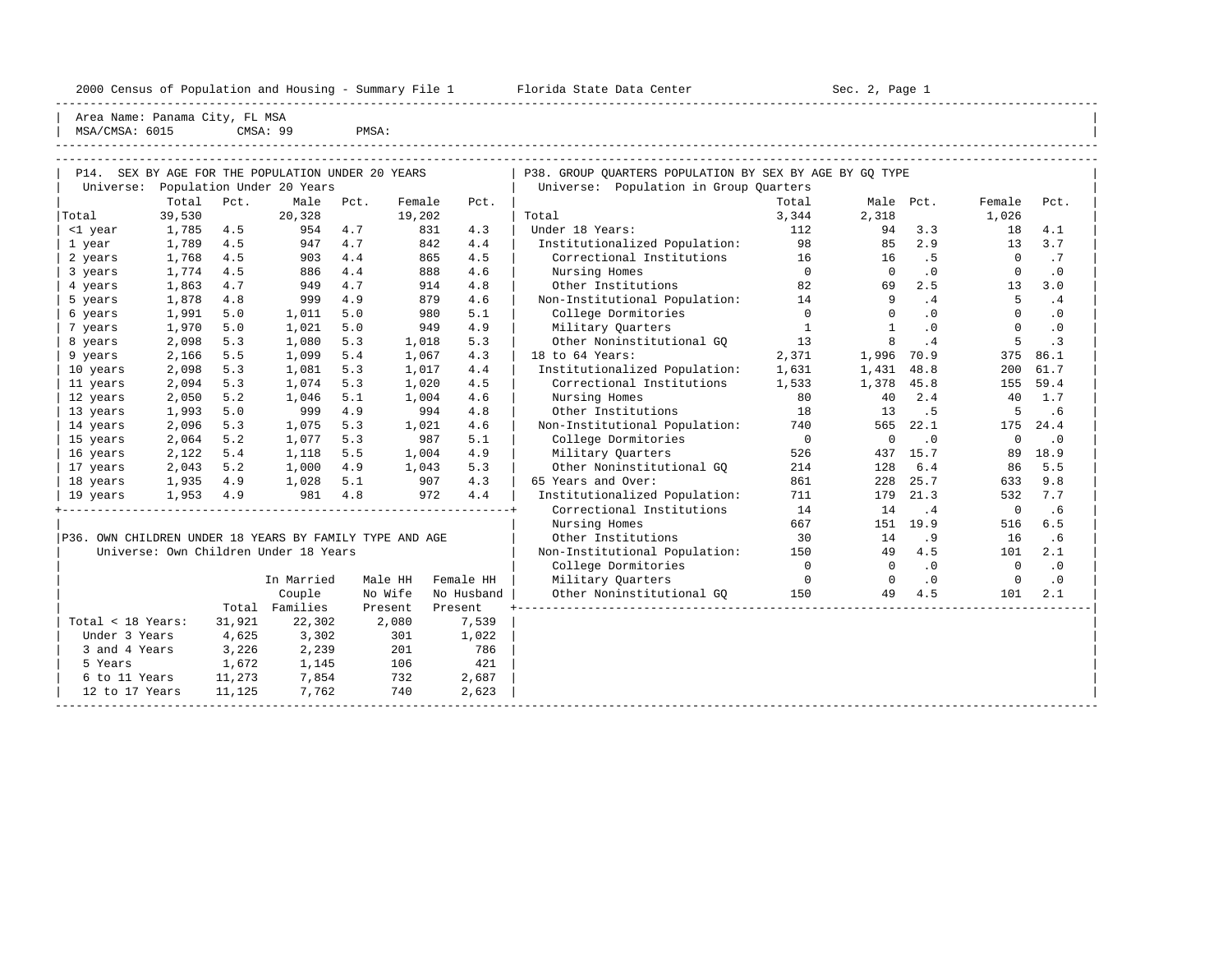Area Name: Panama City, FL MSA
MSA/CMSA: 6015 CMSA: 99 PMSA:

## P14. SEX BY AGE FOR THE POPULATION UNDER 20 YEARS

Universe: Population Under 20 Years

| | Total | Pct. | Male | Pct. | Female | Pct. |
|---|---|---|---|---|---|---|
| Total | 39,530 | | 20,328 | | 19,202 | |
| <1 year | 1,785 | 4.5 | 954 | 4.7 | 831 | 4.3 |
| 1 year | 1,789 | 4.5 | 947 | 4.7 | 842 | 4.4 |
| 2 years | 1,768 | 4.5 | 903 | 4.4 | 865 | 4.5 |
| 3 years | 1,774 | 4.5 | 886 | 4.4 | 888 | 4.6 |
| 4 years | 1,863 | 4.7 | 949 | 4.7 | 914 | 4.8 |
| 5 years | 1,878 | 4.8 | 999 | 4.9 | 879 | 4.6 |
| 6 years | 1,991 | 5.0 | 1,011 | 5.0 | 980 | 5.1 |
| 7 years | 1,970 | 5.0 | 1,021 | 5.0 | 949 | 4.9 |
| 8 years | 2,098 | 5.3 | 1,080 | 5.3 | 1,018 | 5.3 |
| 9 years | 2,166 | 5.5 | 1,099 | 5.4 | 1,067 | 4.3 |
| 10 years | 2,098 | 5.3 | 1,081 | 5.3 | 1,017 | 4.4 |
| 11 years | 2,094 | 5.3 | 1,074 | 5.3 | 1,020 | 4.5 |
| 12 years | 2,050 | 5.2 | 1,046 | 5.1 | 1,004 | 4.6 |
| 13 years | 1,993 | 5.0 | 999 | 4.9 | 994 | 4.8 |
| 14 years | 2,096 | 5.3 | 1,075 | 5.3 | 1,021 | 4.6 |
| 15 years | 2,064 | 5.2 | 1,077 | 5.3 | 987 | 5.1 |
| 16 years | 2,122 | 5.4 | 1,118 | 5.5 | 1,004 | 4.9 |
| 17 years | 2,043 | 5.2 | 1,000 | 4.9 | 1,043 | 5.3 |
| 18 years | 1,935 | 4.9 | 1,028 | 5.1 | 907 | 4.3 |
| 19 years | 1,953 | 4.9 | 981 | 4.8 | 972 | 4.4 |

## P36. OWN CHILDREN UNDER 18 YEARS BY FAMILY TYPE AND AGE

Universe: Own Children Under 18 Years

| | Total | In Married Couple Families | Male HH No Wife Present | Female HH No Husband Present |
|---|---|---|---|---|
| Total < 18 Years: | 31,921 | 22,302 | 2,080 | 7,539 |
| Under 3 Years | 4,625 | 3,302 | 301 | 1,022 |
| 3 and 4 Years | 3,226 | 2,239 | 201 | 786 |
| 5 Years | 1,672 | 1,145 | 106 | 421 |
| 6 to 11 Years | 11,273 | 7,854 | 732 | 2,687 |
| 12 to 17 Years | 11,125 | 7,762 | 740 | 2,623 |

## P38. GROUP QUARTERS POPULATION BY SEX BY AGE BY GQ TYPE

Universe: Population in Group Quarters

| | Total | Male | Pct. | Female | Pct. |
|---|---|---|---|---|---|
| Total | 3,344 | 2,318 | | 1,026 | |
| Under 18 Years: | 112 | 94 | 3.3 | 18 | 4.1 |
| Institutionalized Population: | 98 | 85 | 2.9 | 13 | 3.7 |
| Correctional Institutions | 16 | 16 | .5 | 0 | .7 |
| Nursing Homes | 0 | 0 | .0 | 0 | .0 |
| Other Institutions | 82 | 69 | 2.5 | 13 | 3.0 |
| Non-Institutional Population: | 14 | 9 | .4 | 5 | .4 |
| College Dormitories | 0 | 0 | .0 | 0 | .0 |
| Military Quarters | 1 | 1 | .0 | 0 | .0 |
| Other Noninstitutional GQ | 13 | 8 | .4 | 5 | .3 |
| 18 to 64 Years: | 2,371 | 1,996 | 70.9 | 375 | 86.1 |
| Institutionalized Population: | 1,631 | 1,431 | 48.8 | 200 | 61.7 |
| Correctional Institutions | 1,533 | 1,378 | 45.8 | 155 | 59.4 |
| Nursing Homes | 80 | 40 | 2.4 | 40 | 1.7 |
| Other Institutions | 18 | 13 | .5 | 5 | .6 |
| Non-Institutional Population: | 740 | 565 | 22.1 | 175 | 24.4 |
| College Dormitories | 0 | 0 | .0 | 0 | .0 |
| Military Quarters | 526 | 437 | 15.7 | 89 | 18.9 |
| Other Noninstitutional GQ | 214 | 128 | 6.4 | 86 | 5.5 |
| 65 Years and Over: | 861 | 228 | 25.7 | 633 | 9.8 |
| Institutionalized Population: | 711 | 179 | 21.3 | 532 | 7.7 |
| Correctional Institutions | 14 | 14 | .4 | 0 | .6 |
| Nursing Homes | 667 | 151 | 19.9 | 516 | 6.5 |
| Other Institutions | 30 | 14 | .9 | 16 | .6 |
| Non-Institutional Population: | 150 | 49 | 4.5 | 101 | 2.1 |
| College Dormitories | 0 | 0 | .0 | 0 | .0 |
| Military Quarters | 0 | 0 | .0 | 0 | .0 |
| Other Noninstitutional GQ | 150 | 49 | 4.5 | 101 | 2.1 |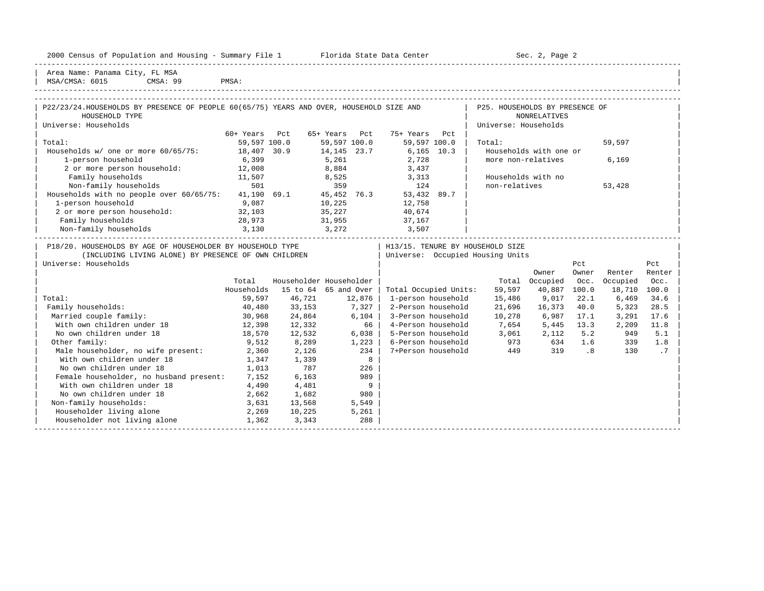Area Name: Panama City, FL MSA
MSA/CMSA: 6015 CMSA: 99 PMSA:

## P22/23/24. HOUSEHOLDS BY PRESENCE OF PEOPLE 60(65/75) YEARS AND OVER, HOUSEHOLD SIZE AND HOUSEHOLD TYPE

Universe: Households

| | 60+ Years | Pct | 65+ Years | Pct | 75+ Years | Pct |
|---|---|---|---|---|---|---|
| Total: | 59,597 | 100.0 | 59,597 | 100.0 | 59,597 | 100.0 |
| Households w/ one or more 60/65/75: | 18,407 | 30.9 | 14,145 | 23.7 | 6,165 | 10.3 |
| 1-person household | 6,399 | | 5,261 | | 2,728 | |
| 2 or more person household: | 12,008 | | 8,884 | | 3,437 | |
| Family households | 11,507 | | 8,525 | | 3,313 | |
| Non-family households | 501 | | 359 | | 124 | |
| Households with no people over 60/65/75: | 41,190 | 69.1 | 45,452 | 76.3 | 53,432 | 89.7 |
| 1-person household | 9,087 | | 10,225 | | 12,758 | |
| 2 or more person household: | 32,103 | | 35,227 | | 40,674 | |
| Family households | 28,973 | | 31,955 | | 37,167 | |
| Non-family households | 3,130 | | 3,272 | | 3,507 | |

## P25. HOUSEHOLDS BY PRESENCE OF NONRELATIVES

Universe: Households

| | |
|---|---|
| Total: | 59,597 |
| Households with one or more non-relatives | 6,169 |
| Households with no non-relatives | 53,428 |

## P18/20. HOUSEHOLDS BY AGE OF HOUSEHOLDER BY HOUSEHOLD TYPE (INCLUDING LIVING ALONE) BY PRESENCE OF OWN CHILDREN

Universe: Households

| | Total Households | Householder 15 to 64 | Householder 65 and Over |
|---|---|---|---|
| Total: | 59,597 | 46,721 | 12,876 |
| Family households: | 40,480 | 33,153 | 7,327 |
| Married couple family: | 30,968 | 24,864 | 6,104 |
| With own children under 18 | 12,398 | 12,332 | 66 |
| No own children under 18 | 18,570 | 12,532 | 6,038 |
| Other family: | 9,512 | 8,289 | 1,223 |
| Male householder, no wife present: | 2,360 | 2,126 | 234 |
| With own children under 18 | 1,347 | 1,339 | 8 |
| No own children under 18 | 1,013 | 787 | 226 |
| Female householder, no husband present: | 7,152 | 6,163 | 989 |
| With own children under 18 | 4,490 | 4,481 | 9 |
| No own children under 18 | 2,662 | 1,682 | 980 |
| Non-family households: | 3,631 | 13,568 | 5,549 |
| Householder living alone | 2,269 | 10,225 | 5,261 |
| Householder not living alone | 1,362 | 3,343 | 288 |

## H13/15. TENURE BY HOUSEHOLD SIZE

Universe: Occupied Housing Units

| | Total | Owner Occupied | Pct Owner Occ. | Renter Occupied | Pct Renter Occ. |
|---|---|---|---|---|---|
| Total Occupied Units: | 59,597 | 40,887 | 100.0 | 18,710 | 100.0 |
| 1-person household | 15,486 | 9,017 | 22.1 | 6,469 | 34.6 |
| 2-Person household | 21,696 | 16,373 | 40.0 | 5,323 | 28.5 |
| 3-Person household | 10,278 | 6,987 | 17.1 | 3,291 | 17.6 |
| 4-Person household | 7,654 | 5,445 | 13.3 | 2,209 | 11.8 |
| 5-Person household | 3,061 | 2,112 | 5.2 | 949 | 5.1 |
| 6-Person household | 973 | 634 | 1.6 | 339 | 1.8 |
| 7+Person household | 449 | 319 | .8 | 130 | .7 |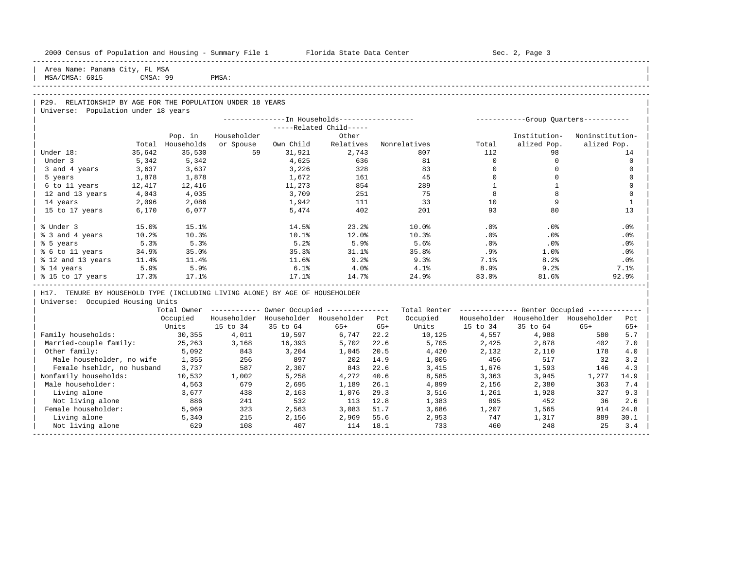Area Name: Panama City, FL MSA
MSA/CMSA: 6015 CMSA: 99 PMSA:

## P29. RELATIONSHIP BY AGE FOR THE POPULATION UNDER 18 YEARS

Universe: Population under 18 years

| | Total | In Households: Pop. in Households | Related Child: Householder or Spouse | Related Child: Own Child | Related Child: Other Relatives | Nonrelatives | Group Quarters: Total | Group Quarters: Institution-alized Pop. | Group Quarters: Noninstitution-alized Pop. |
|---|---|---|---|---|---|---|---|---|---|
| Under 18: | 35,642 | 35,530 | 59 | 31,921 | 2,743 | 807 | 112 | 98 | 14 |
| Under 3 | 5,342 | 5,342 | | 4,625 | 636 | 81 | 0 | 0 | 0 |
| 3 and 4 years | 3,637 | 3,637 | | 3,226 | 328 | 83 | 0 | 0 | 0 |
| 5 years | 1,878 | 1,878 | | 1,672 | 161 | 45 | 0 | 0 | 0 |
| 6 to 11 years | 12,417 | 12,416 | | 11,273 | 854 | 289 | 1 | 1 | 0 |
| 12 and 13 years | 4,043 | 4,035 | | 3,709 | 251 | 75 | 8 | 8 | 0 |
| 14 years | 2,096 | 2,086 | | 1,942 | 111 | 33 | 10 | 9 | 1 |
| 15 to 17 years | 6,170 | 6,077 | | 5,474 | 402 | 201 | 93 | 80 | 13 |
| % Under 3 | 15.0% | 15.1% | | 14.5% | 23.2% | 10.0% | .0% | .0% | .0% |
| % 3 and 4 years | 10.2% | 10.3% | | 10.1% | 12.0% | 10.3% | .0% | .0% | .0% |
| % 5 years | 5.3% | 5.3% | | 5.2% | 5.9% | 5.6% | .0% | .0% | .0% |
| % 6 to 11 years | 34.9% | 35.0% | | 35.3% | 31.1% | 35.8% | .9% | 1.0% | .0% |
| % 12 and 13 years | 11.4% | 11.4% | | 11.6% | 9.2% | 9.3% | 7.1% | 8.2% | .0% |
| % 14 years | 5.9% | 5.9% | | 6.1% | 4.0% | 4.1% | 8.9% | 9.2% | 7.1% |
| % 15 to 17 years | 17.3% | 17.1% | | 17.1% | 14.7% | 24.9% | 83.0% | 81.6% | 92.9% |

## H17. TENURE BY HOUSEHOLD TYPE (INCLUDING LIVING ALONE) BY AGE OF HOUSEHOLDER

Universe: Occupied Housing Units

| | Total Owner Occupied Units | Owner Occupied: Householder 15 to 34 | Owner Occupied: Householder 35 to 64 | Owner Occupied: Householder 65+ | Pct 65+ | Total Renter Occupied Units | Renter Occupied: Householder 15 to 34 | Renter Occupied: Householder 35 to 64 | Renter Occupied: Householder 65+ | Pct 65+ |
|---|---|---|---|---|---|---|---|---|---|---|
| Family households: | 30,355 | 4,011 | 19,597 | 6,747 | 22.2 | 10,125 | 4,557 | 4,988 | 580 | 5.7 |
| Married-couple family: | 25,263 | 3,168 | 16,393 | 5,702 | 22.6 | 5,705 | 2,425 | 2,878 | 402 | 7.0 |
| Other family: | 5,092 | 843 | 3,204 | 1,045 | 20.5 | 4,420 | 2,132 | 2,110 | 178 | 4.0 |
| Male householder, no wife | 1,355 | 256 | 897 | 202 | 14.9 | 1,005 | 456 | 517 | 32 | 3.2 |
| Female hsehldr, no husband | 3,737 | 587 | 2,307 | 843 | 22.6 | 3,415 | 1,676 | 1,593 | 146 | 4.3 |
| Nonfamily households: | 10,532 | 1,002 | 5,258 | 4,272 | 40.6 | 8,585 | 3,363 | 3,945 | 1,277 | 14.9 |
| Male householder: | 4,563 | 679 | 2,695 | 1,189 | 26.1 | 4,899 | 2,156 | 2,380 | 363 | 7.4 |
| Living alone | 3,677 | 438 | 2,163 | 1,076 | 29.3 | 3,516 | 1,261 | 1,928 | 327 | 9.3 |
| Not living alone | 886 | 241 | 532 | 113 | 12.8 | 1,383 | 895 | 452 | 36 | 2.6 |
| Female householder: | 5,969 | 323 | 2,563 | 3,083 | 51.7 | 3,686 | 1,207 | 1,565 | 914 | 24.8 |
| Living alone | 5,340 | 215 | 2,156 | 2,969 | 55.6 | 2,953 | 747 | 1,317 | 889 | 30.1 |
| Not living alone | 629 | 108 | 407 | 114 | 18.1 | 733 | 460 | 248 | 25 | 3.4 |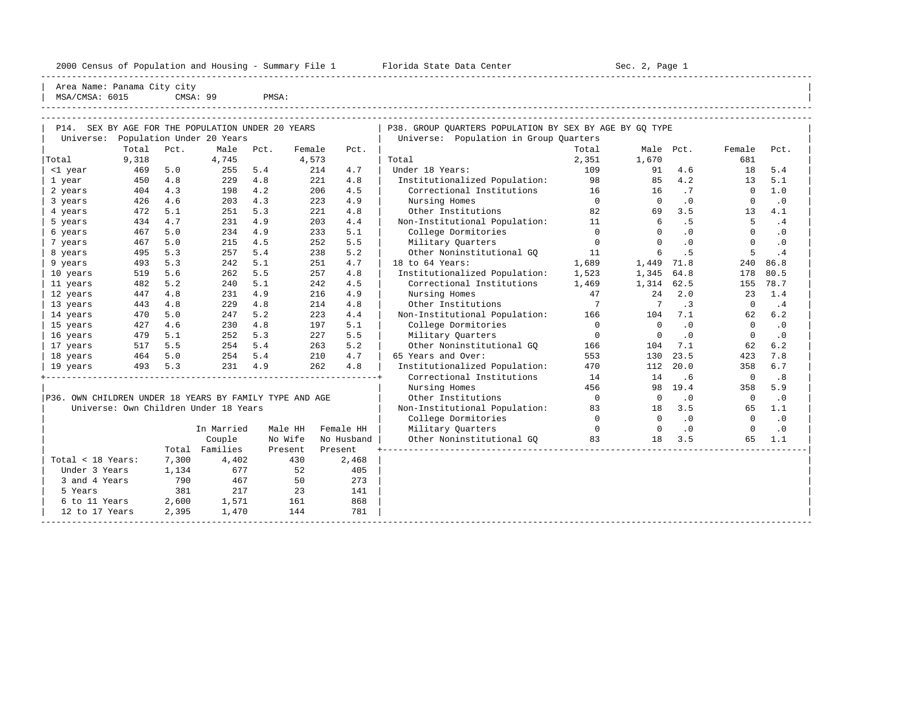Area Name: Panama City city
MSA/CMSA: 6015 CMSA: 99 PMSA:

## P14. SEX BY AGE FOR THE POPULATION UNDER 20 YEARS

Universe: Population Under 20 Years

| | Total | Pct. | Male | Pct. | Female | Pct. |
|---|---|---|---|---|---|---|
| Total | 9,318 | | 4,745 | | 4,573 | |
| <1 year | 469 | 5.0 | 255 | 5.4 | 214 | 4.7 |
| 1 year | 450 | 4.8 | 229 | 4.8 | 221 | 4.8 |
| 2 years | 404 | 4.3 | 198 | 4.2 | 206 | 4.5 |
| 3 years | 426 | 4.6 | 203 | 4.3 | 223 | 4.9 |
| 4 years | 472 | 5.1 | 251 | 5.3 | 221 | 4.8 |
| 5 years | 434 | 4.7 | 231 | 4.9 | 203 | 4.4 |
| 6 years | 467 | 5.0 | 234 | 4.9 | 233 | 5.1 |
| 7 years | 467 | 5.0 | 215 | 4.5 | 252 | 5.5 |
| 8 years | 495 | 5.3 | 257 | 5.4 | 238 | 5.2 |
| 9 years | 493 | 5.3 | 242 | 5.1 | 251 | 4.7 |
| 10 years | 519 | 5.6 | 262 | 5.5 | 257 | 4.8 |
| 11 years | 482 | 5.2 | 240 | 5.1 | 242 | 4.5 |
| 12 years | 447 | 4.8 | 231 | 4.9 | 216 | 4.9 |
| 13 years | 443 | 4.8 | 229 | 4.8 | 214 | 4.8 |
| 14 years | 470 | 5.0 | 247 | 5.2 | 223 | 4.4 |
| 15 years | 427 | 4.6 | 230 | 4.8 | 197 | 5.1 |
| 16 years | 479 | 5.1 | 252 | 5.3 | 227 | 5.5 |
| 17 years | 517 | 5.5 | 254 | 5.4 | 263 | 5.2 |
| 18 years | 464 | 5.0 | 254 | 5.4 | 210 | 4.7 |
| 19 years | 493 | 5.3 | 231 | 4.9 | 262 | 4.8 |

## P36. OWN CHILDREN UNDER 18 YEARS BY FAMILY TYPE AND AGE

Universe: Own Children Under 18 Years

| | Total | In Married Couple Families | Male HH No Wife Present | Female HH No Husband Present |
|---|---|---|---|---|
| Total < 18 Years: | 7,300 | 4,402 | 430 | 2,468 |
| Under 3 Years | 1,134 | 677 | 52 | 405 |
| 3 and 4 Years | 790 | 467 | 50 | 273 |
| 5 Years | 381 | 217 | 23 | 141 |
| 6 to 11 Years | 2,600 | 1,571 | 161 | 868 |
| 12 to 17 Years | 2,395 | 1,470 | 144 | 781 |

## P38. GROUP QUARTERS POPULATION BY SEX BY AGE BY GQ TYPE

Universe: Population in Group Quarters

| | Total | Male | Pct. | Female | Pct. |
|---|---|---|---|---|---|
| Total | 2,351 | 1,670 | | 681 | |
| Under 18 Years: | 109 | 91 | 4.6 | 18 | 5.4 |
| Institutionalized Population: | 98 | 85 | 4.2 | 13 | 5.1 |
| Correctional Institutions | 16 | 16 | .7 | 0 | 1.0 |
| Nursing Homes | 0 | 0 | .0 | 0 | .0 |
| Other Institutions | 82 | 69 | 3.5 | 13 | 4.1 |
| Non-Institutional Population: | 11 | 6 | .5 | 5 | .4 |
| College Dormitories | 0 | 0 | .0 | 0 | .0 |
| Military Quarters | 0 | 0 | .0 | 0 | .0 |
| Other Noninstitutional GQ | 11 | 6 | .5 | 5 | .4 |
| 18 to 64 Years: | 1,689 | 1,449 | 71.8 | 240 | 86.8 |
| Institutionalized Population: | 1,523 | 1,345 | 64.8 | 178 | 80.5 |
| Correctional Institutions | 1,469 | 1,314 | 62.5 | 155 | 78.7 |
| Nursing Homes | 47 | 24 | 2.0 | 23 | 1.4 |
| Other Institutions | 7 | 7 | .3 | 0 | .4 |
| Non-Institutional Population: | 166 | 104 | 7.1 | 62 | 6.2 |
| College Dormitories | 0 | 0 | .0 | 0 | .0 |
| Military Quarters | 0 | 0 | .0 | 0 | .0 |
| Other Noninstitutional GQ | 166 | 104 | 7.1 | 62 | 6.2 |
| 65 Years and Over: | 553 | 130 | 23.5 | 423 | 7.8 |
| Institutionalized Population: | 470 | 112 | 20.0 | 358 | 6.7 |
| Correctional Institutions | 14 | 14 | .6 | 0 | .8 |
| Nursing Homes | 456 | 98 | 19.4 | 358 | 5.9 |
| Other Institutions | 0 | 0 | .0 | 0 | .0 |
| Non-Institutional Population: | 83 | 18 | 3.5 | 65 | 1.1 |
| College Dormitories | 0 | 0 | .0 | 0 | .0 |
| Military Quarters | 0 | 0 | .0 | 0 | .0 |
| Other Noninstitutional GQ | 83 | 18 | 3.5 | 65 | 1.1 |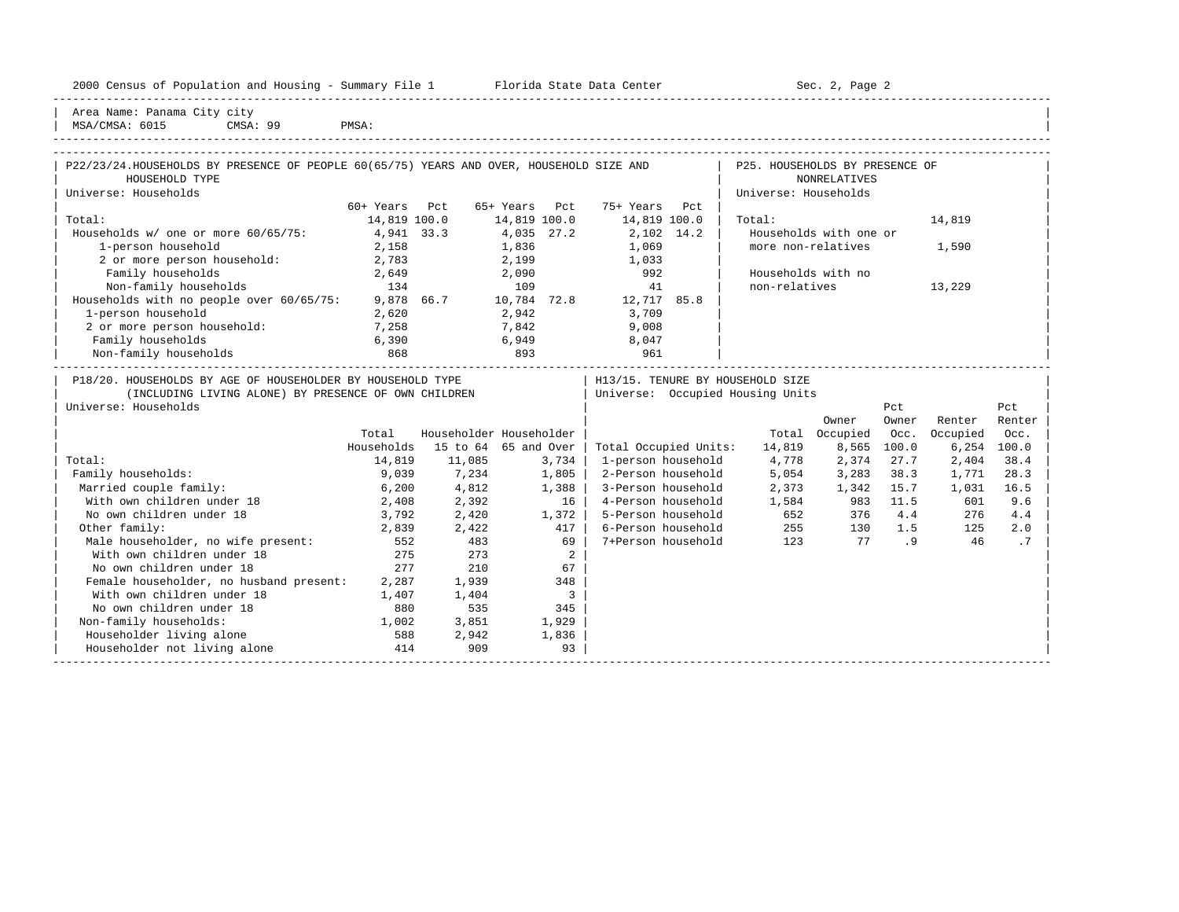Area Name: Panama City city
MSA/CMSA: 6015 CMSA: 99 PMSA:

## P22/23/24. HOUSEHOLDS BY PRESENCE OF PEOPLE 60(65/75) YEARS AND OVER, HOUSEHOLD SIZE AND HOUSEHOLD TYPE

Universe: Households

| | 60+ Years | Pct | 65+ Years | Pct | 75+ Years | Pct |
|---|---|---|---|---|---|---|
| Total: | 14,819 | 100.0 | 14,819 | 100.0 | 14,819 | 100.0 |
| Households w/ one or more 60/65/75: | 4,941 | 33.3 | 4,035 | 27.2 | 2,102 | 14.2 |
| 1-person household | 2,158 | | 1,836 | | 1,069 | |
| 2 or more person household: | 2,783 | | 2,199 | | 1,033 | |
| Family households | 2,649 | | 2,090 | | 992 | |
| Non-family households | 134 | | 109 | | 41 | |
| Households with no people over 60/65/75: | 9,878 | 66.7 | 10,784 | 72.8 | 12,717 | 85.8 |
| 1-person household | 2,620 | | 2,942 | | 3,709 | |
| 2 or more person household: | 7,258 | | 7,842 | | 9,008 | |
| Family households | 6,390 | | 6,949 | | 8,047 | |
| Non-family households | 868 | | 893 | | 961 | |

## P25. HOUSEHOLDS BY PRESENCE OF NONRELATIVES

Universe: Households

| | |
|---|---|
| Total: | 14,819 |
| Households with one or more non-relatives | 1,590 |
| Households with no non-relatives | 13,229 |

## P18/20. HOUSEHOLDS BY AGE OF HOUSEHOLDER BY HOUSEHOLD TYPE (INCLUDING LIVING ALONE) BY PRESENCE OF OWN CHILDREN

Universe: Households

| | Total Households | Householder 15 to 64 | Householder 65 and Over |
|---|---|---|---|
| Total: | 14,819 | 11,085 | 3,734 |
| Family households: | 9,039 | 7,234 | 1,805 |
| Married couple family: | 6,200 | 4,812 | 1,388 |
| With own children under 18 | 2,408 | 2,392 | 16 |
| No own children under 18 | 3,792 | 2,420 | 1,372 |
| Other family: | 2,839 | 2,422 | 417 |
| Male householder, no wife present: | 552 | 483 | 69 |
| With own children under 18 | 275 | 273 | 2 |
| No own children under 18 | 277 | 210 | 67 |
| Female householder, no husband present: | 2,287 | 1,939 | 348 |
| With own children under 18 | 1,407 | 1,404 | 3 |
| No own children under 18 | 880 | 535 | 345 |
| Non-family households: | 1,002 | 3,851 | 1,929 |
| Householder living alone | 588 | 2,942 | 1,836 |
| Householder not living alone | 414 | 909 | 93 |

## H13/15. TENURE BY HOUSEHOLD SIZE

Universe: Occupied Housing Units

| | Total | Owner Occupied | Pct Owner Occ. | Renter Occupied | Pct Renter Occ. |
|---|---|---|---|---|---|
| Total Occupied Units: | 14,819 | 8,565 | 100.0 | 6,254 | 100.0 |
| 1-person household | 4,778 | 2,374 | 27.7 | 2,404 | 38.4 |
| 2-Person household | 5,054 | 3,283 | 38.3 | 1,771 | 28.3 |
| 3-Person household | 2,373 | 1,342 | 15.7 | 1,031 | 16.5 |
| 4-Person household | 1,584 | 983 | 11.5 | 601 | 9.6 |
| 5-Person household | 652 | 376 | 4.4 | 276 | 4.4 |
| 6-Person household | 255 | 130 | 1.5 | 125 | 2.0 |
| 7+Person household | 123 | 77 | .9 | 46 | .7 |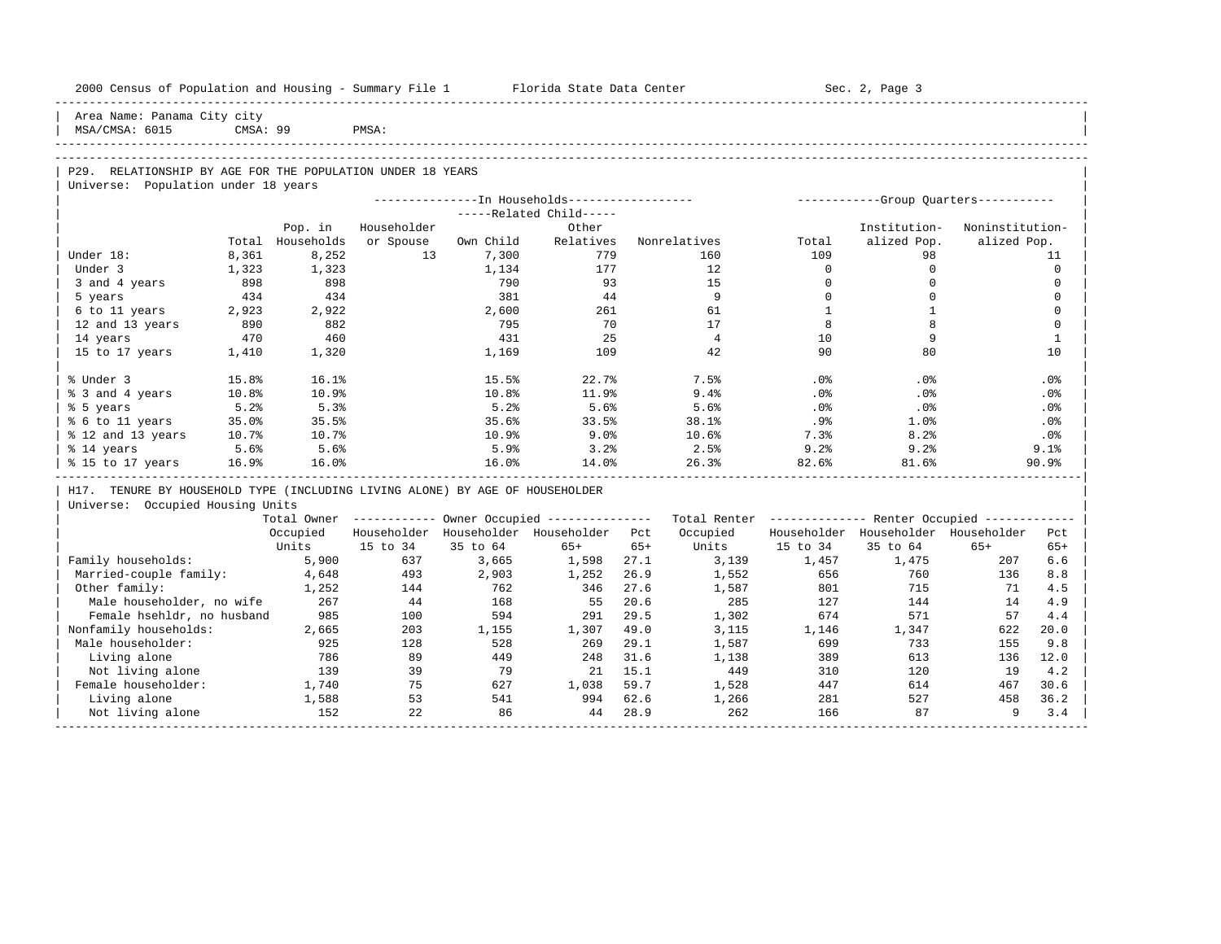Area Name: Panama City city
MSA/CMSA: 6015 CMSA: 99 PMSA:

## P29. RELATIONSHIP BY AGE FOR THE POPULATION UNDER 18 YEARS

Universe: Population under 18 years

| | Total | In Households: Pop. in Households | Householder or Spouse | Related Child: Own Child | Related Child: Other Relatives | Nonrelatives | Group Quarters: Total | Institutionalized Pop. | Noninstitutionalized Pop. |
|---|---|---|---|---|---|---|---|---|---|
| Under 18: | 8,361 | 8,252 | 13 | 7,300 | 779 | 160 | 109 | 98 | 11 |
| Under 3 | 1,323 | 1,323 | | 1,134 | 177 | 12 | 0 | 0 | 0 |
| 3 and 4 years | 898 | 898 | | 790 | 93 | 15 | 0 | 0 | 0 |
| 5 years | 434 | 434 | | 381 | 44 | 9 | 0 | 0 | 0 |
| 6 to 11 years | 2,923 | 2,922 | | 2,600 | 261 | 61 | 1 | 1 | 0 |
| 12 and 13 years | 890 | 882 | | 795 | 70 | 17 | 8 | 8 | 0 |
| 14 years | 470 | 460 | | 431 | 25 | 4 | 10 | 9 | 1 |
| 15 to 17 years | 1,410 | 1,320 | | 1,169 | 109 | 42 | 90 | 80 | 10 |
| % Under 3 | 15.8% | 16.1% | | 15.5% | 22.7% | 7.5% | .0% | .0% | .0% |
| % 3 and 4 years | 10.8% | 10.9% | | 10.8% | 11.9% | 9.4% | .0% | .0% | .0% |
| % 5 years | 5.2% | 5.3% | | 5.2% | 5.6% | 5.6% | .0% | .0% | .0% |
| % 6 to 11 years | 35.0% | 35.5% | | 35.6% | 33.5% | 38.1% | .9% | 1.0% | .0% |
| % 12 and 13 years | 10.7% | 10.7% | | 10.9% | 9.0% | 10.6% | 7.3% | 8.2% | .0% |
| % 14 years | 5.6% | 5.6% | | 5.9% | 3.2% | 2.5% | 9.2% | 9.2% | 9.1% |
| % 15 to 17 years | 16.9% | 16.0% | | 16.0% | 14.0% | 26.3% | 82.6% | 81.6% | 90.9% |

## H17. TENURE BY HOUSEHOLD TYPE (INCLUDING LIVING ALONE) BY AGE OF HOUSEHOLDER

Universe: Occupied Housing Units

| | Total Owner Occupied Units | Owner Occupied: Householder 15 to 34 | Householder 35 to 64 | Householder 65+ | Pct 65+ | Total Renter Occupied Units | Renter Occupied: Householder 15 to 34 | Householder 35 to 64 | Householder 65+ | Pct 65+ |
|---|---|---|---|---|---|---|---|---|---|---|
| Family households: | 5,900 | 637 | 3,665 | 1,598 | 27.1 | 3,139 | 1,457 | 1,475 | 207 | 6.6 |
| Married-couple family: | 4,648 | 493 | 2,903 | 1,252 | 26.9 | 1,552 | 656 | 760 | 136 | 8.8 |
| Other family: | 1,252 | 144 | 762 | 346 | 27.6 | 1,587 | 801 | 715 | 71 | 4.5 |
| Male householder, no wife | 267 | 44 | 168 | 55 | 20.6 | 285 | 127 | 144 | 14 | 4.9 |
| Female hsehldr, no husband | 985 | 100 | 594 | 291 | 29.5 | 1,302 | 674 | 571 | 57 | 4.4 |
| Nonfamily households: | 2,665 | 203 | 1,155 | 1,307 | 49.0 | 3,115 | 1,146 | 1,347 | 622 | 20.0 |
| Male householder: | 925 | 128 | 528 | 269 | 29.1 | 1,587 | 699 | 733 | 155 | 9.8 |
| Living alone | 786 | 89 | 449 | 248 | 31.6 | 1,138 | 389 | 613 | 136 | 12.0 |
| Not living alone | 139 | 39 | 79 | 21 | 15.1 | 449 | 310 | 120 | 19 | 4.2 |
| Female householder: | 1,740 | 75 | 627 | 1,038 | 59.7 | 1,528 | 447 | 614 | 467 | 30.6 |
| Living alone | 1,588 | 53 | 541 | 994 | 62.6 | 1,266 | 281 | 527 | 458 | 36.2 |
| Not living alone | 152 | 22 | 86 | 44 | 28.9 | 262 | 166 | 87 | 9 | 3.4 |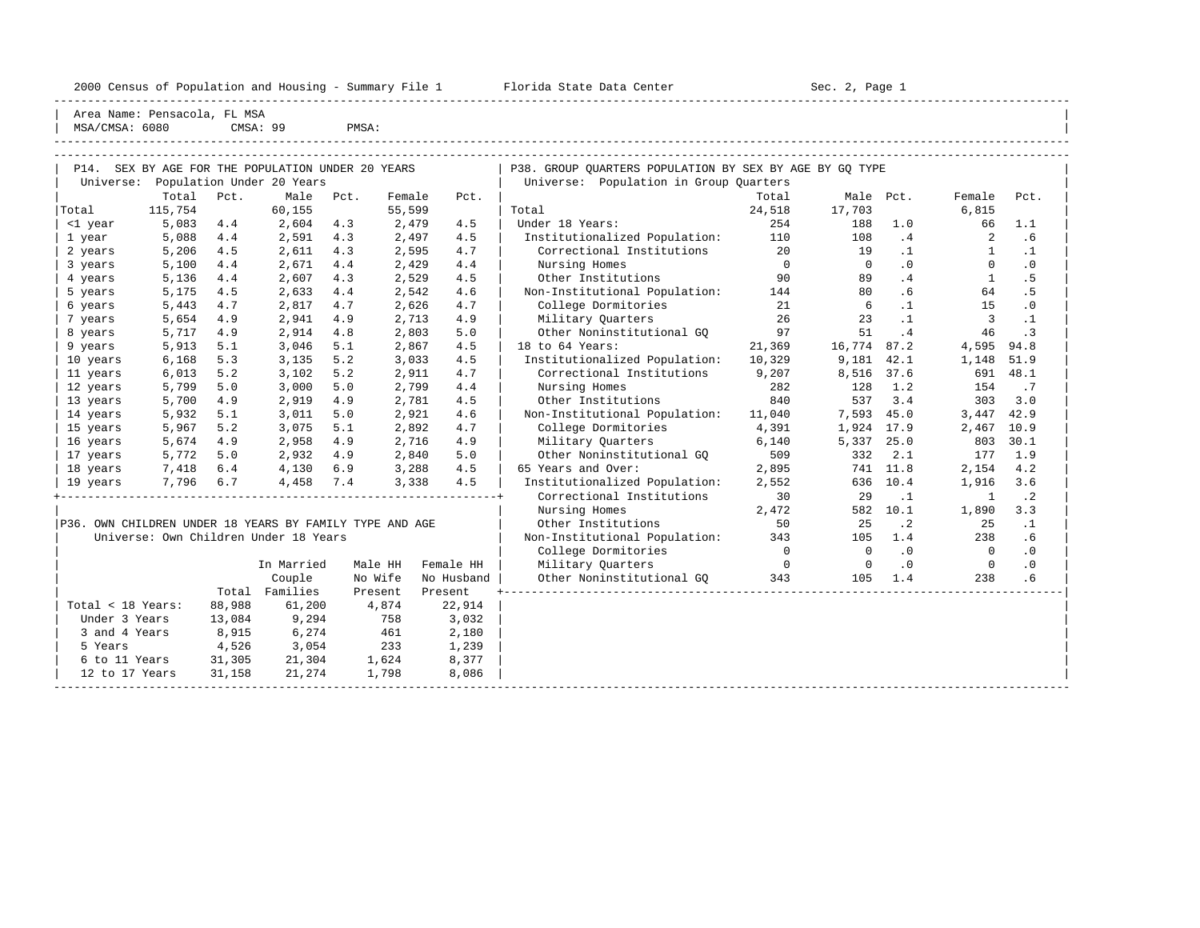2000 Census of Population and Housing - Summary File 1 Florida State Data Center Sec. 2, Page 1

Area Name: Pensacola, FL MSA
MSA/CMSA: 6080 CMSA: 99 PMSA:

## P14. SEX BY AGE FOR THE POPULATION UNDER 20 YEARS

Universe: Population Under 20 Years

| | Total | Pct. | Male | Pct. | Female | Pct. |
|---|---|---|---|---|---|---|
| Total | 115,754 | | 60,155 | | 55,599 | |
| <1 year | 5,083 | 4.4 | 2,604 | 4.3 | 2,479 | 4.5 |
| 1 year | 5,088 | 4.4 | 2,591 | 4.3 | 2,497 | 4.5 |
| 2 years | 5,206 | 4.5 | 2,611 | 4.3 | 2,595 | 4.7 |
| 3 years | 5,100 | 4.4 | 2,671 | 4.4 | 2,429 | 4.4 |
| 4 years | 5,136 | 4.4 | 2,607 | 4.3 | 2,529 | 4.5 |
| 5 years | 5,175 | 4.5 | 2,633 | 4.4 | 2,542 | 4.6 |
| 6 years | 5,443 | 4.7 | 2,817 | 4.7 | 2,626 | 4.7 |
| 7 years | 5,654 | 4.9 | 2,941 | 4.9 | 2,713 | 4.9 |
| 8 years | 5,717 | 4.9 | 2,914 | 4.8 | 2,803 | 5.0 |
| 9 years | 5,913 | 5.1 | 3,046 | 5.1 | 2,867 | 4.5 |
| 10 years | 6,168 | 5.3 | 3,135 | 5.2 | 3,033 | 4.5 |
| 11 years | 6,013 | 5.2 | 3,102 | 5.2 | 2,911 | 4.7 |
| 12 years | 5,799 | 5.0 | 3,000 | 5.0 | 2,799 | 4.4 |
| 13 years | 5,700 | 4.9 | 2,919 | 4.9 | 2,781 | 4.5 |
| 14 years | 5,932 | 5.1 | 3,011 | 5.0 | 2,921 | 4.6 |
| 15 years | 5,967 | 5.2 | 3,075 | 5.1 | 2,892 | 4.7 |
| 16 years | 5,674 | 4.9 | 2,958 | 4.9 | 2,716 | 4.9 |
| 17 years | 5,772 | 5.0 | 2,932 | 4.9 | 2,840 | 5.0 |
| 18 years | 7,418 | 6.4 | 4,130 | 6.9 | 3,288 | 4.5 |
| 19 years | 7,796 | 6.7 | 4,458 | 7.4 | 3,338 | 4.5 |

## P36. OWN CHILDREN UNDER 18 YEARS BY FAMILY TYPE AND AGE

Universe: Own Children Under 18 Years

| | Total | In Married Couple Families | Male HH No Wife Present | Female HH No Husband Present |
|---|---|---|---|---|
| Total < 18 Years: | 88,988 | 61,200 | 4,874 | 22,914 |
| Under 3 Years | 13,084 | 9,294 | 758 | 3,032 |
| 3 and 4 Years | 8,915 | 6,274 | 461 | 2,180 |
| 5 Years | 4,526 | 3,054 | 233 | 1,239 |
| 6 to 11 Years | 31,305 | 21,304 | 1,624 | 8,377 |
| 12 to 17 Years | 31,158 | 21,274 | 1,798 | 8,086 |

## P38. GROUP QUARTERS POPULATION BY SEX BY AGE BY GQ TYPE

Universe: Population in Group Quarters

| | Total | Male | Pct. | Female | Pct. |
|---|---|---|---|---|---|
| Total | 24,518 | 17,703 | | 6,815 | |
| Under 18 Years: | 254 | 188 | 1.0 | 66 | 1.1 |
| Institutionalized Population: | 110 | 108 | .4 | 2 | .6 |
| Correctional Institutions | 20 | 19 | .1 | 1 | .1 |
| Nursing Homes | 0 | 0 | .0 | 0 | .0 |
| Other Institutions | 90 | 89 | .4 | 1 | .5 |
| Non-Institutional Population: | 144 | 80 | .6 | 64 | .5 |
| College Dormitories | 21 | 6 | .1 | 15 | .0 |
| Military Quarters | 26 | 23 | .1 | 3 | .1 |
| Other Noninstitutional GQ | 97 | 51 | .4 | 46 | .3 |
| 18 to 64 Years: | 21,369 | 16,774 | 87.2 | 4,595 | 94.8 |
| Institutionalized Population: | 10,329 | 9,181 | 42.1 | 1,148 | 51.9 |
| Correctional Institutions | 9,207 | 8,516 | 37.6 | 691 | 48.1 |
| Nursing Homes | 282 | 128 | 1.2 | 154 | .7 |
| Other Institutions | 840 | 537 | 3.4 | 303 | 3.0 |
| Non-Institutional Population: | 11,040 | 7,593 | 45.0 | 3,447 | 42.9 |
| College Dormitories | 4,391 | 1,924 | 17.9 | 2,467 | 10.9 |
| Military Quarters | 6,140 | 5,337 | 25.0 | 803 | 30.1 |
| Other Noninstitutional GQ | 509 | 332 | 2.1 | 177 | 1.9 |
| 65 Years and Over: | 2,895 | 741 | 11.8 | 2,154 | 4.2 |
| Institutionalized Population: | 2,552 | 636 | 10.4 | 1,916 | 3.6 |
| Correctional Institutions | 30 | 29 | .1 | 1 | .2 |
| Nursing Homes | 2,472 | 582 | 10.1 | 1,890 | 3.3 |
| Other Institutions | 50 | 25 | .2 | 25 | .1 |
| Non-Institutional Population: | 343 | 105 | 1.4 | 238 | .6 |
| College Dormitories | 0 | 0 | .0 | 0 | .0 |
| Military Quarters | 0 | 0 | .0 | 0 | .0 |
| Other Noninstitutional GQ | 343 | 105 | 1.4 | 238 | .6 |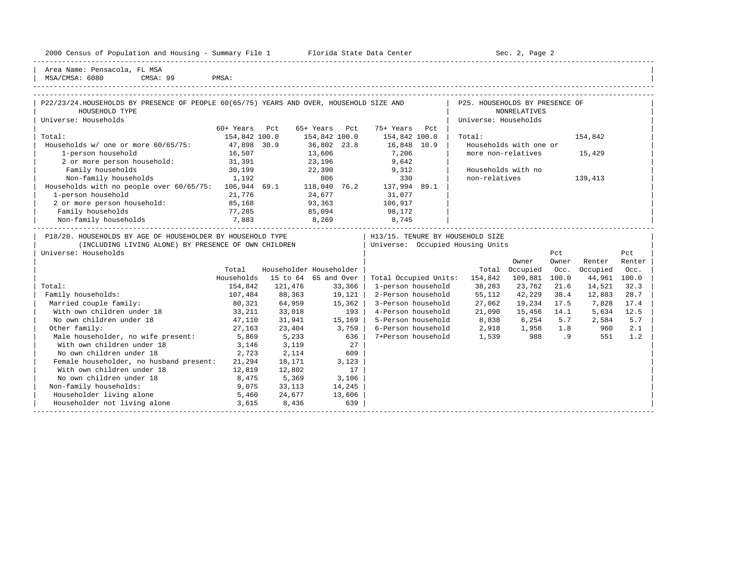Area Name: Pensacola, FL MSA
MSA/CMSA: 6080 CMSA: 99 PMSA:

## P22/23/24. HOUSEHOLDS BY PRESENCE OF PEOPLE 60(65/75) YEARS AND OVER, HOUSEHOLD SIZE AND HOUSEHOLD TYPE

Universe: Households

| | 60+ Years | Pct | 65+ Years | Pct | 75+ Years | Pct |
|---|---|---|---|---|---|---|
| Total: | 154,842 | 100.0 | 154,842 | 100.0 | 154,842 | 100.0 |
| Households w/ one or more 60/65/75: | 47,898 | 30.9 | 36,802 | 23.8 | 16,848 | 10.9 |
| 1-person household | 16,507 | | 13,606 | | 7,206 | |
| 2 or more person household: | 31,391 | | 23,196 | | 9,642 | |
| Family households | 30,199 | | 22,390 | | 9,312 | |
| Non-family households | 1,192 | | 806 | | 330 | |
| Households with no people over 60/65/75: | 106,944 | 69.1 | 118,040 | 76.2 | 137,994 | 89.1 |
| 1-person household | 21,776 | | 24,677 | | 31,077 | |
| 2 or more person household: | 85,168 | | 93,363 | | 106,917 | |
| Family households | 77,285 | | 85,094 | | 98,172 | |
| Non-family households | 7,883 | | 8,269 | | 8,745 | |

## P25. HOUSEHOLDS BY PRESENCE OF NONRELATIVES

Universe: Households

| | |
|---|---|
| Total: | 154,842 |
| Households with one or more non-relatives | 15,429 |
| Households with no non-relatives | 139,413 |

## P18/20. HOUSEHOLDS BY AGE OF HOUSEHOLDER BY HOUSEHOLD TYPE (INCLUDING LIVING ALONE) BY PRESENCE OF OWN CHILDREN

Universe: Households

| | Total Households | Householder 15 to 64 | Householder 65 and Over |
|---|---|---|---|
| Total: | 154,842 | 121,476 | 33,366 |
| Family households: | 107,484 | 88,363 | 19,121 |
| Married couple family: | 80,321 | 64,959 | 15,362 |
| With own children under 18 | 33,211 | 33,018 | 193 |
| No own children under 18 | 47,110 | 31,941 | 15,169 |
| Other family: | 27,163 | 23,404 | 3,759 |
| Male householder, no wife present: | 5,869 | 5,233 | 636 |
| With own children under 18 | 3,146 | 3,119 | 27 |
| No own children under 18 | 2,723 | 2,114 | 609 |
| Female householder, no husband present: | 21,294 | 18,171 | 3,123 |
| With own children under 18 | 12,819 | 12,802 | 17 |
| No own children under 18 | 8,475 | 5,369 | 3,106 |
| Non-family households: | 9,075 | 33,113 | 14,245 |
| Householder living alone | 5,460 | 24,677 | 13,606 |
| Householder not living alone | 3,615 | 8,436 | 639 |

## H13/15. TENURE BY HOUSEHOLD SIZE

Universe: Occupied Housing Units

| | Total | Owner Occupied | Pct Owner Occ. | Renter Occupied | Pct Renter Occ. |
|---|---|---|---|---|---|
| Total Occupied Units: | 154,842 | 109,881 | 100.0 | 44,961 | 100.0 |
| 1-person household | 38,283 | 23,762 | 21.6 | 14,521 | 32.3 |
| 2-Person household | 55,112 | 42,229 | 38.4 | 12,883 | 28.7 |
| 3-Person household | 27,062 | 19,234 | 17.5 | 7,828 | 17.4 |
| 4-Person household | 21,090 | 15,456 | 14.1 | 5,634 | 12.5 |
| 5-Person household | 8,838 | 6,254 | 5.7 | 2,584 | 5.7 |
| 6-Person household | 2,918 | 1,958 | 1.8 | 960 | 2.1 |
| 7+Person household | 1,539 | 988 | .9 | 551 | 1.2 |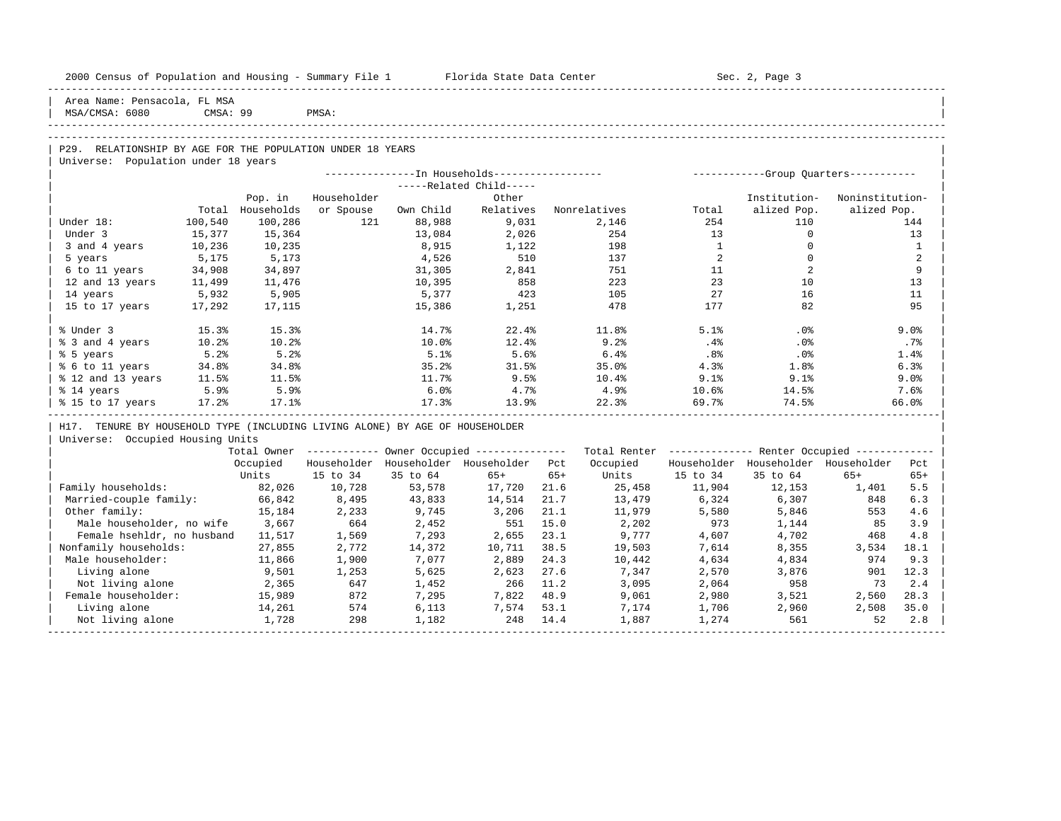Area Name: Pensacola, FL MSA
MSA/CMSA: 6080 CMSA: 99 PMSA:

## P29. RELATIONSHIP BY AGE FOR THE POPULATION UNDER 18 YEARS

Universe: Population under 18 years

| | | In Households | | | | | Group Quarters | | |
|---|---|---|---|---|---|---|---|---|---|
| | | | | Related Child | | | | | |
| | Total | Pop. in Households | Householder or Spouse | Own Child | Other Relatives | Nonrelatives | Total | Institutionalized Pop. | Noninstitutionalized Pop. |
| Under 18: | 100,540 | 100,286 | 121 | 88,988 | 9,031 | 2,146 | 254 | 110 | 144 |
| Under 3 | 15,377 | 15,364 | | 13,084 | 2,026 | 254 | 13 | 0 | 13 |
| 3 and 4 years | 10,236 | 10,235 | | 8,915 | 1,122 | 198 | 1 | 0 | 1 |
| 5 years | 5,175 | 5,173 | | 4,526 | 510 | 137 | 2 | 0 | 2 |
| 6 to 11 years | 34,908 | 34,897 | | 31,305 | 2,841 | 751 | 11 | 2 | 9 |
| 12 and 13 years | 11,499 | 11,476 | | 10,395 | 858 | 223 | 23 | 10 | 13 |
| 14 years | 5,932 | 5,905 | | 5,377 | 423 | 105 | 27 | 16 | 11 |
| 15 to 17 years | 17,292 | 17,115 | | 15,386 | 1,251 | 478 | 177 | 82 | 95 |
| % Under 3 | 15.3% | 15.3% | | 14.7% | 22.4% | 11.8% | 5.1% | .0% | 9.0% |
| % 3 and 4 years | 10.2% | 10.2% | | 10.0% | 12.4% | 9.2% | .4% | .0% | .7% |
| % 5 years | 5.2% | 5.2% | | 5.1% | 5.6% | 6.4% | .8% | .0% | 1.4% |
| % 6 to 11 years | 34.8% | 34.8% | | 35.2% | 31.5% | 35.0% | 4.3% | 1.8% | 6.3% |
| % 12 and 13 years | 11.5% | 11.5% | | 11.7% | 9.5% | 10.4% | 9.1% | 9.1% | 9.0% |
| % 14 years | 5.9% | 5.9% | | 6.0% | 4.7% | 4.9% | 10.6% | 14.5% | 7.6% |
| % 15 to 17 years | 17.2% | 17.1% | | 17.3% | 13.9% | 22.3% | 69.7% | 74.5% | 66.0% |

## H17. TENURE BY HOUSEHOLD TYPE (INCLUDING LIVING ALONE) BY AGE OF HOUSEHOLDER

Universe: Occupied Housing Units

| | Total Owner Occupied Units | Owner Occupied | | | | Total Renter Occupied Units | Renter Occupied | | | |
|---|---|---|---|---|---|---|---|---|---|---|
| | | Householder 15 to 34 | Householder 35 to 64 | Householder 65+ | Pct 65+ | | Householder 15 to 34 | Householder 35 to 64 | Householder 65+ | Pct 65+ |
| Family households: | 82,026 | 10,728 | 53,578 | 17,720 | 21.6 | 25,458 | 11,904 | 12,153 | 1,401 | 5.5 |
| Married-couple family: | 66,842 | 8,495 | 43,833 | 14,514 | 21.7 | 13,479 | 6,324 | 6,307 | 848 | 6.3 |
| Other family: | 15,184 | 2,233 | 9,745 | 3,206 | 21.1 | 11,979 | 5,580 | 5,846 | 553 | 4.6 |
| Male householder, no wife | 3,667 | 664 | 2,452 | 551 | 15.0 | 2,202 | 973 | 1,144 | 85 | 3.9 |
| Female hsehldr, no husband | 11,517 | 1,569 | 7,293 | 2,655 | 23.1 | 9,777 | 4,607 | 4,702 | 468 | 4.8 |
| Nonfamily households: | 27,855 | 2,772 | 14,372 | 10,711 | 38.5 | 19,503 | 7,614 | 8,355 | 3,534 | 18.1 |
| Male householder: | 11,866 | 1,900 | 7,077 | 2,889 | 24.3 | 10,442 | 4,634 | 4,834 | 974 | 9.3 |
| Living alone | 9,501 | 1,253 | 5,625 | 2,623 | 27.6 | 7,347 | 2,570 | 3,876 | 901 | 12.3 |
| Not living alone | 2,365 | 647 | 1,452 | 266 | 11.2 | 3,095 | 2,064 | 958 | 73 | 2.4 |
| Female householder: | 15,989 | 872 | 7,295 | 7,822 | 48.9 | 9,061 | 2,980 | 3,521 | 2,560 | 28.3 |
| Living alone | 14,261 | 574 | 6,113 | 7,574 | 53.1 | 7,174 | 1,706 | 2,960 | 2,508 | 35.0 |
| Not living alone | 1,728 | 298 | 1,182 | 248 | 14.4 | 1,887 | 1,274 | 561 | 52 | 2.8 |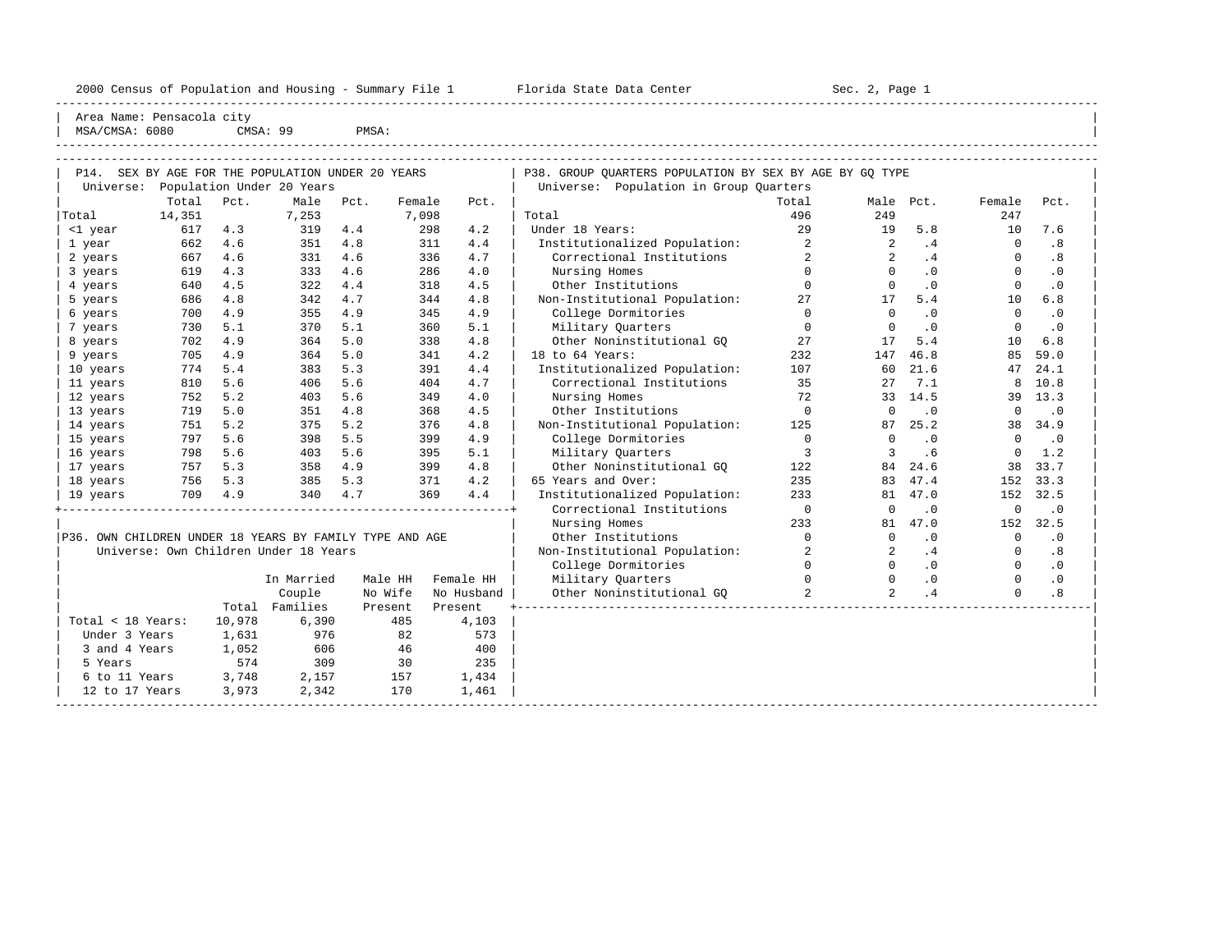Area Name: Pensacola city
MSA/CMSA: 6080 CMSA: 99 PMSA:

## P14. SEX BY AGE FOR THE POPULATION UNDER 20 YEARS

Universe: Population Under 20 Years

| | Total | Pct. | Male | Pct. | Female | Pct. |
|---|---|---|---|---|---|---|
| Total | 14,351 | | 7,253 | | 7,098 | |
| <1 year | 617 | 4.3 | 319 | 4.4 | 298 | 4.2 |
| 1 year | 662 | 4.6 | 351 | 4.8 | 311 | 4.4 |
| 2 years | 667 | 4.6 | 331 | 4.6 | 336 | 4.7 |
| 3 years | 619 | 4.3 | 333 | 4.6 | 286 | 4.0 |
| 4 years | 640 | 4.5 | 322 | 4.4 | 318 | 4.5 |
| 5 years | 686 | 4.8 | 342 | 4.7 | 344 | 4.8 |
| 6 years | 700 | 4.9 | 355 | 4.9 | 345 | 4.9 |
| 7 years | 730 | 5.1 | 370 | 5.1 | 360 | 5.1 |
| 8 years | 702 | 4.9 | 364 | 5.0 | 338 | 4.8 |
| 9 years | 705 | 4.9 | 364 | 5.0 | 341 | 4.2 |
| 10 years | 774 | 5.4 | 383 | 5.3 | 391 | 4.4 |
| 11 years | 810 | 5.6 | 406 | 5.6 | 404 | 4.7 |
| 12 years | 752 | 5.2 | 403 | 5.6 | 349 | 4.0 |
| 13 years | 719 | 5.0 | 351 | 4.8 | 368 | 4.5 |
| 14 years | 751 | 5.2 | 375 | 5.2 | 376 | 4.8 |
| 15 years | 797 | 5.6 | 398 | 5.5 | 399 | 4.9 |
| 16 years | 798 | 5.6 | 403 | 5.6 | 395 | 5.1 |
| 17 years | 757 | 5.3 | 358 | 4.9 | 399 | 4.8 |
| 18 years | 756 | 5.3 | 385 | 5.3 | 371 | 4.2 |
| 19 years | 709 | 4.9 | 340 | 4.7 | 369 | 4.4 |

## P36. OWN CHILDREN UNDER 18 YEARS BY FAMILY TYPE AND AGE

Universe: Own Children Under 18 Years

| | Total | In Married Couple Families | Male HH No Wife Present | Female HH No Husband Present |
|---|---|---|---|---|
| Total < 18 Years: | 10,978 | 6,390 | 485 | 4,103 |
| Under 3 Years | 1,631 | 976 | 82 | 573 |
| 3 and 4 Years | 1,052 | 606 | 46 | 400 |
| 5 Years | 574 | 309 | 30 | 235 |
| 6 to 11 Years | 3,748 | 2,157 | 157 | 1,434 |
| 12 to 17 Years | 3,973 | 2,342 | 170 | 1,461 |

## P38. GROUP QUARTERS POPULATION BY SEX BY AGE BY GQ TYPE

Universe: Population in Group Quarters

| | Total | Male | Pct. | Female | Pct. |
|---|---|---|---|---|---|
| Total | 496 | 249 | | 247 | |
| Under 18 Years: | 29 | 19 | 5.8 | 10 | 7.6 |
| Institutionalized Population: | 2 | 2 | .4 | 0 | .8 |
| Correctional Institutions | 2 | 2 | .4 | 0 | .8 |
| Nursing Homes | 0 | 0 | .0 | 0 | .0 |
| Other Institutions | 0 | 0 | .0 | 0 | .0 |
| Non-Institutional Population: | 27 | 17 | 5.4 | 10 | 6.8 |
| College Dormitories | 0 | 0 | .0 | 0 | .0 |
| Military Quarters | 0 | 0 | .0 | 0 | .0 |
| Other Noninstitutional GQ | 27 | 17 | 5.4 | 10 | 6.8 |
| 18 to 64 Years: | 232 | 147 | 46.8 | 85 | 59.0 |
| Institutionalized Population: | 107 | 60 | 21.6 | 47 | 24.1 |
| Correctional Institutions | 35 | 27 | 7.1 | 8 | 10.8 |
| Nursing Homes | 72 | 33 | 14.5 | 39 | 13.3 |
| Other Institutions | 0 | 0 | .0 | 0 | .0 |
| Non-Institutional Population: | 125 | 87 | 25.2 | 38 | 34.9 |
| College Dormitories | 0 | 0 | .0 | 0 | .0 |
| Military Quarters | 3 | 3 | .6 | 0 | 1.2 |
| Other Noninstitutional GQ | 122 | 84 | 24.6 | 38 | 33.7 |
| 65 Years and Over: | 235 | 83 | 47.4 | 152 | 33.3 |
| Institutionalized Population: | 233 | 81 | 47.0 | 152 | 32.5 |
| Correctional Institutions | 0 | 0 | .0 | 0 | .0 |
| Nursing Homes | 233 | 81 | 47.0 | 152 | 32.5 |
| Other Institutions | 0 | 0 | .0 | 0 | .0 |
| Non-Institutional Population: | 2 | 2 | .4 | 0 | .8 |
| College Dormitories | 0 | 0 | .0 | 0 | .0 |
| Military Quarters | 0 | 0 | .0 | 0 | .0 |
| Other Noninstitutional GQ | 2 | 2 | .4 | 0 | .8 |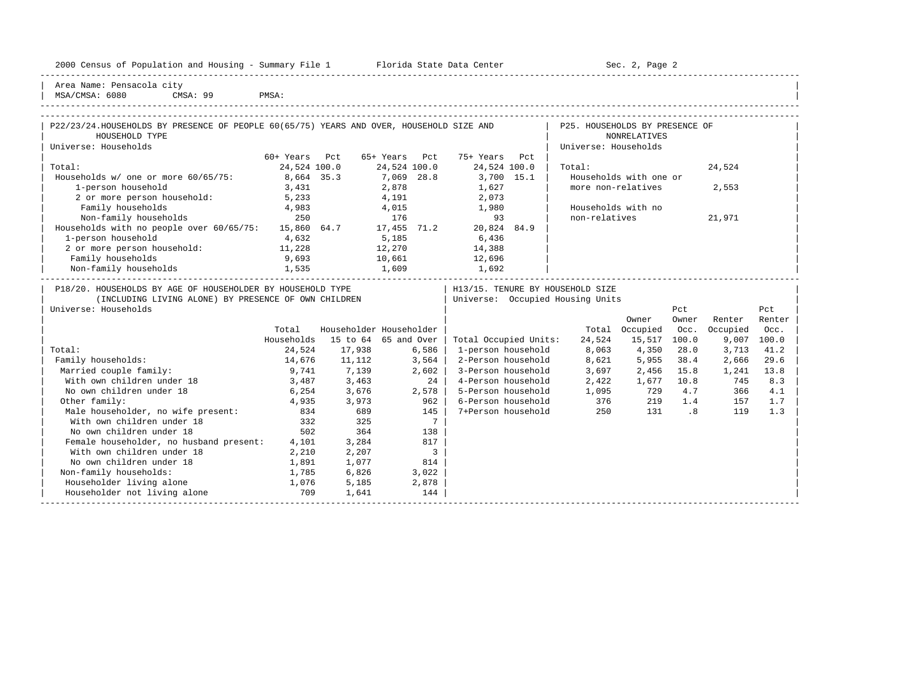2000 Census of Population and Housing - Summary File 1 Florida State Data Center Sec. 2, Page 2

Area Name: Pensacola city
MSA/CMSA: 6080 CMSA: 99 PMSA:

## P22/23/24. HOUSEHOLDS BY PRESENCE OF PEOPLE 60(65/75) YEARS AND OVER, HOUSEHOLD SIZE AND HOUSEHOLD TYPE

Universe: Households

| | 60+ Years | Pct | 65+ Years | Pct | 75+ Years | Pct |
|---|---|---|---|---|---|---|
| Total: | 24,524 | 100.0 | 24,524 | 100.0 | 24,524 | 100.0 |
| Households w/ one or more 60/65/75: | 8,664 | 35.3 | 7,069 | 28.8 | 3,700 | 15.1 |
| 1-person household | 3,431 | | 2,878 | | 1,627 | |
| 2 or more person household: | 5,233 | | 4,191 | | 2,073 | |
| Family households | 4,983 | | 4,015 | | 1,980 | |
| Non-family households | 250 | | 176 | | 93 | |
| Households with no people over 60/65/75: | 15,860 | 64.7 | 17,455 | 71.2 | 20,824 | 84.9 |
| 1-person household | 4,632 | | 5,185 | | 6,436 | |
| 2 or more person household: | 11,228 | | 12,270 | | 14,388 | |
| Family households | 9,693 | | 10,661 | | 12,696 | |
| Non-family households | 1,535 | | 1,609 | | 1,692 | |

## P25. HOUSEHOLDS BY PRESENCE OF NONRELATIVES

Universe: Households

| | |
|---|---|
| Total: | 24,524 |
| Households with one or more non-relatives | 2,553 |
| Households with no non-relatives | 21,971 |

## P18/20. HOUSEHOLDS BY AGE OF HOUSEHOLDER BY HOUSEHOLD TYPE (INCLUDING LIVING ALONE) BY PRESENCE OF OWN CHILDREN

Universe: Households

| | Total Households | Householder 15 to 64 | Householder 65 and Over |
|---|---|---|---|
| Total: | 24,524 | 17,938 | 6,586 |
| Family households: | 14,676 | 11,112 | 3,564 |
| Married couple family: | 9,741 | 7,139 | 2,602 |
| With own children under 18 | 3,487 | 3,463 | 24 |
| No own children under 18 | 6,254 | 3,676 | 2,578 |
| Other family: | 4,935 | 3,973 | 962 |
| Male householder, no wife present: | 834 | 689 | 145 |
| With own children under 18 | 332 | 325 | 7 |
| No own children under 18 | 502 | 364 | 138 |
| Female householder, no husband present: | 4,101 | 3,284 | 817 |
| With own children under 18 | 2,210 | 2,207 | 3 |
| No own children under 18 | 1,891 | 1,077 | 814 |
| Non-family households: | 1,785 | 6,826 | 3,022 |
| Householder living alone | 1,076 | 5,185 | 2,878 |
| Householder not living alone | 709 | 1,641 | 144 |

## H13/15. TENURE BY HOUSEHOLD SIZE

Universe: Occupied Housing Units

| | Total | Owner Occupied | Pct Owner Occ. | Renter Occupied | Pct Renter Occ. |
|---|---|---|---|---|---|
| Total Occupied Units: | 24,524 | 15,517 | 100.0 | 9,007 | 100.0 |
| 1-person household | 8,063 | 4,350 | 28.0 | 3,713 | 41.2 |
| 2-Person household | 8,621 | 5,955 | 38.4 | 2,666 | 29.6 |
| 3-Person household | 3,697 | 2,456 | 15.8 | 1,241 | 13.8 |
| 4-Person household | 2,422 | 1,677 | 10.8 | 745 | 8.3 |
| 5-Person household | 1,095 | 729 | 4.7 | 366 | 4.1 |
| 6-Person household | 376 | 219 | 1.4 | 157 | 1.7 |
| 7+Person household | 250 | 131 | .8 | 119 | 1.3 |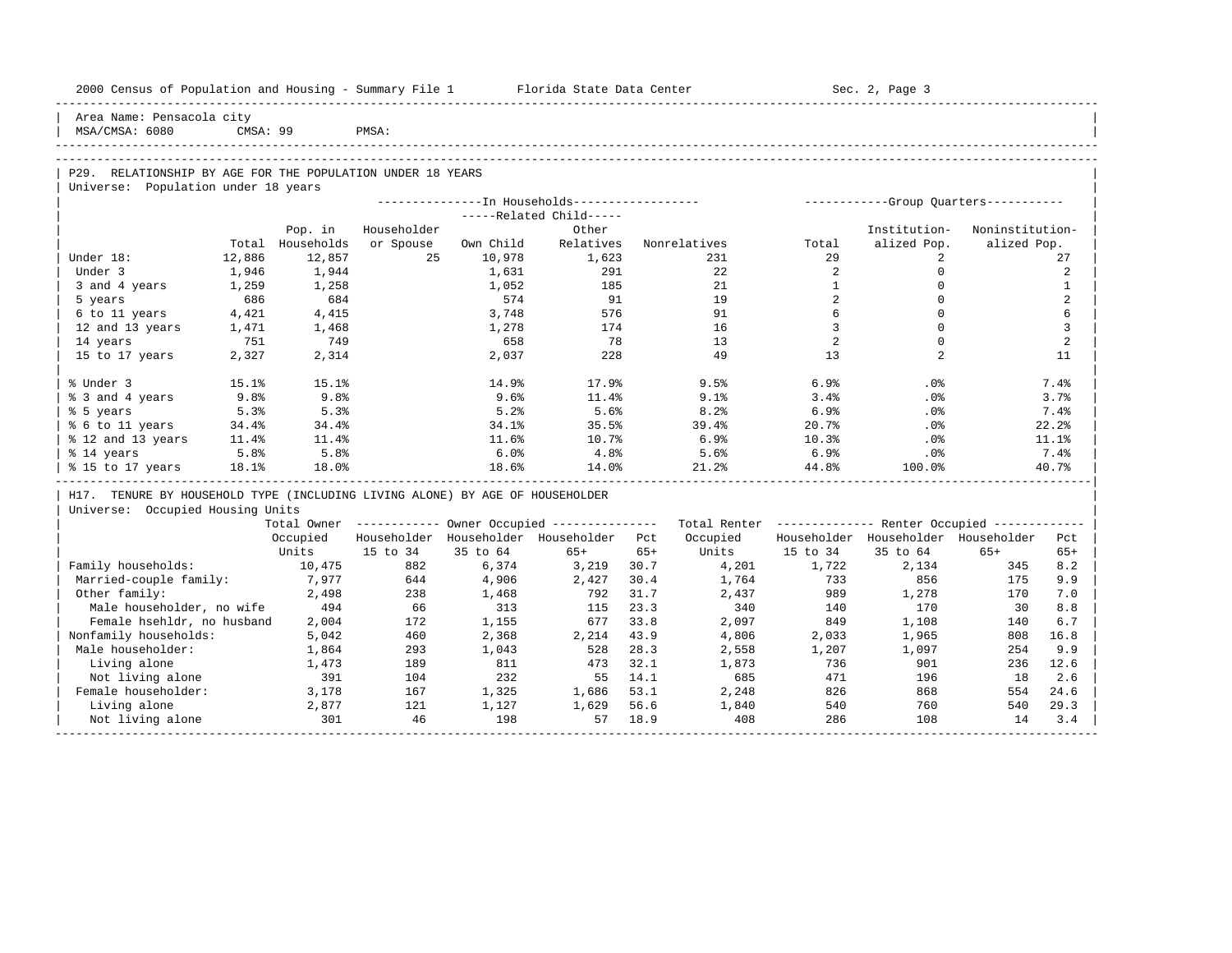2000 Census of Population and Housing - Summary File 1 Florida State Data Center Sec. 2, Page 3

Area Name: Pensacola city
MSA/CMSA: 6080 CMSA: 99 PMSA:

## P29. RELATIONSHIP BY AGE FOR THE POPULATION UNDER 18 YEARS

Universe: Population under 18 years

| | Total | In Households: Pop. in Households | Householder or Spouse | Related Child: Own Child | Related Child: Other Relatives | Nonrelatives | Group Quarters: Total | Institutionalized Pop. | Noninstitutionalized Pop. |
|---|---|---|---|---|---|---|---|---|---|
| Under 18: | 12,886 | 12,857 | 25 | 10,978 | 1,623 | 231 | 29 | 2 | 27 |
| Under 3 | 1,946 | 1,944 | | 1,631 | 291 | 22 | 2 | 0 | 2 |
| 3 and 4 years | 1,259 | 1,258 | | 1,052 | 185 | 21 | 1 | 0 | 1 |
| 5 years | 686 | 684 | | 574 | 91 | 19 | 2 | 0 | 2 |
| 6 to 11 years | 4,421 | 4,415 | | 3,748 | 576 | 91 | 6 | 0 | 6 |
| 12 and 13 years | 1,471 | 1,468 | | 1,278 | 174 | 16 | 3 | 0 | 3 |
| 14 years | 751 | 749 | | 658 | 78 | 13 | 2 | 0 | 2 |
| 15 to 17 years | 2,327 | 2,314 | | 2,037 | 228 | 49 | 13 | 2 | 11 |
| % Under 3 | 15.1% | 15.1% | | 14.9% | 17.9% | 9.5% | 6.9% | .0% | 7.4% |
| % 3 and 4 years | 9.8% | 9.8% | | 9.6% | 11.4% | 9.1% | 3.4% | .0% | 3.7% |
| % 5 years | 5.3% | 5.3% | | 5.2% | 5.6% | 8.2% | 6.9% | .0% | 7.4% |
| % 6 to 11 years | 34.4% | 34.4% | | 34.1% | 35.5% | 39.4% | 20.7% | .0% | 22.2% |
| % 12 and 13 years | 11.4% | 11.4% | | 11.6% | 10.7% | 6.9% | 10.3% | .0% | 11.1% |
| % 14 years | 5.8% | 5.8% | | 6.0% | 4.8% | 5.6% | 6.9% | .0% | 7.4% |
| % 15 to 17 years | 18.1% | 18.0% | | 18.6% | 14.0% | 21.2% | 44.8% | 100.0% | 40.7% |

## H17. TENURE BY HOUSEHOLD TYPE (INCLUDING LIVING ALONE) BY AGE OF HOUSEHOLDER

Universe: Occupied Housing Units

| | Total Owner Occupied Units | Owner: Householder 15 to 34 | Owner: Householder 35 to 64 | Owner: Householder 65+ | Pct 65+ | Total Renter Occupied Units | Renter: Householder 15 to 34 | Renter: Householder 35 to 64 | Renter: Householder 65+ | Pct 65+ |
|---|---|---|---|---|---|---|---|---|---|---|
| Family households: | 10,475 | 882 | 6,374 | 3,219 | 30.7 | 4,201 | 1,722 | 2,134 | 345 | 8.2 |
| Married-couple family: | 7,977 | 644 | 4,906 | 2,427 | 30.4 | 1,764 | 733 | 856 | 175 | 9.9 |
| Other family: | 2,498 | 238 | 1,468 | 792 | 31.7 | 2,437 | 989 | 1,278 | 170 | 7.0 |
| Male householder, no wife | 494 | 66 | 313 | 115 | 23.3 | 340 | 140 | 170 | 30 | 8.8 |
| Female hsehldr, no husband | 2,004 | 172 | 1,155 | 677 | 33.8 | 2,097 | 849 | 1,108 | 140 | 6.7 |
| Nonfamily households: | 5,042 | 460 | 2,368 | 2,214 | 43.9 | 4,806 | 2,033 | 1,965 | 808 | 16.8 |
| Male householder: | 1,864 | 293 | 1,043 | 528 | 28.3 | 2,558 | 1,207 | 1,097 | 254 | 9.9 |
| Living alone | 1,473 | 189 | 811 | 473 | 32.1 | 1,873 | 736 | 901 | 236 | 12.6 |
| Not living alone | 391 | 104 | 232 | 55 | 14.1 | 685 | 471 | 196 | 18 | 2.6 |
| Female householder: | 3,178 | 167 | 1,325 | 1,686 | 53.1 | 2,248 | 826 | 868 | 554 | 24.6 |
| Living alone | 2,877 | 121 | 1,127 | 1,629 | 56.6 | 1,840 | 540 | 760 | 540 | 29.3 |
| Not living alone | 301 | 46 | 198 | 57 | 18.9 | 408 | 286 | 108 | 14 | 3.4 |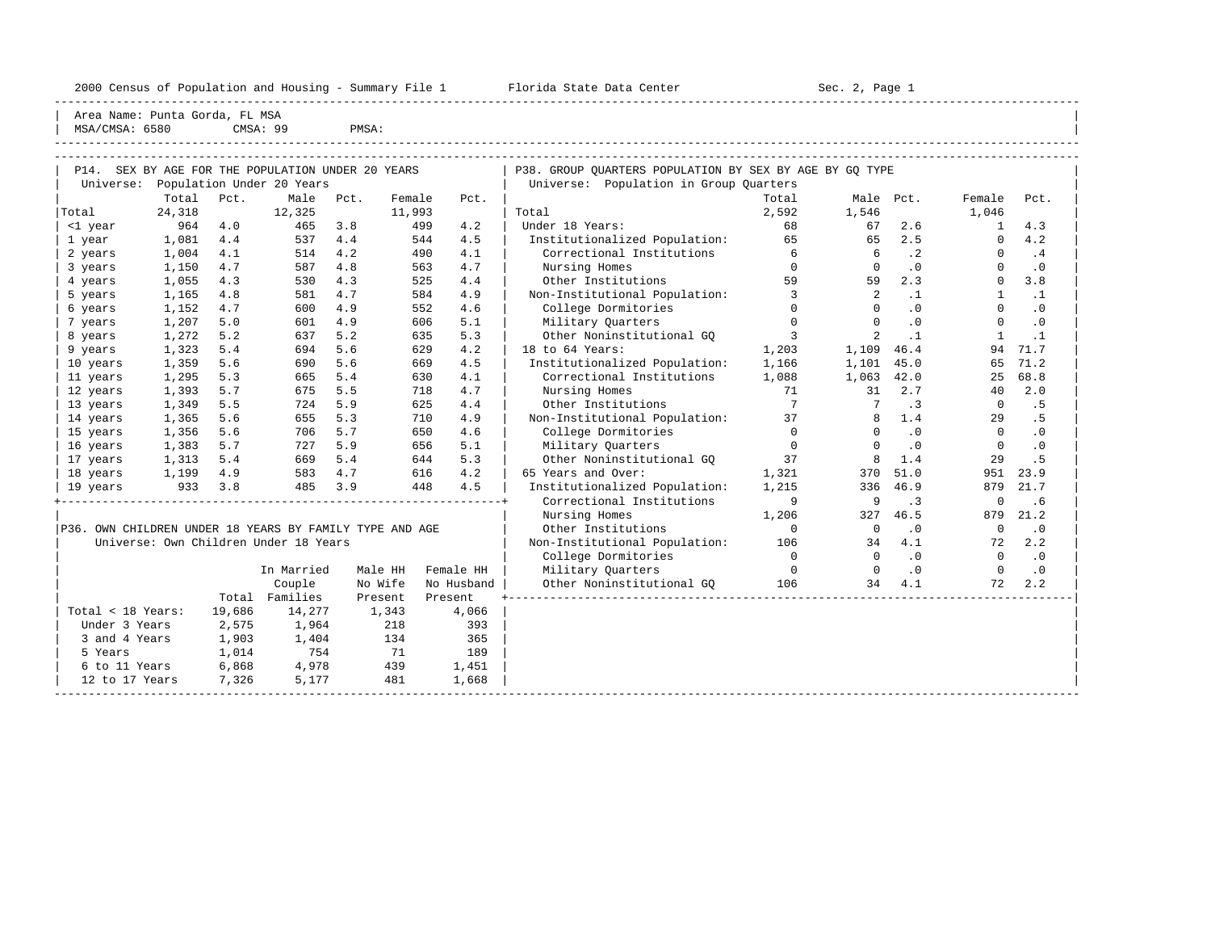2000 Census of Population and Housing - Summary File 1    Florida State Data Center    Sec. 2, Page 1

Area Name: Punta Gorda, FL MSA
MSA/CMSA: 6580    CMSA: 99    PMSA:

## P14. SEX BY AGE FOR THE POPULATION UNDER 20 YEARS

Universe: Population Under 20 Years

| | Total | Pct. | Male | Pct. | Female | Pct. |
|---|---|---|---|---|---|---|
| Total | 24,318 | | 12,325 | | 11,993 | |
| <1 year | 964 | 4.0 | 465 | 3.8 | 499 | 4.2 |
| 1 year | 1,081 | 4.4 | 537 | 4.4 | 544 | 4.5 |
| 2 years | 1,004 | 4.1 | 514 | 4.2 | 490 | 4.1 |
| 3 years | 1,150 | 4.7 | 587 | 4.8 | 563 | 4.7 |
| 4 years | 1,055 | 4.3 | 530 | 4.3 | 525 | 4.4 |
| 5 years | 1,165 | 4.8 | 581 | 4.7 | 584 | 4.9 |
| 6 years | 1,152 | 4.7 | 600 | 4.9 | 552 | 4.6 |
| 7 years | 1,207 | 5.0 | 601 | 4.9 | 606 | 5.1 |
| 8 years | 1,272 | 5.2 | 637 | 5.2 | 635 | 5.3 |
| 9 years | 1,323 | 5.4 | 694 | 5.6 | 629 | 4.2 |
| 10 years | 1,359 | 5.6 | 690 | 5.6 | 669 | 4.5 |
| 11 years | 1,295 | 5.3 | 665 | 5.4 | 630 | 4.1 |
| 12 years | 1,393 | 5.7 | 675 | 5.5 | 718 | 4.7 |
| 13 years | 1,349 | 5.5 | 724 | 5.9 | 625 | 4.4 |
| 14 years | 1,365 | 5.6 | 655 | 5.3 | 710 | 4.9 |
| 15 years | 1,356 | 5.6 | 706 | 5.7 | 650 | 4.6 |
| 16 years | 1,383 | 5.7 | 727 | 5.9 | 656 | 5.1 |
| 17 years | 1,313 | 5.4 | 669 | 5.4 | 644 | 5.3 |
| 18 years | 1,199 | 4.9 | 583 | 4.7 | 616 | 4.2 |
| 19 years | 933 | 3.8 | 485 | 3.9 | 448 | 4.5 |

## P36. OWN CHILDREN UNDER 18 YEARS BY FAMILY TYPE AND AGE

Universe: Own Children Under 18 Years

| | Total | In Married Couple Families | Male HH No Wife Present | Female HH No Husband Present |
|---|---|---|---|---|
| Total < 18 Years: | 19,686 | 14,277 | 1,343 | 4,066 |
| Under 3 Years | 2,575 | 1,964 | 218 | 393 |
| 3 and 4 Years | 1,903 | 1,404 | 134 | 365 |
| 5 Years | 1,014 | 754 | 71 | 189 |
| 6 to 11 Years | 6,868 | 4,978 | 439 | 1,451 |
| 12 to 17 Years | 7,326 | 5,177 | 481 | 1,668 |

## P38. GROUP QUARTERS POPULATION BY SEX BY AGE BY GQ TYPE

Universe: Population in Group Quarters

| | Total | Male | Pct. | Female | Pct. |
|---|---|---|---|---|---|
| Total | 2,592 | 1,546 | | 1,046 | |
| Under 18 Years: | 68 | 67 | 2.6 | 1 | 4.3 |
| Institutionalized Population: | 65 | 65 | 2.5 | 0 | 4.2 |
| Correctional Institutions | 6 | 6 | .2 | 0 | .4 |
| Nursing Homes | 0 | 0 | .0 | 0 | .0 |
| Other Institutions | 59 | 59 | 2.3 | 0 | 3.8 |
| Non-Institutional Population: | 3 | 2 | .1 | 1 | .1 |
| College Dormitories | 0 | 0 | .0 | 0 | .0 |
| Military Quarters | 0 | 0 | .0 | 0 | .0 |
| Other Noninstitutional GQ | 3 | 2 | .1 | 1 | .1 |
| 18 to 64 Years: | 1,203 | 1,109 | 46.4 | 94 | 71.7 |
| Institutionalized Population: | 1,166 | 1,101 | 45.0 | 65 | 71.2 |
| Correctional Institutions | 1,088 | 1,063 | 42.0 | 25 | 68.8 |
| Nursing Homes | 71 | 31 | 2.7 | 40 | 2.0 |
| Other Institutions | 7 | 7 | .3 | 0 | .5 |
| Non-Institutional Population: | 37 | 8 | 1.4 | 29 | .5 |
| College Dormitories | 0 | 0 | .0 | 0 | .0 |
| Military Quarters | 0 | 0 | .0 | 0 | .0 |
| Other Noninstitutional GQ | 37 | 8 | 1.4 | 29 | .5 |
| 65 Years and Over: | 1,321 | 370 | 51.0 | 951 | 23.9 |
| Institutionalized Population: | 1,215 | 336 | 46.9 | 879 | 21.7 |
| Correctional Institutions | 9 | 9 | .3 | 0 | .6 |
| Nursing Homes | 1,206 | 327 | 46.5 | 879 | 21.2 |
| Other Institutions | 0 | 0 | .0 | 0 | .0 |
| Non-Institutional Population: | 106 | 34 | 4.1 | 72 | 2.2 |
| College Dormitories | 0 | 0 | .0 | 0 | .0 |
| Military Quarters | 0 | 0 | .0 | 0 | .0 |
| Other Noninstitutional GQ | 106 | 34 | 4.1 | 72 | 2.2 |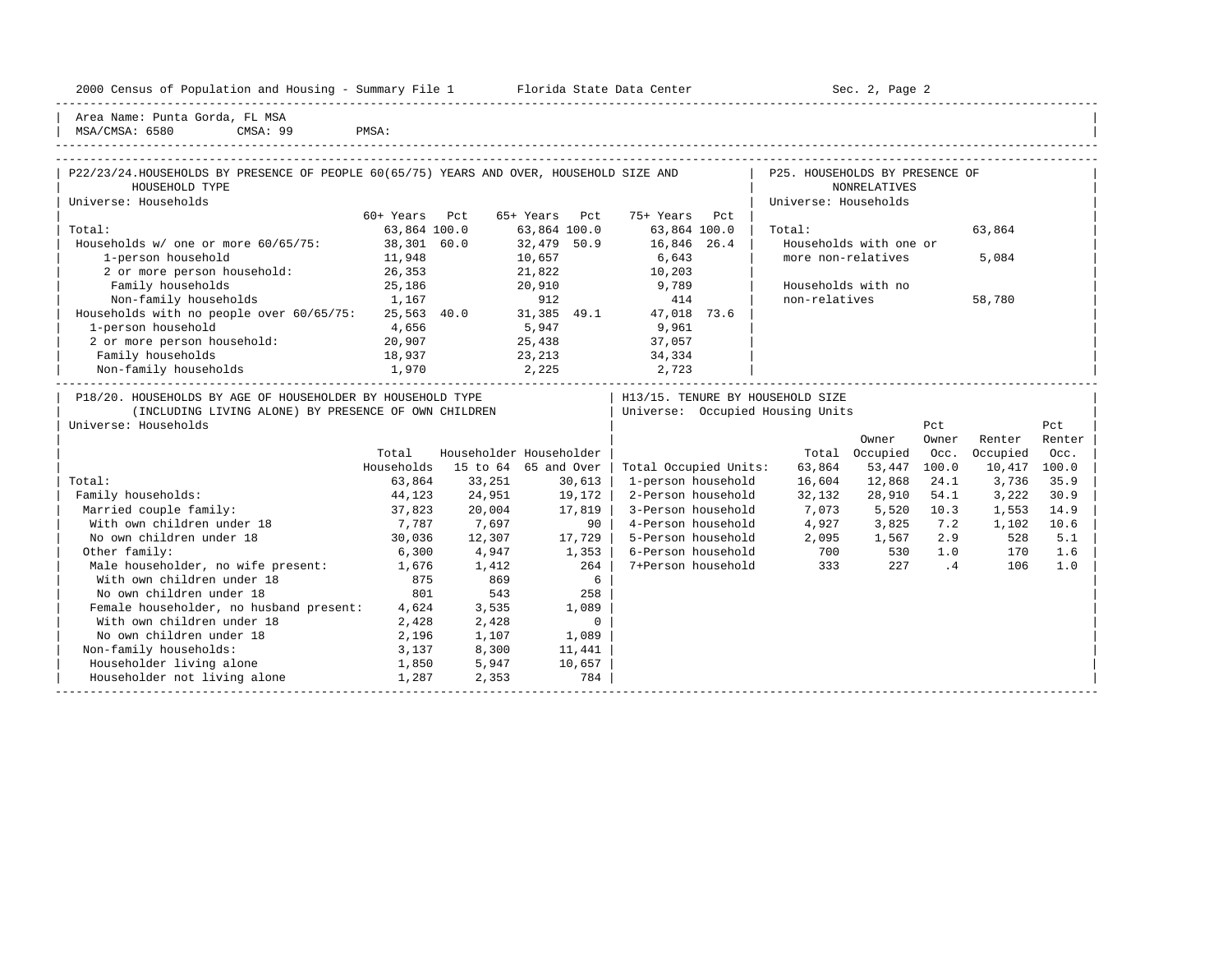Area Name: Punta Gorda, FL MSA
MSA/CMSA: 6580 CMSA: 99 PMSA:

## P22/23/24. HOUSEHOLDS BY PRESENCE OF PEOPLE 60(65/75) YEARS AND OVER, HOUSEHOLD SIZE AND HOUSEHOLD TYPE

Universe: Households

| | 60+ Years | Pct | 65+ Years | Pct | 75+ Years | Pct |
|---|---|---|---|---|---|---|
| Total: | 63,864 | 100.0 | 63,864 | 100.0 | 63,864 | 100.0 |
| Households w/ one or more 60/65/75: | 38,301 | 60.0 | 32,479 | 50.9 | 16,846 | 26.4 |
| 1-person household | 11,948 | | 10,657 | | 6,643 | |
| 2 or more person household: | 26,353 | | 21,822 | | 10,203 | |
| Family households | 25,186 | | 20,910 | | 9,789 | |
| Non-family households | 1,167 | | 912 | | 414 | |
| Households with no people over 60/65/75: | 25,563 | 40.0 | 31,385 | 49.1 | 47,018 | 73.6 |
| 1-person household | 4,656 | | 5,947 | | 9,961 | |
| 2 or more person household: | 20,907 | | 25,438 | | 37,057 | |
| Family households | 18,937 | | 23,213 | | 34,334 | |
| Non-family households | 1,970 | | 2,225 | | 2,723 | |

## P25. HOUSEHOLDS BY PRESENCE OF NONRELATIVES

Universe: Households

| | |
|---|---|
| Total: | 63,864 |
| Households with one or more non-relatives | 5,084 |
| Households with no non-relatives | 58,780 |

## P18/20. HOUSEHOLDS BY AGE OF HOUSEHOLDER BY HOUSEHOLD TYPE (INCLUDING LIVING ALONE) BY PRESENCE OF OWN CHILDREN

Universe: Households

| | Total Households | Householder 15 to 64 | Householder 65 and Over |
|---|---|---|---|
| Total: | 63,864 | 33,251 | 30,613 |
| Family households: | 44,123 | 24,951 | 19,172 |
| Married couple family: | 37,823 | 20,004 | 17,819 |
| With own children under 18 | 7,787 | 7,697 | 90 |
| No own children under 18 | 30,036 | 12,307 | 17,729 |
| Other family: | 6,300 | 4,947 | 1,353 |
| Male householder, no wife present: | 1,676 | 1,412 | 264 |
| With own children under 18 | 875 | 869 | 6 |
| No own children under 18 | 801 | 543 | 258 |
| Female householder, no husband present: | 4,624 | 3,535 | 1,089 |
| With own children under 18 | 2,428 | 2,428 | 0 |
| No own children under 18 | 2,196 | 1,107 | 1,089 |
| Non-family households: | 3,137 | 8,300 | 11,441 |
| Householder living alone | 1,850 | 5,947 | 10,657 |
| Householder not living alone | 1,287 | 2,353 | 784 |

## H13/15. TENURE BY HOUSEHOLD SIZE

Universe: Occupied Housing Units

| | Total | Owner Occupied | Pct Owner Occ. | Renter Occupied | Pct Renter Occ. |
|---|---|---|---|---|---|
| Total Occupied Units: | 63,864 | 53,447 | 100.0 | 10,417 | 100.0 |
| 1-person household | 16,604 | 12,868 | 24.1 | 3,736 | 35.9 |
| 2-Person household | 32,132 | 28,910 | 54.1 | 3,222 | 30.9 |
| 3-Person household | 7,073 | 5,520 | 10.3 | 1,553 | 14.9 |
| 4-Person household | 4,927 | 3,825 | 7.2 | 1,102 | 10.6 |
| 5-Person household | 2,095 | 1,567 | 2.9 | 528 | 5.1 |
| 6-Person household | 700 | 530 | 1.0 | 170 | 1.6 |
| 7+Person household | 333 | 227 | .4 | 106 | 1.0 |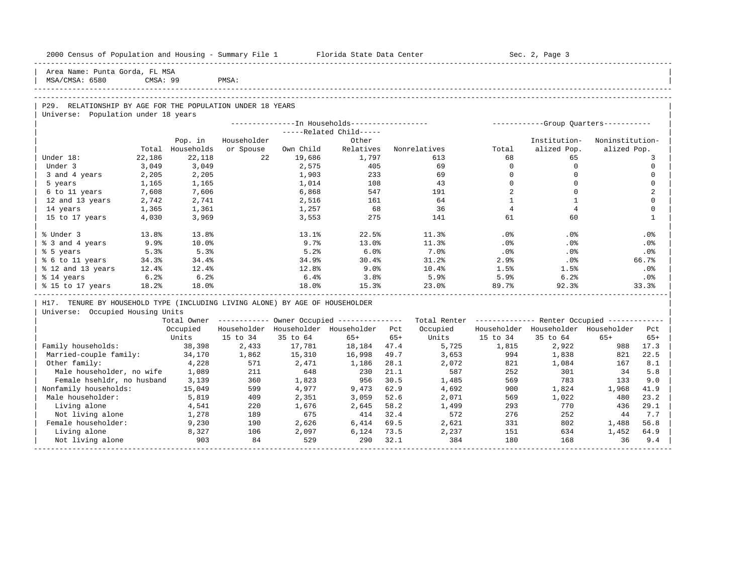Area Name: Punta Gorda, FL MSA
MSA/CMSA: 6580 CMSA: 99 PMSA:

## P29. RELATIONSHIP BY AGE FOR THE POPULATION UNDER 18 YEARS

Universe: Population under 18 years

| | Total | Pop. in Households | Householder or Spouse | Own Child | Other Relatives | Nonrelatives | Group Quarters Total | Institutionalized Pop. | Noninstitutionalized Pop. |
|---|---|---|---|---|---|---|---|---|---|
| | | In Households | | Related Child | | | Group Quarters | | |
| Under 18: | 22,186 | 22,118 | 22 | 19,686 | 1,797 | 613 | 68 | 65 | 3 |
| Under 3 | 3,049 | 3,049 | | 2,575 | 405 | 69 | 0 | 0 | 0 |
| 3 and 4 years | 2,205 | 2,205 | | 1,903 | 233 | 69 | 0 | 0 | 0 |
| 5 years | 1,165 | 1,165 | | 1,014 | 108 | 43 | 0 | 0 | 0 |
| 6 to 11 years | 7,608 | 7,606 | | 6,868 | 547 | 191 | 2 | 0 | 2 |
| 12 and 13 years | 2,742 | 2,741 | | 2,516 | 161 | 64 | 1 | 1 | 0 |
| 14 years | 1,365 | 1,361 | | 1,257 | 68 | 36 | 4 | 4 | 0 |
| 15 to 17 years | 4,030 | 3,969 | | 3,553 | 275 | 141 | 61 | 60 | 1 |
| % Under 3 | 13.8% | 13.8% | | 13.1% | 22.5% | 11.3% | .0% | .0% | .0% |
| % 3 and 4 years | 9.9% | 10.0% | | 9.7% | 13.0% | 11.3% | .0% | .0% | .0% |
| % 5 years | 5.3% | 5.3% | | 5.2% | 6.0% | 7.0% | .0% | .0% | .0% |
| % 6 to 11 years | 34.3% | 34.4% | | 34.9% | 30.4% | 31.2% | 2.9% | .0% | 66.7% |
| % 12 and 13 years | 12.4% | 12.4% | | 12.8% | 9.0% | 10.4% | 1.5% | 1.5% | .0% |
| % 14 years | 6.2% | 6.2% | | 6.4% | 3.8% | 5.9% | 5.9% | 6.2% | .0% |
| % 15 to 17 years | 18.2% | 18.0% | | 18.0% | 15.3% | 23.0% | 89.7% | 92.3% | 33.3% |

## H17. TENURE BY HOUSEHOLD TYPE (INCLUDING LIVING ALONE) BY AGE OF HOUSEHOLDER

Universe: Occupied Housing Units

| | Total Owner Occupied Units | Owner Occupied Householder 15 to 34 | Owner Occupied Householder 35 to 64 | Owner Occupied Householder 65+ | Owner Pct 65+ | Total Renter Occupied Units | Renter Occupied Householder 15 to 34 | Renter Occupied Householder 35 to 64 | Renter Occupied Householder 65+ | Renter Pct 65+ |
|---|---|---|---|---|---|---|---|---|---|---|
| Family households: | 38,398 | 2,433 | 17,781 | 18,184 | 47.4 | 5,725 | 1,815 | 2,922 | 988 | 17.3 |
| Married-couple family: | 34,170 | 1,862 | 15,310 | 16,998 | 49.7 | 3,653 | 994 | 1,838 | 821 | 22.5 |
| Other family: | 4,228 | 571 | 2,471 | 1,186 | 28.1 | 2,072 | 821 | 1,084 | 167 | 8.1 |
| Male householder, no wife | 1,089 | 211 | 648 | 230 | 21.1 | 587 | 252 | 301 | 34 | 5.8 |
| Female hsehldr, no husband | 3,139 | 360 | 1,823 | 956 | 30.5 | 1,485 | 569 | 783 | 133 | 9.0 |
| Nonfamily households: | 15,049 | 599 | 4,977 | 9,473 | 62.9 | 4,692 | 900 | 1,824 | 1,968 | 41.9 |
| Male householder: | 5,819 | 409 | 2,351 | 3,059 | 52.6 | 2,071 | 569 | 1,022 | 480 | 23.2 |
| Living alone | 4,541 | 220 | 1,676 | 2,645 | 58.2 | 1,499 | 293 | 770 | 436 | 29.1 |
| Not living alone | 1,278 | 189 | 675 | 414 | 32.4 | 572 | 276 | 252 | 44 | 7.7 |
| Female householder: | 9,230 | 190 | 2,626 | 6,414 | 69.5 | 2,621 | 331 | 802 | 1,488 | 56.8 |
| Living alone | 8,327 | 106 | 2,097 | 6,124 | 73.5 | 2,237 | 151 | 634 | 1,452 | 64.9 |
| Not living alone | 903 | 84 | 529 | 290 | 32.1 | 384 | 180 | 168 | 36 | 9.4 |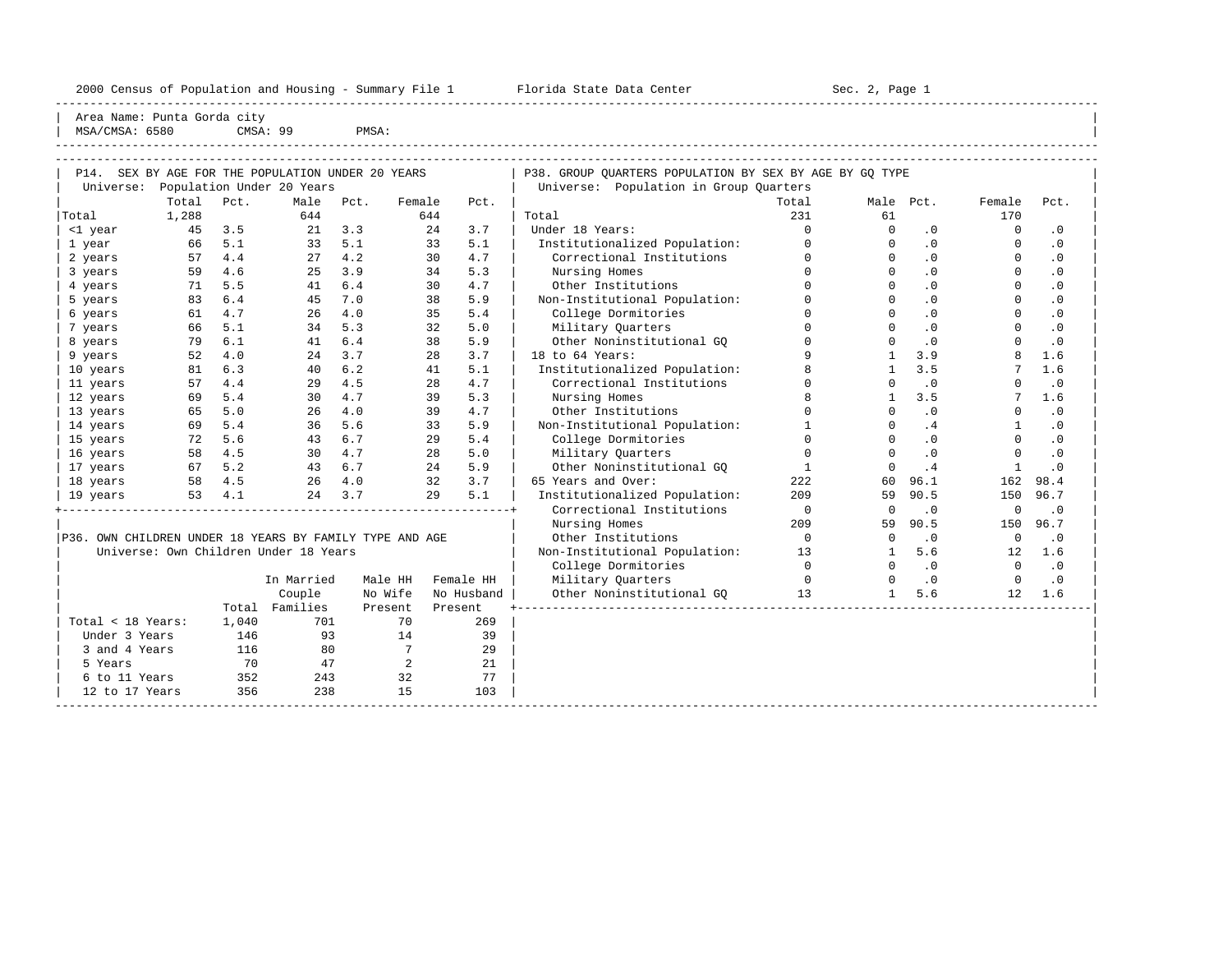Area Name: Punta Gorda city
MSA/CMSA: 6580 CMSA: 99 PMSA:

## P14. SEX BY AGE FOR THE POPULATION UNDER 20 YEARS

Universe: Population Under 20 Years

| | Total | Pct. | Male | Pct. | Female | Pct. |
|---|---|---|---|---|---|---|
| Total | 1,288 | | 644 | | 644 | |
| <1 year | 45 | 3.5 | 21 | 3.3 | 24 | 3.7 |
| 1 year | 66 | 5.1 | 33 | 5.1 | 33 | 5.1 |
| 2 years | 57 | 4.4 | 27 | 4.2 | 30 | 4.7 |
| 3 years | 59 | 4.6 | 25 | 3.9 | 34 | 5.3 |
| 4 years | 71 | 5.5 | 41 | 6.4 | 30 | 4.7 |
| 5 years | 83 | 6.4 | 45 | 7.0 | 38 | 5.9 |
| 6 years | 61 | 4.7 | 26 | 4.0 | 35 | 5.4 |
| 7 years | 66 | 5.1 | 34 | 5.3 | 32 | 5.0 |
| 8 years | 79 | 6.1 | 41 | 6.4 | 38 | 5.9 |
| 9 years | 52 | 4.0 | 24 | 3.7 | 28 | 3.7 |
| 10 years | 81 | 6.3 | 40 | 6.2 | 41 | 5.1 |
| 11 years | 57 | 4.4 | 29 | 4.5 | 28 | 4.7 |
| 12 years | 69 | 5.4 | 30 | 4.7 | 39 | 5.3 |
| 13 years | 65 | 5.0 | 26 | 4.0 | 39 | 4.7 |
| 14 years | 69 | 5.4 | 36 | 5.6 | 33 | 5.9 |
| 15 years | 72 | 5.6 | 43 | 6.7 | 29 | 5.4 |
| 16 years | 58 | 4.5 | 30 | 4.7 | 28 | 5.0 |
| 17 years | 67 | 5.2 | 43 | 6.7 | 24 | 5.9 |
| 18 years | 58 | 4.5 | 26 | 4.0 | 32 | 3.7 |
| 19 years | 53 | 4.1 | 24 | 3.7 | 29 | 5.1 |

## P36. OWN CHILDREN UNDER 18 YEARS BY FAMILY TYPE AND AGE

Universe: Own Children Under 18 Years

| | Total | In Married Couple Families | Male HH No Wife Present | Female HH No Husband Present |
|---|---|---|---|---|
| Total < 18 Years: | 1,040 | 701 | 70 | 269 |
| Under 3 Years | 146 | 93 | 14 | 39 |
| 3 and 4 Years | 116 | 80 | 7 | 29 |
| 5 Years | 70 | 47 | 2 | 21 |
| 6 to 11 Years | 352 | 243 | 32 | 77 |
| 12 to 17 Years | 356 | 238 | 15 | 103 |

## P38. GROUP QUARTERS POPULATION BY SEX BY AGE BY GQ TYPE

Universe: Population in Group Quarters

| | Total | Male | Pct. | Female | Pct. |
|---|---|---|---|---|---|
| Total | 231 | 61 | | 170 | |
| Under 18 Years: | 0 | 0 | .0 | 0 | .0 |
| Institutionalized Population: | 0 | 0 | .0 | 0 | .0 |
| Correctional Institutions | 0 | 0 | .0 | 0 | .0 |
| Nursing Homes | 0 | 0 | .0 | 0 | .0 |
| Other Institutions | 0 | 0 | .0 | 0 | .0 |
| Non-Institutional Population: | 0 | 0 | .0 | 0 | .0 |
| College Dormitories | 0 | 0 | .0 | 0 | .0 |
| Military Quarters | 0 | 0 | .0 | 0 | .0 |
| Other Noninstitutional GQ | 0 | 0 | .0 | 0 | .0 |
| 18 to 64 Years: | 9 | 1 | 3.9 | 8 | 1.6 |
| Institutionalized Population: | 8 | 1 | 3.5 | 7 | 1.6 |
| Correctional Institutions | 0 | 0 | .0 | 0 | .0 |
| Nursing Homes | 8 | 1 | 3.5 | 7 | 1.6 |
| Other Institutions | 0 | 0 | .0 | 0 | .0 |
| Non-Institutional Population: | 1 | 0 | .4 | 1 | .0 |
| College Dormitories | 0 | 0 | .0 | 0 | .0 |
| Military Quarters | 0 | 0 | .0 | 0 | .0 |
| Other Noninstitutional GQ | 1 | 0 | .4 | 1 | .0 |
| 65 Years and Over: | 222 | 60 | 96.1 | 162 | 98.4 |
| Institutionalized Population: | 209 | 59 | 90.5 | 150 | 96.7 |
| Correctional Institutions | 0 | 0 | .0 | 0 | .0 |
| Nursing Homes | 209 | 59 | 90.5 | 150 | 96.7 |
| Other Institutions | 0 | 0 | .0 | 0 | .0 |
| Non-Institutional Population: | 13 | 1 | 5.6 | 12 | 1.6 |
| College Dormitories | 0 | 0 | .0 | 0 | .0 |
| Military Quarters | 0 | 0 | .0 | 0 | .0 |
| Other Noninstitutional GQ | 13 | 1 | 5.6 | 12 | 1.6 |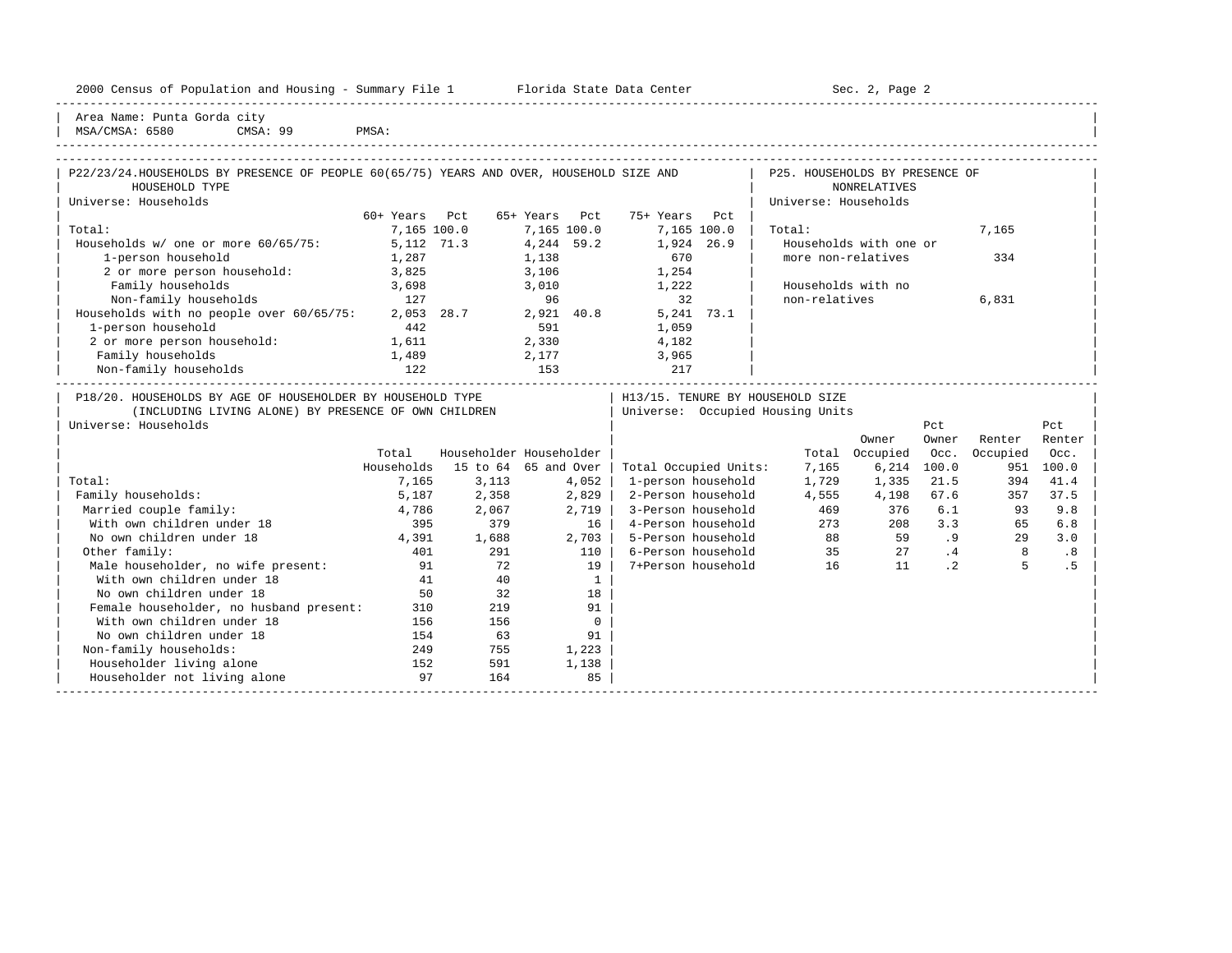Area Name: Punta Gorda city
MSA/CMSA: 6580 CMSA: 99 PMSA:

## P22/23/24. HOUSEHOLDS BY PRESENCE OF PEOPLE 60(65/75) YEARS AND OVER, HOUSEHOLD SIZE AND HOUSEHOLD TYPE

Universe: Households

| | 60+ Years | Pct | 65+ Years | Pct | 75+ Years | Pct |
|---|---|---|---|---|---|---|
| Total: | 7,165 | 100.0 | 7,165 | 100.0 | 7,165 | 100.0 |
| Households w/ one or more 60/65/75: | 5,112 | 71.3 | 4,244 | 59.2 | 1,924 | 26.9 |
| 1-person household | 1,287 | | 1,138 | | 670 | |
| 2 or more person household: | 3,825 | | 3,106 | | 1,254 | |
| Family households | 3,698 | | 3,010 | | 1,222 | |
| Non-family households | 127 | | 96 | | 32 | |
| Households with no people over 60/65/75: | 2,053 | 28.7 | 2,921 | 40.8 | 5,241 | 73.1 |
| 1-person household | 442 | | 591 | | 1,059 | |
| 2 or more person household: | 1,611 | | 2,330 | | 4,182 | |
| Family households | 1,489 | | 2,177 | | 3,965 | |
| Non-family households | 122 | | 153 | | 217 | |

## P25. HOUSEHOLDS BY PRESENCE OF NONRELATIVES

Universe: Households

| | |
|---|---|
| Total: | 7,165 |
| Households with one or more non-relatives | 334 |
| Households with no non-relatives | 6,831 |

## P18/20. HOUSEHOLDS BY AGE OF HOUSEHOLDER BY HOUSEHOLD TYPE (INCLUDING LIVING ALONE) BY PRESENCE OF OWN CHILDREN

Universe: Households

| | Total Households | Householder 15 to 64 | Householder 65 and Over |
|---|---|---|---|
| Total: | 7,165 | 3,113 | 4,052 |
| Family households: | 5,187 | 2,358 | 2,829 |
| Married couple family: | 4,786 | 2,067 | 2,719 |
| With own children under 18 | 395 | 379 | 16 |
| No own children under 18 | 4,391 | 1,688 | 2,703 |
| Other family: | 401 | 291 | 110 |
| Male householder, no wife present: | 91 | 72 | 19 |
| With own children under 18 | 41 | 40 | 1 |
| No own children under 18 | 50 | 32 | 18 |
| Female householder, no husband present: | 310 | 219 | 91 |
| With own children under 18 | 156 | 156 | 0 |
| No own children under 18 | 154 | 63 | 91 |
| Non-family households: | 249 | 755 | 1,223 |
| Householder living alone | 152 | 591 | 1,138 |
| Householder not living alone | 97 | 164 | 85 |

## H13/15. TENURE BY HOUSEHOLD SIZE

Universe: Occupied Housing Units

| | Total | Owner Occupied | Pct Owner Occ. | Renter Occupied | Pct Renter Occ. |
|---|---|---|---|---|---|
| Total Occupied Units: | 7,165 | 6,214 | 100.0 | 951 | 100.0 |
| 1-person household | 1,729 | 1,335 | 21.5 | 394 | 41.4 |
| 2-Person household | 4,555 | 4,198 | 67.6 | 357 | 37.5 |
| 3-Person household | 469 | 376 | 6.1 | 93 | 9.8 |
| 4-Person household | 273 | 208 | 3.3 | 65 | 6.8 |
| 5-Person household | 88 | 59 | .9 | 29 | 3.0 |
| 6-Person household | 35 | 27 | .4 | 8 | .8 |
| 7+Person household | 16 | 11 | .2 | 5 | .5 |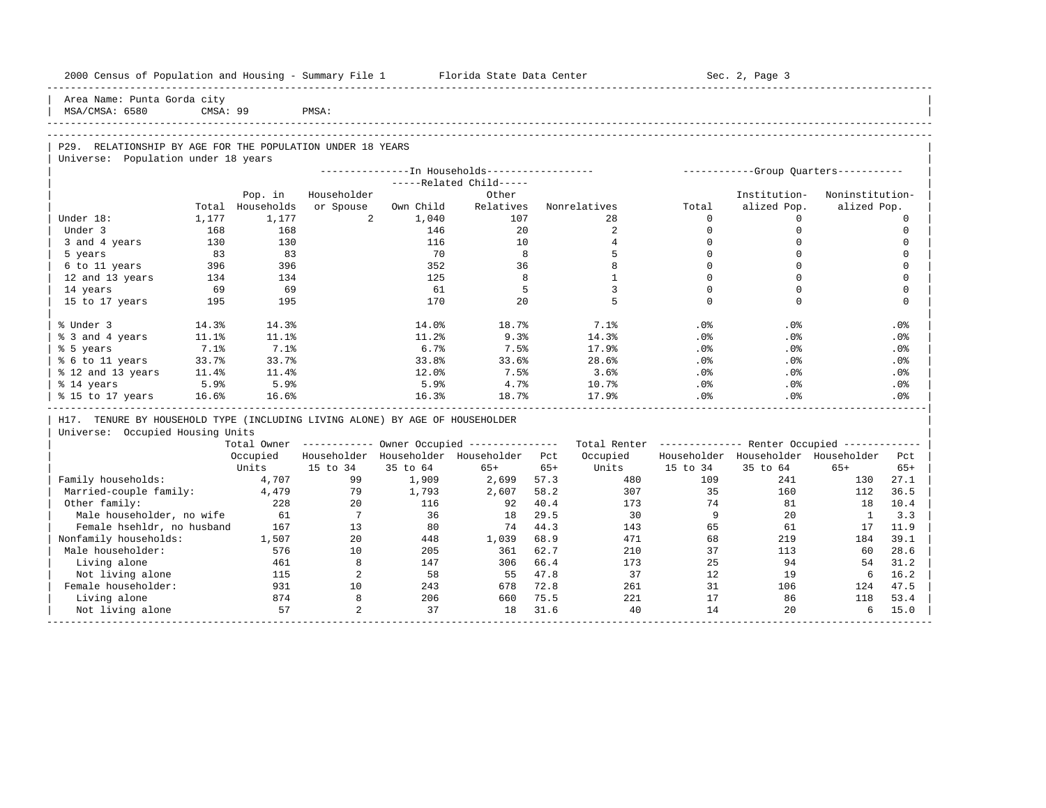2000 Census of Population and Housing - Summary File 1        Florida State Data Center        Sec. 2, Page 3

Area Name: Punta Gorda city
MSA/CMSA: 6580    CMSA: 99    PMSA:

## P29. RELATIONSHIP BY AGE FOR THE POPULATION UNDER 18 YEARS

Universe: Population under 18 years

| | | In Households | | | | | Group Quarters | | |
|---|---|---|---|---|---|---|---|---|---|
| | | | Related Child | | | | | | |
| | Total | Pop. in Households | Householder or Spouse | Own Child | Other Relatives | Nonrelatives | Total | Institutionalized Pop. | Noninstitutionalized Pop. |
| Under 18: | 1,177 | 1,177 | 2 | 1,040 | 107 | 28 | 0 | 0 | 0 |
| Under 3 | 168 | 168 | | 146 | 20 | 2 | 0 | 0 | 0 |
| 3 and 4 years | 130 | 130 | | 116 | 10 | 4 | 0 | 0 | 0 |
| 5 years | 83 | 83 | | 70 | 8 | 5 | 0 | 0 | 0 |
| 6 to 11 years | 396 | 396 | | 352 | 36 | 8 | 0 | 0 | 0 |
| 12 and 13 years | 134 | 134 | | 125 | 8 | 1 | 0 | 0 | 0 |
| 14 years | 69 | 69 | | 61 | 5 | 3 | 0 | 0 | 0 |
| 15 to 17 years | 195 | 195 | | 170 | 20 | 5 | 0 | 0 | 0 |
| % Under 3 | 14.3% | 14.3% | | 14.0% | 18.7% | 7.1% | .0% | .0% | .0% |
| % 3 and 4 years | 11.1% | 11.1% | | 11.2% | 9.3% | 14.3% | .0% | .0% | .0% |
| % 5 years | 7.1% | 7.1% | | 6.7% | 7.5% | 17.9% | .0% | .0% | .0% |
| % 6 to 11 years | 33.7% | 33.7% | | 33.8% | 33.6% | 28.6% | .0% | .0% | .0% |
| % 12 and 13 years | 11.4% | 11.4% | | 12.0% | 7.5% | 3.6% | .0% | .0% | .0% |
| % 14 years | 5.9% | 5.9% | | 5.9% | 4.7% | 10.7% | .0% | .0% | .0% |
| % 15 to 17 years | 16.6% | 16.6% | | 16.3% | 18.7% | 17.9% | .0% | .0% | .0% |

## H17. TENURE BY HOUSEHOLD TYPE (INCLUDING LIVING ALONE) BY AGE OF HOUSEHOLDER

Universe: Occupied Housing Units

| | Total Owner Occupied Units | Owner Occupied | | | | Total Renter Occupied Units | Renter Occupied | | | |
|---|---|---|---|---|---|---|---|---|---|---|
| | | Householder 15 to 34 | Householder 35 to 64 | Householder 65+ | Pct 65+ | | Householder 15 to 34 | Householder 35 to 64 | Householder 65+ | Pct 65+ |
| Family households: | 4,707 | 99 | 1,909 | 2,699 | 57.3 | 480 | 109 | 241 | 130 | 27.1 |
| Married-couple family: | 4,479 | 79 | 1,793 | 2,607 | 58.2 | 307 | 35 | 160 | 112 | 36.5 |
| Other family: | 228 | 20 | 116 | 92 | 40.4 | 173 | 74 | 81 | 18 | 10.4 |
| Male householder, no wife | 61 | 7 | 36 | 18 | 29.5 | 30 | 9 | 20 | 1 | 3.3 |
| Female hsehldr, no husband | 167 | 13 | 80 | 74 | 44.3 | 143 | 65 | 61 | 17 | 11.9 |
| Nonfamily households: | 1,507 | 20 | 448 | 1,039 | 68.9 | 471 | 68 | 219 | 184 | 39.1 |
| Male householder: | 576 | 10 | 205 | 361 | 62.7 | 210 | 37 | 113 | 60 | 28.6 |
| Living alone | 461 | 8 | 147 | 306 | 66.4 | 173 | 25 | 94 | 54 | 31.2 |
| Not living alone | 115 | 2 | 58 | 55 | 47.8 | 37 | 12 | 19 | 6 | 16.2 |
| Female householder: | 931 | 10 | 243 | 678 | 72.8 | 261 | 31 | 106 | 124 | 47.5 |
| Living alone | 874 | 8 | 206 | 660 | 75.5 | 221 | 17 | 86 | 118 | 53.4 |
| Not living alone | 57 | 2 | 37 | 18 | 31.6 | 40 | 14 | 20 | 6 | 15.0 |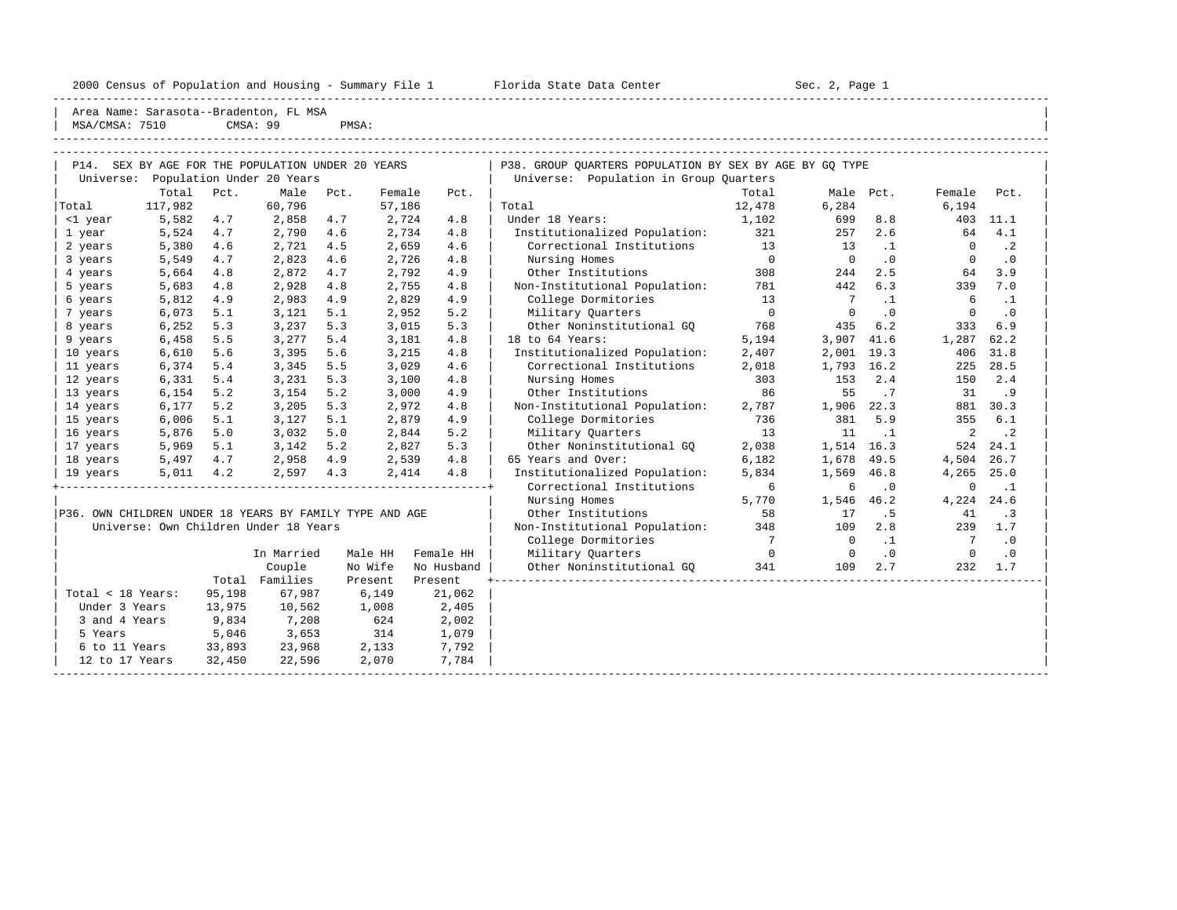2000 Census of Population and Housing - Summary File 1 Florida State Data Center Sec. 2, Page 1

Area Name: Sarasota--Bradenton, FL MSA
MSA/CMSA: 7510 CMSA: 99 PMSA:

## P14. SEX BY AGE FOR THE POPULATION UNDER 20 YEARS

Universe: Population Under 20 Years

| | Total | Pct. | Male | Pct. | Female | Pct. |
|---|---|---|---|---|---|---|
| Total | 117,982 | | 60,796 | | 57,186 | |
| <1 year | 5,582 | 4.7 | 2,858 | 4.7 | 2,724 | 4.8 |
| 1 year | 5,524 | 4.7 | 2,790 | 4.6 | 2,734 | 4.8 |
| 2 years | 5,380 | 4.6 | 2,721 | 4.5 | 2,659 | 4.6 |
| 3 years | 5,549 | 4.7 | 2,823 | 4.6 | 2,726 | 4.8 |
| 4 years | 5,664 | 4.8 | 2,872 | 4.7 | 2,792 | 4.9 |
| 5 years | 5,683 | 4.8 | 2,928 | 4.8 | 2,755 | 4.8 |
| 6 years | 5,812 | 4.9 | 2,983 | 4.9 | 2,829 | 4.9 |
| 7 years | 6,073 | 5.1 | 3,121 | 5.1 | 2,952 | 5.2 |
| 8 years | 6,252 | 5.3 | 3,237 | 5.3 | 3,015 | 5.3 |
| 9 years | 6,458 | 5.5 | 3,277 | 5.4 | 3,181 | 4.8 |
| 10 years | 6,610 | 5.6 | 3,395 | 5.6 | 3,215 | 4.8 |
| 11 years | 6,374 | 5.4 | 3,345 | 5.5 | 3,029 | 4.6 |
| 12 years | 6,331 | 5.4 | 3,231 | 5.3 | 3,100 | 4.8 |
| 13 years | 6,154 | 5.2 | 3,154 | 5.2 | 3,000 | 4.9 |
| 14 years | 6,177 | 5.2 | 3,205 | 5.3 | 2,972 | 4.8 |
| 15 years | 6,006 | 5.1 | 3,127 | 5.1 | 2,879 | 4.9 |
| 16 years | 5,876 | 5.0 | 3,032 | 5.0 | 2,844 | 5.2 |
| 17 years | 5,969 | 5.1 | 3,142 | 5.2 | 2,827 | 5.3 |
| 18 years | 5,497 | 4.7 | 2,958 | 4.9 | 2,539 | 4.8 |
| 19 years | 5,011 | 4.2 | 2,597 | 4.3 | 2,414 | 4.8 |

## P36. OWN CHILDREN UNDER 18 YEARS BY FAMILY TYPE AND AGE

Universe: Own Children Under 18 Years

| | Total | In Married Couple Families | Male HH No Wife Present | Female HH No Husband Present |
|---|---|---|---|---|
| Total < 18 Years: | 95,198 | 67,987 | 6,149 | 21,062 |
| Under 3 Years | 13,975 | 10,562 | 1,008 | 2,405 |
| 3 and 4 Years | 9,834 | 7,208 | 624 | 2,002 |
| 5 Years | 5,046 | 3,653 | 314 | 1,079 |
| 6 to 11 Years | 33,893 | 23,968 | 2,133 | 7,792 |
| 12 to 17 Years | 32,450 | 22,596 | 2,070 | 7,784 |

## P38. GROUP QUARTERS POPULATION BY SEX BY AGE BY GQ TYPE

Universe: Population in Group Quarters

| | Total | Male | Pct. | Female | Pct. |
|---|---|---|---|---|---|
| Total | 12,478 | 6,284 | | 6,194 | |
| Under 18 Years: | 1,102 | 699 | 8.8 | 403 | 11.1 |
| Institutionalized Population: | 321 | 257 | 2.6 | 64 | 4.1 |
| Correctional Institutions | 13 | 13 | .1 | 0 | .2 |
| Nursing Homes | 0 | 0 | .0 | 0 | .0 |
| Other Institutions | 308 | 244 | 2.5 | 64 | 3.9 |
| Non-Institutional Population: | 781 | 442 | 6.3 | 339 | 7.0 |
| College Dormitories | 13 | 7 | .1 | 6 | .1 |
| Military Quarters | 0 | 0 | .0 | 0 | .0 |
| Other Noninstitutional GQ | 768 | 435 | 6.2 | 333 | 6.9 |
| 18 to 64 Years: | 5,194 | 3,907 | 41.6 | 1,287 | 62.2 |
| Institutionalized Population: | 2,407 | 2,001 | 19.3 | 406 | 31.8 |
| Correctional Institutions | 2,018 | 1,793 | 16.2 | 225 | 28.5 |
| Nursing Homes | 303 | 153 | 2.4 | 150 | 2.4 |
| Other Institutions | 86 | 55 | .7 | 31 | .9 |
| Non-Institutional Population: | 2,787 | 1,906 | 22.3 | 881 | 30.3 |
| College Dormitories | 736 | 381 | 5.9 | 355 | 6.1 |
| Military Quarters | 13 | 11 | .1 | 2 | .2 |
| Other Noninstitutional GQ | 2,038 | 1,514 | 16.3 | 524 | 24.1 |
| 65 Years and Over: | 6,182 | 1,678 | 49.5 | 4,504 | 26.7 |
| Institutionalized Population: | 5,834 | 1,569 | 46.8 | 4,265 | 25.0 |
| Correctional Institutions | 6 | 6 | .0 | 0 | .1 |
| Nursing Homes | 5,770 | 1,546 | 46.2 | 4,224 | 24.6 |
| Other Institutions | 58 | 17 | .5 | 41 | .3 |
| Non-Institutional Population: | 348 | 109 | 2.8 | 239 | 1.7 |
| College Dormitories | 7 | 0 | .1 | 7 | .0 |
| Military Quarters | 0 | 0 | .0 | 0 | .0 |
| Other Noninstitutional GQ | 341 | 109 | 2.7 | 232 | 1.7 |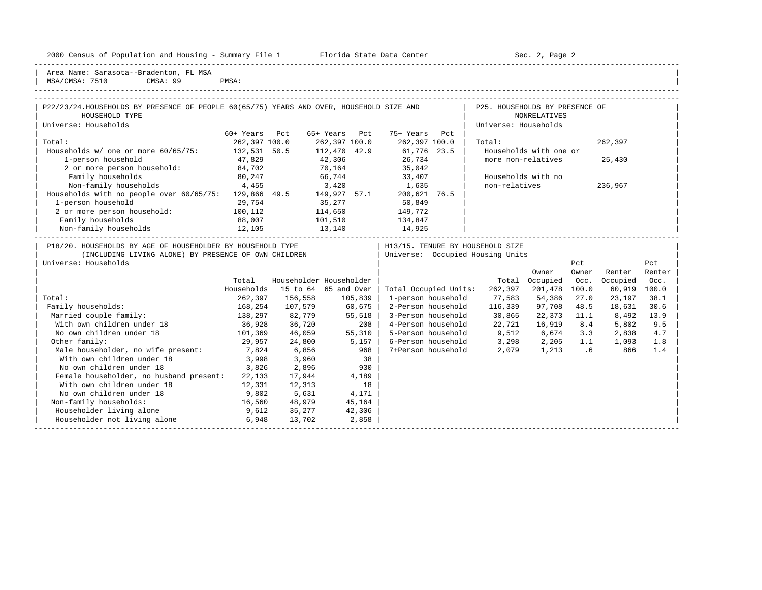Area Name: Sarasota--Bradenton, FL MSA
MSA/CMSA: 7510 CMSA: 99 PMSA:

## P22/23/24. HOUSEHOLDS BY PRESENCE OF PEOPLE 60(65/75) YEARS AND OVER, HOUSEHOLD SIZE AND HOUSEHOLD TYPE

Universe: Households

| | 60+ Years | Pct | 65+ Years | Pct | 75+ Years | Pct |
|---|---|---|---|---|---|---|
| Total: | 262,397 | 100.0 | 262,397 | 100.0 | 262,397 | 100.0 |
| Households w/ one or more 60/65/75: | 132,531 | 50.5 | 112,470 | 42.9 | 61,776 | 23.5 |
| 1-person household | 47,829 | | 42,306 | | 26,734 | |
| 2 or more person household: | 84,702 | | 70,164 | | 35,042 | |
| Family households | 80,247 | | 66,744 | | 33,407 | |
| Non-family households | 4,455 | | 3,420 | | 1,635 | |
| Households with no people over 60/65/75: | 129,866 | 49.5 | 149,927 | 57.1 | 200,621 | 76.5 |
| 1-person household | 29,754 | | 35,277 | | 50,849 | |
| 2 or more person household: | 100,112 | | 114,650 | | 149,772 | |
| Family households | 88,007 | | 101,510 | | 134,847 | |
| Non-family households | 12,105 | | 13,140 | | 14,925 | |

## P25. HOUSEHOLDS BY PRESENCE OF NONRELATIVES

Universe: Households

| | |
|---|---|
| Total: | 262,397 |
| Households with one or more non-relatives | 25,430 |
| Households with no non-relatives | 236,967 |

## P18/20. HOUSEHOLDS BY AGE OF HOUSEHOLDER BY HOUSEHOLD TYPE (INCLUDING LIVING ALONE) BY PRESENCE OF OWN CHILDREN

Universe: Households

| | Total Households | Householder 15 to 64 | Householder 65 and Over |
|---|---|---|---|
| Total: | 262,397 | 156,558 | 105,839 |
| Family households: | 168,254 | 107,579 | 60,675 |
| Married couple family: | 138,297 | 82,779 | 55,518 |
| With own children under 18 | 36,928 | 36,720 | 208 |
| No own children under 18 | 101,369 | 46,059 | 55,310 |
| Other family: | 29,957 | 24,800 | 5,157 |
| Male householder, no wife present: | 7,824 | 6,856 | 968 |
| With own children under 18 | 3,998 | 3,960 | 38 |
| No own children under 18 | 3,826 | 2,896 | 930 |
| Female householder, no husband present: | 22,133 | 17,944 | 4,189 |
| With own children under 18 | 12,331 | 12,313 | 18 |
| No own children under 18 | 9,802 | 5,631 | 4,171 |
| Non-family households: | 16,560 | 48,979 | 45,164 |
| Householder living alone | 9,612 | 35,277 | 42,306 |
| Householder not living alone | 6,948 | 13,702 | 2,858 |

## H13/15. TENURE BY HOUSEHOLD SIZE

Universe: Occupied Housing Units

| | Total | Owner Occupied | Pct Owner Occ. | Renter Occupied | Pct Renter Occ. |
|---|---|---|---|---|---|
| Total Occupied Units: | 262,397 | 201,478 | 100.0 | 60,919 | 100.0 |
| 1-person household | 77,583 | 54,386 | 27.0 | 23,197 | 38.1 |
| 2-Person household | 116,339 | 97,708 | 48.5 | 18,631 | 30.6 |
| 3-Person household | 30,865 | 22,373 | 11.1 | 8,492 | 13.9 |
| 4-Person household | 22,721 | 16,919 | 8.4 | 5,802 | 9.5 |
| 5-Person household | 9,512 | 6,674 | 3.3 | 2,838 | 4.7 |
| 6-Person household | 3,298 | 2,205 | 1.1 | 1,093 | 1.8 |
| 7+Person household | 2,079 | 1,213 | .6 | 866 | 1.4 |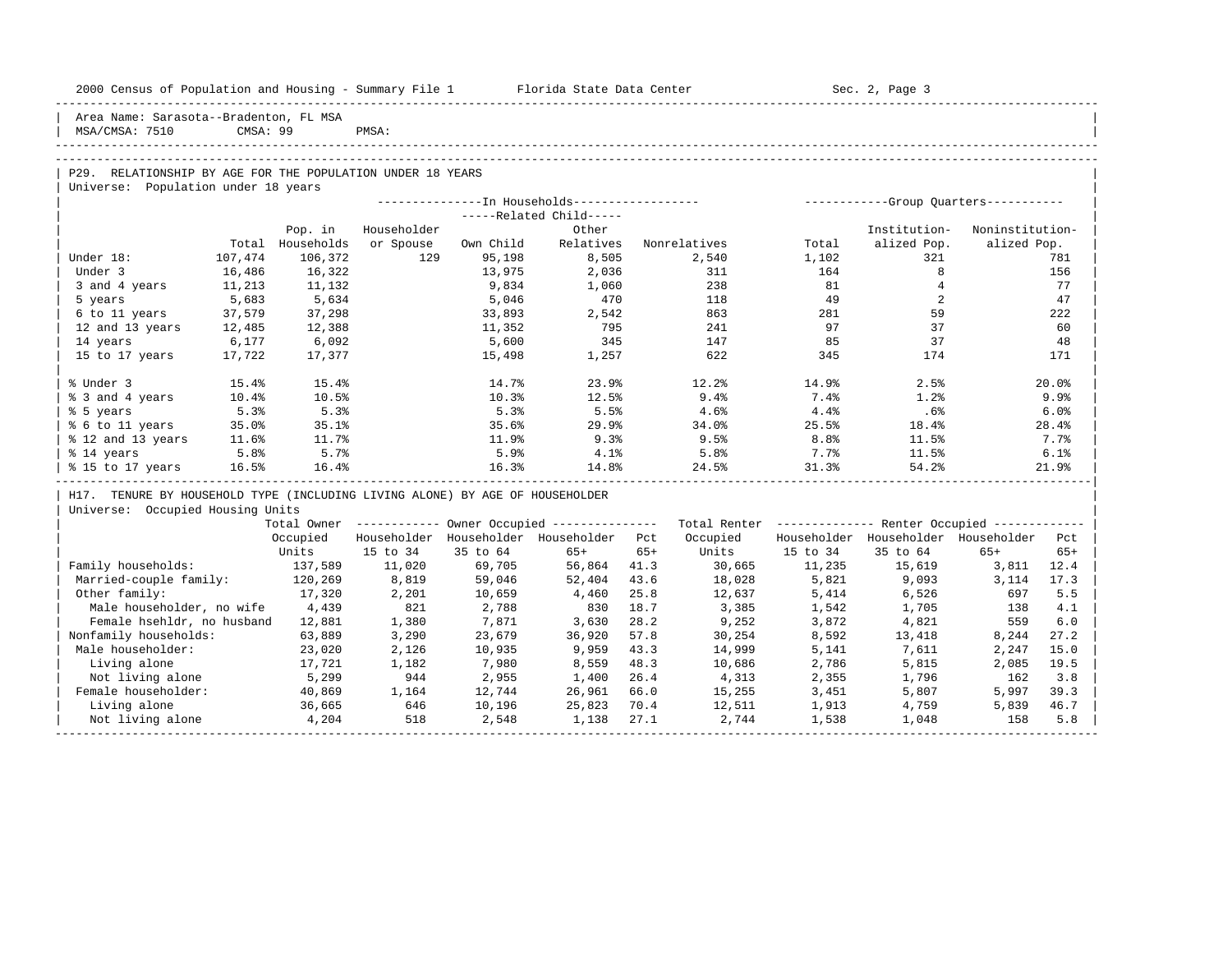Area Name: Sarasota--Bradenton, FL MSA
MSA/CMSA: 7510 CMSA: 99 PMSA:

## P29. RELATIONSHIP BY AGE FOR THE POPULATION UNDER 18 YEARS

Universe: Population under 18 years

| | | In Households | | | | | Group Quarters | | |
|---|---|---|---|---|---|---|---|---|---|
| | | | | Related Child | | | | | |
| | Total | Pop. in Households | Householder or Spouse | Own Child | Other Relatives | Nonrelatives | Total | Institutionalized Pop. | Noninstitutionalized Pop. |
| Under 18: | 107,474 | 106,372 | 129 | 95,198 | 8,505 | 2,540 | 1,102 | 321 | 781 |
| Under 3 | 16,486 | 16,322 | | 13,975 | 2,036 | 311 | 164 | 8 | 156 |
| 3 and 4 years | 11,213 | 11,132 | | 9,834 | 1,060 | 238 | 81 | 4 | 77 |
| 5 years | 5,683 | 5,634 | | 5,046 | 470 | 118 | 49 | 2 | 47 |
| 6 to 11 years | 37,579 | 37,298 | | 33,893 | 2,542 | 863 | 281 | 59 | 222 |
| 12 and 13 years | 12,485 | 12,388 | | 11,352 | 795 | 241 | 97 | 37 | 60 |
| 14 years | 6,177 | 6,092 | | 5,600 | 345 | 147 | 85 | 37 | 48 |
| 15 to 17 years | 17,722 | 17,377 | | 15,498 | 1,257 | 622 | 345 | 174 | 171 |
| % Under 3 | 15.4% | 15.4% | | 14.7% | 23.9% | 12.2% | 14.9% | 2.5% | 20.0% |
| % 3 and 4 years | 10.4% | 10.5% | | 10.3% | 12.5% | 9.4% | 7.4% | 1.2% | 9.9% |
| % 5 years | 5.3% | 5.3% | | 5.3% | 5.5% | 4.6% | 4.4% | .6% | 6.0% |
| % 6 to 11 years | 35.0% | 35.1% | | 35.6% | 29.9% | 34.0% | 25.5% | 18.4% | 28.4% |
| % 12 and 13 years | 11.6% | 11.7% | | 11.9% | 9.3% | 9.5% | 8.8% | 11.5% | 7.7% |
| % 14 years | 5.8% | 5.7% | | 5.9% | 4.1% | 5.8% | 7.7% | 11.5% | 6.1% |
| % 15 to 17 years | 16.5% | 16.4% | | 16.3% | 14.8% | 24.5% | 31.3% | 54.2% | 21.9% |

## H17. TENURE BY HOUSEHOLD TYPE (INCLUDING LIVING ALONE) BY AGE OF HOUSEHOLDER

Universe: Occupied Housing Units

| | Total Owner Occupied Units | Owner Occupied | | | | Total Renter Occupied Units | Renter Occupied | | | |
|---|---|---|---|---|---|---|---|---|---|---|
| | | Householder 15 to 34 | Householder 35 to 64 | Householder 65+ | Pct 65+ | | Householder 15 to 34 | Householder 35 to 64 | Householder 65+ | Pct 65+ |
| Family households: | 137,589 | 11,020 | 69,705 | 56,864 | 41.3 | 30,665 | 11,235 | 15,619 | 3,811 | 12.4 |
| Married-couple family: | 120,269 | 8,819 | 59,046 | 52,404 | 43.6 | 18,028 | 5,821 | 9,093 | 3,114 | 17.3 |
| Other family: | 17,320 | 2,201 | 10,659 | 4,460 | 25.8 | 12,637 | 5,414 | 6,526 | 697 | 5.5 |
| Male householder, no wife | 4,439 | 821 | 2,788 | 830 | 18.7 | 3,385 | 1,542 | 1,705 | 138 | 4.1 |
| Female hsehldr, no husband | 12,881 | 1,380 | 7,871 | 3,630 | 28.2 | 9,252 | 3,872 | 4,821 | 559 | 6.0 |
| Nonfamily households: | 63,889 | 3,290 | 23,679 | 36,920 | 57.8 | 30,254 | 8,592 | 13,418 | 8,244 | 27.2 |
| Male householder: | 23,020 | 2,126 | 10,935 | 9,959 | 43.3 | 14,999 | 5,141 | 7,611 | 2,247 | 15.0 |
| Living alone | 17,721 | 1,182 | 7,980 | 8,559 | 48.3 | 10,686 | 2,786 | 5,815 | 2,085 | 19.5 |
| Not living alone | 5,299 | 944 | 2,955 | 1,400 | 26.4 | 4,313 | 2,355 | 1,796 | 162 | 3.8 |
| Female householder: | 40,869 | 1,164 | 12,744 | 26,961 | 66.0 | 15,255 | 3,451 | 5,807 | 5,997 | 39.3 |
| Living alone | 36,665 | 646 | 10,196 | 25,823 | 70.4 | 12,511 | 1,913 | 4,759 | 5,839 | 46.7 |
| Not living alone | 4,204 | 518 | 2,548 | 1,138 | 27.1 | 2,744 | 1,538 | 1,048 | 158 | 5.8 |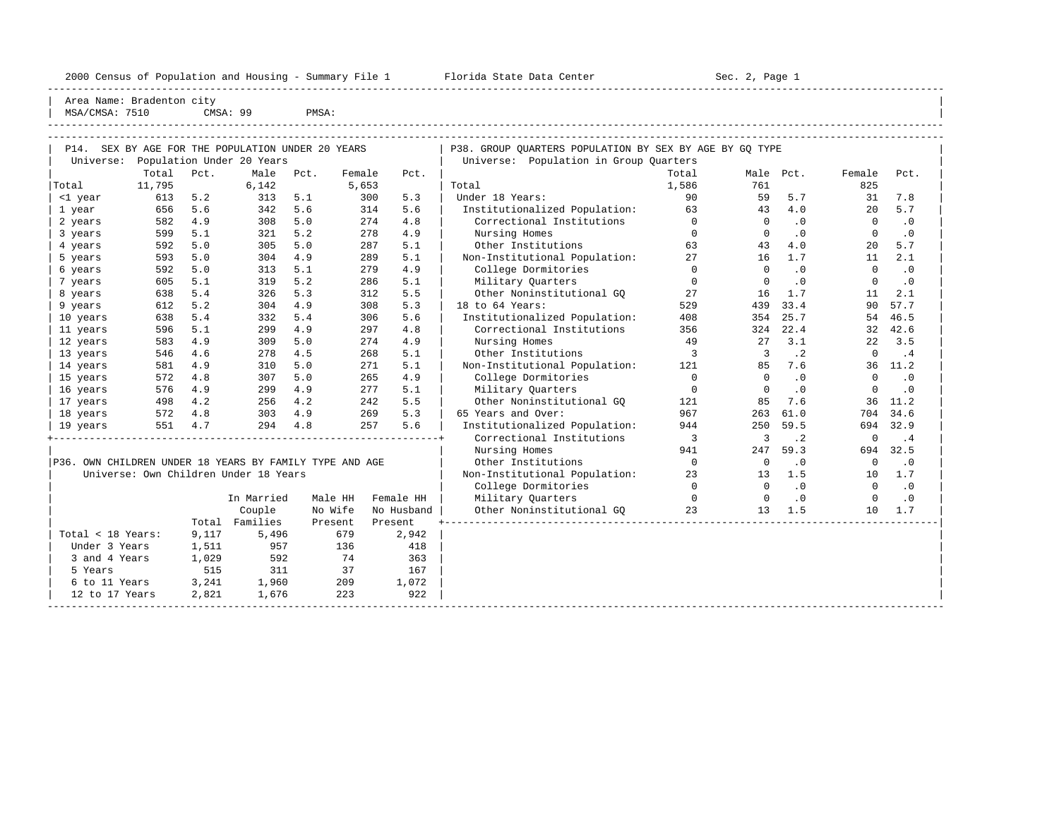Area Name: Bradenton city
MSA/CMSA: 7510 CMSA: 99 PMSA:

## P14. SEX BY AGE FOR THE POPULATION UNDER 20 YEARS

Universe: Population Under 20 Years

| | Total | Pct. | Male | Pct. | Female | Pct. |
|---|---|---|---|---|---|---|
| Total | 11,795 | | 6,142 | | 5,653 | |
| <1 year | 613 | 5.2 | 313 | 5.1 | 300 | 5.3 |
| 1 year | 656 | 5.6 | 342 | 5.6 | 314 | 5.6 |
| 2 years | 582 | 4.9 | 308 | 5.0 | 274 | 4.8 |
| 3 years | 599 | 5.1 | 321 | 5.2 | 278 | 4.9 |
| 4 years | 592 | 5.0 | 305 | 5.0 | 287 | 5.1 |
| 5 years | 593 | 5.0 | 304 | 4.9 | 289 | 5.1 |
| 6 years | 592 | 5.0 | 313 | 5.1 | 279 | 4.9 |
| 7 years | 605 | 5.1 | 319 | 5.2 | 286 | 5.1 |
| 8 years | 638 | 5.4 | 326 | 5.3 | 312 | 5.5 |
| 9 years | 612 | 5.2 | 304 | 4.9 | 308 | 5.3 |
| 10 years | 638 | 5.4 | 332 | 5.4 | 306 | 5.6 |
| 11 years | 596 | 5.1 | 299 | 4.9 | 297 | 4.8 |
| 12 years | 583 | 4.9 | 309 | 5.0 | 274 | 4.9 |
| 13 years | 546 | 4.6 | 278 | 4.5 | 268 | 5.1 |
| 14 years | 581 | 4.9 | 310 | 5.0 | 271 | 5.1 |
| 15 years | 572 | 4.8 | 307 | 5.0 | 265 | 4.9 |
| 16 years | 576 | 4.9 | 299 | 4.9 | 277 | 5.1 |
| 17 years | 498 | 4.2 | 256 | 4.2 | 242 | 5.5 |
| 18 years | 572 | 4.8 | 303 | 4.9 | 269 | 5.3 |
| 19 years | 551 | 4.7 | 294 | 4.8 | 257 | 5.6 |

## P36. OWN CHILDREN UNDER 18 YEARS BY FAMILY TYPE AND AGE

Universe: Own Children Under 18 Years

| | Total | In Married Couple Families | Male HH No Wife Present | Female HH No Husband Present |
|---|---|---|---|---|
| Total < 18 Years: | 9,117 | 5,496 | 679 | 2,942 |
| Under 3 Years | 1,511 | 957 | 136 | 418 |
| 3 and 4 Years | 1,029 | 592 | 74 | 363 |
| 5 Years | 515 | 311 | 37 | 167 |
| 6 to 11 Years | 3,241 | 1,960 | 209 | 1,072 |
| 12 to 17 Years | 2,821 | 1,676 | 223 | 922 |

## P38. GROUP QUARTERS POPULATION BY SEX BY AGE BY GQ TYPE

Universe: Population in Group Quarters

| | Total | Male | Pct. | Female | Pct. |
|---|---|---|---|---|---|
| Total | 1,586 | 761 | | 825 | |
| Under 18 Years: | 90 | 59 | 5.7 | 31 | 7.8 |
| Institutionalized Population: | 63 | 43 | 4.0 | 20 | 5.7 |
| Correctional Institutions | 0 | 0 | .0 | 0 | .0 |
| Nursing Homes | 0 | 0 | .0 | 0 | .0 |
| Other Institutions | 63 | 43 | 4.0 | 20 | 5.7 |
| Non-Institutional Population: | 27 | 16 | 1.7 | 11 | 2.1 |
| College Dormitories | 0 | 0 | .0 | 0 | .0 |
| Military Quarters | 0 | 0 | .0 | 0 | .0 |
| Other Noninstitutional GQ | 27 | 16 | 1.7 | 11 | 2.1 |
| 18 to 64 Years: | 529 | 439 | 33.4 | 90 | 57.7 |
| Institutionalized Population: | 408 | 354 | 25.7 | 54 | 46.5 |
| Correctional Institutions | 356 | 324 | 22.4 | 32 | 42.6 |
| Nursing Homes | 49 | 27 | 3.1 | 22 | 3.5 |
| Other Institutions | 3 | 3 | .2 | 0 | .4 |
| Non-Institutional Population: | 121 | 85 | 7.6 | 36 | 11.2 |
| College Dormitories | 0 | 0 | .0 | 0 | .0 |
| Military Quarters | 0 | 0 | .0 | 0 | .0 |
| Other Noninstitutional GQ | 121 | 85 | 7.6 | 36 | 11.2 |
| 65 Years and Over: | 967 | 263 | 61.0 | 704 | 34.6 |
| Institutionalized Population: | 944 | 250 | 59.5 | 694 | 32.9 |
| Correctional Institutions | 3 | 3 | .2 | 0 | .4 |
| Nursing Homes | 941 | 247 | 59.3 | 694 | 32.5 |
| Other Institutions | 0 | 0 | .0 | 0 | .0 |
| Non-Institutional Population: | 23 | 13 | 1.5 | 10 | 1.7 |
| College Dormitories | 0 | 0 | .0 | 0 | .0 |
| Military Quarters | 0 | 0 | .0 | 0 | .0 |
| Other Noninstitutional GQ | 23 | 13 | 1.5 | 10 | 1.7 |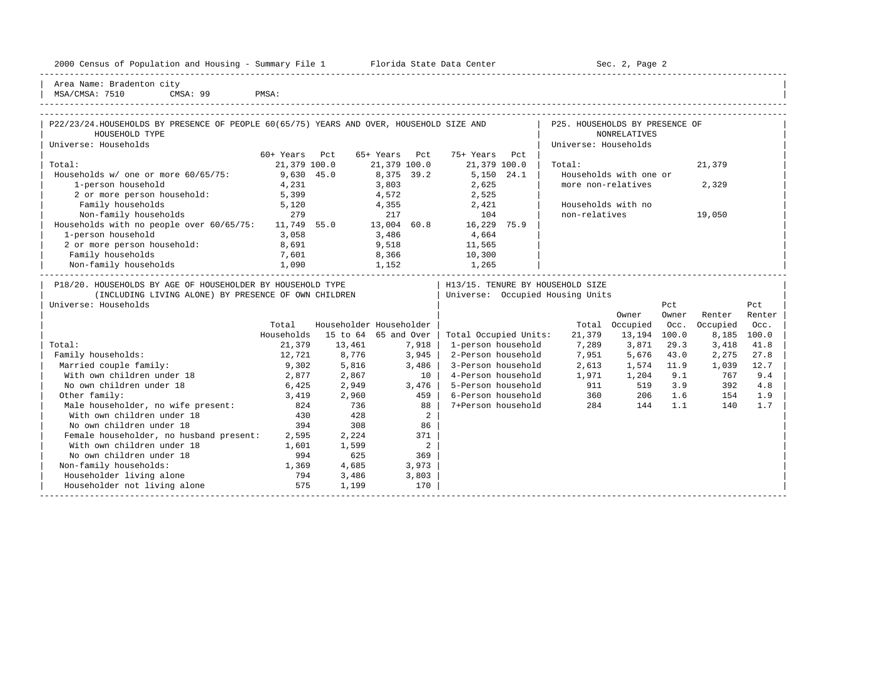2000 Census of Population and Housing - Summary File 1 Florida State Data Center Sec. 2, Page 2

Area Name: Bradenton city
MSA/CMSA: 7510 CMSA: 99 PMSA:

## P22/23/24. HOUSEHOLDS BY PRESENCE OF PEOPLE 60(65/75) YEARS AND OVER, HOUSEHOLD SIZE AND HOUSEHOLD TYPE

Universe: Households

| | 60+ Years | Pct | 65+ Years | Pct | 75+ Years | Pct |
|---|---|---|---|---|---|---|
| Total: | 21,379 | 100.0 | 21,379 | 100.0 | 21,379 | 100.0 |
| Households w/ one or more 60/65/75: | 9,630 | 45.0 | 8,375 | 39.2 | 5,150 | 24.1 |
| 1-person household | 4,231 | | 3,803 | | 2,625 | |
| 2 or more person household: | 5,399 | | 4,572 | | 2,525 | |
| Family households | 5,120 | | 4,355 | | 2,421 | |
| Non-family households | 279 | | 217 | | 104 | |
| Households with no people over 60/65/75: | 11,749 | 55.0 | 13,004 | 60.8 | 16,229 | 75.9 |
| 1-person household | 3,058 | | 3,486 | | 4,664 | |
| 2 or more person household: | 8,691 | | 9,518 | | 11,565 | |
| Family households | 7,601 | | 8,366 | | 10,300 | |
| Non-family households | 1,090 | | 1,152 | | 1,265 | |

## P25. HOUSEHOLDS BY PRESENCE OF NONRELATIVES

Universe: Households

| | |
|---|---|
| Total: | 21,379 |
| Households with one or more non-relatives | 2,329 |
| Households with no non-relatives | 19,050 |

## P18/20. HOUSEHOLDS BY AGE OF HOUSEHOLDER BY HOUSEHOLD TYPE (INCLUDING LIVING ALONE) BY PRESENCE OF OWN CHILDREN

Universe: Households

| | Total Households | Householder 15 to 64 | Householder 65 and Over |
|---|---|---|---|
| Total: | 21,379 | 13,461 | 7,918 |
| Family households: | 12,721 | 8,776 | 3,945 |
| Married couple family: | 9,302 | 5,816 | 3,486 |
| With own children under 18 | 2,877 | 2,867 | 10 |
| No own children under 18 | 6,425 | 2,949 | 3,476 |
| Other family: | 3,419 | 2,960 | 459 |
| Male householder, no wife present: | 824 | 736 | 88 |
| With own children under 18 | 430 | 428 | 2 |
| No own children under 18 | 394 | 308 | 86 |
| Female householder, no husband present: | 2,595 | 2,224 | 371 |
| With own children under 18 | 1,601 | 1,599 | 2 |
| No own children under 18 | 994 | 625 | 369 |
| Non-family households: | 1,369 | 4,685 | 3,973 |
| Householder living alone | 794 | 3,486 | 3,803 |
| Householder not living alone | 575 | 1,199 | 170 |

## H13/15. TENURE BY HOUSEHOLD SIZE

Universe: Occupied Housing Units

| | Total | Owner Occupied | Pct Owner Occ. | Renter Occupied | Pct Renter Occ. |
|---|---|---|---|---|---|
| Total Occupied Units: | 21,379 | 13,194 | 100.0 | 8,185 | 100.0 |
| 1-person household | 7,289 | 3,871 | 29.3 | 3,418 | 41.8 |
| 2-Person household | 7,951 | 5,676 | 43.0 | 2,275 | 27.8 |
| 3-Person household | 2,613 | 1,574 | 11.9 | 1,039 | 12.7 |
| 4-Person household | 1,971 | 1,204 | 9.1 | 767 | 9.4 |
| 5-Person household | 911 | 519 | 3.9 | 392 | 4.8 |
| 6-Person household | 360 | 206 | 1.6 | 154 | 1.9 |
| 7+Person household | 284 | 144 | 1.1 | 140 | 1.7 |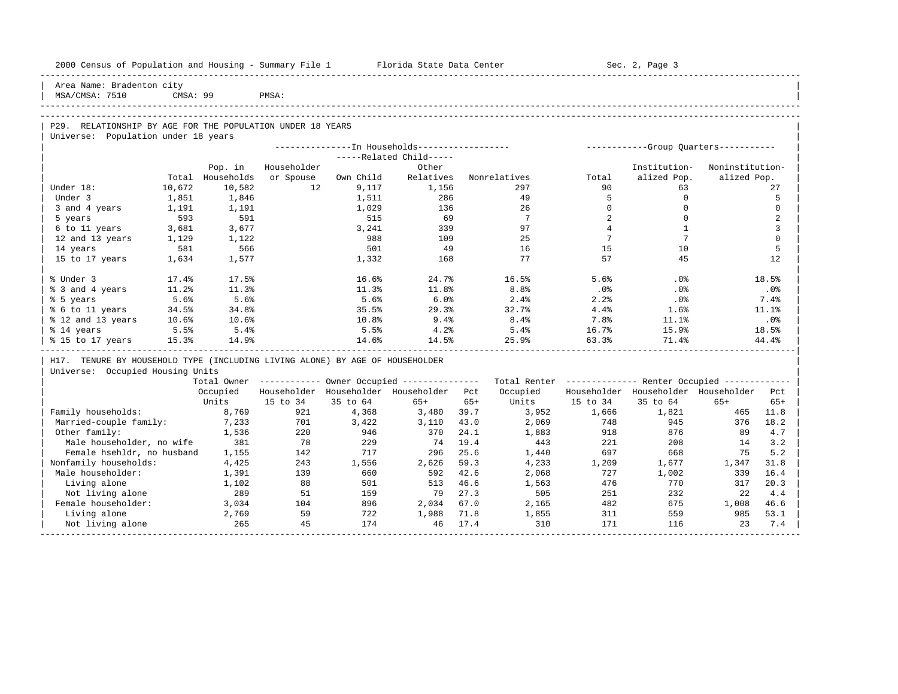Area Name: Bradenton city
MSA/CMSA: 7510 CMSA: 99 PMSA:

## P29. RELATIONSHIP BY AGE FOR THE POPULATION UNDER 18 YEARS

Universe: Population under 18 years

| | Total | Pop. in Households | In Households: Householder or Spouse | Related Child: Own Child | Related Child: Other Relatives | Nonrelatives | Group Quarters: Total | Institutionalized Pop. | Noninstitutionalized Pop. |
|---|---|---|---|---|---|---|---|---|---|
| Under 18: | 10,672 | 10,582 | 12 | 9,117 | 1,156 | 297 | 90 | 63 | 27 |
| Under 3 | 1,851 | 1,846 | | 1,511 | 286 | 49 | 5 | 0 | 5 |
| 3 and 4 years | 1,191 | 1,191 | | 1,029 | 136 | 26 | 0 | 0 | 0 |
| 5 years | 593 | 591 | | 515 | 69 | 7 | 2 | 0 | 2 |
| 6 to 11 years | 3,681 | 3,677 | | 3,241 | 339 | 97 | 4 | 1 | 3 |
| 12 and 13 years | 1,129 | 1,122 | | 988 | 109 | 25 | 7 | 7 | 0 |
| 14 years | 581 | 566 | | 501 | 49 | 16 | 15 | 10 | 5 |
| 15 to 17 years | 1,634 | 1,577 | | 1,332 | 168 | 77 | 57 | 45 | 12 |
| % Under 3 | 17.4% | 17.5% | | 16.6% | 24.7% | 16.5% | 5.6% | .0% | 18.5% |
| % 3 and 4 years | 11.2% | 11.3% | | 11.3% | 11.8% | 8.8% | .0% | .0% | .0% |
| % 5 years | 5.6% | 5.6% | | 5.6% | 6.0% | 2.4% | 2.2% | .0% | 7.4% |
| % 6 to 11 years | 34.5% | 34.8% | | 35.5% | 29.3% | 32.7% | 4.4% | 1.6% | 11.1% |
| % 12 and 13 years | 10.6% | 10.6% | | 10.8% | 9.4% | 8.4% | 7.8% | 11.1% | .0% |
| % 14 years | 5.5% | 5.4% | | 5.5% | 4.2% | 5.4% | 16.7% | 15.9% | 18.5% |
| % 15 to 17 years | 15.3% | 14.9% | | 14.6% | 14.5% | 25.9% | 63.3% | 71.4% | 44.4% |

## H17. TENURE BY HOUSEHOLD TYPE (INCLUDING LIVING ALONE) BY AGE OF HOUSEHOLDER

Universe: Occupied Housing Units

| | Total Owner Occupied Units | Owner: Householder 15 to 34 | Owner: Householder 35 to 64 | Owner: Householder 65+ | Owner: Pct 65+ | Total Renter Occupied Units | Renter: Householder 15 to 34 | Renter: Householder 35 to 64 | Renter: Householder 65+ | Renter: Pct 65+ |
|---|---|---|---|---|---|---|---|---|---|---|
| Family households: | 8,769 | 921 | 4,368 | 3,480 | 39.7 | 3,952 | 1,666 | 1,821 | 465 | 11.8 |
| Married-couple family: | 7,233 | 701 | 3,422 | 3,110 | 43.0 | 2,069 | 748 | 945 | 376 | 18.2 |
| Other family: | 1,536 | 220 | 946 | 370 | 24.1 | 1,883 | 918 | 876 | 89 | 4.7 |
| Male householder, no wife | 381 | 78 | 229 | 74 | 19.4 | 443 | 221 | 208 | 14 | 3.2 |
| Female hsehldr, no husband | 1,155 | 142 | 717 | 296 | 25.6 | 1,440 | 697 | 668 | 75 | 5.2 |
| Nonfamily households: | 4,425 | 243 | 1,556 | 2,626 | 59.3 | 4,233 | 1,209 | 1,677 | 1,347 | 31.8 |
| Male householder: | 1,391 | 139 | 660 | 592 | 42.6 | 2,068 | 727 | 1,002 | 339 | 16.4 |
| Living alone | 1,102 | 88 | 501 | 513 | 46.6 | 1,563 | 476 | 770 | 317 | 20.3 |
| Not living alone | 289 | 51 | 159 | 79 | 27.3 | 505 | 251 | 232 | 22 | 4.4 |
| Female householder: | 3,034 | 104 | 896 | 2,034 | 67.0 | 2,165 | 482 | 675 | 1,008 | 46.6 |
| Living alone | 2,769 | 59 | 722 | 1,988 | 71.8 | 1,855 | 311 | 559 | 985 | 53.1 |
| Not living alone | 265 | 45 | 174 | 46 | 17.4 | 310 | 171 | 116 | 23 | 7.4 |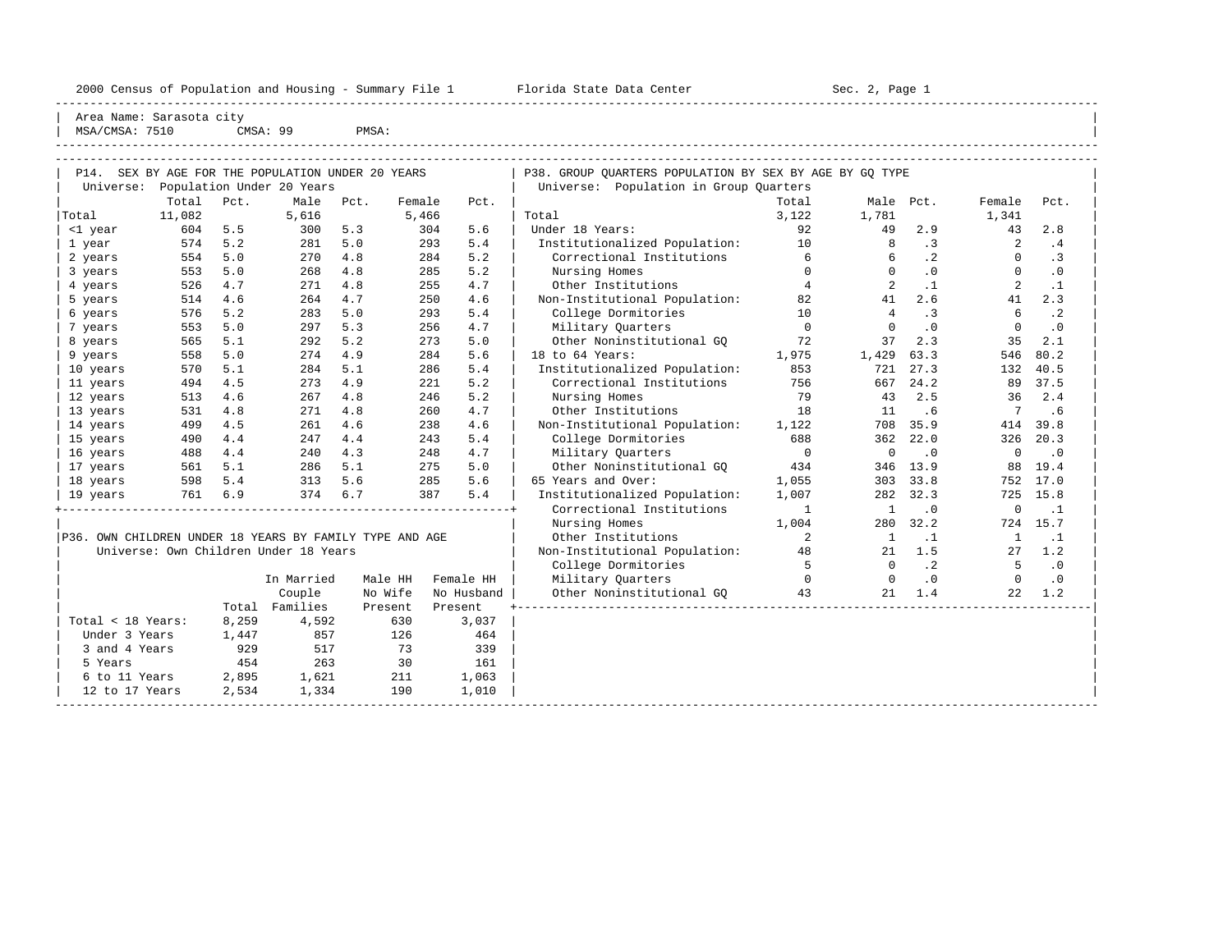2000 Census of Population and Housing - Summary File 1 Florida State Data Center Sec. 2, Page 1

Area Name: Sarasota city
MSA/CMSA: 7510 CMSA: 99 PMSA:

## P14. SEX BY AGE FOR THE POPULATION UNDER 20 YEARS

Universe: Population Under 20 Years

| | Total | Pct. | Male | Pct. | Female | Pct. |
|---|---|---|---|---|---|---|
| Total | 11,082 | | 5,616 | | 5,466 | |
| <1 year | 604 | 5.5 | 300 | 5.3 | 304 | 5.6 |
| 1 year | 574 | 5.2 | 281 | 5.0 | 293 | 5.4 |
| 2 years | 554 | 5.0 | 270 | 4.8 | 284 | 5.2 |
| 3 years | 553 | 5.0 | 268 | 4.8 | 285 | 5.2 |
| 4 years | 526 | 4.7 | 271 | 4.8 | 255 | 4.7 |
| 5 years | 514 | 4.6 | 264 | 4.7 | 250 | 4.6 |
| 6 years | 576 | 5.2 | 283 | 5.0 | 293 | 5.4 |
| 7 years | 553 | 5.0 | 297 | 5.3 | 256 | 4.7 |
| 8 years | 565 | 5.1 | 292 | 5.2 | 273 | 5.0 |
| 9 years | 558 | 5.0 | 274 | 4.9 | 284 | 5.6 |
| 10 years | 570 | 5.1 | 284 | 5.1 | 286 | 5.4 |
| 11 years | 494 | 4.5 | 273 | 4.9 | 221 | 5.2 |
| 12 years | 513 | 4.6 | 267 | 4.8 | 246 | 5.2 |
| 13 years | 531 | 4.8 | 271 | 4.8 | 260 | 4.7 |
| 14 years | 499 | 4.5 | 261 | 4.6 | 238 | 4.6 |
| 15 years | 490 | 4.4 | 247 | 4.4 | 243 | 5.4 |
| 16 years | 488 | 4.4 | 240 | 4.3 | 248 | 4.7 |
| 17 years | 561 | 5.1 | 286 | 5.1 | 275 | 5.0 |
| 18 years | 598 | 5.4 | 313 | 5.6 | 285 | 5.6 |
| 19 years | 761 | 6.9 | 374 | 6.7 | 387 | 5.4 |

## P36. OWN CHILDREN UNDER 18 YEARS BY FAMILY TYPE AND AGE

Universe: Own Children Under 18 Years

| | Total | In Married Couple Families | Male HH No Wife Present | Female HH No Husband Present |
|---|---|---|---|---|
| Total < 18 Years: | 8,259 | 4,592 | 630 | 3,037 |
| Under 3 Years | 1,447 | 857 | 126 | 464 |
| 3 and 4 Years | 929 | 517 | 73 | 339 |
| 5 Years | 454 | 263 | 30 | 161 |
| 6 to 11 Years | 2,895 | 1,621 | 211 | 1,063 |
| 12 to 17 Years | 2,534 | 1,334 | 190 | 1,010 |

## P38. GROUP QUARTERS POPULATION BY SEX BY AGE BY GQ TYPE

Universe: Population in Group Quarters

| | Total | Male | Pct. | Female | Pct. |
|---|---|---|---|---|---|
| Total | 3,122 | 1,781 | | 1,341 | |
| Under 18 Years: | 92 | 49 | 2.9 | 43 | 2.8 |
| Institutionalized Population: | 10 | 8 | .3 | 2 | .4 |
| Correctional Institutions | 6 | 6 | .2 | 0 | .3 |
| Nursing Homes | 0 | 0 | .0 | 0 | .0 |
| Other Institutions | 4 | 2 | .1 | 2 | .1 |
| Non-Institutional Population: | 82 | 41 | 2.6 | 41 | 2.3 |
| College Dormitories | 10 | 4 | .3 | 6 | .2 |
| Military Quarters | 0 | 0 | .0 | 0 | .0 |
| Other Noninstitutional GQ | 72 | 37 | 2.3 | 35 | 2.1 |
| 18 to 64 Years: | 1,975 | 1,429 | 63.3 | 546 | 80.2 |
| Institutionalized Population: | 853 | 721 | 27.3 | 132 | 40.5 |
| Correctional Institutions | 756 | 667 | 24.2 | 89 | 37.5 |
| Nursing Homes | 79 | 43 | 2.5 | 36 | 2.4 |
| Other Institutions | 18 | 11 | .6 | 7 | .6 |
| Non-Institutional Population: | 1,122 | 708 | 35.9 | 414 | 39.8 |
| College Dormitories | 688 | 362 | 22.0 | 326 | 20.3 |
| Military Quarters | 0 | 0 | .0 | 0 | .0 |
| Other Noninstitutional GQ | 434 | 346 | 13.9 | 88 | 19.4 |
| 65 Years and Over: | 1,055 | 303 | 33.8 | 752 | 17.0 |
| Institutionalized Population: | 1,007 | 282 | 32.3 | 725 | 15.8 |
| Correctional Institutions | 1 | 1 | .0 | 0 | .1 |
| Nursing Homes | 1,004 | 280 | 32.2 | 724 | 15.7 |
| Other Institutions | 2 | 1 | .1 | 1 | .1 |
| Non-Institutional Population: | 48 | 21 | 1.5 | 27 | 1.2 |
| College Dormitories | 5 | 0 | .2 | 5 | .0 |
| Military Quarters | 0 | 0 | .0 | 0 | .0 |
| Other Noninstitutional GQ | 43 | 21 | 1.4 | 22 | 1.2 |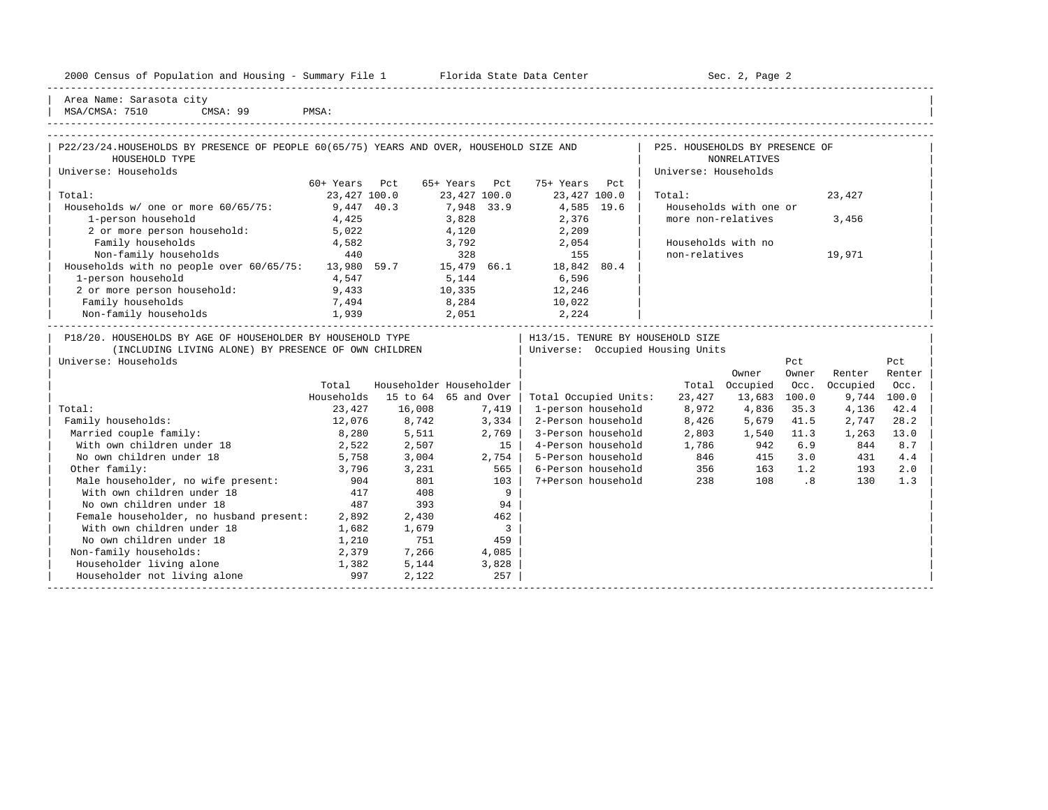Area Name: Sarasota city
MSA/CMSA: 7510 CMSA: 99 PMSA:

## P22/23/24. HOUSEHOLDS BY PRESENCE OF PEOPLE 60(65/75) YEARS AND OVER, HOUSEHOLD SIZE AND HOUSEHOLD TYPE

Universe: Households

| | 60+ Years | Pct | 65+ Years | Pct | 75+ Years | Pct |
|---|---|---|---|---|---|---|
| Total: | 23,427 | 100.0 | 23,427 | 100.0 | 23,427 | 100.0 |
| Households w/ one or more 60/65/75: | 9,447 | 40.3 | 7,948 | 33.9 | 4,585 | 19.6 |
| 1-person household | 4,425 | | 3,828 | | 2,376 | |
| 2 or more person household: | 5,022 | | 4,120 | | 2,209 | |
| Family households | 4,582 | | 3,792 | | 2,054 | |
| Non-family households | 440 | | 328 | | 155 | |
| Households with no people over 60/65/75: | 13,980 | 59.7 | 15,479 | 66.1 | 18,842 | 80.4 |
| 1-person household | 4,547 | | 5,144 | | 6,596 | |
| 2 or more person household: | 9,433 | | 10,335 | | 12,246 | |
| Family households | 7,494 | | 8,284 | | 10,022 | |
| Non-family households | 1,939 | | 2,051 | | 2,224 | |

## P25. HOUSEHOLDS BY PRESENCE OF NONRELATIVES

Universe: Households

| | |
|---|---|
| Total: | 23,427 |
| Households with one or more non-relatives | 3,456 |
| Households with no non-relatives | 19,971 |

## P18/20. HOUSEHOLDS BY AGE OF HOUSEHOLDER BY HOUSEHOLD TYPE (INCLUDING LIVING ALONE) BY PRESENCE OF OWN CHILDREN

Universe: Households

| | Total Households | Householder 15 to 64 | Householder 65 and Over |
|---|---|---|---|
| Total: | 23,427 | 16,008 | 7,419 |
| Family households: | 12,076 | 8,742 | 3,334 |
| Married couple family: | 8,280 | 5,511 | 2,769 |
| With own children under 18 | 2,522 | 2,507 | 15 |
| No own children under 18 | 5,758 | 3,004 | 2,754 |
| Other family: | 3,796 | 3,231 | 565 |
| Male householder, no wife present: | 904 | 801 | 103 |
| With own children under 18 | 417 | 408 | 9 |
| No own children under 18 | 487 | 393 | 94 |
| Female householder, no husband present: | 2,892 | 2,430 | 462 |
| With own children under 18 | 1,682 | 1,679 | 3 |
| No own children under 18 | 1,210 | 751 | 459 |
| Non-family households: | 2,379 | 7,266 | 4,085 |
| Householder living alone | 1,382 | 5,144 | 3,828 |
| Householder not living alone | 997 | 2,122 | 257 |

## H13/15. TENURE BY HOUSEHOLD SIZE

Universe: Occupied Housing Units

| | Total | Owner Occupied | Pct Owner Occ. | Renter Occupied | Pct Renter Occ. |
|---|---|---|---|---|---|
| Total Occupied Units: | 23,427 | 13,683 | 100.0 | 9,744 | 100.0 |
| 1-person household | 8,972 | 4,836 | 35.3 | 4,136 | 42.4 |
| 2-Person household | 8,426 | 5,679 | 41.5 | 2,747 | 28.2 |
| 3-Person household | 2,803 | 1,540 | 11.3 | 1,263 | 13.0 |
| 4-Person household | 1,786 | 942 | 6.9 | 844 | 8.7 |
| 5-Person household | 846 | 415 | 3.0 | 431 | 4.4 |
| 6-Person household | 356 | 163 | 1.2 | 193 | 2.0 |
| 7+Person household | 238 | 108 | .8 | 130 | 1.3 |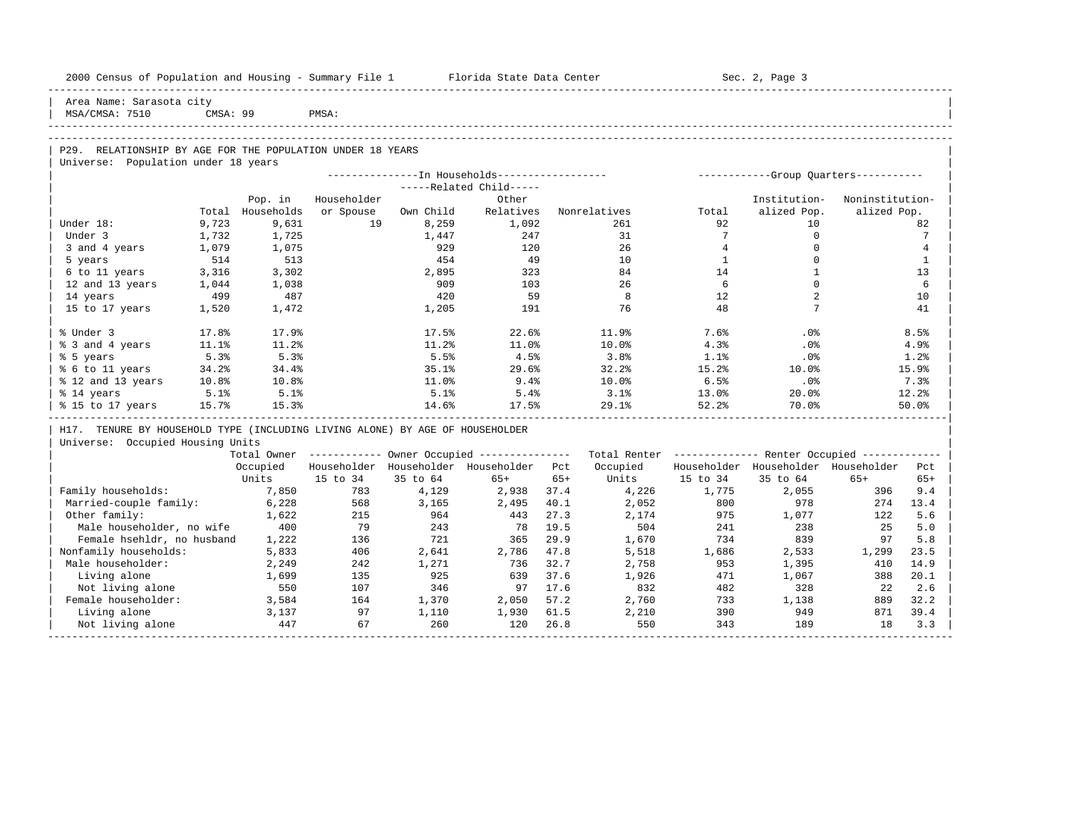Area Name: Sarasota city
MSA/CMSA: 7510 CMSA: 99 PMSA:

## P29. RELATIONSHIP BY AGE FOR THE POPULATION UNDER 18 YEARS

Universe: Population under 18 years

| | Total | In Households: Pop. in Households | Householder or Spouse | Related Child: Own Child | Related Child: Other Relatives | Nonrelatives | Group Quarters: Total | Institutionalized Pop. | Noninstitutionalized Pop. |
|---|---|---|---|---|---|---|---|---|---|
| Under 18: | 9,723 | 9,631 | 19 | 8,259 | 1,092 | 261 | 92 | 10 | 82 |
| Under 3 | 1,732 | 1,725 | | 1,447 | 247 | 31 | 7 | 0 | 7 |
| 3 and 4 years | 1,079 | 1,075 | | 929 | 120 | 26 | 4 | 0 | 4 |
| 5 years | 514 | 513 | | 454 | 49 | 10 | 1 | 0 | 1 |
| 6 to 11 years | 3,316 | 3,302 | | 2,895 | 323 | 84 | 14 | 1 | 13 |
| 12 and 13 years | 1,044 | 1,038 | | 909 | 103 | 26 | 6 | 0 | 6 |
| 14 years | 499 | 487 | | 420 | 59 | 8 | 12 | 2 | 10 |
| 15 to 17 years | 1,520 | 1,472 | | 1,205 | 191 | 76 | 48 | 7 | 41 |
| % Under 3 | 17.8% | 17.9% | | 17.5% | 22.6% | 11.9% | 7.6% | .0% | 8.5% |
| % 3 and 4 years | 11.1% | 11.2% | | 11.2% | 11.0% | 10.0% | 4.3% | .0% | 4.9% |
| % 5 years | 5.3% | 5.3% | | 5.5% | 4.5% | 3.8% | 1.1% | .0% | 1.2% |
| % 6 to 11 years | 34.2% | 34.4% | | 35.1% | 29.6% | 32.2% | 15.2% | 10.0% | 15.9% |
| % 12 and 13 years | 10.8% | 10.8% | | 11.0% | 9.4% | 10.0% | 6.5% | .0% | 7.3% |
| % 14 years | 5.1% | 5.1% | | 5.1% | 5.4% | 3.1% | 13.0% | 20.0% | 12.2% |
| % 15 to 17 years | 15.7% | 15.3% | | 14.6% | 17.5% | 29.1% | 52.2% | 70.0% | 50.0% |

## H17. TENURE BY HOUSEHOLD TYPE (INCLUDING LIVING ALONE) BY AGE OF HOUSEHOLDER

Universe: Occupied Housing Units

| | Total Owner Occupied Units | Owner Occupied: Householder 15 to 34 | Householder 35 to 64 | Householder 65+ | Pct 65+ | Total Renter Occupied Units | Renter Occupied: Householder 15 to 34 | Householder 35 to 64 | Householder 65+ | Pct 65+ |
|---|---|---|---|---|---|---|---|---|---|---|
| Family households: | 7,850 | 783 | 4,129 | 2,938 | 37.4 | 4,226 | 1,775 | 2,055 | 396 | 9.4 |
| Married-couple family: | 6,228 | 568 | 3,165 | 2,495 | 40.1 | 2,052 | 800 | 978 | 274 | 13.4 |
| Other family: | 1,622 | 215 | 964 | 443 | 27.3 | 2,174 | 975 | 1,077 | 122 | 5.6 |
| Male householder, no wife | 400 | 79 | 243 | 78 | 19.5 | 504 | 241 | 238 | 25 | 5.0 |
| Female hsehldr, no husband | 1,222 | 136 | 721 | 365 | 29.9 | 1,670 | 734 | 839 | 97 | 5.8 |
| Nonfamily households: | 5,833 | 406 | 2,641 | 2,786 | 47.8 | 5,518 | 1,686 | 2,533 | 1,299 | 23.5 |
| Male householder: | 2,249 | 242 | 1,271 | 736 | 32.7 | 2,758 | 953 | 1,395 | 410 | 14.9 |
| Living alone | 1,699 | 135 | 925 | 639 | 37.6 | 1,926 | 471 | 1,067 | 388 | 20.1 |
| Not living alone | 550 | 107 | 346 | 97 | 17.6 | 832 | 482 | 328 | 22 | 2.6 |
| Female householder: | 3,584 | 164 | 1,370 | 2,050 | 57.2 | 2,760 | 733 | 1,138 | 889 | 32.2 |
| Living alone | 3,137 | 97 | 1,110 | 1,930 | 61.5 | 2,210 | 390 | 949 | 871 | 39.4 |
| Not living alone | 447 | 67 | 260 | 120 | 26.8 | 550 | 343 | 189 | 18 | 3.3 |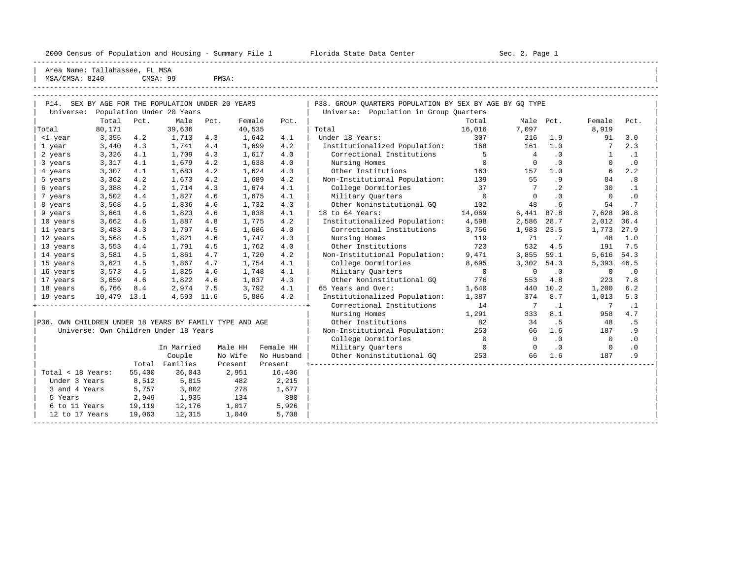2000 Census of Population and Housing - Summary File 1 Florida State Data Center Sec. 2, Page 1

Area Name: Tallahassee, FL MSA
MSA/CMSA: 8240 CMSA: 99 PMSA:

## P14. SEX BY AGE FOR THE POPULATION UNDER 20 YEARS

Universe: Population Under 20 Years

| | Total | Pct. | Male | Pct. | Female | Pct. |
|---|---|---|---|---|---|---|
| Total | 80,171 | | 39,636 | | 40,535 | |
| <1 year | 3,355 | 4.2 | 1,713 | 4.3 | 1,642 | 4.1 |
| 1 year | 3,440 | 4.3 | 1,741 | 4.4 | 1,699 | 4.2 |
| 2 years | 3,326 | 4.1 | 1,709 | 4.3 | 1,617 | 4.0 |
| 3 years | 3,317 | 4.1 | 1,679 | 4.2 | 1,638 | 4.0 |
| 4 years | 3,307 | 4.1 | 1,683 | 4.2 | 1,624 | 4.0 |
| 5 years | 3,362 | 4.2 | 1,673 | 4.2 | 1,689 | 4.2 |
| 6 years | 3,388 | 4.2 | 1,714 | 4.3 | 1,674 | 4.1 |
| 7 years | 3,502 | 4.4 | 1,827 | 4.6 | 1,675 | 4.1 |
| 8 years | 3,568 | 4.5 | 1,836 | 4.6 | 1,732 | 4.3 |
| 9 years | 3,661 | 4.6 | 1,823 | 4.6 | 1,838 | 4.1 |
| 10 years | 3,662 | 4.6 | 1,887 | 4.8 | 1,775 | 4.2 |
| 11 years | 3,483 | 4.3 | 1,797 | 4.5 | 1,686 | 4.0 |
| 12 years | 3,568 | 4.5 | 1,821 | 4.6 | 1,747 | 4.0 |
| 13 years | 3,553 | 4.4 | 1,791 | 4.5 | 1,762 | 4.0 |
| 14 years | 3,581 | 4.5 | 1,861 | 4.7 | 1,720 | 4.2 |
| 15 years | 3,621 | 4.5 | 1,867 | 4.7 | 1,754 | 4.1 |
| 16 years | 3,573 | 4.5 | 1,825 | 4.6 | 1,748 | 4.1 |
| 17 years | 3,659 | 4.6 | 1,822 | 4.6 | 1,837 | 4.3 |
| 18 years | 6,766 | 8.4 | 2,974 | 7.5 | 3,792 | 4.1 |
| 19 years | 10,479 | 13.1 | 4,593 | 11.6 | 5,886 | 4.2 |

## P36. OWN CHILDREN UNDER 18 YEARS BY FAMILY TYPE AND AGE

Universe: Own Children Under 18 Years

| | Total | In Married Couple Families | Male HH No Wife Present | Female HH No Husband Present |
|---|---|---|---|---|
| Total < 18 Years: | 55,400 | 36,043 | 2,951 | 16,406 |
| Under 3 Years | 8,512 | 5,815 | 482 | 2,215 |
| 3 and 4 Years | 5,757 | 3,802 | 278 | 1,677 |
| 5 Years | 2,949 | 1,935 | 134 | 880 |
| 6 to 11 Years | 19,119 | 12,176 | 1,017 | 5,926 |
| 12 to 17 Years | 19,063 | 12,315 | 1,040 | 5,708 |

## P38. GROUP QUARTERS POPULATION BY SEX BY AGE BY GQ TYPE

Universe: Population in Group Quarters

| | Total | Male | Pct. | Female | Pct. |
|---|---|---|---|---|---|
| Total | 16,016 | 7,097 | | 8,919 | |
| Under 18 Years: | 307 | 216 | 1.9 | 91 | 3.0 |
| Institutionalized Population: | 168 | 161 | 1.0 | 7 | 2.3 |
| Correctional Institutions | 5 | 4 | .0 | 1 | .1 |
| Nursing Homes | 0 | 0 | .0 | 0 | .0 |
| Other Institutions | 163 | 157 | 1.0 | 6 | 2.2 |
| Non-Institutional Population: | 139 | 55 | .9 | 84 | .8 |
| College Dormitories | 37 | 7 | .2 | 30 | .1 |
| Military Quarters | 0 | 0 | .0 | 0 | .0 |
| Other Noninstitutional GQ | 102 | 48 | .6 | 54 | .7 |
| 18 to 64 Years: | 14,069 | 6,441 | 87.8 | 7,628 | 90.8 |
| Institutionalized Population: | 4,598 | 2,586 | 28.7 | 2,012 | 36.4 |
| Correctional Institutions | 3,756 | 1,983 | 23.5 | 1,773 | 27.9 |
| Nursing Homes | 119 | 71 | .7 | 48 | 1.0 |
| Other Institutions | 723 | 532 | 4.5 | 191 | 7.5 |
| Non-Institutional Population: | 9,471 | 3,855 | 59.1 | 5,616 | 54.3 |
| College Dormitories | 8,695 | 3,302 | 54.3 | 5,393 | 46.5 |
| Military Quarters | 0 | 0 | .0 | 0 | .0 |
| Other Noninstitutional GQ | 776 | 553 | 4.8 | 223 | 7.8 |
| 65 Years and Over: | 1,640 | 440 | 10.2 | 1,200 | 6.2 |
| Institutionalized Population: | 1,387 | 374 | 8.7 | 1,013 | 5.3 |
| Correctional Institutions | 14 | 7 | .1 | 7 | .1 |
| Nursing Homes | 1,291 | 333 | 8.1 | 958 | 4.7 |
| Other Institutions | 82 | 34 | .5 | 48 | .5 |
| Non-Institutional Population: | 253 | 66 | 1.6 | 187 | .9 |
| College Dormitories | 0 | 0 | .0 | 0 | .0 |
| Military Quarters | 0 | 0 | .0 | 0 | .0 |
| Other Noninstitutional GQ | 253 | 66 | 1.6 | 187 | .9 |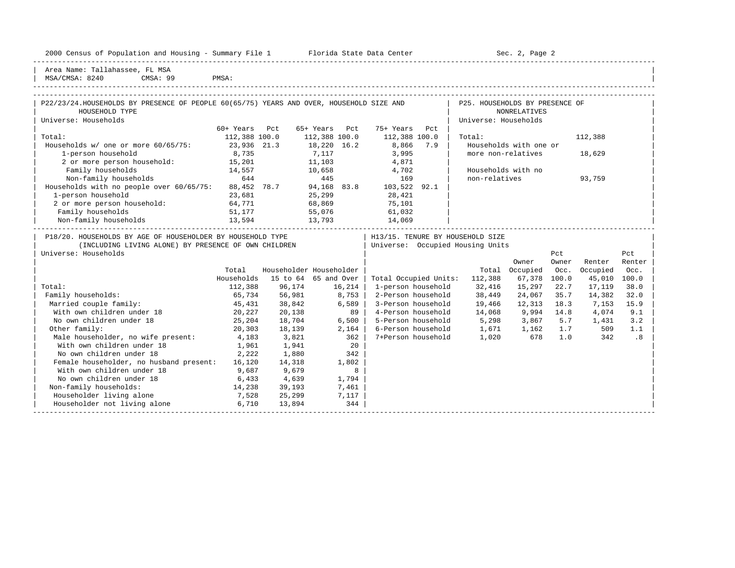Area Name: Tallahassee, FL MSA
MSA/CMSA: 8240 CMSA: 99 PMSA:

## P22/23/24. HOUSEHOLDS BY PRESENCE OF PEOPLE 60(65/75) YEARS AND OVER, HOUSEHOLD SIZE AND HOUSEHOLD TYPE

Universe: Households

| | 60+ Years | Pct | 65+ Years | Pct | 75+ Years | Pct |
|---|---|---|---|---|---|---|
| Total: | 112,388 | 100.0 | 112,388 | 100.0 | 112,388 | 100.0 |
| Households w/ one or more 60/65/75: | 23,936 | 21.3 | 18,220 | 16.2 | 8,866 | 7.9 |
| 1-person household | 8,735 | | 7,117 | | 3,995 | |
| 2 or more person household: | 15,201 | | 11,103 | | 4,871 | |
| Family households | 14,557 | | 10,658 | | 4,702 | |
| Non-family households | 644 | | 445 | | 169 | |
| Households with no people over 60/65/75: | 88,452 | 78.7 | 94,168 | 83.8 | 103,522 | 92.1 |
| 1-person household | 23,681 | | 25,299 | | 28,421 | |
| 2 or more person household: | 64,771 | | 68,869 | | 75,101 | |
| Family households | 51,177 | | 55,076 | | 61,032 | |
| Non-family households | 13,594 | | 13,793 | | 14,069 | |

## P25. HOUSEHOLDS BY PRESENCE OF NONRELATIVES

Universe: Households

| | |
|---|---|
| Total: | 112,388 |
| Households with one or more non-relatives | 18,629 |
| Households with no non-relatives | 93,759 |

## P18/20. HOUSEHOLDS BY AGE OF HOUSEHOLDER BY HOUSEHOLD TYPE (INCLUDING LIVING ALONE) BY PRESENCE OF OWN CHILDREN

Universe: Households

| | Total Households | Householder 15 to 64 | Householder 65 and Over |
|---|---|---|---|
| Total: | 112,388 | 96,174 | 16,214 |
| Family households: | 65,734 | 56,981 | 8,753 |
| Married couple family: | 45,431 | 38,842 | 6,589 |
| With own children under 18 | 20,227 | 20,138 | 89 |
| No own children under 18 | 25,204 | 18,704 | 6,500 |
| Other family: | 20,303 | 18,139 | 2,164 |
| Male householder, no wife present: | 4,183 | 3,821 | 362 |
| With own children under 18 | 1,961 | 1,941 | 20 |
| No own children under 18 | 2,222 | 1,880 | 342 |
| Female householder, no husband present: | 16,120 | 14,318 | 1,802 |
| With own children under 18 | 9,687 | 9,679 | 8 |
| No own children under 18 | 6,433 | 4,639 | 1,794 |
| Non-family households: | 14,238 | 39,193 | 7,461 |
| Householder living alone | 7,528 | 25,299 | 7,117 |
| Householder not living alone | 6,710 | 13,894 | 344 |

## H13/15. TENURE BY HOUSEHOLD SIZE

Universe: Occupied Housing Units

| | Total | Owner Occupied | Pct Owner Occ. | Renter Occupied | Pct Renter Occ. |
|---|---|---|---|---|---|
| Total Occupied Units: | 112,388 | 67,378 | 100.0 | 45,010 | 100.0 |
| 1-person household | 32,416 | 15,297 | 22.7 | 17,119 | 38.0 |
| 2-Person household | 38,449 | 24,067 | 35.7 | 14,382 | 32.0 |
| 3-Person household | 19,466 | 12,313 | 18.3 | 7,153 | 15.9 |
| 4-Person household | 14,068 | 9,994 | 14.8 | 4,074 | 9.1 |
| 5-Person household | 5,298 | 3,867 | 5.7 | 1,431 | 3.2 |
| 6-Person household | 1,671 | 1,162 | 1.7 | 509 | 1.1 |
| 7+Person household | 1,020 | 678 | 1.0 | 342 | .8 |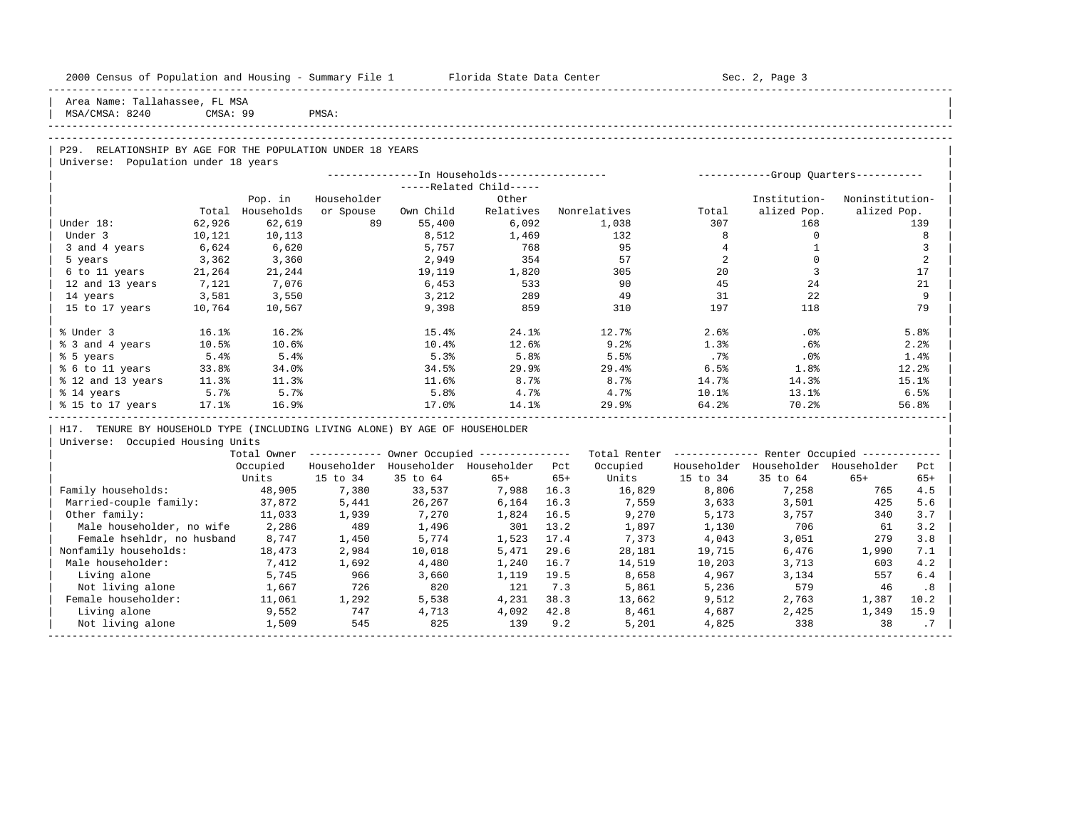Area Name: Tallahassee, FL MSA
MSA/CMSA: 8240 CMSA: 99 PMSA:

## P29. RELATIONSHIP BY AGE FOR THE POPULATION UNDER 18 YEARS

Universe: Population under 18 years

| | Total | In Households: Pop. in Households | Householder or Spouse | Related Child: Own Child | Related Child: Other Relatives | Nonrelatives | Group Quarters: Total | Institution-alized Pop. | Noninstitution-alized Pop. |
|---|---|---|---|---|---|---|---|---|---|
| Under 18: | 62,926 | 62,619 | 89 | 55,400 | 6,092 | 1,038 | 307 | 168 | 139 |
| Under 3 | 10,121 | 10,113 | | 8,512 | 1,469 | 132 | 8 | 0 | 8 |
| 3 and 4 years | 6,624 | 6,620 | | 5,757 | 768 | 95 | 4 | 1 | 3 |
| 5 years | 3,362 | 3,360 | | 2,949 | 354 | 57 | 2 | 0 | 2 |
| 6 to 11 years | 21,264 | 21,244 | | 19,119 | 1,820 | 305 | 20 | 3 | 17 |
| 12 and 13 years | 7,121 | 7,076 | | 6,453 | 533 | 90 | 45 | 24 | 21 |
| 14 years | 3,581 | 3,550 | | 3,212 | 289 | 49 | 31 | 22 | 9 |
| 15 to 17 years | 10,764 | 10,567 | | 9,398 | 859 | 310 | 197 | 118 | 79 |
| % Under 3 | 16.1% | 16.2% | | 15.4% | 24.1% | 12.7% | 2.6% | .0% | 5.8% |
| % 3 and 4 years | 10.5% | 10.6% | | 10.4% | 12.6% | 9.2% | 1.3% | .6% | 2.2% |
| % 5 years | 5.4% | 5.4% | | 5.3% | 5.8% | 5.5% | .7% | .0% | 1.4% |
| % 6 to 11 years | 33.8% | 34.0% | | 34.5% | 29.9% | 29.4% | 6.5% | 1.8% | 12.2% |
| % 12 and 13 years | 11.3% | 11.3% | | 11.6% | 8.7% | 8.7% | 14.7% | 14.3% | 15.1% |
| % 14 years | 5.7% | 5.7% | | 5.8% | 4.7% | 4.7% | 10.1% | 13.1% | 6.5% |
| % 15 to 17 years | 17.1% | 16.9% | | 17.0% | 14.1% | 29.9% | 64.2% | 70.2% | 56.8% |

## H17. TENURE BY HOUSEHOLD TYPE (INCLUDING LIVING ALONE) BY AGE OF HOUSEHOLDER

Universe: Occupied Housing Units

| | Total Owner Occupied Units | Owner Occupied: Householder 15 to 34 | Householder 35 to 64 | Householder 65+ | Pct 65+ | Total Renter Occupied Units | Renter Occupied: Householder 15 to 34 | Householder 35 to 64 | Householder 65+ | Pct 65+ |
|---|---|---|---|---|---|---|---|---|---|---|
| Family households: | 48,905 | 7,380 | 33,537 | 7,988 | 16.3 | 16,829 | 8,806 | 7,258 | 765 | 4.5 |
| Married-couple family: | 37,872 | 5,441 | 26,267 | 6,164 | 16.3 | 7,559 | 3,633 | 3,501 | 425 | 5.6 |
| Other family: | 11,033 | 1,939 | 7,270 | 1,824 | 16.5 | 9,270 | 5,173 | 3,757 | 340 | 3.7 |
| Male householder, no wife | 2,286 | 489 | 1,496 | 301 | 13.2 | 1,897 | 1,130 | 706 | 61 | 3.2 |
| Female hsehldr, no husband | 8,747 | 1,450 | 5,774 | 1,523 | 17.4 | 7,373 | 4,043 | 3,051 | 279 | 3.8 |
| Nonfamily households: | 18,473 | 2,984 | 10,018 | 5,471 | 29.6 | 28,181 | 19,715 | 6,476 | 1,990 | 7.1 |
| Male householder: | 7,412 | 1,692 | 4,480 | 1,240 | 16.7 | 14,519 | 10,203 | 3,713 | 603 | 4.2 |
| Living alone | 5,745 | 966 | 3,660 | 1,119 | 19.5 | 8,658 | 4,967 | 3,134 | 557 | 6.4 |
| Not living alone | 1,667 | 726 | 820 | 121 | 7.3 | 5,861 | 5,236 | 579 | 46 | .8 |
| Female householder: | 11,061 | 1,292 | 5,538 | 4,231 | 38.3 | 13,662 | 9,512 | 2,763 | 1,387 | 10.2 |
| Living alone | 9,552 | 747 | 4,713 | 4,092 | 42.8 | 8,461 | 4,687 | 2,425 | 1,349 | 15.9 |
| Not living alone | 1,509 | 545 | 825 | 139 | 9.2 | 5,201 | 4,825 | 338 | 38 | .7 |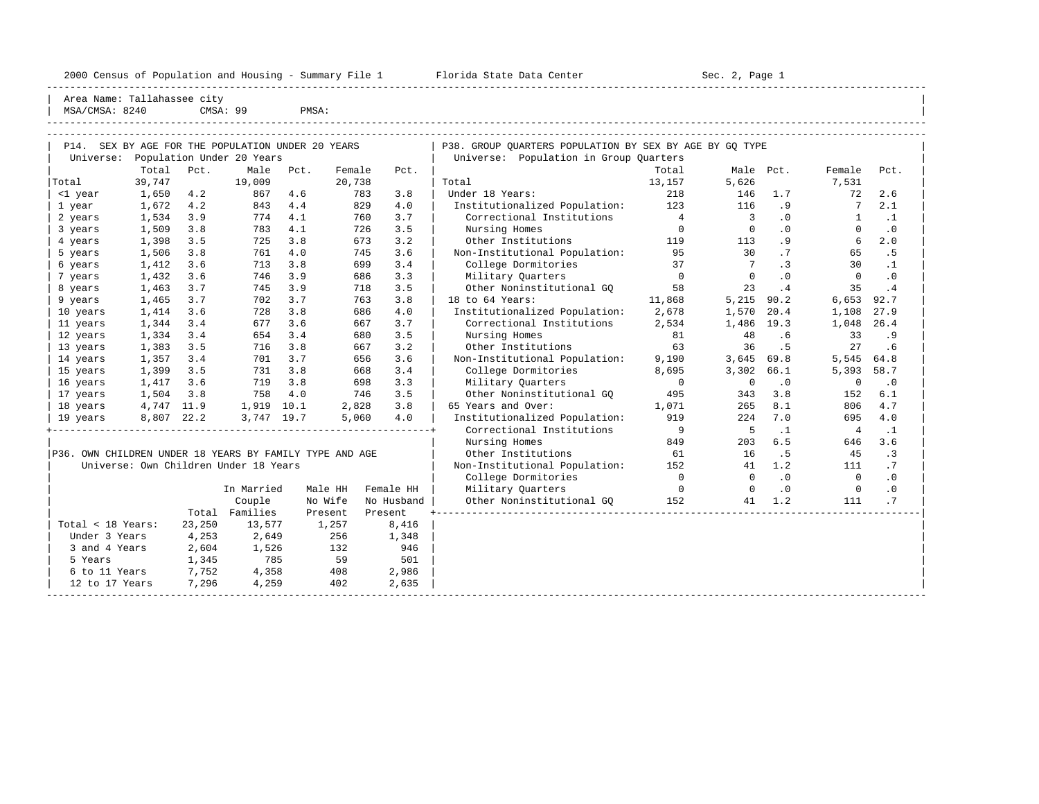2000 Census of Population and Housing - Summary File 1 Florida State Data Center Sec. 2, Page 1

Area Name: Tallahassee city
MSA/CMSA: 8240 CMSA: 99 PMSA:

## P14. SEX BY AGE FOR THE POPULATION UNDER 20 YEARS

Universe: Population Under 20 Years

| | Total | Pct. | Male | Pct. | Female | Pct. |
|---|---|---|---|---|---|---|
| Total | 39,747 | | 19,009 | | 20,738 | |
| <1 year | 1,650 | 4.2 | 867 | 4.6 | 783 | 3.8 |
| 1 year | 1,672 | 4.2 | 843 | 4.4 | 829 | 4.0 |
| 2 years | 1,534 | 3.9 | 774 | 4.1 | 760 | 3.7 |
| 3 years | 1,509 | 3.8 | 783 | 4.1 | 726 | 3.5 |
| 4 years | 1,398 | 3.5 | 725 | 3.8 | 673 | 3.2 |
| 5 years | 1,506 | 3.8 | 761 | 4.0 | 745 | 3.6 |
| 6 years | 1,412 | 3.6 | 713 | 3.8 | 699 | 3.4 |
| 7 years | 1,432 | 3.6 | 746 | 3.9 | 686 | 3.3 |
| 8 years | 1,463 | 3.7 | 745 | 3.9 | 718 | 3.5 |
| 9 years | 1,465 | 3.7 | 702 | 3.7 | 763 | 3.8 |
| 10 years | 1,414 | 3.6 | 728 | 3.8 | 686 | 4.0 |
| 11 years | 1,344 | 3.4 | 677 | 3.6 | 667 | 3.7 |
| 12 years | 1,334 | 3.4 | 654 | 3.4 | 680 | 3.5 |
| 13 years | 1,383 | 3.5 | 716 | 3.8 | 667 | 3.2 |
| 14 years | 1,357 | 3.4 | 701 | 3.7 | 656 | 3.6 |
| 15 years | 1,399 | 3.5 | 731 | 3.8 | 668 | 3.4 |
| 16 years | 1,417 | 3.6 | 719 | 3.8 | 698 | 3.3 |
| 17 years | 1,504 | 3.8 | 758 | 4.0 | 746 | 3.5 |
| 18 years | 4,747 | 11.9 | 1,919 | 10.1 | 2,828 | 3.8 |
| 19 years | 8,807 | 22.2 | 3,747 | 19.7 | 5,060 | 4.0 |

## P36. OWN CHILDREN UNDER 18 YEARS BY FAMILY TYPE AND AGE

Universe: Own Children Under 18 Years

| | Total | In Married Couple Families | Male HH No Wife Present | Female HH No Husband Present |
|---|---|---|---|---|
| Total < 18 Years: | 23,250 | 13,577 | 1,257 | 8,416 |
| Under 3 Years | 4,253 | 2,649 | 256 | 1,348 |
| 3 and 4 Years | 2,604 | 1,526 | 132 | 946 |
| 5 Years | 1,345 | 785 | 59 | 501 |
| 6 to 11 Years | 7,752 | 4,358 | 408 | 2,986 |
| 12 to 17 Years | 7,296 | 4,259 | 402 | 2,635 |

## P38. GROUP QUARTERS POPULATION BY SEX BY AGE BY GQ TYPE

Universe: Population in Group Quarters

| | Total | Male | Pct. | Female | Pct. |
|---|---|---|---|---|---|
| Total | 13,157 | 5,626 | | 7,531 | |
| Under 18 Years: | 218 | 146 | 1.7 | 72 | 2.6 |
| Institutionalized Population: | 123 | 116 | .9 | 7 | 2.1 |
| Correctional Institutions | 4 | 3 | .0 | 1 | .1 |
| Nursing Homes | 0 | 0 | .0 | 0 | .0 |
| Other Institutions | 119 | 113 | .9 | 6 | 2.0 |
| Non-Institutional Population: | 95 | 30 | .7 | 65 | .5 |
| College Dormitories | 37 | 7 | .3 | 30 | .1 |
| Military Quarters | 0 | 0 | .0 | 0 | .0 |
| Other Noninstitutional GQ | 58 | 23 | .4 | 35 | .4 |
| 18 to 64 Years: | 11,868 | 5,215 | 90.2 | 6,653 | 92.7 |
| Institutionalized Population: | 2,678 | 1,570 | 20.4 | 1,108 | 27.9 |
| Correctional Institutions | 2,534 | 1,486 | 19.3 | 1,048 | 26.4 |
| Nursing Homes | 81 | 48 | .6 | 33 | .9 |
| Other Institutions | 63 | 36 | .5 | 27 | .6 |
| Non-Institutional Population: | 9,190 | 3,645 | 69.8 | 5,545 | 64.8 |
| College Dormitories | 8,695 | 3,302 | 66.1 | 5,393 | 58.7 |
| Military Quarters | 0 | 0 | .0 | 0 | .0 |
| Other Noninstitutional GQ | 495 | 343 | 3.8 | 152 | 6.1 |
| 65 Years and Over: | 1,071 | 265 | 8.1 | 806 | 4.7 |
| Institutionalized Population: | 919 | 224 | 7.0 | 695 | 4.0 |
| Correctional Institutions | 9 | 5 | .1 | 4 | .1 |
| Nursing Homes | 849 | 203 | 6.5 | 646 | 3.6 |
| Other Institutions | 61 | 16 | .5 | 45 | .3 |
| Non-Institutional Population: | 152 | 41 | 1.2 | 111 | .7 |
| College Dormitories | 0 | 0 | .0 | 0 | .0 |
| Military Quarters | 0 | 0 | .0 | 0 | .0 |
| Other Noninstitutional GQ | 152 | 41 | 1.2 | 111 | .7 |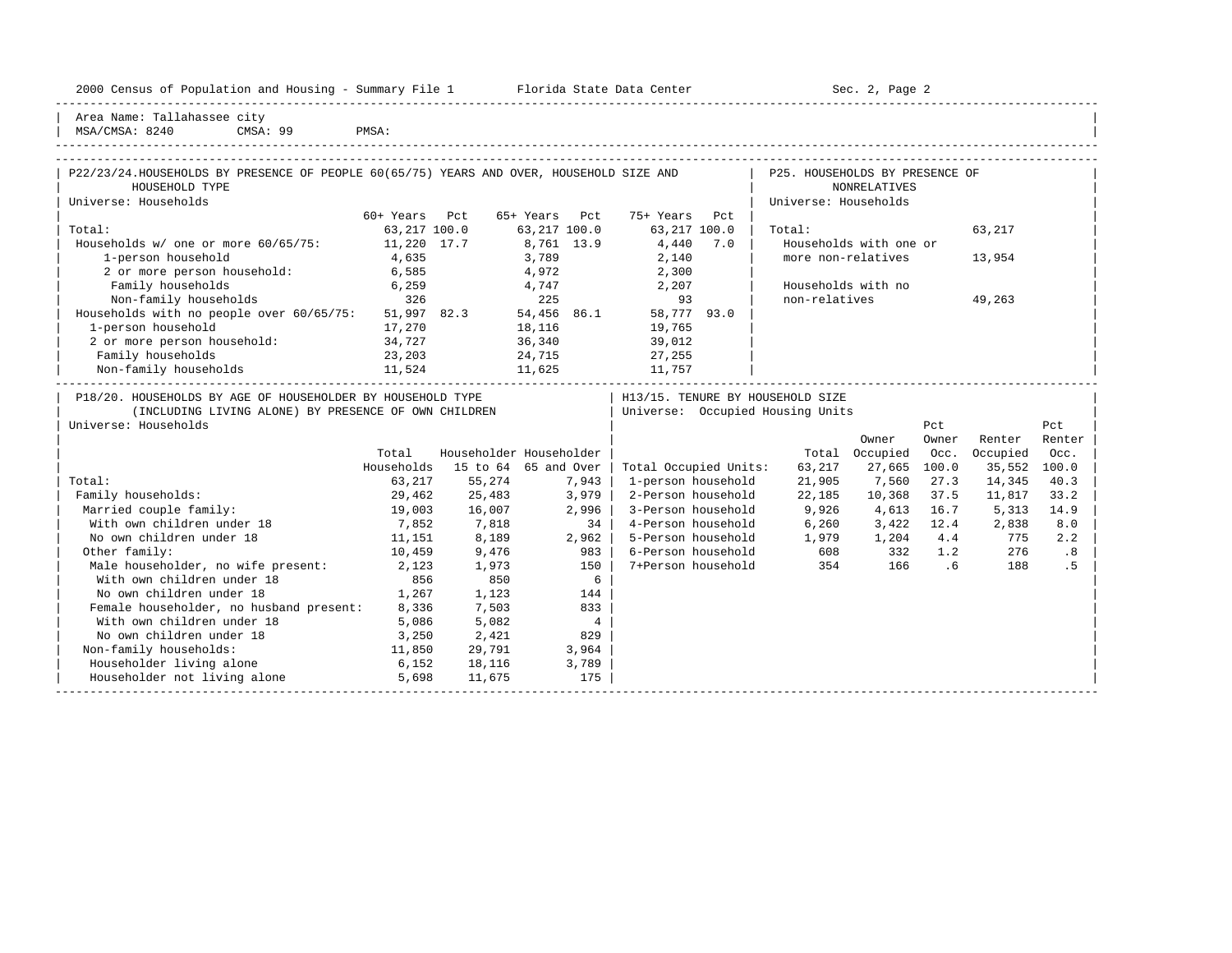Area Name: Tallahassee city
MSA/CMSA: 8240 CMSA: 99 PMSA:

## P22/23/24. HOUSEHOLDS BY PRESENCE OF PEOPLE 60(65/75) YEARS AND OVER, HOUSEHOLD SIZE AND HOUSEHOLD TYPE

Universe: Households

| | 60+ Years | Pct | 65+ Years | Pct | 75+ Years | Pct |
|---|---|---|---|---|---|---|
| Total: | 63,217 | 100.0 | 63,217 | 100.0 | 63,217 | 100.0 |
| Households w/ one or more 60/65/75: | 11,220 | 17.7 | 8,761 | 13.9 | 4,440 | 7.0 |
| 1-person household | 4,635 | | 3,789 | | 2,140 | |
| 2 or more person household: | 6,585 | | 4,972 | | 2,300 | |
| Family households | 6,259 | | 4,747 | | 2,207 | |
| Non-family households | 326 | | 225 | | 93 | |
| Households with no people over 60/65/75: | 51,997 | 82.3 | 54,456 | 86.1 | 58,777 | 93.0 |
| 1-person household | 17,270 | | 18,116 | | 19,765 | |
| 2 or more person household: | 34,727 | | 36,340 | | 39,012 | |
| Family households | 23,203 | | 24,715 | | 27,255 | |
| Non-family households | 11,524 | | 11,625 | | 11,757 | |

## P25. HOUSEHOLDS BY PRESENCE OF NONRELATIVES

Universe: Households

| | |
|---|---|
| Total: | 63,217 |
| Households with one or more non-relatives | 13,954 |
| Households with no non-relatives | 49,263 |

## P18/20. HOUSEHOLDS BY AGE OF HOUSEHOLDER BY HOUSEHOLD TYPE (INCLUDING LIVING ALONE) BY PRESENCE OF OWN CHILDREN

Universe: Households

| | Total Households | Householder 15 to 64 | Householder 65 and Over |
|---|---|---|---|
| Total: | 63,217 | 55,274 | 7,943 |
| Family households: | 29,462 | 25,483 | 3,979 |
| Married couple family: | 19,003 | 16,007 | 2,996 |
| With own children under 18 | 7,852 | 7,818 | 34 |
| No own children under 18 | 11,151 | 8,189 | 2,962 |
| Other family: | 10,459 | 9,476 | 983 |
| Male householder, no wife present: | 2,123 | 1,973 | 150 |
| With own children under 18 | 856 | 850 | 6 |
| No own children under 18 | 1,267 | 1,123 | 144 |
| Female householder, no husband present: | 8,336 | 7,503 | 833 |
| With own children under 18 | 5,086 | 5,082 | 4 |
| No own children under 18 | 3,250 | 2,421 | 829 |
| Non-family households: | 11,850 | 29,791 | 3,964 |
| Householder living alone | 6,152 | 18,116 | 3,789 |
| Householder not living alone | 5,698 | 11,675 | 175 |

## H13/15. TENURE BY HOUSEHOLD SIZE

Universe: Occupied Housing Units

| | Total | Owner Occupied | Pct Owner Occ. | Renter Occupied | Pct Renter Occ. |
|---|---|---|---|---|---|
| Total Occupied Units: | 63,217 | 27,665 | 100.0 | 35,552 | 100.0 |
| 1-person household | 21,905 | 7,560 | 27.3 | 14,345 | 40.3 |
| 2-Person household | 22,185 | 10,368 | 37.5 | 11,817 | 33.2 |
| 3-Person household | 9,926 | 4,613 | 16.7 | 5,313 | 14.9 |
| 4-Person household | 6,260 | 3,422 | 12.4 | 2,838 | 8.0 |
| 5-Person household | 1,979 | 1,204 | 4.4 | 775 | 2.2 |
| 6-Person household | 608 | 332 | 1.2 | 276 | .8 |
| 7+Person household | 354 | 166 | .6 | 188 | .5 |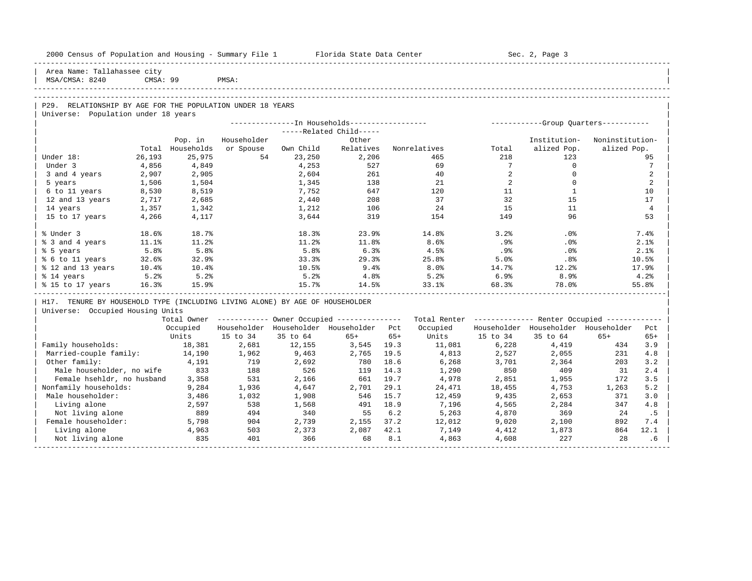Area Name: Tallahassee city
MSA/CMSA: 8240 CMSA: 99 PMSA:

## P29. RELATIONSHIP BY AGE FOR THE POPULATION UNDER 18 YEARS

Universe: Population under 18 years

| | | In Households | | | | | Group Quarters | | |
|---|---|---|---|---|---|---|---|---|---|
| | | | | Related Child | | | | | |
| | Total | Pop. in Households | Householder or Spouse | Own Child | Other Relatives | Nonrelatives | Total | Institution-alized Pop. | Noninstitution-alized Pop. |
| Under 18: | 26,193 | 25,975 | 54 | 23,250 | 2,206 | 465 | 218 | 123 | 95 |
| Under 3 | 4,856 | 4,849 | | 4,253 | 527 | 69 | 7 | 0 | 7 |
| 3 and 4 years | 2,907 | 2,905 | | 2,604 | 261 | 40 | 2 | 0 | 2 |
| 5 years | 1,506 | 1,504 | | 1,345 | 138 | 21 | 2 | 0 | 2 |
| 6 to 11 years | 8,530 | 8,519 | | 7,752 | 647 | 120 | 11 | 1 | 10 |
| 12 and 13 years | 2,717 | 2,685 | | 2,440 | 208 | 37 | 32 | 15 | 17 |
| 14 years | 1,357 | 1,342 | | 1,212 | 106 | 24 | 15 | 11 | 4 |
| 15 to 17 years | 4,266 | 4,117 | | 3,644 | 319 | 154 | 149 | 96 | 53 |
| % Under 3 | 18.6% | 18.7% | | 18.3% | 23.9% | 14.8% | 3.2% | .0% | 7.4% |
| % 3 and 4 years | 11.1% | 11.2% | | 11.2% | 11.8% | 8.6% | .9% | .0% | 2.1% |
| % 5 years | 5.8% | 5.8% | | 5.8% | 6.3% | 4.5% | .9% | .0% | 2.1% |
| % 6 to 11 years | 32.6% | 32.9% | | 33.3% | 29.3% | 25.8% | 5.0% | .8% | 10.5% |
| % 12 and 13 years | 10.4% | 10.4% | | 10.5% | 9.4% | 8.0% | 14.7% | 12.2% | 17.9% |
| % 14 years | 5.2% | 5.2% | | 5.2% | 4.8% | 5.2% | 6.9% | 8.9% | 4.2% |
| % 15 to 17 years | 16.3% | 15.9% | | 15.7% | 14.5% | 33.1% | 68.3% | 78.0% | 55.8% |

## H17. TENURE BY HOUSEHOLD TYPE (INCLUDING LIVING ALONE) BY AGE OF HOUSEHOLDER

Universe: Occupied Housing Units

| | Total Owner Occupied Units | Owner Occupied | | | | Total Renter Occupied Units | Renter Occupied | | | |
|---|---|---|---|---|---|---|---|---|---|---|
| | | Householder 15 to 34 | Householder 35 to 64 | Householder 65+ | Pct 65+ | | Householder 15 to 34 | Householder 35 to 64 | Householder 65+ | Pct 65+ |
| Family households: | 18,381 | 2,681 | 12,155 | 3,545 | 19.3 | 11,081 | 6,228 | 4,419 | 434 | 3.9 |
| Married-couple family: | 14,190 | 1,962 | 9,463 | 2,765 | 19.5 | 4,813 | 2,527 | 2,055 | 231 | 4.8 |
| Other family: | 4,191 | 719 | 2,692 | 780 | 18.6 | 6,268 | 3,701 | 2,364 | 203 | 3.2 |
| Male householder, no wife | 833 | 188 | 526 | 119 | 14.3 | 1,290 | 850 | 409 | 31 | 2.4 |
| Female hsehldr, no husband | 3,358 | 531 | 2,166 | 661 | 19.7 | 4,978 | 2,851 | 1,955 | 172 | 3.5 |
| Nonfamily households: | 9,284 | 1,936 | 4,647 | 2,701 | 29.1 | 24,471 | 18,455 | 4,753 | 1,263 | 5.2 |
| Male householder: | 3,486 | 1,032 | 1,908 | 546 | 15.7 | 12,459 | 9,435 | 2,653 | 371 | 3.0 |
| Living alone | 2,597 | 538 | 1,568 | 491 | 18.9 | 7,196 | 4,565 | 2,284 | 347 | 4.8 |
| Not living alone | 889 | 494 | 340 | 55 | 6.2 | 5,263 | 4,870 | 369 | 24 | .5 |
| Female householder: | 5,798 | 904 | 2,739 | 2,155 | 37.2 | 12,012 | 9,020 | 2,100 | 892 | 7.4 |
| Living alone | 4,963 | 503 | 2,373 | 2,087 | 42.1 | 7,149 | 4,412 | 1,873 | 864 | 12.1 |
| Not living alone | 835 | 401 | 366 | 68 | 8.1 | 4,863 | 4,608 | 227 | 28 | .6 |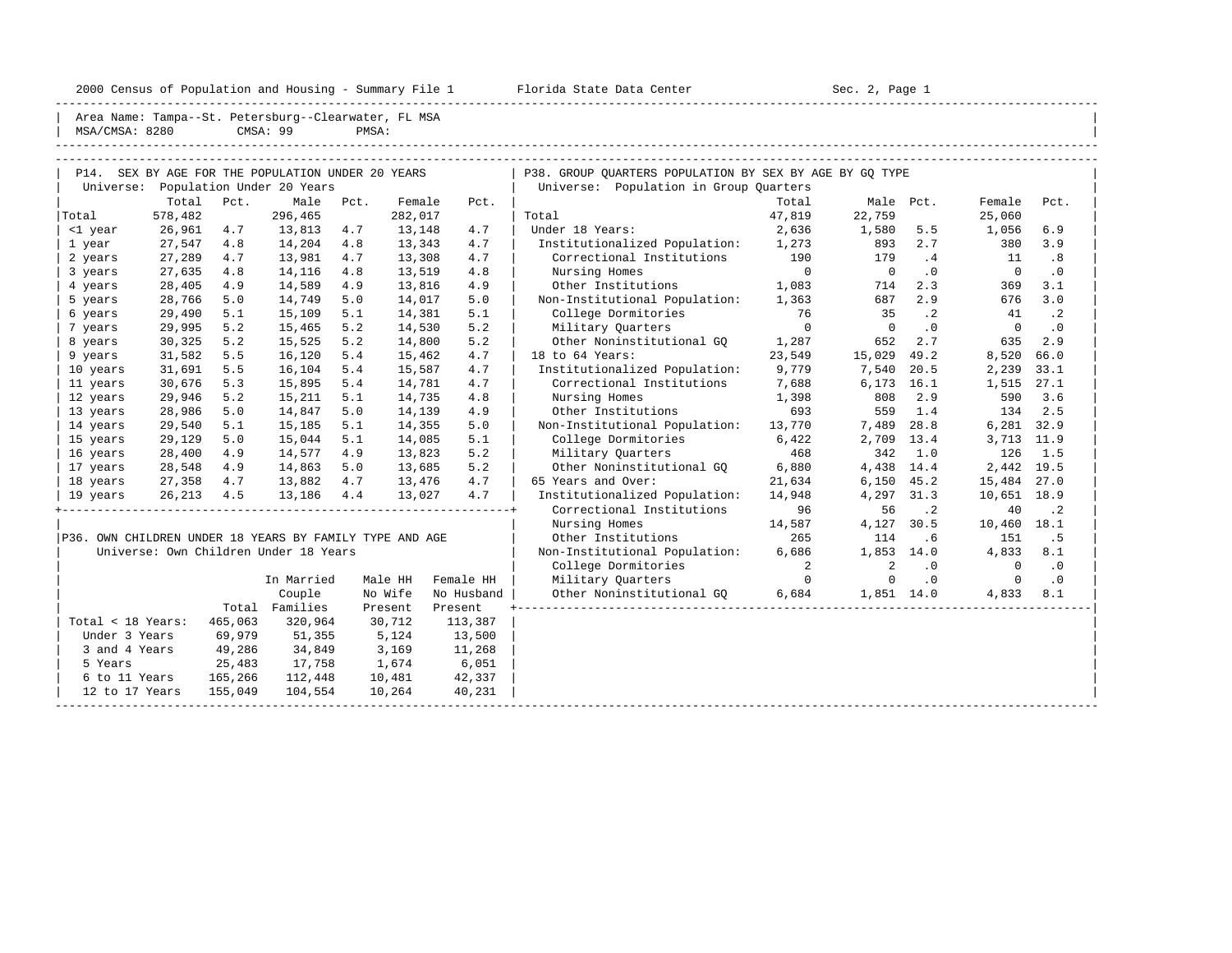2000 Census of Population and Housing - Summary File 1 Florida State Data Center Sec. 2, Page 1

Area Name: Tampa--St. Petersburg--Clearwater, FL MSA
MSA/CMSA: 8280 CMSA: 99 PMSA:

## P14. SEX BY AGE FOR THE POPULATION UNDER 20 YEARS

Universe: Population Under 20 Years

| | Total | Pct. | Male | Pct. | Female | Pct. |
|---|---|---|---|---|---|---|
| Total | 578,482 | | 296,465 | | 282,017 | |
| <1 year | 26,961 | 4.7 | 13,813 | 4.7 | 13,148 | 4.7 |
| 1 year | 27,547 | 4.8 | 14,204 | 4.8 | 13,343 | 4.7 |
| 2 years | 27,289 | 4.7 | 13,981 | 4.7 | 13,308 | 4.7 |
| 3 years | 27,635 | 4.8 | 14,116 | 4.8 | 13,519 | 4.8 |
| 4 years | 28,405 | 4.9 | 14,589 | 4.9 | 13,816 | 4.9 |
| 5 years | 28,766 | 5.0 | 14,749 | 5.0 | 14,017 | 5.0 |
| 6 years | 29,490 | 5.1 | 15,109 | 5.1 | 14,381 | 5.1 |
| 7 years | 29,995 | 5.2 | 15,465 | 5.2 | 14,530 | 5.2 |
| 8 years | 30,325 | 5.2 | 15,525 | 5.2 | 14,800 | 5.2 |
| 9 years | 31,582 | 5.5 | 16,120 | 5.4 | 15,462 | 4.7 |
| 10 years | 31,691 | 5.5 | 16,104 | 5.4 | 15,587 | 4.7 |
| 11 years | 30,676 | 5.3 | 15,895 | 5.4 | 14,781 | 4.7 |
| 12 years | 29,946 | 5.2 | 15,211 | 5.1 | 14,735 | 4.8 |
| 13 years | 28,986 | 5.0 | 14,847 | 5.0 | 14,139 | 4.9 |
| 14 years | 29,540 | 5.1 | 15,185 | 5.1 | 14,355 | 5.0 |
| 15 years | 29,129 | 5.0 | 15,044 | 5.1 | 14,085 | 5.1 |
| 16 years | 28,400 | 4.9 | 14,577 | 4.9 | 13,823 | 5.2 |
| 17 years | 28,548 | 4.9 | 14,863 | 5.0 | 13,685 | 5.2 |
| 18 years | 27,358 | 4.7 | 13,882 | 4.7 | 13,476 | 4.7 |
| 19 years | 26,213 | 4.5 | 13,186 | 4.4 | 13,027 | 4.7 |

## P36. OWN CHILDREN UNDER 18 YEARS BY FAMILY TYPE AND AGE

Universe: Own Children Under 18 Years

| | Total | In Married Couple Families | Male HH No Wife Present | Female HH No Husband Present |
|---|---|---|---|---|
| Total < 18 Years: | 465,063 | 320,964 | 30,712 | 113,387 |
| Under 3 Years | 69,979 | 51,355 | 5,124 | 13,500 |
| 3 and 4 Years | 49,286 | 34,849 | 3,169 | 11,268 |
| 5 Years | 25,483 | 17,758 | 1,674 | 6,051 |
| 6 to 11 Years | 165,266 | 112,448 | 10,481 | 42,337 |
| 12 to 17 Years | 155,049 | 104,554 | 10,264 | 40,231 |

## P38. GROUP QUARTERS POPULATION BY SEX BY AGE BY GQ TYPE

Universe: Population in Group Quarters

| | Total | Male | Pct. | Female | Pct. |
|---|---|---|---|---|---|
| Total | 47,819 | 22,759 | | 25,060 | |
| Under 18 Years: | 2,636 | 1,580 | 5.5 | 1,056 | 6.9 |
| Institutionalized Population: | 1,273 | 893 | 2.7 | 380 | 3.9 |
| Correctional Institutions | 190 | 179 | .4 | 11 | .8 |
| Nursing Homes | 0 | 0 | .0 | 0 | .0 |
| Other Institutions | 1,083 | 714 | 2.3 | 369 | 3.1 |
| Non-Institutional Population: | 1,363 | 687 | 2.9 | 676 | 3.0 |
| College Dormitories | 76 | 35 | .2 | 41 | .2 |
| Military Quarters | 0 | 0 | .0 | 0 | .0 |
| Other Noninstitutional GQ | 1,287 | 652 | 2.7 | 635 | 2.9 |
| 18 to 64 Years: | 23,549 | 15,029 | 49.2 | 8,520 | 66.0 |
| Institutionalized Population: | 9,779 | 7,540 | 20.5 | 2,239 | 33.1 |
| Correctional Institutions | 7,688 | 6,173 | 16.1 | 1,515 | 27.1 |
| Nursing Homes | 1,398 | 808 | 2.9 | 590 | 3.6 |
| Other Institutions | 693 | 559 | 1.4 | 134 | 2.5 |
| Non-Institutional Population: | 13,770 | 7,489 | 28.8 | 6,281 | 32.9 |
| College Dormitories | 6,422 | 2,709 | 13.4 | 3,713 | 11.9 |
| Military Quarters | 468 | 342 | 1.0 | 126 | 1.5 |
| Other Noninstitutional GQ | 6,880 | 4,438 | 14.4 | 2,442 | 19.5 |
| 65 Years and Over: | 21,634 | 6,150 | 45.2 | 15,484 | 27.0 |
| Institutionalized Population: | 14,948 | 4,297 | 31.3 | 10,651 | 18.9 |
| Correctional Institutions | 96 | 56 | .2 | 40 | .2 |
| Nursing Homes | 14,587 | 4,127 | 30.5 | 10,460 | 18.1 |
| Other Institutions | 265 | 114 | .6 | 151 | .5 |
| Non-Institutional Population: | 6,686 | 1,853 | 14.0 | 4,833 | 8.1 |
| College Dormitories | 2 | 2 | .0 | 0 | .0 |
| Military Quarters | 0 | 0 | .0 | 0 | .0 |
| Other Noninstitutional GQ | 6,684 | 1,851 | 14.0 | 4,833 | 8.1 |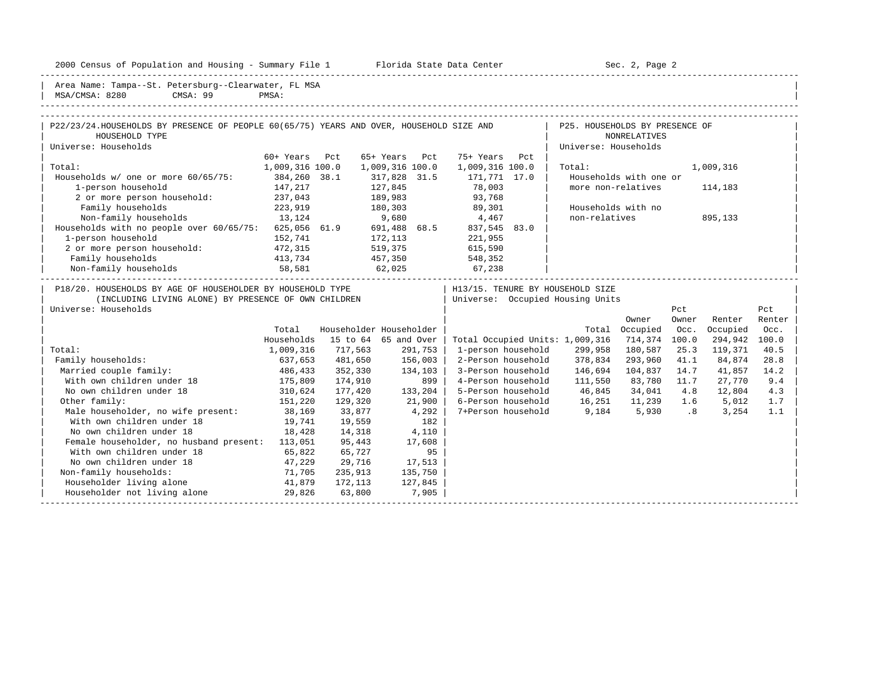2000 Census of Population and Housing - Summary File 1 Florida State Data Center Sec. 2, Page 2

Area Name: Tampa--St. Petersburg--Clearwater, FL MSA
MSA/CMSA: 8280 CMSA: 99 PMSA:

## P22/23/24. HOUSEHOLDS BY PRESENCE OF PEOPLE 60(65/75) YEARS AND OVER, HOUSEHOLD SIZE AND HOUSEHOLD TYPE

Universe: Households

| | 60+ Years | Pct | 65+ Years | Pct | 75+ Years | Pct |
|---|---|---|---|---|---|---|
| Total: | 1,009,316 | 100.0 | 1,009,316 | 100.0 | 1,009,316 | 100.0 |
| Households w/ one or more 60/65/75: | 384,260 | 38.1 | 317,828 | 31.5 | 171,771 | 17.0 |
| 1-person household | 147,217 | | 127,845 | | 78,003 | |
| 2 or more person household: | 237,043 | | 189,983 | | 93,768 | |
| Family households | 223,919 | | 180,303 | | 89,301 | |
| Non-family households | 13,124 | | 9,680 | | 4,467 | |
| Households with no people over 60/65/75: | 625,056 | 61.9 | 691,488 | 68.5 | 837,545 | 83.0 |
| 1-person household | 152,741 | | 172,113 | | 221,955 | |
| 2 or more person household: | 472,315 | | 519,375 | | 615,590 | |
| Family households | 413,734 | | 457,350 | | 548,352 | |
| Non-family households | 58,581 | | 62,025 | | 67,238 | |

## P25. HOUSEHOLDS BY PRESENCE OF NONRELATIVES

Universe: Households

| | |
|---|---|
| Total: | 1,009,316 |
| Households with one or more non-relatives | 114,183 |
| Households with no non-relatives | 895,133 |

## P18/20. HOUSEHOLDS BY AGE OF HOUSEHOLDER BY HOUSEHOLD TYPE (INCLUDING LIVING ALONE) BY PRESENCE OF OWN CHILDREN

Universe: Households

| | Total Households | Householder 15 to 64 | Householder 65 and Over |
|---|---|---|---|
| Total: | 1,009,316 | 717,563 | 291,753 |
| Family households: | 637,653 | 481,650 | 156,003 |
| Married couple family: | 486,433 | 352,330 | 134,103 |
| With own children under 18 | 175,809 | 174,910 | 899 |
| No own children under 18 | 310,624 | 177,420 | 133,204 |
| Other family: | 151,220 | 129,320 | 21,900 |
| Male householder, no wife present: | 38,169 | 33,877 | 4,292 |
| With own children under 18 | 19,741 | 19,559 | 182 |
| No own children under 18 | 18,428 | 14,318 | 4,110 |
| Female householder, no husband present: | 113,051 | 95,443 | 17,608 |
| With own children under 18 | 65,822 | 65,727 | 95 |
| No own children under 18 | 47,229 | 29,716 | 17,513 |
| Non-family households: | 71,705 | 235,913 | 135,750 |
| Householder living alone | 41,879 | 172,113 | 127,845 |
| Householder not living alone | 29,826 | 63,800 | 7,905 |

## H13/15. TENURE BY HOUSEHOLD SIZE

Universe: Occupied Housing Units

| | Total | Owner Occupied | Pct Owner Occ. | Renter Occupied | Pct Renter Occ. |
|---|---|---|---|---|---|
| Total Occupied Units: | 1,009,316 | 714,374 | 100.0 | 294,942 | 100.0 |
| 1-person household | 299,958 | 180,587 | 25.3 | 119,371 | 40.5 |
| 2-Person household | 378,834 | 293,960 | 41.1 | 84,874 | 28.8 |
| 3-Person household | 146,694 | 104,837 | 14.7 | 41,857 | 14.2 |
| 4-Person household | 111,550 | 83,780 | 11.7 | 27,770 | 9.4 |
| 5-Person household | 46,845 | 34,041 | 4.8 | 12,804 | 4.3 |
| 6-Person household | 16,251 | 11,239 | 1.6 | 5,012 | 1.7 |
| 7+Person household | 9,184 | 5,930 | .8 | 3,254 | 1.1 |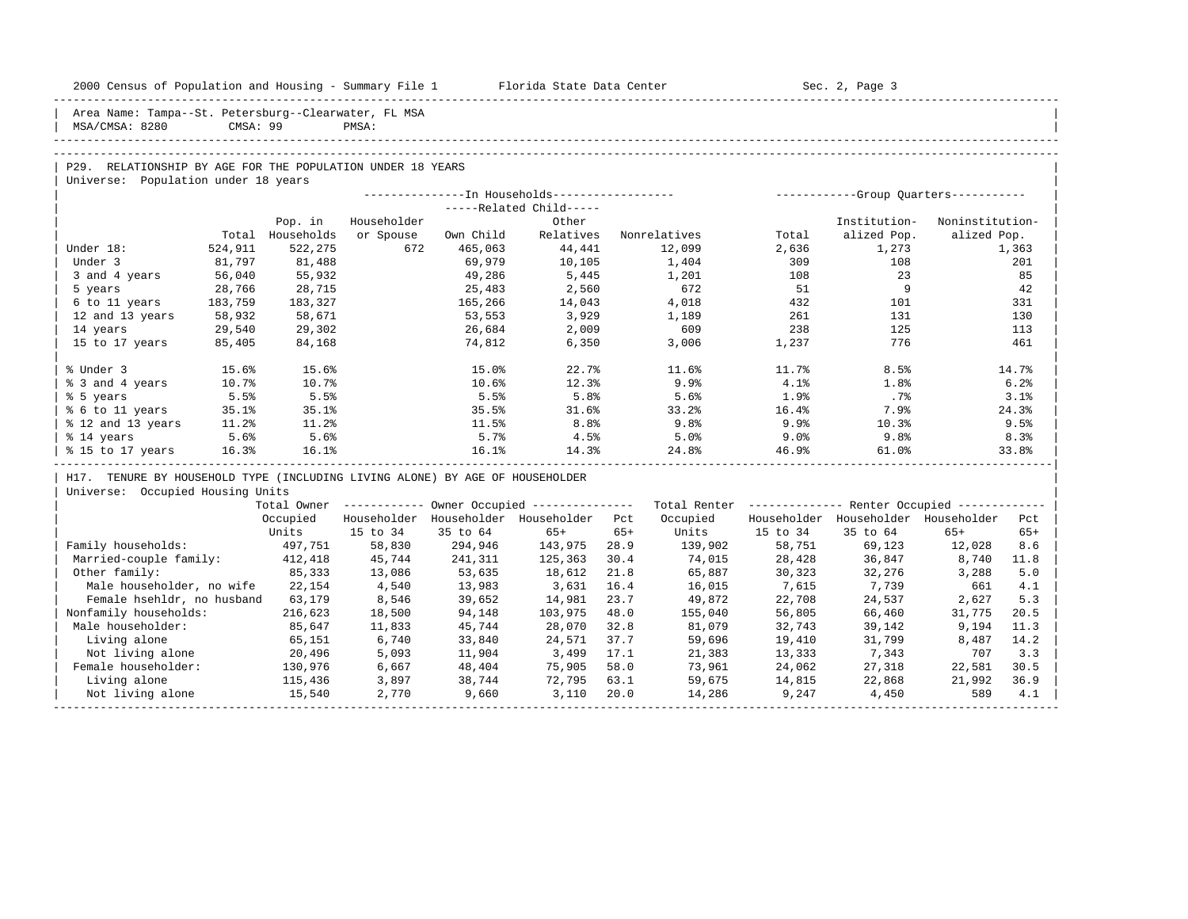Area Name: Tampa--St. Petersburg--Clearwater, FL MSA
MSA/CMSA: 8280 CMSA: 99 PMSA:

## P29. RELATIONSHIP BY AGE FOR THE POPULATION UNDER 18 YEARS

Universe: Population under 18 years

| | | In Households | | | | | Group Quarters | | |
|---|---|---|---|---|---|---|---|---|---|
| | | | | Related Child | | | | | |
| | Total | Pop. in Households | Householder or Spouse | Own Child | Other Relatives | Nonrelatives | Total | Institutionalized Pop. | Noninstitutionalized Pop. |
| Under 18: | 524,911 | 522,275 | 672 | 465,063 | 44,441 | 12,099 | 2,636 | 1,273 | 1,363 |
| Under 3 | 81,797 | 81,488 | | 69,979 | 10,105 | 1,404 | 309 | 108 | 201 |
| 3 and 4 years | 56,040 | 55,932 | | 49,286 | 5,445 | 1,201 | 108 | 23 | 85 |
| 5 years | 28,766 | 28,715 | | 25,483 | 2,560 | 672 | 51 | 9 | 42 |
| 6 to 11 years | 183,759 | 183,327 | | 165,266 | 14,043 | 4,018 | 432 | 101 | 331 |
| 12 and 13 years | 58,932 | 58,671 | | 53,553 | 3,929 | 1,189 | 261 | 131 | 130 |
| 14 years | 29,540 | 29,302 | | 26,684 | 2,009 | 609 | 238 | 125 | 113 |
| 15 to 17 years | 85,405 | 84,168 | | 74,812 | 6,350 | 3,006 | 1,237 | 776 | 461 |
| % Under 3 | 15.6% | 15.6% | | 15.0% | 22.7% | 11.6% | 11.7% | 8.5% | 14.7% |
| % 3 and 4 years | 10.7% | 10.7% | | 10.6% | 12.3% | 9.9% | 4.1% | 1.8% | 6.2% |
| % 5 years | 5.5% | 5.5% | | 5.5% | 5.8% | 5.6% | 1.9% | .7% | 3.1% |
| % 6 to 11 years | 35.1% | 35.1% | | 35.5% | 31.6% | 33.2% | 16.4% | 7.9% | 24.3% |
| % 12 and 13 years | 11.2% | 11.2% | | 11.5% | 8.8% | 9.8% | 9.9% | 10.3% | 9.5% |
| % 14 years | 5.6% | 5.6% | | 5.7% | 4.5% | 5.0% | 9.0% | 9.8% | 8.3% |
| % 15 to 17 years | 16.3% | 16.1% | | 16.1% | 14.3% | 24.8% | 46.9% | 61.0% | 33.8% |

## H17. TENURE BY HOUSEHOLD TYPE (INCLUDING LIVING ALONE) BY AGE OF HOUSEHOLDER

Universe: Occupied Housing Units

| | Total Owner Occupied Units | Owner Occupied | | | | Total Renter Occupied Units | Renter Occupied | | | |
|---|---|---|---|---|---|---|---|---|---|---|
| | | Householder 15 to 34 | Householder 35 to 64 | Householder 65+ | Pct 65+ | | Householder 15 to 34 | Householder 35 to 64 | Householder 65+ | Pct 65+ |
| Family households: | 497,751 | 58,830 | 294,946 | 143,975 | 28.9 | 139,902 | 58,751 | 69,123 | 12,028 | 8.6 |
| Married-couple family: | 412,418 | 45,744 | 241,311 | 125,363 | 30.4 | 74,015 | 28,428 | 36,847 | 8,740 | 11.8 |
| Other family: | 85,333 | 13,086 | 53,635 | 18,612 | 21.8 | 65,887 | 30,323 | 32,276 | 3,288 | 5.0 |
| Male householder, no wife | 22,154 | 4,540 | 13,983 | 3,631 | 16.4 | 16,015 | 7,615 | 7,739 | 661 | 4.1 |
| Female hsehldr, no husband | 63,179 | 8,546 | 39,652 | 14,981 | 23.7 | 49,872 | 22,708 | 24,537 | 2,627 | 5.3 |
| Nonfamily households: | 216,623 | 18,500 | 94,148 | 103,975 | 48.0 | 155,040 | 56,805 | 66,460 | 31,775 | 20.5 |
| Male householder: | 85,647 | 11,833 | 45,744 | 28,070 | 32.8 | 81,079 | 32,743 | 39,142 | 9,194 | 11.3 |
| Living alone | 65,151 | 6,740 | 33,840 | 24,571 | 37.7 | 59,696 | 19,410 | 31,799 | 8,487 | 14.2 |
| Not living alone | 20,496 | 5,093 | 11,904 | 3,499 | 17.1 | 21,383 | 13,333 | 7,343 | 707 | 3.3 |
| Female householder: | 130,976 | 6,667 | 48,404 | 75,905 | 58.0 | 73,961 | 24,062 | 27,318 | 22,581 | 30.5 |
| Living alone | 115,436 | 3,897 | 38,744 | 72,795 | 63.1 | 59,675 | 14,815 | 22,868 | 21,992 | 36.9 |
| Not living alone | 15,540 | 2,770 | 9,660 | 3,110 | 20.0 | 14,286 | 9,247 | 4,450 | 589 | 4.1 |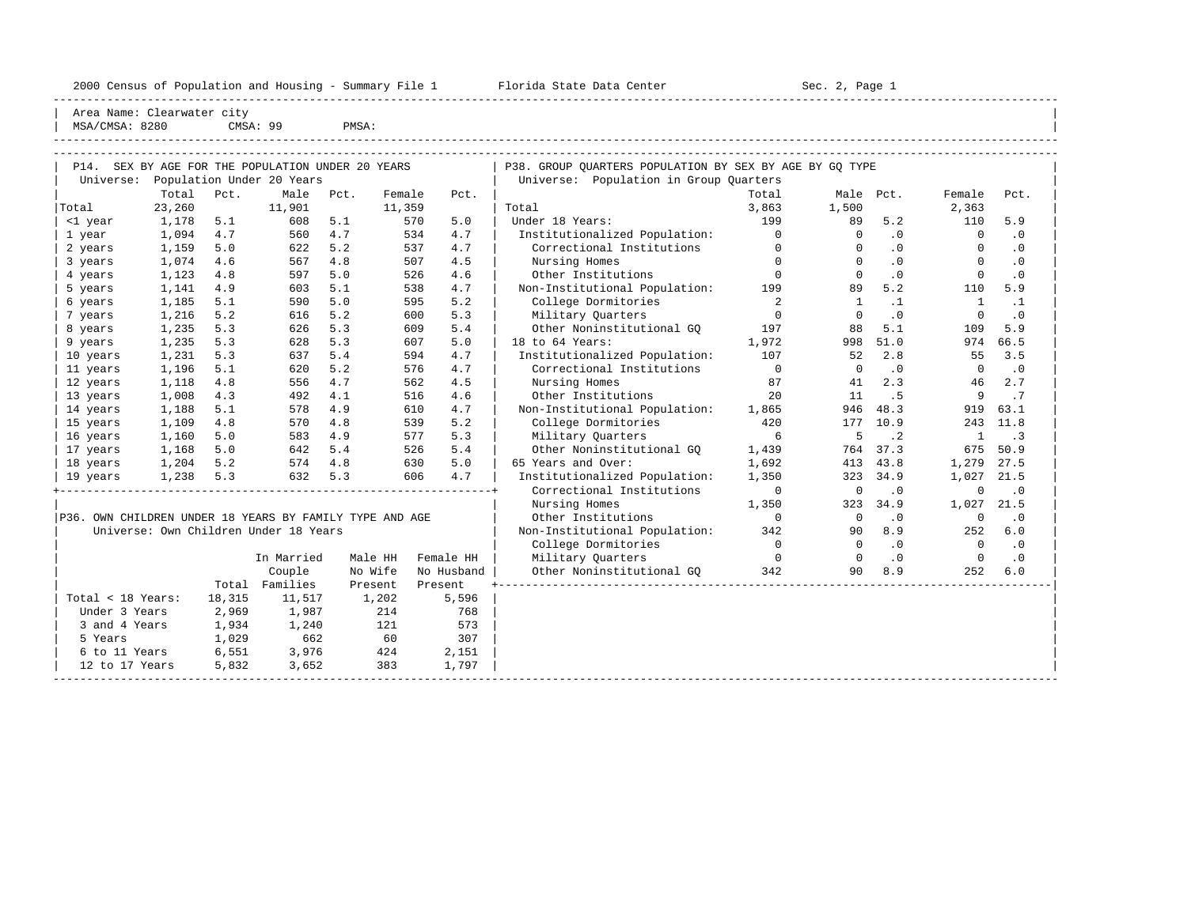Area Name: Clearwater city
MSA/CMSA: 8280 CMSA: 99 PMSA:

## P14. SEX BY AGE FOR THE POPULATION UNDER 20 YEARS

Universe: Population Under 20 Years

| | Total | Pct. | Male | Pct. | Female | Pct. |
|---|---|---|---|---|---|---|
| Total | 23,260 | | 11,901 | | 11,359 | |
| <1 year | 1,178 | 5.1 | 608 | 5.1 | 570 | 5.0 |
| 1 year | 1,094 | 4.7 | 560 | 4.7 | 534 | 4.7 |
| 2 years | 1,159 | 5.0 | 622 | 5.2 | 537 | 4.7 |
| 3 years | 1,074 | 4.6 | 567 | 4.8 | 507 | 4.5 |
| 4 years | 1,123 | 4.8 | 597 | 5.0 | 526 | 4.6 |
| 5 years | 1,141 | 4.9 | 603 | 5.1 | 538 | 4.7 |
| 6 years | 1,185 | 5.1 | 590 | 5.0 | 595 | 5.2 |
| 7 years | 1,216 | 5.2 | 616 | 5.2 | 600 | 5.3 |
| 8 years | 1,235 | 5.3 | 626 | 5.3 | 609 | 5.4 |
| 9 years | 1,235 | 5.3 | 628 | 5.3 | 607 | 5.0 |
| 10 years | 1,231 | 5.3 | 637 | 5.4 | 594 | 4.7 |
| 11 years | 1,196 | 5.1 | 620 | 5.2 | 576 | 4.7 |
| 12 years | 1,118 | 4.8 | 556 | 4.7 | 562 | 4.5 |
| 13 years | 1,008 | 4.3 | 492 | 4.1 | 516 | 4.6 |
| 14 years | 1,188 | 5.1 | 578 | 4.9 | 610 | 4.7 |
| 15 years | 1,109 | 4.8 | 570 | 4.8 | 539 | 5.2 |
| 16 years | 1,160 | 5.0 | 583 | 4.9 | 577 | 5.3 |
| 17 years | 1,168 | 5.0 | 642 | 5.4 | 526 | 5.4 |
| 18 years | 1,204 | 5.2 | 574 | 4.8 | 630 | 5.0 |
| 19 years | 1,238 | 5.3 | 632 | 5.3 | 606 | 4.7 |

## P36. OWN CHILDREN UNDER 18 YEARS BY FAMILY TYPE AND AGE

Universe: Own Children Under 18 Years

| | Total | In Married Couple Families | Male HH No Wife Present | Female HH No Husband Present |
|---|---|---|---|---|
| Total < 18 Years: | 18,315 | 11,517 | 1,202 | 5,596 |
| Under 3 Years | 2,969 | 1,987 | 214 | 768 |
| 3 and 4 Years | 1,934 | 1,240 | 121 | 573 |
| 5 Years | 1,029 | 662 | 60 | 307 |
| 6 to 11 Years | 6,551 | 3,976 | 424 | 2,151 |
| 12 to 17 Years | 5,832 | 3,652 | 383 | 1,797 |

## P38. GROUP QUARTERS POPULATION BY SEX BY AGE BY GQ TYPE

Universe: Population in Group Quarters

| | Total | Male | Pct. | Female | Pct. |
|---|---|---|---|---|---|
| Total | 3,863 | 1,500 | | 2,363 | |
| Under 18 Years: | 199 | 89 | 5.2 | 110 | 5.9 |
| Institutionalized Population: | 0 | 0 | .0 | 0 | .0 |
| Correctional Institutions | 0 | 0 | .0 | 0 | .0 |
| Nursing Homes | 0 | 0 | .0 | 0 | .0 |
| Other Institutions | 0 | 0 | .0 | 0 | .0 |
| Non-Institutional Population: | 199 | 89 | 5.2 | 110 | 5.9 |
| College Dormitories | 2 | 1 | .1 | 1 | .1 |
| Military Quarters | 0 | 0 | .0 | 0 | .0 |
| Other Noninstitutional GQ | 197 | 88 | 5.1 | 109 | 5.9 |
| 18 to 64 Years: | 1,972 | 998 | 51.0 | 974 | 66.5 |
| Institutionalized Population: | 107 | 52 | 2.8 | 55 | 3.5 |
| Correctional Institutions | 0 | 0 | .0 | 0 | .0 |
| Nursing Homes | 87 | 41 | 2.3 | 46 | 2.7 |
| Other Institutions | 20 | 11 | .5 | 9 | .7 |
| Non-Institutional Population: | 1,865 | 946 | 48.3 | 919 | 63.1 |
| College Dormitories | 420 | 177 | 10.9 | 243 | 11.8 |
| Military Quarters | 6 | 5 | .2 | 1 | .3 |
| Other Noninstitutional GQ | 1,439 | 764 | 37.3 | 675 | 50.9 |
| 65 Years and Over: | 1,692 | 413 | 43.8 | 1,279 | 27.5 |
| Institutionalized Population: | 1,350 | 323 | 34.9 | 1,027 | 21.5 |
| Correctional Institutions | 0 | 0 | .0 | 0 | .0 |
| Nursing Homes | 1,350 | 323 | 34.9 | 1,027 | 21.5 |
| Other Institutions | 0 | 0 | .0 | 0 | .0 |
| Non-Institutional Population: | 342 | 90 | 8.9 | 252 | 6.0 |
| College Dormitories | 0 | 0 | .0 | 0 | .0 |
| Military Quarters | 0 | 0 | .0 | 0 | .0 |
| Other Noninstitutional GQ | 342 | 90 | 8.9 | 252 | 6.0 |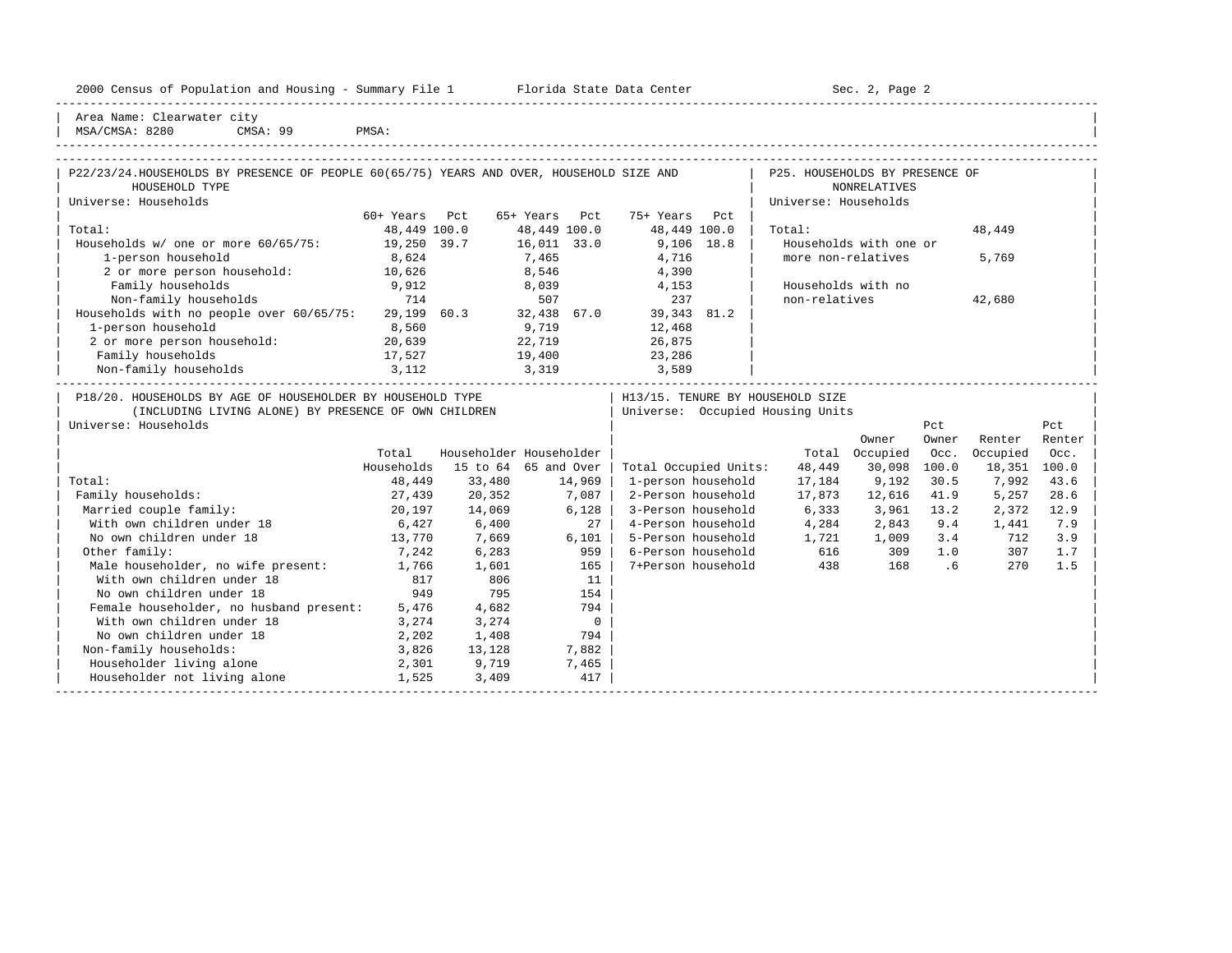Area Name: Clearwater city
MSA/CMSA: 8280 CMSA: 99 PMSA:

## P22/23/24. HOUSEHOLDS BY PRESENCE OF PEOPLE 60(65/75) YEARS AND OVER, HOUSEHOLD SIZE AND HOUSEHOLD TYPE

Universe: Households

| | 60+ Years | Pct | 65+ Years | Pct | 75+ Years | Pct |
|---|---|---|---|---|---|---|
| Total: | 48,449 | 100.0 | 48,449 | 100.0 | 48,449 | 100.0 |
| Households w/ one or more 60/65/75: | 19,250 | 39.7 | 16,011 | 33.0 | 9,106 | 18.8 |
| 1-person household | 8,624 | | 7,465 | | 4,716 | |
| 2 or more person household: | 10,626 | | 8,546 | | 4,390 | |
| Family households | 9,912 | | 8,039 | | 4,153 | |
| Non-family households | 714 | | 507 | | 237 | |
| Households with no people over 60/65/75: | 29,199 | 60.3 | 32,438 | 67.0 | 39,343 | 81.2 |
| 1-person household | 8,560 | | 9,719 | | 12,468 | |
| 2 or more person household: | 20,639 | | 22,719 | | 26,875 | |
| Family households | 17,527 | | 19,400 | | 23,286 | |
| Non-family households | 3,112 | | 3,319 | | 3,589 | |

## P25. HOUSEHOLDS BY PRESENCE OF NONRELATIVES

Universe: Households

| | |
|---|---|
| Total: | 48,449 |
| Households with one or more non-relatives | 5,769 |
| Households with no non-relatives | 42,680 |

## P18/20. HOUSEHOLDS BY AGE OF HOUSEHOLDER BY HOUSEHOLD TYPE (INCLUDING LIVING ALONE) BY PRESENCE OF OWN CHILDREN

Universe: Households

| | Total Households | Householder 15 to 64 | Householder 65 and Over |
|---|---|---|---|
| Total: | 48,449 | 33,480 | 14,969 |
| Family households: | 27,439 | 20,352 | 7,087 |
| Married couple family: | 20,197 | 14,069 | 6,128 |
| With own children under 18 | 6,427 | 6,400 | 27 |
| No own children under 18 | 13,770 | 7,669 | 6,101 |
| Other family: | 7,242 | 6,283 | 959 |
| Male householder, no wife present: | 1,766 | 1,601 | 165 |
| With own children under 18 | 817 | 806 | 11 |
| No own children under 18 | 949 | 795 | 154 |
| Female householder, no husband present: | 5,476 | 4,682 | 794 |
| With own children under 18 | 3,274 | 3,274 | 0 |
| No own children under 18 | 2,202 | 1,408 | 794 |
| Non-family households: | 3,826 | 13,128 | 7,882 |
| Householder living alone | 2,301 | 9,719 | 7,465 |
| Householder not living alone | 1,525 | 3,409 | 417 |

## H13/15. TENURE BY HOUSEHOLD SIZE

Universe: Occupied Housing Units

| | Total | Owner Occupied | Pct Owner Occ. | Renter Occupied | Pct Renter Occ. |
|---|---|---|---|---|---|
| Total Occupied Units: | 48,449 | 30,098 | 100.0 | 18,351 | 100.0 |
| 1-person household | 17,184 | 9,192 | 30.5 | 7,992 | 43.6 |
| 2-Person household | 17,873 | 12,616 | 41.9 | 5,257 | 28.6 |
| 3-Person household | 6,333 | 3,961 | 13.2 | 2,372 | 12.9 |
| 4-Person household | 4,284 | 2,843 | 9.4 | 1,441 | 7.9 |
| 5-Person household | 1,721 | 1,009 | 3.4 | 712 | 3.9 |
| 6-Person household | 616 | 309 | 1.0 | 307 | 1.7 |
| 7+Person household | 438 | 168 | .6 | 270 | 1.5 |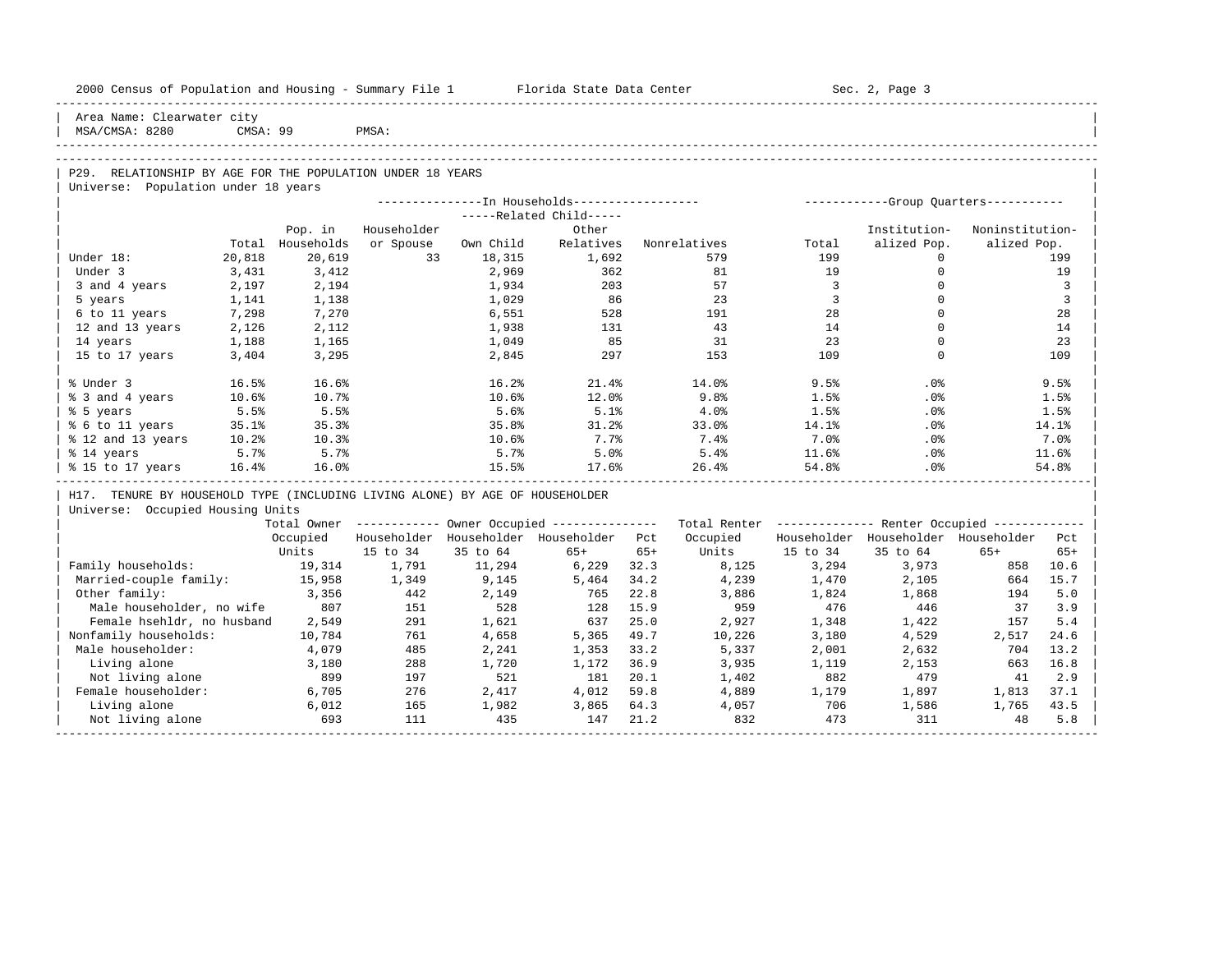Area Name: Clearwater city
MSA/CMSA: 8280 CMSA: 99 PMSA:

## P29. RELATIONSHIP BY AGE FOR THE POPULATION UNDER 18 YEARS

Universe: Population under 18 years

| | Total | Pop. in Households | In Households: Householder or Spouse | Related Child: Own Child | Related Child: Other Relatives | Nonrelatives | Group Quarters: Total | Institutionalized Pop. | Noninstitutionalized Pop. |
|---|---|---|---|---|---|---|---|---|---|
| Under 18: | 20,818 | 20,619 | 33 | 18,315 | 1,692 | 579 | 199 | 0 | 199 |
| Under 3 | 3,431 | 3,412 | | 2,969 | 362 | 81 | 19 | 0 | 19 |
| 3 and 4 years | 2,197 | 2,194 | | 1,934 | 203 | 57 | 3 | 0 | 3 |
| 5 years | 1,141 | 1,138 | | 1,029 | 86 | 23 | 3 | 0 | 3 |
| 6 to 11 years | 7,298 | 7,270 | | 6,551 | 528 | 191 | 28 | 0 | 28 |
| 12 and 13 years | 2,126 | 2,112 | | 1,938 | 131 | 43 | 14 | 0 | 14 |
| 14 years | 1,188 | 1,165 | | 1,049 | 85 | 31 | 23 | 0 | 23 |
| 15 to 17 years | 3,404 | 3,295 | | 2,845 | 297 | 153 | 109 | 0 | 109 |
| % Under 3 | 16.5% | 16.6% | | 16.2% | 21.4% | 14.0% | 9.5% | .0% | 9.5% |
| % 3 and 4 years | 10.6% | 10.7% | | 10.6% | 12.0% | 9.8% | 1.5% | .0% | 1.5% |
| % 5 years | 5.5% | 5.5% | | 5.6% | 5.1% | 4.0% | 1.5% | .0% | 1.5% |
| % 6 to 11 years | 35.1% | 35.3% | | 35.8% | 31.2% | 33.0% | 14.1% | .0% | 14.1% |
| % 12 and 13 years | 10.2% | 10.3% | | 10.6% | 7.7% | 7.4% | 7.0% | .0% | 7.0% |
| % 14 years | 5.7% | 5.7% | | 5.7% | 5.0% | 5.4% | 11.6% | .0% | 11.6% |
| % 15 to 17 years | 16.4% | 16.0% | | 15.5% | 17.6% | 26.4% | 54.8% | .0% | 54.8% |

## H17. TENURE BY HOUSEHOLD TYPE (INCLUDING LIVING ALONE) BY AGE OF HOUSEHOLDER

Universe: Occupied Housing Units

| | Total Owner Occupied Units | Owner: Householder 15 to 34 | Owner: Householder 35 to 64 | Owner: Householder 65+ | Owner: Pct 65+ | Total Renter Occupied Units | Renter: Householder 15 to 34 | Renter: Householder 35 to 64 | Renter: Householder 65+ | Renter: Pct 65+ |
|---|---|---|---|---|---|---|---|---|---|---|
| Family households: | 19,314 | 1,791 | 11,294 | 6,229 | 32.3 | 8,125 | 3,294 | 3,973 | 858 | 10.6 |
| Married-couple family: | 15,958 | 1,349 | 9,145 | 5,464 | 34.2 | 4,239 | 1,470 | 2,105 | 664 | 15.7 |
| Other family: | 3,356 | 442 | 2,149 | 765 | 22.8 | 3,886 | 1,824 | 1,868 | 194 | 5.0 |
| Male householder, no wife | 807 | 151 | 528 | 128 | 15.9 | 959 | 476 | 446 | 37 | 3.9 |
| Female hsehldr, no husband | 2,549 | 291 | 1,621 | 637 | 25.0 | 2,927 | 1,348 | 1,422 | 157 | 5.4 |
| Nonfamily households: | 10,784 | 761 | 4,658 | 5,365 | 49.7 | 10,226 | 3,180 | 4,529 | 2,517 | 24.6 |
| Male householder: | 4,079 | 485 | 2,241 | 1,353 | 33.2 | 5,337 | 2,001 | 2,632 | 704 | 13.2 |
| Living alone | 3,180 | 288 | 1,720 | 1,172 | 36.9 | 3,935 | 1,119 | 2,153 | 663 | 16.8 |
| Not living alone | 899 | 197 | 521 | 181 | 20.1 | 1,402 | 882 | 479 | 41 | 2.9 |
| Female householder: | 6,705 | 276 | 2,417 | 4,012 | 59.8 | 4,889 | 1,179 | 1,897 | 1,813 | 37.1 |
| Living alone | 6,012 | 165 | 1,982 | 3,865 | 64.3 | 4,057 | 706 | 1,586 | 1,765 | 43.5 |
| Not living alone | 693 | 111 | 435 | 147 | 21.2 | 832 | 473 | 311 | 48 | 5.8 |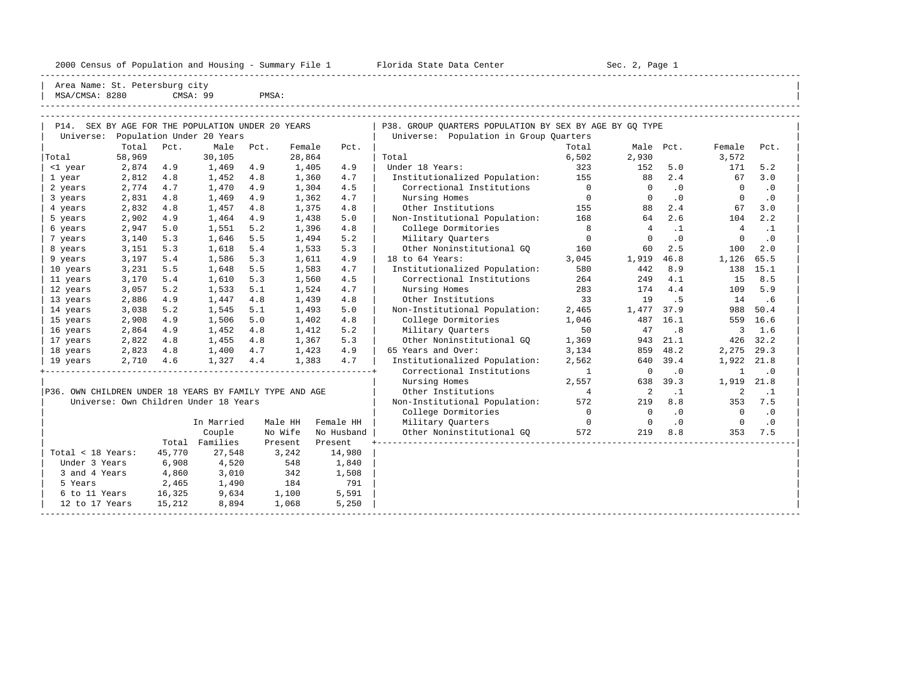Area Name: St. Petersburg city
MSA/CMSA: 8280 CMSA: 99 PMSA:

## P14. SEX BY AGE FOR THE POPULATION UNDER 20 YEARS

Universe: Population Under 20 Years

| | Total | Pct. | Male | Pct. | Female | Pct. |
|---|---|---|---|---|---|---|
| Total | 58,969 | | 30,105 | | 28,864 | |
| <1 year | 2,874 | 4.9 | 1,469 | 4.9 | 1,405 | 4.9 |
| 1 year | 2,812 | 4.8 | 1,452 | 4.8 | 1,360 | 4.7 |
| 2 years | 2,774 | 4.7 | 1,470 | 4.9 | 1,304 | 4.5 |
| 3 years | 2,831 | 4.8 | 1,469 | 4.9 | 1,362 | 4.7 |
| 4 years | 2,832 | 4.8 | 1,457 | 4.8 | 1,375 | 4.8 |
| 5 years | 2,902 | 4.9 | 1,464 | 4.9 | 1,438 | 5.0 |
| 6 years | 2,947 | 5.0 | 1,551 | 5.2 | 1,396 | 4.8 |
| 7 years | 3,140 | 5.3 | 1,646 | 5.5 | 1,494 | 5.2 |
| 8 years | 3,151 | 5.3 | 1,618 | 5.4 | 1,533 | 5.3 |
| 9 years | 3,197 | 5.4 | 1,586 | 5.3 | 1,611 | 4.9 |
| 10 years | 3,231 | 5.5 | 1,648 | 5.5 | 1,583 | 4.7 |
| 11 years | 3,170 | 5.4 | 1,610 | 5.3 | 1,560 | 4.5 |
| 12 years | 3,057 | 5.2 | 1,533 | 5.1 | 1,524 | 4.7 |
| 13 years | 2,886 | 4.9 | 1,447 | 4.8 | 1,439 | 4.8 |
| 14 years | 3,038 | 5.2 | 1,545 | 5.1 | 1,493 | 5.0 |
| 15 years | 2,908 | 4.9 | 1,506 | 5.0 | 1,402 | 4.8 |
| 16 years | 2,864 | 4.9 | 1,452 | 4.8 | 1,412 | 5.2 |
| 17 years | 2,822 | 4.8 | 1,455 | 4.8 | 1,367 | 5.3 |
| 18 years | 2,823 | 4.8 | 1,400 | 4.7 | 1,423 | 4.9 |
| 19 years | 2,710 | 4.6 | 1,327 | 4.4 | 1,383 | 4.7 |

## P36. OWN CHILDREN UNDER 18 YEARS BY FAMILY TYPE AND AGE

Universe: Own Children Under 18 Years

| | Total | In Married Couple Families | Male HH No Wife Present | Female HH No Husband Present |
|---|---|---|---|---|
| Total < 18 Years: | 45,770 | 27,548 | 3,242 | 14,980 |
| Under 3 Years | 6,908 | 4,520 | 548 | 1,840 |
| 3 and 4 Years | 4,860 | 3,010 | 342 | 1,508 |
| 5 Years | 2,465 | 1,490 | 184 | 791 |
| 6 to 11 Years | 16,325 | 9,634 | 1,100 | 5,591 |
| 12 to 17 Years | 15,212 | 8,894 | 1,068 | 5,250 |

## P38. GROUP QUARTERS POPULATION BY SEX BY AGE BY GQ TYPE

Universe: Population in Group Quarters

| | Total | Male | Pct. | Female | Pct. |
|---|---|---|---|---|---|
| Total | 6,502 | 2,930 | | 3,572 | |
| Under 18 Years: | 323 | 152 | 5.0 | 171 | 5.2 |
| Institutionalized Population: | 155 | 88 | 2.4 | 67 | 3.0 |
| Correctional Institutions | 0 | 0 | .0 | 0 | .0 |
| Nursing Homes | 0 | 0 | .0 | 0 | .0 |
| Other Institutions | 155 | 88 | 2.4 | 67 | 3.0 |
| Non-Institutional Population: | 168 | 64 | 2.6 | 104 | 2.2 |
| College Dormitories | 8 | 4 | .1 | 4 | .1 |
| Military Quarters | 0 | 0 | .0 | 0 | .0 |
| Other Noninstitutional GQ | 160 | 60 | 2.5 | 100 | 2.0 |
| 18 to 64 Years: | 3,045 | 1,919 | 46.8 | 1,126 | 65.5 |
| Institutionalized Population: | 580 | 442 | 8.9 | 138 | 15.1 |
| Correctional Institutions | 264 | 249 | 4.1 | 15 | 8.5 |
| Nursing Homes | 283 | 174 | 4.4 | 109 | 5.9 |
| Other Institutions | 33 | 19 | .5 | 14 | .6 |
| Non-Institutional Population: | 2,465 | 1,477 | 37.9 | 988 | 50.4 |
| College Dormitories | 1,046 | 487 | 16.1 | 559 | 16.6 |
| Military Quarters | 50 | 47 | .8 | 3 | 1.6 |
| Other Noninstitutional GQ | 1,369 | 943 | 21.1 | 426 | 32.2 |
| 65 Years and Over: | 3,134 | 859 | 48.2 | 2,275 | 29.3 |
| Institutionalized Population: | 2,562 | 640 | 39.4 | 1,922 | 21.8 |
| Correctional Institutions | 1 | 0 | .0 | 1 | .0 |
| Nursing Homes | 2,557 | 638 | 39.3 | 1,919 | 21.8 |
| Other Institutions | 4 | 2 | .1 | 2 | .1 |
| Non-Institutional Population: | 572 | 219 | 8.8 | 353 | 7.5 |
| College Dormitories | 0 | 0 | .0 | 0 | .0 |
| Military Quarters | 0 | 0 | .0 | 0 | .0 |
| Other Noninstitutional GQ | 572 | 219 | 8.8 | 353 | 7.5 |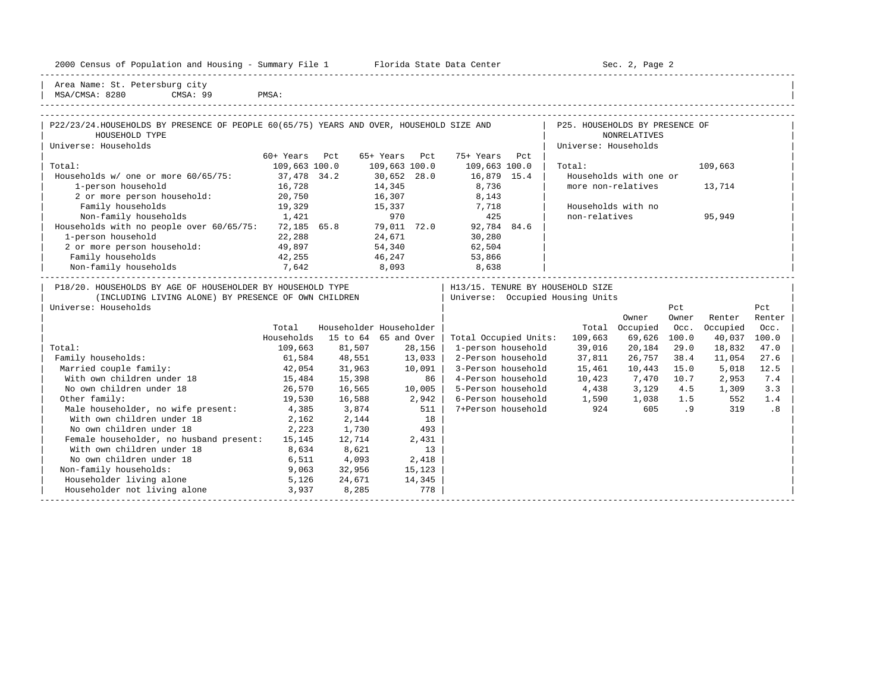Area Name: St. Petersburg city
MSA/CMSA: 8280 CMSA: 99 PMSA:

## P22/23/24. HOUSEHOLDS BY PRESENCE OF PEOPLE 60(65/75) YEARS AND OVER, HOUSEHOLD SIZE AND HOUSEHOLD TYPE

Universe: Households

| | 60+ Years | Pct | 65+ Years | Pct | 75+ Years | Pct |
|---|---|---|---|---|---|---|
| Total: | 109,663 | 100.0 | 109,663 | 100.0 | 109,663 | 100.0 |
| Households w/ one or more 60/65/75: | 37,478 | 34.2 | 30,652 | 28.0 | 16,879 | 15.4 |
| 1-person household | 16,728 | | 14,345 | | 8,736 | |
| 2 or more person household: | 20,750 | | 16,307 | | 8,143 | |
| Family households | 19,329 | | 15,337 | | 7,718 | |
| Non-family households | 1,421 | | 970 | | 425 | |
| Households with no people over 60/65/75: | 72,185 | 65.8 | 79,011 | 72.0 | 92,784 | 84.6 |
| 1-person household | 22,288 | | 24,671 | | 30,280 | |
| 2 or more person household: | 49,897 | | 54,340 | | 62,504 | |
| Family households | 42,255 | | 46,247 | | 53,866 | |
| Non-family households | 7,642 | | 8,093 | | 8,638 | |

## P25. HOUSEHOLDS BY PRESENCE OF NONRELATIVES

Universe: Households

| | |
|---|---|
| Total: | 109,663 |
| Households with one or more non-relatives | 13,714 |
| Households with no non-relatives | 95,949 |

## P18/20. HOUSEHOLDS BY AGE OF HOUSEHOLDER BY HOUSEHOLD TYPE (INCLUDING LIVING ALONE) BY PRESENCE OF OWN CHILDREN

Universe: Households

| | Total Households | Householder 15 to 64 | Householder 65 and Over |
|---|---|---|---|
| Total: | 109,663 | 81,507 | 28,156 |
| Family households: | 61,584 | 48,551 | 13,033 |
| Married couple family: | 42,054 | 31,963 | 10,091 |
| With own children under 18 | 15,484 | 15,398 | 86 |
| No own children under 18 | 26,570 | 16,565 | 10,005 |
| Other family: | 19,530 | 16,588 | 2,942 |
| Male householder, no wife present: | 4,385 | 3,874 | 511 |
| With own children under 18 | 2,162 | 2,144 | 18 |
| No own children under 18 | 2,223 | 1,730 | 493 |
| Female householder, no husband present: | 15,145 | 12,714 | 2,431 |
| With own children under 18 | 8,634 | 8,621 | 13 |
| No own children under 18 | 6,511 | 4,093 | 2,418 |
| Non-family households: | 9,063 | 32,956 | 15,123 |
| Householder living alone | 5,126 | 24,671 | 14,345 |
| Householder not living alone | 3,937 | 8,285 | 778 |

## H13/15. TENURE BY HOUSEHOLD SIZE

Universe: Occupied Housing Units

| | Total | Owner Occupied | Pct Owner Occ. | Renter Occupied | Pct Renter Occ. |
|---|---|---|---|---|---|
| Total Occupied Units: | 109,663 | 69,626 | 100.0 | 40,037 | 100.0 |
| 1-person household | 39,016 | 20,184 | 29.0 | 18,832 | 47.0 |
| 2-Person household | 37,811 | 26,757 | 38.4 | 11,054 | 27.6 |
| 3-Person household | 15,461 | 10,443 | 15.0 | 5,018 | 12.5 |
| 4-Person household | 10,423 | 7,470 | 10.7 | 2,953 | 7.4 |
| 5-Person household | 4,438 | 3,129 | 4.5 | 1,309 | 3.3 |
| 6-Person household | 1,590 | 1,038 | 1.5 | 552 | 1.4 |
| 7+Person household | 924 | 605 | .9 | 319 | .8 |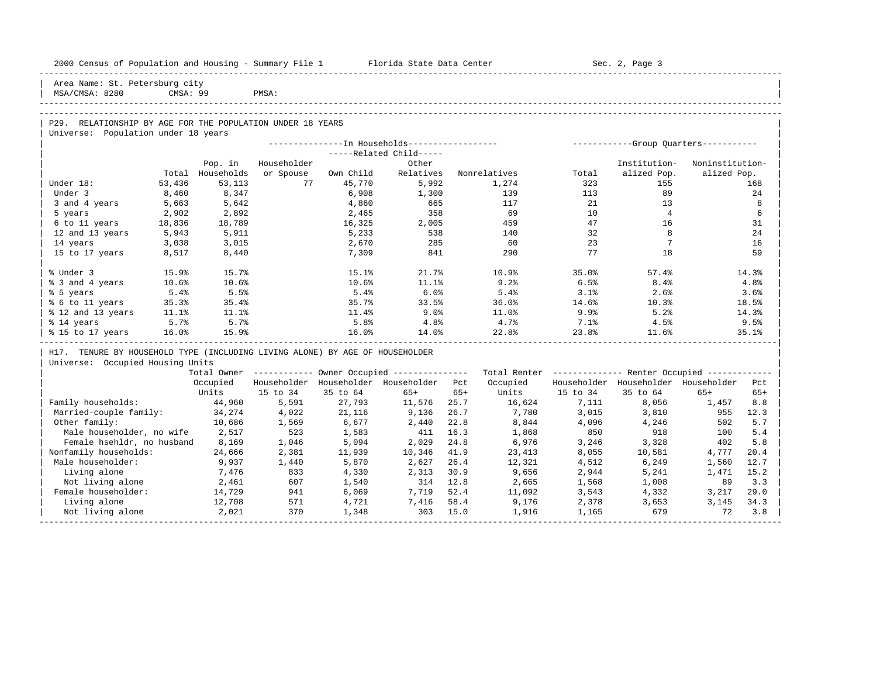Area Name: St. Petersburg city
MSA/CMSA: 8280 CMSA: 99 PMSA:

## P29. RELATIONSHIP BY AGE FOR THE POPULATION UNDER 18 YEARS

Universe: Population under 18 years

| | Total | In Households: Pop. in Households | Householder or Spouse | Related Child: Own Child | Related Child: Other Relatives | Nonrelatives | Group Quarters: Total | Institutionalized Pop. | Noninstitutionalized Pop. |
|---|---|---|---|---|---|---|---|---|---|
| Under 18: | 53,436 | 53,113 | 77 | 45,770 | 5,992 | 1,274 | 323 | 155 | 168 |
| Under 3 | 8,460 | 8,347 | | 6,908 | 1,300 | 139 | 113 | 89 | 24 |
| 3 and 4 years | 5,663 | 5,642 | | 4,860 | 665 | 117 | 21 | 13 | 8 |
| 5 years | 2,902 | 2,892 | | 2,465 | 358 | 69 | 10 | 4 | 6 |
| 6 to 11 years | 18,836 | 18,789 | | 16,325 | 2,005 | 459 | 47 | 16 | 31 |
| 12 and 13 years | 5,943 | 5,911 | | 5,233 | 538 | 140 | 32 | 8 | 24 |
| 14 years | 3,038 | 3,015 | | 2,670 | 285 | 60 | 23 | 7 | 16 |
| 15 to 17 years | 8,517 | 8,440 | | 7,309 | 841 | 290 | 77 | 18 | 59 |
| % Under 3 | 15.9% | 15.7% | | 15.1% | 21.7% | 10.9% | 35.0% | 57.4% | 14.3% |
| % 3 and 4 years | 10.6% | 10.6% | | 10.6% | 11.1% | 9.2% | 6.5% | 8.4% | 4.8% |
| % 5 years | 5.4% | 5.5% | | 5.4% | 6.0% | 5.4% | 3.1% | 2.6% | 3.6% |
| % 6 to 11 years | 35.3% | 35.4% | | 35.7% | 33.5% | 36.0% | 14.6% | 10.3% | 18.5% |
| % 12 and 13 years | 11.1% | 11.1% | | 11.4% | 9.0% | 11.0% | 9.9% | 5.2% | 14.3% |
| % 14 years | 5.7% | 5.7% | | 5.8% | 4.8% | 4.7% | 7.1% | 4.5% | 9.5% |
| % 15 to 17 years | 16.0% | 15.9% | | 16.0% | 14.0% | 22.8% | 23.8% | 11.6% | 35.1% |

## H17. TENURE BY HOUSEHOLD TYPE (INCLUDING LIVING ALONE) BY AGE OF HOUSEHOLDER

Universe: Occupied Housing Units

| | Total Owner Occupied Units | Owner Occupied: Householder 15 to 34 | Householder 35 to 64 | Householder 65+ | Pct 65+ | Total Renter Occupied Units | Renter Occupied: Householder 15 to 34 | Householder 35 to 64 | Householder 65+ | Pct 65+ |
|---|---|---|---|---|---|---|---|---|---|---|
| Family households: | 44,960 | 5,591 | 27,793 | 11,576 | 25.7 | 16,624 | 7,111 | 8,056 | 1,457 | 8.8 |
| Married-couple family: | 34,274 | 4,022 | 21,116 | 9,136 | 26.7 | 7,780 | 3,015 | 3,810 | 955 | 12.3 |
| Other family: | 10,686 | 1,569 | 6,677 | 2,440 | 22.8 | 8,844 | 4,096 | 4,246 | 502 | 5.7 |
| Male householder, no wife | 2,517 | 523 | 1,583 | 411 | 16.3 | 1,868 | 850 | 918 | 100 | 5.4 |
| Female hsehldr, no husband | 8,169 | 1,046 | 5,094 | 2,029 | 24.8 | 6,976 | 3,246 | 3,328 | 402 | 5.8 |
| Nonfamily households: | 24,666 | 2,381 | 11,939 | 10,346 | 41.9 | 23,413 | 8,055 | 10,581 | 4,777 | 20.4 |
| Male householder: | 9,937 | 1,440 | 5,870 | 2,627 | 26.4 | 12,321 | 4,512 | 6,249 | 1,560 | 12.7 |
| Living alone | 7,476 | 833 | 4,330 | 2,313 | 30.9 | 9,656 | 2,944 | 5,241 | 1,471 | 15.2 |
| Not living alone | 2,461 | 607 | 1,540 | 314 | 12.8 | 2,665 | 1,568 | 1,008 | 89 | 3.3 |
| Female householder: | 14,729 | 941 | 6,069 | 7,719 | 52.4 | 11,092 | 3,543 | 4,332 | 3,217 | 29.0 |
| Living alone | 12,708 | 571 | 4,721 | 7,416 | 58.4 | 9,176 | 2,378 | 3,653 | 3,145 | 34.3 |
| Not living alone | 2,021 | 370 | 1,348 | 303 | 15.0 | 1,916 | 1,165 | 679 | 72 | 3.8 |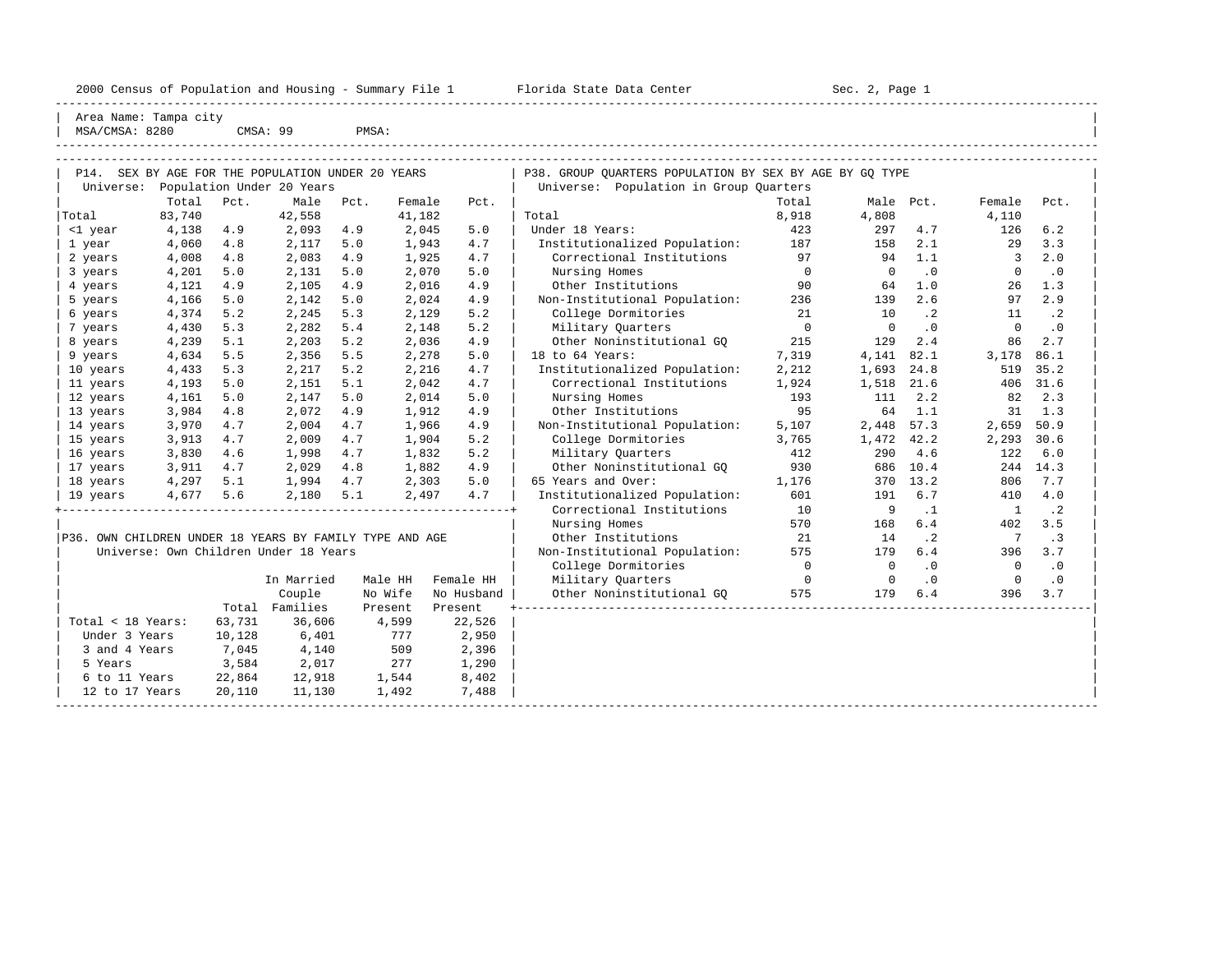2000 Census of Population and Housing - Summary File 1 Florida State Data Center Sec. 2, Page 1

Area Name: Tampa city
MSA/CMSA: 8280 CMSA: 99 PMSA:

## P14. SEX BY AGE FOR THE POPULATION UNDER 20 YEARS

Universe: Population Under 20 Years

| | Total | Pct. | Male | Pct. | Female | Pct. |
|---|---|---|---|---|---|---|
| Total | 83,740 | | 42,558 | | 41,182 | |
| <1 year | 4,138 | 4.9 | 2,093 | 4.9 | 2,045 | 5.0 |
| 1 year | 4,060 | 4.8 | 2,117 | 5.0 | 1,943 | 4.7 |
| 2 years | 4,008 | 4.8 | 2,083 | 4.9 | 1,925 | 4.7 |
| 3 years | 4,201 | 5.0 | 2,131 | 5.0 | 2,070 | 5.0 |
| 4 years | 4,121 | 4.9 | 2,105 | 4.9 | 2,016 | 4.9 |
| 5 years | 4,166 | 5.0 | 2,142 | 5.0 | 2,024 | 4.9 |
| 6 years | 4,374 | 5.2 | 2,245 | 5.3 | 2,129 | 5.2 |
| 7 years | 4,430 | 5.3 | 2,282 | 5.4 | 2,148 | 5.2 |
| 8 years | 4,239 | 5.1 | 2,203 | 5.2 | 2,036 | 4.9 |
| 9 years | 4,634 | 5.5 | 2,356 | 5.5 | 2,278 | 5.0 |
| 10 years | 4,433 | 5.3 | 2,217 | 5.2 | 2,216 | 4.7 |
| 11 years | 4,193 | 5.0 | 2,151 | 5.1 | 2,042 | 4.7 |
| 12 years | 4,161 | 5.0 | 2,147 | 5.0 | 2,014 | 5.0 |
| 13 years | 3,984 | 4.8 | 2,072 | 4.9 | 1,912 | 4.9 |
| 14 years | 3,970 | 4.7 | 2,004 | 4.7 | 1,966 | 4.9 |
| 15 years | 3,913 | 4.7 | 2,009 | 4.7 | 1,904 | 5.2 |
| 16 years | 3,830 | 4.6 | 1,998 | 4.7 | 1,832 | 5.2 |
| 17 years | 3,911 | 4.7 | 2,029 | 4.8 | 1,882 | 4.9 |
| 18 years | 4,297 | 5.1 | 1,994 | 4.7 | 2,303 | 5.0 |
| 19 years | 4,677 | 5.6 | 2,180 | 5.1 | 2,497 | 4.7 |

## P36. OWN CHILDREN UNDER 18 YEARS BY FAMILY TYPE AND AGE

Universe: Own Children Under 18 Years

| | Total | In Married Couple Families | Male HH No Wife Present | Female HH No Husband Present |
|---|---|---|---|---|
| Total < 18 Years: | 63,731 | 36,606 | 4,599 | 22,526 |
| Under 3 Years | 10,128 | 6,401 | 777 | 2,950 |
| 3 and 4 Years | 7,045 | 4,140 | 509 | 2,396 |
| 5 Years | 3,584 | 2,017 | 277 | 1,290 |
| 6 to 11 Years | 22,864 | 12,918 | 1,544 | 8,402 |
| 12 to 17 Years | 20,110 | 11,130 | 1,492 | 7,488 |

## P38. GROUP QUARTERS POPULATION BY SEX BY AGE BY GQ TYPE

Universe: Population in Group Quarters

| | Total | Male | Pct. | Female | Pct. |
|---|---|---|---|---|---|
| Total | 8,918 | 4,808 | | 4,110 | |
| Under 18 Years: | 423 | 297 | 4.7 | 126 | 6.2 |
| Institutionalized Population: | 187 | 158 | 2.1 | 29 | 3.3 |
| Correctional Institutions | 97 | 94 | 1.1 | 3 | 2.0 |
| Nursing Homes | 0 | 0 | .0 | 0 | .0 |
| Other Institutions | 90 | 64 | 1.0 | 26 | 1.3 |
| Non-Institutional Population: | 236 | 139 | 2.6 | 97 | 2.9 |
| College Dormitories | 21 | 10 | .2 | 11 | .2 |
| Military Quarters | 0 | 0 | .0 | 0 | .0 |
| Other Noninstitutional GQ | 215 | 129 | 2.4 | 86 | 2.7 |
| 18 to 64 Years: | 7,319 | 4,141 | 82.1 | 3,178 | 86.1 |
| Institutionalized Population: | 2,212 | 1,693 | 24.8 | 519 | 35.2 |
| Correctional Institutions | 1,924 | 1,518 | 21.6 | 406 | 31.6 |
| Nursing Homes | 193 | 111 | 2.2 | 82 | 2.3 |
| Other Institutions | 95 | 64 | 1.1 | 31 | 1.3 |
| Non-Institutional Population: | 5,107 | 2,448 | 57.3 | 2,659 | 50.9 |
| College Dormitories | 3,765 | 1,472 | 42.2 | 2,293 | 30.6 |
| Military Quarters | 412 | 290 | 4.6 | 122 | 6.0 |
| Other Noninstitutional GQ | 930 | 686 | 10.4 | 244 | 14.3 |
| 65 Years and Over: | 1,176 | 370 | 13.2 | 806 | 7.7 |
| Institutionalized Population: | 601 | 191 | 6.7 | 410 | 4.0 |
| Correctional Institutions | 10 | 9 | .1 | 1 | .2 |
| Nursing Homes | 570 | 168 | 6.4 | 402 | 3.5 |
| Other Institutions | 21 | 14 | .2 | 7 | .3 |
| Non-Institutional Population: | 575 | 179 | 6.4 | 396 | 3.7 |
| College Dormitories | 0 | 0 | .0 | 0 | .0 |
| Military Quarters | 0 | 0 | .0 | 0 | .0 |
| Other Noninstitutional GQ | 575 | 179 | 6.4 | 396 | 3.7 |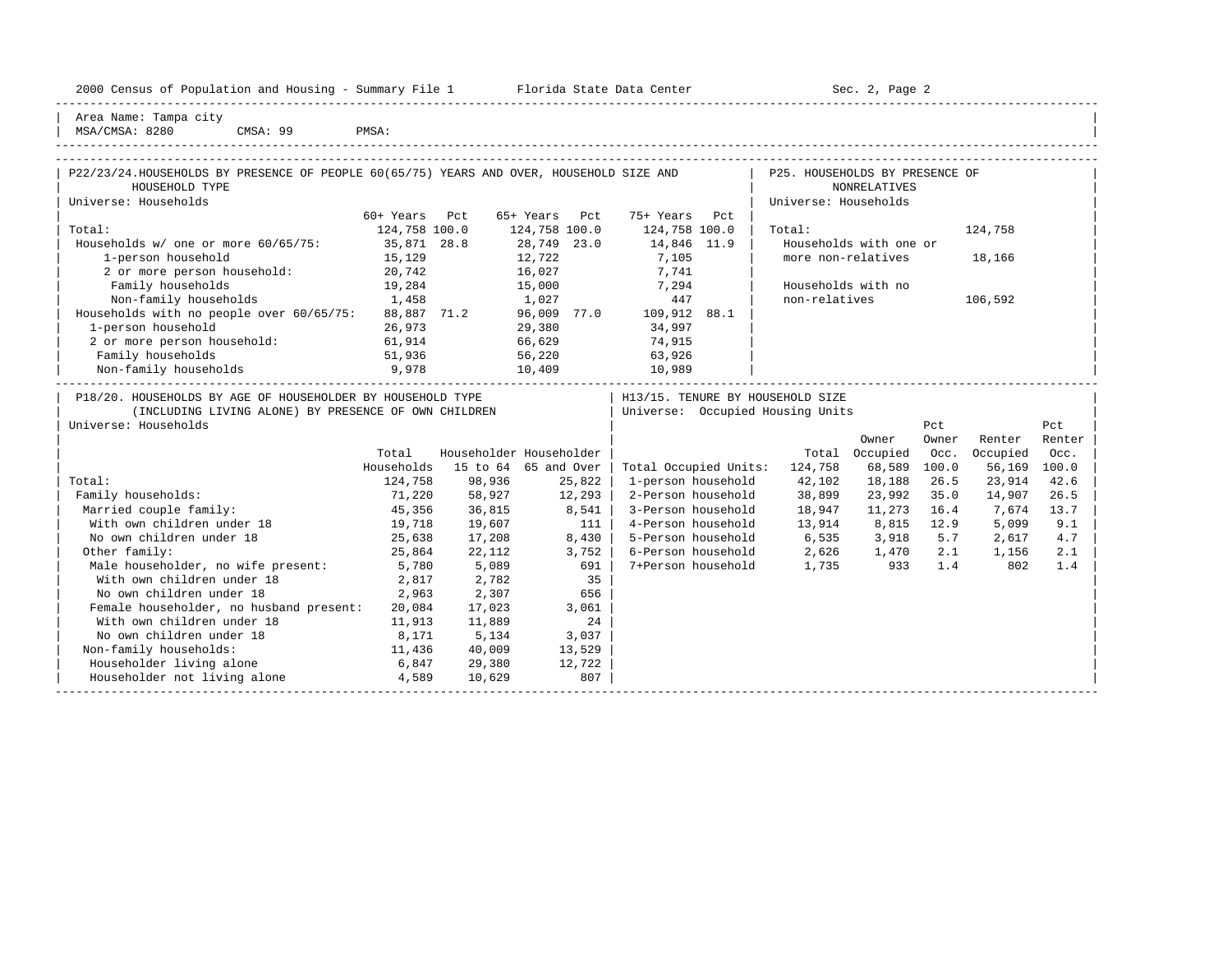Area Name: Tampa city
MSA/CMSA: 8280 CMSA: 99 PMSA:

## P22/23/24. HOUSEHOLDS BY PRESENCE OF PEOPLE 60(65/75) YEARS AND OVER, HOUSEHOLD SIZE AND HOUSEHOLD TYPE

Universe: Households

| | 60+ Years | Pct | 65+ Years | Pct | 75+ Years | Pct |
|---|---|---|---|---|---|---|
| Total: | 124,758 | 100.0 | 124,758 | 100.0 | 124,758 | 100.0 |
| Households w/ one or more 60/65/75: | 35,871 | 28.8 | 28,749 | 23.0 | 14,846 | 11.9 |
| 1-person household | 15,129 | | 12,722 | | 7,105 | |
| 2 or more person household: | 20,742 | | 16,027 | | 7,741 | |
| Family households | 19,284 | | 15,000 | | 7,294 | |
| Non-family households | 1,458 | | 1,027 | | 447 | |
| Households with no people over 60/65/75: | 88,887 | 71.2 | 96,009 | 77.0 | 109,912 | 88.1 |
| 1-person household | 26,973 | | 29,380 | | 34,997 | |
| 2 or more person household: | 61,914 | | 66,629 | | 74,915 | |
| Family households | 51,936 | | 56,220 | | 63,926 | |
| Non-family households | 9,978 | | 10,409 | | 10,989 | |

## P25. HOUSEHOLDS BY PRESENCE OF NONRELATIVES

Universe: Households

| | |
|---|---|
| Total: | 124,758 |
| Households with one or more non-relatives | 18,166 |
| Households with no non-relatives | 106,592 |

## P18/20. HOUSEHOLDS BY AGE OF HOUSEHOLDER BY HOUSEHOLD TYPE (INCLUDING LIVING ALONE) BY PRESENCE OF OWN CHILDREN

Universe: Households

| | Total Households | Householder 15 to 64 | Householder 65 and Over |
|---|---|---|---|
| Total: | 124,758 | 98,936 | 25,822 |
| Family households: | 71,220 | 58,927 | 12,293 |
| Married couple family: | 45,356 | 36,815 | 8,541 |
| With own children under 18 | 19,718 | 19,607 | 111 |
| No own children under 18 | 25,638 | 17,208 | 8,430 |
| Other family: | 25,864 | 22,112 | 3,752 |
| Male householder, no wife present: | 5,780 | 5,089 | 691 |
| With own children under 18 | 2,817 | 2,782 | 35 |
| No own children under 18 | 2,963 | 2,307 | 656 |
| Female householder, no husband present: | 20,084 | 17,023 | 3,061 |
| With own children under 18 | 11,913 | 11,889 | 24 |
| No own children under 18 | 8,171 | 5,134 | 3,037 |
| Non-family households: | 11,436 | 40,009 | 13,529 |
| Householder living alone | 6,847 | 29,380 | 12,722 |
| Householder not living alone | 4,589 | 10,629 | 807 |

## H13/15. TENURE BY HOUSEHOLD SIZE

Universe: Occupied Housing Units

| | Total | Owner Occupied | Pct Owner Occ. | Renter Occupied | Pct Renter Occ. |
|---|---|---|---|---|---|
| Total Occupied Units: | 124,758 | 68,589 | 100.0 | 56,169 | 100.0 |
| 1-person household | 42,102 | 18,188 | 26.5 | 23,914 | 42.6 |
| 2-Person household | 38,899 | 23,992 | 35.0 | 14,907 | 26.5 |
| 3-Person household | 18,947 | 11,273 | 16.4 | 7,674 | 13.7 |
| 4-Person household | 13,914 | 8,815 | 12.9 | 5,099 | 9.1 |
| 5-Person household | 6,535 | 3,918 | 5.7 | 2,617 | 4.7 |
| 6-Person household | 2,626 | 1,470 | 2.1 | 1,156 | 2.1 |
| 7+Person household | 1,735 | 933 | 1.4 | 802 | 1.4 |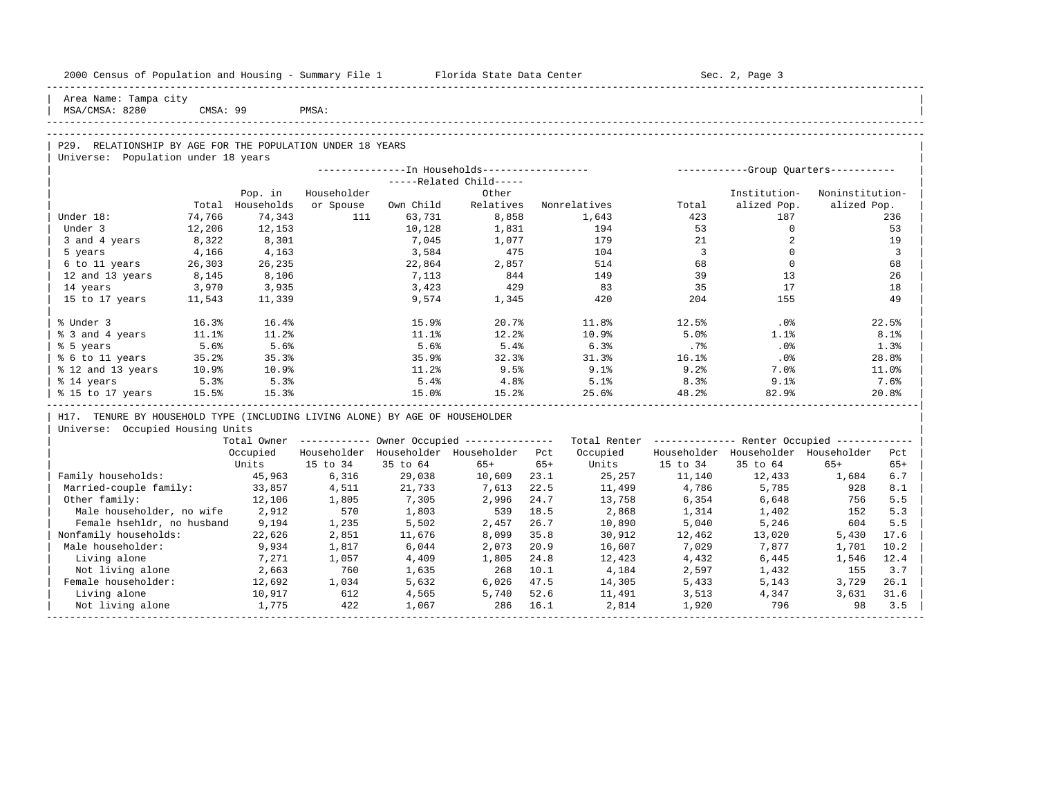Area Name: Tampa city
MSA/CMSA: 8280 CMSA: 99 PMSA:

## P29. RELATIONSHIP BY AGE FOR THE POPULATION UNDER 18 YEARS

Universe: Population under 18 years

| | Total | In Households: Pop. in Households | Householder or Spouse | Related Child: Own Child | Related Child: Other Relatives | Nonrelatives | Group Quarters: Total | Institutionalized Pop. | Noninstitutionalized Pop. |
|---|---|---|---|---|---|---|---|---|---|
| Under 18: | 74,766 | 74,343 | 111 | 63,731 | 8,858 | 1,643 | 423 | 187 | 236 |
| Under 3 | 12,206 | 12,153 | | 10,128 | 1,831 | 194 | 53 | 0 | 53 |
| 3 and 4 years | 8,322 | 8,301 | | 7,045 | 1,077 | 179 | 21 | 2 | 19 |
| 5 years | 4,166 | 4,163 | | 3,584 | 475 | 104 | 3 | 0 | 3 |
| 6 to 11 years | 26,303 | 26,235 | | 22,864 | 2,857 | 514 | 68 | 0 | 68 |
| 12 and 13 years | 8,145 | 8,106 | | 7,113 | 844 | 149 | 39 | 13 | 26 |
| 14 years | 3,970 | 3,935 | | 3,423 | 429 | 83 | 35 | 17 | 18 |
| 15 to 17 years | 11,543 | 11,339 | | 9,574 | 1,345 | 420 | 204 | 155 | 49 |
| % Under 3 | 16.3% | 16.4% | | 15.9% | 20.7% | 11.8% | 12.5% | .0% | 22.5% |
| % 3 and 4 years | 11.1% | 11.2% | | 11.1% | 12.2% | 10.9% | 5.0% | 1.1% | 8.1% |
| % 5 years | 5.6% | 5.6% | | 5.6% | 5.4% | 6.3% | .7% | .0% | 1.3% |
| % 6 to 11 years | 35.2% | 35.3% | | 35.9% | 32.3% | 31.3% | 16.1% | .0% | 28.8% |
| % 12 and 13 years | 10.9% | 10.9% | | 11.2% | 9.5% | 9.1% | 9.2% | 7.0% | 11.0% |
| % 14 years | 5.3% | 5.3% | | 5.4% | 4.8% | 5.1% | 8.3% | 9.1% | 7.6% |
| % 15 to 17 years | 15.5% | 15.3% | | 15.0% | 15.2% | 25.6% | 48.2% | 82.9% | 20.8% |

## H17. TENURE BY HOUSEHOLD TYPE (INCLUDING LIVING ALONE) BY AGE OF HOUSEHOLDER

Universe: Occupied Housing Units

| | Total Owner Occupied Units | Owner Occupied: Householder 15 to 34 | Householder 35 to 64 | Householder 65+ | Pct 65+ | Total Renter Occupied Units | Renter Occupied: Householder 15 to 34 | Householder 35 to 64 | Householder 65+ | Pct 65+ |
|---|---|---|---|---|---|---|---|---|---|---|
| Family households: | 45,963 | 6,316 | 29,038 | 10,609 | 23.1 | 25,257 | 11,140 | 12,433 | 1,684 | 6.7 |
| Married-couple family: | 33,857 | 4,511 | 21,733 | 7,613 | 22.5 | 11,499 | 4,786 | 5,785 | 928 | 8.1 |
| Other family: | 12,106 | 1,805 | 7,305 | 2,996 | 24.7 | 13,758 | 6,354 | 6,648 | 756 | 5.5 |
| Male householder, no wife | 2,912 | 570 | 1,803 | 539 | 18.5 | 2,868 | 1,314 | 1,402 | 152 | 5.3 |
| Female hsehldr, no husband | 9,194 | 1,235 | 5,502 | 2,457 | 26.7 | 10,890 | 5,040 | 5,246 | 604 | 5.5 |
| Nonfamily households: | 22,626 | 2,851 | 11,676 | 8,099 | 35.8 | 30,912 | 12,462 | 13,020 | 5,430 | 17.6 |
| Male householder: | 9,934 | 1,817 | 6,044 | 2,073 | 20.9 | 16,607 | 7,029 | 7,877 | 1,701 | 10.2 |
| Living alone | 7,271 | 1,057 | 4,409 | 1,805 | 24.8 | 12,423 | 4,432 | 6,445 | 1,546 | 12.4 |
| Not living alone | 2,663 | 760 | 1,635 | 268 | 10.1 | 4,184 | 2,597 | 1,432 | 155 | 3.7 |
| Female householder: | 12,692 | 1,034 | 5,632 | 6,026 | 47.5 | 14,305 | 5,433 | 5,143 | 3,729 | 26.1 |
| Living alone | 10,917 | 612 | 4,565 | 5,740 | 52.6 | 11,491 | 3,513 | 4,347 | 3,631 | 31.6 |
| Not living alone | 1,775 | 422 | 1,067 | 286 | 16.1 | 2,814 | 1,920 | 796 | 98 | 3.5 |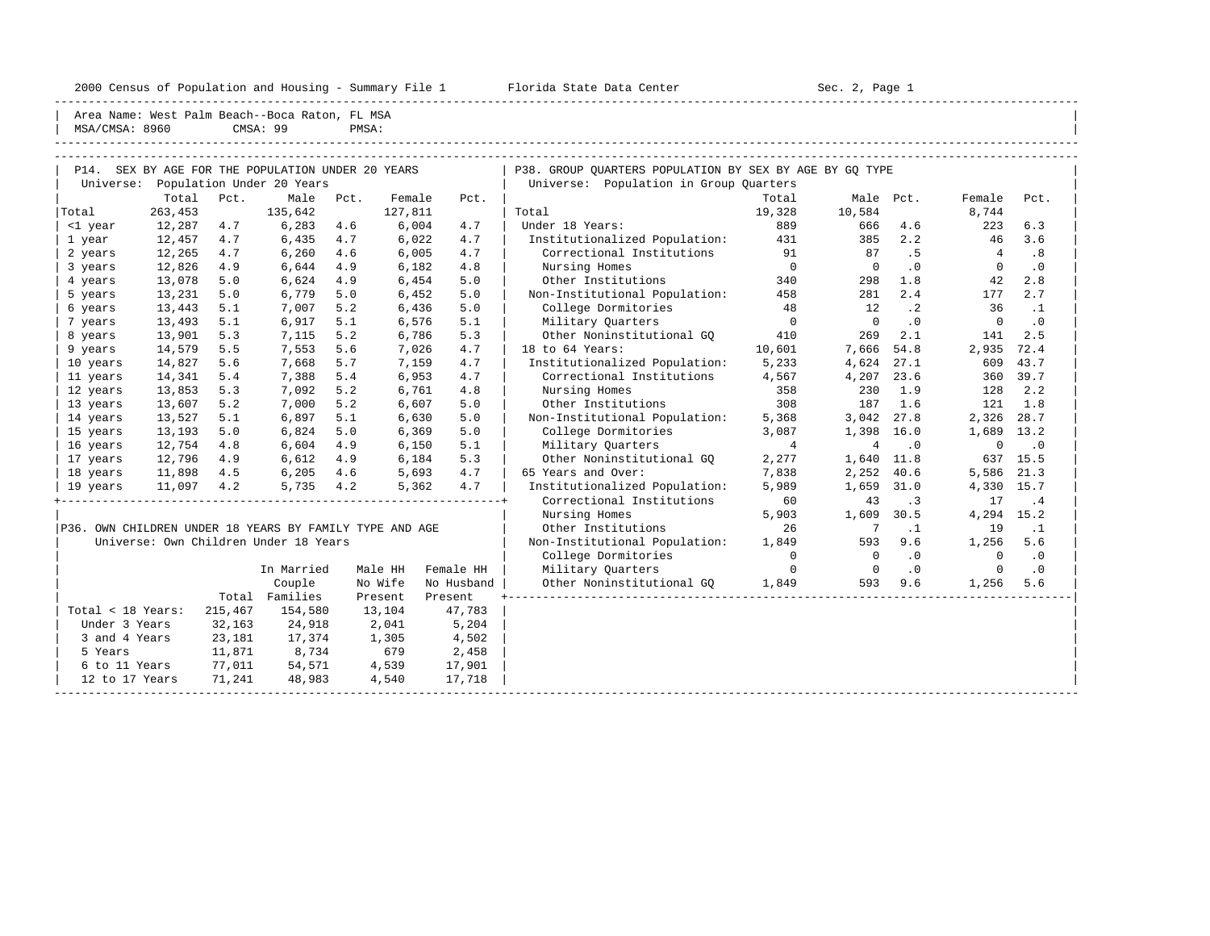2000 Census of Population and Housing - Summary File 1        Florida State Data Center        Sec. 2, Page 1

Area Name: West Palm Beach--Boca Raton, FL MSA
MSA/CMSA: 8960        CMSA: 99        PMSA:

## P14. SEX BY AGE FOR THE POPULATION UNDER 20 YEARS

Universe: Population Under 20 Years

| | Total | Pct. | Male | Pct. | Female | Pct. |
|---|---|---|---|---|---|---|
| Total | 263,453 | | 135,642 | | 127,811 | |
| <1 year | 12,287 | 4.7 | 6,283 | 4.6 | 6,004 | 4.7 |
| 1 year | 12,457 | 4.7 | 6,435 | 4.7 | 6,022 | 4.7 |
| 2 years | 12,265 | 4.7 | 6,260 | 4.6 | 6,005 | 4.7 |
| 3 years | 12,826 | 4.9 | 6,644 | 4.9 | 6,182 | 4.8 |
| 4 years | 13,078 | 5.0 | 6,624 | 4.9 | 6,454 | 5.0 |
| 5 years | 13,231 | 5.0 | 6,779 | 5.0 | 6,452 | 5.0 |
| 6 years | 13,443 | 5.1 | 7,007 | 5.2 | 6,436 | 5.0 |
| 7 years | 13,493 | 5.1 | 6,917 | 5.1 | 6,576 | 5.1 |
| 8 years | 13,901 | 5.3 | 7,115 | 5.2 | 6,786 | 5.3 |
| 9 years | 14,579 | 5.5 | 7,553 | 5.6 | 7,026 | 4.7 |
| 10 years | 14,827 | 5.6 | 7,668 | 5.7 | 7,159 | 4.7 |
| 11 years | 14,341 | 5.4 | 7,388 | 5.4 | 6,953 | 4.7 |
| 12 years | 13,853 | 5.3 | 7,092 | 5.2 | 6,761 | 4.8 |
| 13 years | 13,607 | 5.2 | 7,000 | 5.2 | 6,607 | 5.0 |
| 14 years | 13,527 | 5.1 | 6,897 | 5.1 | 6,630 | 5.0 |
| 15 years | 13,193 | 5.0 | 6,824 | 5.0 | 6,369 | 5.0 |
| 16 years | 12,754 | 4.8 | 6,604 | 4.9 | 6,150 | 5.1 |
| 17 years | 12,796 | 4.9 | 6,612 | 4.9 | 6,184 | 5.3 |
| 18 years | 11,898 | 4.5 | 6,205 | 4.6 | 5,693 | 4.7 |
| 19 years | 11,097 | 4.2 | 5,735 | 4.2 | 5,362 | 4.7 |

## P36. OWN CHILDREN UNDER 18 YEARS BY FAMILY TYPE AND AGE

Universe: Own Children Under 18 Years

| | Total | In Married Couple Families | Male HH No Wife Present | Female HH No Husband Present |
|---|---|---|---|---|
| Total < 18 Years: | 215,467 | 154,580 | 13,104 | 47,783 |
| Under 3 Years | 32,163 | 24,918 | 2,041 | 5,204 |
| 3 and 4 Years | 23,181 | 17,374 | 1,305 | 4,502 |
| 5 Years | 11,871 | 8,734 | 679 | 2,458 |
| 6 to 11 Years | 77,011 | 54,571 | 4,539 | 17,901 |
| 12 to 17 Years | 71,241 | 48,983 | 4,540 | 17,718 |

## P38. GROUP QUARTERS POPULATION BY SEX BY AGE BY GQ TYPE

Universe: Population in Group Quarters

| | Total | Male | Pct. | Female | Pct. |
|---|---|---|---|---|---|
| Total | 19,328 | 10,584 | | 8,744 | |
| Under 18 Years: | 889 | 666 | 4.6 | 223 | 6.3 |
| Institutionalized Population: | 431 | 385 | 2.2 | 46 | 3.6 |
| Correctional Institutions | 91 | 87 | .5 | 4 | .8 |
| Nursing Homes | 0 | 0 | .0 | 0 | .0 |
| Other Institutions | 340 | 298 | 1.8 | 42 | 2.8 |
| Non-Institutional Population: | 458 | 281 | 2.4 | 177 | 2.7 |
| College Dormitories | 48 | 12 | .2 | 36 | .1 |
| Military Quarters | 0 | 0 | .0 | 0 | .0 |
| Other Noninstitutional GQ | 410 | 269 | 2.1 | 141 | 2.5 |
| 18 to 64 Years: | 10,601 | 7,666 | 54.8 | 2,935 | 72.4 |
| Institutionalized Population: | 5,233 | 4,624 | 27.1 | 609 | 43.7 |
| Correctional Institutions | 4,567 | 4,207 | 23.6 | 360 | 39.7 |
| Nursing Homes | 358 | 230 | 1.9 | 128 | 2.2 |
| Other Institutions | 308 | 187 | 1.6 | 121 | 1.8 |
| Non-Institutional Population: | 5,368 | 3,042 | 27.8 | 2,326 | 28.7 |
| College Dormitories | 3,087 | 1,398 | 16.0 | 1,689 | 13.2 |
| Military Quarters | 4 | 4 | .0 | 0 | .0 |
| Other Noninstitutional GQ | 2,277 | 1,640 | 11.8 | 637 | 15.5 |
| 65 Years and Over: | 7,838 | 2,252 | 40.6 | 5,586 | 21.3 |
| Institutionalized Population: | 5,989 | 1,659 | 31.0 | 4,330 | 15.7 |
| Correctional Institutions | 60 | 43 | .3 | 17 | .4 |
| Nursing Homes | 5,903 | 1,609 | 30.5 | 4,294 | 15.2 |
| Other Institutions | 26 | 7 | .1 | 19 | .1 |
| Non-Institutional Population: | 1,849 | 593 | 9.6 | 1,256 | 5.6 |
| College Dormitories | 0 | 0 | .0 | 0 | .0 |
| Military Quarters | 0 | 0 | .0 | 0 | .0 |
| Other Noninstitutional GQ | 1,849 | 593 | 9.6 | 1,256 | 5.6 |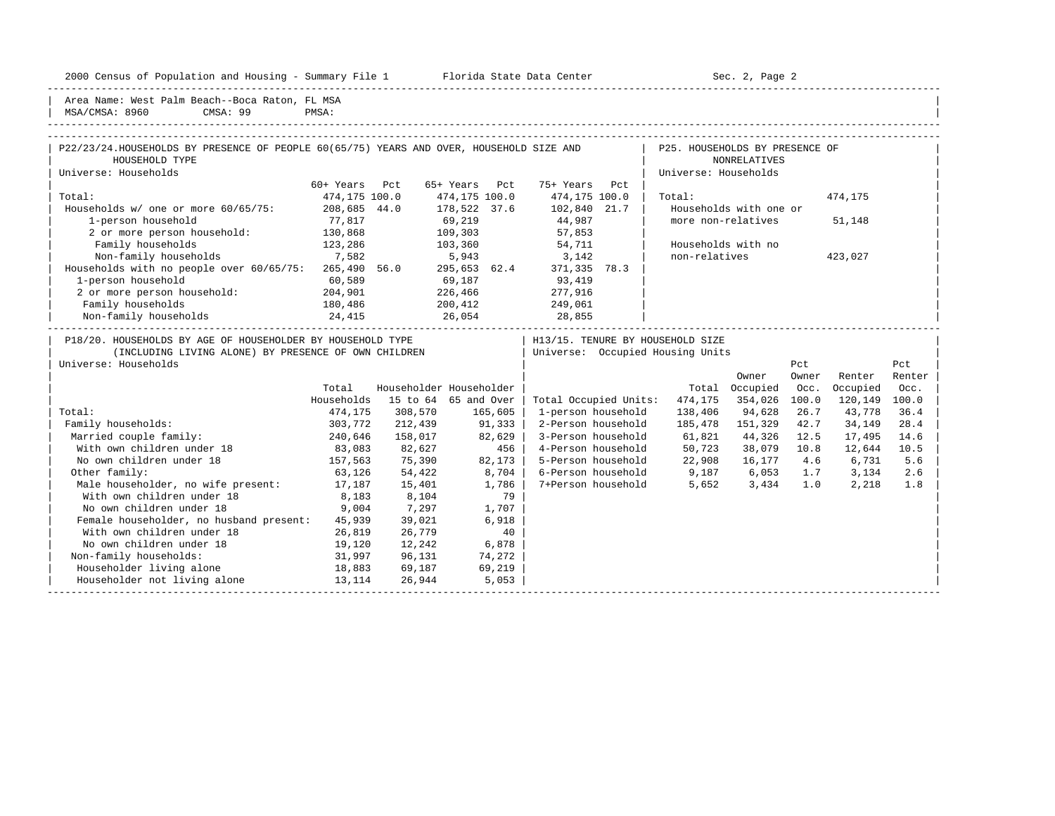Area Name: West Palm Beach--Boca Raton, FL MSA
MSA/CMSA: 8960 CMSA: 99 PMSA:

## P22/23/24. HOUSEHOLDS BY PRESENCE OF PEOPLE 60(65/75) YEARS AND OVER, HOUSEHOLD SIZE AND HOUSEHOLD TYPE

Universe: Households

| | 60+ Years | Pct | 65+ Years | Pct | 75+ Years | Pct |
|---|---|---|---|---|---|---|
| Total: | 474,175 | 100.0 | 474,175 | 100.0 | 474,175 | 100.0 |
| Households w/ one or more 60/65/75: | 208,685 | 44.0 | 178,522 | 37.6 | 102,840 | 21.7 |
| 1-person household | 77,817 | | 69,219 | | 44,987 | |
| 2 or more person household: | 130,868 | | 109,303 | | 57,853 | |
| Family households | 123,286 | | 103,360 | | 54,711 | |
| Non-family households | 7,582 | | 5,943 | | 3,142 | |
| Households with no people over 60/65/75: | 265,490 | 56.0 | 295,653 | 62.4 | 371,335 | 78.3 |
| 1-person household | 60,589 | | 69,187 | | 93,419 | |
| 2 or more person household: | 204,901 | | 226,466 | | 277,916 | |
| Family households | 180,486 | | 200,412 | | 249,061 | |
| Non-family households | 24,415 | | 26,054 | | 28,855 | |

## P25. HOUSEHOLDS BY PRESENCE OF NONRELATIVES

Universe: Households

| | |
|---|---|
| Total: | 474,175 |
| Households with one or more non-relatives | 51,148 |
| Households with no non-relatives | 423,027 |

## P18/20. HOUSEHOLDS BY AGE OF HOUSEHOLDER BY HOUSEHOLD TYPE (INCLUDING LIVING ALONE) BY PRESENCE OF OWN CHILDREN

Universe: Households

| | Total Households | Householder 15 to 64 | Householder 65 and Over |
|---|---|---|---|
| Total: | 474,175 | 308,570 | 165,605 |
| Family households: | 303,772 | 212,439 | 91,333 |
| Married couple family: | 240,646 | 158,017 | 82,629 |
| With own children under 18 | 83,083 | 82,627 | 456 |
| No own children under 18 | 157,563 | 75,390 | 82,173 |
| Other family: | 63,126 | 54,422 | 8,704 |
| Male householder, no wife present: | 17,187 | 15,401 | 1,786 |
| With own children under 18 | 8,183 | 8,104 | 79 |
| No own children under 18 | 9,004 | 7,297 | 1,707 |
| Female householder, no husband present: | 45,939 | 39,021 | 6,918 |
| With own children under 18 | 26,819 | 26,779 | 40 |
| No own children under 18 | 19,120 | 12,242 | 6,878 |
| Non-family households: | 31,997 | 96,131 | 74,272 |
| Householder living alone | 18,883 | 69,187 | 69,219 |
| Householder not living alone | 13,114 | 26,944 | 5,053 |

## H13/15. TENURE BY HOUSEHOLD SIZE

Universe: Occupied Housing Units

| | Total | Owner Occupied | Pct Owner Occ. | Renter Occupied | Pct Renter Occ. |
|---|---|---|---|---|---|
| Total Occupied Units: | 474,175 | 354,026 | 100.0 | 120,149 | 100.0 |
| 1-person household | 138,406 | 94,628 | 26.7 | 43,778 | 36.4 |
| 2-Person household | 185,478 | 151,329 | 42.7 | 34,149 | 28.4 |
| 3-Person household | 61,821 | 44,326 | 12.5 | 17,495 | 14.6 |
| 4-Person household | 50,723 | 38,079 | 10.8 | 12,644 | 10.5 |
| 5-Person household | 22,908 | 16,177 | 4.6 | 6,731 | 5.6 |
| 6-Person household | 9,187 | 6,053 | 1.7 | 3,134 | 2.6 |
| 7+Person household | 5,652 | 3,434 | 1.0 | 2,218 | 1.8 |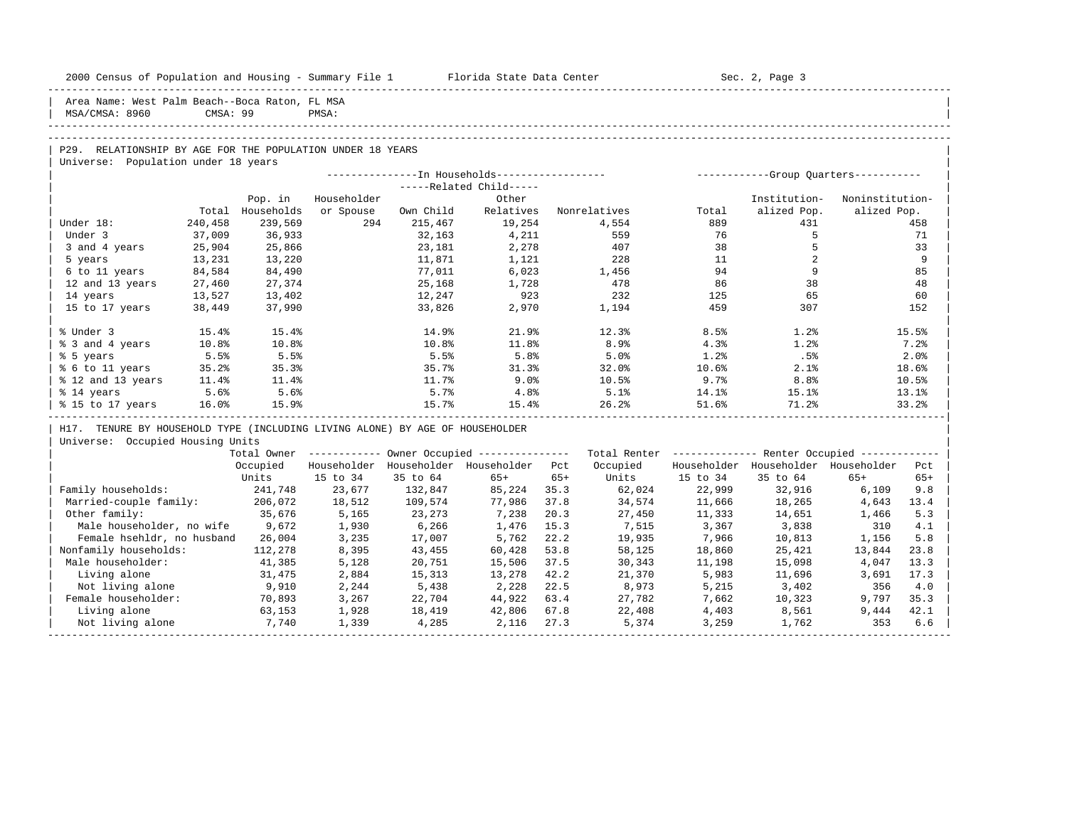Area Name: West Palm Beach--Boca Raton, FL MSA
MSA/CMSA: 8960 CMSA: 99 PMSA:

## P29. RELATIONSHIP BY AGE FOR THE POPULATION UNDER 18 YEARS

Universe: Population under 18 years

| | Total | Pop. in Households | In Households: Householder or Spouse | Related Child: Own Child | Related Child: Other Relatives | Nonrelatives | Group Quarters: Total | Institutionalized Pop. | Noninstitutionalized Pop. |
|---|---|---|---|---|---|---|---|---|---|
| Under 18: | 240,458 | 239,569 | 294 | 215,467 | 19,254 | 4,554 | 889 | 431 | 458 |
| Under 3 | 37,009 | 36,933 | | 32,163 | 4,211 | 559 | 76 | 5 | 71 |
| 3 and 4 years | 25,904 | 25,866 | | 23,181 | 2,278 | 407 | 38 | 5 | 33 |
| 5 years | 13,231 | 13,220 | | 11,871 | 1,121 | 228 | 11 | 2 | 9 |
| 6 to 11 years | 84,584 | 84,490 | | 77,011 | 6,023 | 1,456 | 94 | 9 | 85 |
| 12 and 13 years | 27,460 | 27,374 | | 25,168 | 1,728 | 478 | 86 | 38 | 48 |
| 14 years | 13,527 | 13,402 | | 12,247 | 923 | 232 | 125 | 65 | 60 |
| 15 to 17 years | 38,449 | 37,990 | | 33,826 | 2,970 | 1,194 | 459 | 307 | 152 |
| % Under 3 | 15.4% | 15.4% | | 14.9% | 21.9% | 12.3% | 8.5% | 1.2% | 15.5% |
| % 3 and 4 years | 10.8% | 10.8% | | 10.8% | 11.8% | 8.9% | 4.3% | 1.2% | 7.2% |
| % 5 years | 5.5% | 5.5% | | 5.5% | 5.8% | 5.0% | 1.2% | .5% | 2.0% |
| % 6 to 11 years | 35.2% | 35.3% | | 35.7% | 31.3% | 32.0% | 10.6% | 2.1% | 18.6% |
| % 12 and 13 years | 11.4% | 11.4% | | 11.7% | 9.0% | 10.5% | 9.7% | 8.8% | 10.5% |
| % 14 years | 5.6% | 5.6% | | 5.7% | 4.8% | 5.1% | 14.1% | 15.1% | 13.1% |
| % 15 to 17 years | 16.0% | 15.9% | | 15.7% | 15.4% | 26.2% | 51.6% | 71.2% | 33.2% |

## H17. TENURE BY HOUSEHOLD TYPE (INCLUDING LIVING ALONE) BY AGE OF HOUSEHOLDER

Universe: Occupied Housing Units

| | Total Owner Occupied Units | Owner: Householder 15 to 34 | Owner: Householder 35 to 64 | Owner: Householder 65+ | Pct 65+ | Total Renter Occupied Units | Renter: Householder 15 to 34 | Renter: Householder 35 to 64 | Renter: Householder 65+ | Pct 65+ |
|---|---|---|---|---|---|---|---|---|---|---|
| Family households: | 241,748 | 23,677 | 132,847 | 85,224 | 35.3 | 62,024 | 22,999 | 32,916 | 6,109 | 9.8 |
| Married-couple family: | 206,072 | 18,512 | 109,574 | 77,986 | 37.8 | 34,574 | 11,666 | 18,265 | 4,643 | 13.4 |
| Other family: | 35,676 | 5,165 | 23,273 | 7,238 | 20.3 | 27,450 | 11,333 | 14,651 | 1,466 | 5.3 |
| Male householder, no wife | 9,672 | 1,930 | 6,266 | 1,476 | 15.3 | 7,515 | 3,367 | 3,838 | 310 | 4.1 |
| Female hsehldr, no husband | 26,004 | 3,235 | 17,007 | 5,762 | 22.2 | 19,935 | 7,966 | 10,813 | 1,156 | 5.8 |
| Nonfamily households: | 112,278 | 8,395 | 43,455 | 60,428 | 53.8 | 58,125 | 18,860 | 25,421 | 13,844 | 23.8 |
| Male householder: | 41,385 | 5,128 | 20,751 | 15,506 | 37.5 | 30,343 | 11,198 | 15,098 | 4,047 | 13.3 |
| Living alone | 31,475 | 2,884 | 15,313 | 13,278 | 42.2 | 21,370 | 5,983 | 11,696 | 3,691 | 17.3 |
| Not living alone | 9,910 | 2,244 | 5,438 | 2,228 | 22.5 | 8,973 | 5,215 | 3,402 | 356 | 4.0 |
| Female householder: | 70,893 | 3,267 | 22,704 | 44,922 | 63.4 | 27,782 | 7,662 | 10,323 | 9,797 | 35.3 |
| Living alone | 63,153 | 1,928 | 18,419 | 42,806 | 67.8 | 22,408 | 4,403 | 8,561 | 9,444 | 42.1 |
| Not living alone | 7,740 | 1,339 | 4,285 | 2,116 | 27.3 | 5,374 | 3,259 | 1,762 | 353 | 6.6 |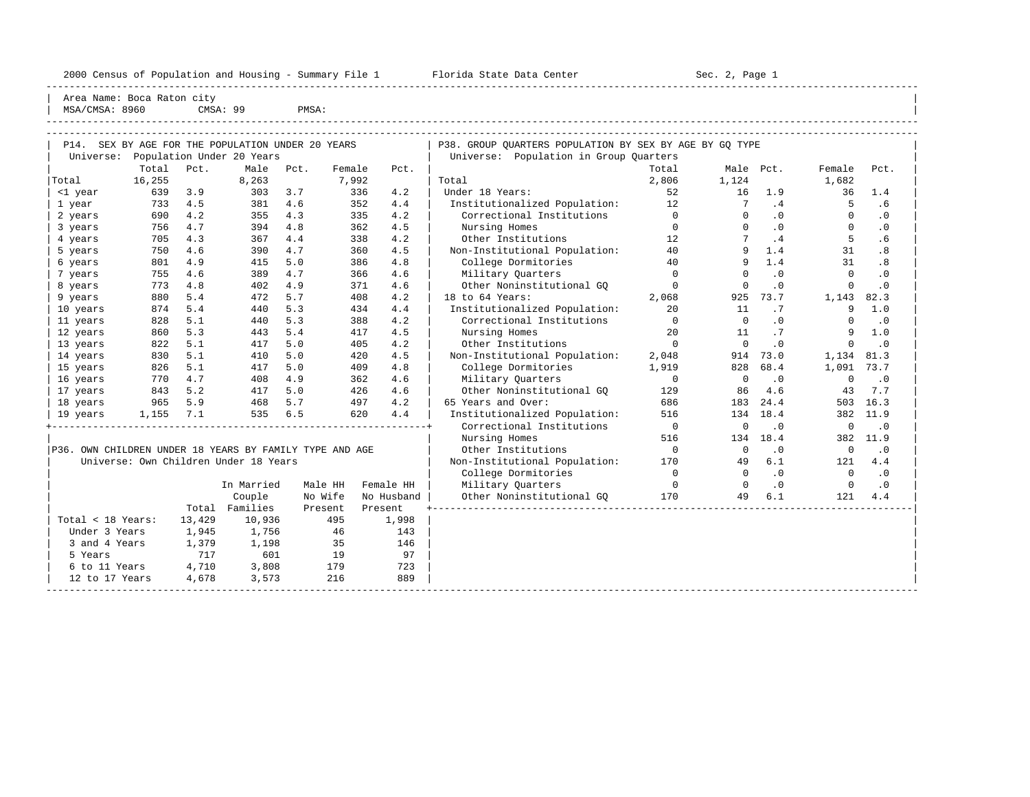Area Name: Boca Raton city
MSA/CMSA: 8960 CMSA: 99 PMSA:

### P14. SEX BY AGE FOR THE POPULATION UNDER 20 YEARS

Universe: Population Under 20 Years

| | Total | Pct. | Male | Pct. | Female | Pct. |
|---|---|---|---|---|---|---|
| Total | 16,255 | | 8,263 | | 7,992 | |
| <1 year | 639 | 3.9 | 303 | 3.7 | 336 | 4.2 |
| 1 year | 733 | 4.5 | 381 | 4.6 | 352 | 4.4 |
| 2 years | 690 | 4.2 | 355 | 4.3 | 335 | 4.2 |
| 3 years | 756 | 4.7 | 394 | 4.8 | 362 | 4.5 |
| 4 years | 705 | 4.3 | 367 | 4.4 | 338 | 4.2 |
| 5 years | 750 | 4.6 | 390 | 4.7 | 360 | 4.5 |
| 6 years | 801 | 4.9 | 415 | 5.0 | 386 | 4.8 |
| 7 years | 755 | 4.6 | 389 | 4.7 | 366 | 4.6 |
| 8 years | 773 | 4.8 | 402 | 4.9 | 371 | 4.6 |
| 9 years | 880 | 5.4 | 472 | 5.7 | 408 | 4.2 |
| 10 years | 874 | 5.4 | 440 | 5.3 | 434 | 4.4 |
| 11 years | 828 | 5.1 | 440 | 5.3 | 388 | 4.2 |
| 12 years | 860 | 5.3 | 443 | 5.4 | 417 | 4.5 |
| 13 years | 822 | 5.1 | 417 | 5.0 | 405 | 4.2 |
| 14 years | 830 | 5.1 | 410 | 5.0 | 420 | 4.5 |
| 15 years | 826 | 5.1 | 417 | 5.0 | 409 | 4.8 |
| 16 years | 770 | 4.7 | 408 | 4.9 | 362 | 4.6 |
| 17 years | 843 | 5.2 | 417 | 5.0 | 426 | 4.6 |
| 18 years | 965 | 5.9 | 468 | 5.7 | 497 | 4.2 |
| 19 years | 1,155 | 7.1 | 535 | 6.5 | 620 | 4.4 |

### P36. OWN CHILDREN UNDER 18 YEARS BY FAMILY TYPE AND AGE

Universe: Own Children Under 18 Years

| | Total | In Married Couple Families | Male HH No Wife Present | Female HH No Husband Present |
|---|---|---|---|---|
| Total < 18 Years: | 13,429 | 10,936 | 495 | 1,998 |
| Under 3 Years | 1,945 | 1,756 | 46 | 143 |
| 3 and 4 Years | 1,379 | 1,198 | 35 | 146 |
| 5 Years | 717 | 601 | 19 | 97 |
| 6 to 11 Years | 4,710 | 3,808 | 179 | 723 |
| 12 to 17 Years | 4,678 | 3,573 | 216 | 889 |

### P38. GROUP QUARTERS POPULATION BY SEX BY AGE BY GQ TYPE

Universe: Population in Group Quarters

| | Total | Male | Pct. | Female | Pct. |
|---|---|---|---|---|---|
| Total | 2,806 | 1,124 | | 1,682 | |
| Under 18 Years: | 52 | 16 | 1.9 | 36 | 1.4 |
| Institutionalized Population: | 12 | 7 | .4 | 5 | .6 |
| Correctional Institutions | 0 | 0 | .0 | 0 | .0 |
| Nursing Homes | 0 | 0 | .0 | 0 | .0 |
| Other Institutions | 12 | 7 | .4 | 5 | .6 |
| Non-Institutional Population: | 40 | 9 | 1.4 | 31 | .8 |
| College Dormitories | 40 | 9 | 1.4 | 31 | .8 |
| Military Quarters | 0 | 0 | .0 | 0 | .0 |
| Other Noninstitutional GQ | 0 | 0 | .0 | 0 | .0 |
| 18 to 64 Years: | 2,068 | 925 | 73.7 | 1,143 | 82.3 |
| Institutionalized Population: | 20 | 11 | .7 | 9 | 1.0 |
| Correctional Institutions | 0 | 0 | .0 | 0 | .0 |
| Nursing Homes | 20 | 11 | .7 | 9 | 1.0 |
| Other Institutions | 0 | 0 | .0 | 0 | .0 |
| Non-Institutional Population: | 2,048 | 914 | 73.0 | 1,134 | 81.3 |
| College Dormitories | 1,919 | 828 | 68.4 | 1,091 | 73.7 |
| Military Quarters | 0 | 0 | .0 | 0 | .0 |
| Other Noninstitutional GQ | 129 | 86 | 4.6 | 43 | 7.7 |
| 65 Years and Over: | 686 | 183 | 24.4 | 503 | 16.3 |
| Institutionalized Population: | 516 | 134 | 18.4 | 382 | 11.9 |
| Correctional Institutions | 0 | 0 | .0 | 0 | .0 |
| Nursing Homes | 516 | 134 | 18.4 | 382 | 11.9 |
| Other Institutions | 0 | 0 | .0 | 0 | .0 |
| Non-Institutional Population: | 170 | 49 | 6.1 | 121 | 4.4 |
| College Dormitories | 0 | 0 | .0 | 0 | .0 |
| Military Quarters | 0 | 0 | .0 | 0 | .0 |
| Other Noninstitutional GQ | 170 | 49 | 6.1 | 121 | 4.4 |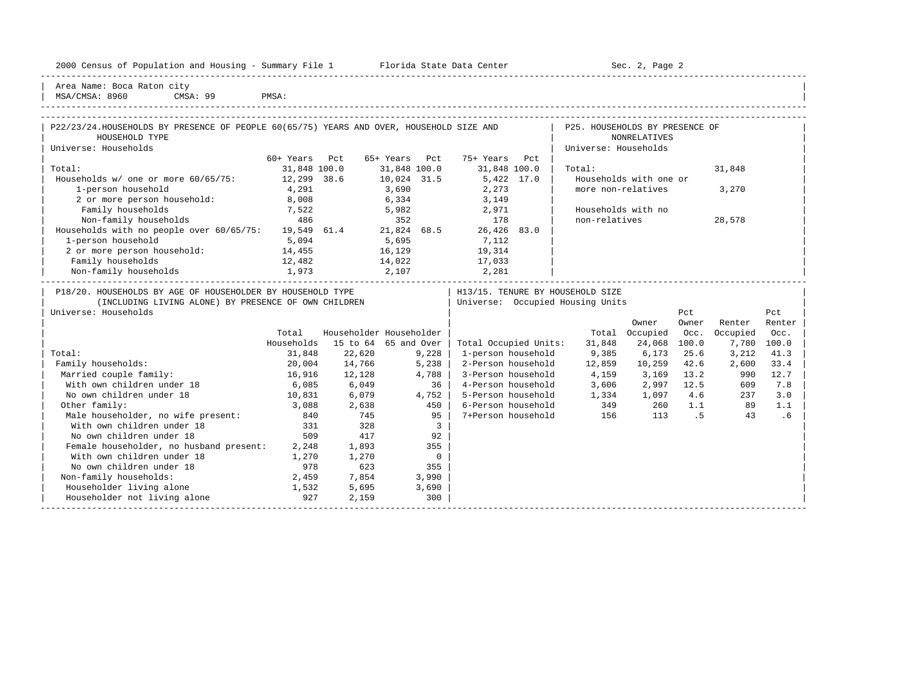Area Name: Boca Raton city
MSA/CMSA: 8960 CMSA: 99 PMSA:

## P22/23/24. HOUSEHOLDS BY PRESENCE OF PEOPLE 60(65/75) YEARS AND OVER, HOUSEHOLD SIZE AND HOUSEHOLD TYPE

Universe: Households

| | 60+ Years | Pct | 65+ Years | Pct | 75+ Years | Pct |
|---|---|---|---|---|---|---|
| Total: | 31,848 | 100.0 | 31,848 | 100.0 | 31,848 | 100.0 |
| Households w/ one or more 60/65/75: | 12,299 | 38.6 | 10,024 | 31.5 | 5,422 | 17.0 |
| 1-person household | 4,291 | | 3,690 | | 2,273 | |
| 2 or more person household: | 8,008 | | 6,334 | | 3,149 | |
| Family households | 7,522 | | 5,982 | | 2,971 | |
| Non-family households | 486 | | 352 | | 178 | |
| Households with no people over 60/65/75: | 19,549 | 61.4 | 21,824 | 68.5 | 26,426 | 83.0 |
| 1-person household | 5,094 | | 5,695 | | 7,112 | |
| 2 or more person household: | 14,455 | | 16,129 | | 19,314 | |
| Family households | 12,482 | | 14,022 | | 17,033 | |
| Non-family households | 1,973 | | 2,107 | | 2,281 | |

## P25. HOUSEHOLDS BY PRESENCE OF NONRELATIVES

Universe: Households

| | |
|---|---|
| Total: | 31,848 |
| Households with one or more non-relatives | 3,270 |
| Households with no non-relatives | 28,578 |

## P18/20. HOUSEHOLDS BY AGE OF HOUSEHOLDER BY HOUSEHOLD TYPE (INCLUDING LIVING ALONE) BY PRESENCE OF OWN CHILDREN

Universe: Households

| | Total Households | Householder 15 to 64 | Householder 65 and Over |
|---|---|---|---|
| Total: | 31,848 | 22,620 | 9,228 |
| Family households: | 20,004 | 14,766 | 5,238 |
| Married couple family: | 16,916 | 12,128 | 4,788 |
| With own children under 18 | 6,085 | 6,049 | 36 |
| No own children under 18 | 10,831 | 6,079 | 4,752 |
| Other family: | 3,088 | 2,638 | 450 |
| Male householder, no wife present: | 840 | 745 | 95 |
| With own children under 18 | 331 | 328 | 3 |
| No own children under 18 | 509 | 417 | 92 |
| Female householder, no husband present: | 2,248 | 1,893 | 355 |
| With own children under 18 | 1,270 | 1,270 | 0 |
| No own children under 18 | 978 | 623 | 355 |
| Non-family households: | 2,459 | 7,854 | 3,990 |
| Householder living alone | 1,532 | 5,695 | 3,690 |
| Householder not living alone | 927 | 2,159 | 300 |

## H13/15. TENURE BY HOUSEHOLD SIZE

Universe: Occupied Housing Units

| | Total | Owner Occupied | Pct Owner Occ. | Renter Occupied | Pct Renter Occ. |
|---|---|---|---|---|---|
| Total Occupied Units: | 31,848 | 24,068 | 100.0 | 7,780 | 100.0 |
| 1-person household | 9,385 | 6,173 | 25.6 | 3,212 | 41.3 |
| 2-Person household | 12,859 | 10,259 | 42.6 | 2,600 | 33.4 |
| 3-Person household | 4,159 | 3,169 | 13.2 | 990 | 12.7 |
| 4-Person household | 3,606 | 2,997 | 12.5 | 609 | 7.8 |
| 5-Person household | 1,334 | 1,097 | 4.6 | 237 | 3.0 |
| 6-Person household | 349 | 260 | 1.1 | 89 | 1.1 |
| 7+Person household | 156 | 113 | .5 | 43 | .6 |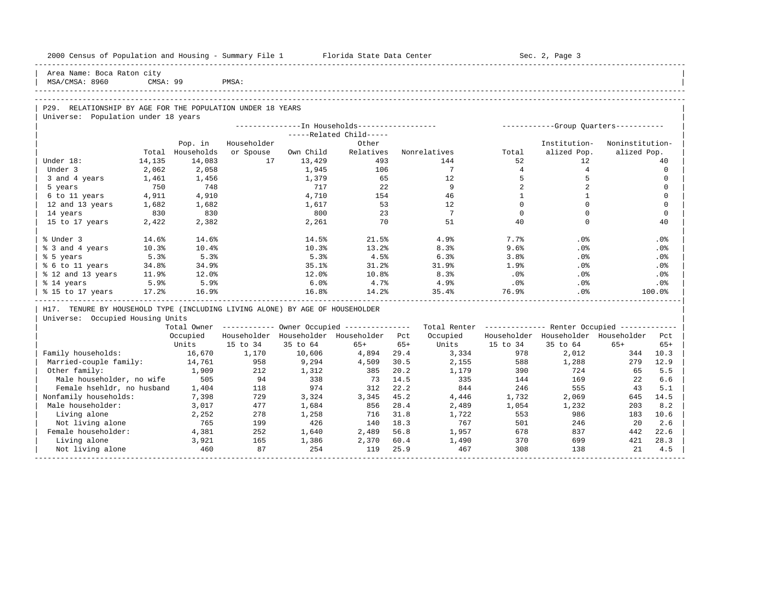Area Name: Boca Raton city
MSA/CMSA: 8960 CMSA: 99 PMSA:

## P29. RELATIONSHIP BY AGE FOR THE POPULATION UNDER 18 YEARS

Universe: Population under 18 years

| | Total | In Households: Pop. in Households | Householder or Spouse | Related Child: Own Child | Related Child: Other Relatives | Nonrelatives | Group Quarters: Total | Institution-alized Pop. | Noninstitution-alized Pop. |
|---|---|---|---|---|---|---|---|---|---|
| Under 18: | 14,135 | 14,083 | 17 | 13,429 | 493 | 144 | 52 | 12 | 40 |
| Under 3 | 2,062 | 2,058 | | 1,945 | 106 | 7 | 4 | 4 | 0 |
| 3 and 4 years | 1,461 | 1,456 | | 1,379 | 65 | 12 | 5 | 5 | 0 |
| 5 years | 750 | 748 | | 717 | 22 | 9 | 2 | 2 | 0 |
| 6 to 11 years | 4,911 | 4,910 | | 4,710 | 154 | 46 | 1 | 1 | 0 |
| 12 and 13 years | 1,682 | 1,682 | | 1,617 | 53 | 12 | 0 | 0 | 0 |
| 14 years | 830 | 830 | | 800 | 23 | 7 | 0 | 0 | 0 |
| 15 to 17 years | 2,422 | 2,382 | | 2,261 | 70 | 51 | 40 | 0 | 40 |
| % Under 3 | 14.6% | 14.6% | | 14.5% | 21.5% | 4.9% | 7.7% | .0% | .0% |
| % 3 and 4 years | 10.3% | 10.4% | | 10.3% | 13.2% | 8.3% | 9.6% | .0% | .0% |
| % 5 years | 5.3% | 5.3% | | 5.3% | 4.5% | 6.3% | 3.8% | .0% | .0% |
| % 6 to 11 years | 34.8% | 34.9% | | 35.1% | 31.2% | 31.9% | 1.9% | .0% | .0% |
| % 12 and 13 years | 11.9% | 12.0% | | 12.0% | 10.8% | 8.3% | .0% | .0% | .0% |
| % 14 years | 5.9% | 5.9% | | 6.0% | 4.7% | 4.9% | .0% | .0% | .0% |
| % 15 to 17 years | 17.2% | 16.9% | | 16.8% | 14.2% | 35.4% | 76.9% | .0% | 100.0% |

## H17. TENURE BY HOUSEHOLD TYPE (INCLUDING LIVING ALONE) BY AGE OF HOUSEHOLDER

Universe: Occupied Housing Units

| | Total Owner Occupied Units | Owner: Householder 15 to 34 | Owner: Householder 35 to 64 | Owner: Householder 65+ | Owner: Pct 65+ | Total Renter Occupied Units | Renter: Householder 15 to 34 | Renter: Householder 35 to 64 | Renter: Householder 65+ | Renter: Pct 65+ |
|---|---|---|---|---|---|---|---|---|---|---|
| Family households: | 16,670 | 1,170 | 10,606 | 4,894 | 29.4 | 3,334 | 978 | 2,012 | 344 | 10.3 |
| Married-couple family: | 14,761 | 958 | 9,294 | 4,509 | 30.5 | 2,155 | 588 | 1,288 | 279 | 12.9 |
| Other family: | 1,909 | 212 | 1,312 | 385 | 20.2 | 1,179 | 390 | 724 | 65 | 5.5 |
| Male householder, no wife | 505 | 94 | 338 | 73 | 14.5 | 335 | 144 | 169 | 22 | 6.6 |
| Female hsehldr, no husband | 1,404 | 118 | 974 | 312 | 22.2 | 844 | 246 | 555 | 43 | 5.1 |
| Nonfamily households: | 7,398 | 729 | 3,324 | 3,345 | 45.2 | 4,446 | 1,732 | 2,069 | 645 | 14.5 |
| Male householder: | 3,017 | 477 | 1,684 | 856 | 28.4 | 2,489 | 1,054 | 1,232 | 203 | 8.2 |
| Living alone | 2,252 | 278 | 1,258 | 716 | 31.8 | 1,722 | 553 | 986 | 183 | 10.6 |
| Not living alone | 765 | 199 | 426 | 140 | 18.3 | 767 | 501 | 246 | 20 | 2.6 |
| Female householder: | 4,381 | 252 | 1,640 | 2,489 | 56.8 | 1,957 | 678 | 837 | 442 | 22.6 |
| Living alone | 3,921 | 165 | 1,386 | 2,370 | 60.4 | 1,490 | 370 | 699 | 421 | 28.3 |
| Not living alone | 460 | 87 | 254 | 119 | 25.9 | 467 | 308 | 138 | 21 | 4.5 |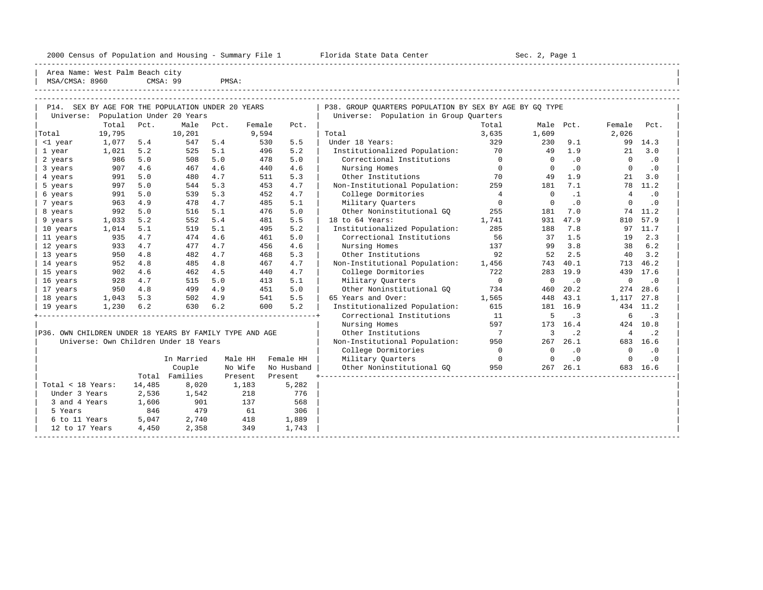Area Name: West Palm Beach city
MSA/CMSA: 8960 CMSA: 99 PMSA:

## P14. SEX BY AGE FOR THE POPULATION UNDER 20 YEARS

Universe: Population Under 20 Years

| | Total | Pct. | Male | Pct. | Female | Pct. |
|---|---|---|---|---|---|---|
| Total | 19,795 | | 10,201 | | 9,594 | |
| <1 year | 1,077 | 5.4 | 547 | 5.4 | 530 | 5.5 |
| 1 year | 1,021 | 5.2 | 525 | 5.1 | 496 | 5.2 |
| 2 years | 986 | 5.0 | 508 | 5.0 | 478 | 5.0 |
| 3 years | 907 | 4.6 | 467 | 4.6 | 440 | 4.6 |
| 4 years | 991 | 5.0 | 480 | 4.7 | 511 | 5.3 |
| 5 years | 997 | 5.0 | 544 | 5.3 | 453 | 4.7 |
| 6 years | 991 | 5.0 | 539 | 5.3 | 452 | 4.7 |
| 7 years | 963 | 4.9 | 478 | 4.7 | 485 | 5.1 |
| 8 years | 992 | 5.0 | 516 | 5.1 | 476 | 5.0 |
| 9 years | 1,033 | 5.2 | 552 | 5.4 | 481 | 5.5 |
| 10 years | 1,014 | 5.1 | 519 | 5.1 | 495 | 5.2 |
| 11 years | 935 | 4.7 | 474 | 4.6 | 461 | 5.0 |
| 12 years | 933 | 4.7 | 477 | 4.7 | 456 | 4.6 |
| 13 years | 950 | 4.8 | 482 | 4.7 | 468 | 5.3 |
| 14 years | 952 | 4.8 | 485 | 4.8 | 467 | 4.7 |
| 15 years | 902 | 4.6 | 462 | 4.5 | 440 | 4.7 |
| 16 years | 928 | 4.7 | 515 | 5.0 | 413 | 5.1 |
| 17 years | 950 | 4.8 | 499 | 4.9 | 451 | 5.0 |
| 18 years | 1,043 | 5.3 | 502 | 4.9 | 541 | 5.5 |
| 19 years | 1,230 | 6.2 | 630 | 6.2 | 600 | 5.2 |

## P36. OWN CHILDREN UNDER 18 YEARS BY FAMILY TYPE AND AGE

Universe: Own Children Under 18 Years

| | Total | In Married Couple Families | Male HH No Wife Present | Female HH No Husband Present |
|---|---|---|---|---|
| Total < 18 Years: | 14,485 | 8,020 | 1,183 | 5,282 |
| Under 3 Years | 2,536 | 1,542 | 218 | 776 |
| 3 and 4 Years | 1,606 | 901 | 137 | 568 |
| 5 Years | 846 | 479 | 61 | 306 |
| 6 to 11 Years | 5,047 | 2,740 | 418 | 1,889 |
| 12 to 17 Years | 4,450 | 2,358 | 349 | 1,743 |

## P38. GROUP QUARTERS POPULATION BY SEX BY AGE BY GQ TYPE

Universe: Population in Group Quarters

| | Total | Male | Pct. | Female | Pct. |
|---|---|---|---|---|---|
| Total | 3,635 | 1,609 | | 2,026 | |
| Under 18 Years: | 329 | 230 | 9.1 | 99 | 14.3 |
| Institutionalized Population: | 70 | 49 | 1.9 | 21 | 3.0 |
| Correctional Institutions | 0 | 0 | .0 | 0 | .0 |
| Nursing Homes | 0 | 0 | .0 | 0 | .0 |
| Other Institutions | 70 | 49 | 1.9 | 21 | 3.0 |
| Non-Institutional Population: | 259 | 181 | 7.1 | 78 | 11.2 |
| College Dormitories | 4 | 0 | .1 | 4 | .0 |
| Military Quarters | 0 | 0 | .0 | 0 | .0 |
| Other Noninstitutional GQ | 255 | 181 | 7.0 | 74 | 11.2 |
| 18 to 64 Years: | 1,741 | 931 | 47.9 | 810 | 57.9 |
| Institutionalized Population: | 285 | 188 | 7.8 | 97 | 11.7 |
| Correctional Institutions | 56 | 37 | 1.5 | 19 | 2.3 |
| Nursing Homes | 137 | 99 | 3.8 | 38 | 6.2 |
| Other Institutions | 92 | 52 | 2.5 | 40 | 3.2 |
| Non-Institutional Population: | 1,456 | 743 | 40.1 | 713 | 46.2 |
| College Dormitories | 722 | 283 | 19.9 | 439 | 17.6 |
| Military Quarters | 0 | 0 | .0 | 0 | .0 |
| Other Noninstitutional GQ | 734 | 460 | 20.2 | 274 | 28.6 |
| 65 Years and Over: | 1,565 | 448 | 43.1 | 1,117 | 27.8 |
| Institutionalized Population: | 615 | 181 | 16.9 | 434 | 11.2 |
| Correctional Institutions | 11 | 5 | .3 | 6 | .3 |
| Nursing Homes | 597 | 173 | 16.4 | 424 | 10.8 |
| Other Institutions | 7 | 3 | .2 | 4 | .2 |
| Non-Institutional Population: | 950 | 267 | 26.1 | 683 | 16.6 |
| College Dormitories | 0 | 0 | .0 | 0 | .0 |
| Military Quarters | 0 | 0 | .0 | 0 | .0 |
| Other Noninstitutional GQ | 950 | 267 | 26.1 | 683 | 16.6 |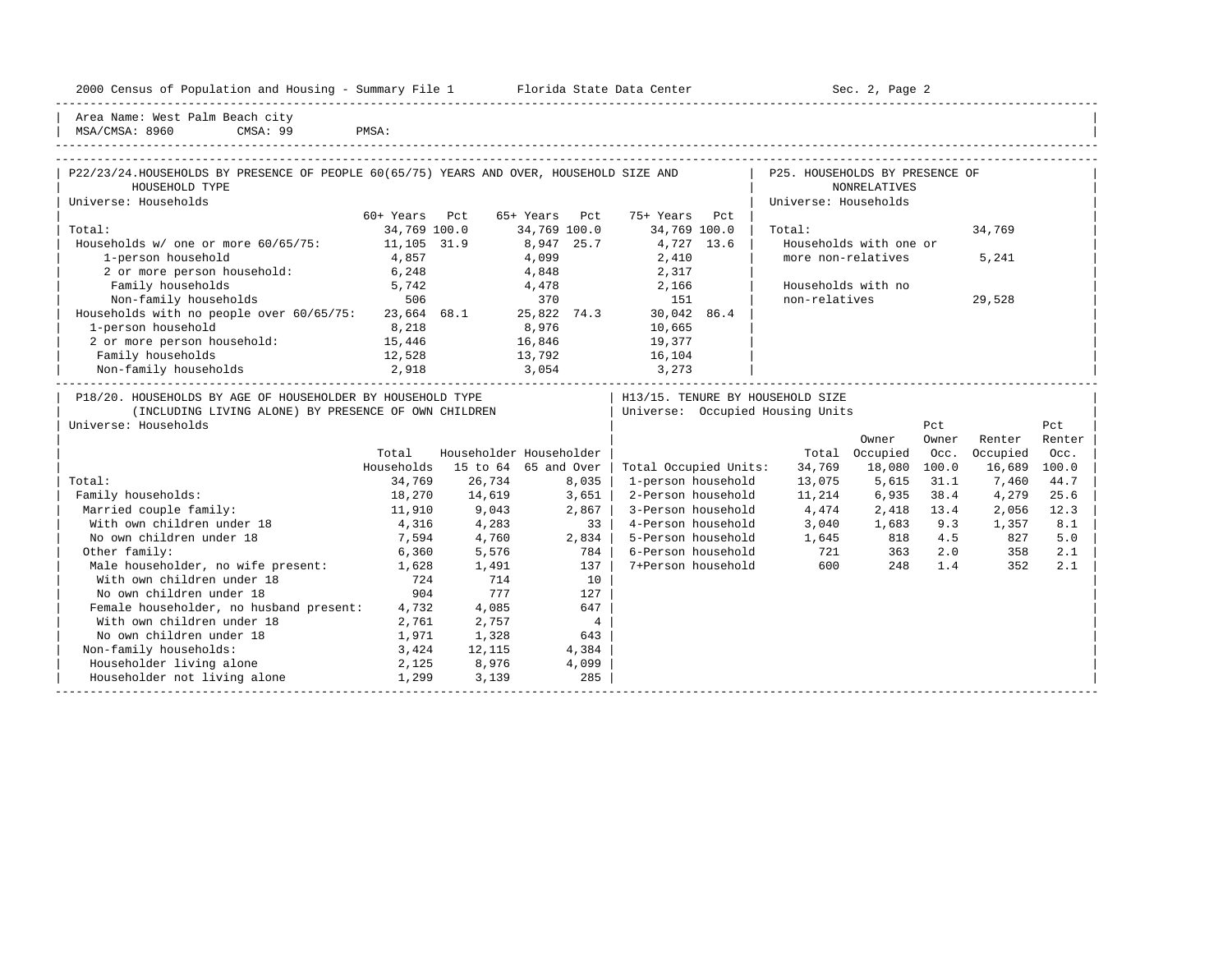Area Name: West Palm Beach city
MSA/CMSA: 8960 CMSA: 99 PMSA:

## P22/23/24. HOUSEHOLDS BY PRESENCE OF PEOPLE 60(65/75) YEARS AND OVER, HOUSEHOLD SIZE AND HOUSEHOLD TYPE

Universe: Households

| | 60+ Years | Pct | 65+ Years | Pct | 75+ Years | Pct |
|---|---|---|---|---|---|---|
| Total: | 34,769 | 100.0 | 34,769 | 100.0 | 34,769 | 100.0 |
| Households w/ one or more 60/65/75: | 11,105 | 31.9 | 8,947 | 25.7 | 4,727 | 13.6 |
| 1-person household | 4,857 | | 4,099 | | 2,410 | |
| 2 or more person household: | 6,248 | | 4,848 | | 2,317 | |
| Family households | 5,742 | | 4,478 | | 2,166 | |
| Non-family households | 506 | | 370 | | 151 | |
| Households with no people over 60/65/75: | 23,664 | 68.1 | 25,822 | 74.3 | 30,042 | 86.4 |
| 1-person household | 8,218 | | 8,976 | | 10,665 | |
| 2 or more person household: | 15,446 | | 16,846 | | 19,377 | |
| Family households | 12,528 | | 13,792 | | 16,104 | |
| Non-family households | 2,918 | | 3,054 | | 3,273 | |

## P25. HOUSEHOLDS BY PRESENCE OF NONRELATIVES

Universe: Households

| | |
|---|---|
| Total: | 34,769 |
| Households with one or more non-relatives | 5,241 |
| Households with no non-relatives | 29,528 |

## P18/20. HOUSEHOLDS BY AGE OF HOUSEHOLDER BY HOUSEHOLD TYPE (INCLUDING LIVING ALONE) BY PRESENCE OF OWN CHILDREN

Universe: Households

| | Total Households | Householder 15 to 64 | Householder 65 and Over |
|---|---|---|---|
| Total: | 34,769 | 26,734 | 8,035 |
| Family households: | 18,270 | 14,619 | 3,651 |
| Married couple family: | 11,910 | 9,043 | 2,867 |
| With own children under 18 | 4,316 | 4,283 | 33 |
| No own children under 18 | 7,594 | 4,760 | 2,834 |
| Other family: | 6,360 | 5,576 | 784 |
| Male householder, no wife present: | 1,628 | 1,491 | 137 |
| With own children under 18 | 724 | 714 | 10 |
| No own children under 18 | 904 | 777 | 127 |
| Female householder, no husband present: | 4,732 | 4,085 | 647 |
| With own children under 18 | 2,761 | 2,757 | 4 |
| No own children under 18 | 1,971 | 1,328 | 643 |
| Non-family households: | 3,424 | 12,115 | 4,384 |
| Householder living alone | 2,125 | 8,976 | 4,099 |
| Householder not living alone | 1,299 | 3,139 | 285 |

## H13/15. TENURE BY HOUSEHOLD SIZE

Universe: Occupied Housing Units

| | Total | Owner Occupied | Pct Owner Occ. | Renter Occupied | Pct Renter Occ. |
|---|---|---|---|---|---|
| Total Occupied Units: | 34,769 | 18,080 | 100.0 | 16,689 | 100.0 |
| 1-person household | 13,075 | 5,615 | 31.1 | 7,460 | 44.7 |
| 2-Person household | 11,214 | 6,935 | 38.4 | 4,279 | 25.6 |
| 3-Person household | 4,474 | 2,418 | 13.4 | 2,056 | 12.3 |
| 4-Person household | 3,040 | 1,683 | 9.3 | 1,357 | 8.1 |
| 5-Person household | 1,645 | 818 | 4.5 | 827 | 5.0 |
| 6-Person household | 721 | 363 | 2.0 | 358 | 2.1 |
| 7+Person household | 600 | 248 | 1.4 | 352 | 2.1 |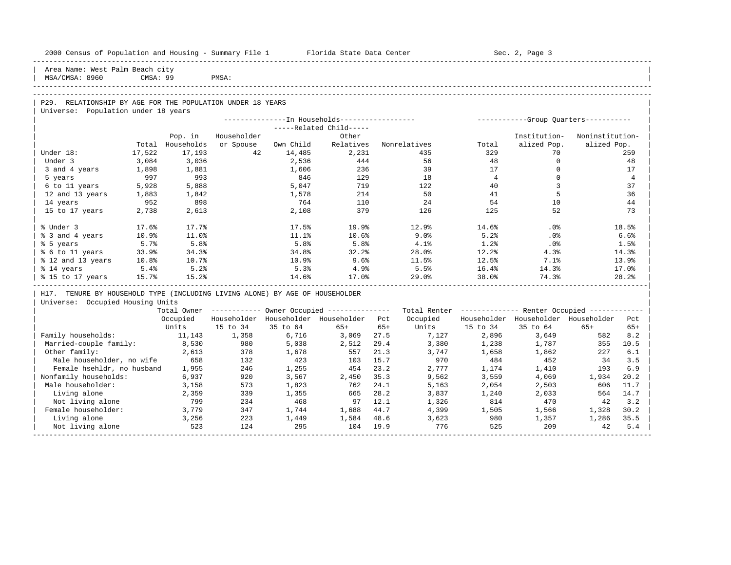Area Name: West Palm Beach city
MSA/CMSA: 8960 CMSA: 99 PMSA:

## P29. RELATIONSHIP BY AGE FOR THE POPULATION UNDER 18 YEARS

Universe: Population under 18 years

| | | | In Households | | | | Group Quarters | | |
|---|---|---|---|---|---|---|---|---|---|
| | | | | Related Child | | | | | |
| | Total | Pop. in Households | Householder or Spouse | Own Child | Other Relatives | Nonrelatives | Total | Institution-alized Pop. | Noninstitution-alized Pop. |
| Under 18: | 17,522 | 17,193 | 42 | 14,485 | 2,231 | 435 | 329 | 70 | 259 |
| Under 3 | 3,084 | 3,036 | | 2,536 | 444 | 56 | 48 | 0 | 48 |
| 3 and 4 years | 1,898 | 1,881 | | 1,606 | 236 | 39 | 17 | 0 | 17 |
| 5 years | 997 | 993 | | 846 | 129 | 18 | 4 | 0 | 4 |
| 6 to 11 years | 5,928 | 5,888 | | 5,047 | 719 | 122 | 40 | 3 | 37 |
| 12 and 13 years | 1,883 | 1,842 | | 1,578 | 214 | 50 | 41 | 5 | 36 |
| 14 years | 952 | 898 | | 764 | 110 | 24 | 54 | 10 | 44 |
| 15 to 17 years | 2,738 | 2,613 | | 2,108 | 379 | 126 | 125 | 52 | 73 |
| % Under 3 | 17.6% | 17.7% | | 17.5% | 19.9% | 12.9% | 14.6% | .0% | 18.5% |
| % 3 and 4 years | 10.9% | 11.0% | | 11.1% | 10.6% | 9.0% | 5.2% | .0% | 6.6% |
| % 5 years | 5.7% | 5.8% | | 5.8% | 5.8% | 4.1% | 1.2% | .0% | 1.5% |
| % 6 to 11 years | 33.9% | 34.3% | | 34.8% | 32.2% | 28.0% | 12.2% | 4.3% | 14.3% |
| % 12 and 13 years | 10.8% | 10.7% | | 10.9% | 9.6% | 11.5% | 12.5% | 7.1% | 13.9% |
| % 14 years | 5.4% | 5.2% | | 5.3% | 4.9% | 5.5% | 16.4% | 14.3% | 17.0% |
| % 15 to 17 years | 15.7% | 15.2% | | 14.6% | 17.0% | 29.0% | 38.0% | 74.3% | 28.2% |

## H17. TENURE BY HOUSEHOLD TYPE (INCLUDING LIVING ALONE) BY AGE OF HOUSEHOLDER

Universe: Occupied Housing Units

| | Total Owner Occupied Units | Owner Occupied | | | | Total Renter Occupied Units | Renter Occupied | | | |
|---|---|---|---|---|---|---|---|---|---|---|
| | | Householder 15 to 34 | Householder 35 to 64 | Householder 65+ | Pct 65+ | | Householder 15 to 34 | Householder 35 to 64 | Householder 65+ | Pct 65+ |
| Family households: | 11,143 | 1,358 | 6,716 | 3,069 | 27.5 | 7,127 | 2,896 | 3,649 | 582 | 8.2 |
| Married-couple family: | 8,530 | 980 | 5,038 | 2,512 | 29.4 | 3,380 | 1,238 | 1,787 | 355 | 10.5 |
| Other family: | 2,613 | 378 | 1,678 | 557 | 21.3 | 3,747 | 1,658 | 1,862 | 227 | 6.1 |
| Male householder, no wife | 658 | 132 | 423 | 103 | 15.7 | 970 | 484 | 452 | 34 | 3.5 |
| Female hsehldr, no husband | 1,955 | 246 | 1,255 | 454 | 23.2 | 2,777 | 1,174 | 1,410 | 193 | 6.9 |
| Nonfamily households: | 6,937 | 920 | 3,567 | 2,450 | 35.3 | 9,562 | 3,559 | 4,069 | 1,934 | 20.2 |
| Male householder: | 3,158 | 573 | 1,823 | 762 | 24.1 | 5,163 | 2,054 | 2,503 | 606 | 11.7 |
| Living alone | 2,359 | 339 | 1,355 | 665 | 28.2 | 3,837 | 1,240 | 2,033 | 564 | 14.7 |
| Not living alone | 799 | 234 | 468 | 97 | 12.1 | 1,326 | 814 | 470 | 42 | 3.2 |
| Female householder: | 3,779 | 347 | 1,744 | 1,688 | 44.7 | 4,399 | 1,505 | 1,566 | 1,328 | 30.2 |
| Living alone | 3,256 | 223 | 1,449 | 1,584 | 48.6 | 3,623 | 980 | 1,357 | 1,286 | 35.5 |
| Not living alone | 523 | 124 | 295 | 104 | 19.9 | 776 | 525 | 209 | 42 | 5.4 |